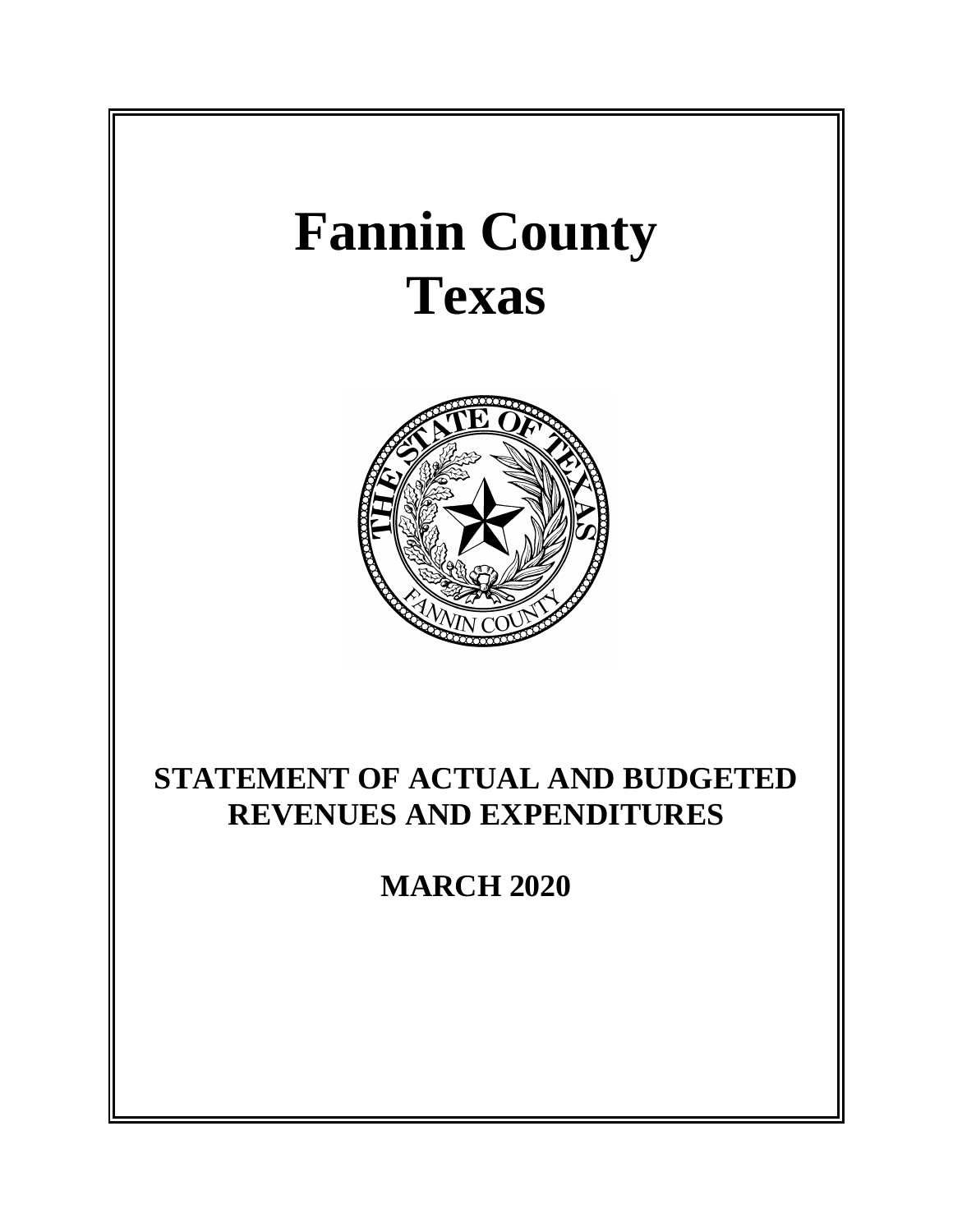# Fannin County
# Texas

## STATEMENT OF ACTUAL AND BUDGETED REVENUES AND EXPENDITURES

## MARCH 2020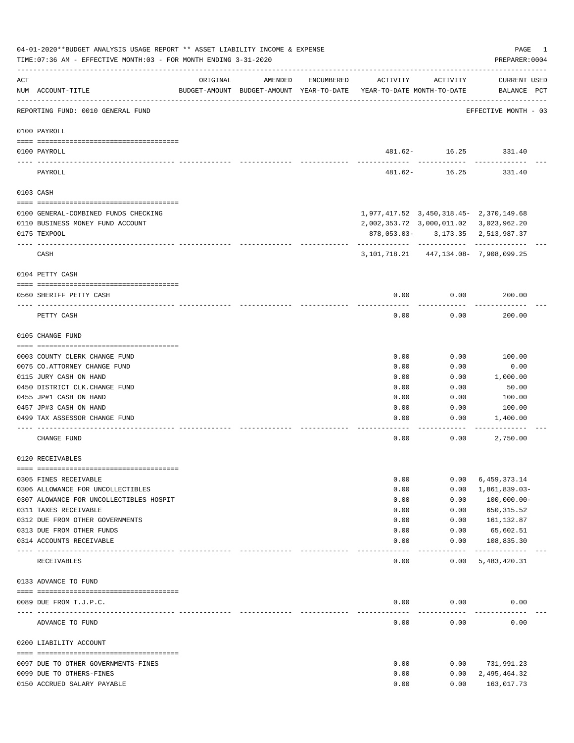04-01-2020**BUDGET ANALYSIS USAGE REPORT ** ASSET LIABILITY INCOME & EXPENSE

TIME:07:36 AM - EFFECTIVE MONTH:03 - FOR MONTH ENDING 3-31-2020

PREPARER:0004

| ACT NUM | ACCOUNT-TITLE | ORIGINAL BUDGET-AMOUNT | AMENDED BUDGET-AMOUNT | ENCUMBERED YEAR-TO-DATE | ACTIVITY YEAR-TO-DATE | ACTIVITY MONTH-TO-DATE | CURRENT BALANCE | USED PCT |
|---|---|---|---|---|---|---|---|---|
| | REPORTING FUND: 0010 GENERAL FUND | | | | | | EFFECTIVE MONTH - 03 | |
| | **0100 PAYROLL** | | | | | | | |
| 0100 | PAYROLL | | | | 481.62- | 16.25 | 331.40 | |
| | PAYROLL | | | | 481.62- | 16.25 | 331.40 | |
| | **0103 CASH** | | | | | | | |
| 0100 | GENERAL-COMBINED FUNDS CHECKING | | | | 1,977,417.52 | 3,450,318.45- | 2,370,149.68 | |
| 0110 | BUSINESS MONEY FUND ACCOUNT | | | | 2,002,353.72 | 3,000,011.02 | 3,023,962.20 | |
| 0175 | TEXPOOL | | | | 878,053.03- | 3,173.35 | 2,513,987.37 | |
| | CASH | | | | 3,101,718.21 | 447,134.08- | 7,908,099.25 | |
| | **0104 PETTY CASH** | | | | | | | |
| 0560 | SHERIFF PETTY CASH | | | | 0.00 | 0.00 | 200.00 | |
| | PETTY CASH | | | | 0.00 | 0.00 | 200.00 | |
| | **0105 CHANGE FUND** | | | | | | | |
| 0003 | COUNTY CLERK CHANGE FUND | | | | 0.00 | 0.00 | 100.00 | |
| 0075 | CO.ATTORNEY CHANGE FUND | | | | 0.00 | 0.00 | 0.00 | |
| 0115 | JURY CASH ON HAND | | | | 0.00 | 0.00 | 1,000.00 | |
| 0450 | DISTRICT CLK.CHANGE FUND | | | | 0.00 | 0.00 | 50.00 | |
| 0455 | JP#1 CASH ON HAND | | | | 0.00 | 0.00 | 100.00 | |
| 0457 | JP#3 CASH ON HAND | | | | 0.00 | 0.00 | 100.00 | |
| 0499 | TAX ASSESSOR CHANGE FUND | | | | 0.00 | 0.00 | 1,400.00 | |
| | CHANGE FUND | | | | 0.00 | 0.00 | 2,750.00 | |
| | **0120 RECEIVABLES** | | | | | | | |
| 0305 | FINES RECEIVABLE | | | | 0.00 | 0.00 | 6,459,373.14 | |
| 0306 | ALLOWANCE FOR UNCOLLECTIBLES | | | | 0.00 | 0.00 | 1,861,839.03- | |
| 0307 | ALOWANCE FOR UNCOLLECTIBLES HOSPIT | | | | 0.00 | 0.00 | 100,000.00- | |
| 0311 | TAXES RECEIVABLE | | | | 0.00 | 0.00 | 650,315.52 | |
| 0312 | DUE FROM OTHER GOVERNMENTS | | | | 0.00 | 0.00 | 161,132.87 | |
| 0313 | DUE FROM OTHER FUNDS | | | | 0.00 | 0.00 | 65,602.51 | |
| 0314 | ACCOUNTS RECEIVABLE | | | | 0.00 | 0.00 | 108,835.30 | |
| | RECEIVABLES | | | | 0.00 | 0.00 | 5,483,420.31 | |
| | **0133 ADVANCE TO FUND** | | | | | | | |
| 0089 | DUE FROM T.J.P.C. | | | | 0.00 | 0.00 | 0.00 | |
| | ADVANCE TO FUND | | | | 0.00 | 0.00 | 0.00 | |
| | **0200 LIABILITY ACCOUNT** | | | | | | | |
| 0097 | DUE TO OTHER GOVERNMENTS-FINES | | | | 0.00 | 0.00 | 731,991.23 | |
| 0099 | DUE TO OTHERS-FINES | | | | 0.00 | 0.00 | 2,495,464.32 | |
| 0150 | ACCRUED SALARY PAYABLE | | | | 0.00 | 0.00 | 163,017.73 | |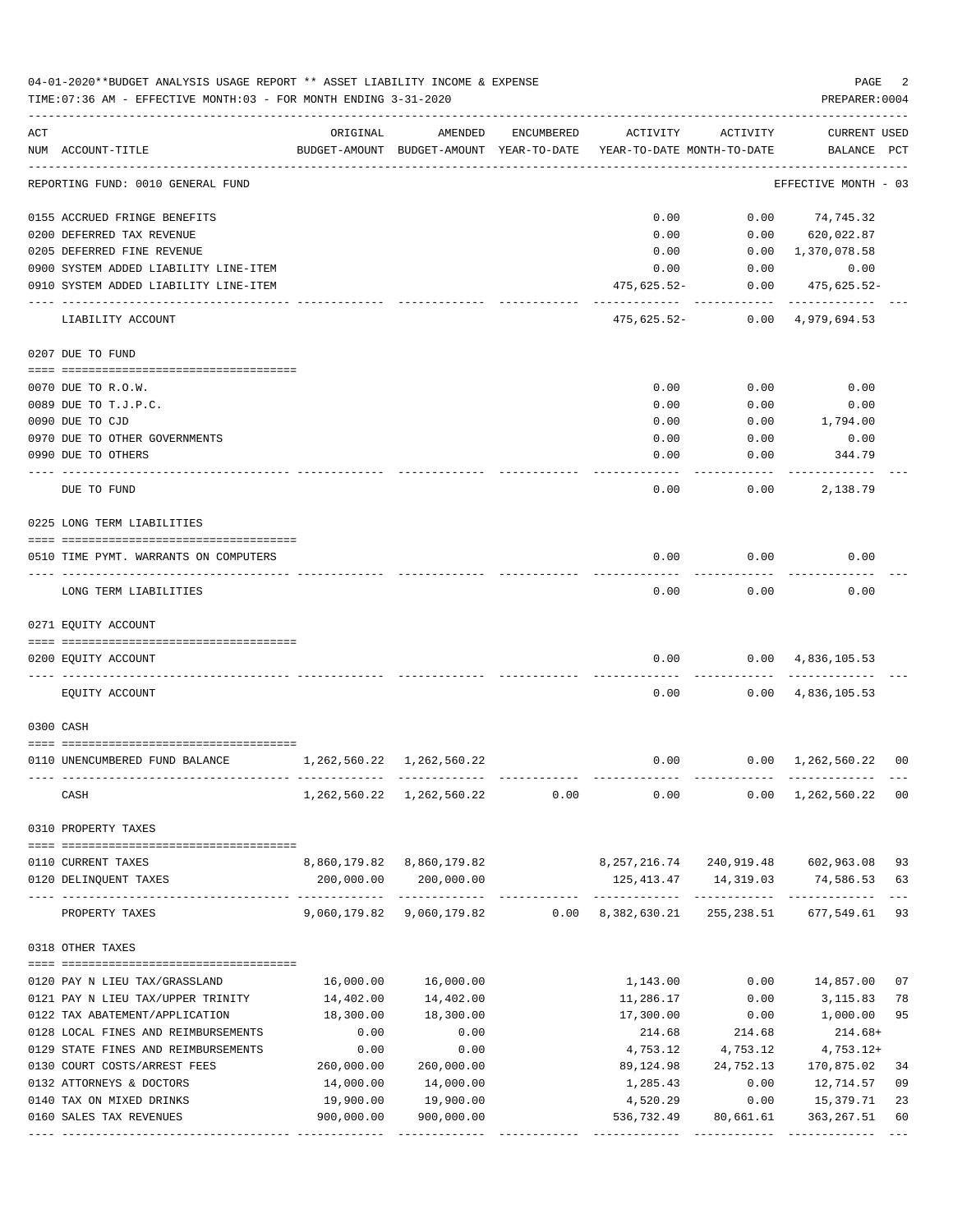04-01-2020**BUDGET ANALYSIS USAGE REPORT ** ASSET LIABILITY INCOME & EXPENSE

TIME:07:36 AM - EFFECTIVE MONTH:03 - FOR MONTH ENDING 3-31-2020

PREPARER:0004

REPORTING FUND: 0010 GENERAL FUND — EFFECTIVE MONTH - 03

| ACT NUM | ACCOUNT-TITLE | ORIGINAL BUDGET-AMOUNT | AMENDED BUDGET-AMOUNT | ENCUMBERED YEAR-TO-DATE | ACTIVITY YEAR-TO-DATE | ACTIVITY MONTH-TO-DATE | CURRENT BALANCE | USED PCT |
|---|---|---|---|---|---|---|---|---|
| 0155 | ACCRUED FRINGE BENEFITS | | | | 0.00 | 0.00 | 74,745.32 | |
| 0200 | DEFERRED TAX REVENUE | | | | 0.00 | 0.00 | 620,022.87 | |
| 0205 | DEFERRED FINE REVENUE | | | | 0.00 | 0.00 | 1,370,078.58 | |
| 0900 | SYSTEM ADDED LIABILITY LINE-ITEM | | | | 0.00 | 0.00 | 0.00 | |
| 0910 | SYSTEM ADDED LIABILITY LINE-ITEM | | | | 475,625.52- | 0.00 | 475,625.52- | |
| | LIABILITY ACCOUNT | | | | 475,625.52- | 0.00 | 4,979,694.53 | |
| | **0207 DUE TO FUND** | | | | | | | |
| 0070 | DUE TO R.O.W. | | | | 0.00 | 0.00 | 0.00 | |
| 0089 | DUE TO T.J.P.C. | | | | 0.00 | 0.00 | 0.00 | |
| 0090 | DUE TO CJD | | | | 0.00 | 0.00 | 1,794.00 | |
| 0970 | DUE TO OTHER GOVERNMENTS | | | | 0.00 | 0.00 | 0.00 | |
| 0990 | DUE TO OTHERS | | | | 0.00 | 0.00 | 344.79 | |
| | DUE TO FUND | | | | 0.00 | 0.00 | 2,138.79 | |
| | **0225 LONG TERM LIABILITIES** | | | | | | | |
| 0510 | TIME PYMT. WARRANTS ON COMPUTERS | | | | 0.00 | 0.00 | 0.00 | |
| | LONG TERM LIABILITIES | | | | 0.00 | 0.00 | 0.00 | |
| | **0271 EQUITY ACCOUNT** | | | | | | | |
| 0200 | EQUITY ACCOUNT | | | | 0.00 | 0.00 | 4,836,105.53 | |
| | EQUITY ACCOUNT | | | | 0.00 | 0.00 | 4,836,105.53 | |
| | **0300 CASH** | | | | | | | |
| 0110 | UNENCUMBERED FUND BALANCE | 1,262,560.22 | 1,262,560.22 | | 0.00 | 0.00 | 1,262,560.22 | 00 |
| | CASH | 1,262,560.22 | 1,262,560.22 | 0.00 | 0.00 | 0.00 | 1,262,560.22 | 00 |
| | **0310 PROPERTY TAXES** | | | | | | | |
| 0110 | CURRENT TAXES | 8,860,179.82 | 8,860,179.82 | | 8,257,216.74 | 240,919.48 | 602,963.08 | 93 |
| 0120 | DELINQUENT TAXES | 200,000.00 | 200,000.00 | | 125,413.47 | 14,319.03 | 74,586.53 | 63 |
| | PROPERTY TAXES | 9,060,179.82 | 9,060,179.82 | 0.00 | 8,382,630.21 | 255,238.51 | 677,549.61 | 93 |
| | **0318 OTHER TAXES** | | | | | | | |
| 0120 | PAY N LIEU TAX/GRASSLAND | 16,000.00 | 16,000.00 | | 1,143.00 | 0.00 | 14,857.00 | 07 |
| 0121 | PAY N LIEU TAX/UPPER TRINITY | 14,402.00 | 14,402.00 | | 11,286.17 | 0.00 | 3,115.83 | 78 |
| 0122 | TAX ABATEMENT/APPLICATION | 18,300.00 | 18,300.00 | | 17,300.00 | 0.00 | 1,000.00 | 95 |
| 0128 | LOCAL FINES AND REIMBURSEMENTS | 0.00 | 0.00 | | 214.68 | 214.68 | 214.68+ | |
| 0129 | STATE FINES AND REIMBURSEMENTS | 0.00 | 0.00 | | 4,753.12 | 4,753.12 | 4,753.12+ | |
| 0130 | COURT COSTS/ARREST FEES | 260,000.00 | 260,000.00 | | 89,124.98 | 24,752.13 | 170,875.02 | 34 |
| 0132 | ATTORNEYS & DOCTORS | 14,000.00 | 14,000.00 | | 1,285.43 | 0.00 | 12,714.57 | 09 |
| 0140 | TAX ON MIXED DRINKS | 19,900.00 | 19,900.00 | | 4,520.29 | 0.00 | 15,379.71 | 23 |
| 0160 | SALES TAX REVENUES | 900,000.00 | 900,000.00 | | 536,732.49 | 80,661.61 | 363,267.51 | 60 |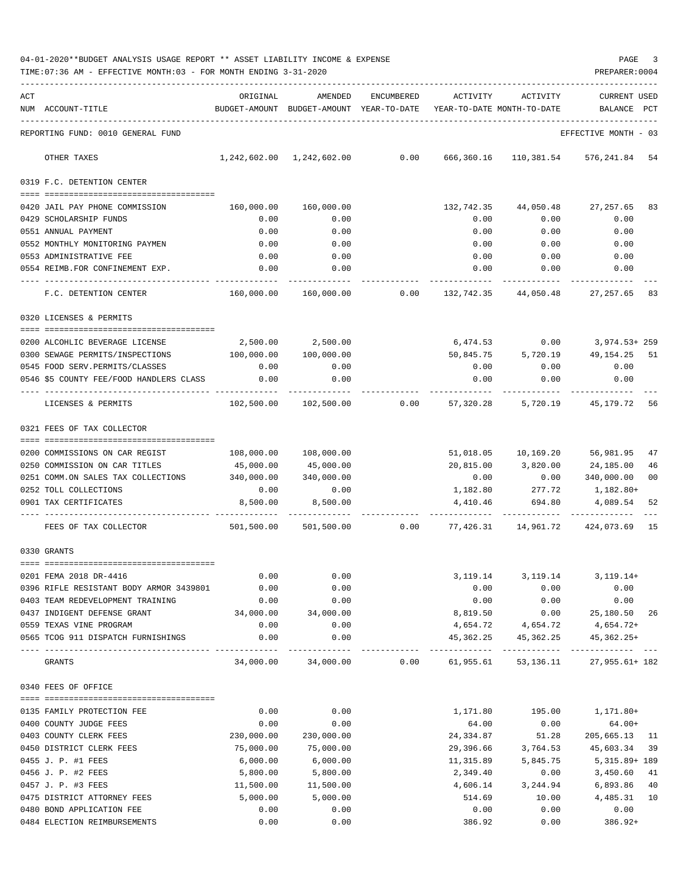04-01-2020**BUDGET ANALYSIS USAGE REPORT ** ASSET LIABILITY INCOME & EXPENSE

TIME:07:36 AM - EFFECTIVE MONTH:03 - FOR MONTH ENDING 3-31-2020

PREPARER:0004

| ACT NUM | ACCOUNT-TITLE | ORIGINAL BUDGET-AMOUNT | AMENDED BUDGET-AMOUNT | ENCUMBERED YEAR-TO-DATE | ACTIVITY YEAR-TO-DATE | ACTIVITY MONTH-TO-DATE | CURRENT USED BALANCE | PCT |
|---|---|---|---|---|---|---|---|---|
| | REPORTING FUND: 0010 GENERAL FUND | | | | | | EFFECTIVE MONTH - 03 | |
| | OTHER TAXES | 1,242,602.00 | 1,242,602.00 | 0.00 | 666,360.16 | 110,381.54 | 576,241.84 | 54 |
| | **0319 F.C. DETENTION CENTER** | | | | | | | |
| 0420 | JAIL PAY PHONE COMMISSION | 160,000.00 | 160,000.00 | | 132,742.35 | 44,050.48 | 27,257.65 | 83 |
| 0429 | SCHOLARSHIP FUNDS | 0.00 | 0.00 | | 0.00 | 0.00 | 0.00 | |
| 0551 | ANNUAL PAYMENT | 0.00 | 0.00 | | 0.00 | 0.00 | 0.00 | |
| 0552 | MONTHLY MONITORING PAYMEN | 0.00 | 0.00 | | 0.00 | 0.00 | 0.00 | |
| 0553 | ADMINISTRATIVE FEE | 0.00 | 0.00 | | 0.00 | 0.00 | 0.00 | |
| 0554 | REIMB.FOR CONFINEMENT EXP. | 0.00 | 0.00 | | 0.00 | 0.00 | 0.00 | |
| | F.C. DETENTION CENTER | 160,000.00 | 160,000.00 | 0.00 | 132,742.35 | 44,050.48 | 27,257.65 | 83 |
| | **0320 LICENSES & PERMITS** | | | | | | | |
| 0200 | ALCOHLIC BEVERAGE LICENSE | 2,500.00 | 2,500.00 | | 6,474.53 | 0.00 | 3,974.53+ | 259 |
| 0300 | SEWAGE PERMITS/INSPECTIONS | 100,000.00 | 100,000.00 | | 50,845.75 | 5,720.19 | 49,154.25 | 51 |
| 0545 | FOOD SERV.PERMITS/CLASSES | 0.00 | 0.00 | | 0.00 | 0.00 | 0.00 | |
| 0546 | $5 COUNTY FEE/FOOD HANDLERS CLASS | 0.00 | 0.00 | | 0.00 | 0.00 | 0.00 | |
| | LICENSES & PERMITS | 102,500.00 | 102,500.00 | 0.00 | 57,320.28 | 5,720.19 | 45,179.72 | 56 |
| | **0321 FEES OF TAX COLLECTOR** | | | | | | | |
| 0200 | COMMISSIONS ON CAR REGIST | 108,000.00 | 108,000.00 | | 51,018.05 | 10,169.20 | 56,981.95 | 47 |
| 0250 | COMMISSION ON CAR TITLES | 45,000.00 | 45,000.00 | | 20,815.00 | 3,820.00 | 24,185.00 | 46 |
| 0251 | COMM.ON SALES TAX COLLECTIONS | 340,000.00 | 340,000.00 | | 0.00 | 0.00 | 340,000.00 | 00 |
| 0252 | TOLL COLLECTIONS | 0.00 | 0.00 | | 1,182.80 | 277.72 | 1,182.80+ | |
| 0901 | TAX CERTIFICATES | 8,500.00 | 8,500.00 | | 4,410.46 | 694.80 | 4,089.54 | 52 |
| | FEES OF TAX COLLECTOR | 501,500.00 | 501,500.00 | 0.00 | 77,426.31 | 14,961.72 | 424,073.69 | 15 |
| | **0330 GRANTS** | | | | | | | |
| 0201 | FEMA 2018 DR-4416 | 0.00 | 0.00 | | 3,119.14 | 3,119.14 | 3,119.14+ | |
| 0396 | RIFLE RESISTANT BODY ARMOR 3439801 | 0.00 | 0.00 | | 0.00 | 0.00 | 0.00 | |
| 0403 | TEAM REDEVELOPMENT TRAINING | 0.00 | 0.00 | | 0.00 | 0.00 | 0.00 | |
| 0437 | INDIGENT DEFENSE GRANT | 34,000.00 | 34,000.00 | | 8,819.50 | 0.00 | 25,180.50 | 26 |
| 0559 | TEXAS VINE PROGRAM | 0.00 | 0.00 | | 4,654.72 | 4,654.72 | 4,654.72+ | |
| 0565 | TCOG 911 DISPATCH FURNISHINGS | 0.00 | 0.00 | | 45,362.25 | 45,362.25 | 45,362.25+ | |
| | GRANTS | 34,000.00 | 34,000.00 | 0.00 | 61,955.61 | 53,136.11 | 27,955.61+ | 182 |
| | **0340 FEES OF OFFICE** | | | | | | | |
| 0135 | FAMILY PROTECTION FEE | 0.00 | 0.00 | | 1,171.80 | 195.00 | 1,171.80+ | |
| 0400 | COUNTY JUDGE FEES | 0.00 | 0.00 | | 64.00 | 0.00 | 64.00+ | |
| 0403 | COUNTY CLERK FEES | 230,000.00 | 230,000.00 | | 24,334.87 | 51.28 | 205,665.13 | 11 |
| 0450 | DISTRICT CLERK FEES | 75,000.00 | 75,000.00 | | 29,396.66 | 3,764.53 | 45,603.34 | 39 |
| 0455 | J. P. #1 FEES | 6,000.00 | 6,000.00 | | 11,315.89 | 5,845.75 | 5,315.89+ | 189 |
| 0456 | J. P. #2 FEES | 5,800.00 | 5,800.00 | | 2,349.40 | 0.00 | 3,450.60 | 41 |
| 0457 | J. P. #3 FEES | 11,500.00 | 11,500.00 | | 4,606.14 | 3,244.94 | 6,893.86 | 40 |
| 0475 | DISTRICT ATTORNEY FEES | 5,000.00 | 5,000.00 | | 514.69 | 10.00 | 4,485.31 | 10 |
| 0480 | BOND APPLICATION FEE | 0.00 | 0.00 | | 0.00 | 0.00 | 0.00 | |
| 0484 | ELECTION REIMBURSEMENTS | 0.00 | 0.00 | | 386.92 | 0.00 | 386.92+ | |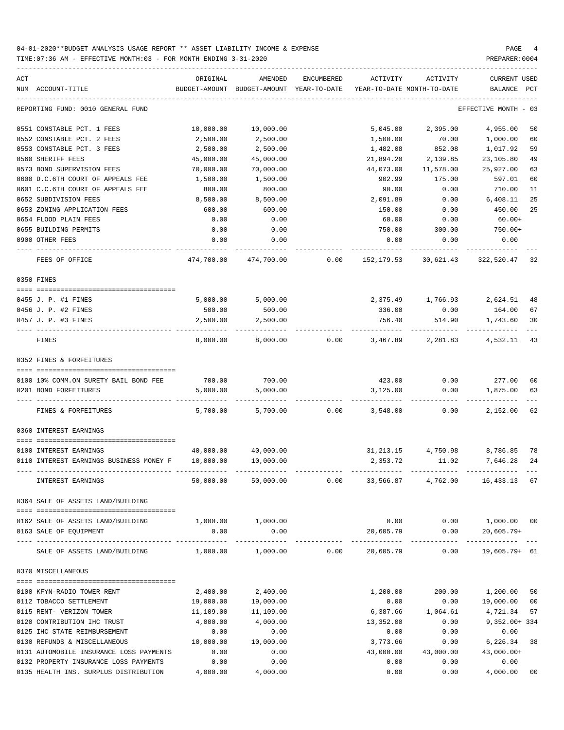04-01-2020**BUDGET ANALYSIS USAGE REPORT ** ASSET LIABILITY INCOME & EXPENSE

TIME:07:36 AM - EFFECTIVE MONTH:03 - FOR MONTH ENDING 3-31-2020

PREPARER:0004

| ACT NUM | ACCOUNT-TITLE | ORIGINAL BUDGET-AMOUNT | AMENDED BUDGET-AMOUNT | ENCUMBERED YEAR-TO-DATE | ACTIVITY YEAR-TO-DATE | ACTIVITY MONTH-TO-DATE | CURRENT USED BALANCE | PCT |
|---|---|---|---|---|---|---|---|---|
| | REPORTING FUND: 0010 GENERAL FUND | | | | | | EFFECTIVE MONTH - 03 | |
| 0551 | CONSTABLE PCT. 1 FEES | 10,000.00 | 10,000.00 | | 5,045.00 | 2,395.00 | 4,955.00 | 50 |
| 0552 | CONSTABLE PCT. 2 FEES | 2,500.00 | 2,500.00 | | 1,500.00 | 70.00 | 1,000.00 | 60 |
| 0553 | CONSTABLE PCT. 3 FEES | 2,500.00 | 2,500.00 | | 1,482.08 | 852.08 | 1,017.92 | 59 |
| 0560 | SHERIFF FEES | 45,000.00 | 45,000.00 | | 21,894.20 | 2,139.85 | 23,105.80 | 49 |
| 0573 | BOND SUPERVISION FEES | 70,000.00 | 70,000.00 | | 44,073.00 | 11,578.00 | 25,927.00 | 63 |
| 0600 | D.C.6TH COURT OF APPEALS FEE | 1,500.00 | 1,500.00 | | 902.99 | 175.00 | 597.01 | 60 |
| 0601 | C.C.6TH COURT OF APPEALS FEE | 800.00 | 800.00 | | 90.00 | 0.00 | 710.00 | 11 |
| 0652 | SUBDIVISION FEES | 8,500.00 | 8,500.00 | | 2,091.89 | 0.00 | 6,408.11 | 25 |
| 0653 | ZONING APPLICATION FEES | 600.00 | 600.00 | | 150.00 | 0.00 | 450.00 | 25 |
| 0654 | FLOOD PLAIN FEES | 0.00 | 0.00 | | 60.00 | 0.00 | 60.00+ | |
| 0655 | BUILDING PERMITS | 0.00 | 0.00 | | 750.00 | 300.00 | 750.00+ | |
| 0900 | OTHER FEES | 0.00 | 0.00 | | 0.00 | 0.00 | 0.00 | |
| | FEES OF OFFICE | 474,700.00 | 474,700.00 | 0.00 | 152,179.53 | 30,621.43 | 322,520.47 | 32 |
| | 0350 FINES | | | | | | | |
| 0455 | J. P. #1 FINES | 5,000.00 | 5,000.00 | | 2,375.49 | 1,766.93 | 2,624.51 | 48 |
| 0456 | J. P. #2 FINES | 500.00 | 500.00 | | 336.00 | 0.00 | 164.00 | 67 |
| 0457 | J. P. #3 FINES | 2,500.00 | 2,500.00 | | 756.40 | 514.90 | 1,743.60 | 30 |
| | FINES | 8,000.00 | 8,000.00 | 0.00 | 3,467.89 | 2,281.83 | 4,532.11 | 43 |
| | 0352 FINES & FORFEITURES | | | | | | | |
| 0100 | 10% COMM.ON SURETY BAIL BOND FEE | 700.00 | 700.00 | | 423.00 | 0.00 | 277.00 | 60 |
| 0201 | BOND FORFEITURES | 5,000.00 | 5,000.00 | | 3,125.00 | 0.00 | 1,875.00 | 63 |
| | FINES & FORFEITURES | 5,700.00 | 5,700.00 | 0.00 | 3,548.00 | 0.00 | 2,152.00 | 62 |
| | 0360 INTEREST EARNINGS | | | | | | | |
| 0100 | INTEREST EARNINGS | 40,000.00 | 40,000.00 | | 31,213.15 | 4,750.98 | 8,786.85 | 78 |
| 0110 | INTEREST EARNINGS BUSINESS MONEY F | 10,000.00 | 10,000.00 | | 2,353.72 | 11.02 | 7,646.28 | 24 |
| | INTEREST EARNINGS | 50,000.00 | 50,000.00 | 0.00 | 33,566.87 | 4,762.00 | 16,433.13 | 67 |
| | 0364 SALE OF ASSETS LAND/BUILDING | | | | | | | |
| 0162 | SALE OF ASSETS LAND/BUILDING | 1,000.00 | 1,000.00 | | 0.00 | 0.00 | 1,000.00 | 00 |
| 0163 | SALE OF EQUIPMENT | 0.00 | 0.00 | | 20,605.79 | 0.00 | 20,605.79+ | |
| | SALE OF ASSETS LAND/BUILDING | 1,000.00 | 1,000.00 | 0.00 | 20,605.79 | 0.00 | 19,605.79+ | 61 |
| | 0370 MISCELLANEOUS | | | | | | | |
| 0100 | KFYN-RADIO TOWER RENT | 2,400.00 | 2,400.00 | | 1,200.00 | 200.00 | 1,200.00 | 50 |
| 0112 | TOBACCO SETTLEMENT | 19,000.00 | 19,000.00 | | 0.00 | 0.00 | 19,000.00 | 00 |
| 0115 | RENT- VERIZON TOWER | 11,109.00 | 11,109.00 | | 6,387.66 | 1,064.61 | 4,721.34 | 57 |
| 0120 | CONTRIBUTION IHC TRUST | 4,000.00 | 4,000.00 | | 13,352.00 | 0.00 | 9,352.00+ | 334 |
| 0125 | IHC STATE REIMBURSEMENT | 0.00 | 0.00 | | 0.00 | 0.00 | 0.00 | |
| 0130 | REFUNDS & MISCELLANEOUS | 10,000.00 | 10,000.00 | | 3,773.66 | 0.00 | 6,226.34 | 38 |
| 0131 | AUTOMOBILE INSURANCE LOSS PAYMENTS | 0.00 | 0.00 | | 43,000.00 | 43,000.00 | 43,000.00+ | |
| 0132 | PROPERTY INSURANCE LOSS PAYMENTS | 0.00 | 0.00 | | 0.00 | 0.00 | 0.00 | |
| 0135 | HEALTH INS. SURPLUS DISTRIBUTION | 4,000.00 | 4,000.00 | | 0.00 | 0.00 | 4,000.00 | 00 |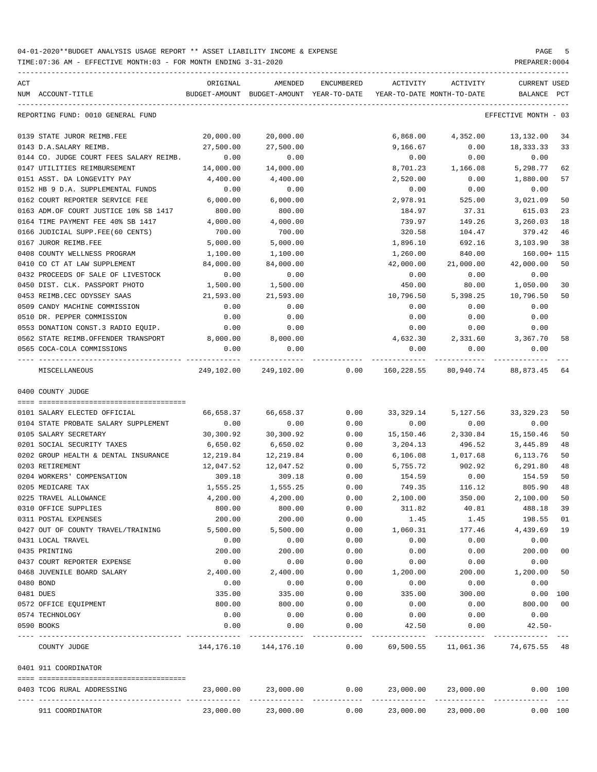04-01-2020**BUDGET ANALYSIS USAGE REPORT ** ASSET LIABILITY INCOME & EXPENSE

TIME:07:36 AM - EFFECTIVE MONTH:03 - FOR MONTH ENDING 3-31-2020

REPORTING FUND: 0010 GENERAL FUND — EFFECTIVE MONTH - 03

| ACT NUM | ACCOUNT-TITLE | ORIGINAL BUDGET-AMOUNT | AMENDED BUDGET-AMOUNT | ENCUMBERED YEAR-TO-DATE | ACTIVITY YEAR-TO-DATE | ACTIVITY MONTH-TO-DATE | CURRENT BALANCE | USED PCT |
|---|---|---|---|---|---|---|---|---|
| 0139 | STATE JUROR REIMB.FEE | 20,000.00 | 20,000.00 | | 6,868.00 | 4,352.00 | 13,132.00 | 34 |
| 0143 | D.A.SALARY REIMB. | 27,500.00 | 27,500.00 | | 9,166.67 | 0.00 | 18,333.33 | 33 |
| 0144 | CO. JUDGE COURT FEES SALARY REIMB. | 0.00 | 0.00 | | 0.00 | 0.00 | 0.00 | |
| 0147 | UTILITIES REIMBURSEMENT | 14,000.00 | 14,000.00 | | 8,701.23 | 1,166.08 | 5,298.77 | 62 |
| 0151 | ASST. DA LONGEVITY PAY | 4,400.00 | 4,400.00 | | 2,520.00 | 0.00 | 1,880.00 | 57 |
| 0152 | HB 9 D.A. SUPPLEMENTAL FUNDS | 0.00 | 0.00 | | 0.00 | 0.00 | 0.00 | |
| 0162 | COURT REPORTER SERVICE FEE | 6,000.00 | 6,000.00 | | 2,978.91 | 525.00 | 3,021.09 | 50 |
| 0163 | ADM.OF COURT JUSTICE 10% SB 1417 | 800.00 | 800.00 | | 184.97 | 37.31 | 615.03 | 23 |
| 0164 | TIME PAYMENT FEE 40% SB 1417 | 4,000.00 | 4,000.00 | | 739.97 | 149.26 | 3,260.03 | 18 |
| 0166 | JUDICIAL SUPP.FEE(60 CENTS) | 700.00 | 700.00 | | 320.58 | 104.47 | 379.42 | 46 |
| 0167 | JUROR REIMB.FEE | 5,000.00 | 5,000.00 | | 1,896.10 | 692.16 | 3,103.90 | 38 |
| 0408 | COUNTY WELLNESS PROGRAM | 1,100.00 | 1,100.00 | | 1,260.00 | 840.00 | 160.00+ | 115 |
| 0410 | CO CT AT LAW SUPPLEMENT | 84,000.00 | 84,000.00 | | 42,000.00 | 21,000.00 | 42,000.00 | 50 |
| 0432 | PROCEEDS OF SALE OF LIVESTOCK | 0.00 | 0.00 | | 0.00 | 0.00 | 0.00 | |
| 0450 | DIST. CLK. PASSPORT PHOTO | 1,500.00 | 1,500.00 | | 450.00 | 80.00 | 1,050.00 | 30 |
| 0453 | REIMB.CEC ODYSSEY SAAS | 21,593.00 | 21,593.00 | | 10,796.50 | 5,398.25 | 10,796.50 | 50 |
| 0509 | CANDY MACHINE COMMISSION | 0.00 | 0.00 | | 0.00 | 0.00 | 0.00 | |
| 0510 | DR. PEPPER COMMISSION | 0.00 | 0.00 | | 0.00 | 0.00 | 0.00 | |
| 0553 | DONATION CONST.3 RADIO EQUIP. | 0.00 | 0.00 | | 0.00 | 0.00 | 0.00 | |
| 0562 | STATE REIMB.OFFENDER TRANSPORT | 8,000.00 | 8,000.00 | | 4,632.30 | 2,331.60 | 3,367.70 | 58 |
| 0565 | COCA-COLA COMMISSIONS | 0.00 | 0.00 | | 0.00 | 0.00 | 0.00 | |
| | MISCELLANEOUS | 249,102.00 | 249,102.00 | 0.00 | 160,228.55 | 80,940.74 | 88,873.45 | 64 |

0400 COUNTY JUDGE

| ACT NUM | ACCOUNT-TITLE | ORIGINAL BUDGET-AMOUNT | AMENDED BUDGET-AMOUNT | ENCUMBERED YEAR-TO-DATE | ACTIVITY YEAR-TO-DATE | ACTIVITY MONTH-TO-DATE | CURRENT BALANCE | USED PCT |
|---|---|---|---|---|---|---|---|---|
| 0101 | SALARY ELECTED OFFICIAL | 66,658.37 | 66,658.37 | 0.00 | 33,329.14 | 5,127.56 | 33,329.23 | 50 |
| 0104 | STATE PROBATE SALARY SUPPLEMENT | 0.00 | 0.00 | 0.00 | 0.00 | 0.00 | 0.00 | |
| 0105 | SALARY SECRETARY | 30,300.92 | 30,300.92 | 0.00 | 15,150.46 | 2,330.84 | 15,150.46 | 50 |
| 0201 | SOCIAL SECURITY TAXES | 6,650.02 | 6,650.02 | 0.00 | 3,204.13 | 496.52 | 3,445.89 | 48 |
| 0202 | GROUP HEALTH & DENTAL INSURANCE | 12,219.84 | 12,219.84 | 0.00 | 6,106.08 | 1,017.68 | 6,113.76 | 50 |
| 0203 | RETIREMENT | 12,047.52 | 12,047.52 | 0.00 | 5,755.72 | 902.92 | 6,291.80 | 48 |
| 0204 | WORKERS' COMPENSATION | 309.18 | 309.18 | 0.00 | 154.59 | 0.00 | 154.59 | 50 |
| 0205 | MEDICARE TAX | 1,555.25 | 1,555.25 | 0.00 | 749.35 | 116.12 | 805.90 | 48 |
| 0225 | TRAVEL ALLOWANCE | 4,200.00 | 4,200.00 | 0.00 | 2,100.00 | 350.00 | 2,100.00 | 50 |
| 0310 | OFFICE SUPPLIES | 800.00 | 800.00 | 0.00 | 311.82 | 40.81 | 488.18 | 39 |
| 0311 | POSTAL EXPENSES | 200.00 | 200.00 | 0.00 | 1.45 | 1.45 | 198.55 | 01 |
| 0427 | OUT OF COUNTY TRAVEL/TRAINING | 5,500.00 | 5,500.00 | 0.00 | 1,060.31 | 177.46 | 4,439.69 | 19 |
| 0431 | LOCAL TRAVEL | 0.00 | 0.00 | 0.00 | 0.00 | 0.00 | 0.00 | |
| 0435 | PRINTING | 200.00 | 200.00 | 0.00 | 0.00 | 0.00 | 200.00 | 00 |
| 0437 | COURT REPORTER EXPENSE | 0.00 | 0.00 | 0.00 | 0.00 | 0.00 | 0.00 | |
| 0468 | JUVENILE BOARD SALARY | 2,400.00 | 2,400.00 | 0.00 | 1,200.00 | 200.00 | 1,200.00 | 50 |
| 0480 | BOND | 0.00 | 0.00 | 0.00 | 0.00 | 0.00 | 0.00 | |
| 0481 | DUES | 335.00 | 335.00 | 0.00 | 335.00 | 300.00 | 0.00 | 100 |
| 0572 | OFFICE EQUIPMENT | 800.00 | 800.00 | 0.00 | 0.00 | 0.00 | 800.00 | 00 |
| 0574 | TECHNOLOGY | 0.00 | 0.00 | 0.00 | 0.00 | 0.00 | 0.00 | |
| 0590 | BOOKS | 0.00 | 0.00 | 0.00 | 42.50 | 0.00 | 42.50- | |
| | COUNTY JUDGE | 144,176.10 | 144,176.10 | 0.00 | 69,500.55 | 11,061.36 | 74,675.55 | 48 |

0401 911 COORDINATOR

| ACT NUM | ACCOUNT-TITLE | ORIGINAL BUDGET-AMOUNT | AMENDED BUDGET-AMOUNT | ENCUMBERED YEAR-TO-DATE | ACTIVITY YEAR-TO-DATE | ACTIVITY MONTH-TO-DATE | CURRENT BALANCE | USED PCT |
|---|---|---|---|---|---|---|---|---|
| 0403 | TCOG RURAL ADDRESSING | 23,000.00 | 23,000.00 | 0.00 | 23,000.00 | 23,000.00 | 0.00 | 100 |
| | 911 COORDINATOR | 23,000.00 | 23,000.00 | 0.00 | 23,000.00 | 23,000.00 | 0.00 | 100 |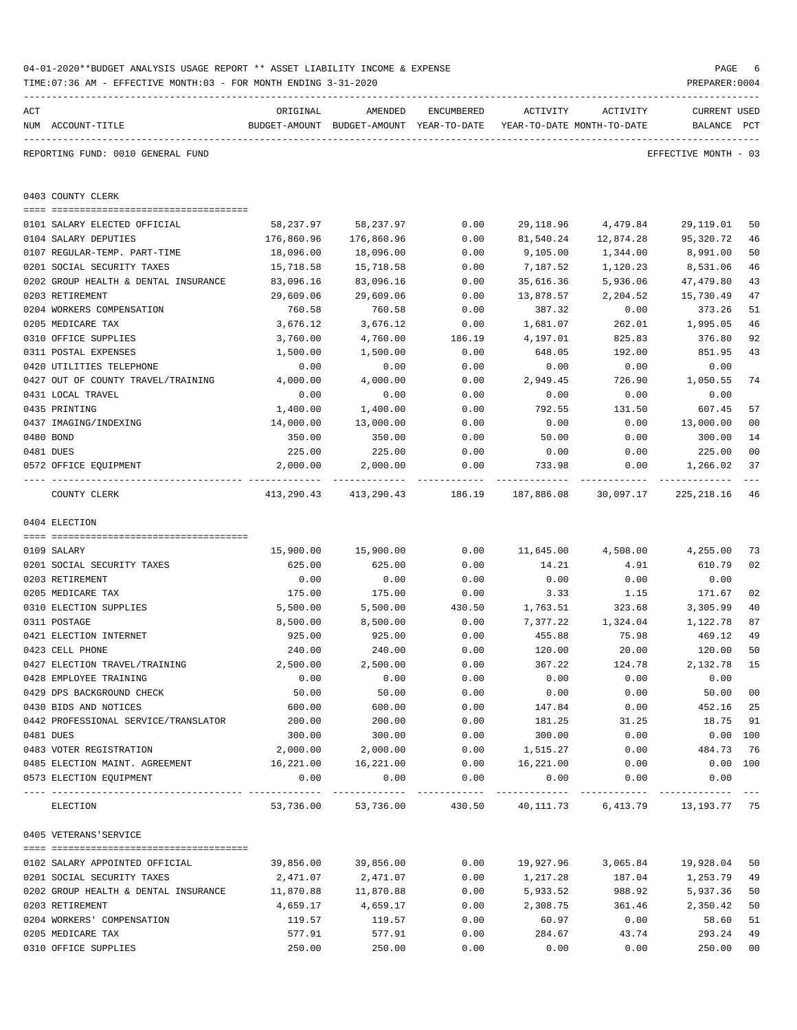04-01-2020**BUDGET ANALYSIS USAGE REPORT ** ASSET LIABILITY INCOME & EXPENSE

TIME:07:36 AM - EFFECTIVE MONTH:03 - FOR MONTH ENDING 3-31-2020

REPORTING FUND: 0010 GENERAL FUND — EFFECTIVE MONTH - 03

## 0403 COUNTY CLERK

| ACT NUM | ACCOUNT-TITLE | ORIGINAL BUDGET-AMOUNT | AMENDED BUDGET-AMOUNT | ENCUMBERED YEAR-TO-DATE | ACTIVITY YEAR-TO-DATE | ACTIVITY MONTH-TO-DATE | CURRENT BALANCE | USED PCT |
|---|---|---|---|---|---|---|---|---|
| 0101 | SALARY ELECTED OFFICIAL | 58,237.97 | 58,237.97 | 0.00 | 29,118.96 | 4,479.84 | 29,119.01 | 50 |
| 0104 | SALARY DEPUTIES | 176,860.96 | 176,860.96 | 0.00 | 81,540.24 | 12,874.28 | 95,320.72 | 46 |
| 0107 | REGULAR-TEMP. PART-TIME | 18,096.00 | 18,096.00 | 0.00 | 9,105.00 | 1,344.00 | 8,991.00 | 50 |
| 0201 | SOCIAL SECURITY TAXES | 15,718.58 | 15,718.58 | 0.00 | 7,187.52 | 1,120.23 | 8,531.06 | 46 |
| 0202 | GROUP HEALTH & DENTAL INSURANCE | 83,096.16 | 83,096.16 | 0.00 | 35,616.36 | 5,936.06 | 47,479.80 | 43 |
| 0203 | RETIREMENT | 29,609.06 | 29,609.06 | 0.00 | 13,878.57 | 2,204.52 | 15,730.49 | 47 |
| 0204 | WORKERS COMPENSATION | 760.58 | 760.58 | 0.00 | 387.32 | 0.00 | 373.26 | 51 |
| 0205 | MEDICARE TAX | 3,676.12 | 3,676.12 | 0.00 | 1,681.07 | 262.01 | 1,995.05 | 46 |
| 0310 | OFFICE SUPPLIES | 3,760.00 | 4,760.00 | 186.19 | 4,197.01 | 825.83 | 376.80 | 92 |
| 0311 | POSTAL EXPENSES | 1,500.00 | 1,500.00 | 0.00 | 648.05 | 192.00 | 851.95 | 43 |
| 0420 | UTILITIES TELEPHONE | 0.00 | 0.00 | 0.00 | 0.00 | 0.00 | 0.00 | |
| 0427 | OUT OF COUNTY TRAVEL/TRAINING | 4,000.00 | 4,000.00 | 0.00 | 2,949.45 | 726.90 | 1,050.55 | 74 |
| 0431 | LOCAL TRAVEL | 0.00 | 0.00 | 0.00 | 0.00 | 0.00 | 0.00 | |
| 0435 | PRINTING | 1,400.00 | 1,400.00 | 0.00 | 792.55 | 131.50 | 607.45 | 57 |
| 0437 | IMAGING/INDEXING | 14,000.00 | 13,000.00 | 0.00 | 0.00 | 0.00 | 13,000.00 | 00 |
| 0480 | BOND | 350.00 | 350.00 | 0.00 | 50.00 | 0.00 | 300.00 | 14 |
| 0481 | DUES | 225.00 | 225.00 | 0.00 | 0.00 | 0.00 | 225.00 | 00 |
| 0572 | OFFICE EQUIPMENT | 2,000.00 | 2,000.00 | 0.00 | 733.98 | 0.00 | 1,266.02 | 37 |
| | COUNTY CLERK | 413,290.43 | 413,290.43 | 186.19 | 187,886.08 | 30,097.17 | 225,218.16 | 46 |

## 0404 ELECTION

| ACT NUM | ACCOUNT-TITLE | ORIGINAL BUDGET-AMOUNT | AMENDED BUDGET-AMOUNT | ENCUMBERED YEAR-TO-DATE | ACTIVITY YEAR-TO-DATE | ACTIVITY MONTH-TO-DATE | CURRENT BALANCE | USED PCT |
|---|---|---|---|---|---|---|---|---|
| 0109 | SALARY | 15,900.00 | 15,900.00 | 0.00 | 11,645.00 | 4,508.00 | 4,255.00 | 73 |
| 0201 | SOCIAL SECURITY TAXES | 625.00 | 625.00 | 0.00 | 14.21 | 4.91 | 610.79 | 02 |
| 0203 | RETIREMENT | 0.00 | 0.00 | 0.00 | 0.00 | 0.00 | 0.00 | |
| 0205 | MEDICARE TAX | 175.00 | 175.00 | 0.00 | 3.33 | 1.15 | 171.67 | 02 |
| 0310 | ELECTION SUPPLIES | 5,500.00 | 5,500.00 | 430.50 | 1,763.51 | 323.68 | 3,305.99 | 40 |
| 0311 | POSTAGE | 8,500.00 | 8,500.00 | 0.00 | 7,377.22 | 1,324.04 | 1,122.78 | 87 |
| 0421 | ELECTION INTERNET | 925.00 | 925.00 | 0.00 | 455.88 | 75.98 | 469.12 | 49 |
| 0423 | CELL PHONE | 240.00 | 240.00 | 0.00 | 120.00 | 20.00 | 120.00 | 50 |
| 0427 | ELECTION TRAVEL/TRAINING | 2,500.00 | 2,500.00 | 0.00 | 367.22 | 124.78 | 2,132.78 | 15 |
| 0428 | EMPLOYEE TRAINING | 0.00 | 0.00 | 0.00 | 0.00 | 0.00 | 0.00 | |
| 0429 | DPS BACKGROUND CHECK | 50.00 | 50.00 | 0.00 | 0.00 | 0.00 | 50.00 | 00 |
| 0430 | BIDS AND NOTICES | 600.00 | 600.00 | 0.00 | 147.84 | 0.00 | 452.16 | 25 |
| 0442 | PROFESSIONAL SERVICE/TRANSLATOR | 200.00 | 200.00 | 0.00 | 181.25 | 31.25 | 18.75 | 91 |
| 0481 | DUES | 300.00 | 300.00 | 0.00 | 300.00 | 0.00 | 0.00 | 100 |
| 0483 | VOTER REGISTRATION | 2,000.00 | 2,000.00 | 0.00 | 1,515.27 | 0.00 | 484.73 | 76 |
| 0485 | ELECTION MAINT. AGREEMENT | 16,221.00 | 16,221.00 | 0.00 | 16,221.00 | 0.00 | 0.00 | 100 |
| 0573 | ELECTION EQUIPMENT | 0.00 | 0.00 | 0.00 | 0.00 | 0.00 | 0.00 | |
| | ELECTION | 53,736.00 | 53,736.00 | 430.50 | 40,111.73 | 6,413.79 | 13,193.77 | 75 |

## 0405 VETERANS'SERVICE

| ACT NUM | ACCOUNT-TITLE | ORIGINAL BUDGET-AMOUNT | AMENDED BUDGET-AMOUNT | ENCUMBERED YEAR-TO-DATE | ACTIVITY YEAR-TO-DATE | ACTIVITY MONTH-TO-DATE | CURRENT BALANCE | USED PCT |
|---|---|---|---|---|---|---|---|---|
| 0102 | SALARY APPOINTED OFFICIAL | 39,856.00 | 39,856.00 | 0.00 | 19,927.96 | 3,065.84 | 19,928.04 | 50 |
| 0201 | SOCIAL SECURITY TAXES | 2,471.07 | 2,471.07 | 0.00 | 1,217.28 | 187.04 | 1,253.79 | 49 |
| 0202 | GROUP HEALTH & DENTAL INSURANCE | 11,870.88 | 11,870.88 | 0.00 | 5,933.52 | 988.92 | 5,937.36 | 50 |
| 0203 | RETIREMENT | 4,659.17 | 4,659.17 | 0.00 | 2,308.75 | 361.46 | 2,350.42 | 50 |
| 0204 | WORKERS' COMPENSATION | 119.57 | 119.57 | 0.00 | 60.97 | 0.00 | 58.60 | 51 |
| 0205 | MEDICARE TAX | 577.91 | 577.91 | 0.00 | 284.67 | 43.74 | 293.24 | 49 |
| 0310 | OFFICE SUPPLIES | 250.00 | 250.00 | 0.00 | 0.00 | 0.00 | 250.00 | 00 |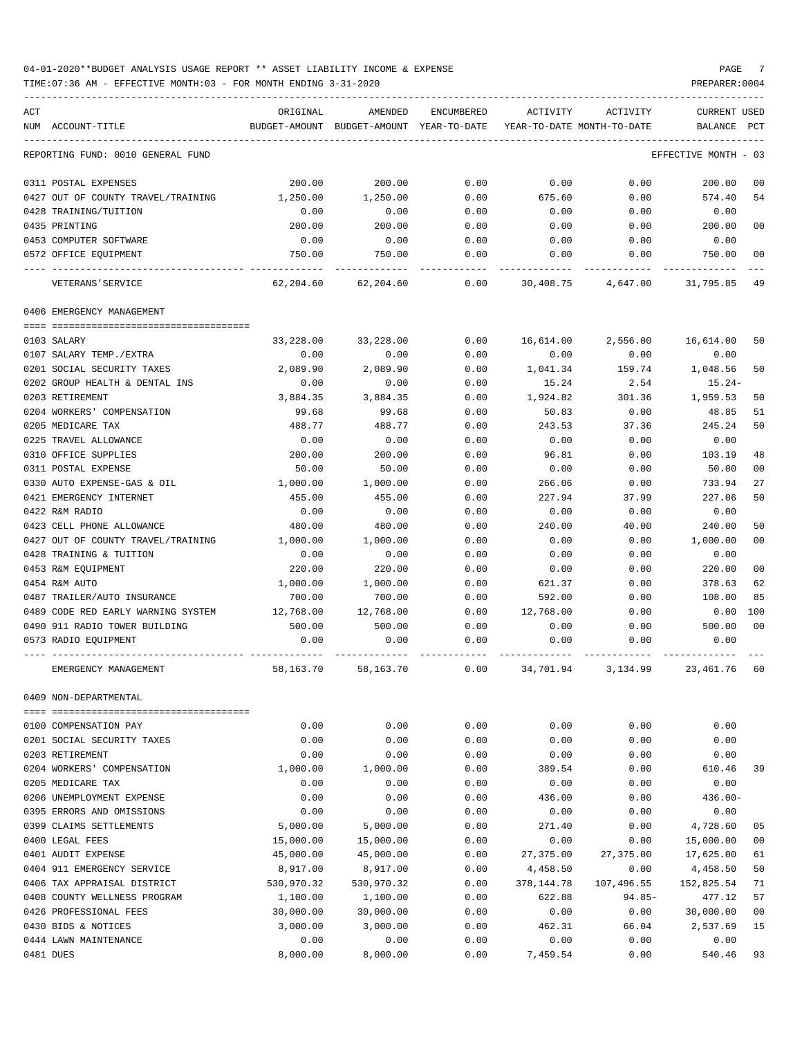04-01-2020**BUDGET ANALYSIS USAGE REPORT ** ASSET LIABILITY INCOME & EXPENSE

TIME:07:36 AM - EFFECTIVE MONTH:03 - FOR MONTH ENDING 3-31-2020

PREPARER:0004

REPORTING FUND: 0010 GENERAL FUND — EFFECTIVE MONTH - 03

| ACT NUM | ACCOUNT-TITLE | ORIGINAL BUDGET-AMOUNT | AMENDED BUDGET-AMOUNT | ENCUMBERED YEAR-TO-DATE | ACTIVITY YEAR-TO-DATE | ACTIVITY MONTH-TO-DATE | CURRENT BALANCE | USED PCT |
|---|---|---|---|---|---|---|---|---|
| 0311 | POSTAL EXPENSES | 200.00 | 200.00 | 0.00 | 0.00 | 0.00 | 200.00 | 00 |
| 0427 | OUT OF COUNTY TRAVEL/TRAINING | 1,250.00 | 1,250.00 | 0.00 | 675.60 | 0.00 | 574.40 | 54 |
| 0428 | TRAINING/TUITION | 0.00 | 0.00 | 0.00 | 0.00 | 0.00 | 0.00 | |
| 0435 | PRINTING | 200.00 | 200.00 | 0.00 | 0.00 | 0.00 | 200.00 | 00 |
| 0453 | COMPUTER SOFTWARE | 0.00 | 0.00 | 0.00 | 0.00 | 0.00 | 0.00 | |
| 0572 | OFFICE EQUIPMENT | 750.00 | 750.00 | 0.00 | 0.00 | 0.00 | 750.00 | 00 |
| | VETERANS'SERVICE | 62,204.60 | 62,204.60 | 0.00 | 30,408.75 | 4,647.00 | 31,795.85 | 49 |
| | **0406 EMERGENCY MANAGEMENT** | | | | | | | |
| 0103 | SALARY | 33,228.00 | 33,228.00 | 0.00 | 16,614.00 | 2,556.00 | 16,614.00 | 50 |
| 0107 | SALARY TEMP./EXTRA | 0.00 | 0.00 | 0.00 | 0.00 | 0.00 | 0.00 | |
| 0201 | SOCIAL SECURITY TAXES | 2,089.90 | 2,089.90 | 0.00 | 1,041.34 | 159.74 | 1,048.56 | 50 |
| 0202 | GROUP HEALTH & DENTAL INS | 0.00 | 0.00 | 0.00 | 15.24 | 2.54 | 15.24- | |
| 0203 | RETIREMENT | 3,884.35 | 3,884.35 | 0.00 | 1,924.82 | 301.36 | 1,959.53 | 50 |
| 0204 | WORKERS' COMPENSATION | 99.68 | 99.68 | 0.00 | 50.83 | 0.00 | 48.85 | 51 |
| 0205 | MEDICARE TAX | 488.77 | 488.77 | 0.00 | 243.53 | 37.36 | 245.24 | 50 |
| 0225 | TRAVEL ALLOWANCE | 0.00 | 0.00 | 0.00 | 0.00 | 0.00 | 0.00 | |
| 0310 | OFFICE SUPPLIES | 200.00 | 200.00 | 0.00 | 96.81 | 0.00 | 103.19 | 48 |
| 0311 | POSTAL EXPENSE | 50.00 | 50.00 | 0.00 | 0.00 | 0.00 | 50.00 | 00 |
| 0330 | AUTO EXPENSE-GAS & OIL | 1,000.00 | 1,000.00 | 0.00 | 266.06 | 0.00 | 733.94 | 27 |
| 0421 | EMERGENCY INTERNET | 455.00 | 455.00 | 0.00 | 227.94 | 37.99 | 227.06 | 50 |
| 0422 | R&M RADIO | 0.00 | 0.00 | 0.00 | 0.00 | 0.00 | 0.00 | |
| 0423 | CELL PHONE ALLOWANCE | 480.00 | 480.00 | 0.00 | 240.00 | 40.00 | 240.00 | 50 |
| 0427 | OUT OF COUNTY TRAVEL/TRAINING | 1,000.00 | 1,000.00 | 0.00 | 0.00 | 0.00 | 1,000.00 | 00 |
| 0428 | TRAINING & TUITION | 0.00 | 0.00 | 0.00 | 0.00 | 0.00 | 0.00 | |
| 0453 | R&M EQUIPMENT | 220.00 | 220.00 | 0.00 | 0.00 | 0.00 | 220.00 | 00 |
| 0454 | R&M AUTO | 1,000.00 | 1,000.00 | 0.00 | 621.37 | 0.00 | 378.63 | 62 |
| 0487 | TRAILER/AUTO INSURANCE | 700.00 | 700.00 | 0.00 | 592.00 | 0.00 | 108.00 | 85 |
| 0489 | CODE RED EARLY WARNING SYSTEM | 12,768.00 | 12,768.00 | 0.00 | 12,768.00 | 0.00 | 0.00 | 100 |
| 0490 | 911 RADIO TOWER BUILDING | 500.00 | 500.00 | 0.00 | 0.00 | 0.00 | 500.00 | 00 |
| 0573 | RADIO EQUIPMENT | 0.00 | 0.00 | 0.00 | 0.00 | 0.00 | 0.00 | |
| | EMERGENCY MANAGEMENT | 58,163.70 | 58,163.70 | 0.00 | 34,701.94 | 3,134.99 | 23,461.76 | 60 |
| | **0409 NON-DEPARTMENTAL** | | | | | | | |
| 0100 | COMPENSATION PAY | 0.00 | 0.00 | 0.00 | 0.00 | 0.00 | 0.00 | |
| 0201 | SOCIAL SECURITY TAXES | 0.00 | 0.00 | 0.00 | 0.00 | 0.00 | 0.00 | |
| 0203 | RETIREMENT | 0.00 | 0.00 | 0.00 | 0.00 | 0.00 | 0.00 | |
| 0204 | WORKERS' COMPENSATION | 1,000.00 | 1,000.00 | 0.00 | 389.54 | 0.00 | 610.46 | 39 |
| 0205 | MEDICARE TAX | 0.00 | 0.00 | 0.00 | 0.00 | 0.00 | 0.00 | |
| 0206 | UNEMPLOYMENT EXPENSE | 0.00 | 0.00 | 0.00 | 436.00 | 0.00 | 436.00- | |
| 0395 | ERRORS AND OMISSIONS | 0.00 | 0.00 | 0.00 | 0.00 | 0.00 | 0.00 | |
| 0399 | CLAIMS SETTLEMENTS | 5,000.00 | 5,000.00 | 0.00 | 271.40 | 0.00 | 4,728.60 | 05 |
| 0400 | LEGAL FEES | 15,000.00 | 15,000.00 | 0.00 | 0.00 | 0.00 | 15,000.00 | 00 |
| 0401 | AUDIT EXPENSE | 45,000.00 | 45,000.00 | 0.00 | 27,375.00 | 27,375.00 | 17,625.00 | 61 |
| 0404 | 911 EMERGENCY SERVICE | 8,917.00 | 8,917.00 | 0.00 | 4,458.50 | 0.00 | 4,458.50 | 50 |
| 0406 | TAX APPRAISAL DISTRICT | 530,970.32 | 530,970.32 | 0.00 | 378,144.78 | 107,496.55 | 152,825.54 | 71 |
| 0408 | COUNTY WELLNESS PROGRAM | 1,100.00 | 1,100.00 | 0.00 | 622.88 | 94.85- | 477.12 | 57 |
| 0426 | PROFESSIONAL FEES | 30,000.00 | 30,000.00 | 0.00 | 0.00 | 0.00 | 30,000.00 | 00 |
| 0430 | BIDS & NOTICES | 3,000.00 | 3,000.00 | 0.00 | 462.31 | 66.04 | 2,537.69 | 15 |
| 0444 | LAWN MAINTENANCE | 0.00 | 0.00 | 0.00 | 0.00 | 0.00 | 0.00 | |
| 0481 | DUES | 8,000.00 | 8,000.00 | 0.00 | 7,459.54 | 0.00 | 540.46 | 93 |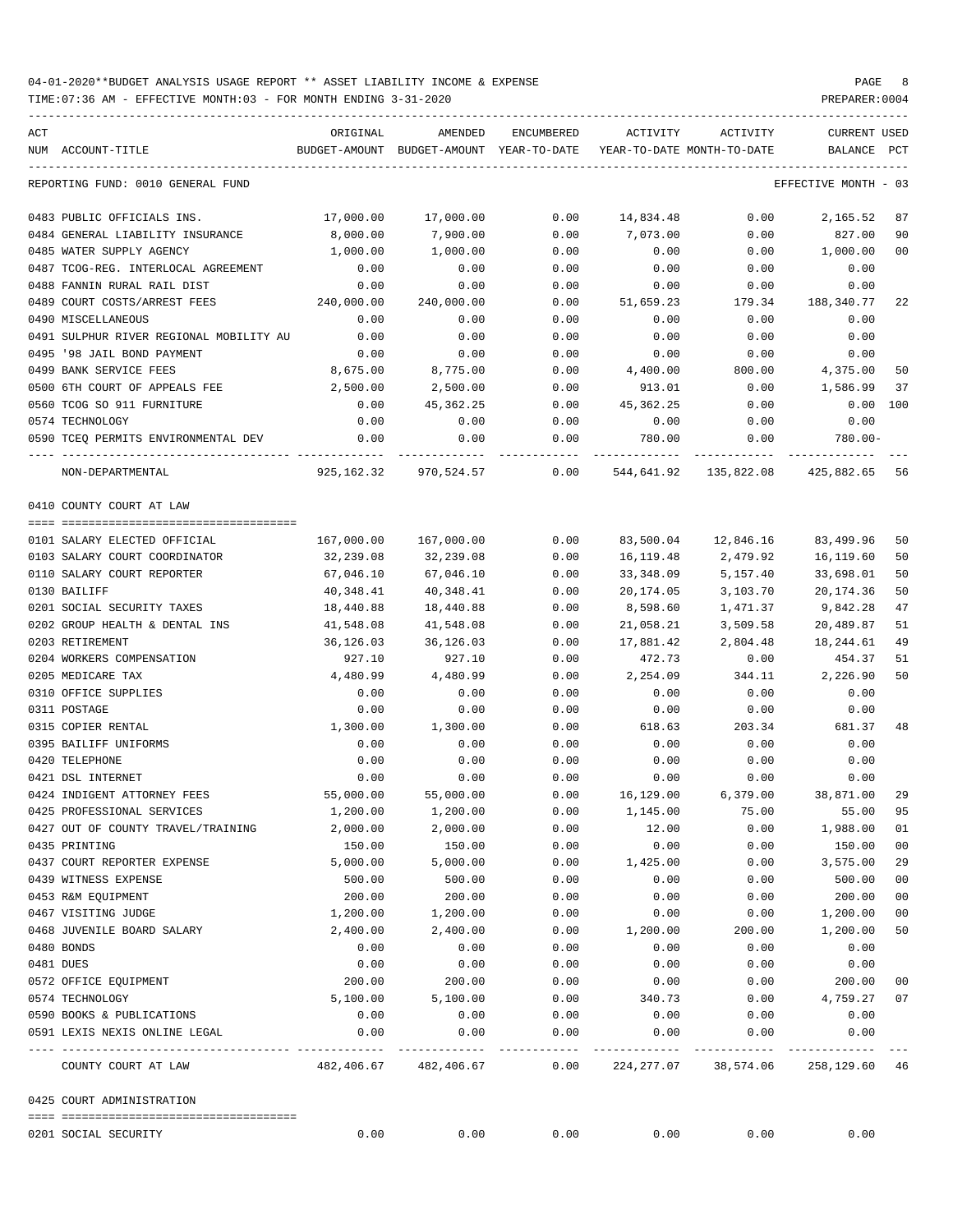04-01-2020**BUDGET ANALYSIS USAGE REPORT ** ASSET LIABILITY INCOME & EXPENSE

TIME:07:36 AM - EFFECTIVE MONTH:03 - FOR MONTH ENDING 3-31-2020

REPORTING FUND: 0010 GENERAL FUND — EFFECTIVE MONTH - 03

| ACT NUM | ACCOUNT-TITLE | ORIGINAL BUDGET-AMOUNT | AMENDED BUDGET-AMOUNT | ENCUMBERED YEAR-TO-DATE | ACTIVITY YEAR-TO-DATE | ACTIVITY MONTH-TO-DATE | CURRENT BALANCE | USED PCT |
|---|---|---|---|---|---|---|---|---|
| 0483 | PUBLIC OFFICIALS INS. | 17,000.00 | 17,000.00 | 0.00 | 14,834.48 | 0.00 | 2,165.52 | 87 |
| 0484 | GENERAL LIABILITY INSURANCE | 8,000.00 | 7,900.00 | 0.00 | 7,073.00 | 0.00 | 827.00 | 90 |
| 0485 | WATER SUPPLY AGENCY | 1,000.00 | 1,000.00 | 0.00 | 0.00 | 0.00 | 1,000.00 | 00 |
| 0487 | TCOG-REG. INTERLOCAL AGREEMENT | 0.00 | 0.00 | 0.00 | 0.00 | 0.00 | 0.00 | |
| 0488 | FANNIN RURAL RAIL DIST | 0.00 | 0.00 | 0.00 | 0.00 | 0.00 | 0.00 | |
| 0489 | COURT COSTS/ARREST FEES | 240,000.00 | 240,000.00 | 0.00 | 51,659.23 | 179.34 | 188,340.77 | 22 |
| 0490 | MISCELLANEOUS | 0.00 | 0.00 | 0.00 | 0.00 | 0.00 | 0.00 | |
| 0491 | SULPHUR RIVER REGIONAL MOBILITY AU | 0.00 | 0.00 | 0.00 | 0.00 | 0.00 | 0.00 | |
| 0495 | '98 JAIL BOND PAYMENT | 0.00 | 0.00 | 0.00 | 0.00 | 0.00 | 0.00 | |
| 0499 | BANK SERVICE FEES | 8,675.00 | 8,775.00 | 0.00 | 4,400.00 | 800.00 | 4,375.00 | 50 |
| 0500 | 6TH COURT OF APPEALS FEE | 2,500.00 | 2,500.00 | 0.00 | 913.01 | 0.00 | 1,586.99 | 37 |
| 0560 | TCOG SO 911 FURNITURE | 0.00 | 45,362.25 | 0.00 | 45,362.25 | 0.00 | 0.00 | 100 |
| 0574 | TECHNOLOGY | 0.00 | 0.00 | 0.00 | 0.00 | 0.00 | 0.00 | |
| 0590 | TCEQ PERMITS ENVIRONMENTAL DEV | 0.00 | 0.00 | 0.00 | 780.00 | 0.00 | 780.00- | |
| | NON-DEPARTMENTAL | 925,162.32 | 970,524.57 | 0.00 | 544,641.92 | 135,822.08 | 425,882.65 | 56 |

0410 COUNTY COURT AT LAW

| ACT NUM | ACCOUNT-TITLE | ORIGINAL BUDGET-AMOUNT | AMENDED BUDGET-AMOUNT | ENCUMBERED YEAR-TO-DATE | ACTIVITY YEAR-TO-DATE | ACTIVITY MONTH-TO-DATE | CURRENT BALANCE | USED PCT |
|---|---|---|---|---|---|---|---|---|
| 0101 | SALARY ELECTED OFFICIAL | 167,000.00 | 167,000.00 | 0.00 | 83,500.04 | 12,846.16 | 83,499.96 | 50 |
| 0103 | SALARY COURT COORDINATOR | 32,239.08 | 32,239.08 | 0.00 | 16,119.48 | 2,479.92 | 16,119.60 | 50 |
| 0110 | SALARY COURT REPORTER | 67,046.10 | 67,046.10 | 0.00 | 33,348.09 | 5,157.40 | 33,698.01 | 50 |
| 0130 | BAILIFF | 40,348.41 | 40,348.41 | 0.00 | 20,174.05 | 3,103.70 | 20,174.36 | 50 |
| 0201 | SOCIAL SECURITY TAXES | 18,440.88 | 18,440.88 | 0.00 | 8,598.60 | 1,471.37 | 9,842.28 | 47 |
| 0202 | GROUP HEALTH & DENTAL INS | 41,548.08 | 41,548.08 | 0.00 | 21,058.21 | 3,509.58 | 20,489.87 | 51 |
| 0203 | RETIREMENT | 36,126.03 | 36,126.03 | 0.00 | 17,881.42 | 2,804.48 | 18,244.61 | 49 |
| 0204 | WORKERS COMPENSATION | 927.10 | 927.10 | 0.00 | 472.73 | 0.00 | 454.37 | 51 |
| 0205 | MEDICARE TAX | 4,480.99 | 4,480.99 | 0.00 | 2,254.09 | 344.11 | 2,226.90 | 50 |
| 0310 | OFFICE SUPPLIES | 0.00 | 0.00 | 0.00 | 0.00 | 0.00 | 0.00 | |
| 0311 | POSTAGE | 0.00 | 0.00 | 0.00 | 0.00 | 0.00 | 0.00 | |
| 0315 | COPIER RENTAL | 1,300.00 | 1,300.00 | 0.00 | 618.63 | 203.34 | 681.37 | 48 |
| 0395 | BAILIFF UNIFORMS | 0.00 | 0.00 | 0.00 | 0.00 | 0.00 | 0.00 | |
| 0420 | TELEPHONE | 0.00 | 0.00 | 0.00 | 0.00 | 0.00 | 0.00 | |
| 0421 | DSL INTERNET | 0.00 | 0.00 | 0.00 | 0.00 | 0.00 | 0.00 | |
| 0424 | INDIGENT ATTORNEY FEES | 55,000.00 | 55,000.00 | 0.00 | 16,129.00 | 6,379.00 | 38,871.00 | 29 |
| 0425 | PROFESSIONAL SERVICES | 1,200.00 | 1,200.00 | 0.00 | 1,145.00 | 75.00 | 55.00 | 95 |
| 0427 | OUT OF COUNTY TRAVEL/TRAINING | 2,000.00 | 2,000.00 | 0.00 | 12.00 | 0.00 | 1,988.00 | 01 |
| 0435 | PRINTING | 150.00 | 150.00 | 0.00 | 0.00 | 0.00 | 150.00 | 00 |
| 0437 | COURT REPORTER EXPENSE | 5,000.00 | 5,000.00 | 0.00 | 1,425.00 | 0.00 | 3,575.00 | 29 |
| 0439 | WITNESS EXPENSE | 500.00 | 500.00 | 0.00 | 0.00 | 0.00 | 500.00 | 00 |
| 0453 | R&M EQUIPMENT | 200.00 | 200.00 | 0.00 | 0.00 | 0.00 | 200.00 | 00 |
| 0467 | VISITING JUDGE | 1,200.00 | 1,200.00 | 0.00 | 0.00 | 0.00 | 1,200.00 | 00 |
| 0468 | JUVENILE BOARD SALARY | 2,400.00 | 2,400.00 | 0.00 | 1,200.00 | 200.00 | 1,200.00 | 50 |
| 0480 | BONDS | 0.00 | 0.00 | 0.00 | 0.00 | 0.00 | 0.00 | |
| 0481 | DUES | 0.00 | 0.00 | 0.00 | 0.00 | 0.00 | 0.00 | |
| 0572 | OFFICE EQUIPMENT | 200.00 | 200.00 | 0.00 | 0.00 | 0.00 | 200.00 | 00 |
| 0574 | TECHNOLOGY | 5,100.00 | 5,100.00 | 0.00 | 340.73 | 0.00 | 4,759.27 | 07 |
| 0590 | BOOKS & PUBLICATIONS | 0.00 | 0.00 | 0.00 | 0.00 | 0.00 | 0.00 | |
| 0591 | LEXIS NEXIS ONLINE LEGAL | 0.00 | 0.00 | 0.00 | 0.00 | 0.00 | 0.00 | |
| | COUNTY COURT AT LAW | 482,406.67 | 482,406.67 | 0.00 | 224,277.07 | 38,574.06 | 258,129.60 | 46 |

0425 COURT ADMINISTRATION

| ACT NUM | ACCOUNT-TITLE | ORIGINAL BUDGET-AMOUNT | AMENDED BUDGET-AMOUNT | ENCUMBERED YEAR-TO-DATE | ACTIVITY YEAR-TO-DATE | ACTIVITY MONTH-TO-DATE | CURRENT BALANCE | USED PCT |
|---|---|---|---|---|---|---|---|---|
| 0201 | SOCIAL SECURITY | 0.00 | 0.00 | 0.00 | 0.00 | 0.00 | 0.00 | |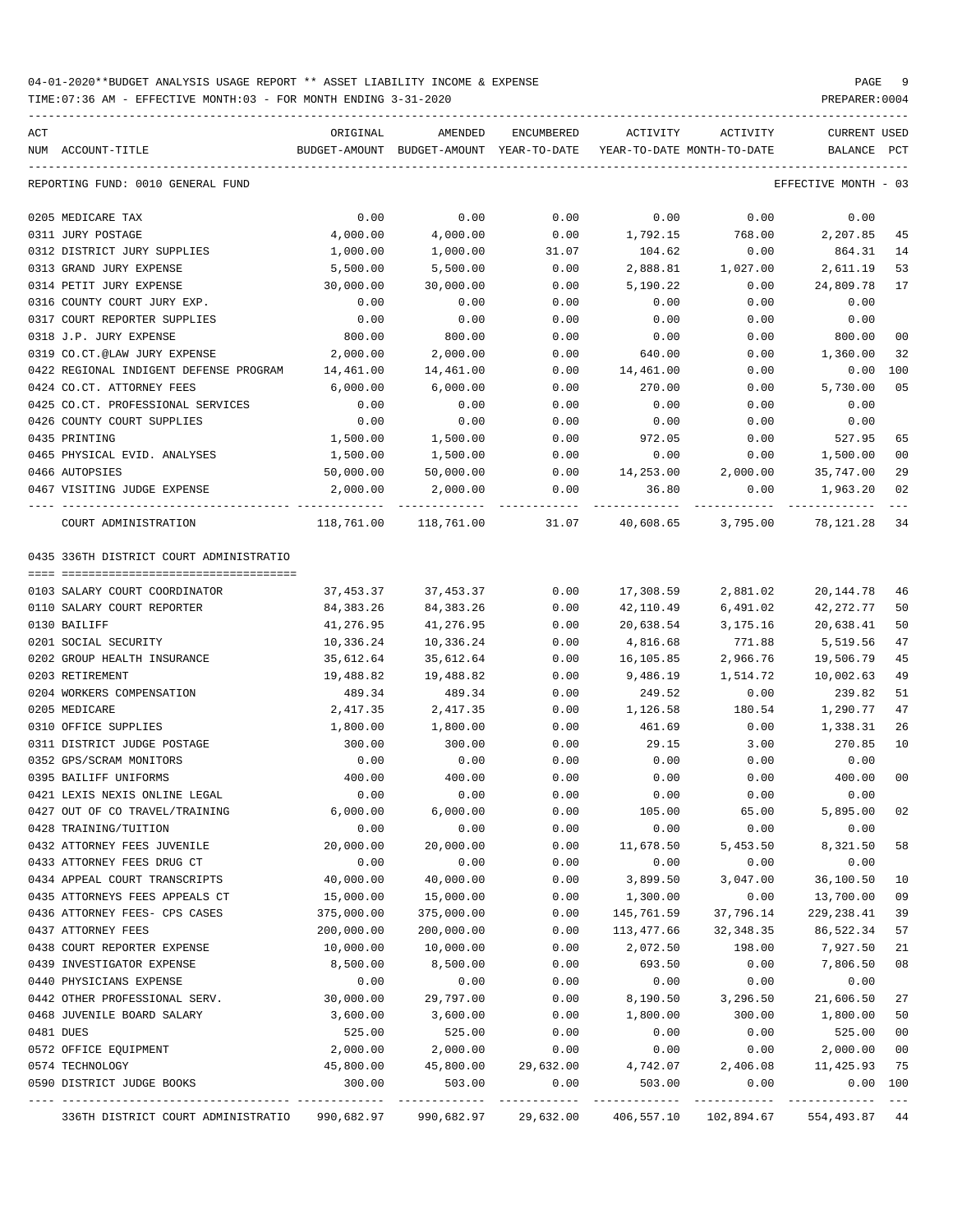04-01-2020**BUDGET ANALYSIS USAGE REPORT ** ASSET LIABILITY INCOME & EXPENSE

TIME:07:36 AM - EFFECTIVE MONTH:03 - FOR MONTH ENDING 3-31-2020

PREPARER:0004

REPORTING FUND: 0010 GENERAL FUND — EFFECTIVE MONTH - 03

| ACT NUM | ACCOUNT-TITLE | ORIGINAL BUDGET-AMOUNT | AMENDED BUDGET-AMOUNT | ENCUMBERED YEAR-TO-DATE | ACTIVITY YEAR-TO-DATE | ACTIVITY MONTH-TO-DATE | CURRENT BALANCE | USED PCT |
|---|---|---|---|---|---|---|---|---|
| 0205 | MEDICARE TAX | 0.00 | 0.00 | 0.00 | 0.00 | 0.00 | 0.00 | |
| 0311 | JURY POSTAGE | 4,000.00 | 4,000.00 | 0.00 | 1,792.15 | 768.00 | 2,207.85 | 45 |
| 0312 | DISTRICT JURY SUPPLIES | 1,000.00 | 1,000.00 | 31.07 | 104.62 | 0.00 | 864.31 | 14 |
| 0313 | GRAND JURY EXPENSE | 5,500.00 | 5,500.00 | 0.00 | 2,888.81 | 1,027.00 | 2,611.19 | 53 |
| 0314 | PETIT JURY EXPENSE | 30,000.00 | 30,000.00 | 0.00 | 5,190.22 | 0.00 | 24,809.78 | 17 |
| 0316 | COUNTY COURT JURY EXP. | 0.00 | 0.00 | 0.00 | 0.00 | 0.00 | 0.00 | |
| 0317 | COURT REPORTER SUPPLIES | 0.00 | 0.00 | 0.00 | 0.00 | 0.00 | 0.00 | |
| 0318 | J.P. JURY EXPENSE | 800.00 | 800.00 | 0.00 | 0.00 | 0.00 | 800.00 | 00 |
| 0319 | CO.CT.@LAW JURY EXPENSE | 2,000.00 | 2,000.00 | 0.00 | 640.00 | 0.00 | 1,360.00 | 32 |
| 0422 | REGIONAL INDIGENT DEFENSE PROGRAM | 14,461.00 | 14,461.00 | 0.00 | 14,461.00 | 0.00 | 0.00 | 100 |
| 0424 | CO.CT. ATTORNEY FEES | 6,000.00 | 6,000.00 | 0.00 | 270.00 | 0.00 | 5,730.00 | 05 |
| 0425 | CO.CT. PROFESSIONAL SERVICES | 0.00 | 0.00 | 0.00 | 0.00 | 0.00 | 0.00 | |
| 0426 | COUNTY COURT SUPPLIES | 0.00 | 0.00 | 0.00 | 0.00 | 0.00 | 0.00 | |
| 0435 | PRINTING | 1,500.00 | 1,500.00 | 0.00 | 972.05 | 0.00 | 527.95 | 65 |
| 0465 | PHYSICAL EVID. ANALYSES | 1,500.00 | 1,500.00 | 0.00 | 0.00 | 0.00 | 1,500.00 | 00 |
| 0466 | AUTOPSIES | 50,000.00 | 50,000.00 | 0.00 | 14,253.00 | 2,000.00 | 35,747.00 | 29 |
| 0467 | VISITING JUDGE EXPENSE | 2,000.00 | 2,000.00 | 0.00 | 36.80 | 0.00 | 1,963.20 | 02 |
| | COURT ADMINISTRATION | 118,761.00 | 118,761.00 | 31.07 | 40,608.65 | 3,795.00 | 78,121.28 | 34 |

0435 336TH DISTRICT COURT ADMINISTRATIO

| ACT NUM | ACCOUNT-TITLE | ORIGINAL BUDGET-AMOUNT | AMENDED BUDGET-AMOUNT | ENCUMBERED YEAR-TO-DATE | ACTIVITY YEAR-TO-DATE | ACTIVITY MONTH-TO-DATE | CURRENT BALANCE | USED PCT |
|---|---|---|---|---|---|---|---|---|
| 0103 | SALARY COURT COORDINATOR | 37,453.37 | 37,453.37 | 0.00 | 17,308.59 | 2,881.02 | 20,144.78 | 46 |
| 0110 | SALARY COURT REPORTER | 84,383.26 | 84,383.26 | 0.00 | 42,110.49 | 6,491.02 | 42,272.77 | 50 |
| 0130 | BAILIFF | 41,276.95 | 41,276.95 | 0.00 | 20,638.54 | 3,175.16 | 20,638.41 | 50 |
| 0201 | SOCIAL SECURITY | 10,336.24 | 10,336.24 | 0.00 | 4,816.68 | 771.88 | 5,519.56 | 47 |
| 0202 | GROUP HEALTH INSURANCE | 35,612.64 | 35,612.64 | 0.00 | 16,105.85 | 2,966.76 | 19,506.79 | 45 |
| 0203 | RETIREMENT | 19,488.82 | 19,488.82 | 0.00 | 9,486.19 | 1,514.72 | 10,002.63 | 49 |
| 0204 | WORKERS COMPENSATION | 489.34 | 489.34 | 0.00 | 249.52 | 0.00 | 239.82 | 51 |
| 0205 | MEDICARE | 2,417.35 | 2,417.35 | 0.00 | 1,126.58 | 180.54 | 1,290.77 | 47 |
| 0310 | OFFICE SUPPLIES | 1,800.00 | 1,800.00 | 0.00 | 461.69 | 0.00 | 1,338.31 | 26 |
| 0311 | DISTRICT JUDGE POSTAGE | 300.00 | 300.00 | 0.00 | 29.15 | 3.00 | 270.85 | 10 |
| 0352 | GPS/SCRAM MONITORS | 0.00 | 0.00 | 0.00 | 0.00 | 0.00 | 0.00 | |
| 0395 | BAILIFF UNIFORMS | 400.00 | 400.00 | 0.00 | 0.00 | 0.00 | 400.00 | 00 |
| 0421 | LEXIS NEXIS ONLINE LEGAL | 0.00 | 0.00 | 0.00 | 0.00 | 0.00 | 0.00 | |
| 0427 | OUT OF CO TRAVEL/TRAINING | 6,000.00 | 6,000.00 | 0.00 | 105.00 | 65.00 | 5,895.00 | 02 |
| 0428 | TRAINING/TUITION | 0.00 | 0.00 | 0.00 | 0.00 | 0.00 | 0.00 | |
| 0432 | ATTORNEY FEES JUVENILE | 20,000.00 | 20,000.00 | 0.00 | 11,678.50 | 5,453.50 | 8,321.50 | 58 |
| 0433 | ATTORNEY FEES DRUG CT | 0.00 | 0.00 | 0.00 | 0.00 | 0.00 | 0.00 | |
| 0434 | APPEAL COURT TRANSCRIPTS | 40,000.00 | 40,000.00 | 0.00 | 3,899.50 | 3,047.00 | 36,100.50 | 10 |
| 0435 | ATTORNEYS FEES APPEALS CT | 15,000.00 | 15,000.00 | 0.00 | 1,300.00 | 0.00 | 13,700.00 | 09 |
| 0436 | ATTORNEY FEES- CPS CASES | 375,000.00 | 375,000.00 | 0.00 | 145,761.59 | 37,796.14 | 229,238.41 | 39 |
| 0437 | ATTORNEY FEES | 200,000.00 | 200,000.00 | 0.00 | 113,477.66 | 32,348.35 | 86,522.34 | 57 |
| 0438 | COURT REPORTER EXPENSE | 10,000.00 | 10,000.00 | 0.00 | 2,072.50 | 198.00 | 7,927.50 | 21 |
| 0439 | INVESTIGATOR EXPENSE | 8,500.00 | 8,500.00 | 0.00 | 693.50 | 0.00 | 7,806.50 | 08 |
| 0440 | PHYSICIANS EXPENSE | 0.00 | 0.00 | 0.00 | 0.00 | 0.00 | 0.00 | |
| 0442 | OTHER PROFESSIONAL SERV. | 30,000.00 | 29,797.00 | 0.00 | 8,190.50 | 3,296.50 | 21,606.50 | 27 |
| 0468 | JUVENILE BOARD SALARY | 3,600.00 | 3,600.00 | 0.00 | 1,800.00 | 300.00 | 1,800.00 | 50 |
| 0481 | DUES | 525.00 | 525.00 | 0.00 | 0.00 | 0.00 | 525.00 | 00 |
| 0572 | OFFICE EQUIPMENT | 2,000.00 | 2,000.00 | 0.00 | 0.00 | 0.00 | 2,000.00 | 00 |
| 0574 | TECHNOLOGY | 45,800.00 | 45,800.00 | 29,632.00 | 4,742.07 | 2,406.08 | 11,425.93 | 75 |
| 0590 | DISTRICT JUDGE BOOKS | 300.00 | 503.00 | 0.00 | 503.00 | 0.00 | 0.00 | 100 |
| | 336TH DISTRICT COURT ADMINISTRATIO | 990,682.97 | 990,682.97 | 29,632.00 | 406,557.10 | 102,894.67 | 554,493.87 | 44 |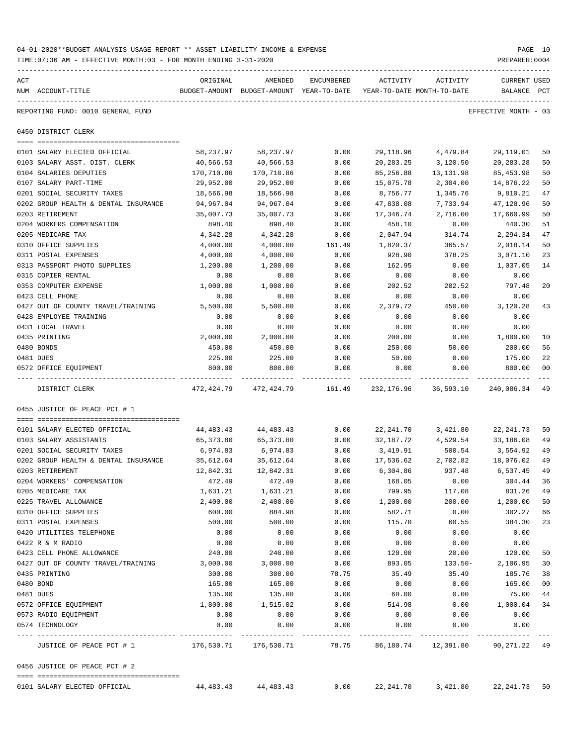04-01-2020**BUDGET ANALYSIS USAGE REPORT ** ASSET LIABILITY INCOME & EXPENSE

TIME:07:36 AM - EFFECTIVE MONTH:03 - FOR MONTH ENDING 3-31-2020

PREPARER:0004

| ACT NUM | ACCOUNT-TITLE | ORIGINAL BUDGET-AMOUNT | AMENDED BUDGET-AMOUNT | ENCUMBERED YEAR-TO-DATE | ACTIVITY YEAR-TO-DATE | ACTIVITY MONTH-TO-DATE | CURRENT BALANCE | USED PCT |
|---|---|---|---|---|---|---|---|---|

REPORTING FUND: 0010 GENERAL FUND — EFFECTIVE MONTH - 03

## 0450 DISTRICT CLERK

| ACT NUM | ACCOUNT-TITLE | ORIGINAL BUDGET-AMOUNT | AMENDED BUDGET-AMOUNT | ENCUMBERED YEAR-TO-DATE | ACTIVITY YEAR-TO-DATE | ACTIVITY MONTH-TO-DATE | CURRENT BALANCE | USED PCT |
|---|---|---|---|---|---|---|---|---|
| 0101 | SALARY ELECTED OFFICIAL | 58,237.97 | 58,237.97 | 0.00 | 29,118.96 | 4,479.84 | 29,119.01 | 50 |
| 0103 | SALARY ASST. DIST. CLERK | 40,566.53 | 40,566.53 | 0.00 | 20,283.25 | 3,120.50 | 20,283.28 | 50 |
| 0104 | SALARIES DEPUTIES | 170,710.86 | 170,710.86 | 0.00 | 85,256.88 | 13,131.98 | 85,453.98 | 50 |
| 0107 | SALARY PART-TIME | 29,952.00 | 29,952.00 | 0.00 | 15,075.78 | 2,304.00 | 14,876.22 | 50 |
| 0201 | SOCIAL SECURITY TAXES | 18,566.98 | 18,566.98 | 0.00 | 8,756.77 | 1,345.76 | 9,810.21 | 47 |
| 0202 | GROUP HEALTH & DENTAL INSURANCE | 94,967.04 | 94,967.04 | 0.00 | 47,838.08 | 7,733.94 | 47,128.96 | 50 |
| 0203 | RETIREMENT | 35,007.73 | 35,007.73 | 0.00 | 17,346.74 | 2,716.00 | 17,660.99 | 50 |
| 0204 | WORKERS COMPENSATION | 898.40 | 898.40 | 0.00 | 458.10 | 0.00 | 440.30 | 51 |
| 0205 | MEDICARE TAX | 4,342.28 | 4,342.28 | 0.00 | 2,047.94 | 314.74 | 2,294.34 | 47 |
| 0310 | OFFICE SUPPLIES | 4,000.00 | 4,000.00 | 161.49 | 1,820.37 | 365.57 | 2,018.14 | 50 |
| 0311 | POSTAL EXPENSES | 4,000.00 | 4,000.00 | 0.00 | 928.90 | 378.25 | 3,071.10 | 23 |
| 0313 | PASSPORT PHOTO SUPPLIES | 1,200.00 | 1,200.00 | 0.00 | 162.95 | 0.00 | 1,037.05 | 14 |
| 0315 | COPIER RENTAL | 0.00 | 0.00 | 0.00 | 0.00 | 0.00 | 0.00 | |
| 0353 | COMPUTER EXPENSE | 1,000.00 | 1,000.00 | 0.00 | 202.52 | 202.52 | 797.48 | 20 |
| 0423 | CELL PHONE | 0.00 | 0.00 | 0.00 | 0.00 | 0.00 | 0.00 | |
| 0427 | OUT OF COUNTY TRAVEL/TRAINING | 5,500.00 | 5,500.00 | 0.00 | 2,379.72 | 450.00 | 3,120.28 | 43 |
| 0428 | EMPLOYEE TRAINING | 0.00 | 0.00 | 0.00 | 0.00 | 0.00 | 0.00 | |
| 0431 | LOCAL TRAVEL | 0.00 | 0.00 | 0.00 | 0.00 | 0.00 | 0.00 | |
| 0435 | PRINTING | 2,000.00 | 2,000.00 | 0.00 | 200.00 | 0.00 | 1,800.00 | 10 |
| 0480 | BONDS | 450.00 | 450.00 | 0.00 | 250.00 | 50.00 | 200.00 | 56 |
| 0481 | DUES | 225.00 | 225.00 | 0.00 | 50.00 | 0.00 | 175.00 | 22 |
| 0572 | OFFICE EQUIPMENT | 800.00 | 800.00 | 0.00 | 0.00 | 0.00 | 800.00 | 00 |
| | DISTRICT CLERK | 472,424.79 | 472,424.79 | 161.49 | 232,176.96 | 36,593.10 | 240,086.34 | 49 |

## 0455 JUSTICE OF PEACE PCT # 1

| ACT NUM | ACCOUNT-TITLE | ORIGINAL BUDGET-AMOUNT | AMENDED BUDGET-AMOUNT | ENCUMBERED YEAR-TO-DATE | ACTIVITY YEAR-TO-DATE | ACTIVITY MONTH-TO-DATE | CURRENT BALANCE | USED PCT |
|---|---|---|---|---|---|---|---|---|
| 0101 | SALARY ELECTED OFFICIAL | 44,483.43 | 44,483.43 | 0.00 | 22,241.70 | 3,421.80 | 22,241.73 | 50 |
| 0103 | SALARY ASSISTANTS | 65,373.80 | 65,373.80 | 0.00 | 32,187.72 | 4,529.54 | 33,186.08 | 49 |
| 0201 | SOCIAL SECURITY TAXES | 6,974.83 | 6,974.83 | 0.00 | 3,419.91 | 500.54 | 3,554.92 | 49 |
| 0202 | GROUP HEALTH & DENTAL INSURANCE | 35,612.64 | 35,612.64 | 0.00 | 17,536.62 | 2,702.82 | 18,076.02 | 49 |
| 0203 | RETIREMENT | 12,842.31 | 12,842.31 | 0.00 | 6,304.86 | 937.48 | 6,537.45 | 49 |
| 0204 | WORKERS' COMPENSATION | 472.49 | 472.49 | 0.00 | 168.05 | 0.00 | 304.44 | 36 |
| 0205 | MEDICARE TAX | 1,631.21 | 1,631.21 | 0.00 | 799.95 | 117.08 | 831.26 | 49 |
| 0225 | TRAVEL ALLOWANCE | 2,400.00 | 2,400.00 | 0.00 | 1,200.00 | 200.00 | 1,200.00 | 50 |
| 0310 | OFFICE SUPPLIES | 600.00 | 884.98 | 0.00 | 582.71 | 0.00 | 302.27 | 66 |
| 0311 | POSTAL EXPENSES | 500.00 | 500.00 | 0.00 | 115.70 | 60.55 | 384.30 | 23 |
| 0420 | UTILITIES TELEPHONE | 0.00 | 0.00 | 0.00 | 0.00 | 0.00 | 0.00 | |
| 0422 | R & M RADIO | 0.00 | 0.00 | 0.00 | 0.00 | 0.00 | 0.00 | |
| 0423 | CELL PHONE ALLOWANCE | 240.00 | 240.00 | 0.00 | 120.00 | 20.00 | 120.00 | 50 |
| 0427 | OUT OF COUNTY TRAVEL/TRAINING | 3,000.00 | 3,000.00 | 0.00 | 893.05 | 133.50- | 2,106.95 | 30 |
| 0435 | PRINTING | 300.00 | 300.00 | 78.75 | 35.49 | 35.49 | 185.76 | 38 |
| 0480 | BOND | 165.00 | 165.00 | 0.00 | 0.00 | 0.00 | 165.00 | 00 |
| 0481 | DUES | 135.00 | 135.00 | 0.00 | 60.00 | 0.00 | 75.00 | 44 |
| 0572 | OFFICE EQUIPMENT | 1,800.00 | 1,515.02 | 0.00 | 514.98 | 0.00 | 1,000.04 | 34 |
| 0573 | RADIO EQUIPMENT | 0.00 | 0.00 | 0.00 | 0.00 | 0.00 | 0.00 | |
| 0574 | TECHNOLOGY | 0.00 | 0.00 | 0.00 | 0.00 | 0.00 | 0.00 | |
| | JUSTICE OF PEACE PCT # 1 | 176,530.71 | 176,530.71 | 78.75 | 86,180.74 | 12,391.80 | 90,271.22 | 49 |

## 0456 JUSTICE OF PEACE PCT # 2

| ACT NUM | ACCOUNT-TITLE | ORIGINAL BUDGET-AMOUNT | AMENDED BUDGET-AMOUNT | ENCUMBERED YEAR-TO-DATE | ACTIVITY YEAR-TO-DATE | ACTIVITY MONTH-TO-DATE | CURRENT BALANCE | USED PCT |
|---|---|---|---|---|---|---|---|---|
| 0101 | SALARY ELECTED OFFICIAL | 44,483.43 | 44,483.43 | 0.00 | 22,241.70 | 3,421.80 | 22,241.73 | 50 |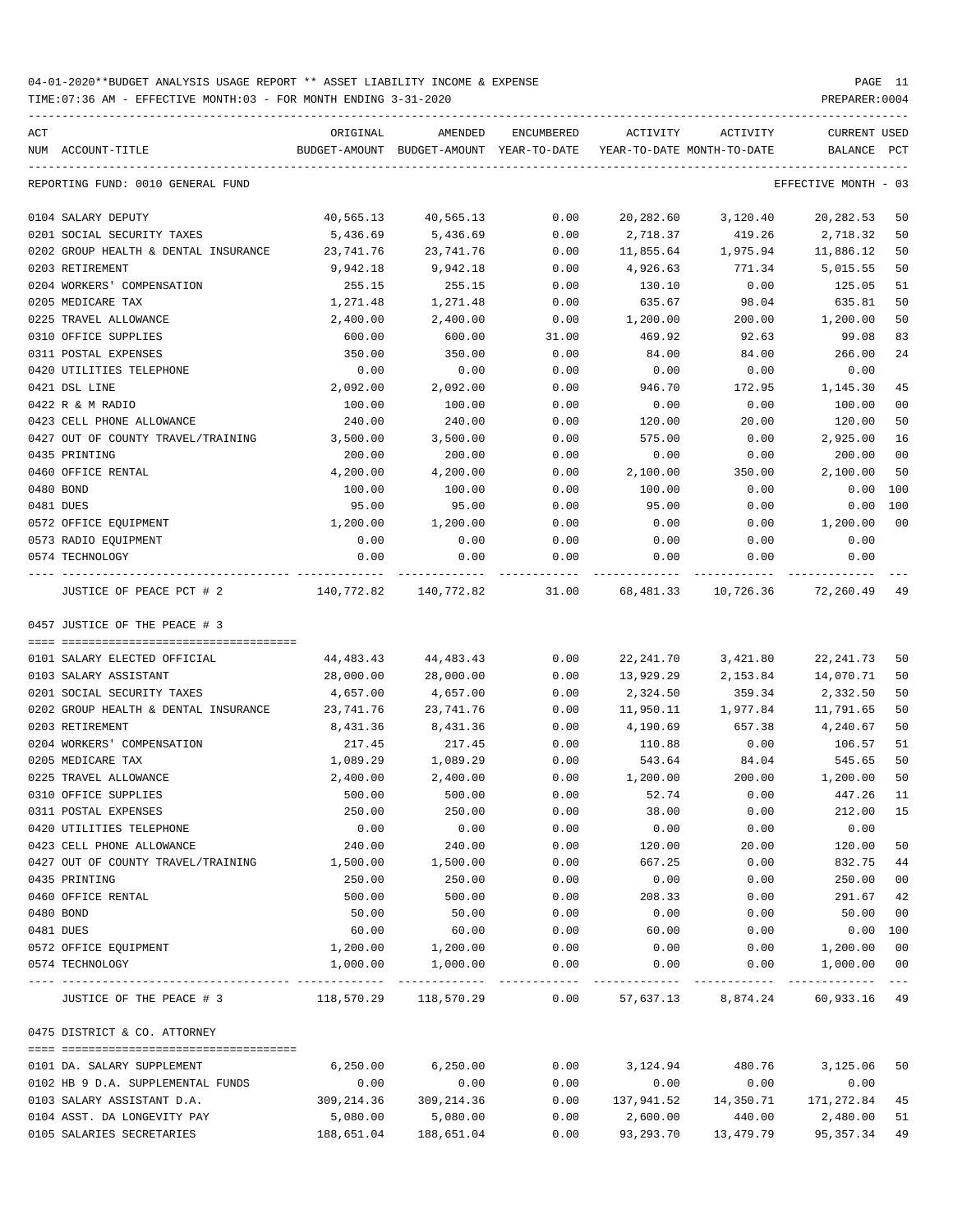04-01-2020**BUDGET ANALYSIS USAGE REPORT ** ASSET LIABILITY INCOME & EXPENSE

TIME:07:36 AM - EFFECTIVE MONTH:03 - FOR MONTH ENDING 3-31-2020

PREPARER:0004

REPORTING FUND: 0010 GENERAL FUND — EFFECTIVE MONTH - 03

| ACT NUM | ACCOUNT-TITLE | ORIGINAL BUDGET-AMOUNT | AMENDED BUDGET-AMOUNT | ENCUMBERED YEAR-TO-DATE | ACTIVITY YEAR-TO-DATE | ACTIVITY MONTH-TO-DATE | CURRENT BALANCE | USED PCT |
|---|---|---|---|---|---|---|---|---|
| 0104 | SALARY DEPUTY | 40,565.13 | 40,565.13 | 0.00 | 20,282.60 | 3,120.40 | 20,282.53 | 50 |
| 0201 | SOCIAL SECURITY TAXES | 5,436.69 | 5,436.69 | 0.00 | 2,718.37 | 419.26 | 2,718.32 | 50 |
| 0202 | GROUP HEALTH & DENTAL INSURANCE | 23,741.76 | 23,741.76 | 0.00 | 11,855.64 | 1,975.94 | 11,886.12 | 50 |
| 0203 | RETIREMENT | 9,942.18 | 9,942.18 | 0.00 | 4,926.63 | 771.34 | 5,015.55 | 50 |
| 0204 | WORKERS' COMPENSATION | 255.15 | 255.15 | 0.00 | 130.10 | 0.00 | 125.05 | 51 |
| 0205 | MEDICARE TAX | 1,271.48 | 1,271.48 | 0.00 | 635.67 | 98.04 | 635.81 | 50 |
| 0225 | TRAVEL ALLOWANCE | 2,400.00 | 2,400.00 | 0.00 | 1,200.00 | 200.00 | 1,200.00 | 50 |
| 0310 | OFFICE SUPPLIES | 600.00 | 600.00 | 31.00 | 469.92 | 92.63 | 99.08 | 83 |
| 0311 | POSTAL EXPENSES | 350.00 | 350.00 | 0.00 | 84.00 | 84.00 | 266.00 | 24 |
| 0420 | UTILITIES TELEPHONE | 0.00 | 0.00 | 0.00 | 0.00 | 0.00 | 0.00 | |
| 0421 | DSL LINE | 2,092.00 | 2,092.00 | 0.00 | 946.70 | 172.95 | 1,145.30 | 45 |
| 0422 | R & M RADIO | 100.00 | 100.00 | 0.00 | 0.00 | 0.00 | 100.00 | 00 |
| 0423 | CELL PHONE ALLOWANCE | 240.00 | 240.00 | 0.00 | 120.00 | 20.00 | 120.00 | 50 |
| 0427 | OUT OF COUNTY TRAVEL/TRAINING | 3,500.00 | 3,500.00 | 0.00 | 575.00 | 0.00 | 2,925.00 | 16 |
| 0435 | PRINTING | 200.00 | 200.00 | 0.00 | 0.00 | 0.00 | 200.00 | 00 |
| 0460 | OFFICE RENTAL | 4,200.00 | 4,200.00 | 0.00 | 2,100.00 | 350.00 | 2,100.00 | 50 |
| 0480 | BOND | 100.00 | 100.00 | 0.00 | 100.00 | 0.00 | 0.00 | 100 |
| 0481 | DUES | 95.00 | 95.00 | 0.00 | 95.00 | 0.00 | 0.00 | 100 |
| 0572 | OFFICE EQUIPMENT | 1,200.00 | 1,200.00 | 0.00 | 0.00 | 0.00 | 1,200.00 | 00 |
| 0573 | RADIO EQUIPMENT | 0.00 | 0.00 | 0.00 | 0.00 | 0.00 | 0.00 | |
| 0574 | TECHNOLOGY | 0.00 | 0.00 | 0.00 | 0.00 | 0.00 | 0.00 | |
| | JUSTICE OF PEACE PCT # 2 | 140,772.82 | 140,772.82 | 31.00 | 68,481.33 | 10,726.36 | 72,260.49 | 49 |

0457 JUSTICE OF THE PEACE # 3

| ACT NUM | ACCOUNT-TITLE | ORIGINAL BUDGET-AMOUNT | AMENDED BUDGET-AMOUNT | ENCUMBERED YEAR-TO-DATE | ACTIVITY YEAR-TO-DATE | ACTIVITY MONTH-TO-DATE | CURRENT BALANCE | USED PCT |
|---|---|---|---|---|---|---|---|---|
| 0101 | SALARY ELECTED OFFICIAL | 44,483.43 | 44,483.43 | 0.00 | 22,241.70 | 3,421.80 | 22,241.73 | 50 |
| 0103 | SALARY ASSISTANT | 28,000.00 | 28,000.00 | 0.00 | 13,929.29 | 2,153.84 | 14,070.71 | 50 |
| 0201 | SOCIAL SECURITY TAXES | 4,657.00 | 4,657.00 | 0.00 | 2,324.50 | 359.34 | 2,332.50 | 50 |
| 0202 | GROUP HEALTH & DENTAL INSURANCE | 23,741.76 | 23,741.76 | 0.00 | 11,950.11 | 1,977.84 | 11,791.65 | 50 |
| 0203 | RETIREMENT | 8,431.36 | 8,431.36 | 0.00 | 4,190.69 | 657.38 | 4,240.67 | 50 |
| 0204 | WORKERS' COMPENSATION | 217.45 | 217.45 | 0.00 | 110.88 | 0.00 | 106.57 | 51 |
| 0205 | MEDICARE TAX | 1,089.29 | 1,089.29 | 0.00 | 543.64 | 84.04 | 545.65 | 50 |
| 0225 | TRAVEL ALLOWANCE | 2,400.00 | 2,400.00 | 0.00 | 1,200.00 | 200.00 | 1,200.00 | 50 |
| 0310 | OFFICE SUPPLIES | 500.00 | 500.00 | 0.00 | 52.74 | 0.00 | 447.26 | 11 |
| 0311 | POSTAL EXPENSES | 250.00 | 250.00 | 0.00 | 38.00 | 0.00 | 212.00 | 15 |
| 0420 | UTILITIES TELEPHONE | 0.00 | 0.00 | 0.00 | 0.00 | 0.00 | 0.00 | |
| 0423 | CELL PHONE ALLOWANCE | 240.00 | 240.00 | 0.00 | 120.00 | 20.00 | 120.00 | 50 |
| 0427 | OUT OF COUNTY TRAVEL/TRAINING | 1,500.00 | 1,500.00 | 0.00 | 667.25 | 0.00 | 832.75 | 44 |
| 0435 | PRINTING | 250.00 | 250.00 | 0.00 | 0.00 | 0.00 | 250.00 | 00 |
| 0460 | OFFICE RENTAL | 500.00 | 500.00 | 0.00 | 208.33 | 0.00 | 291.67 | 42 |
| 0480 | BOND | 50.00 | 50.00 | 0.00 | 0.00 | 0.00 | 50.00 | 00 |
| 0481 | DUES | 60.00 | 60.00 | 0.00 | 60.00 | 0.00 | 0.00 | 100 |
| 0572 | OFFICE EQUIPMENT | 1,200.00 | 1,200.00 | 0.00 | 0.00 | 0.00 | 1,200.00 | 00 |
| 0574 | TECHNOLOGY | 1,000.00 | 1,000.00 | 0.00 | 0.00 | 0.00 | 1,000.00 | 00 |
| | JUSTICE OF THE PEACE # 3 | 118,570.29 | 118,570.29 | 0.00 | 57,637.13 | 8,874.24 | 60,933.16 | 49 |

0475 DISTRICT & CO. ATTORNEY

| ACT NUM | ACCOUNT-TITLE | ORIGINAL BUDGET-AMOUNT | AMENDED BUDGET-AMOUNT | ENCUMBERED YEAR-TO-DATE | ACTIVITY YEAR-TO-DATE | ACTIVITY MONTH-TO-DATE | CURRENT BALANCE | USED PCT |
|---|---|---|---|---|---|---|---|---|
| 0101 | DA. SALARY SUPPLEMENT | 6,250.00 | 6,250.00 | 0.00 | 3,124.94 | 480.76 | 3,125.06 | 50 |
| 0102 | HB 9 D.A. SUPPLEMENTAL FUNDS | 0.00 | 0.00 | 0.00 | 0.00 | 0.00 | 0.00 | |
| 0103 | SALARY ASSISTANT D.A. | 309,214.36 | 309,214.36 | 0.00 | 137,941.52 | 14,350.71 | 171,272.84 | 45 |
| 0104 | ASST. DA LONGEVITY PAY | 5,080.00 | 5,080.00 | 0.00 | 2,600.00 | 440.00 | 2,480.00 | 51 |
| 0105 | SALARIES SECRETARIES | 188,651.04 | 188,651.04 | 0.00 | 93,293.70 | 13,479.79 | 95,357.34 | 49 |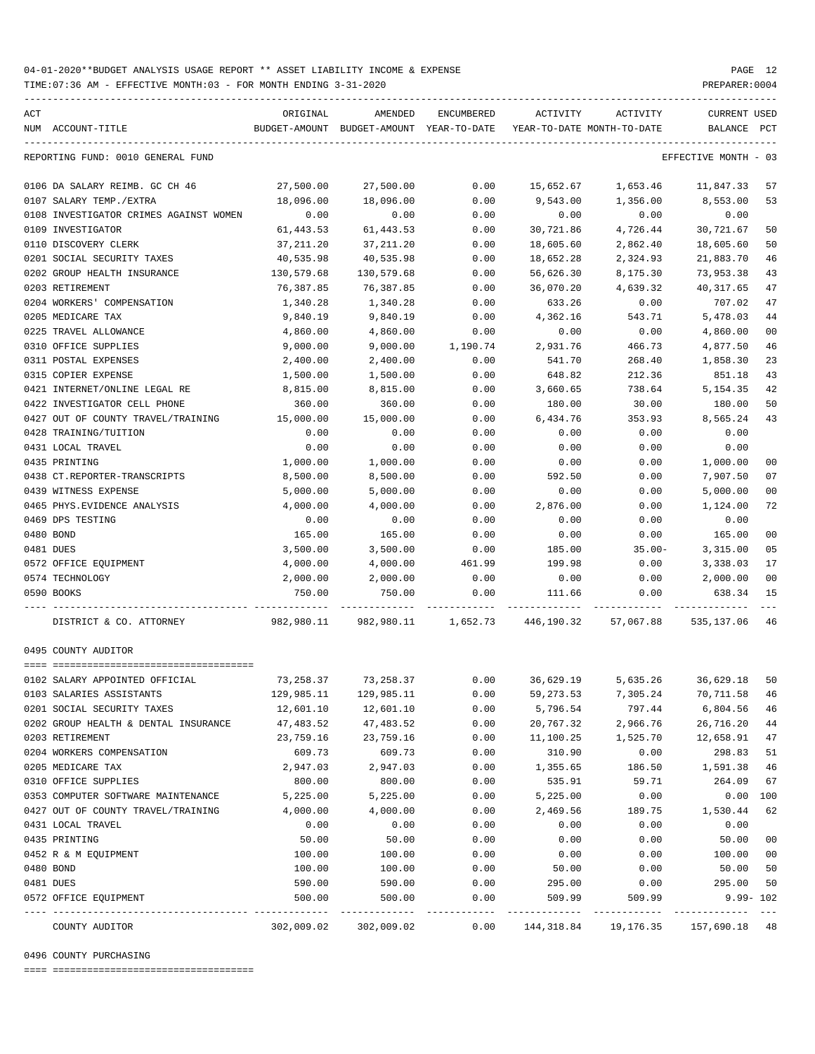04-01-2020**BUDGET ANALYSIS USAGE REPORT ** ASSET LIABILITY INCOME & EXPENSE

TIME:07:36 AM - EFFECTIVE MONTH:03 - FOR MONTH ENDING 3-31-2020

PREPARER:0004

REPORTING FUND: 0010 GENERAL FUND — EFFECTIVE MONTH - 03

| ACT NUM | ACCOUNT-TITLE | ORIGINAL BUDGET-AMOUNT | AMENDED BUDGET-AMOUNT | ENCUMBERED YEAR-TO-DATE | ACTIVITY YEAR-TO-DATE | ACTIVITY MONTH-TO-DATE | CURRENT BALANCE | USED PCT |
|---|---|---|---|---|---|---|---|---|
| 0106 | DA SALARY REIMB. GC CH 46 | 27,500.00 | 27,500.00 | 0.00 | 15,652.67 | 1,653.46 | 11,847.33 | 57 |
| 0107 | SALARY TEMP./EXTRA | 18,096.00 | 18,096.00 | 0.00 | 9,543.00 | 1,356.00 | 8,553.00 | 53 |
| 0108 | INVESTIGATOR CRIMES AGAINST WOMEN | 0.00 | 0.00 | 0.00 | 0.00 | 0.00 | 0.00 | |
| 0109 | INVESTIGATOR | 61,443.53 | 61,443.53 | 0.00 | 30,721.86 | 4,726.44 | 30,721.67 | 50 |
| 0110 | DISCOVERY CLERK | 37,211.20 | 37,211.20 | 0.00 | 18,605.60 | 2,862.40 | 18,605.60 | 50 |
| 0201 | SOCIAL SECURITY TAXES | 40,535.98 | 40,535.98 | 0.00 | 18,652.28 | 2,324.93 | 21,883.70 | 46 |
| 0202 | GROUP HEALTH INSURANCE | 130,579.68 | 130,579.68 | 0.00 | 56,626.30 | 8,175.30 | 73,953.38 | 43 |
| 0203 | RETIREMENT | 76,387.85 | 76,387.85 | 0.00 | 36,070.20 | 4,639.32 | 40,317.65 | 47 |
| 0204 | WORKERS' COMPENSATION | 1,340.28 | 1,340.28 | 0.00 | 633.26 | 0.00 | 707.02 | 47 |
| 0205 | MEDICARE TAX | 9,840.19 | 9,840.19 | 0.00 | 4,362.16 | 543.71 | 5,478.03 | 44 |
| 0225 | TRAVEL ALLOWANCE | 4,860.00 | 4,860.00 | 0.00 | 0.00 | 0.00 | 4,860.00 | 00 |
| 0310 | OFFICE SUPPLIES | 9,000.00 | 9,000.00 | 1,190.74 | 2,931.76 | 466.73 | 4,877.50 | 46 |
| 0311 | POSTAL EXPENSES | 2,400.00 | 2,400.00 | 0.00 | 541.70 | 268.40 | 1,858.30 | 23 |
| 0315 | COPIER EXPENSE | 1,500.00 | 1,500.00 | 0.00 | 648.82 | 212.36 | 851.18 | 43 |
| 0421 | INTERNET/ONLINE LEGAL RE | 8,815.00 | 8,815.00 | 0.00 | 3,660.65 | 738.64 | 5,154.35 | 42 |
| 0422 | INVESTIGATOR CELL PHONE | 360.00 | 360.00 | 0.00 | 180.00 | 30.00 | 180.00 | 50 |
| 0427 | OUT OF COUNTY TRAVEL/TRAINING | 15,000.00 | 15,000.00 | 0.00 | 6,434.76 | 353.93 | 8,565.24 | 43 |
| 0428 | TRAINING/TUITION | 0.00 | 0.00 | 0.00 | 0.00 | 0.00 | 0.00 | |
| 0431 | LOCAL TRAVEL | 0.00 | 0.00 | 0.00 | 0.00 | 0.00 | 0.00 | |
| 0435 | PRINTING | 1,000.00 | 1,000.00 | 0.00 | 0.00 | 0.00 | 1,000.00 | 00 |
| 0438 | CT.REPORTER-TRANSCRIPTS | 8,500.00 | 8,500.00 | 0.00 | 592.50 | 0.00 | 7,907.50 | 07 |
| 0439 | WITNESS EXPENSE | 5,000.00 | 5,000.00 | 0.00 | 0.00 | 0.00 | 5,000.00 | 00 |
| 0465 | PHYS.EVIDENCE ANALYSIS | 4,000.00 | 4,000.00 | 0.00 | 2,876.00 | 0.00 | 1,124.00 | 72 |
| 0469 | DPS TESTING | 0.00 | 0.00 | 0.00 | 0.00 | 0.00 | 0.00 | |
| 0480 | BOND | 165.00 | 165.00 | 0.00 | 0.00 | 0.00 | 165.00 | 00 |
| 0481 | DUES | 3,500.00 | 3,500.00 | 0.00 | 185.00 | 35.00- | 3,315.00 | 05 |
| 0572 | OFFICE EQUIPMENT | 4,000.00 | 4,000.00 | 461.99 | 199.98 | 0.00 | 3,338.03 | 17 |
| 0574 | TECHNOLOGY | 2,000.00 | 2,000.00 | 0.00 | 0.00 | 0.00 | 2,000.00 | 00 |
| 0590 | BOOKS | 750.00 | 750.00 | 0.00 | 111.66 | 0.00 | 638.34 | 15 |
| | DISTRICT & CO. ATTORNEY | 982,980.11 | 982,980.11 | 1,652.73 | 446,190.32 | 57,067.88 | 535,137.06 | 46 |

0495 COUNTY AUDITOR

| ACT NUM | ACCOUNT-TITLE | ORIGINAL BUDGET-AMOUNT | AMENDED BUDGET-AMOUNT | ENCUMBERED YEAR-TO-DATE | ACTIVITY YEAR-TO-DATE | ACTIVITY MONTH-TO-DATE | CURRENT BALANCE | USED PCT |
|---|---|---|---|---|---|---|---|---|
| 0102 | SALARY APPOINTED OFFICIAL | 73,258.37 | 73,258.37 | 0.00 | 36,629.19 | 5,635.26 | 36,629.18 | 50 |
| 0103 | SALARIES ASSISTANTS | 129,985.11 | 129,985.11 | 0.00 | 59,273.53 | 7,305.24 | 70,711.58 | 46 |
| 0201 | SOCIAL SECURITY TAXES | 12,601.10 | 12,601.10 | 0.00 | 5,796.54 | 797.44 | 6,804.56 | 46 |
| 0202 | GROUP HEALTH & DENTAL INSURANCE | 47,483.52 | 47,483.52 | 0.00 | 20,767.32 | 2,966.76 | 26,716.20 | 44 |
| 0203 | RETIREMENT | 23,759.16 | 23,759.16 | 0.00 | 11,100.25 | 1,525.70 | 12,658.91 | 47 |
| 0204 | WORKERS COMPENSATION | 609.73 | 609.73 | 0.00 | 310.90 | 0.00 | 298.83 | 51 |
| 0205 | MEDICARE TAX | 2,947.03 | 2,947.03 | 0.00 | 1,355.65 | 186.50 | 1,591.38 | 46 |
| 0310 | OFFICE SUPPLIES | 800.00 | 800.00 | 0.00 | 535.91 | 59.71 | 264.09 | 67 |
| 0353 | COMPUTER SOFTWARE MAINTENANCE | 5,225.00 | 5,225.00 | 0.00 | 5,225.00 | 0.00 | 0.00 | 100 |
| 0427 | OUT OF COUNTY TRAVEL/TRAINING | 4,000.00 | 4,000.00 | 0.00 | 2,469.56 | 189.75 | 1,530.44 | 62 |
| 0431 | LOCAL TRAVEL | 0.00 | 0.00 | 0.00 | 0.00 | 0.00 | 0.00 | |
| 0435 | PRINTING | 50.00 | 50.00 | 0.00 | 0.00 | 0.00 | 50.00 | 00 |
| 0452 | R & M EQUIPMENT | 100.00 | 100.00 | 0.00 | 0.00 | 0.00 | 100.00 | 00 |
| 0480 | BOND | 100.00 | 100.00 | 0.00 | 50.00 | 0.00 | 50.00 | 50 |
| 0481 | DUES | 590.00 | 590.00 | 0.00 | 295.00 | 0.00 | 295.00 | 50 |
| 0572 | OFFICE EQUIPMENT | 500.00 | 500.00 | 0.00 | 509.99 | 509.99 | 9.99- | 102 |
| | COUNTY AUDITOR | 302,009.02 | 302,009.02 | 0.00 | 144,318.84 | 19,176.35 | 157,690.18 | 48 |

0496 COUNTY PURCHASING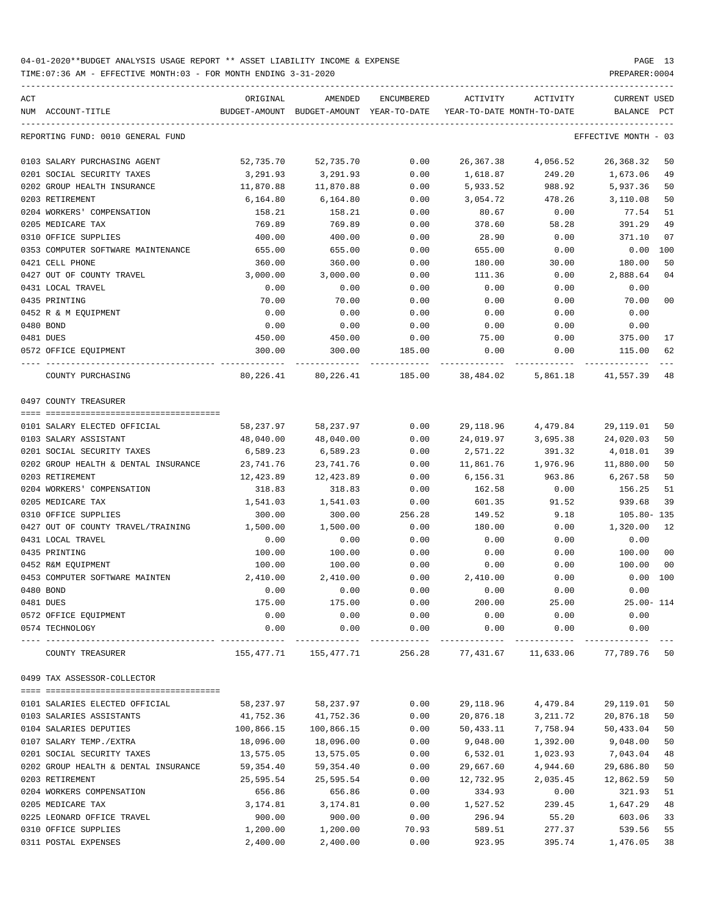04-01-2020**BUDGET ANALYSIS USAGE REPORT ** ASSET LIABILITY INCOME & EXPENSE

TIME:07:36 AM - EFFECTIVE MONTH:03 - FOR MONTH ENDING 3-31-2020

PREPARER:0004

| ACT NUM | ACCOUNT-TITLE | ORIGINAL BUDGET-AMOUNT | AMENDED BUDGET-AMOUNT | ENCUMBERED YEAR-TO-DATE | ACTIVITY YEAR-TO-DATE | ACTIVITY MONTH-TO-DATE | CURRENT BALANCE | USED PCT |
|---|---|---|---|---|---|---|---|---|
| | REPORTING FUND: 0010 GENERAL FUND | | | | | | EFFECTIVE MONTH - 03 | |
| 0103 | SALARY PURCHASING AGENT | 52,735.70 | 52,735.70 | 0.00 | 26,367.38 | 4,056.52 | 26,368.32 | 50 |
| 0201 | SOCIAL SECURITY TAXES | 3,291.93 | 3,291.93 | 0.00 | 1,618.87 | 249.20 | 1,673.06 | 49 |
| 0202 | GROUP HEALTH INSURANCE | 11,870.88 | 11,870.88 | 0.00 | 5,933.52 | 988.92 | 5,937.36 | 50 |
| 0203 | RETIREMENT | 6,164.80 | 6,164.80 | 0.00 | 3,054.72 | 478.26 | 3,110.08 | 50 |
| 0204 | WORKERS' COMPENSATION | 158.21 | 158.21 | 0.00 | 80.67 | 0.00 | 77.54 | 51 |
| 0205 | MEDICARE TAX | 769.89 | 769.89 | 0.00 | 378.60 | 58.28 | 391.29 | 49 |
| 0310 | OFFICE SUPPLIES | 400.00 | 400.00 | 0.00 | 28.90 | 0.00 | 371.10 | 07 |
| 0353 | COMPUTER SOFTWARE MAINTENANCE | 655.00 | 655.00 | 0.00 | 655.00 | 0.00 | 0.00 | 100 |
| 0421 | CELL PHONE | 360.00 | 360.00 | 0.00 | 180.00 | 30.00 | 180.00 | 50 |
| 0427 | OUT OF COUNTY TRAVEL | 3,000.00 | 3,000.00 | 0.00 | 111.36 | 0.00 | 2,888.64 | 04 |
| 0431 | LOCAL TRAVEL | 0.00 | 0.00 | 0.00 | 0.00 | 0.00 | 0.00 | |
| 0435 | PRINTING | 70.00 | 70.00 | 0.00 | 0.00 | 0.00 | 70.00 | 00 |
| 0452 | R & M EQUIPMENT | 0.00 | 0.00 | 0.00 | 0.00 | 0.00 | 0.00 | |
| 0480 | BOND | 0.00 | 0.00 | 0.00 | 0.00 | 0.00 | 0.00 | |
| 0481 | DUES | 450.00 | 450.00 | 0.00 | 75.00 | 0.00 | 375.00 | 17 |
| 0572 | OFFICE EQUIPMENT | 300.00 | 300.00 | 185.00 | 0.00 | 0.00 | 115.00 | 62 |
| | COUNTY PURCHASING | 80,226.41 | 80,226.41 | 185.00 | 38,484.02 | 5,861.18 | 41,557.39 | 48 |
| | 0497 COUNTY TREASURER | | | | | | | |
| 0101 | SALARY ELECTED OFFICIAL | 58,237.97 | 58,237.97 | 0.00 | 29,118.96 | 4,479.84 | 29,119.01 | 50 |
| 0103 | SALARY ASSISTANT | 48,040.00 | 48,040.00 | 0.00 | 24,019.97 | 3,695.38 | 24,020.03 | 50 |
| 0201 | SOCIAL SECURITY TAXES | 6,589.23 | 6,589.23 | 0.00 | 2,571.22 | 391.32 | 4,018.01 | 39 |
| 0202 | GROUP HEALTH & DENTAL INSURANCE | 23,741.76 | 23,741.76 | 0.00 | 11,861.76 | 1,976.96 | 11,880.00 | 50 |
| 0203 | RETIREMENT | 12,423.89 | 12,423.89 | 0.00 | 6,156.31 | 963.86 | 6,267.58 | 50 |
| 0204 | WORKERS' COMPENSATION | 318.83 | 318.83 | 0.00 | 162.58 | 0.00 | 156.25 | 51 |
| 0205 | MEDICARE TAX | 1,541.03 | 1,541.03 | 0.00 | 601.35 | 91.52 | 939.68 | 39 |
| 0310 | OFFICE SUPPLIES | 300.00 | 300.00 | 256.28 | 149.52 | 9.18 | 105.80- | 135 |
| 0427 | OUT OF COUNTY TRAVEL/TRAINING | 1,500.00 | 1,500.00 | 0.00 | 180.00 | 0.00 | 1,320.00 | 12 |
| 0431 | LOCAL TRAVEL | 0.00 | 0.00 | 0.00 | 0.00 | 0.00 | 0.00 | |
| 0435 | PRINTING | 100.00 | 100.00 | 0.00 | 0.00 | 0.00 | 100.00 | 00 |
| 0452 | R&M EQUIPMENT | 100.00 | 100.00 | 0.00 | 0.00 | 0.00 | 100.00 | 00 |
| 0453 | COMPUTER SOFTWARE MAINTEN | 2,410.00 | 2,410.00 | 0.00 | 2,410.00 | 0.00 | 0.00 | 100 |
| 0480 | BOND | 0.00 | 0.00 | 0.00 | 0.00 | 0.00 | 0.00 | |
| 0481 | DUES | 175.00 | 175.00 | 0.00 | 200.00 | 25.00 | 25.00- | 114 |
| 0572 | OFFICE EQUIPMENT | 0.00 | 0.00 | 0.00 | 0.00 | 0.00 | 0.00 | |
| 0574 | TECHNOLOGY | 0.00 | 0.00 | 0.00 | 0.00 | 0.00 | 0.00 | |
| | COUNTY TREASURER | 155,477.71 | 155,477.71 | 256.28 | 77,431.67 | 11,633.06 | 77,789.76 | 50 |
| | 0499 TAX ASSESSOR-COLLECTOR | | | | | | | |
| 0101 | SALARIES ELECTED OFFICIAL | 58,237.97 | 58,237.97 | 0.00 | 29,118.96 | 4,479.84 | 29,119.01 | 50 |
| 0103 | SALARIES ASSISTANTS | 41,752.36 | 41,752.36 | 0.00 | 20,876.18 | 3,211.72 | 20,876.18 | 50 |
| 0104 | SALARIES DEPUTIES | 100,866.15 | 100,866.15 | 0.00 | 50,433.11 | 7,758.94 | 50,433.04 | 50 |
| 0107 | SALARY TEMP./EXTRA | 18,096.00 | 18,096.00 | 0.00 | 9,048.00 | 1,392.00 | 9,048.00 | 50 |
| 0201 | SOCIAL SECURITY TAXES | 13,575.05 | 13,575.05 | 0.00 | 6,532.01 | 1,023.93 | 7,043.04 | 48 |
| 0202 | GROUP HEALTH & DENTAL INSURANCE | 59,354.40 | 59,354.40 | 0.00 | 29,667.60 | 4,944.60 | 29,686.80 | 50 |
| 0203 | RETIREMENT | 25,595.54 | 25,595.54 | 0.00 | 12,732.95 | 2,035.45 | 12,862.59 | 50 |
| 0204 | WORKERS COMPENSATION | 656.86 | 656.86 | 0.00 | 334.93 | 0.00 | 321.93 | 51 |
| 0205 | MEDICARE TAX | 3,174.81 | 3,174.81 | 0.00 | 1,527.52 | 239.45 | 1,647.29 | 48 |
| 0225 | LEONARD OFFICE TRAVEL | 900.00 | 900.00 | 0.00 | 296.94 | 55.20 | 603.06 | 33 |
| 0310 | OFFICE SUPPLIES | 1,200.00 | 1,200.00 | 70.93 | 589.51 | 277.37 | 539.56 | 55 |
| 0311 | POSTAL EXPENSES | 2,400.00 | 2,400.00 | 0.00 | 923.95 | 395.74 | 1,476.05 | 38 |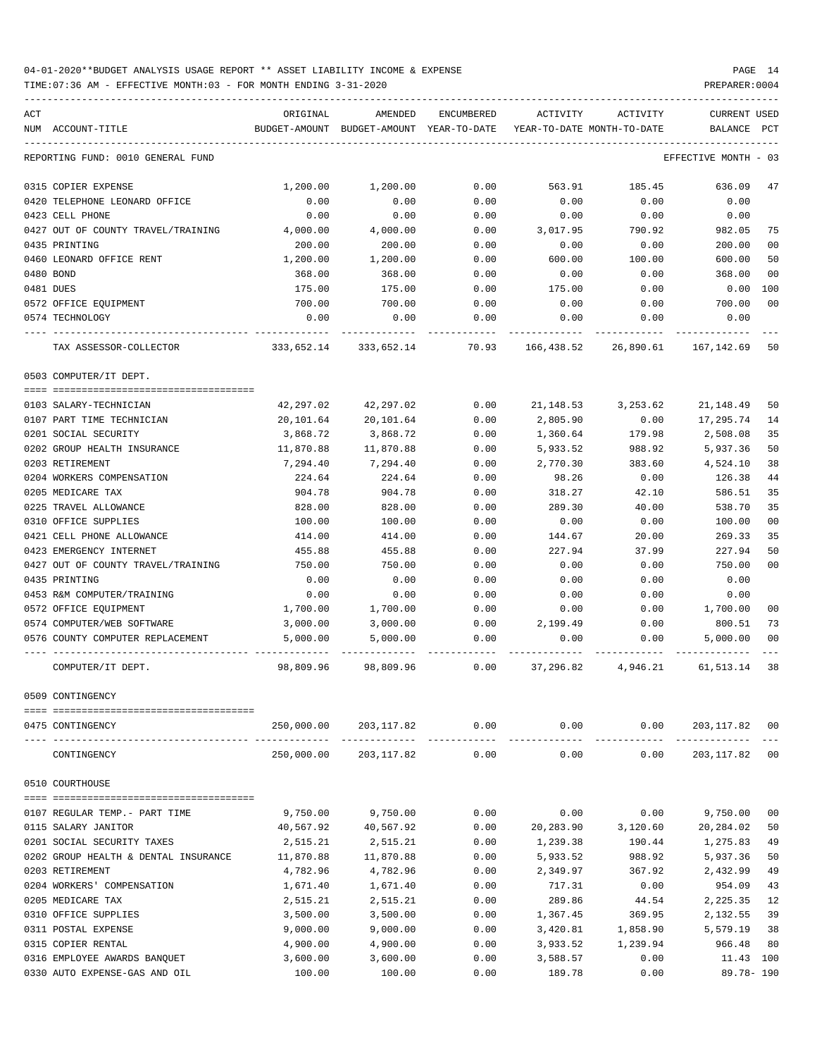04-01-2020**BUDGET ANALYSIS USAGE REPORT ** ASSET LIABILITY INCOME & EXPENSE

TIME:07:36 AM - EFFECTIVE MONTH:03 - FOR MONTH ENDING 3-31-2020

| ACT NUM | ACCOUNT-TITLE | ORIGINAL BUDGET-AMOUNT | AMENDED BUDGET-AMOUNT | ENCUMBERED YEAR-TO-DATE | ACTIVITY YEAR-TO-DATE | ACTIVITY MONTH-TO-DATE | CURRENT BALANCE | USED PCT |
|---|---|---|---|---|---|---|---|---|
| | REPORTING FUND: 0010 GENERAL FUND | | | | | | EFFECTIVE MONTH - 03 | |
| 0315 | COPIER EXPENSE | 1,200.00 | 1,200.00 | 0.00 | 563.91 | 185.45 | 636.09 | 47 |
| 0420 | TELEPHONE LEONARD OFFICE | 0.00 | 0.00 | 0.00 | 0.00 | 0.00 | 0.00 | |
| 0423 | CELL PHONE | 0.00 | 0.00 | 0.00 | 0.00 | 0.00 | 0.00 | |
| 0427 | OUT OF COUNTY TRAVEL/TRAINING | 4,000.00 | 4,000.00 | 0.00 | 3,017.95 | 790.92 | 982.05 | 75 |
| 0435 | PRINTING | 200.00 | 200.00 | 0.00 | 0.00 | 0.00 | 200.00 | 00 |
| 0460 | LEONARD OFFICE RENT | 1,200.00 | 1,200.00 | 0.00 | 600.00 | 100.00 | 600.00 | 50 |
| 0480 | BOND | 368.00 | 368.00 | 0.00 | 0.00 | 0.00 | 368.00 | 00 |
| 0481 | DUES | 175.00 | 175.00 | 0.00 | 175.00 | 0.00 | 0.00 | 100 |
| 0572 | OFFICE EQUIPMENT | 700.00 | 700.00 | 0.00 | 0.00 | 0.00 | 700.00 | 00 |
| 0574 | TECHNOLOGY | 0.00 | 0.00 | 0.00 | 0.00 | 0.00 | 0.00 | |
| | TAX ASSESSOR-COLLECTOR | 333,652.14 | 333,652.14 | 70.93 | 166,438.52 | 26,890.61 | 167,142.69 | 50 |
| | 0503 COMPUTER/IT DEPT. | | | | | | | |
| 0103 | SALARY-TECHNICIAN | 42,297.02 | 42,297.02 | 0.00 | 21,148.53 | 3,253.62 | 21,148.49 | 50 |
| 0107 | PART TIME TECHNICIAN | 20,101.64 | 20,101.64 | 0.00 | 2,805.90 | 0.00 | 17,295.74 | 14 |
| 0201 | SOCIAL SECURITY | 3,868.72 | 3,868.72 | 0.00 | 1,360.64 | 179.98 | 2,508.08 | 35 |
| 0202 | GROUP HEALTH INSURANCE | 11,870.88 | 11,870.88 | 0.00 | 5,933.52 | 988.92 | 5,937.36 | 50 |
| 0203 | RETIREMENT | 7,294.40 | 7,294.40 | 0.00 | 2,770.30 | 383.60 | 4,524.10 | 38 |
| 0204 | WORKERS COMPENSATION | 224.64 | 224.64 | 0.00 | 98.26 | 0.00 | 126.38 | 44 |
| 0205 | MEDICARE TAX | 904.78 | 904.78 | 0.00 | 318.27 | 42.10 | 586.51 | 35 |
| 0225 | TRAVEL ALLOWANCE | 828.00 | 828.00 | 0.00 | 289.30 | 40.00 | 538.70 | 35 |
| 0310 | OFFICE SUPPLIES | 100.00 | 100.00 | 0.00 | 0.00 | 0.00 | 100.00 | 00 |
| 0421 | CELL PHONE ALLOWANCE | 414.00 | 414.00 | 0.00 | 144.67 | 20.00 | 269.33 | 35 |
| 0423 | EMERGENCY INTERNET | 455.88 | 455.88 | 0.00 | 227.94 | 37.99 | 227.94 | 50 |
| 0427 | OUT OF COUNTY TRAVEL/TRAINING | 750.00 | 750.00 | 0.00 | 0.00 | 0.00 | 750.00 | 00 |
| 0435 | PRINTING | 0.00 | 0.00 | 0.00 | 0.00 | 0.00 | 0.00 | |
| 0453 | R&M COMPUTER/TRAINING | 0.00 | 0.00 | 0.00 | 0.00 | 0.00 | 0.00 | |
| 0572 | OFFICE EQUIPMENT | 1,700.00 | 1,700.00 | 0.00 | 0.00 | 0.00 | 1,700.00 | 00 |
| 0574 | COMPUTER/WEB SOFTWARE | 3,000.00 | 3,000.00 | 0.00 | 2,199.49 | 0.00 | 800.51 | 73 |
| 0576 | COUNTY COMPUTER REPLACEMENT | 5,000.00 | 5,000.00 | 0.00 | 0.00 | 0.00 | 5,000.00 | 00 |
| | COMPUTER/IT DEPT. | 98,809.96 | 98,809.96 | 0.00 | 37,296.82 | 4,946.21 | 61,513.14 | 38 |
| | 0509 CONTINGENCY | | | | | | | |
| 0475 | CONTINGENCY | 250,000.00 | 203,117.82 | 0.00 | 0.00 | 0.00 | 203,117.82 | 00 |
| | CONTINGENCY | 250,000.00 | 203,117.82 | 0.00 | 0.00 | 0.00 | 203,117.82 | 00 |
| | 0510 COURTHOUSE | | | | | | | |
| 0107 | REGULAR TEMP.- PART TIME | 9,750.00 | 9,750.00 | 0.00 | 0.00 | 0.00 | 9,750.00 | 00 |
| 0115 | SALARY JANITOR | 40,567.92 | 40,567.92 | 0.00 | 20,283.90 | 3,120.60 | 20,284.02 | 50 |
| 0201 | SOCIAL SECURITY TAXES | 2,515.21 | 2,515.21 | 0.00 | 1,239.38 | 190.44 | 1,275.83 | 49 |
| 0202 | GROUP HEALTH & DENTAL INSURANCE | 11,870.88 | 11,870.88 | 0.00 | 5,933.52 | 988.92 | 5,937.36 | 50 |
| 0203 | RETIREMENT | 4,782.96 | 4,782.96 | 0.00 | 2,349.97 | 367.92 | 2,432.99 | 49 |
| 0204 | WORKERS' COMPENSATION | 1,671.40 | 1,671.40 | 0.00 | 717.31 | 0.00 | 954.09 | 43 |
| 0205 | MEDICARE TAX | 2,515.21 | 2,515.21 | 0.00 | 289.86 | 44.54 | 2,225.35 | 12 |
| 0310 | OFFICE SUPPLIES | 3,500.00 | 3,500.00 | 0.00 | 1,367.45 | 369.95 | 2,132.55 | 39 |
| 0311 | POSTAL EXPENSE | 9,000.00 | 9,000.00 | 0.00 | 3,420.81 | 1,858.90 | 5,579.19 | 38 |
| 0315 | COPIER RENTAL | 4,900.00 | 4,900.00 | 0.00 | 3,933.52 | 1,239.94 | 966.48 | 80 |
| 0316 | EMPLOYEE AWARDS BANQUET | 3,600.00 | 3,600.00 | 0.00 | 3,588.57 | 0.00 | 11.43 | 100 |
| 0330 | AUTO EXPENSE-GAS AND OIL | 100.00 | 100.00 | 0.00 | 189.78 | 0.00 | 89.78- | 190 |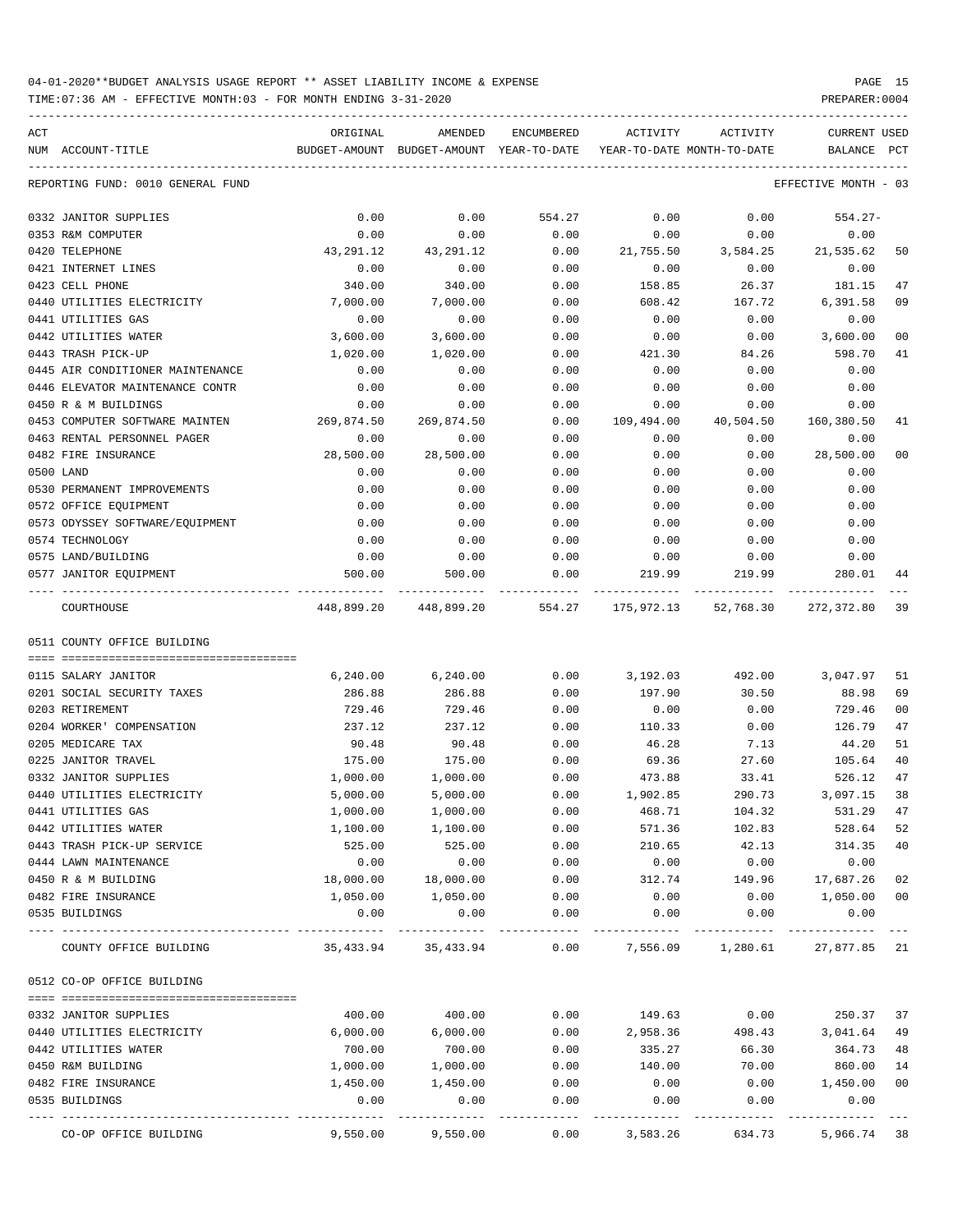04-01-2020**BUDGET ANALYSIS USAGE REPORT ** ASSET LIABILITY INCOME & EXPENSE

TIME:07:36 AM - EFFECTIVE MONTH:03 - FOR MONTH ENDING 3-31-2020

PREPARER:0004

| ACT NUM | ACCOUNT-TITLE | ORIGINAL BUDGET-AMOUNT | AMENDED BUDGET-AMOUNT | ENCUMBERED YEAR-TO-DATE | ACTIVITY YEAR-TO-DATE | ACTIVITY MONTH-TO-DATE | CURRENT USED BALANCE | PCT |
|---|---|---|---|---|---|---|---|---|
| REPORTING FUND: 0010 GENERAL FUND | | | | | | | EFFECTIVE MONTH - 03 | |
| 0332 | JANITOR SUPPLIES | 0.00 | 0.00 | 554.27 | 0.00 | 0.00 | 554.27- | |
| 0353 | R&M COMPUTER | 0.00 | 0.00 | 0.00 | 0.00 | 0.00 | 0.00 | |
| 0420 | TELEPHONE | 43,291.12 | 43,291.12 | 0.00 | 21,755.50 | 3,584.25 | 21,535.62 | 50 |
| 0421 | INTERNET LINES | 0.00 | 0.00 | 0.00 | 0.00 | 0.00 | 0.00 | |
| 0423 | CELL PHONE | 340.00 | 340.00 | 0.00 | 158.85 | 26.37 | 181.15 | 47 |
| 0440 | UTILITIES ELECTRICITY | 7,000.00 | 7,000.00 | 0.00 | 608.42 | 167.72 | 6,391.58 | 09 |
| 0441 | UTILITIES GAS | 0.00 | 0.00 | 0.00 | 0.00 | 0.00 | 0.00 | |
| 0442 | UTILITIES WATER | 3,600.00 | 3,600.00 | 0.00 | 0.00 | 0.00 | 3,600.00 | 00 |
| 0443 | TRASH PICK-UP | 1,020.00 | 1,020.00 | 0.00 | 421.30 | 84.26 | 598.70 | 41 |
| 0445 | AIR CONDITIONER MAINTENANCE | 0.00 | 0.00 | 0.00 | 0.00 | 0.00 | 0.00 | |
| 0446 | ELEVATOR MAINTENANCE CONTR | 0.00 | 0.00 | 0.00 | 0.00 | 0.00 | 0.00 | |
| 0450 | R & M BUILDINGS | 0.00 | 0.00 | 0.00 | 0.00 | 0.00 | 0.00 | |
| 0453 | COMPUTER SOFTWARE MAINTEN | 269,874.50 | 269,874.50 | 0.00 | 109,494.00 | 40,504.50 | 160,380.50 | 41 |
| 0463 | RENTAL PERSONNEL PAGER | 0.00 | 0.00 | 0.00 | 0.00 | 0.00 | 0.00 | |
| 0482 | FIRE INSURANCE | 28,500.00 | 28,500.00 | 0.00 | 0.00 | 0.00 | 28,500.00 | 00 |
| 0500 | LAND | 0.00 | 0.00 | 0.00 | 0.00 | 0.00 | 0.00 | |
| 0530 | PERMANENT IMPROVEMENTS | 0.00 | 0.00 | 0.00 | 0.00 | 0.00 | 0.00 | |
| 0572 | OFFICE EQUIPMENT | 0.00 | 0.00 | 0.00 | 0.00 | 0.00 | 0.00 | |
| 0573 | ODYSSEY SOFTWARE/EQUIPMENT | 0.00 | 0.00 | 0.00 | 0.00 | 0.00 | 0.00 | |
| 0574 | TECHNOLOGY | 0.00 | 0.00 | 0.00 | 0.00 | 0.00 | 0.00 | |
| 0575 | LAND/BUILDING | 0.00 | 0.00 | 0.00 | 0.00 | 0.00 | 0.00 | |
| 0577 | JANITOR EQUIPMENT | 500.00 | 500.00 | 0.00 | 219.99 | 219.99 | 280.01 | 44 |
| | COURTHOUSE | 448,899.20 | 448,899.20 | 554.27 | 175,972.13 | 52,768.30 | 272,372.80 | 39 |
| | 0511 COUNTY OFFICE BUILDING | | | | | | | |
| 0115 | SALARY JANITOR | 6,240.00 | 6,240.00 | 0.00 | 3,192.03 | 492.00 | 3,047.97 | 51 |
| 0201 | SOCIAL SECURITY TAXES | 286.88 | 286.88 | 0.00 | 197.90 | 30.50 | 88.98 | 69 |
| 0203 | RETIREMENT | 729.46 | 729.46 | 0.00 | 0.00 | 0.00 | 729.46 | 00 |
| 0204 | WORKER' COMPENSATION | 237.12 | 237.12 | 0.00 | 110.33 | 0.00 | 126.79 | 47 |
| 0205 | MEDICARE TAX | 90.48 | 90.48 | 0.00 | 46.28 | 7.13 | 44.20 | 51 |
| 0225 | JANITOR TRAVEL | 175.00 | 175.00 | 0.00 | 69.36 | 27.60 | 105.64 | 40 |
| 0332 | JANITOR SUPPLIES | 1,000.00 | 1,000.00 | 0.00 | 473.88 | 33.41 | 526.12 | 47 |
| 0440 | UTILITIES ELECTRICITY | 5,000.00 | 5,000.00 | 0.00 | 1,902.85 | 290.73 | 3,097.15 | 38 |
| 0441 | UTILITIES GAS | 1,000.00 | 1,000.00 | 0.00 | 468.71 | 104.32 | 531.29 | 47 |
| 0442 | UTILITIES WATER | 1,100.00 | 1,100.00 | 0.00 | 571.36 | 102.83 | 528.64 | 52 |
| 0443 | TRASH PICK-UP SERVICE | 525.00 | 525.00 | 0.00 | 210.65 | 42.13 | 314.35 | 40 |
| 0444 | LAWN MAINTENANCE | 0.00 | 0.00 | 0.00 | 0.00 | 0.00 | 0.00 | |
| 0450 | R & M BUILDING | 18,000.00 | 18,000.00 | 0.00 | 312.74 | 149.96 | 17,687.26 | 02 |
| 0482 | FIRE INSURANCE | 1,050.00 | 1,050.00 | 0.00 | 0.00 | 0.00 | 1,050.00 | 00 |
| 0535 | BUILDINGS | 0.00 | 0.00 | 0.00 | 0.00 | 0.00 | 0.00 | |
| | COUNTY OFFICE BUILDING | 35,433.94 | 35,433.94 | 0.00 | 7,556.09 | 1,280.61 | 27,877.85 | 21 |
| | 0512 CO-OP OFFICE BUILDING | | | | | | | |
| 0332 | JANITOR SUPPLIES | 400.00 | 400.00 | 0.00 | 149.63 | 0.00 | 250.37 | 37 |
| 0440 | UTILITIES ELECTRICITY | 6,000.00 | 6,000.00 | 0.00 | 2,958.36 | 498.43 | 3,041.64 | 49 |
| 0442 | UTILITIES WATER | 700.00 | 700.00 | 0.00 | 335.27 | 66.30 | 364.73 | 48 |
| 0450 | R&M BUILDING | 1,000.00 | 1,000.00 | 0.00 | 140.00 | 70.00 | 860.00 | 14 |
| 0482 | FIRE INSURANCE | 1,450.00 | 1,450.00 | 0.00 | 0.00 | 0.00 | 1,450.00 | 00 |
| 0535 | BUILDINGS | 0.00 | 0.00 | 0.00 | 0.00 | 0.00 | 0.00 | |
| | CO-OP OFFICE BUILDING | 9,550.00 | 9,550.00 | 0.00 | 3,583.26 | 634.73 | 5,966.74 | 38 |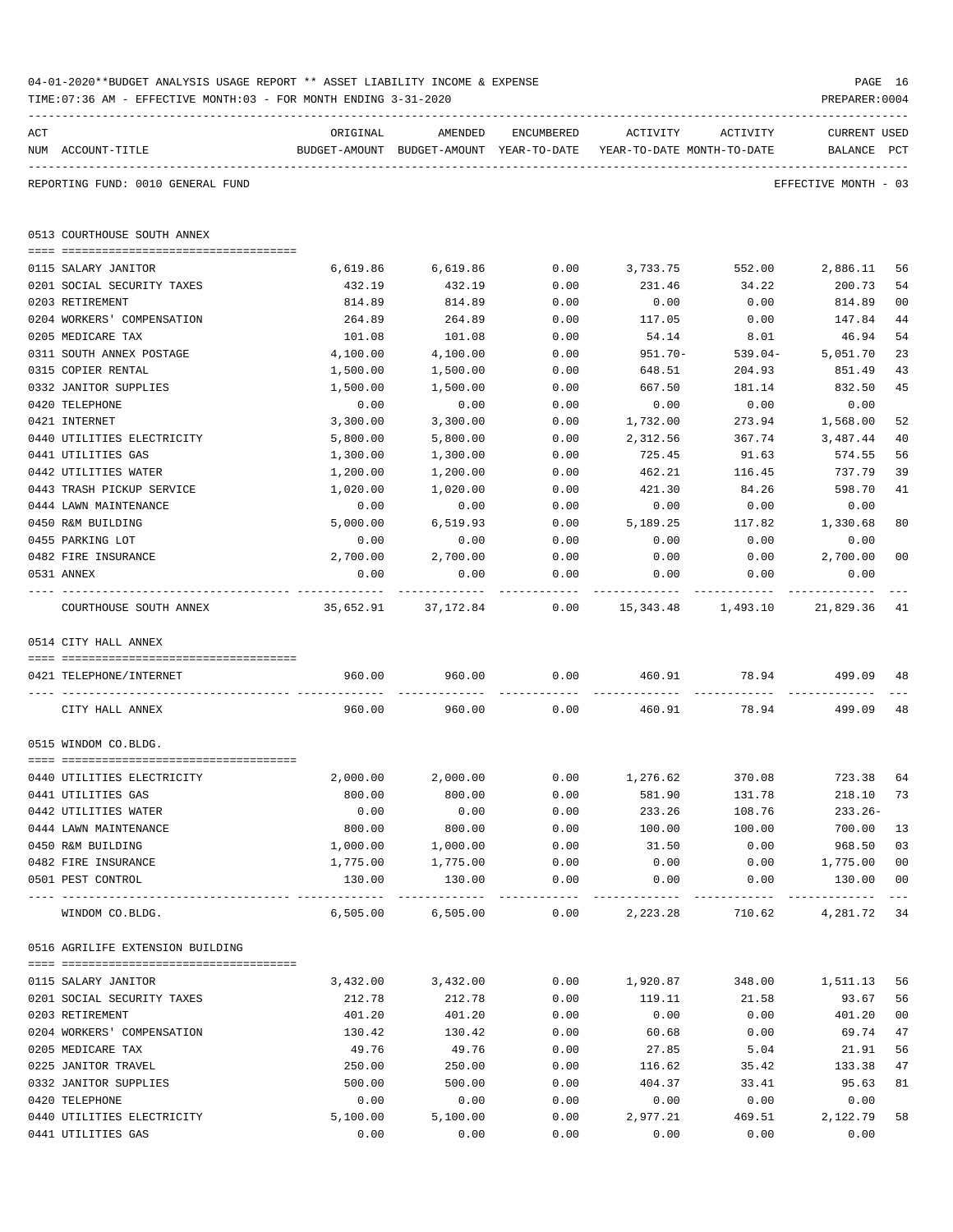04-01-2020**BUDGET ANALYSIS USAGE REPORT ** ASSET LIABILITY INCOME & EXPENSE

TIME:07:36 AM - EFFECTIVE MONTH:03 - FOR MONTH ENDING 3-31-2020

PREPARER:0004

REPORTING FUND: 0010 GENERAL FUND

EFFECTIVE MONTH - 03

## 0513 COURTHOUSE SOUTH ANNEX

| ACT NUM | ACCOUNT-TITLE | ORIGINAL BUDGET-AMOUNT | AMENDED BUDGET-AMOUNT | ENCUMBERED YEAR-TO-DATE | ACTIVITY YEAR-TO-DATE | ACTIVITY MONTH-TO-DATE | CURRENT BALANCE | USED PCT |
|---|---|---|---|---|---|---|---|---|
| 0115 | SALARY JANITOR | 6,619.86 | 6,619.86 | 0.00 | 3,733.75 | 552.00 | 2,886.11 | 56 |
| 0201 | SOCIAL SECURITY TAXES | 432.19 | 432.19 | 0.00 | 231.46 | 34.22 | 200.73 | 54 |
| 0203 | RETIREMENT | 814.89 | 814.89 | 0.00 | 0.00 | 0.00 | 814.89 | 00 |
| 0204 | WORKERS' COMPENSATION | 264.89 | 264.89 | 0.00 | 117.05 | 0.00 | 147.84 | 44 |
| 0205 | MEDICARE TAX | 101.08 | 101.08 | 0.00 | 54.14 | 8.01 | 46.94 | 54 |
| 0311 | SOUTH ANNEX POSTAGE | 4,100.00 | 4,100.00 | 0.00 | 951.70- | 539.04- | 5,051.70 | 23 |
| 0315 | COPIER RENTAL | 1,500.00 | 1,500.00 | 0.00 | 648.51 | 204.93 | 851.49 | 43 |
| 0332 | JANITOR SUPPLIES | 1,500.00 | 1,500.00 | 0.00 | 667.50 | 181.14 | 832.50 | 45 |
| 0420 | TELEPHONE | 0.00 | 0.00 | 0.00 | 0.00 | 0.00 | 0.00 | |
| 0421 | INTERNET | 3,300.00 | 3,300.00 | 0.00 | 1,732.00 | 273.94 | 1,568.00 | 52 |
| 0440 | UTILITIES ELECTRICITY | 5,800.00 | 5,800.00 | 0.00 | 2,312.56 | 367.74 | 3,487.44 | 40 |
| 0441 | UTILITIES GAS | 1,300.00 | 1,300.00 | 0.00 | 725.45 | 91.63 | 574.55 | 56 |
| 0442 | UTILITIES WATER | 1,200.00 | 1,200.00 | 0.00 | 462.21 | 116.45 | 737.79 | 39 |
| 0443 | TRASH PICKUP SERVICE | 1,020.00 | 1,020.00 | 0.00 | 421.30 | 84.26 | 598.70 | 41 |
| 0444 | LAWN MAINTENANCE | 0.00 | 0.00 | 0.00 | 0.00 | 0.00 | 0.00 | |
| 0450 | R&M BUILDING | 5,000.00 | 6,519.93 | 0.00 | 5,189.25 | 117.82 | 1,330.68 | 80 |
| 0455 | PARKING LOT | 0.00 | 0.00 | 0.00 | 0.00 | 0.00 | 0.00 | |
| 0482 | FIRE INSURANCE | 2,700.00 | 2,700.00 | 0.00 | 0.00 | 0.00 | 2,700.00 | 00 |
| 0531 | ANNEX | 0.00 | 0.00 | 0.00 | 0.00 | 0.00 | 0.00 | |
| | COURTHOUSE SOUTH ANNEX | 35,652.91 | 37,172.84 | 0.00 | 15,343.48 | 1,493.10 | 21,829.36 | 41 |

## 0514 CITY HALL ANNEX

| ACT NUM | ACCOUNT-TITLE | ORIGINAL BUDGET-AMOUNT | AMENDED BUDGET-AMOUNT | ENCUMBERED YEAR-TO-DATE | ACTIVITY YEAR-TO-DATE | ACTIVITY MONTH-TO-DATE | CURRENT BALANCE | USED PCT |
|---|---|---|---|---|---|---|---|---|
| 0421 | TELEPHONE/INTERNET | 960.00 | 960.00 | 0.00 | 460.91 | 78.94 | 499.09 | 48 |
| | CITY HALL ANNEX | 960.00 | 960.00 | 0.00 | 460.91 | 78.94 | 499.09 | 48 |

## 0515 WINDOM CO.BLDG.

| ACT NUM | ACCOUNT-TITLE | ORIGINAL BUDGET-AMOUNT | AMENDED BUDGET-AMOUNT | ENCUMBERED YEAR-TO-DATE | ACTIVITY YEAR-TO-DATE | ACTIVITY MONTH-TO-DATE | CURRENT BALANCE | USED PCT |
|---|---|---|---|---|---|---|---|---|
| 0440 | UTILITIES ELECTRICITY | 2,000.00 | 2,000.00 | 0.00 | 1,276.62 | 370.08 | 723.38 | 64 |
| 0441 | UTILITIES GAS | 800.00 | 800.00 | 0.00 | 581.90 | 131.78 | 218.10 | 73 |
| 0442 | UTILITIES WATER | 0.00 | 0.00 | 0.00 | 233.26 | 108.76 | 233.26- | |
| 0444 | LAWN MAINTENANCE | 800.00 | 800.00 | 0.00 | 100.00 | 100.00 | 700.00 | 13 |
| 0450 | R&M BUILDING | 1,000.00 | 1,000.00 | 0.00 | 31.50 | 0.00 | 968.50 | 03 |
| 0482 | FIRE INSURANCE | 1,775.00 | 1,775.00 | 0.00 | 0.00 | 0.00 | 1,775.00 | 00 |
| 0501 | PEST CONTROL | 130.00 | 130.00 | 0.00 | 0.00 | 0.00 | 130.00 | 00 |
| | WINDOM CO.BLDG. | 6,505.00 | 6,505.00 | 0.00 | 2,223.28 | 710.62 | 4,281.72 | 34 |

## 0516 AGRILIFE EXTENSION BUILDING

| ACT NUM | ACCOUNT-TITLE | ORIGINAL BUDGET-AMOUNT | AMENDED BUDGET-AMOUNT | ENCUMBERED YEAR-TO-DATE | ACTIVITY YEAR-TO-DATE | ACTIVITY MONTH-TO-DATE | CURRENT BALANCE | USED PCT |
|---|---|---|---|---|---|---|---|---|
| 0115 | SALARY JANITOR | 3,432.00 | 3,432.00 | 0.00 | 1,920.87 | 348.00 | 1,511.13 | 56 |
| 0201 | SOCIAL SECURITY TAXES | 212.78 | 212.78 | 0.00 | 119.11 | 21.58 | 93.67 | 56 |
| 0203 | RETIREMENT | 401.20 | 401.20 | 0.00 | 0.00 | 0.00 | 401.20 | 00 |
| 0204 | WORKERS' COMPENSATION | 130.42 | 130.42 | 0.00 | 60.68 | 0.00 | 69.74 | 47 |
| 0205 | MEDICARE TAX | 49.76 | 49.76 | 0.00 | 27.85 | 5.04 | 21.91 | 56 |
| 0225 | JANITOR TRAVEL | 250.00 | 250.00 | 0.00 | 116.62 | 35.42 | 133.38 | 47 |
| 0332 | JANITOR SUPPLIES | 500.00 | 500.00 | 0.00 | 404.37 | 33.41 | 95.63 | 81 |
| 0420 | TELEPHONE | 0.00 | 0.00 | 0.00 | 0.00 | 0.00 | 0.00 | |
| 0440 | UTILITIES ELECTRICITY | 5,100.00 | 5,100.00 | 0.00 | 2,977.21 | 469.51 | 2,122.79 | 58 |
| 0441 | UTILITIES GAS | 0.00 | 0.00 | 0.00 | 0.00 | 0.00 | 0.00 | |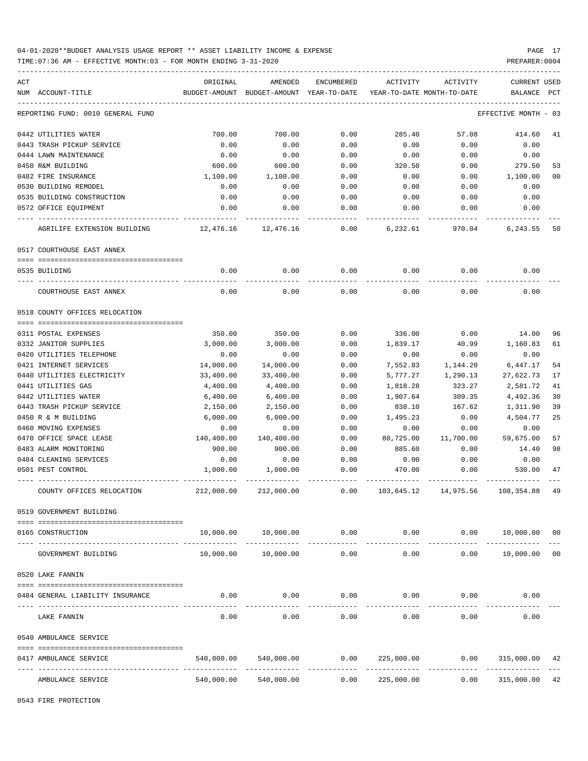04-01-2020**BUDGET ANALYSIS USAGE REPORT ** ASSET LIABILITY INCOME & EXPENSE

TIME:07:36 AM - EFFECTIVE MONTH:03 - FOR MONTH ENDING 3-31-2020

PREPARER:0004

REPORTING FUND: 0010 GENERAL FUND — EFFECTIVE MONTH - 03

| ACT NUM | ACCOUNT-TITLE | ORIGINAL BUDGET-AMOUNT | AMENDED BUDGET-AMOUNT | ENCUMBERED YEAR-TO-DATE | ACTIVITY YEAR-TO-DATE | ACTIVITY MONTH-TO-DATE | CURRENT BALANCE | USED PCT |
|---|---|---|---|---|---|---|---|---|
| 0442 | UTILITIES WATER | 700.00 | 700.00 | 0.00 | 285.40 | 57.08 | 414.60 | 41 |
| 0443 | TRASH PICKUP SERVICE | 0.00 | 0.00 | 0.00 | 0.00 | 0.00 | 0.00 | |
| 0444 | LAWN MAINTENANCE | 0.00 | 0.00 | 0.00 | 0.00 | 0.00 | 0.00 | |
| 0450 | R&M BUILDING | 600.00 | 600.00 | 0.00 | 320.50 | 0.00 | 279.50 | 53 |
| 0482 | FIRE INSURANCE | 1,100.00 | 1,100.00 | 0.00 | 0.00 | 0.00 | 1,100.00 | 00 |
| 0530 | BUILDING REMODEL | 0.00 | 0.00 | 0.00 | 0.00 | 0.00 | 0.00 | |
| 0535 | BUILDING CONSTRUCTION | 0.00 | 0.00 | 0.00 | 0.00 | 0.00 | 0.00 | |
| 0572 | OFFICE EQUIPMENT | 0.00 | 0.00 | 0.00 | 0.00 | 0.00 | 0.00 | |
| | AGRILIFE EXTENSION BUILDING | 12,476.16 | 12,476.16 | 0.00 | 6,232.61 | 970.04 | 6,243.55 | 50 |
| | **0517 COURTHOUSE EAST ANNEX** | | | | | | | |
| 0535 | BUILDING | 0.00 | 0.00 | 0.00 | 0.00 | 0.00 | 0.00 | |
| | COURTHOUSE EAST ANNEX | 0.00 | 0.00 | 0.00 | 0.00 | 0.00 | 0.00 | |
| | **0518 COUNTY OFFICES RELOCATION** | | | | | | | |
| 0311 | POSTAL EXPENSES | 350.00 | 350.00 | 0.00 | 336.00 | 0.00 | 14.00 | 96 |
| 0332 | JANITOR SUPPLIES | 3,000.00 | 3,000.00 | 0.00 | 1,839.17 | 40.99 | 1,160.83 | 61 |
| 0420 | UTILITIES TELEPHONE | 0.00 | 0.00 | 0.00 | 0.00 | 0.00 | 0.00 | |
| 0421 | INTERNET SERVICES | 14,000.00 | 14,000.00 | 0.00 | 7,552.83 | 1,144.20 | 6,447.17 | 54 |
| 0440 | UTILITIES ELECTRICITY | 33,400.00 | 33,400.00 | 0.00 | 5,777.27 | 1,290.13 | 27,622.73 | 17 |
| 0441 | UTILITIES GAS | 4,400.00 | 4,400.00 | 0.00 | 1,818.28 | 323.27 | 2,581.72 | 41 |
| 0442 | UTILITIES WATER | 6,400.00 | 6,400.00 | 0.00 | 1,907.64 | 309.35 | 4,492.36 | 30 |
| 0443 | TRASH PICKUP SERVICE | 2,150.00 | 2,150.00 | 0.00 | 838.10 | 167.62 | 1,311.90 | 39 |
| 0450 | R & M BUILDING | 6,000.00 | 6,000.00 | 0.00 | 1,495.23 | 0.00 | 4,504.77 | 25 |
| 0460 | MOVING EXPENSES | 0.00 | 0.00 | 0.00 | 0.00 | 0.00 | 0.00 | |
| 0470 | OFFICE SPACE LEASE | 140,400.00 | 140,400.00 | 0.00 | 80,725.00 | 11,700.00 | 59,675.00 | 57 |
| 0483 | ALARM MONITORING | 900.00 | 900.00 | 0.00 | 885.60 | 0.00 | 14.40 | 98 |
| 0484 | CLEANING SERVICES | 0.00 | 0.00 | 0.00 | 0.00 | 0.00 | 0.00 | |
| 0501 | PEST CONTROL | 1,000.00 | 1,000.00 | 0.00 | 470.00 | 0.00 | 530.00 | 47 |
| | COUNTY OFFICES RELOCATION | 212,000.00 | 212,000.00 | 0.00 | 103,645.12 | 14,975.56 | 108,354.88 | 49 |
| | **0519 GOVERNMENT BUILDING** | | | | | | | |
| 0165 | CONSTRUCTION | 10,000.00 | 10,000.00 | 0.00 | 0.00 | 0.00 | 10,000.00 | 00 |
| | GOVERNMENT BUILDING | 10,000.00 | 10,000.00 | 0.00 | 0.00 | 0.00 | 10,000.00 | 00 |
| | **0520 LAKE FANNIN** | | | | | | | |
| 0484 | GENERAL LIABILITY INSURANCE | 0.00 | 0.00 | 0.00 | 0.00 | 0.00 | 0.00 | |
| | LAKE FANNIN | 0.00 | 0.00 | 0.00 | 0.00 | 0.00 | 0.00 | |
| | **0540 AMBULANCE SERVICE** | | | | | | | |
| 0417 | AMBULANCE SERVICE | 540,000.00 | 540,000.00 | 0.00 | 225,000.00 | 0.00 | 315,000.00 | 42 |
| | AMBULANCE SERVICE | 540,000.00 | 540,000.00 | 0.00 | 225,000.00 | 0.00 | 315,000.00 | 42 |

0543 FIRE PROTECTION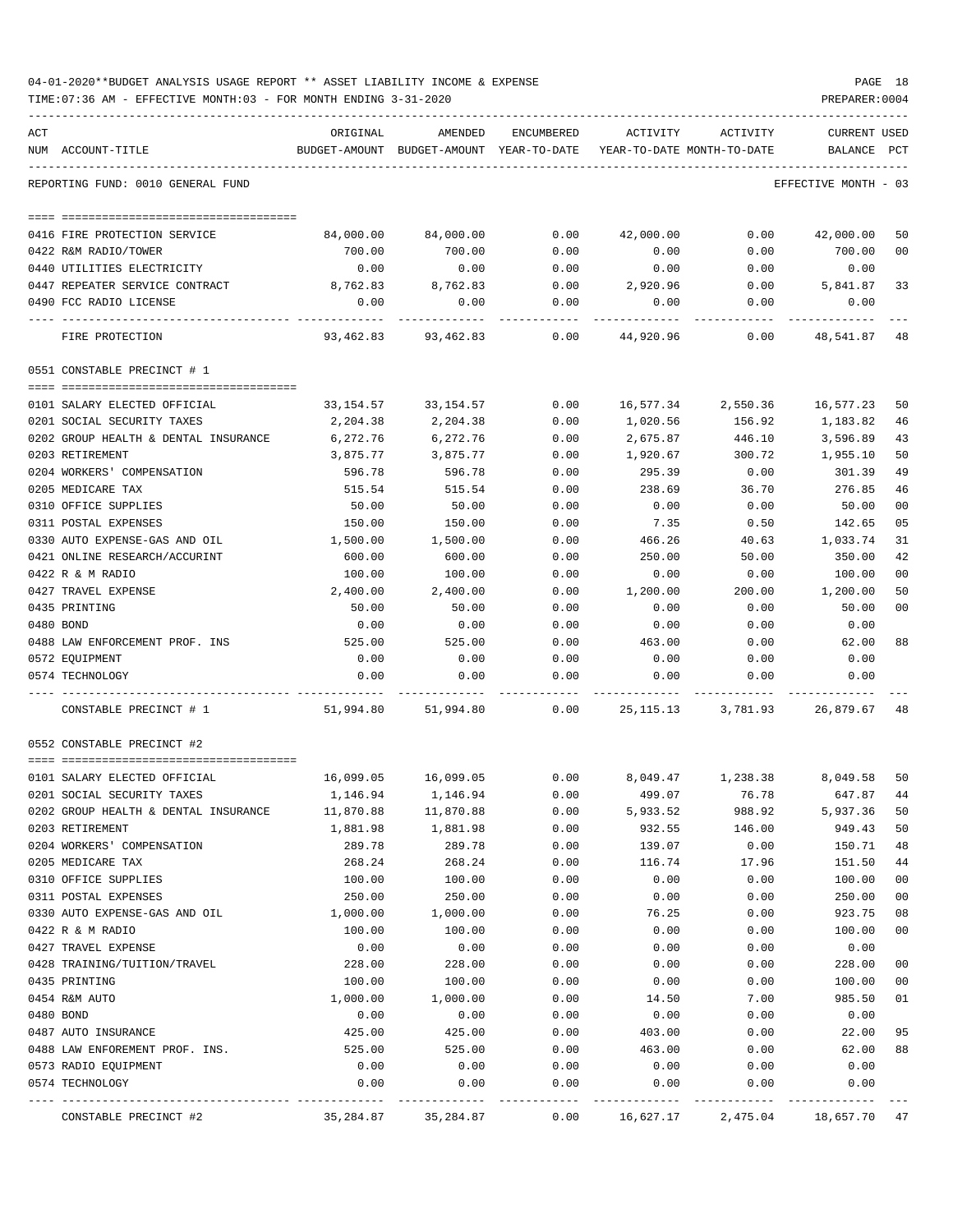04-01-2020**BUDGET ANALYSIS USAGE REPORT ** ASSET LIABILITY INCOME & EXPENSE

TIME:07:36 AM - EFFECTIVE MONTH:03 - FOR MONTH ENDING 3-31-2020

REPORTING FUND: 0010 GENERAL FUND — EFFECTIVE MONTH - 03

| ACT NUM | ACCOUNT-TITLE | ORIGINAL BUDGET-AMOUNT | AMENDED BUDGET-AMOUNT | ENCUMBERED YEAR-TO-DATE | ACTIVITY YEAR-TO-DATE | ACTIVITY MONTH-TO-DATE | CURRENT BALANCE | USED PCT |
|---|---|---|---|---|---|---|---|---|
| 0416 | FIRE PROTECTION SERVICE | 84,000.00 | 84,000.00 | 0.00 | 42,000.00 | 0.00 | 42,000.00 | 50 |
| 0422 | R&M RADIO/TOWER | 700.00 | 700.00 | 0.00 | 0.00 | 0.00 | 700.00 | 00 |
| 0440 | UTILITIES ELECTRICITY | 0.00 | 0.00 | 0.00 | 0.00 | 0.00 | 0.00 | |
| 0447 | REPEATER SERVICE CONTRACT | 8,762.83 | 8,762.83 | 0.00 | 2,920.96 | 0.00 | 5,841.87 | 33 |
| 0490 | FCC RADIO LICENSE | 0.00 | 0.00 | 0.00 | 0.00 | 0.00 | 0.00 | |
| | FIRE PROTECTION | 93,462.83 | 93,462.83 | 0.00 | 44,920.96 | 0.00 | 48,541.87 | 48 |

0551 CONSTABLE PRECINCT # 1

| ACT NUM | ACCOUNT-TITLE | ORIGINAL BUDGET-AMOUNT | AMENDED BUDGET-AMOUNT | ENCUMBERED YEAR-TO-DATE | ACTIVITY YEAR-TO-DATE | ACTIVITY MONTH-TO-DATE | CURRENT BALANCE | USED PCT |
|---|---|---|---|---|---|---|---|---|
| 0101 | SALARY ELECTED OFFICIAL | 33,154.57 | 33,154.57 | 0.00 | 16,577.34 | 2,550.36 | 16,577.23 | 50 |
| 0201 | SOCIAL SECURITY TAXES | 2,204.38 | 2,204.38 | 0.00 | 1,020.56 | 156.92 | 1,183.82 | 46 |
| 0202 | GROUP HEALTH & DENTAL INSURANCE | 6,272.76 | 6,272.76 | 0.00 | 2,675.87 | 446.10 | 3,596.89 | 43 |
| 0203 | RETIREMENT | 3,875.77 | 3,875.77 | 0.00 | 1,920.67 | 300.72 | 1,955.10 | 50 |
| 0204 | WORKERS' COMPENSATION | 596.78 | 596.78 | 0.00 | 295.39 | 0.00 | 301.39 | 49 |
| 0205 | MEDICARE TAX | 515.54 | 515.54 | 0.00 | 238.69 | 36.70 | 276.85 | 46 |
| 0310 | OFFICE SUPPLIES | 50.00 | 50.00 | 0.00 | 0.00 | 0.00 | 50.00 | 00 |
| 0311 | POSTAL EXPENSES | 150.00 | 150.00 | 0.00 | 7.35 | 0.50 | 142.65 | 05 |
| 0330 | AUTO EXPENSE-GAS AND OIL | 1,500.00 | 1,500.00 | 0.00 | 466.26 | 40.63 | 1,033.74 | 31 |
| 0421 | ONLINE RESEARCH/ACCURINT | 600.00 | 600.00 | 0.00 | 250.00 | 50.00 | 350.00 | 42 |
| 0422 | R & M RADIO | 100.00 | 100.00 | 0.00 | 0.00 | 0.00 | 100.00 | 00 |
| 0427 | TRAVEL EXPENSE | 2,400.00 | 2,400.00 | 0.00 | 1,200.00 | 200.00 | 1,200.00 | 50 |
| 0435 | PRINTING | 50.00 | 50.00 | 0.00 | 0.00 | 0.00 | 50.00 | 00 |
| 0480 | BOND | 0.00 | 0.00 | 0.00 | 0.00 | 0.00 | 0.00 | |
| 0488 | LAW ENFORCEMENT PROF. INS | 525.00 | 525.00 | 0.00 | 463.00 | 0.00 | 62.00 | 88 |
| 0572 | EQUIPMENT | 0.00 | 0.00 | 0.00 | 0.00 | 0.00 | 0.00 | |
| 0574 | TECHNOLOGY | 0.00 | 0.00 | 0.00 | 0.00 | 0.00 | 0.00 | |
| | CONSTABLE PRECINCT # 1 | 51,994.80 | 51,994.80 | 0.00 | 25,115.13 | 3,781.93 | 26,879.67 | 48 |

0552 CONSTABLE PRECINCT #2

| ACT NUM | ACCOUNT-TITLE | ORIGINAL BUDGET-AMOUNT | AMENDED BUDGET-AMOUNT | ENCUMBERED YEAR-TO-DATE | ACTIVITY YEAR-TO-DATE | ACTIVITY MONTH-TO-DATE | CURRENT BALANCE | USED PCT |
|---|---|---|---|---|---|---|---|---|
| 0101 | SALARY ELECTED OFFICIAL | 16,099.05 | 16,099.05 | 0.00 | 8,049.47 | 1,238.38 | 8,049.58 | 50 |
| 0201 | SOCIAL SECURITY TAXES | 1,146.94 | 1,146.94 | 0.00 | 499.07 | 76.78 | 647.87 | 44 |
| 0202 | GROUP HEALTH & DENTAL INSURANCE | 11,870.88 | 11,870.88 | 0.00 | 5,933.52 | 988.92 | 5,937.36 | 50 |
| 0203 | RETIREMENT | 1,881.98 | 1,881.98 | 0.00 | 932.55 | 146.00 | 949.43 | 50 |
| 0204 | WORKERS' COMPENSATION | 289.78 | 289.78 | 0.00 | 139.07 | 0.00 | 150.71 | 48 |
| 0205 | MEDICARE TAX | 268.24 | 268.24 | 0.00 | 116.74 | 17.96 | 151.50 | 44 |
| 0310 | OFFICE SUPPLIES | 100.00 | 100.00 | 0.00 | 0.00 | 0.00 | 100.00 | 00 |
| 0311 | POSTAL EXPENSES | 250.00 | 250.00 | 0.00 | 0.00 | 0.00 | 250.00 | 00 |
| 0330 | AUTO EXPENSE-GAS AND OIL | 1,000.00 | 1,000.00 | 0.00 | 76.25 | 0.00 | 923.75 | 08 |
| 0422 | R & M RADIO | 100.00 | 100.00 | 0.00 | 0.00 | 0.00 | 100.00 | 00 |
| 0427 | TRAVEL EXPENSE | 0.00 | 0.00 | 0.00 | 0.00 | 0.00 | 0.00 | |
| 0428 | TRAINING/TUITION/TRAVEL | 228.00 | 228.00 | 0.00 | 0.00 | 0.00 | 228.00 | 00 |
| 0435 | PRINTING | 100.00 | 100.00 | 0.00 | 0.00 | 0.00 | 100.00 | 00 |
| 0454 | R&M AUTO | 1,000.00 | 1,000.00 | 0.00 | 14.50 | 7.00 | 985.50 | 01 |
| 0480 | BOND | 0.00 | 0.00 | 0.00 | 0.00 | 0.00 | 0.00 | |
| 0487 | AUTO INSURANCE | 425.00 | 425.00 | 0.00 | 403.00 | 0.00 | 22.00 | 95 |
| 0488 | LAW ENFOREMENT PROF. INS. | 525.00 | 525.00 | 0.00 | 463.00 | 0.00 | 62.00 | 88 |
| 0573 | RADIO EQUIPMENT | 0.00 | 0.00 | 0.00 | 0.00 | 0.00 | 0.00 | |
| 0574 | TECHNOLOGY | 0.00 | 0.00 | 0.00 | 0.00 | 0.00 | 0.00 | |
| | CONSTABLE PRECINCT #2 | 35,284.87 | 35,284.87 | 0.00 | 16,627.17 | 2,475.04 | 18,657.70 | 47 |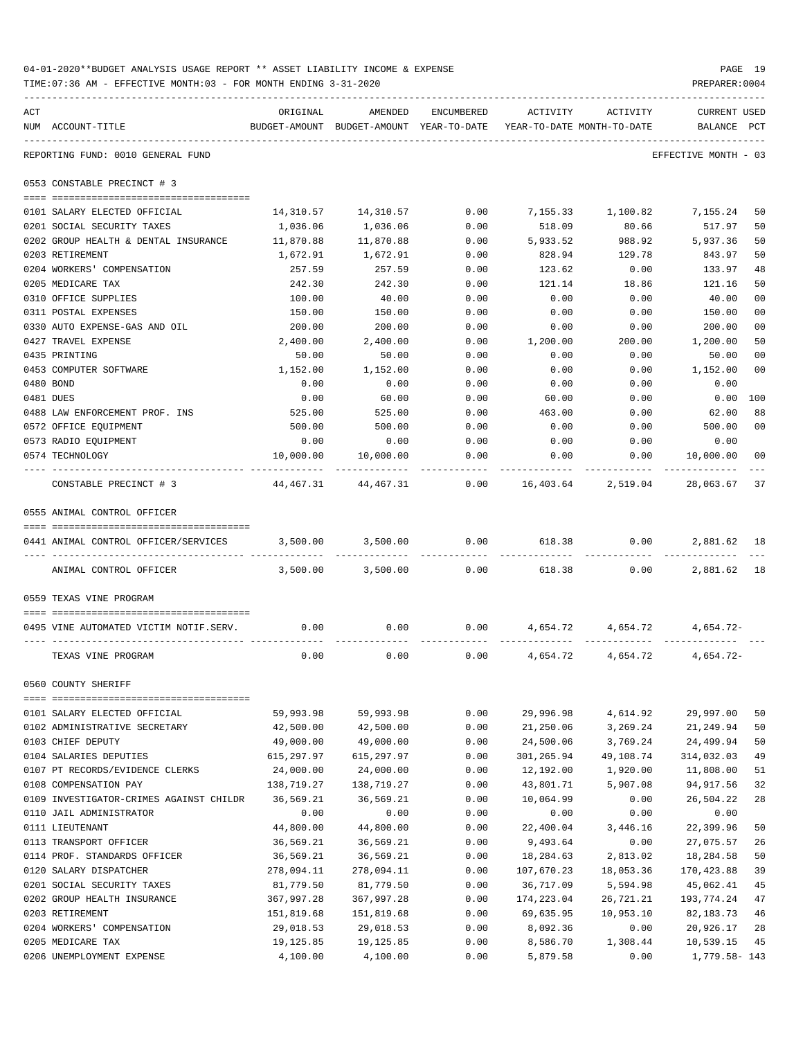04-01-2020**BUDGET ANALYSIS USAGE REPORT ** ASSET LIABILITY INCOME & EXPENSE

TIME:07:36 AM - EFFECTIVE MONTH:03 - FOR MONTH ENDING 3-31-2020

REPORTING FUND: 0010 GENERAL FUND — EFFECTIVE MONTH - 03

## 0553 CONSTABLE PRECINCT # 3

| ACT NUM | ACCOUNT-TITLE | ORIGINAL BUDGET-AMOUNT | AMENDED BUDGET-AMOUNT | ENCUMBERED YEAR-TO-DATE | ACTIVITY YEAR-TO-DATE | ACTIVITY MONTH-TO-DATE | CURRENT BALANCE | USED PCT |
|---|---|---|---|---|---|---|---|---|
| 0101 | SALARY ELECTED OFFICIAL | 14,310.57 | 14,310.57 | 0.00 | 7,155.33 | 1,100.82 | 7,155.24 | 50 |
| 0201 | SOCIAL SECURITY TAXES | 1,036.06 | 1,036.06 | 0.00 | 518.09 | 80.66 | 517.97 | 50 |
| 0202 | GROUP HEALTH & DENTAL INSURANCE | 11,870.88 | 11,870.88 | 0.00 | 5,933.52 | 988.92 | 5,937.36 | 50 |
| 0203 | RETIREMENT | 1,672.91 | 1,672.91 | 0.00 | 828.94 | 129.78 | 843.97 | 50 |
| 0204 | WORKERS' COMPENSATION | 257.59 | 257.59 | 0.00 | 123.62 | 0.00 | 133.97 | 48 |
| 0205 | MEDICARE TAX | 242.30 | 242.30 | 0.00 | 121.14 | 18.86 | 121.16 | 50 |
| 0310 | OFFICE SUPPLIES | 100.00 | 40.00 | 0.00 | 0.00 | 0.00 | 40.00 | 00 |
| 0311 | POSTAL EXPENSES | 150.00 | 150.00 | 0.00 | 0.00 | 0.00 | 150.00 | 00 |
| 0330 | AUTO EXPENSE-GAS AND OIL | 200.00 | 200.00 | 0.00 | 0.00 | 0.00 | 200.00 | 00 |
| 0427 | TRAVEL EXPENSE | 2,400.00 | 2,400.00 | 0.00 | 1,200.00 | 200.00 | 1,200.00 | 50 |
| 0435 | PRINTING | 50.00 | 50.00 | 0.00 | 0.00 | 0.00 | 50.00 | 00 |
| 0453 | COMPUTER SOFTWARE | 1,152.00 | 1,152.00 | 0.00 | 0.00 | 0.00 | 1,152.00 | 00 |
| 0480 | BOND | 0.00 | 0.00 | 0.00 | 0.00 | 0.00 | 0.00 | |
| 0481 | DUES | 0.00 | 60.00 | 0.00 | 60.00 | 0.00 | 0.00 | 100 |
| 0488 | LAW ENFORCEMENT PROF. INS | 525.00 | 525.00 | 0.00 | 463.00 | 0.00 | 62.00 | 88 |
| 0572 | OFFICE EQUIPMENT | 500.00 | 500.00 | 0.00 | 0.00 | 0.00 | 500.00 | 00 |
| 0573 | RADIO EQUIPMENT | 0.00 | 0.00 | 0.00 | 0.00 | 0.00 | 0.00 | |
| 0574 | TECHNOLOGY | 10,000.00 | 10,000.00 | 0.00 | 0.00 | 0.00 | 10,000.00 | 00 |
| | CONSTABLE PRECINCT # 3 | 44,467.31 | 44,467.31 | 0.00 | 16,403.64 | 2,519.04 | 28,063.67 | 37 |

## 0555 ANIMAL CONTROL OFFICER

| ACT NUM | ACCOUNT-TITLE | ORIGINAL BUDGET-AMOUNT | AMENDED BUDGET-AMOUNT | ENCUMBERED YEAR-TO-DATE | ACTIVITY YEAR-TO-DATE | ACTIVITY MONTH-TO-DATE | CURRENT BALANCE | USED PCT |
|---|---|---|---|---|---|---|---|---|
| 0441 | ANIMAL CONTROL OFFICER/SERVICES | 3,500.00 | 3,500.00 | 0.00 | 618.38 | 0.00 | 2,881.62 | 18 |
| | ANIMAL CONTROL OFFICER | 3,500.00 | 3,500.00 | 0.00 | 618.38 | 0.00 | 2,881.62 | 18 |

## 0559 TEXAS VINE PROGRAM

| ACT NUM | ACCOUNT-TITLE | ORIGINAL BUDGET-AMOUNT | AMENDED BUDGET-AMOUNT | ENCUMBERED YEAR-TO-DATE | ACTIVITY YEAR-TO-DATE | ACTIVITY MONTH-TO-DATE | CURRENT BALANCE | USED PCT |
|---|---|---|---|---|---|---|---|---|
| 0495 | VINE AUTOMATED VICTIM NOTIF.SERV. | 0.00 | 0.00 | 0.00 | 4,654.72 | 4,654.72 | 4,654.72- | |
| | TEXAS VINE PROGRAM | 0.00 | 0.00 | 0.00 | 4,654.72 | 4,654.72 | 4,654.72- | |

## 0560 COUNTY SHERIFF

| ACT NUM | ACCOUNT-TITLE | ORIGINAL BUDGET-AMOUNT | AMENDED BUDGET-AMOUNT | ENCUMBERED YEAR-TO-DATE | ACTIVITY YEAR-TO-DATE | ACTIVITY MONTH-TO-DATE | CURRENT BALANCE | USED PCT |
|---|---|---|---|---|---|---|---|---|
| 0101 | SALARY ELECTED OFFICIAL | 59,993.98 | 59,993.98 | 0.00 | 29,996.98 | 4,614.92 | 29,997.00 | 50 |
| 0102 | ADMINISTRATIVE SECRETARY | 42,500.00 | 42,500.00 | 0.00 | 21,250.06 | 3,269.24 | 21,249.94 | 50 |
| 0103 | CHIEF DEPUTY | 49,000.00 | 49,000.00 | 0.00 | 24,500.06 | 3,769.24 | 24,499.94 | 50 |
| 0104 | SALARIES DEPUTIES | 615,297.97 | 615,297.97 | 0.00 | 301,265.94 | 49,108.74 | 314,032.03 | 49 |
| 0107 | PT RECORDS/EVIDENCE CLERKS | 24,000.00 | 24,000.00 | 0.00 | 12,192.00 | 1,920.00 | 11,808.00 | 51 |
| 0108 | COMPENSATION PAY | 138,719.27 | 138,719.27 | 0.00 | 43,801.71 | 5,907.08 | 94,917.56 | 32 |
| 0109 | INVESTIGATOR-CRIMES AGAINST CHILDR | 36,569.21 | 36,569.21 | 0.00 | 10,064.99 | 0.00 | 26,504.22 | 28 |
| 0110 | JAIL ADMINISTRATOR | 0.00 | 0.00 | 0.00 | 0.00 | 0.00 | 0.00 | |
| 0111 | LIEUTENANT | 44,800.00 | 44,800.00 | 0.00 | 22,400.04 | 3,446.16 | 22,399.96 | 50 |
| 0113 | TRANSPORT OFFICER | 36,569.21 | 36,569.21 | 0.00 | 9,493.64 | 0.00 | 27,075.57 | 26 |
| 0114 | PROF. STANDARDS OFFICER | 36,569.21 | 36,569.21 | 0.00 | 18,284.63 | 2,813.02 | 18,284.58 | 50 |
| 0120 | SALARY DISPATCHER | 278,094.11 | 278,094.11 | 0.00 | 107,670.23 | 18,053.36 | 170,423.88 | 39 |
| 0201 | SOCIAL SECURITY TAXES | 81,779.50 | 81,779.50 | 0.00 | 36,717.09 | 5,594.98 | 45,062.41 | 45 |
| 0202 | GROUP HEALTH INSURANCE | 367,997.28 | 367,997.28 | 0.00 | 174,223.04 | 26,721.21 | 193,774.24 | 47 |
| 0203 | RETIREMENT | 151,819.68 | 151,819.68 | 0.00 | 69,635.95 | 10,953.10 | 82,183.73 | 46 |
| 0204 | WORKERS' COMPENSATION | 29,018.53 | 29,018.53 | 0.00 | 8,092.36 | 0.00 | 20,926.17 | 28 |
| 0205 | MEDICARE TAX | 19,125.85 | 19,125.85 | 0.00 | 8,586.70 | 1,308.44 | 10,539.15 | 45 |
| 0206 | UNEMPLOYMENT EXPENSE | 4,100.00 | 4,100.00 | 0.00 | 5,879.58 | 0.00 | 1,779.58- | 143 |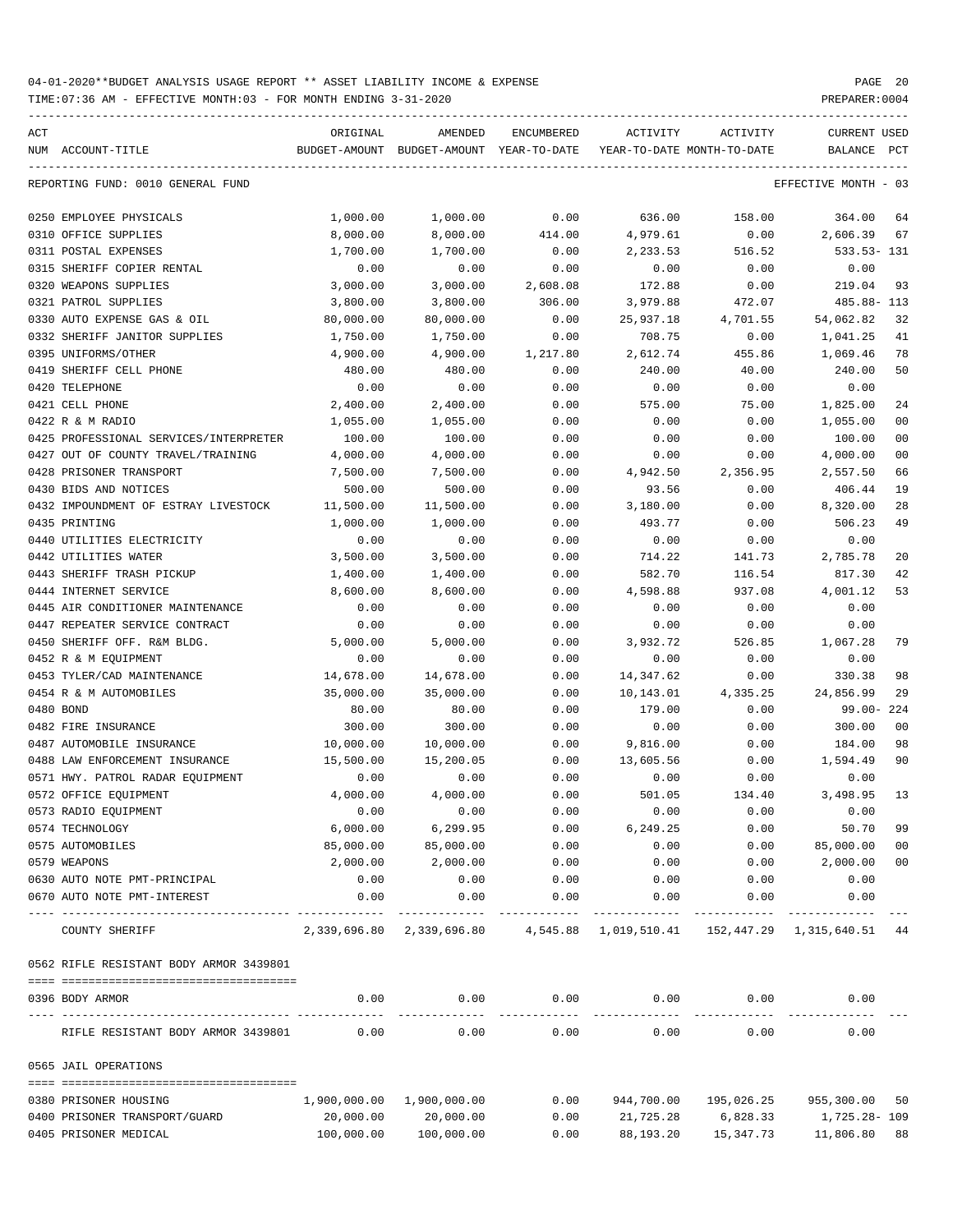04-01-2020**BUDGET ANALYSIS USAGE REPORT ** ASSET LIABILITY INCOME & EXPENSE

TIME:07:36 AM - EFFECTIVE MONTH:03 - FOR MONTH ENDING 3-31-2020

PREPARER:0004

REPORTING FUND: 0010 GENERAL FUND — EFFECTIVE MONTH - 03

| ACT NUM | ACCOUNT-TITLE | ORIGINAL BUDGET-AMOUNT | AMENDED BUDGET-AMOUNT | ENCUMBERED YEAR-TO-DATE | ACTIVITY YEAR-TO-DATE | ACTIVITY MONTH-TO-DATE | CURRENT BALANCE | USED PCT |
|---|---|---|---|---|---|---|---|---|
| 0250 | EMPLOYEE PHYSICALS | 1,000.00 | 1,000.00 | 0.00 | 636.00 | 158.00 | 364.00 | 64 |
| 0310 | OFFICE SUPPLIES | 8,000.00 | 8,000.00 | 414.00 | 4,979.61 | 0.00 | 2,606.39 | 67 |
| 0311 | POSTAL EXPENSES | 1,700.00 | 1,700.00 | 0.00 | 2,233.53 | 516.52 | 533.53- | 131 |
| 0315 | SHERIFF COPIER RENTAL | 0.00 | 0.00 | 0.00 | 0.00 | 0.00 | 0.00 | |
| 0320 | WEAPONS SUPPLIES | 3,000.00 | 3,000.00 | 2,608.08 | 172.88 | 0.00 | 219.04 | 93 |
| 0321 | PATROL SUPPLIES | 3,800.00 | 3,800.00 | 306.00 | 3,979.88 | 472.07 | 485.88- | 113 |
| 0330 | AUTO EXPENSE GAS & OIL | 80,000.00 | 80,000.00 | 0.00 | 25,937.18 | 4,701.55 | 54,062.82 | 32 |
| 0332 | SHERIFF JANITOR SUPPLIES | 1,750.00 | 1,750.00 | 0.00 | 708.75 | 0.00 | 1,041.25 | 41 |
| 0395 | UNIFORMS/OTHER | 4,900.00 | 4,900.00 | 1,217.80 | 2,612.74 | 455.86 | 1,069.46 | 78 |
| 0419 | SHERIFF CELL PHONE | 480.00 | 480.00 | 0.00 | 240.00 | 40.00 | 240.00 | 50 |
| 0420 | TELEPHONE | 0.00 | 0.00 | 0.00 | 0.00 | 0.00 | 0.00 | |
| 0421 | CELL PHONE | 2,400.00 | 2,400.00 | 0.00 | 575.00 | 75.00 | 1,825.00 | 24 |
| 0422 | R & M RADIO | 1,055.00 | 1,055.00 | 0.00 | 0.00 | 0.00 | 1,055.00 | 00 |
| 0425 | PROFESSIONAL SERVICES/INTERPRETER | 100.00 | 100.00 | 0.00 | 0.00 | 0.00 | 100.00 | 00 |
| 0427 | OUT OF COUNTY TRAVEL/TRAINING | 4,000.00 | 4,000.00 | 0.00 | 0.00 | 0.00 | 4,000.00 | 00 |
| 0428 | PRISONER TRANSPORT | 7,500.00 | 7,500.00 | 0.00 | 4,942.50 | 2,356.95 | 2,557.50 | 66 |
| 0430 | BIDS AND NOTICES | 500.00 | 500.00 | 0.00 | 93.56 | 0.00 | 406.44 | 19 |
| 0432 | IMPOUNDMENT OF ESTRAY LIVESTOCK | 11,500.00 | 11,500.00 | 0.00 | 3,180.00 | 0.00 | 8,320.00 | 28 |
| 0435 | PRINTING | 1,000.00 | 1,000.00 | 0.00 | 493.77 | 0.00 | 506.23 | 49 |
| 0440 | UTILITIES ELECTRICITY | 0.00 | 0.00 | 0.00 | 0.00 | 0.00 | 0.00 | |
| 0442 | UTILITIES WATER | 3,500.00 | 3,500.00 | 0.00 | 714.22 | 141.73 | 2,785.78 | 20 |
| 0443 | SHERIFF TRASH PICKUP | 1,400.00 | 1,400.00 | 0.00 | 582.70 | 116.54 | 817.30 | 42 |
| 0444 | INTERNET SERVICE | 8,600.00 | 8,600.00 | 0.00 | 4,598.88 | 937.08 | 4,001.12 | 53 |
| 0445 | AIR CONDITIONER MAINTENANCE | 0.00 | 0.00 | 0.00 | 0.00 | 0.00 | 0.00 | |
| 0447 | REPEATER SERVICE CONTRACT | 0.00 | 0.00 | 0.00 | 0.00 | 0.00 | 0.00 | |
| 0450 | SHERIFF OFF. R&M BLDG. | 5,000.00 | 5,000.00 | 0.00 | 3,932.72 | 526.85 | 1,067.28 | 79 |
| 0452 | R & M EQUIPMENT | 0.00 | 0.00 | 0.00 | 0.00 | 0.00 | 0.00 | |
| 0453 | TYLER/CAD MAINTENANCE | 14,678.00 | 14,678.00 | 0.00 | 14,347.62 | 0.00 | 330.38 | 98 |
| 0454 | R & M AUTOMOBILES | 35,000.00 | 35,000.00 | 0.00 | 10,143.01 | 4,335.25 | 24,856.99 | 29 |
| 0480 | BOND | 80.00 | 80.00 | 0.00 | 179.00 | 0.00 | 99.00- | 224 |
| 0482 | FIRE INSURANCE | 300.00 | 300.00 | 0.00 | 0.00 | 0.00 | 300.00 | 00 |
| 0487 | AUTOMOBILE INSURANCE | 10,000.00 | 10,000.00 | 0.00 | 9,816.00 | 0.00 | 184.00 | 98 |
| 0488 | LAW ENFORCEMENT INSURANCE | 15,500.00 | 15,200.05 | 0.00 | 13,605.56 | 0.00 | 1,594.49 | 90 |
| 0571 | HWY. PATROL RADAR EQUIPMENT | 0.00 | 0.00 | 0.00 | 0.00 | 0.00 | 0.00 | |
| 0572 | OFFICE EQUIPMENT | 4,000.00 | 4,000.00 | 0.00 | 501.05 | 134.40 | 3,498.95 | 13 |
| 0573 | RADIO EQUIPMENT | 0.00 | 0.00 | 0.00 | 0.00 | 0.00 | 0.00 | |
| 0574 | TECHNOLOGY | 6,000.00 | 6,299.95 | 0.00 | 6,249.25 | 0.00 | 50.70 | 99 |
| 0575 | AUTOMOBILES | 85,000.00 | 85,000.00 | 0.00 | 0.00 | 0.00 | 85,000.00 | 00 |
| 0579 | WEAPONS | 2,000.00 | 2,000.00 | 0.00 | 0.00 | 0.00 | 2,000.00 | 00 |
| 0630 | AUTO NOTE PMT-PRINCIPAL | 0.00 | 0.00 | 0.00 | 0.00 | 0.00 | 0.00 | |
| 0670 | AUTO NOTE PMT-INTEREST | 0.00 | 0.00 | 0.00 | 0.00 | 0.00 | 0.00 | |
| | COUNTY SHERIFF | 2,339,696.80 | 2,339,696.80 | 4,545.88 | 1,019,510.41 | 152,447.29 | 1,315,640.51 | 44 |

0562 RIFLE RESISTANT BODY ARMOR 3439801

| ACT NUM | ACCOUNT-TITLE | ORIGINAL BUDGET-AMOUNT | AMENDED BUDGET-AMOUNT | ENCUMBERED YEAR-TO-DATE | ACTIVITY YEAR-TO-DATE | ACTIVITY MONTH-TO-DATE | CURRENT BALANCE | USED PCT |
|---|---|---|---|---|---|---|---|---|
| 0396 | BODY ARMOR | 0.00 | 0.00 | 0.00 | 0.00 | 0.00 | 0.00 | |
| | RIFLE RESISTANT BODY ARMOR 3439801 | 0.00 | 0.00 | 0.00 | 0.00 | 0.00 | 0.00 | |

0565 JAIL OPERATIONS

| ACT NUM | ACCOUNT-TITLE | ORIGINAL BUDGET-AMOUNT | AMENDED BUDGET-AMOUNT | ENCUMBERED YEAR-TO-DATE | ACTIVITY YEAR-TO-DATE | ACTIVITY MONTH-TO-DATE | CURRENT BALANCE | USED PCT |
|---|---|---|---|---|---|---|---|---|
| 0380 | PRISONER HOUSING | 1,900,000.00 | 1,900,000.00 | 0.00 | 944,700.00 | 195,026.25 | 955,300.00 | 50 |
| 0400 | PRISONER TRANSPORT/GUARD | 20,000.00 | 20,000.00 | 0.00 | 21,725.28 | 6,828.33 | 1,725.28- | 109 |
| 0405 | PRISONER MEDICAL | 100,000.00 | 100,000.00 | 0.00 | 88,193.20 | 15,347.73 | 11,806.80 | 88 |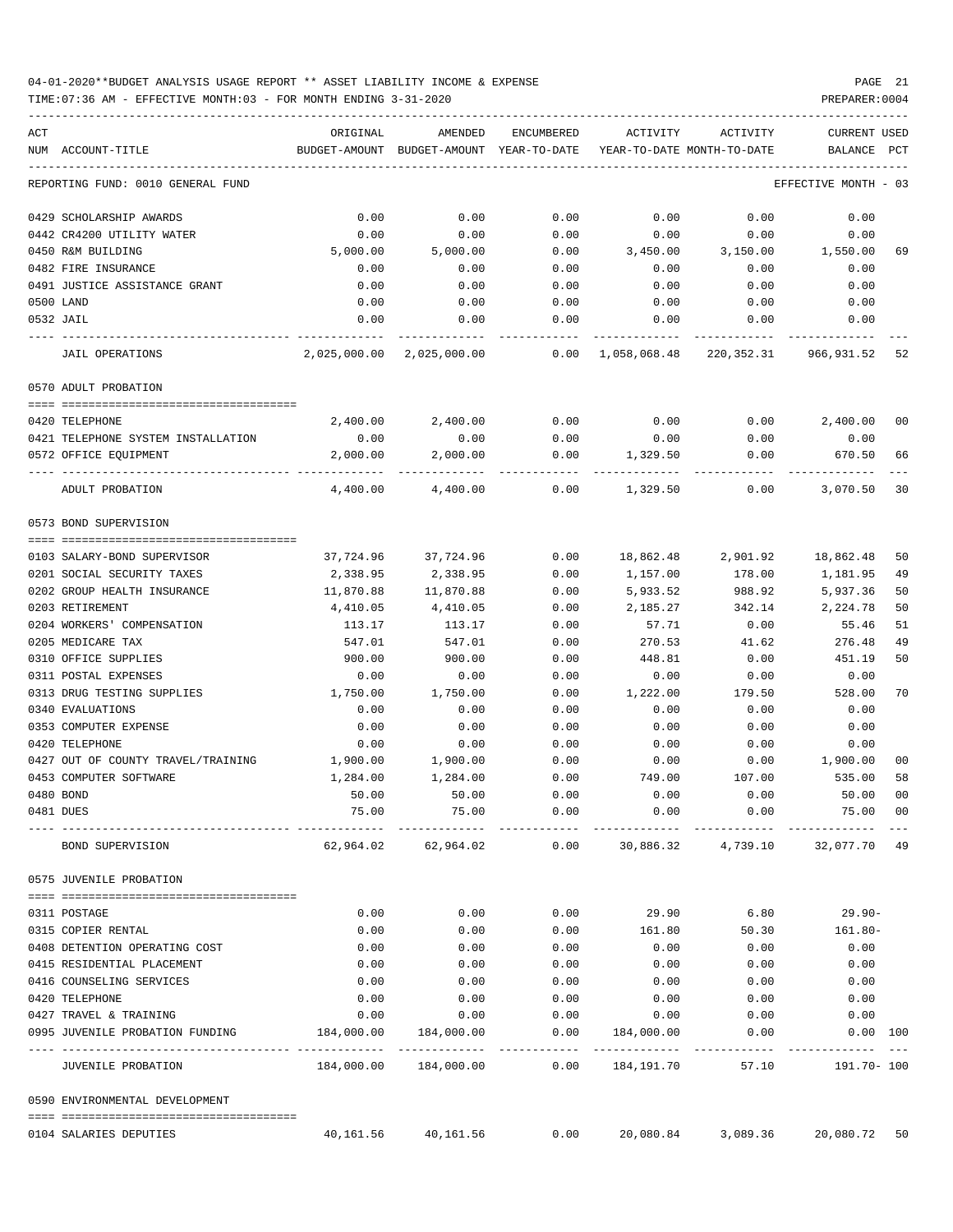04-01-2020**BUDGET ANALYSIS USAGE REPORT ** ASSET LIABILITY INCOME & EXPENSE

TIME:07:36 AM - EFFECTIVE MONTH:03 - FOR MONTH ENDING 3-31-2020

PREPARER:0004

REPORTING FUND: 0010 GENERAL FUND — EFFECTIVE MONTH - 03

| ACT NUM | ACCOUNT-TITLE | ORIGINAL BUDGET-AMOUNT | AMENDED BUDGET-AMOUNT | ENCUMBERED YEAR-TO-DATE | ACTIVITY YEAR-TO-DATE | ACTIVITY MONTH-TO-DATE | CURRENT BALANCE | USED PCT |
|---|---|---|---|---|---|---|---|---|
| 0429 | SCHOLARSHIP AWARDS | 0.00 | 0.00 | 0.00 | 0.00 | 0.00 | 0.00 | |
| 0442 | CR4200 UTILITY WATER | 0.00 | 0.00 | 0.00 | 0.00 | 0.00 | 0.00 | |
| 0450 | R&M BUILDING | 5,000.00 | 5,000.00 | 0.00 | 3,450.00 | 3,150.00 | 1,550.00 | 69 |
| 0482 | FIRE INSURANCE | 0.00 | 0.00 | 0.00 | 0.00 | 0.00 | 0.00 | |
| 0491 | JUSTICE ASSISTANCE GRANT | 0.00 | 0.00 | 0.00 | 0.00 | 0.00 | 0.00 | |
| 0500 | LAND | 0.00 | 0.00 | 0.00 | 0.00 | 0.00 | 0.00 | |
| 0532 | JAIL | 0.00 | 0.00 | 0.00 | 0.00 | 0.00 | 0.00 | |
| | JAIL OPERATIONS | 2,025,000.00 | 2,025,000.00 | 0.00 | 1,058,068.48 | 220,352.31 | 966,931.52 | 52 |
| | **0570 ADULT PROBATION** | | | | | | | |
| 0420 | TELEPHONE | 2,400.00 | 2,400.00 | 0.00 | 0.00 | 0.00 | 2,400.00 | 00 |
| 0421 | TELEPHONE SYSTEM INSTALLATION | 0.00 | 0.00 | 0.00 | 0.00 | 0.00 | 0.00 | |
| 0572 | OFFICE EQUIPMENT | 2,000.00 | 2,000.00 | 0.00 | 1,329.50 | 0.00 | 670.50 | 66 |
| | ADULT PROBATION | 4,400.00 | 4,400.00 | 0.00 | 1,329.50 | 0.00 | 3,070.50 | 30 |
| | **0573 BOND SUPERVISION** | | | | | | | |
| 0103 | SALARY-BOND SUPERVISOR | 37,724.96 | 37,724.96 | 0.00 | 18,862.48 | 2,901.92 | 18,862.48 | 50 |
| 0201 | SOCIAL SECURITY TAXES | 2,338.95 | 2,338.95 | 0.00 | 1,157.00 | 178.00 | 1,181.95 | 49 |
| 0202 | GROUP HEALTH INSURANCE | 11,870.88 | 11,870.88 | 0.00 | 5,933.52 | 988.92 | 5,937.36 | 50 |
| 0203 | RETIREMENT | 4,410.05 | 4,410.05 | 0.00 | 2,185.27 | 342.14 | 2,224.78 | 50 |
| 0204 | WORKERS' COMPENSATION | 113.17 | 113.17 | 0.00 | 57.71 | 0.00 | 55.46 | 51 |
| 0205 | MEDICARE TAX | 547.01 | 547.01 | 0.00 | 270.53 | 41.62 | 276.48 | 49 |
| 0310 | OFFICE SUPPLIES | 900.00 | 900.00 | 0.00 | 448.81 | 0.00 | 451.19 | 50 |
| 0311 | POSTAL EXPENSES | 0.00 | 0.00 | 0.00 | 0.00 | 0.00 | 0.00 | |
| 0313 | DRUG TESTING SUPPLIES | 1,750.00 | 1,750.00 | 0.00 | 1,222.00 | 179.50 | 528.00 | 70 |
| 0340 | EVALUATIONS | 0.00 | 0.00 | 0.00 | 0.00 | 0.00 | 0.00 | |
| 0353 | COMPUTER EXPENSE | 0.00 | 0.00 | 0.00 | 0.00 | 0.00 | 0.00 | |
| 0420 | TELEPHONE | 0.00 | 0.00 | 0.00 | 0.00 | 0.00 | 0.00 | |
| 0427 | OUT OF COUNTY TRAVEL/TRAINING | 1,900.00 | 1,900.00 | 0.00 | 0.00 | 0.00 | 1,900.00 | 00 |
| 0453 | COMPUTER SOFTWARE | 1,284.00 | 1,284.00 | 0.00 | 749.00 | 107.00 | 535.00 | 58 |
| 0480 | BOND | 50.00 | 50.00 | 0.00 | 0.00 | 0.00 | 50.00 | 00 |
| 0481 | DUES | 75.00 | 75.00 | 0.00 | 0.00 | 0.00 | 75.00 | 00 |
| | BOND SUPERVISION | 62,964.02 | 62,964.02 | 0.00 | 30,886.32 | 4,739.10 | 32,077.70 | 49 |
| | **0575 JUVENILE PROBATION** | | | | | | | |
| 0311 | POSTAGE | 0.00 | 0.00 | 0.00 | 29.90 | 6.80 | 29.90- | |
| 0315 | COPIER RENTAL | 0.00 | 0.00 | 0.00 | 161.80 | 50.30 | 161.80- | |
| 0408 | DETENTION OPERATING COST | 0.00 | 0.00 | 0.00 | 0.00 | 0.00 | 0.00 | |
| 0415 | RESIDENTIAL PLACEMENT | 0.00 | 0.00 | 0.00 | 0.00 | 0.00 | 0.00 | |
| 0416 | COUNSELING SERVICES | 0.00 | 0.00 | 0.00 | 0.00 | 0.00 | 0.00 | |
| 0420 | TELEPHONE | 0.00 | 0.00 | 0.00 | 0.00 | 0.00 | 0.00 | |
| 0427 | TRAVEL & TRAINING | 0.00 | 0.00 | 0.00 | 0.00 | 0.00 | 0.00 | |
| 0995 | JUVENILE PROBATION FUNDING | 184,000.00 | 184,000.00 | 0.00 | 184,000.00 | 0.00 | 0.00 | 100 |
| | JUVENILE PROBATION | 184,000.00 | 184,000.00 | 0.00 | 184,191.70 | 57.10 | 191.70- | 100 |
| | **0590 ENVIRONMENTAL DEVELOPMENT** | | | | | | | |
| 0104 | SALARIES DEPUTIES | 40,161.56 | 40,161.56 | 0.00 | 20,080.84 | 3,089.36 | 20,080.72 | 50 |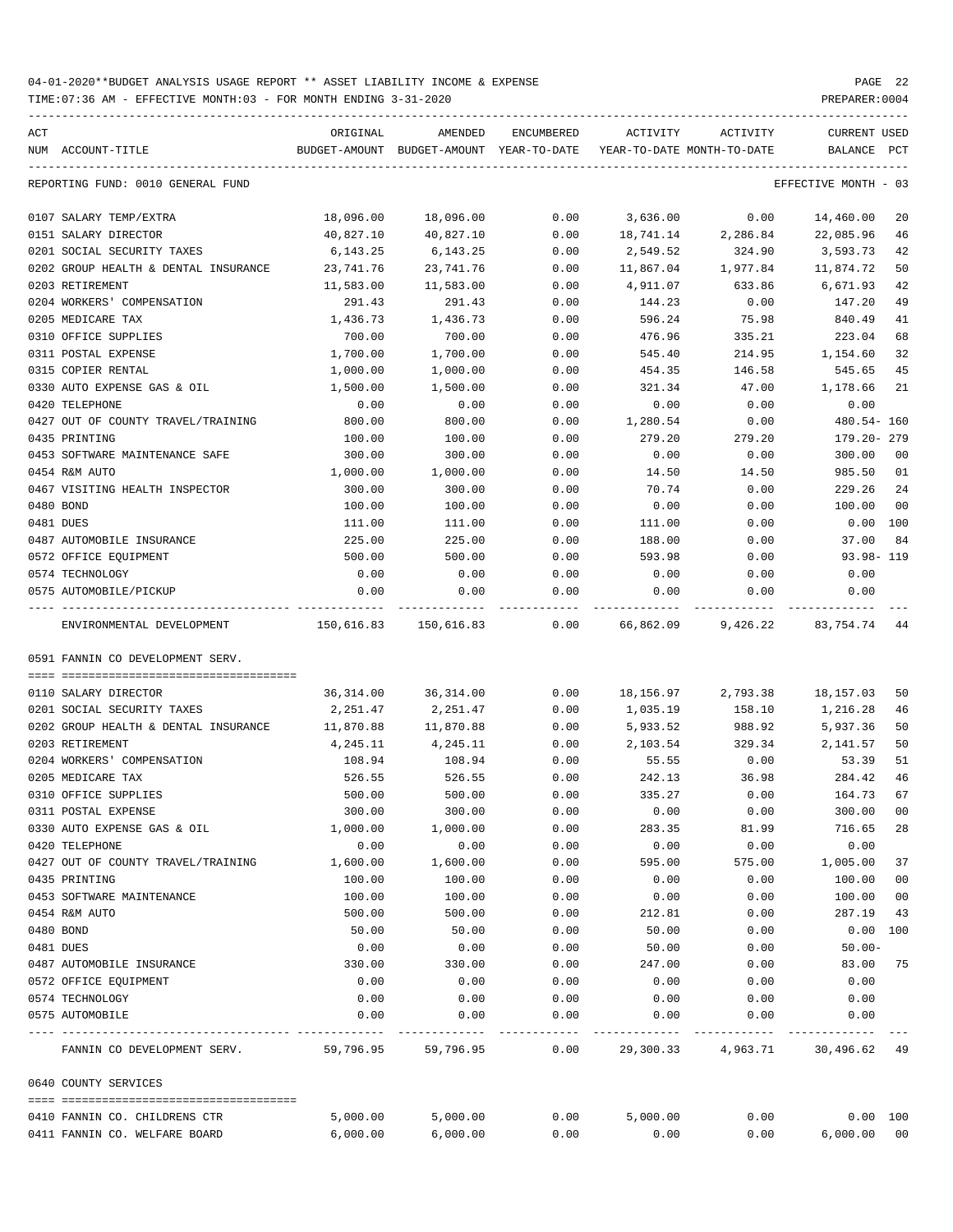04-01-2020**BUDGET ANALYSIS USAGE REPORT ** ASSET LIABILITY INCOME & EXPENSE

TIME:07:36 AM - EFFECTIVE MONTH:03 - FOR MONTH ENDING 3-31-2020

PREPARER:0004

| ACT NUM | ACCOUNT-TITLE | ORIGINAL BUDGET-AMOUNT | AMENDED BUDGET-AMOUNT | ENCUMBERED YEAR-TO-DATE | ACTIVITY YEAR-TO-DATE | ACTIVITY MONTH-TO-DATE | CURRENT BALANCE | USED PCT |
|---|---|---|---|---|---|---|---|---|
| | REPORTING FUND: 0010 GENERAL FUND | | | | | | EFFECTIVE MONTH - 03 | |
| 0107 | SALARY TEMP/EXTRA | 18,096.00 | 18,096.00 | 0.00 | 3,636.00 | 0.00 | 14,460.00 | 20 |
| 0151 | SALARY DIRECTOR | 40,827.10 | 40,827.10 | 0.00 | 18,741.14 | 2,286.84 | 22,085.96 | 46 |
| 0201 | SOCIAL SECURITY TAXES | 6,143.25 | 6,143.25 | 0.00 | 2,549.52 | 324.90 | 3,593.73 | 42 |
| 0202 | GROUP HEALTH & DENTAL INSURANCE | 23,741.76 | 23,741.76 | 0.00 | 11,867.04 | 1,977.84 | 11,874.72 | 50 |
| 0203 | RETIREMENT | 11,583.00 | 11,583.00 | 0.00 | 4,911.07 | 633.86 | 6,671.93 | 42 |
| 0204 | WORKERS' COMPENSATION | 291.43 | 291.43 | 0.00 | 144.23 | 0.00 | 147.20 | 49 |
| 0205 | MEDICARE TAX | 1,436.73 | 1,436.73 | 0.00 | 596.24 | 75.98 | 840.49 | 41 |
| 0310 | OFFICE SUPPLIES | 700.00 | 700.00 | 0.00 | 476.96 | 335.21 | 223.04 | 68 |
| 0311 | POSTAL EXPENSE | 1,700.00 | 1,700.00 | 0.00 | 545.40 | 214.95 | 1,154.60 | 32 |
| 0315 | COPIER RENTAL | 1,000.00 | 1,000.00 | 0.00 | 454.35 | 146.58 | 545.65 | 45 |
| 0330 | AUTO EXPENSE GAS & OIL | 1,500.00 | 1,500.00 | 0.00 | 321.34 | 47.00 | 1,178.66 | 21 |
| 0420 | TELEPHONE | 0.00 | 0.00 | 0.00 | 0.00 | 0.00 | 0.00 | |
| 0427 | OUT OF COUNTY TRAVEL/TRAINING | 800.00 | 800.00 | 0.00 | 1,280.54 | 0.00 | 480.54- | 160 |
| 0435 | PRINTING | 100.00 | 100.00 | 0.00 | 279.20 | 279.20 | 179.20- | 279 |
| 0453 | SOFTWARE MAINTENANCE SAFE | 300.00 | 300.00 | 0.00 | 0.00 | 0.00 | 300.00 | 00 |
| 0454 | R&M AUTO | 1,000.00 | 1,000.00 | 0.00 | 14.50 | 14.50 | 985.50 | 01 |
| 0467 | VISITING HEALTH INSPECTOR | 300.00 | 300.00 | 0.00 | 70.74 | 0.00 | 229.26 | 24 |
| 0480 | BOND | 100.00 | 100.00 | 0.00 | 0.00 | 0.00 | 100.00 | 00 |
| 0481 | DUES | 111.00 | 111.00 | 0.00 | 111.00 | 0.00 | 0.00 | 100 |
| 0487 | AUTOMOBILE INSURANCE | 225.00 | 225.00 | 0.00 | 188.00 | 0.00 | 37.00 | 84 |
| 0572 | OFFICE EQUIPMENT | 500.00 | 500.00 | 0.00 | 593.98 | 0.00 | 93.98- | 119 |
| 0574 | TECHNOLOGY | 0.00 | 0.00 | 0.00 | 0.00 | 0.00 | 0.00 | |
| 0575 | AUTOMOBILE/PICKUP | 0.00 | 0.00 | 0.00 | 0.00 | 0.00 | 0.00 | |
| | ENVIRONMENTAL DEVELOPMENT | 150,616.83 | 150,616.83 | 0.00 | 66,862.09 | 9,426.22 | 83,754.74 | 44 |
| | 0591 FANNIN CO DEVELOPMENT SERV. | | | | | | | |
| 0110 | SALARY DIRECTOR | 36,314.00 | 36,314.00 | 0.00 | 18,156.97 | 2,793.38 | 18,157.03 | 50 |
| 0201 | SOCIAL SECURITY TAXES | 2,251.47 | 2,251.47 | 0.00 | 1,035.19 | 158.10 | 1,216.28 | 46 |
| 0202 | GROUP HEALTH & DENTAL INSURANCE | 11,870.88 | 11,870.88 | 0.00 | 5,933.52 | 988.92 | 5,937.36 | 50 |
| 0203 | RETIREMENT | 4,245.11 | 4,245.11 | 0.00 | 2,103.54 | 329.34 | 2,141.57 | 50 |
| 0204 | WORKERS' COMPENSATION | 108.94 | 108.94 | 0.00 | 55.55 | 0.00 | 53.39 | 51 |
| 0205 | MEDICARE TAX | 526.55 | 526.55 | 0.00 | 242.13 | 36.98 | 284.42 | 46 |
| 0310 | OFFICE SUPPLIES | 500.00 | 500.00 | 0.00 | 335.27 | 0.00 | 164.73 | 67 |
| 0311 | POSTAL EXPENSE | 300.00 | 300.00 | 0.00 | 0.00 | 0.00 | 300.00 | 00 |
| 0330 | AUTO EXPENSE GAS & OIL | 1,000.00 | 1,000.00 | 0.00 | 283.35 | 81.99 | 716.65 | 28 |
| 0420 | TELEPHONE | 0.00 | 0.00 | 0.00 | 0.00 | 0.00 | 0.00 | |
| 0427 | OUT OF COUNTY TRAVEL/TRAINING | 1,600.00 | 1,600.00 | 0.00 | 595.00 | 575.00 | 1,005.00 | 37 |
| 0435 | PRINTING | 100.00 | 100.00 | 0.00 | 0.00 | 0.00 | 100.00 | 00 |
| 0453 | SOFTWARE MAINTENANCE | 100.00 | 100.00 | 0.00 | 0.00 | 0.00 | 100.00 | 00 |
| 0454 | R&M AUTO | 500.00 | 500.00 | 0.00 | 212.81 | 0.00 | 287.19 | 43 |
| 0480 | BOND | 50.00 | 50.00 | 0.00 | 50.00 | 0.00 | 0.00 | 100 |
| 0481 | DUES | 0.00 | 0.00 | 0.00 | 50.00 | 0.00 | 50.00- | |
| 0487 | AUTOMOBILE INSURANCE | 330.00 | 330.00 | 0.00 | 247.00 | 0.00 | 83.00 | 75 |
| 0572 | OFFICE EQUIPMENT | 0.00 | 0.00 | 0.00 | 0.00 | 0.00 | 0.00 | |
| 0574 | TECHNOLOGY | 0.00 | 0.00 | 0.00 | 0.00 | 0.00 | 0.00 | |
| 0575 | AUTOMOBILE | 0.00 | 0.00 | 0.00 | 0.00 | 0.00 | 0.00 | |
| | FANNIN CO DEVELOPMENT SERV. | 59,796.95 | 59,796.95 | 0.00 | 29,300.33 | 4,963.71 | 30,496.62 | 49 |
| | 0640 COUNTY SERVICES | | | | | | | |
| 0410 | FANNIN CO. CHILDRENS CTR | 5,000.00 | 5,000.00 | 0.00 | 5,000.00 | 0.00 | 0.00 | 100 |
| 0411 | FANNIN CO. WELFARE BOARD | 6,000.00 | 6,000.00 | 0.00 | 0.00 | 0.00 | 6,000.00 | 00 |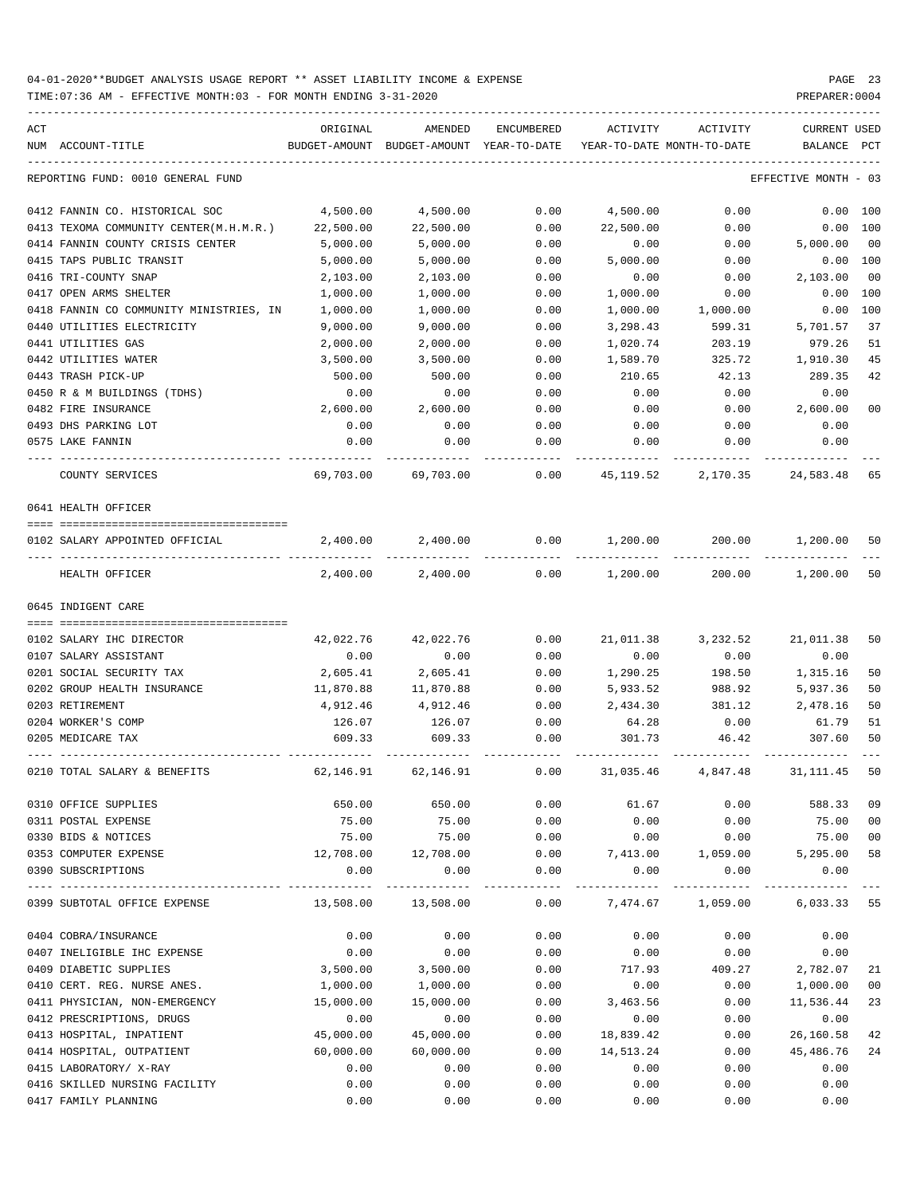04-01-2020**BUDGET ANALYSIS USAGE REPORT ** ASSET LIABILITY INCOME & EXPENSE

TIME:07:36 AM - EFFECTIVE MONTH:03 - FOR MONTH ENDING 3-31-2020

PREPARER:0004

| ACT NUM | ACCOUNT-TITLE | ORIGINAL BUDGET-AMOUNT | AMENDED BUDGET-AMOUNT | ENCUMBERED YEAR-TO-DATE | ACTIVITY YEAR-TO-DATE | ACTIVITY MONTH-TO-DATE | CURRENT BALANCE | USED PCT |
|---|---|---|---|---|---|---|---|---|
| | REPORTING FUND: 0010 GENERAL FUND | | | | | | EFFECTIVE MONTH - 03 | |
| 0412 | FANNIN CO. HISTORICAL SOC | 4,500.00 | 4,500.00 | 0.00 | 4,500.00 | 0.00 | 0.00 | 100 |
| 0413 | TEXOMA COMMUNITY CENTER(M.H.M.R.) | 22,500.00 | 22,500.00 | 0.00 | 22,500.00 | 0.00 | 0.00 | 100 |
| 0414 | FANNIN COUNTY CRISIS CENTER | 5,000.00 | 5,000.00 | 0.00 | 0.00 | 0.00 | 5,000.00 | 00 |
| 0415 | TAPS PUBLIC TRANSIT | 5,000.00 | 5,000.00 | 0.00 | 5,000.00 | 0.00 | 0.00 | 100 |
| 0416 | TRI-COUNTY SNAP | 2,103.00 | 2,103.00 | 0.00 | 0.00 | 0.00 | 2,103.00 | 00 |
| 0417 | OPEN ARMS SHELTER | 1,000.00 | 1,000.00 | 0.00 | 1,000.00 | 0.00 | 0.00 | 100 |
| 0418 | FANNIN CO COMMUNITY MINISTRIES, IN | 1,000.00 | 1,000.00 | 0.00 | 1,000.00 | 1,000.00 | 0.00 | 100 |
| 0440 | UTILITIES ELECTRICITY | 9,000.00 | 9,000.00 | 0.00 | 3,298.43 | 599.31 | 5,701.57 | 37 |
| 0441 | UTILITIES GAS | 2,000.00 | 2,000.00 | 0.00 | 1,020.74 | 203.19 | 979.26 | 51 |
| 0442 | UTILITIES WATER | 3,500.00 | 3,500.00 | 0.00 | 1,589.70 | 325.72 | 1,910.30 | 45 |
| 0443 | TRASH PICK-UP | 500.00 | 500.00 | 0.00 | 210.65 | 42.13 | 289.35 | 42 |
| 0450 | R & M BUILDINGS (TDHS) | 0.00 | 0.00 | 0.00 | 0.00 | 0.00 | 0.00 | |
| 0482 | FIRE INSURANCE | 2,600.00 | 2,600.00 | 0.00 | 0.00 | 0.00 | 2,600.00 | 00 |
| 0493 | DHS PARKING LOT | 0.00 | 0.00 | 0.00 | 0.00 | 0.00 | 0.00 | |
| 0575 | LAKE FANNIN | 0.00 | 0.00 | 0.00 | 0.00 | 0.00 | 0.00 | |
| | COUNTY SERVICES | 69,703.00 | 69,703.00 | 0.00 | 45,119.52 | 2,170.35 | 24,583.48 | 65 |
| | 0641 HEALTH OFFICER | | | | | | | |
| 0102 | SALARY APPOINTED OFFICIAL | 2,400.00 | 2,400.00 | 0.00 | 1,200.00 | 200.00 | 1,200.00 | 50 |
| | HEALTH OFFICER | 2,400.00 | 2,400.00 | 0.00 | 1,200.00 | 200.00 | 1,200.00 | 50 |
| | 0645 INDIGENT CARE | | | | | | | |
| 0102 | SALARY IHC DIRECTOR | 42,022.76 | 42,022.76 | 0.00 | 21,011.38 | 3,232.52 | 21,011.38 | 50 |
| 0107 | SALARY ASSISTANT | 0.00 | 0.00 | 0.00 | 0.00 | 0.00 | 0.00 | |
| 0201 | SOCIAL SECURITY TAX | 2,605.41 | 2,605.41 | 0.00 | 1,290.25 | 198.50 | 1,315.16 | 50 |
| 0202 | GROUP HEALTH INSURANCE | 11,870.88 | 11,870.88 | 0.00 | 5,933.52 | 988.92 | 5,937.36 | 50 |
| 0203 | RETIREMENT | 4,912.46 | 4,912.46 | 0.00 | 2,434.30 | 381.12 | 2,478.16 | 50 |
| 0204 | WORKER'S COMP | 126.07 | 126.07 | 0.00 | 64.28 | 0.00 | 61.79 | 51 |
| 0205 | MEDICARE TAX | 609.33 | 609.33 | 0.00 | 301.73 | 46.42 | 307.60 | 50 |
| 0210 | TOTAL SALARY & BENEFITS | 62,146.91 | 62,146.91 | 0.00 | 31,035.46 | 4,847.48 | 31,111.45 | 50 |
| 0310 | OFFICE SUPPLIES | 650.00 | 650.00 | 0.00 | 61.67 | 0.00 | 588.33 | 09 |
| 0311 | POSTAL EXPENSE | 75.00 | 75.00 | 0.00 | 0.00 | 0.00 | 75.00 | 00 |
| 0330 | BIDS & NOTICES | 75.00 | 75.00 | 0.00 | 0.00 | 0.00 | 75.00 | 00 |
| 0353 | COMPUTER EXPENSE | 12,708.00 | 12,708.00 | 0.00 | 7,413.00 | 1,059.00 | 5,295.00 | 58 |
| 0390 | SUBSCRIPTIONS | 0.00 | 0.00 | 0.00 | 0.00 | 0.00 | 0.00 | |
| 0399 | SUBTOTAL OFFICE EXPENSE | 13,508.00 | 13,508.00 | 0.00 | 7,474.67 | 1,059.00 | 6,033.33 | 55 |
| 0404 | COBRA/INSURANCE | 0.00 | 0.00 | 0.00 | 0.00 | 0.00 | 0.00 | |
| 0407 | INELIGIBLE IHC EXPENSE | 0.00 | 0.00 | 0.00 | 0.00 | 0.00 | 0.00 | |
| 0409 | DIABETIC SUPPLIES | 3,500.00 | 3,500.00 | 0.00 | 717.93 | 409.27 | 2,782.07 | 21 |
| 0410 | CERT. REG. NURSE ANES. | 1,000.00 | 1,000.00 | 0.00 | 0.00 | 0.00 | 1,000.00 | 00 |
| 0411 | PHYSICIAN, NON-EMERGENCY | 15,000.00 | 15,000.00 | 0.00 | 3,463.56 | 0.00 | 11,536.44 | 23 |
| 0412 | PRESCRIPTIONS, DRUGS | 0.00 | 0.00 | 0.00 | 0.00 | 0.00 | 0.00 | |
| 0413 | HOSPITAL, INPATIENT | 45,000.00 | 45,000.00 | 0.00 | 18,839.42 | 0.00 | 26,160.58 | 42 |
| 0414 | HOSPITAL, OUTPATIENT | 60,000.00 | 60,000.00 | 0.00 | 14,513.24 | 0.00 | 45,486.76 | 24 |
| 0415 | LABORATORY/ X-RAY | 0.00 | 0.00 | 0.00 | 0.00 | 0.00 | 0.00 | |
| 0416 | SKILLED NURSING FACILITY | 0.00 | 0.00 | 0.00 | 0.00 | 0.00 | 0.00 | |
| 0417 | FAMILY PLANNING | 0.00 | 0.00 | 0.00 | 0.00 | 0.00 | 0.00 | |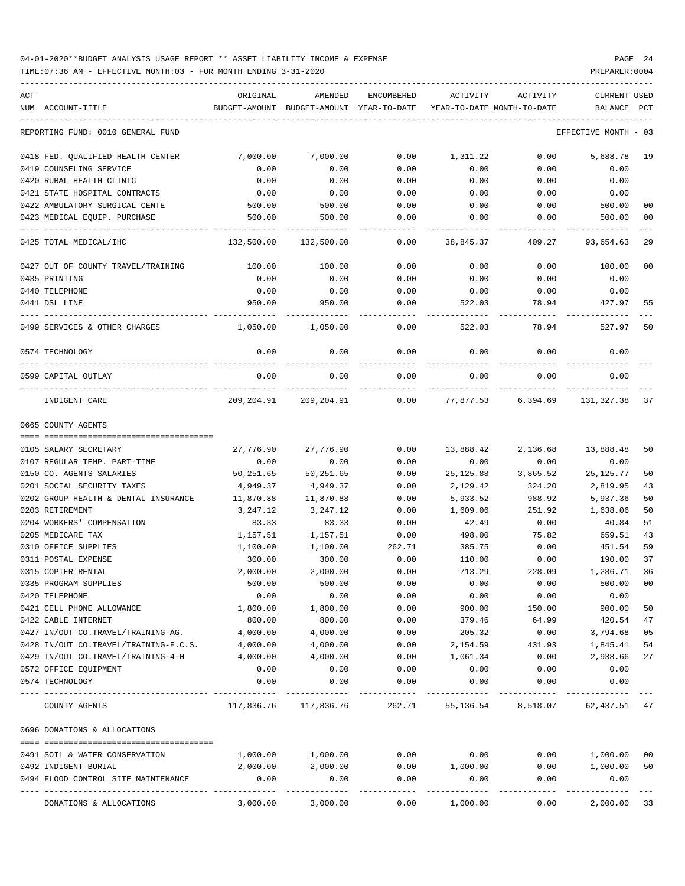04-01-2020**BUDGET ANALYSIS USAGE REPORT ** ASSET LIABILITY INCOME & EXPENSE

TIME:07:36 AM - EFFECTIVE MONTH:03 - FOR MONTH ENDING 3-31-2020

PREPARER:0004

| ACT NUM | ACCOUNT-TITLE | ORIGINAL BUDGET-AMOUNT | AMENDED BUDGET-AMOUNT | ENCUMBERED YEAR-TO-DATE | ACTIVITY YEAR-TO-DATE | ACTIVITY MONTH-TO-DATE | CURRENT BALANCE | USED PCT |
|---|---|---|---|---|---|---|---|---|
| | REPORTING FUND: 0010 GENERAL FUND | | | | | | EFFECTIVE MONTH - 03 | |
| 0418 | FED. QUALIFIED HEALTH CENTER | 7,000.00 | 7,000.00 | 0.00 | 1,311.22 | 0.00 | 5,688.78 | 19 |
| 0419 | COUNSELING SERVICE | 0.00 | 0.00 | 0.00 | 0.00 | 0.00 | 0.00 | |
| 0420 | RURAL HEALTH CLINIC | 0.00 | 0.00 | 0.00 | 0.00 | 0.00 | 0.00 | |
| 0421 | STATE HOSPITAL CONTRACTS | 0.00 | 0.00 | 0.00 | 0.00 | 0.00 | 0.00 | |
| 0422 | AMBULATORY SURGICAL CENTE | 500.00 | 500.00 | 0.00 | 0.00 | 0.00 | 500.00 | 00 |
| 0423 | MEDICAL EQUIP. PURCHASE | 500.00 | 500.00 | 0.00 | 0.00 | 0.00 | 500.00 | 00 |
| 0425 | TOTAL MEDICAL/IHC | 132,500.00 | 132,500.00 | 0.00 | 38,845.37 | 409.27 | 93,654.63 | 29 |
| 0427 | OUT OF COUNTY TRAVEL/TRAINING | 100.00 | 100.00 | 0.00 | 0.00 | 0.00 | 100.00 | 00 |
| 0435 | PRINTING | 0.00 | 0.00 | 0.00 | 0.00 | 0.00 | 0.00 | |
| 0440 | TELEPHONE | 0.00 | 0.00 | 0.00 | 0.00 | 0.00 | 0.00 | |
| 0441 | DSL LINE | 950.00 | 950.00 | 0.00 | 522.03 | 78.94 | 427.97 | 55 |
| 0499 | SERVICES & OTHER CHARGES | 1,050.00 | 1,050.00 | 0.00 | 522.03 | 78.94 | 527.97 | 50 |
| 0574 | TECHNOLOGY | 0.00 | 0.00 | 0.00 | 0.00 | 0.00 | 0.00 | |
| 0599 | CAPITAL OUTLAY | 0.00 | 0.00 | 0.00 | 0.00 | 0.00 | 0.00 | |
| | INDIGENT CARE | 209,204.91 | 209,204.91 | 0.00 | 77,877.53 | 6,394.69 | 131,327.38 | 37 |
| | 0665 COUNTY AGENTS | | | | | | | |
| 0105 | SALARY SECRETARY | 27,776.90 | 27,776.90 | 0.00 | 13,888.42 | 2,136.68 | 13,888.48 | 50 |
| 0107 | REGULAR-TEMP. PART-TIME | 0.00 | 0.00 | 0.00 | 0.00 | 0.00 | 0.00 | |
| 0150 | CO. AGENTS SALARIES | 50,251.65 | 50,251.65 | 0.00 | 25,125.88 | 3,865.52 | 25,125.77 | 50 |
| 0201 | SOCIAL SECURITY TAXES | 4,949.37 | 4,949.37 | 0.00 | 2,129.42 | 324.20 | 2,819.95 | 43 |
| 0202 | GROUP HEALTH & DENTAL INSURANCE | 11,870.88 | 11,870.88 | 0.00 | 5,933.52 | 988.92 | 5,937.36 | 50 |
| 0203 | RETIREMENT | 3,247.12 | 3,247.12 | 0.00 | 1,609.06 | 251.92 | 1,638.06 | 50 |
| 0204 | WORKERS' COMPENSATION | 83.33 | 83.33 | 0.00 | 42.49 | 0.00 | 40.84 | 51 |
| 0205 | MEDICARE TAX | 1,157.51 | 1,157.51 | 0.00 | 498.00 | 75.82 | 659.51 | 43 |
| 0310 | OFFICE SUPPLIES | 1,100.00 | 1,100.00 | 262.71 | 385.75 | 0.00 | 451.54 | 59 |
| 0311 | POSTAL EXPENSE | 300.00 | 300.00 | 0.00 | 110.00 | 0.00 | 190.00 | 37 |
| 0315 | COPIER RENTAL | 2,000.00 | 2,000.00 | 0.00 | 713.29 | 228.09 | 1,286.71 | 36 |
| 0335 | PROGRAM SUPPLIES | 500.00 | 500.00 | 0.00 | 0.00 | 0.00 | 500.00 | 00 |
| 0420 | TELEPHONE | 0.00 | 0.00 | 0.00 | 0.00 | 0.00 | 0.00 | |
| 0421 | CELL PHONE ALLOWANCE | 1,800.00 | 1,800.00 | 0.00 | 900.00 | 150.00 | 900.00 | 50 |
| 0422 | CABLE INTERNET | 800.00 | 800.00 | 0.00 | 379.46 | 64.99 | 420.54 | 47 |
| 0427 | IN/OUT CO.TRAVEL/TRAINING-AG. | 4,000.00 | 4,000.00 | 0.00 | 205.32 | 0.00 | 3,794.68 | 05 |
| 0428 | IN/OUT CO.TRAVEL/TRAINING-F.C.S. | 4,000.00 | 4,000.00 | 0.00 | 2,154.59 | 431.93 | 1,845.41 | 54 |
| 0429 | IN/OUT CO.TRAVEL/TRAINING-4-H | 4,000.00 | 4,000.00 | 0.00 | 1,061.34 | 0.00 | 2,938.66 | 27 |
| 0572 | OFFICE EQUIPMENT | 0.00 | 0.00 | 0.00 | 0.00 | 0.00 | 0.00 | |
| 0574 | TECHNOLOGY | 0.00 | 0.00 | 0.00 | 0.00 | 0.00 | 0.00 | |
| | COUNTY AGENTS | 117,836.76 | 117,836.76 | 262.71 | 55,136.54 | 8,518.07 | 62,437.51 | 47 |
| | 0696 DONATIONS & ALLOCATIONS | | | | | | | |
| 0491 | SOIL & WATER CONSERVATION | 1,000.00 | 1,000.00 | 0.00 | 0.00 | 0.00 | 1,000.00 | 00 |
| 0492 | INDIGENT BURIAL | 2,000.00 | 2,000.00 | 0.00 | 1,000.00 | 0.00 | 1,000.00 | 50 |
| 0494 | FLOOD CONTROL SITE MAINTENANCE | 0.00 | 0.00 | 0.00 | 0.00 | 0.00 | 0.00 | |
| | DONATIONS & ALLOCATIONS | 3,000.00 | 3,000.00 | 0.00 | 1,000.00 | 0.00 | 2,000.00 | 33 |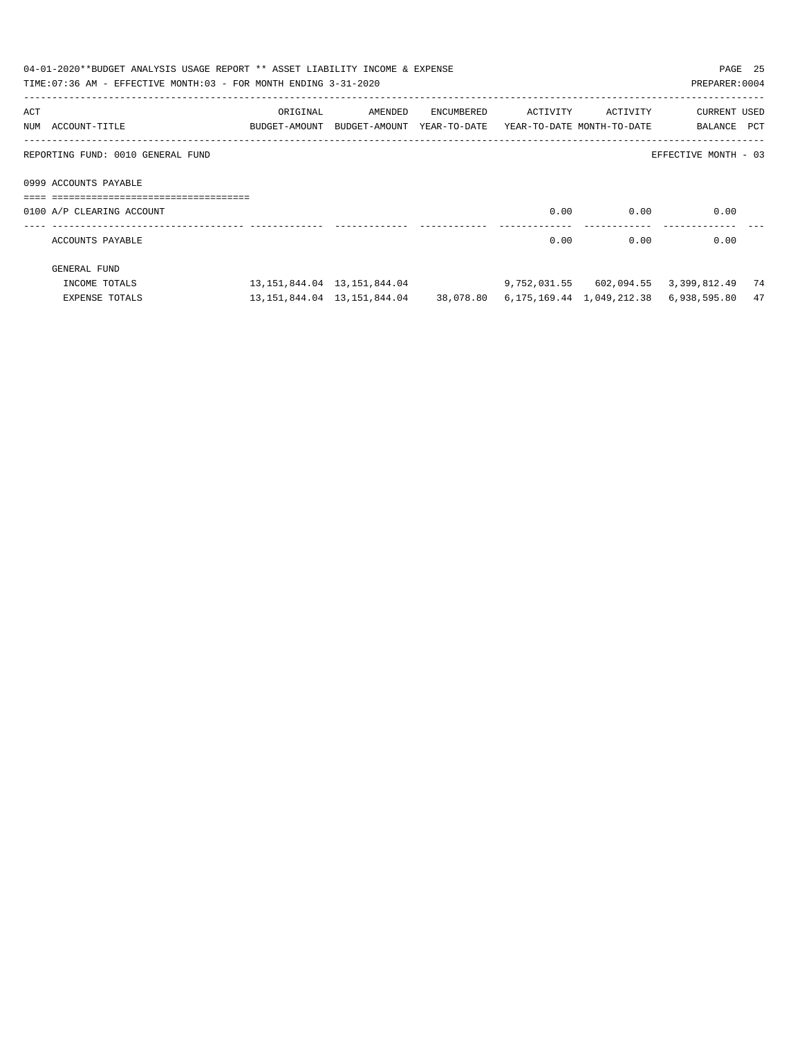04-01-2020**BUDGET ANALYSIS USAGE REPORT ** ASSET LIABILITY INCOME & EXPENSE

TIME:07:36 AM - EFFECTIVE MONTH:03 - FOR MONTH ENDING 3-31-2020

PREPARER:0004

| ACT NUM | ACCOUNT-TITLE | ORIGINAL BUDGET-AMOUNT | AMENDED BUDGET-AMOUNT | ENCUMBERED YEAR-TO-DATE | ACTIVITY YEAR-TO-DATE | ACTIVITY MONTH-TO-DATE | CURRENT BALANCE | USED PCT |
|---|---|---|---|---|---|---|---|---|
| REPORTING FUND: 0010 GENERAL FUND | | | | | | | EFFECTIVE MONTH - 03 | |
| 0999 ACCOUNTS PAYABLE | | | | | | | | |
| 0100 | A/P CLEARING ACCOUNT | | | | 0.00 | 0.00 | 0.00 | |
| | ACCOUNTS PAYABLE | | | | 0.00 | 0.00 | 0.00 | |
| | GENERAL FUND | | | | | | | |
| | INCOME TOTALS | 13,151,844.04 | 13,151,844.04 | | 9,752,031.55 | 602,094.55 | 3,399,812.49 | 74 |
| | EXPENSE TOTALS | 13,151,844.04 | 13,151,844.04 | 38,078.80 | 6,175,169.44 | 1,049,212.38 | 6,938,595.80 | 47 |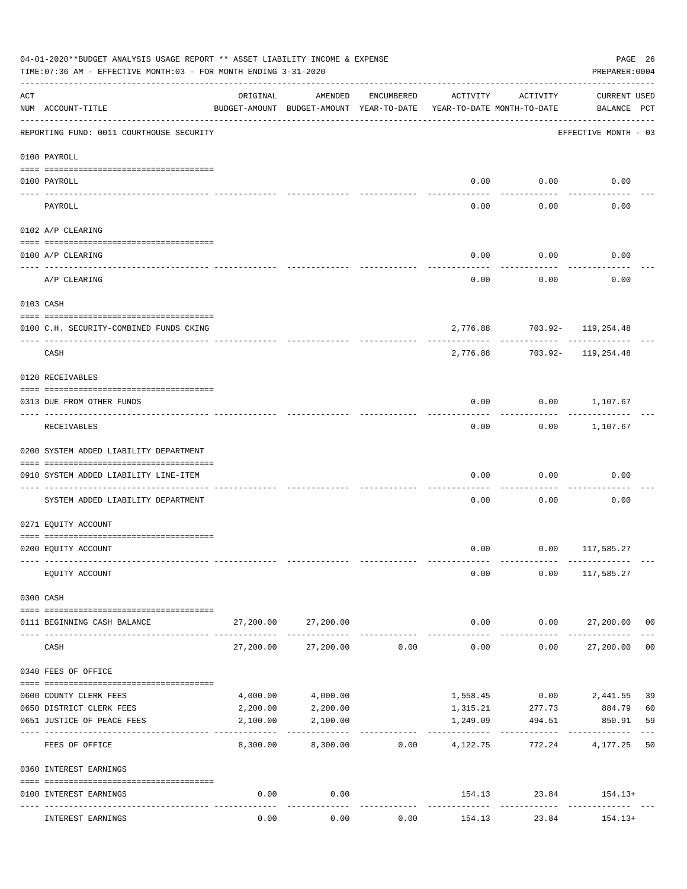04-01-2020**BUDGET ANALYSIS USAGE REPORT ** ASSET LIABILITY INCOME & EXPENSE

TIME:07:36 AM - EFFECTIVE MONTH:03 - FOR MONTH ENDING 3-31-2020

PREPARER:0004

| ACT NUM | ACCOUNT-TITLE | ORIGINAL BUDGET-AMOUNT | AMENDED BUDGET-AMOUNT | ENCUMBERED YEAR-TO-DATE | ACTIVITY YEAR-TO-DATE | ACTIVITY MONTH-TO-DATE | CURRENT BALANCE | USED PCT |
|---|---|---|---|---|---|---|---|---|
| | REPORTING FUND: 0011 COURTHOUSE SECURITY | | | | | | EFFECTIVE MONTH - 03 | |
| | 0100 PAYROLL | | | | | | | |
| 0100 | PAYROLL | | | | 0.00 | 0.00 | 0.00 | |
| | PAYROLL | | | | 0.00 | 0.00 | 0.00 | |
| | 0102 A/P CLEARING | | | | | | | |
| 0100 | A/P CLEARING | | | | 0.00 | 0.00 | 0.00 | |
| | A/P CLEARING | | | | 0.00 | 0.00 | 0.00 | |
| | 0103 CASH | | | | | | | |
| 0100 | C.H. SECURITY-COMBINED FUNDS CKING | | | | 2,776.88 | 703.92- | 119,254.48 | |
| | CASH | | | | 2,776.88 | 703.92- | 119,254.48 | |
| | 0120 RECEIVABLES | | | | | | | |
| 0313 | DUE FROM OTHER FUNDS | | | | 0.00 | 0.00 | 1,107.67 | |
| | RECEIVABLES | | | | 0.00 | 0.00 | 1,107.67 | |
| | 0200 SYSTEM ADDED LIABILITY DEPARTMENT | | | | | | | |
| 0910 | SYSTEM ADDED LIABILITY LINE-ITEM | | | | 0.00 | 0.00 | 0.00 | |
| | SYSTEM ADDED LIABILITY DEPARTMENT | | | | 0.00 | 0.00 | 0.00 | |
| | 0271 EQUITY ACCOUNT | | | | | | | |
| 0200 | EQUITY ACCOUNT | | | | 0.00 | 0.00 | 117,585.27 | |
| | EQUITY ACCOUNT | | | | 0.00 | 0.00 | 117,585.27 | |
| | 0300 CASH | | | | | | | |
| 0111 | BEGINNING CASH BALANCE | 27,200.00 | 27,200.00 | | 0.00 | 0.00 | 27,200.00 | 00 |
| | CASH | 27,200.00 | 27,200.00 | 0.00 | 0.00 | 0.00 | 27,200.00 | 00 |
| | 0340 FEES OF OFFICE | | | | | | | |
| 0600 | COUNTY CLERK FEES | 4,000.00 | 4,000.00 | | 1,558.45 | 0.00 | 2,441.55 | 39 |
| 0650 | DISTRICT CLERK FEES | 2,200.00 | 2,200.00 | | 1,315.21 | 277.73 | 884.79 | 60 |
| 0651 | JUSTICE OF PEACE FEES | 2,100.00 | 2,100.00 | | 1,249.09 | 494.51 | 850.91 | 59 |
| | FEES OF OFFICE | 8,300.00 | 8,300.00 | 0.00 | 4,122.75 | 772.24 | 4,177.25 | 50 |
| | 0360 INTEREST EARNINGS | | | | | | | |
| 0100 | INTEREST EARNINGS | 0.00 | 0.00 | | 154.13 | 23.84 | 154.13+ | |
| | INTEREST EARNINGS | 0.00 | 0.00 | 0.00 | 154.13 | 23.84 | 154.13+ | |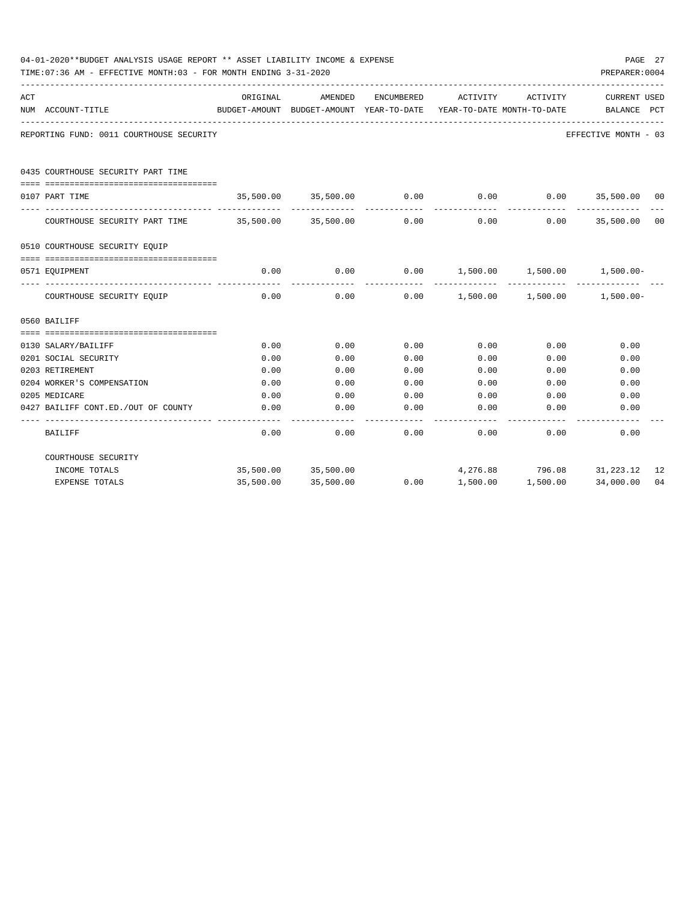04-01-2020**BUDGET ANALYSIS USAGE REPORT ** ASSET LIABILITY INCOME & EXPENSE

TIME:07:36 AM - EFFECTIVE MONTH:03 - FOR MONTH ENDING 3-31-2020

PREPARER:0004

| ACT NUM | ACCOUNT-TITLE | ORIGINAL BUDGET-AMOUNT | AMENDED BUDGET-AMOUNT | ENCUMBERED YEAR-TO-DATE | ACTIVITY YEAR-TO-DATE | ACTIVITY MONTH-TO-DATE | CURRENT BALANCE | USED PCT |
|---|---|---|---|---|---|---|---|---|
| | REPORTING FUND: 0011 COURTHOUSE SECURITY | | | | | | EFFECTIVE MONTH - 03 | |
| | 0435 COURTHOUSE SECURITY PART TIME | | | | | | | |
| 0107 | PART TIME | 35,500.00 | 35,500.00 | 0.00 | 0.00 | 0.00 | 35,500.00 | 00 |
| | COURTHOUSE SECURITY PART TIME | 35,500.00 | 35,500.00 | 0.00 | 0.00 | 0.00 | 35,500.00 | 00 |
| | 0510 COURTHOUSE SECURITY EQUIP | | | | | | | |
| 0571 | EQUIPMENT | 0.00 | 0.00 | 0.00 | 1,500.00 | 1,500.00 | 1,500.00- | |
| | COURTHOUSE SECURITY EQUIP | 0.00 | 0.00 | 0.00 | 1,500.00 | 1,500.00 | 1,500.00- | |
| | 0560 BAILIFF | | | | | | | |
| 0130 | SALARY/BAILIFF | 0.00 | 0.00 | 0.00 | 0.00 | 0.00 | 0.00 | |
| 0201 | SOCIAL SECURITY | 0.00 | 0.00 | 0.00 | 0.00 | 0.00 | 0.00 | |
| 0203 | RETIREMENT | 0.00 | 0.00 | 0.00 | 0.00 | 0.00 | 0.00 | |
| 0204 | WORKER'S COMPENSATION | 0.00 | 0.00 | 0.00 | 0.00 | 0.00 | 0.00 | |
| 0205 | MEDICARE | 0.00 | 0.00 | 0.00 | 0.00 | 0.00 | 0.00 | |
| 0427 | BAILIFF CONT.ED./OUT OF COUNTY | 0.00 | 0.00 | 0.00 | 0.00 | 0.00 | 0.00 | |
| | BAILIFF | 0.00 | 0.00 | 0.00 | 0.00 | 0.00 | 0.00 | |
| | COURTHOUSE SECURITY | | | | | | | |
| | INCOME TOTALS | 35,500.00 | 35,500.00 | | 4,276.88 | 796.08 | 31,223.12 | 12 |
| | EXPENSE TOTALS | 35,500.00 | 35,500.00 | 0.00 | 1,500.00 | 1,500.00 | 34,000.00 | 04 |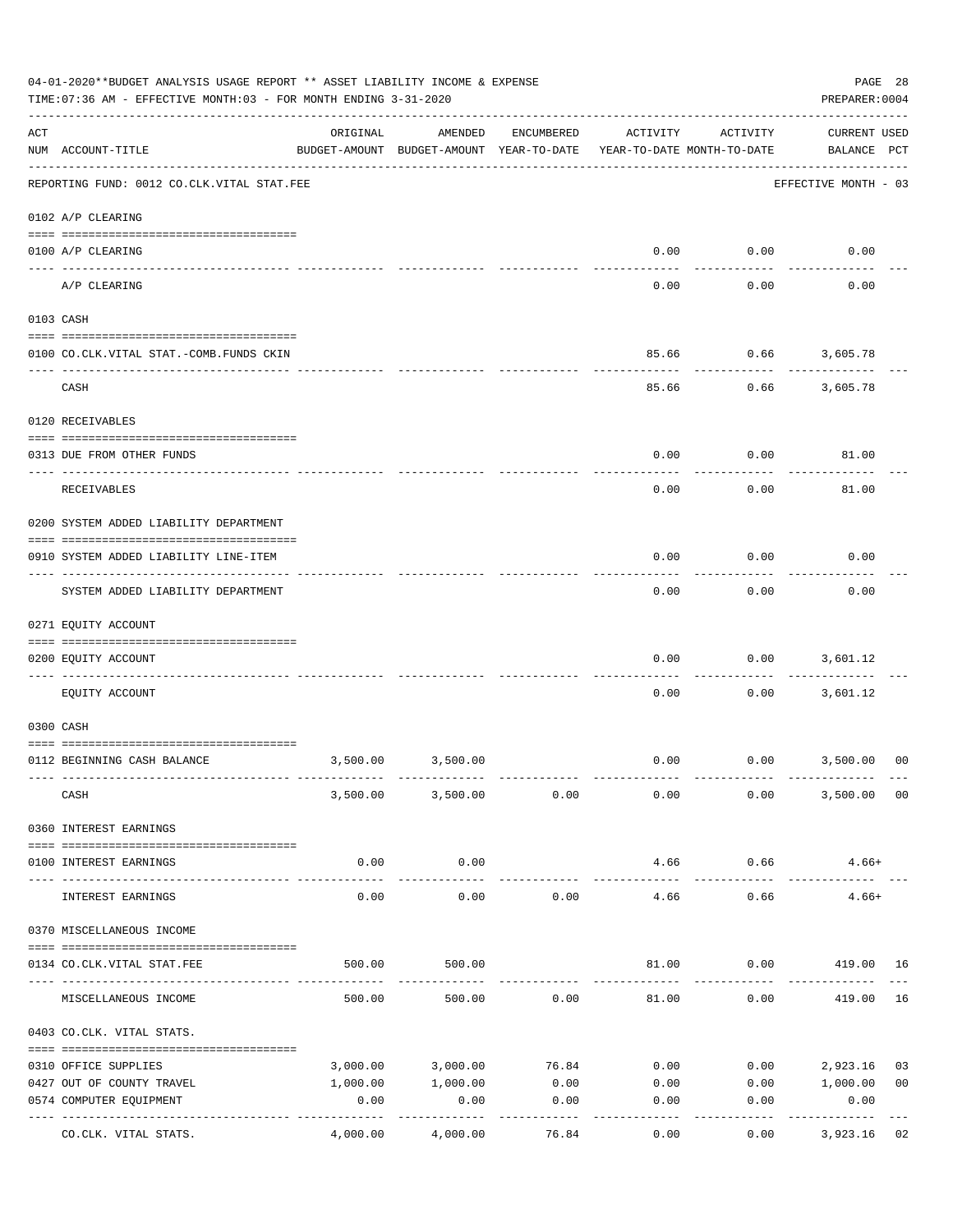04-01-2020**BUDGET ANALYSIS USAGE REPORT ** ASSET LIABILITY INCOME & EXPENSE

TIME:07:36 AM - EFFECTIVE MONTH:03 - FOR MONTH ENDING 3-31-2020

PREPARER:0004

| ACT NUM | ACCOUNT-TITLE | ORIGINAL BUDGET-AMOUNT | AMENDED BUDGET-AMOUNT | ENCUMBERED YEAR-TO-DATE | ACTIVITY YEAR-TO-DATE | ACTIVITY MONTH-TO-DATE | CURRENT USED BALANCE | PCT |
|---|---|---|---|---|---|---|---|---|
| | REPORTING FUND: 0012 CO.CLK.VITAL STAT.FEE | | | | | | EFFECTIVE MONTH - 03 | |
| | 0102 A/P CLEARING | | | | | | | |
| 0100 | A/P CLEARING | | | | 0.00 | 0.00 | 0.00 | |
| | A/P CLEARING | | | | 0.00 | 0.00 | 0.00 | |
| | 0103 CASH | | | | | | | |
| 0100 | CO.CLK.VITAL STAT.-COMB.FUNDS CKIN | | | | 85.66 | 0.66 | 3,605.78 | |
| | CASH | | | | 85.66 | 0.66 | 3,605.78 | |
| | 0120 RECEIVABLES | | | | | | | |
| 0313 | DUE FROM OTHER FUNDS | | | | 0.00 | 0.00 | 81.00 | |
| | RECEIVABLES | | | | 0.00 | 0.00 | 81.00 | |
| | 0200 SYSTEM ADDED LIABILITY DEPARTMENT | | | | | | | |
| 0910 | SYSTEM ADDED LIABILITY LINE-ITEM | | | | 0.00 | 0.00 | 0.00 | |
| | SYSTEM ADDED LIABILITY DEPARTMENT | | | | 0.00 | 0.00 | 0.00 | |
| | 0271 EQUITY ACCOUNT | | | | | | | |
| 0200 | EQUITY ACCOUNT | | | | 0.00 | 0.00 | 3,601.12 | |
| | EQUITY ACCOUNT | | | | 0.00 | 0.00 | 3,601.12 | |
| | 0300 CASH | | | | | | | |
| 0112 | BEGINNING CASH BALANCE | 3,500.00 | 3,500.00 | | 0.00 | 0.00 | 3,500.00 | 00 |
| | CASH | 3,500.00 | 3,500.00 | 0.00 | 0.00 | 0.00 | 3,500.00 | 00 |
| | 0360 INTEREST EARNINGS | | | | | | | |
| 0100 | INTEREST EARNINGS | 0.00 | 0.00 | | 4.66 | 0.66 | 4.66+ | |
| | INTEREST EARNINGS | 0.00 | 0.00 | 0.00 | 4.66 | 0.66 | 4.66+ | |
| | 0370 MISCELLANEOUS INCOME | | | | | | | |
| 0134 | CO.CLK.VITAL STAT.FEE | 500.00 | 500.00 | | 81.00 | 0.00 | 419.00 | 16 |
| | MISCELLANEOUS INCOME | 500.00 | 500.00 | 0.00 | 81.00 | 0.00 | 419.00 | 16 |
| | 0403 CO.CLK. VITAL STATS. | | | | | | | |
| 0310 | OFFICE SUPPLIES | 3,000.00 | 3,000.00 | 76.84 | 0.00 | 0.00 | 2,923.16 | 03 |
| 0427 | OUT OF COUNTY TRAVEL | 1,000.00 | 1,000.00 | 0.00 | 0.00 | 0.00 | 1,000.00 | 00 |
| 0574 | COMPUTER EQUIPMENT | 0.00 | 0.00 | 0.00 | 0.00 | 0.00 | 0.00 | |
| | CO.CLK. VITAL STATS. | 4,000.00 | 4,000.00 | 76.84 | 0.00 | 0.00 | 3,923.16 | 02 |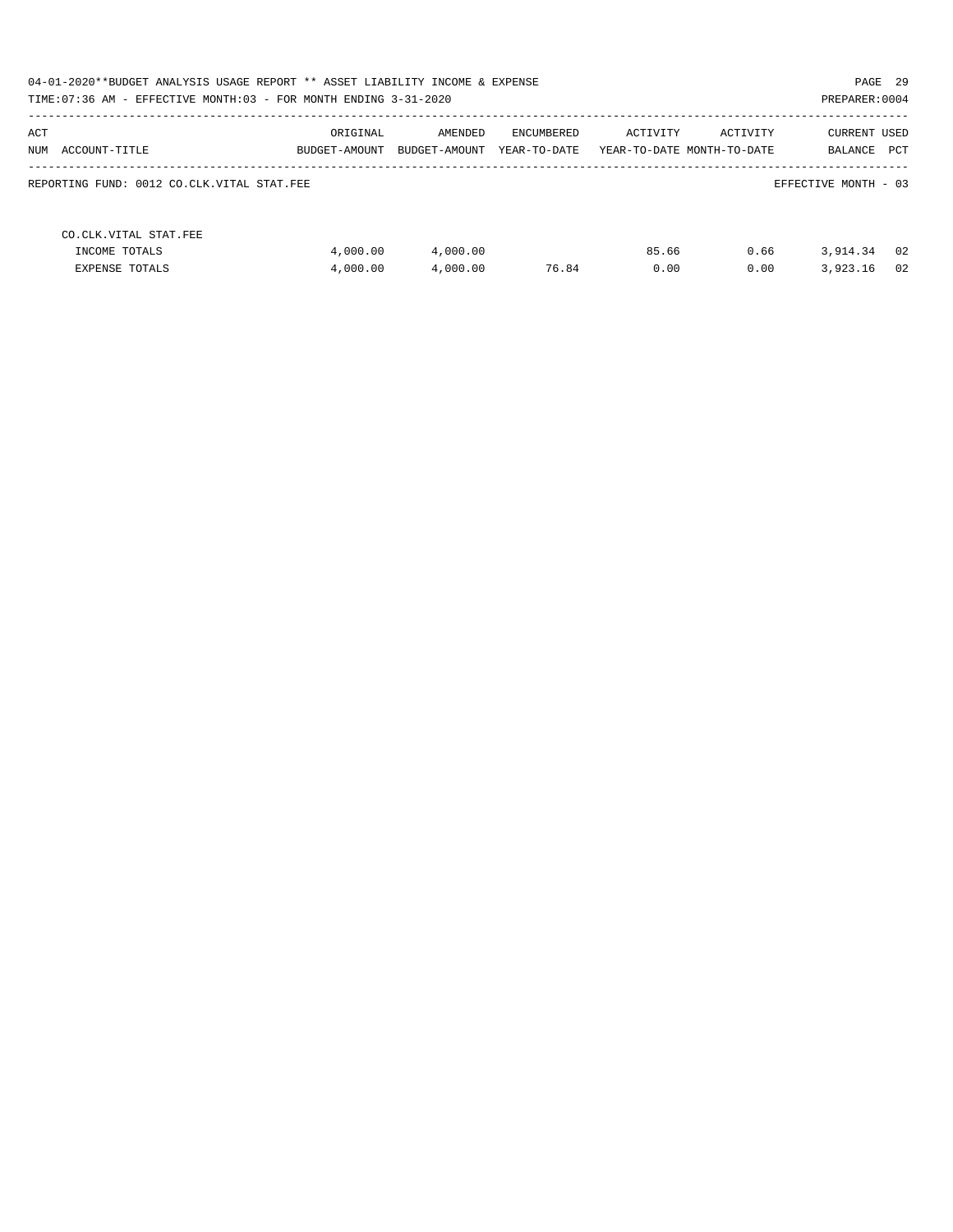04-01-2020**BUDGET ANALYSIS USAGE REPORT ** ASSET LIABILITY INCOME & EXPENSE

TIME:07:36 AM - EFFECTIVE MONTH:03 - FOR MONTH ENDING 3-31-2020

PREPARER:0004

| ACT NUM ACCOUNT-TITLE | ORIGINAL BUDGET-AMOUNT | AMENDED BUDGET-AMOUNT | ENCUMBERED YEAR-TO-DATE | ACTIVITY YEAR-TO-DATE | ACTIVITY MONTH-TO-DATE | CURRENT BALANCE | USED PCT |
|---|---|---|---|---|---|---|---|
| REPORTING FUND: 0012 CO.CLK.VITAL STAT.FEE | | | | | | EFFECTIVE MONTH - 03 | |
| CO.CLK.VITAL STAT.FEE | | | | | | | |
| INCOME TOTALS | 4,000.00 | 4,000.00 | | 85.66 | 0.66 | 3,914.34 | 02 |
| EXPENSE TOTALS | 4,000.00 | 4,000.00 | 76.84 | 0.00 | 0.00 | 3,923.16 | 02 |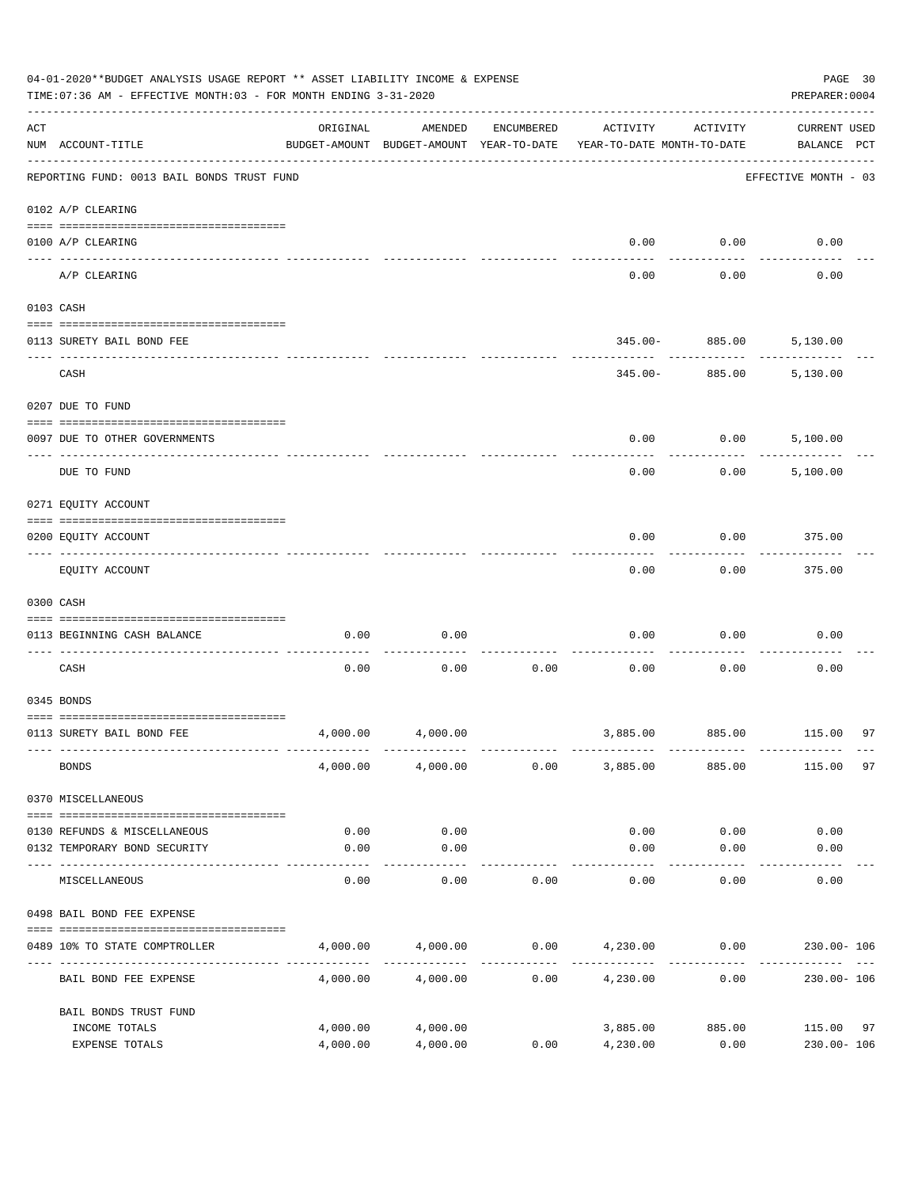04-01-2020**BUDGET ANALYSIS USAGE REPORT ** ASSET LIABILITY INCOME & EXPENSE

TIME:07:36 AM - EFFECTIVE MONTH:03 - FOR MONTH ENDING 3-31-2020

PREPARER:0004

| ACT NUM | ACCOUNT-TITLE | ORIGINAL BUDGET-AMOUNT | AMENDED BUDGET-AMOUNT | ENCUMBERED YEAR-TO-DATE | ACTIVITY YEAR-TO-DATE | ACTIVITY MONTH-TO-DATE | CURRENT USED BALANCE | PCT |
|---|---|---|---|---|---|---|---|---|
| | REPORTING FUND: 0013 BAIL BONDS TRUST FUND | | | | | | EFFECTIVE MONTH - 03 | |
| | 0102 A/P CLEARING | | | | | | | |
| 0100 | A/P CLEARING | | | | 0.00 | 0.00 | 0.00 | |
| | A/P CLEARING | | | | 0.00 | 0.00 | 0.00 | |
| | 0103 CASH | | | | | | | |
| 0113 | SURETY BAIL BOND FEE | | | | 345.00- | 885.00 | 5,130.00 | |
| | CASH | | | | 345.00- | 885.00 | 5,130.00 | |
| | 0207 DUE TO FUND | | | | | | | |
| 0097 | DUE TO OTHER GOVERNMENTS | | | | 0.00 | 0.00 | 5,100.00 | |
| | DUE TO FUND | | | | 0.00 | 0.00 | 5,100.00 | |
| | 0271 EQUITY ACCOUNT | | | | | | | |
| 0200 | EQUITY ACCOUNT | | | | 0.00 | 0.00 | 375.00 | |
| | EQUITY ACCOUNT | | | | 0.00 | 0.00 | 375.00 | |
| | 0300 CASH | | | | | | | |
| 0113 | BEGINNING CASH BALANCE | 0.00 | 0.00 | | 0.00 | 0.00 | 0.00 | |
| | CASH | 0.00 | 0.00 | 0.00 | 0.00 | 0.00 | 0.00 | |
| | 0345 BONDS | | | | | | | |
| 0113 | SURETY BAIL BOND FEE | 4,000.00 | 4,000.00 | | 3,885.00 | 885.00 | 115.00 | 97 |
| | BONDS | 4,000.00 | 4,000.00 | 0.00 | 3,885.00 | 885.00 | 115.00 | 97 |
| | 0370 MISCELLANEOUS | | | | | | | |
| 0130 | REFUNDS & MISCELLANEOUS | 0.00 | 0.00 | | 0.00 | 0.00 | 0.00 | |
| 0132 | TEMPORARY BOND SECURITY | 0.00 | 0.00 | | 0.00 | 0.00 | 0.00 | |
| | MISCELLANEOUS | 0.00 | 0.00 | 0.00 | 0.00 | 0.00 | 0.00 | |
| | 0498 BAIL BOND FEE EXPENSE | | | | | | | |
| 0489 | 10% TO STATE COMPTROLLER | 4,000.00 | 4,000.00 | 0.00 | 4,230.00 | 0.00 | 230.00- | 106 |
| | BAIL BOND FEE EXPENSE | 4,000.00 | 4,000.00 | 0.00 | 4,230.00 | 0.00 | 230.00- | 106 |
| | BAIL BONDS TRUST FUND | | | | | | | |
| | INCOME TOTALS | 4,000.00 | 4,000.00 | | 3,885.00 | 885.00 | 115.00 | 97 |
| | EXPENSE TOTALS | 4,000.00 | 4,000.00 | 0.00 | 4,230.00 | 0.00 | 230.00- | 106 |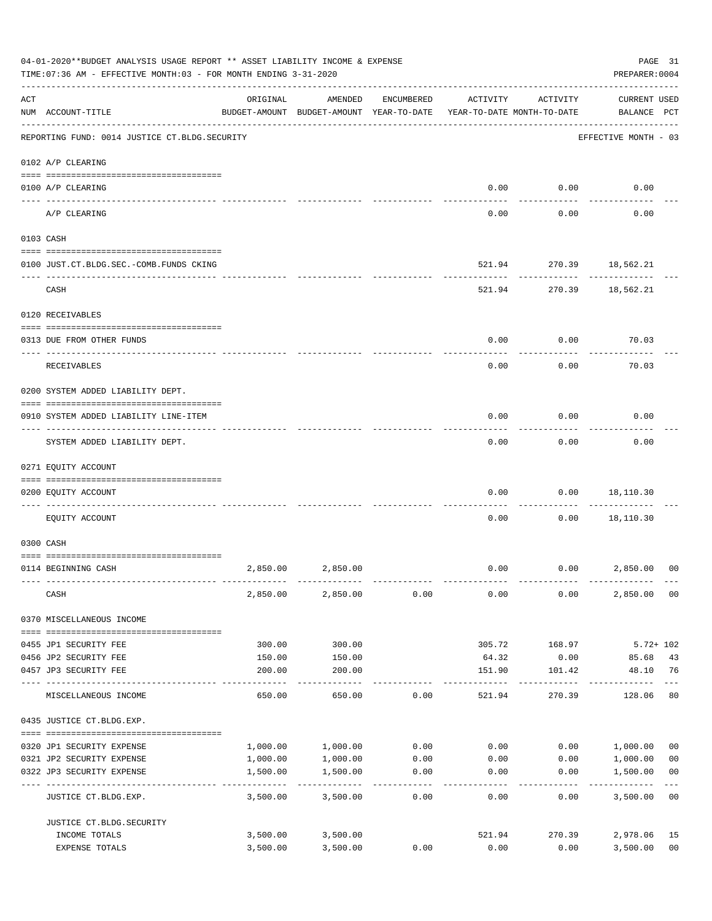04-01-2020**BUDGET ANALYSIS USAGE REPORT ** ASSET LIABILITY INCOME & EXPENSE

TIME:07:36 AM - EFFECTIVE MONTH:03 - FOR MONTH ENDING 3-31-2020

PREPARER:0004

| ACT NUM | ACCOUNT-TITLE | ORIGINAL BUDGET-AMOUNT | AMENDED BUDGET-AMOUNT | ENCUMBERED YEAR-TO-DATE | ACTIVITY YEAR-TO-DATE | ACTIVITY MONTH-TO-DATE | CURRENT USED BALANCE | PCT |
|---|---|---|---|---|---|---|---|---|
| | REPORTING FUND: 0014 JUSTICE CT.BLDG.SECURITY | | | | | | EFFECTIVE MONTH - 03 | |
| | 0102 A/P CLEARING | | | | | | | |
| 0100 | A/P CLEARING | | | | 0.00 | 0.00 | 0.00 | |
| | A/P CLEARING | | | | 0.00 | 0.00 | 0.00 | |
| | 0103 CASH | | | | | | | |
| 0100 | JUST.CT.BLDG.SEC.-COMB.FUNDS CKING | | | | 521.94 | 270.39 | 18,562.21 | |
| | CASH | | | | 521.94 | 270.39 | 18,562.21 | |
| | 0120 RECEIVABLES | | | | | | | |
| 0313 | DUE FROM OTHER FUNDS | | | | 0.00 | 0.00 | 70.03 | |
| | RECEIVABLES | | | | 0.00 | 0.00 | 70.03 | |
| | 0200 SYSTEM ADDED LIABILITY DEPT. | | | | | | | |
| 0910 | SYSTEM ADDED LIABILITY LINE-ITEM | | | | 0.00 | 0.00 | 0.00 | |
| | SYSTEM ADDED LIABILITY DEPT. | | | | 0.00 | 0.00 | 0.00 | |
| | 0271 EQUITY ACCOUNT | | | | | | | |
| 0200 | EQUITY ACCOUNT | | | | 0.00 | 0.00 | 18,110.30 | |
| | EQUITY ACCOUNT | | | | 0.00 | 0.00 | 18,110.30 | |
| | 0300 CASH | | | | | | | |
| 0114 | BEGINNING CASH | 2,850.00 | 2,850.00 | | 0.00 | 0.00 | 2,850.00 | 00 |
| | CASH | 2,850.00 | 2,850.00 | 0.00 | 0.00 | 0.00 | 2,850.00 | 00 |
| | 0370 MISCELLANEOUS INCOME | | | | | | | |
| 0455 | JP1 SECURITY FEE | 300.00 | 300.00 | | 305.72 | 168.97 | 5.72+ | 102 |
| 0456 | JP2 SECURITY FEE | 150.00 | 150.00 | | 64.32 | 0.00 | 85.68 | 43 |
| 0457 | JP3 SECURITY FEE | 200.00 | 200.00 | | 151.90 | 101.42 | 48.10 | 76 |
| | MISCELLANEOUS INCOME | 650.00 | 650.00 | 0.00 | 521.94 | 270.39 | 128.06 | 80 |
| | 0435 JUSTICE CT.BLDG.EXP. | | | | | | | |
| 0320 | JP1 SECURITY EXPENSE | 1,000.00 | 1,000.00 | 0.00 | 0.00 | 0.00 | 1,000.00 | 00 |
| 0321 | JP2 SECURITY EXPENSE | 1,000.00 | 1,000.00 | 0.00 | 0.00 | 0.00 | 1,000.00 | 00 |
| 0322 | JP3 SECURITY EXPENSE | 1,500.00 | 1,500.00 | 0.00 | 0.00 | 0.00 | 1,500.00 | 00 |
| | JUSTICE CT.BLDG.EXP. | 3,500.00 | 3,500.00 | 0.00 | 0.00 | 0.00 | 3,500.00 | 00 |
| | JUSTICE CT.BLDG.SECURITY | | | | | | | |
| | INCOME TOTALS | 3,500.00 | 3,500.00 | | 521.94 | 270.39 | 2,978.06 | 15 |
| | EXPENSE TOTALS | 3,500.00 | 3,500.00 | 0.00 | 0.00 | 0.00 | 3,500.00 | 00 |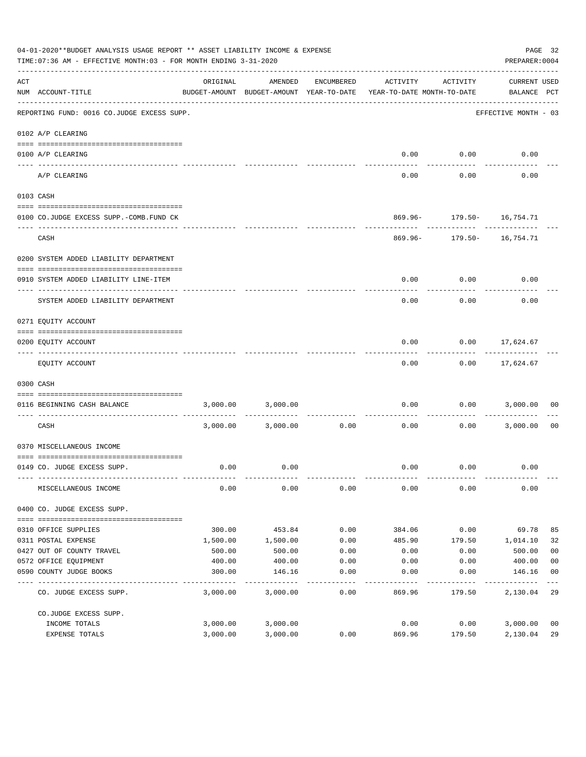04-01-2020**BUDGET ANALYSIS USAGE REPORT ** ASSET LIABILITY INCOME & EXPENSE

TIME:07:36 AM - EFFECTIVE MONTH:03 - FOR MONTH ENDING 3-31-2020

PREPARER:0004

REPORTING FUND: 0016 CO.JUDGE EXCESS SUPP. — EFFECTIVE MONTH - 03

| ACT NUM | ACCOUNT-TITLE | ORIGINAL BUDGET-AMOUNT | AMENDED BUDGET-AMOUNT | ENCUMBERED YEAR-TO-DATE | ACTIVITY YEAR-TO-DATE | ACTIVITY MONTH-TO-DATE | CURRENT BALANCE | USED PCT |
|---|---|---|---|---|---|---|---|---|
| **0102** | **A/P CLEARING** | | | | | | | |
| 0100 | A/P CLEARING | | | | 0.00 | 0.00 | 0.00 | |
| | A/P CLEARING | | | | 0.00 | 0.00 | 0.00 | |
| **0103** | **CASH** | | | | | | | |
| 0100 | CO.JUDGE EXCESS SUPP.-COMB.FUND CK | | | | 869.96- | 179.50- | 16,754.71 | |
| | CASH | | | | 869.96- | 179.50- | 16,754.71 | |
| **0200** | **SYSTEM ADDED LIABILITY DEPARTMENT** | | | | | | | |
| 0910 | SYSTEM ADDED LIABILITY LINE-ITEM | | | | 0.00 | 0.00 | 0.00 | |
| | SYSTEM ADDED LIABILITY DEPARTMENT | | | | 0.00 | 0.00 | 0.00 | |
| **0271** | **EQUITY ACCOUNT** | | | | | | | |
| 0200 | EQUITY ACCOUNT | | | | 0.00 | 0.00 | 17,624.67 | |
| | EQUITY ACCOUNT | | | | 0.00 | 0.00 | 17,624.67 | |
| **0300** | **CASH** | | | | | | | |
| 0116 | BEGINNING CASH BALANCE | 3,000.00 | 3,000.00 | | 0.00 | 0.00 | 3,000.00 | 00 |
| | CASH | 3,000.00 | 3,000.00 | 0.00 | 0.00 | 0.00 | 3,000.00 | 00 |
| **0370** | **MISCELLANEOUS INCOME** | | | | | | | |
| 0149 | CO. JUDGE EXCESS SUPP. | 0.00 | 0.00 | | 0.00 | 0.00 | 0.00 | |
| | MISCELLANEOUS INCOME | 0.00 | 0.00 | 0.00 | 0.00 | 0.00 | 0.00 | |
| **0400** | **CO. JUDGE EXCESS SUPP.** | | | | | | | |
| 0310 | OFFICE SUPPLIES | 300.00 | 453.84 | 0.00 | 384.06 | 0.00 | 69.78 | 85 |
| 0311 | POSTAL EXPENSE | 1,500.00 | 1,500.00 | 0.00 | 485.90 | 179.50 | 1,014.10 | 32 |
| 0427 | OUT OF COUNTY TRAVEL | 500.00 | 500.00 | 0.00 | 0.00 | 0.00 | 500.00 | 00 |
| 0572 | OFFICE EQUIPMENT | 400.00 | 400.00 | 0.00 | 0.00 | 0.00 | 400.00 | 00 |
| 0590 | COUNTY JUDGE BOOKS | 300.00 | 146.16 | 0.00 | 0.00 | 0.00 | 146.16 | 00 |
| | CO. JUDGE EXCESS SUPP. | 3,000.00 | 3,000.00 | 0.00 | 869.96 | 179.50 | 2,130.04 | 29 |
| | CO.JUDGE EXCESS SUPP. | | | | | | | |
| | INCOME TOTALS | 3,000.00 | 3,000.00 | | 0.00 | 0.00 | 3,000.00 | 00 |
| | EXPENSE TOTALS | 3,000.00 | 3,000.00 | 0.00 | 869.96 | 179.50 | 2,130.04 | 29 |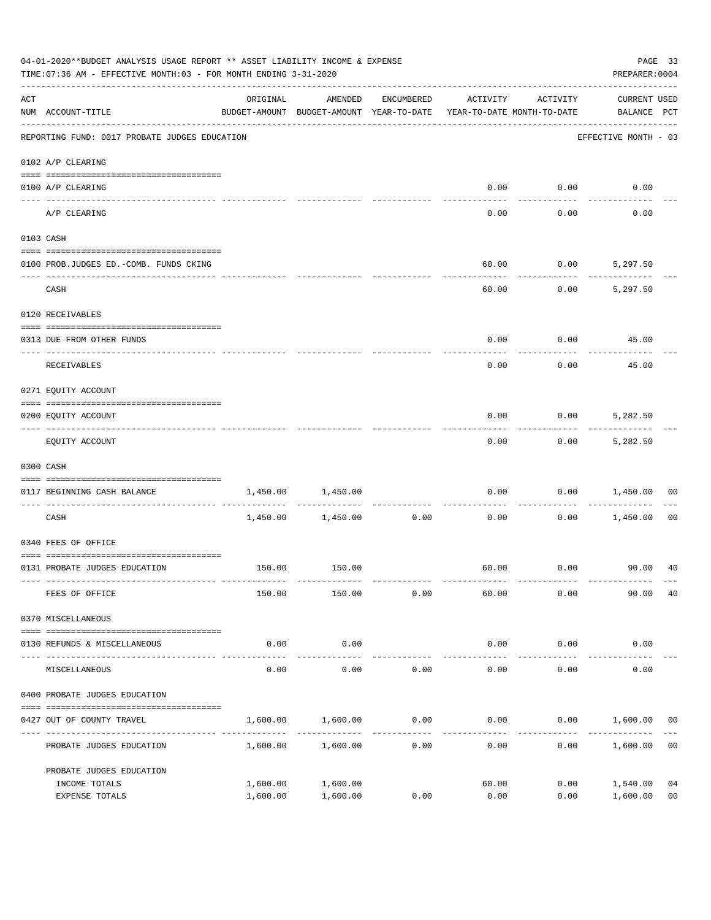04-01-2020**BUDGET ANALYSIS USAGE REPORT ** ASSET LIABILITY INCOME & EXPENSE

TIME:07:36 AM - EFFECTIVE MONTH:03 - FOR MONTH ENDING 3-31-2020

PREPARER:0004

| ACT NUM | ACCOUNT-TITLE | ORIGINAL BUDGET-AMOUNT | AMENDED BUDGET-AMOUNT | ENCUMBERED YEAR-TO-DATE | ACTIVITY YEAR-TO-DATE | ACTIVITY MONTH-TO-DATE | CURRENT USED BALANCE | PCT |
|---|---|---|---|---|---|---|---|---|
| | REPORTING FUND: 0017 PROBATE JUDGES EDUCATION | | | | | | EFFECTIVE MONTH - 03 | |
| | 0102 A/P CLEARING | | | | | | | |
| 0100 | A/P CLEARING | | | | 0.00 | 0.00 | 0.00 | |
| | A/P CLEARING | | | | 0.00 | 0.00 | 0.00 | |
| | 0103 CASH | | | | | | | |
| 0100 | PROB.JUDGES ED.-COMB. FUNDS CKING | | | | 60.00 | 0.00 | 5,297.50 | |
| | CASH | | | | 60.00 | 0.00 | 5,297.50 | |
| | 0120 RECEIVABLES | | | | | | | |
| 0313 | DUE FROM OTHER FUNDS | | | | 0.00 | 0.00 | 45.00 | |
| | RECEIVABLES | | | | 0.00 | 0.00 | 45.00 | |
| | 0271 EQUITY ACCOUNT | | | | | | | |
| 0200 | EQUITY ACCOUNT | | | | 0.00 | 0.00 | 5,282.50 | |
| | EQUITY ACCOUNT | | | | 0.00 | 0.00 | 5,282.50 | |
| | 0300 CASH | | | | | | | |
| 0117 | BEGINNING CASH BALANCE | 1,450.00 | 1,450.00 | | 0.00 | 0.00 | 1,450.00 | 00 |
| | CASH | 1,450.00 | 1,450.00 | 0.00 | 0.00 | 0.00 | 1,450.00 | 00 |
| | 0340 FEES OF OFFICE | | | | | | | |
| 0131 | PROBATE JUDGES EDUCATION | 150.00 | 150.00 | | 60.00 | 0.00 | 90.00 | 40 |
| | FEES OF OFFICE | 150.00 | 150.00 | 0.00 | 60.00 | 0.00 | 90.00 | 40 |
| | 0370 MISCELLANEOUS | | | | | | | |
| 0130 | REFUNDS & MISCELLANEOUS | 0.00 | 0.00 | | 0.00 | 0.00 | 0.00 | |
| | MISCELLANEOUS | 0.00 | 0.00 | 0.00 | 0.00 | 0.00 | 0.00 | |
| | 0400 PROBATE JUDGES EDUCATION | | | | | | | |
| 0427 | OUT OF COUNTY TRAVEL | 1,600.00 | 1,600.00 | 0.00 | 0.00 | 0.00 | 1,600.00 | 00 |
| | PROBATE JUDGES EDUCATION | 1,600.00 | 1,600.00 | 0.00 | 0.00 | 0.00 | 1,600.00 | 00 |
| | PROBATE JUDGES EDUCATION | | | | | | | |
| | INCOME TOTALS | 1,600.00 | 1,600.00 | | 60.00 | 0.00 | 1,540.00 | 04 |
| | EXPENSE TOTALS | 1,600.00 | 1,600.00 | 0.00 | 0.00 | 0.00 | 1,600.00 | 00 |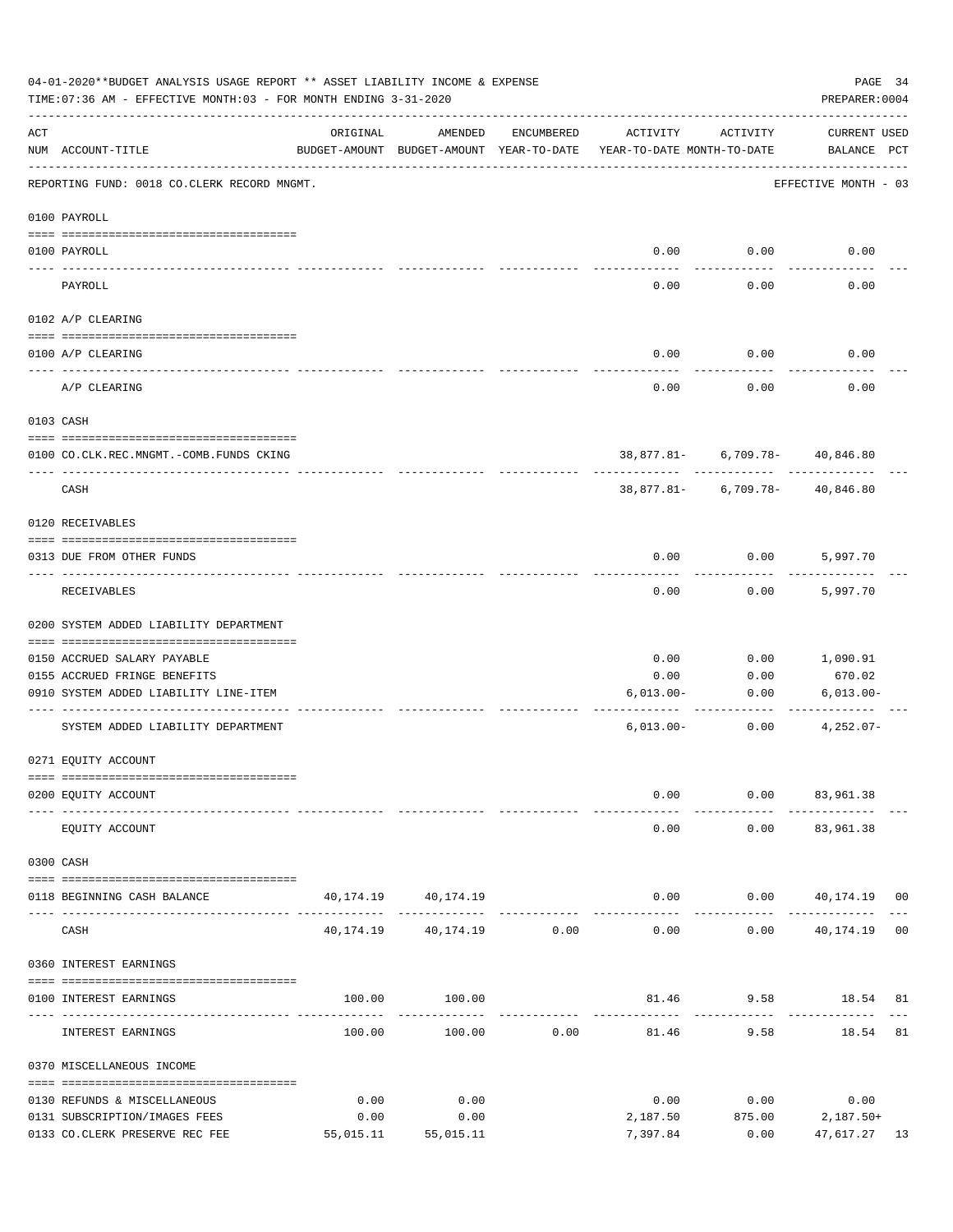04-01-2020**BUDGET ANALYSIS USAGE REPORT ** ASSET LIABILITY INCOME & EXPENSE

TIME:07:36 AM - EFFECTIVE MONTH:03 - FOR MONTH ENDING 3-31-2020

PREPARER:0004

| ACT NUM | ACCOUNT-TITLE | ORIGINAL BUDGET-AMOUNT | AMENDED BUDGET-AMOUNT | ENCUMBERED YEAR-TO-DATE | ACTIVITY YEAR-TO-DATE | ACTIVITY MONTH-TO-DATE | CURRENT BALANCE | USED PCT |
|---|---|---|---|---|---|---|---|---|
| | REPORTING FUND: 0018 CO.CLERK RECORD MNGMT. | | | | | | EFFECTIVE MONTH - 03 | |
| | **0100 PAYROLL** | | | | | | | |
| 0100 | PAYROLL | | | | 0.00 | 0.00 | 0.00 | |
| | PAYROLL | | | | 0.00 | 0.00 | 0.00 | |
| | **0102 A/P CLEARING** | | | | | | | |
| 0100 | A/P CLEARING | | | | 0.00 | 0.00 | 0.00 | |
| | A/P CLEARING | | | | 0.00 | 0.00 | 0.00 | |
| | **0103 CASH** | | | | | | | |
| 0100 | CO.CLK.REC.MNGMT.-COMB.FUNDS CKING | | | | 38,877.81- | 6,709.78- | 40,846.80 | |
| | CASH | | | | 38,877.81- | 6,709.78- | 40,846.80 | |
| | **0120 RECEIVABLES** | | | | | | | |
| 0313 | DUE FROM OTHER FUNDS | | | | 0.00 | 0.00 | 5,997.70 | |
| | RECEIVABLES | | | | 0.00 | 0.00 | 5,997.70 | |
| | **0200 SYSTEM ADDED LIABILITY DEPARTMENT** | | | | | | | |
| 0150 | ACCRUED SALARY PAYABLE | | | | 0.00 | 0.00 | 1,090.91 | |
| 0155 | ACCRUED FRINGE BENEFITS | | | | 0.00 | 0.00 | 670.02 | |
| 0910 | SYSTEM ADDED LIABILITY LINE-ITEM | | | | 6,013.00- | 0.00 | 6,013.00- | |
| | SYSTEM ADDED LIABILITY DEPARTMENT | | | | 6,013.00- | 0.00 | 4,252.07- | |
| | **0271 EQUITY ACCOUNT** | | | | | | | |
| 0200 | EQUITY ACCOUNT | | | | 0.00 | 0.00 | 83,961.38 | |
| | EQUITY ACCOUNT | | | | 0.00 | 0.00 | 83,961.38 | |
| | **0300 CASH** | | | | | | | |
| 0118 | BEGINNING CASH BALANCE | 40,174.19 | 40,174.19 | | 0.00 | 0.00 | 40,174.19 | 00 |
| | CASH | 40,174.19 | 40,174.19 | 0.00 | 0.00 | 0.00 | 40,174.19 | 00 |
| | **0360 INTEREST EARNINGS** | | | | | | | |
| 0100 | INTEREST EARNINGS | 100.00 | 100.00 | | 81.46 | 9.58 | 18.54 | 81 |
| | INTEREST EARNINGS | 100.00 | 100.00 | 0.00 | 81.46 | 9.58 | 18.54 | 81 |
| | **0370 MISCELLANEOUS INCOME** | | | | | | | |
| 0130 | REFUNDS & MISCELLANEOUS | 0.00 | 0.00 | | 0.00 | 0.00 | 0.00 | |
| 0131 | SUBSCRIPTION/IMAGES FEES | 0.00 | 0.00 | | 2,187.50 | 875.00 | 2,187.50+ | |
| 0133 | CO.CLERK PRESERVE REC FEE | 55,015.11 | 55,015.11 | | 7,397.84 | 0.00 | 47,617.27 | 13 |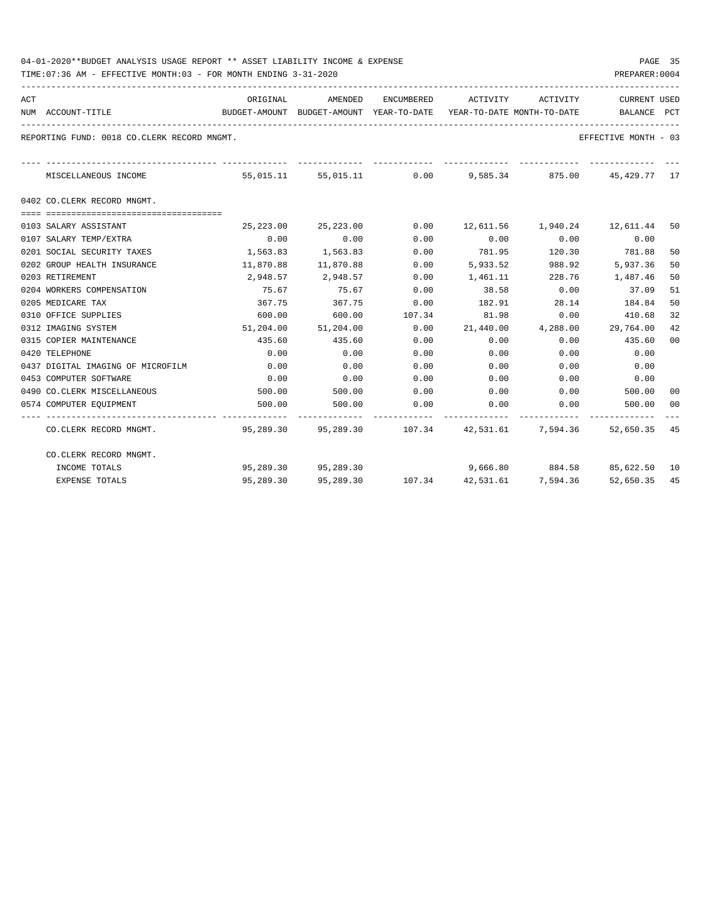04-01-2020**BUDGET ANALYSIS USAGE REPORT ** ASSET LIABILITY INCOME & EXPENSE

TIME:07:36 AM - EFFECTIVE MONTH:03 - FOR MONTH ENDING 3-31-2020

REPORTING FUND: 0018 CO.CLERK RECORD MNGMT. — EFFECTIVE MONTH - 03

| ACT NUM | ACCOUNT-TITLE | ORIGINAL BUDGET-AMOUNT | AMENDED BUDGET-AMOUNT | ENCUMBERED YEAR-TO-DATE | ACTIVITY YEAR-TO-DATE | ACTIVITY MONTH-TO-DATE | CURRENT BALANCE | USED PCT |
|---|---|---|---|---|---|---|---|---|
| | MISCELLANEOUS INCOME | 55,015.11 | 55,015.11 | 0.00 | 9,585.34 | 875.00 | 45,429.77 | 17 |
| | **0402 CO.CLERK RECORD MNGMT.** | | | | | | | |
| 0103 | SALARY ASSISTANT | 25,223.00 | 25,223.00 | 0.00 | 12,611.56 | 1,940.24 | 12,611.44 | 50 |
| 0107 | SALARY TEMP/EXTRA | 0.00 | 0.00 | 0.00 | 0.00 | 0.00 | 0.00 | |
| 0201 | SOCIAL SECURITY TAXES | 1,563.83 | 1,563.83 | 0.00 | 781.95 | 120.30 | 781.88 | 50 |
| 0202 | GROUP HEALTH INSURANCE | 11,870.88 | 11,870.88 | 0.00 | 5,933.52 | 988.92 | 5,937.36 | 50 |
| 0203 | RETIREMENT | 2,948.57 | 2,948.57 | 0.00 | 1,461.11 | 228.76 | 1,487.46 | 50 |
| 0204 | WORKERS COMPENSATION | 75.67 | 75.67 | 0.00 | 38.58 | 0.00 | 37.09 | 51 |
| 0205 | MEDICARE TAX | 367.75 | 367.75 | 0.00 | 182.91 | 28.14 | 184.84 | 50 |
| 0310 | OFFICE SUPPLIES | 600.00 | 600.00 | 107.34 | 81.98 | 0.00 | 410.68 | 32 |
| 0312 | IMAGING SYSTEM | 51,204.00 | 51,204.00 | 0.00 | 21,440.00 | 4,288.00 | 29,764.00 | 42 |
| 0315 | COPIER MAINTENANCE | 435.60 | 435.60 | 0.00 | 0.00 | 0.00 | 435.60 | 00 |
| 0420 | TELEPHONE | 0.00 | 0.00 | 0.00 | 0.00 | 0.00 | 0.00 | |
| 0437 | DIGITAL IMAGING OF MICROFILM | 0.00 | 0.00 | 0.00 | 0.00 | 0.00 | 0.00 | |
| 0453 | COMPUTER SOFTWARE | 0.00 | 0.00 | 0.00 | 0.00 | 0.00 | 0.00 | |
| 0490 | CO.CLERK MISCELLANEOUS | 500.00 | 500.00 | 0.00 | 0.00 | 0.00 | 500.00 | 00 |
| 0574 | COMPUTER EQUIPMENT | 500.00 | 500.00 | 0.00 | 0.00 | 0.00 | 500.00 | 00 |
| | CO.CLERK RECORD MNGMT. | 95,289.30 | 95,289.30 | 107.34 | 42,531.61 | 7,594.36 | 52,650.35 | 45 |
| | CO.CLERK RECORD MNGMT. | | | | | | | |
| | INCOME TOTALS | 95,289.30 | 95,289.30 | | 9,666.80 | 884.58 | 85,622.50 | 10 |
| | EXPENSE TOTALS | 95,289.30 | 95,289.30 | 107.34 | 42,531.61 | 7,594.36 | 52,650.35 | 45 |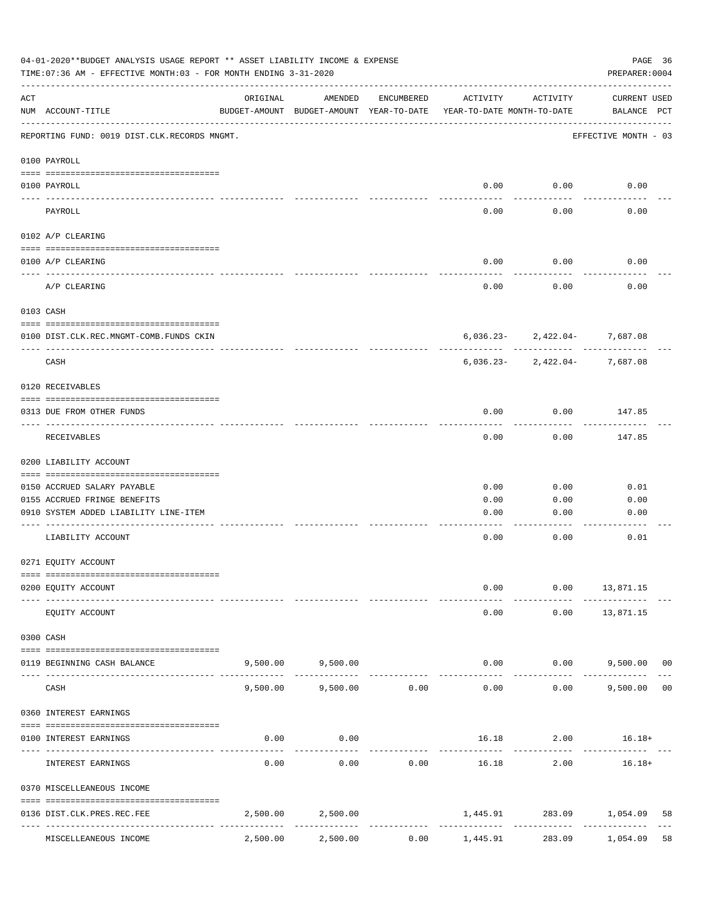04-01-2020**BUDGET ANALYSIS USAGE REPORT ** ASSET LIABILITY INCOME & EXPENSE

TIME:07:36 AM - EFFECTIVE MONTH:03 - FOR MONTH ENDING 3-31-2020

PREPARER:0004

| ACT NUM | ACCOUNT-TITLE | ORIGINAL BUDGET-AMOUNT | AMENDED BUDGET-AMOUNT | ENCUMBERED YEAR-TO-DATE | ACTIVITY YEAR-TO-DATE | ACTIVITY MONTH-TO-DATE | CURRENT USED BALANCE | PCT |
|---|---|---|---|---|---|---|---|---|
| | REPORTING FUND: 0019 DIST.CLK.RECORDS MNGMT. | | | | | | EFFECTIVE MONTH - 03 | |
| | **0100 PAYROLL** | | | | | | | |
| 0100 | PAYROLL | | | | 0.00 | 0.00 | 0.00 | |
| | PAYROLL | | | | 0.00 | 0.00 | 0.00 | |
| | **0102 A/P CLEARING** | | | | | | | |
| 0100 | A/P CLEARING | | | | 0.00 | 0.00 | 0.00 | |
| | A/P CLEARING | | | | 0.00 | 0.00 | 0.00 | |
| | **0103 CASH** | | | | | | | |
| 0100 | DIST.CLK.REC.MNGMT-COMB.FUNDS CKIN | | | | 6,036.23- | 2,422.04- | 7,687.08 | |
| | CASH | | | | 6,036.23- | 2,422.04- | 7,687.08 | |
| | **0120 RECEIVABLES** | | | | | | | |
| 0313 | DUE FROM OTHER FUNDS | | | | 0.00 | 0.00 | 147.85 | |
| | RECEIVABLES | | | | 0.00 | 0.00 | 147.85 | |
| | **0200 LIABILITY ACCOUNT** | | | | | | | |
| 0150 | ACCRUED SALARY PAYABLE | | | | 0.00 | 0.00 | 0.01 | |
| 0155 | ACCRUED FRINGE BENEFITS | | | | 0.00 | 0.00 | 0.00 | |
| 0910 | SYSTEM ADDED LIABILITY LINE-ITEM | | | | 0.00 | 0.00 | 0.00 | |
| | LIABILITY ACCOUNT | | | | 0.00 | 0.00 | 0.01 | |
| | **0271 EQUITY ACCOUNT** | | | | | | | |
| 0200 | EQUITY ACCOUNT | | | | 0.00 | 0.00 | 13,871.15 | |
| | EQUITY ACCOUNT | | | | 0.00 | 0.00 | 13,871.15 | |
| | **0300 CASH** | | | | | | | |
| 0119 | BEGINNING CASH BALANCE | 9,500.00 | 9,500.00 | | 0.00 | 0.00 | 9,500.00 | 00 |
| | CASH | 9,500.00 | 9,500.00 | 0.00 | 0.00 | 0.00 | 9,500.00 | 00 |
| | **0360 INTEREST EARNINGS** | | | | | | | |
| 0100 | INTEREST EARNINGS | 0.00 | 0.00 | | 16.18 | 2.00 | 16.18+ | |
| | INTEREST EARNINGS | 0.00 | 0.00 | 0.00 | 16.18 | 2.00 | 16.18+ | |
| | **0370 MISCELLANEOUS INCOME** | | | | | | | |
| 0136 | DIST.CLK.PRES.REC.FEE | 2,500.00 | 2,500.00 | | 1,445.91 | 283.09 | 1,054.09 | 58 |
| | MISCELLANEOUS INCOME | 2,500.00 | 2,500.00 | 0.00 | 1,445.91 | 283.09 | 1,054.09 | 58 |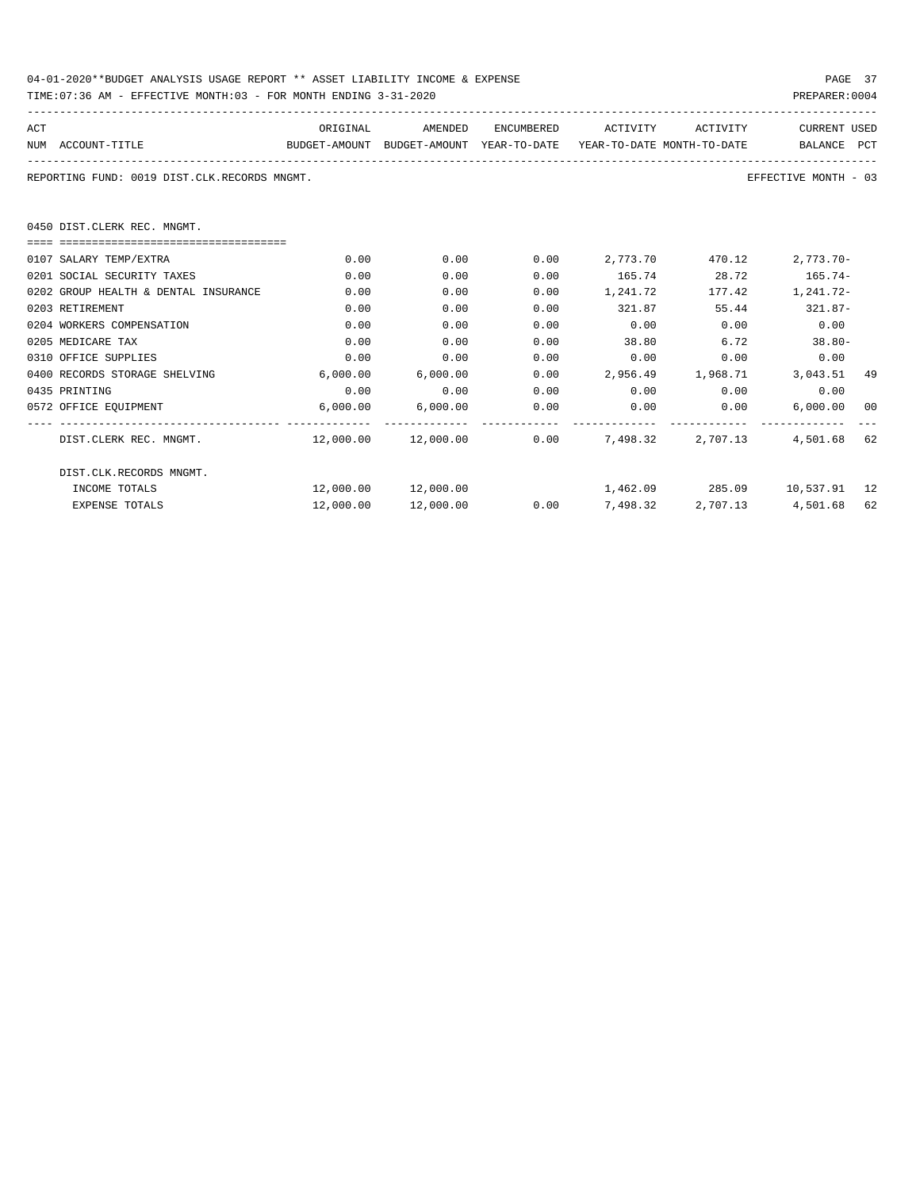04-01-2020**BUDGET ANALYSIS USAGE REPORT ** ASSET LIABILITY INCOME & EXPENSE

TIME:07:36 AM - EFFECTIVE MONTH:03 - FOR MONTH ENDING 3-31-2020

REPORTING FUND: 0019 DIST.CLK.RECORDS MNGMT. — EFFECTIVE MONTH - 03

## 0450 DIST.CLERK REC. MNGMT.

| ACT NUM | ACCOUNT-TITLE | ORIGINAL BUDGET-AMOUNT | AMENDED BUDGET-AMOUNT | ENCUMBERED YEAR-TO-DATE | ACTIVITY YEAR-TO-DATE | ACTIVITY MONTH-TO-DATE | CURRENT BALANCE | USED PCT |
|---|---|---|---|---|---|---|---|---|
| 0107 | SALARY TEMP/EXTRA | 0.00 | 0.00 | 0.00 | 2,773.70 | 470.12 | 2,773.70- | |
| 0201 | SOCIAL SECURITY TAXES | 0.00 | 0.00 | 0.00 | 165.74 | 28.72 | 165.74- | |
| 0202 | GROUP HEALTH & DENTAL INSURANCE | 0.00 | 0.00 | 0.00 | 1,241.72 | 177.42 | 1,241.72- | |
| 0203 | RETIREMENT | 0.00 | 0.00 | 0.00 | 321.87 | 55.44 | 321.87- | |
| 0204 | WORKERS COMPENSATION | 0.00 | 0.00 | 0.00 | 0.00 | 0.00 | 0.00 | |
| 0205 | MEDICARE TAX | 0.00 | 0.00 | 0.00 | 38.80 | 6.72 | 38.80- | |
| 0310 | OFFICE SUPPLIES | 0.00 | 0.00 | 0.00 | 0.00 | 0.00 | 0.00 | |
| 0400 | RECORDS STORAGE SHELVING | 6,000.00 | 6,000.00 | 0.00 | 2,956.49 | 1,968.71 | 3,043.51 | 49 |
| 0435 | PRINTING | 0.00 | 0.00 | 0.00 | 0.00 | 0.00 | 0.00 | |
| 0572 | OFFICE EQUIPMENT | 6,000.00 | 6,000.00 | 0.00 | 0.00 | 0.00 | 6,000.00 | 00 |
| | DIST.CLERK REC. MNGMT. | 12,000.00 | 12,000.00 | 0.00 | 7,498.32 | 2,707.13 | 4,501.68 | 62 |
| | DIST.CLK.RECORDS MNGMT. | | | | | | | |
| | INCOME TOTALS | 12,000.00 | 12,000.00 | | 1,462.09 | 285.09 | 10,537.91 | 12 |
| | EXPENSE TOTALS | 12,000.00 | 12,000.00 | 0.00 | 7,498.32 | 2,707.13 | 4,501.68 | 62 |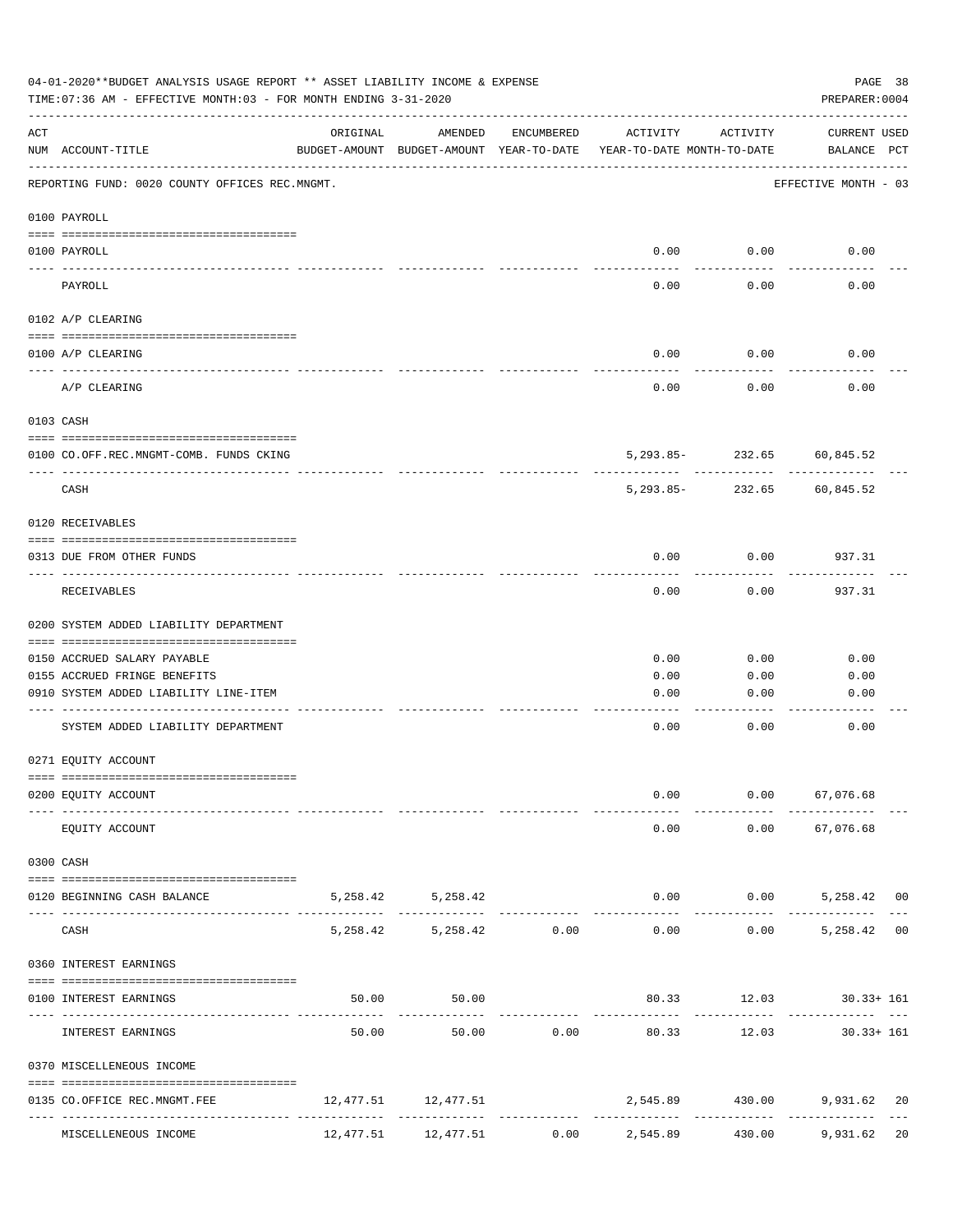04-01-2020**BUDGET ANALYSIS USAGE REPORT ** ASSET LIABILITY INCOME & EXPENSE

TIME:07:36 AM - EFFECTIVE MONTH:03 - FOR MONTH ENDING 3-31-2020

PREPARER:0004

| ACT NUM | ACCOUNT-TITLE | ORIGINAL BUDGET-AMOUNT | AMENDED BUDGET-AMOUNT | ENCUMBERED YEAR-TO-DATE | ACTIVITY YEAR-TO-DATE | ACTIVITY MONTH-TO-DATE | CURRENT USED BALANCE | PCT |
|---|---|---|---|---|---|---|---|---|
| | REPORTING FUND: 0020 COUNTY OFFICES REC.MNGMT. | | | | | | EFFECTIVE MONTH - 03 | |
| | 0100 PAYROLL | | | | | | | |
| 0100 | PAYROLL | | | | 0.00 | 0.00 | 0.00 | |
| | PAYROLL | | | | 0.00 | 0.00 | 0.00 | |
| | 0102 A/P CLEARING | | | | | | | |
| 0100 | A/P CLEARING | | | | 0.00 | 0.00 | 0.00 | |
| | A/P CLEARING | | | | 0.00 | 0.00 | 0.00 | |
| | 0103 CASH | | | | | | | |
| 0100 | CO.OFF.REC.MNGMT-COMB. FUNDS CKING | | | | 5,293.85- | 232.65 | 60,845.52 | |
| | CASH | | | | 5,293.85- | 232.65 | 60,845.52 | |
| | 0120 RECEIVABLES | | | | | | | |
| 0313 | DUE FROM OTHER FUNDS | | | | 0.00 | 0.00 | 937.31 | |
| | RECEIVABLES | | | | 0.00 | 0.00 | 937.31 | |
| | 0200 SYSTEM ADDED LIABILITY DEPARTMENT | | | | | | | |
| 0150 | ACCRUED SALARY PAYABLE | | | | 0.00 | 0.00 | 0.00 | |
| 0155 | ACCRUED FRINGE BENEFITS | | | | 0.00 | 0.00 | 0.00 | |
| 0910 | SYSTEM ADDED LIABILITY LINE-ITEM | | | | 0.00 | 0.00 | 0.00 | |
| | SYSTEM ADDED LIABILITY DEPARTMENT | | | | 0.00 | 0.00 | 0.00 | |
| | 0271 EQUITY ACCOUNT | | | | | | | |
| 0200 | EQUITY ACCOUNT | | | | 0.00 | 0.00 | 67,076.68 | |
| | EQUITY ACCOUNT | | | | 0.00 | 0.00 | 67,076.68 | |
| | 0300 CASH | | | | | | | |
| 0120 | BEGINNING CASH BALANCE | 5,258.42 | 5,258.42 | | 0.00 | 0.00 | 5,258.42 | 00 |
| | CASH | 5,258.42 | 5,258.42 | 0.00 | 0.00 | 0.00 | 5,258.42 | 00 |
| | 0360 INTEREST EARNINGS | | | | | | | |
| 0100 | INTEREST EARNINGS | 50.00 | 50.00 | | 80.33 | 12.03 | 30.33+ | 161 |
| | INTEREST EARNINGS | 50.00 | 50.00 | 0.00 | 80.33 | 12.03 | 30.33+ | 161 |
| | 0370 MISCELLENEOUS INCOME | | | | | | | |
| 0135 | CO.OFFICE REC.MNGMT.FEE | 12,477.51 | 12,477.51 | | 2,545.89 | 430.00 | 9,931.62 | 20 |
| | MISCELLENEOUS INCOME | 12,477.51 | 12,477.51 | 0.00 | 2,545.89 | 430.00 | 9,931.62 | 20 |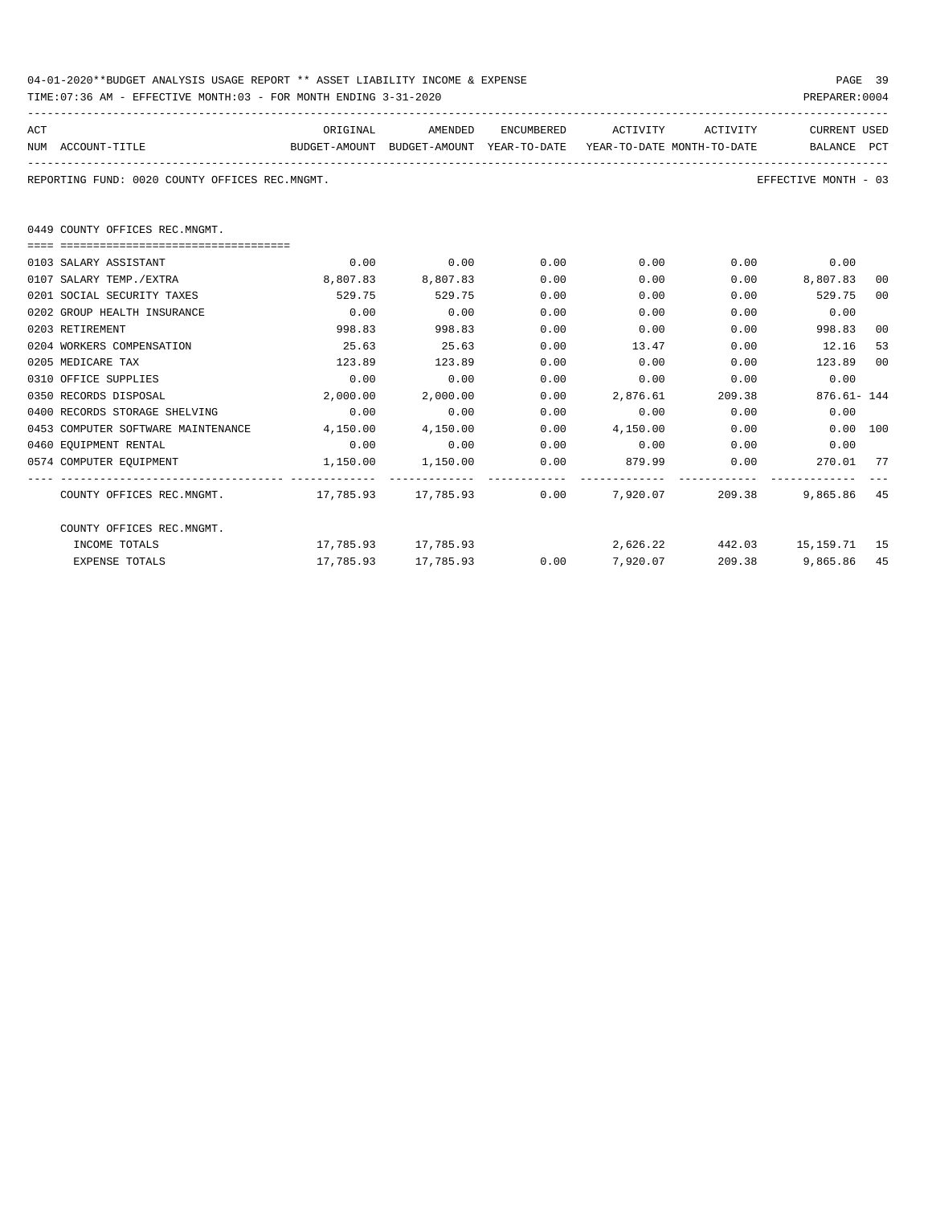04-01-2020**BUDGET ANALYSIS USAGE REPORT ** ASSET LIABILITY INCOME & EXPENSE

TIME:07:36 AM - EFFECTIVE MONTH:03 - FOR MONTH ENDING 3-31-2020

PREPARER:0004

REPORTING FUND: 0020 COUNTY OFFICES REC.MNGMT.

EFFECTIVE MONTH - 03

## 0449 COUNTY OFFICES REC.MNGMT.

| ACT NUM | ACCOUNT-TITLE | ORIGINAL BUDGET-AMOUNT | AMENDED BUDGET-AMOUNT | ENCUMBERED YEAR-TO-DATE | ACTIVITY YEAR-TO-DATE | ACTIVITY MONTH-TO-DATE | CURRENT BALANCE | USED PCT |
|---|---|---|---|---|---|---|---|---|
| 0103 | SALARY ASSISTANT | 0.00 | 0.00 | 0.00 | 0.00 | 0.00 | 0.00 | |
| 0107 | SALARY TEMP./EXTRA | 8,807.83 | 8,807.83 | 0.00 | 0.00 | 0.00 | 8,807.83 | 00 |
| 0201 | SOCIAL SECURITY TAXES | 529.75 | 529.75 | 0.00 | 0.00 | 0.00 | 529.75 | 00 |
| 0202 | GROUP HEALTH INSURANCE | 0.00 | 0.00 | 0.00 | 0.00 | 0.00 | 0.00 | |
| 0203 | RETIREMENT | 998.83 | 998.83 | 0.00 | 0.00 | 0.00 | 998.83 | 00 |
| 0204 | WORKERS COMPENSATION | 25.63 | 25.63 | 0.00 | 13.47 | 0.00 | 12.16 | 53 |
| 0205 | MEDICARE TAX | 123.89 | 123.89 | 0.00 | 0.00 | 0.00 | 123.89 | 00 |
| 0310 | OFFICE SUPPLIES | 0.00 | 0.00 | 0.00 | 0.00 | 0.00 | 0.00 | |
| 0350 | RECORDS DISPOSAL | 2,000.00 | 2,000.00 | 0.00 | 2,876.61 | 209.38 | 876.61- | 144 |
| 0400 | RECORDS STORAGE SHELVING | 0.00 | 0.00 | 0.00 | 0.00 | 0.00 | 0.00 | |
| 0453 | COMPUTER SOFTWARE MAINTENANCE | 4,150.00 | 4,150.00 | 0.00 | 4,150.00 | 0.00 | 0.00 | 100 |
| 0460 | EQUIPMENT RENTAL | 0.00 | 0.00 | 0.00 | 0.00 | 0.00 | 0.00 | |
| 0574 | COMPUTER EQUIPMENT | 1,150.00 | 1,150.00 | 0.00 | 879.99 | 0.00 | 270.01 | 77 |
| | COUNTY OFFICES REC.MNGMT. | 17,785.93 | 17,785.93 | 0.00 | 7,920.07 | 209.38 | 9,865.86 | 45 |
| | COUNTY OFFICES REC.MNGMT. | | | | | | | |
| | INCOME TOTALS | 17,785.93 | 17,785.93 | | 2,626.22 | 442.03 | 15,159.71 | 15 |
| | EXPENSE TOTALS | 17,785.93 | 17,785.93 | 0.00 | 7,920.07 | 209.38 | 9,865.86 | 45 |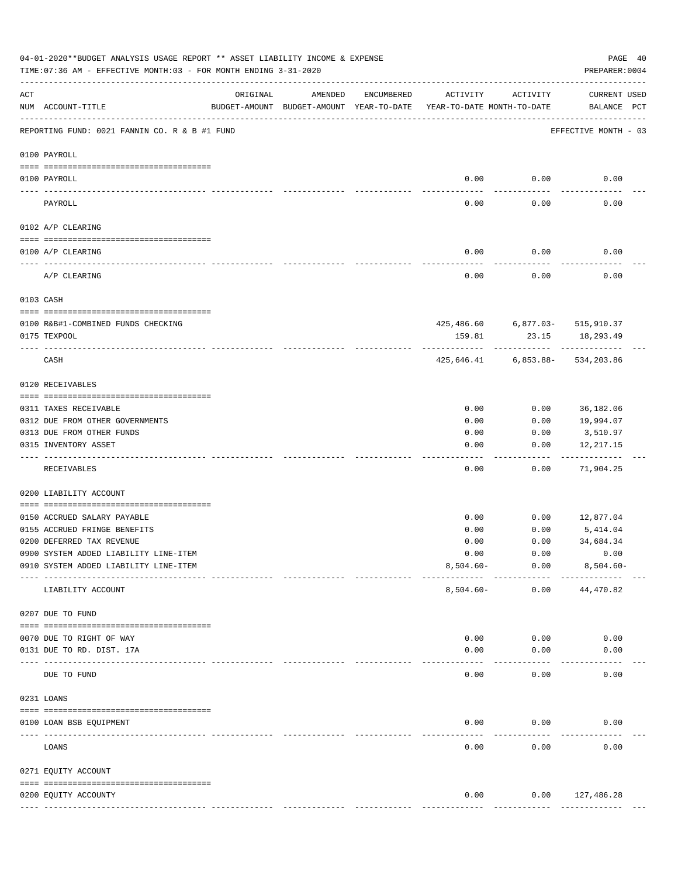04-01-2020**BUDGET ANALYSIS USAGE REPORT ** ASSET LIABILITY INCOME & EXPENSE

TIME:07:36 AM - EFFECTIVE MONTH:03 - FOR MONTH ENDING 3-31-2020

PREPARER:0004

| ACT NUM | ACCOUNT-TITLE | ORIGINAL BUDGET-AMOUNT | AMENDED BUDGET-AMOUNT | ENCUMBERED YEAR-TO-DATE | ACTIVITY YEAR-TO-DATE | ACTIVITY MONTH-TO-DATE | CURRENT BALANCE | USED PCT |
|---|---|---|---|---|---|---|---|---|
| | REPORTING FUND: 0021 FANNIN CO. R & B #1 FUND | | | | | | EFFECTIVE MONTH - 03 | |
| | 0100 PAYROLL | | | | | | | |
| 0100 | PAYROLL | | | | 0.00 | 0.00 | 0.00 | |
| | PAYROLL | | | | 0.00 | 0.00 | 0.00 | |
| | 0102 A/P CLEARING | | | | | | | |
| 0100 | A/P CLEARING | | | | 0.00 | 0.00 | 0.00 | |
| | A/P CLEARING | | | | 0.00 | 0.00 | 0.00 | |
| | 0103 CASH | | | | | | | |
| 0100 | R&B#1-COMBINED FUNDS CHECKING | | | | 425,486.60 | 6,877.03- | 515,910.37 | |
| 0175 | TEXPOOL | | | | 159.81 | 23.15 | 18,293.49 | |
| | CASH | | | | 425,646.41 | 6,853.88- | 534,203.86 | |
| | 0120 RECEIVABLES | | | | | | | |
| 0311 | TAXES RECEIVABLE | | | | 0.00 | 0.00 | 36,182.06 | |
| 0312 | DUE FROM OTHER GOVERNMENTS | | | | 0.00 | 0.00 | 19,994.07 | |
| 0313 | DUE FROM OTHER FUNDS | | | | 0.00 | 0.00 | 3,510.97 | |
| 0315 | INVENTORY ASSET | | | | 0.00 | 0.00 | 12,217.15 | |
| | RECEIVABLES | | | | 0.00 | 0.00 | 71,904.25 | |
| | 0200 LIABILITY ACCOUNT | | | | | | | |
| 0150 | ACCRUED SALARY PAYABLE | | | | 0.00 | 0.00 | 12,877.04 | |
| 0155 | ACCRUED FRINGE BENEFITS | | | | 0.00 | 0.00 | 5,414.04 | |
| 0200 | DEFERRED TAX REVENUE | | | | 0.00 | 0.00 | 34,684.34 | |
| 0900 | SYSTEM ADDED LIABILITY LINE-ITEM | | | | 0.00 | 0.00 | 0.00 | |
| 0910 | SYSTEM ADDED LIABILITY LINE-ITEM | | | | 8,504.60- | 0.00 | 8,504.60- | |
| | LIABILITY ACCOUNT | | | | 8,504.60- | 0.00 | 44,470.82 | |
| | 0207 DUE TO FUND | | | | | | | |
| 0070 | DUE TO RIGHT OF WAY | | | | 0.00 | 0.00 | 0.00 | |
| 0131 | DUE TO RD. DIST. 17A | | | | 0.00 | 0.00 | 0.00 | |
| | DUE TO FUND | | | | 0.00 | 0.00 | 0.00 | |
| | 0231 LOANS | | | | | | | |
| 0100 | LOAN BSB EQUIPMENT | | | | 0.00 | 0.00 | 0.00 | |
| | LOANS | | | | 0.00 | 0.00 | 0.00 | |
| | 0271 EQUITY ACCOUNT | | | | | | | |
| 0200 | EQUITY ACCOUNTY | | | | 0.00 | 0.00 | 127,486.28 | |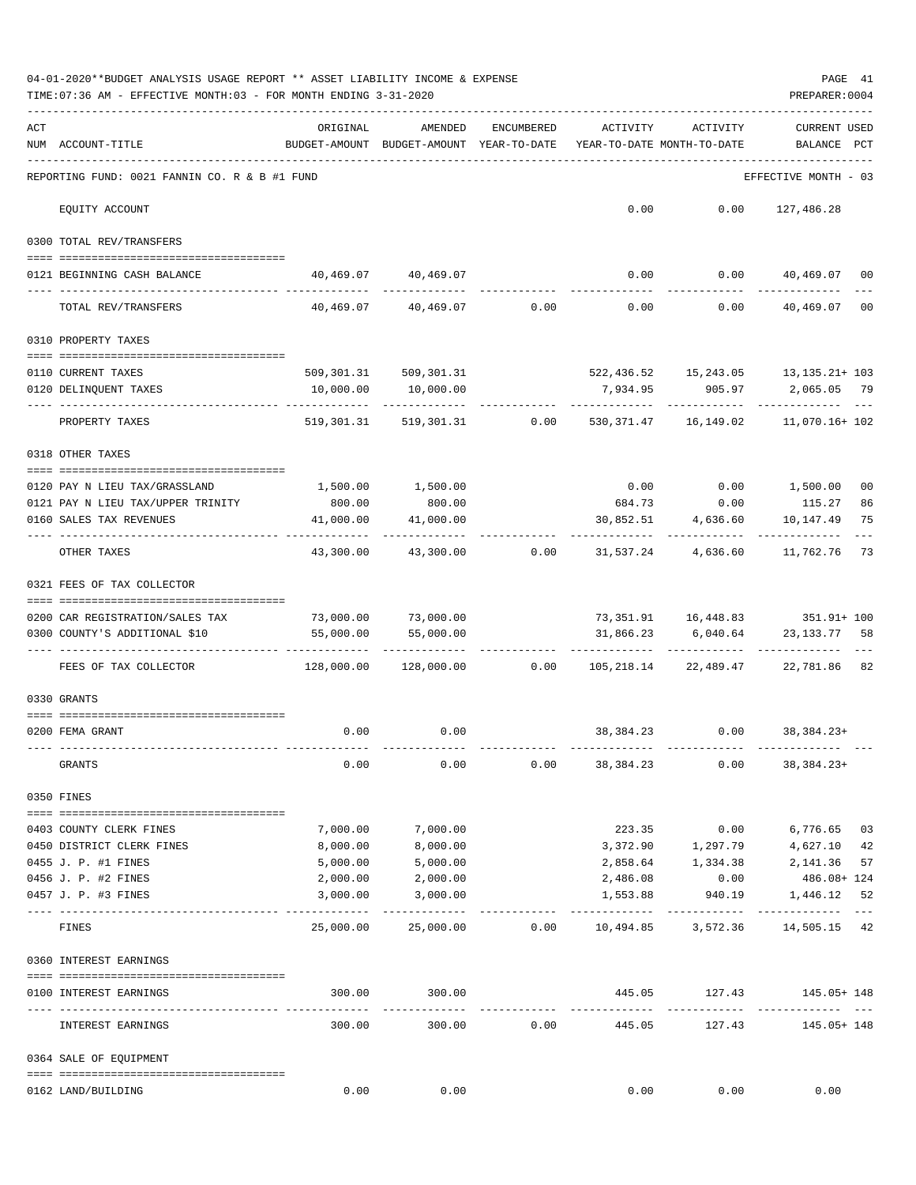04-01-2020**BUDGET ANALYSIS USAGE REPORT ** ASSET LIABILITY INCOME & EXPENSE

TIME:07:36 AM - EFFECTIVE MONTH:03 - FOR MONTH ENDING 3-31-2020

REPORTING FUND: 0021 FANNIN CO. R & B #1 FUND — EFFECTIVE MONTH - 03

| ACT NUM | ACCOUNT-TITLE | ORIGINAL BUDGET-AMOUNT | AMENDED BUDGET-AMOUNT | ENCUMBERED YEAR-TO-DATE | ACTIVITY YEAR-TO-DATE | ACTIVITY MONTH-TO-DATE | CURRENT USED BALANCE | PCT |
|---|---|---|---|---|---|---|---|---|
| | EQUITY ACCOUNT | | | | 0.00 | 0.00 | 127,486.28 | |
| **0300** | **TOTAL REV/TRANSFERS** | | | | | | | |
| 0121 | BEGINNING CASH BALANCE | 40,469.07 | 40,469.07 | | 0.00 | 0.00 | 40,469.07 | 00 |
| | TOTAL REV/TRANSFERS | 40,469.07 | 40,469.07 | 0.00 | 0.00 | 0.00 | 40,469.07 | 00 |
| **0310** | **PROPERTY TAXES** | | | | | | | |
| 0110 | CURRENT TAXES | 509,301.31 | 509,301.31 | | 522,436.52 | 15,243.05 | 13,135.21+ | 103 |
| 0120 | DELINQUENT TAXES | 10,000.00 | 10,000.00 | | 7,934.95 | 905.97 | 2,065.05 | 79 |
| | PROPERTY TAXES | 519,301.31 | 519,301.31 | 0.00 | 530,371.47 | 16,149.02 | 11,070.16+ | 102 |
| **0318** | **OTHER TAXES** | | | | | | | |
| 0120 | PAY N LIEU TAX/GRASSLAND | 1,500.00 | 1,500.00 | | 0.00 | 0.00 | 1,500.00 | 00 |
| 0121 | PAY N LIEU TAX/UPPER TRINITY | 800.00 | 800.00 | | 684.73 | 0.00 | 115.27 | 86 |
| 0160 | SALES TAX REVENUES | 41,000.00 | 41,000.00 | | 30,852.51 | 4,636.60 | 10,147.49 | 75 |
| | OTHER TAXES | 43,300.00 | 43,300.00 | 0.00 | 31,537.24 | 4,636.60 | 11,762.76 | 73 |
| **0321** | **FEES OF TAX COLLECTOR** | | | | | | | |
| 0200 | CAR REGISTRATION/SALES TAX | 73,000.00 | 73,000.00 | | 73,351.91 | 16,448.83 | 351.91+ | 100 |
| 0300 | COUNTY'S ADDITIONAL $10 | 55,000.00 | 55,000.00 | | 31,866.23 | 6,040.64 | 23,133.77 | 58 |
| | FEES OF TAX COLLECTOR | 128,000.00 | 128,000.00 | 0.00 | 105,218.14 | 22,489.47 | 22,781.86 | 82 |
| **0330** | **GRANTS** | | | | | | | |
| 0200 | FEMA GRANT | 0.00 | 0.00 | | 38,384.23 | 0.00 | 38,384.23+ | |
| | GRANTS | 0.00 | 0.00 | 0.00 | 38,384.23 | 0.00 | 38,384.23+ | |
| **0350** | **FINES** | | | | | | | |
| 0403 | COUNTY CLERK FINES | 7,000.00 | 7,000.00 | | 223.35 | 0.00 | 6,776.65 | 03 |
| 0450 | DISTRICT CLERK FINES | 8,000.00 | 8,000.00 | | 3,372.90 | 1,297.79 | 4,627.10 | 42 |
| 0455 | J. P. #1 FINES | 5,000.00 | 5,000.00 | | 2,858.64 | 1,334.38 | 2,141.36 | 57 |
| 0456 | J. P. #2 FINES | 2,000.00 | 2,000.00 | | 2,486.08 | 0.00 | 486.08+ | 124 |
| 0457 | J. P. #3 FINES | 3,000.00 | 3,000.00 | | 1,553.88 | 940.19 | 1,446.12 | 52 |
| | FINES | 25,000.00 | 25,000.00 | 0.00 | 10,494.85 | 3,572.36 | 14,505.15 | 42 |
| **0360** | **INTEREST EARNINGS** | | | | | | | |
| 0100 | INTEREST EARNINGS | 300.00 | 300.00 | | 445.05 | 127.43 | 145.05+ | 148 |
| | INTEREST EARNINGS | 300.00 | 300.00 | 0.00 | 445.05 | 127.43 | 145.05+ | 148 |
| **0364** | **SALE OF EQUIPMENT** | | | | | | | |
| 0162 | LAND/BUILDING | 0.00 | 0.00 | | 0.00 | 0.00 | 0.00 | |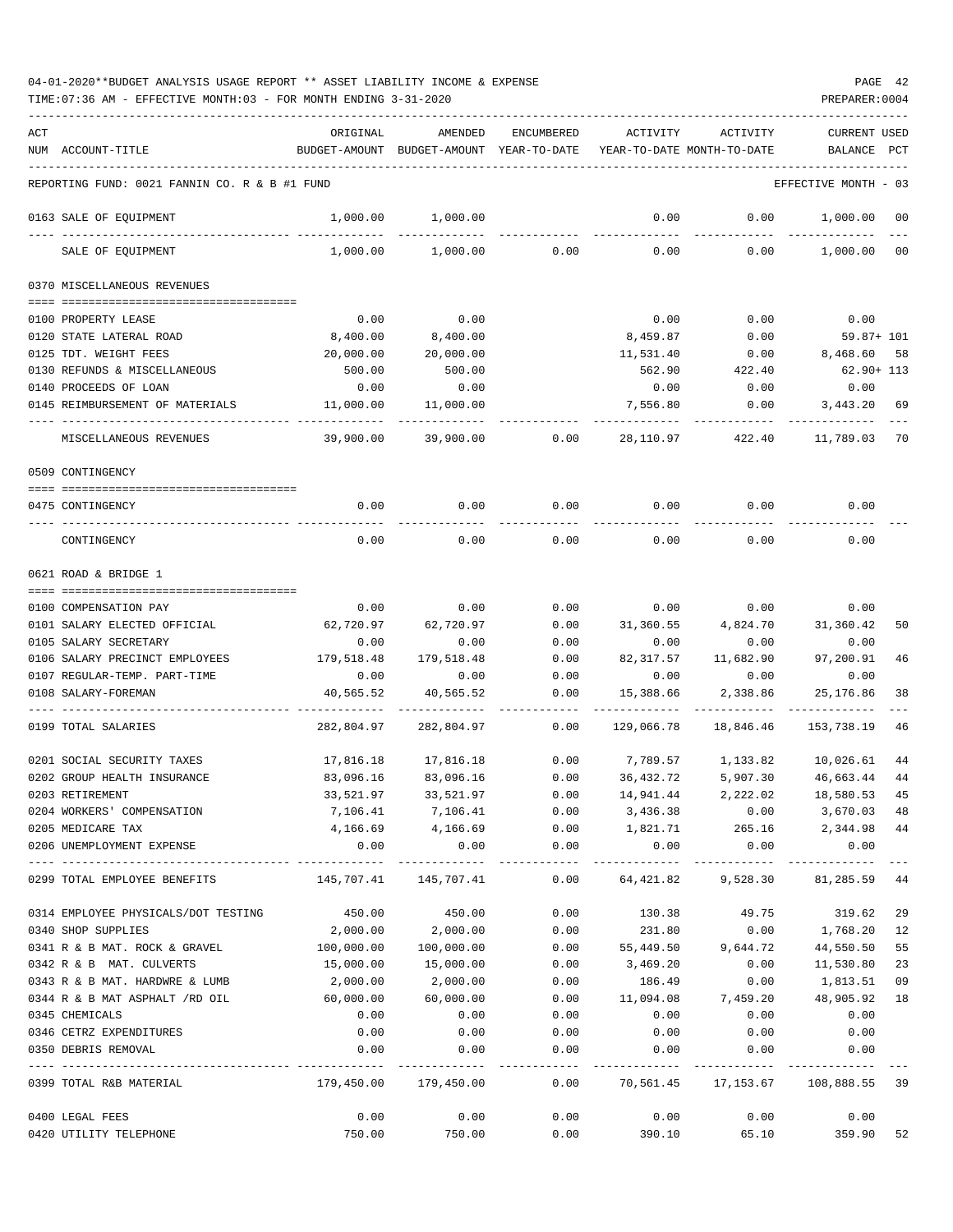04-01-2020**BUDGET ANALYSIS USAGE REPORT ** ASSET LIABILITY INCOME & EXPENSE

TIME:07:36 AM - EFFECTIVE MONTH:03 - FOR MONTH ENDING 3-31-2020

PREPARER:0004

| ACT NUM | ACCOUNT-TITLE | ORIGINAL BUDGET-AMOUNT | AMENDED BUDGET-AMOUNT | ENCUMBERED YEAR-TO-DATE | ACTIVITY YEAR-TO-DATE | ACTIVITY MONTH-TO-DATE | CURRENT BALANCE | USED PCT |
|---|---|---|---|---|---|---|---|---|
| | REPORTING FUND: 0021 FANNIN CO. R & B #1 FUND | | | | | | EFFECTIVE MONTH - 03 | |
| 0163 | SALE OF EQUIPMENT | 1,000.00 | 1,000.00 | | 0.00 | 0.00 | 1,000.00 | 00 |
| | SALE OF EQUIPMENT | 1,000.00 | 1,000.00 | 0.00 | 0.00 | 0.00 | 1,000.00 | 00 |
| | 0370 MISCELLANEOUS REVENUES | | | | | | | |
| 0100 | PROPERTY LEASE | 0.00 | 0.00 | | 0.00 | 0.00 | 0.00 | |
| 0120 | STATE LATERAL ROAD | 8,400.00 | 8,400.00 | | 8,459.87 | 0.00 | 59.87+ | 101 |
| 0125 | TDT. WEIGHT FEES | 20,000.00 | 20,000.00 | | 11,531.40 | 0.00 | 8,468.60 | 58 |
| 0130 | REFUNDS & MISCELLANEOUS | 500.00 | 500.00 | | 562.90 | 422.40 | 62.90+ | 113 |
| 0140 | PROCEEDS OF LOAN | 0.00 | 0.00 | | 0.00 | 0.00 | 0.00 | |
| 0145 | REIMBURSEMENT OF MATERIALS | 11,000.00 | 11,000.00 | | 7,556.80 | 0.00 | 3,443.20 | 69 |
| | MISCELLANEOUS REVENUES | 39,900.00 | 39,900.00 | 0.00 | 28,110.97 | 422.40 | 11,789.03 | 70 |
| | 0509 CONTINGENCY | | | | | | | |
| 0475 | CONTINGENCY | 0.00 | 0.00 | 0.00 | 0.00 | 0.00 | 0.00 | |
| | CONTINGENCY | 0.00 | 0.00 | 0.00 | 0.00 | 0.00 | 0.00 | |
| | 0621 ROAD & BRIDGE 1 | | | | | | | |
| 0100 | COMPENSATION PAY | 0.00 | 0.00 | 0.00 | 0.00 | 0.00 | 0.00 | |
| 0101 | SALARY ELECTED OFFICIAL | 62,720.97 | 62,720.97 | 0.00 | 31,360.55 | 4,824.70 | 31,360.42 | 50 |
| 0105 | SALARY SECRETARY | 0.00 | 0.00 | 0.00 | 0.00 | 0.00 | 0.00 | |
| 0106 | SALARY PRECINCT EMPLOYEES | 179,518.48 | 179,518.48 | 0.00 | 82,317.57 | 11,682.90 | 97,200.91 | 46 |
| 0107 | REGULAR-TEMP. PART-TIME | 0.00 | 0.00 | 0.00 | 0.00 | 0.00 | 0.00 | |
| 0108 | SALARY-FOREMAN | 40,565.52 | 40,565.52 | 0.00 | 15,388.66 | 2,338.86 | 25,176.86 | 38 |
| 0199 | TOTAL SALARIES | 282,804.97 | 282,804.97 | 0.00 | 129,066.78 | 18,846.46 | 153,738.19 | 46 |
| 0201 | SOCIAL SECURITY TAXES | 17,816.18 | 17,816.18 | 0.00 | 7,789.57 | 1,133.82 | 10,026.61 | 44 |
| 0202 | GROUP HEALTH INSURANCE | 83,096.16 | 83,096.16 | 0.00 | 36,432.72 | 5,907.30 | 46,663.44 | 44 |
| 0203 | RETIREMENT | 33,521.97 | 33,521.97 | 0.00 | 14,941.44 | 2,222.02 | 18,580.53 | 45 |
| 0204 | WORKERS' COMPENSATION | 7,106.41 | 7,106.41 | 0.00 | 3,436.38 | 0.00 | 3,670.03 | 48 |
| 0205 | MEDICARE TAX | 4,166.69 | 4,166.69 | 0.00 | 1,821.71 | 265.16 | 2,344.98 | 44 |
| 0206 | UNEMPLOYMENT EXPENSE | 0.00 | 0.00 | 0.00 | 0.00 | 0.00 | 0.00 | |
| 0299 | TOTAL EMPLOYEE BENEFITS | 145,707.41 | 145,707.41 | 0.00 | 64,421.82 | 9,528.30 | 81,285.59 | 44 |
| 0314 | EMPLOYEE PHYSICALS/DOT TESTING | 450.00 | 450.00 | 0.00 | 130.38 | 49.75 | 319.62 | 29 |
| 0340 | SHOP SUPPLIES | 2,000.00 | 2,000.00 | 0.00 | 231.80 | 0.00 | 1,768.20 | 12 |
| 0341 | R & B MAT. ROCK & GRAVEL | 100,000.00 | 100,000.00 | 0.00 | 55,449.50 | 9,644.72 | 44,550.50 | 55 |
| 0342 | R & B MAT. CULVERTS | 15,000.00 | 15,000.00 | 0.00 | 3,469.20 | 0.00 | 11,530.80 | 23 |
| 0343 | R & B MAT. HARDWRE & LUMB | 2,000.00 | 2,000.00 | 0.00 | 186.49 | 0.00 | 1,813.51 | 09 |
| 0344 | R & B MAT ASPHALT /RD OIL | 60,000.00 | 60,000.00 | 0.00 | 11,094.08 | 7,459.20 | 48,905.92 | 18 |
| 0345 | CHEMICALS | 0.00 | 0.00 | 0.00 | 0.00 | 0.00 | 0.00 | |
| 0346 | CETRZ EXPENDITURES | 0.00 | 0.00 | 0.00 | 0.00 | 0.00 | 0.00 | |
| 0350 | DEBRIS REMOVAL | 0.00 | 0.00 | 0.00 | 0.00 | 0.00 | 0.00 | |
| 0399 | TOTAL R&B MATERIAL | 179,450.00 | 179,450.00 | 0.00 | 70,561.45 | 17,153.67 | 108,888.55 | 39 |
| 0400 | LEGAL FEES | 0.00 | 0.00 | 0.00 | 0.00 | 0.00 | 0.00 | |
| 0420 | UTILITY TELEPHONE | 750.00 | 750.00 | 0.00 | 390.10 | 65.10 | 359.90 | 52 |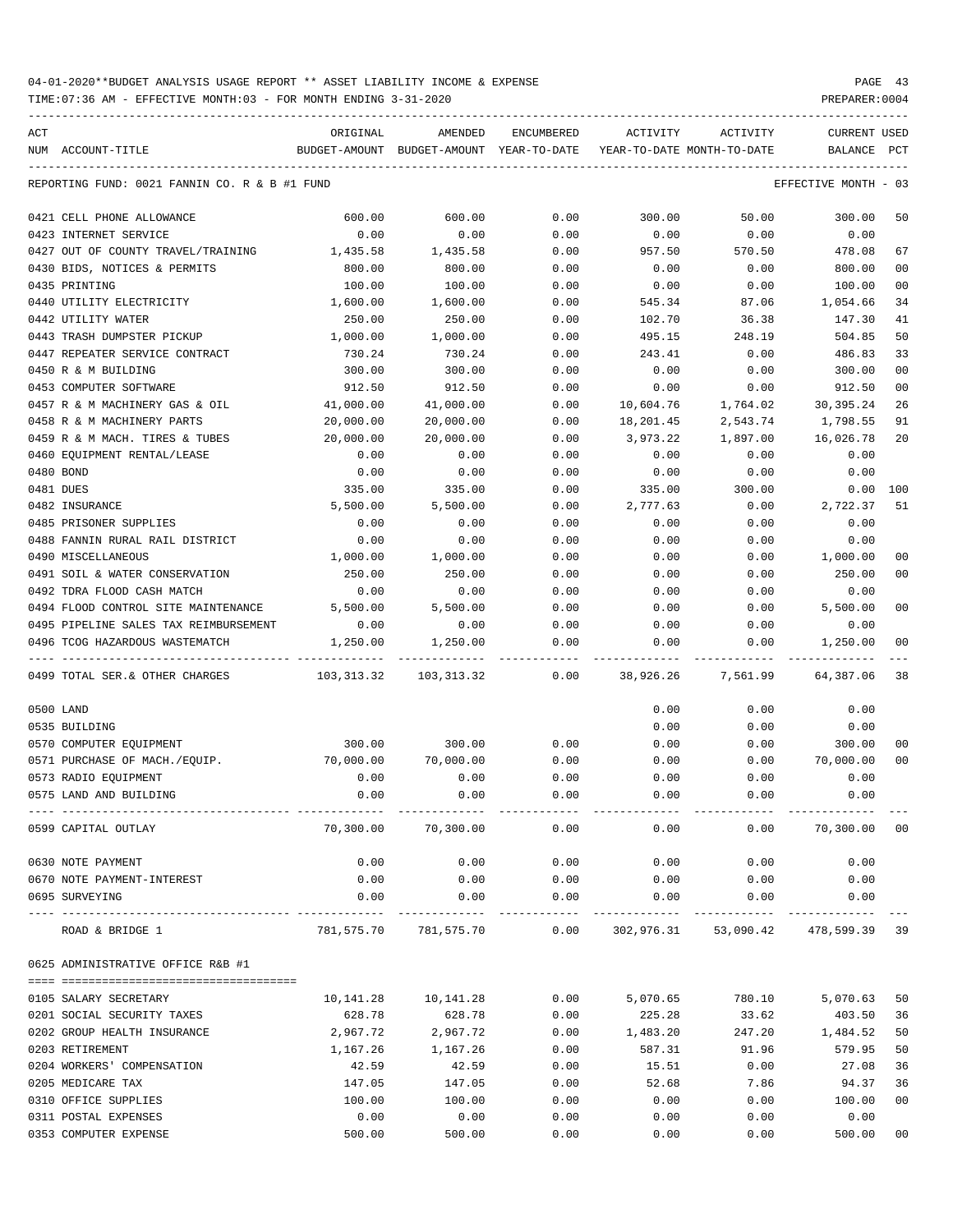04-01-2020**BUDGET ANALYSIS USAGE REPORT ** ASSET LIABILITY INCOME & EXPENSE

TIME:07:36 AM - EFFECTIVE MONTH:03 - FOR MONTH ENDING 3-31-2020

| ACT NUM | ACCOUNT-TITLE | ORIGINAL BUDGET-AMOUNT | AMENDED BUDGET-AMOUNT | ENCUMBERED YEAR-TO-DATE | ACTIVITY YEAR-TO-DATE | ACTIVITY MONTH-TO-DATE | CURRENT BALANCE | USED PCT |
|---|---|---|---|---|---|---|---|---|
| REPORTING FUND: 0021 FANNIN CO. R & B #1 FUND | | | | | | | EFFECTIVE MONTH - 03 | |
| 0421 | CELL PHONE ALLOWANCE | 600.00 | 600.00 | 0.00 | 300.00 | 50.00 | 300.00 | 50 |
| 0423 | INTERNET SERVICE | 0.00 | 0.00 | 0.00 | 0.00 | 0.00 | 0.00 | |
| 0427 | OUT OF COUNTY TRAVEL/TRAINING | 1,435.58 | 1,435.58 | 0.00 | 957.50 | 570.50 | 478.08 | 67 |
| 0430 | BIDS, NOTICES & PERMITS | 800.00 | 800.00 | 0.00 | 0.00 | 0.00 | 800.00 | 00 |
| 0435 | PRINTING | 100.00 | 100.00 | 0.00 | 0.00 | 0.00 | 100.00 | 00 |
| 0440 | UTILITY ELECTRICITY | 1,600.00 | 1,600.00 | 0.00 | 545.34 | 87.06 | 1,054.66 | 34 |
| 0442 | UTILITY WATER | 250.00 | 250.00 | 0.00 | 102.70 | 36.38 | 147.30 | 41 |
| 0443 | TRASH DUMPSTER PICKUP | 1,000.00 | 1,000.00 | 0.00 | 495.15 | 248.19 | 504.85 | 50 |
| 0447 | REPEATER SERVICE CONTRACT | 730.24 | 730.24 | 0.00 | 243.41 | 0.00 | 486.83 | 33 |
| 0450 | R & M BUILDING | 300.00 | 300.00 | 0.00 | 0.00 | 0.00 | 300.00 | 00 |
| 0453 | COMPUTER SOFTWARE | 912.50 | 912.50 | 0.00 | 0.00 | 0.00 | 912.50 | 00 |
| 0457 | R & M MACHINERY GAS & OIL | 41,000.00 | 41,000.00 | 0.00 | 10,604.76 | 1,764.02 | 30,395.24 | 26 |
| 0458 | R & M MACHINERY PARTS | 20,000.00 | 20,000.00 | 0.00 | 18,201.45 | 2,543.74 | 1,798.55 | 91 |
| 0459 | R & M MACH. TIRES & TUBES | 20,000.00 | 20,000.00 | 0.00 | 3,973.22 | 1,897.00 | 16,026.78 | 20 |
| 0460 | EQUIPMENT RENTAL/LEASE | 0.00 | 0.00 | 0.00 | 0.00 | 0.00 | 0.00 | |
| 0480 | BOND | 0.00 | 0.00 | 0.00 | 0.00 | 0.00 | 0.00 | |
| 0481 | DUES | 335.00 | 335.00 | 0.00 | 335.00 | 300.00 | 0.00 | 100 |
| 0482 | INSURANCE | 5,500.00 | 5,500.00 | 0.00 | 2,777.63 | 0.00 | 2,722.37 | 51 |
| 0485 | PRISONER SUPPLIES | 0.00 | 0.00 | 0.00 | 0.00 | 0.00 | 0.00 | |
| 0488 | FANNIN RURAL RAIL DISTRICT | 0.00 | 0.00 | 0.00 | 0.00 | 0.00 | 0.00 | |
| 0490 | MISCELLANEOUS | 1,000.00 | 1,000.00 | 0.00 | 0.00 | 0.00 | 1,000.00 | 00 |
| 0491 | SOIL & WATER CONSERVATION | 250.00 | 250.00 | 0.00 | 0.00 | 0.00 | 250.00 | 00 |
| 0492 | TDRA FLOOD CASH MATCH | 0.00 | 0.00 | 0.00 | 0.00 | 0.00 | 0.00 | |
| 0494 | FLOOD CONTROL SITE MAINTENANCE | 5,500.00 | 5,500.00 | 0.00 | 0.00 | 0.00 | 5,500.00 | 00 |
| 0495 | PIPELINE SALES TAX REIMBURSEMENT | 0.00 | 0.00 | 0.00 | 0.00 | 0.00 | 0.00 | |
| 0496 | TCOG HAZARDOUS WASTEMATCH | 1,250.00 | 1,250.00 | 0.00 | 0.00 | 0.00 | 1,250.00 | 00 |
| 0499 | TOTAL SER.& OTHER CHARGES | 103,313.32 | 103,313.32 | 0.00 | 38,926.26 | 7,561.99 | 64,387.06 | 38 |
| 0500 | LAND | | | | 0.00 | 0.00 | 0.00 | |
| 0535 | BUILDING | | | | 0.00 | 0.00 | 0.00 | |
| 0570 | COMPUTER EQUIPMENT | 300.00 | 300.00 | 0.00 | 0.00 | 0.00 | 300.00 | 00 |
| 0571 | PURCHASE OF MACH./EQUIP. | 70,000.00 | 70,000.00 | 0.00 | 0.00 | 0.00 | 70,000.00 | 00 |
| 0573 | RADIO EQUIPMENT | 0.00 | 0.00 | 0.00 | 0.00 | 0.00 | 0.00 | |
| 0575 | LAND AND BUILDING | 0.00 | 0.00 | 0.00 | 0.00 | 0.00 | 0.00 | |
| 0599 | CAPITAL OUTLAY | 70,300.00 | 70,300.00 | 0.00 | 0.00 | 0.00 | 70,300.00 | 00 |
| 0630 | NOTE PAYMENT | 0.00 | 0.00 | 0.00 | 0.00 | 0.00 | 0.00 | |
| 0670 | NOTE PAYMENT-INTEREST | 0.00 | 0.00 | 0.00 | 0.00 | 0.00 | 0.00 | |
| 0695 | SURVEYING | 0.00 | 0.00 | 0.00 | 0.00 | 0.00 | 0.00 | |
| | ROAD & BRIDGE 1 | 781,575.70 | 781,575.70 | 0.00 | 302,976.31 | 53,090.42 | 478,599.39 | 39 |
| 0625 | ADMINISTRATIVE OFFICE R&B #1 | | | | | | | |
| 0105 | SALARY SECRETARY | 10,141.28 | 10,141.28 | 0.00 | 5,070.65 | 780.10 | 5,070.63 | 50 |
| 0201 | SOCIAL SECURITY TAXES | 628.78 | 628.78 | 0.00 | 225.28 | 33.62 | 403.50 | 36 |
| 0202 | GROUP HEALTH INSURANCE | 2,967.72 | 2,967.72 | 0.00 | 1,483.20 | 247.20 | 1,484.52 | 50 |
| 0203 | RETIREMENT | 1,167.26 | 1,167.26 | 0.00 | 587.31 | 91.96 | 579.95 | 50 |
| 0204 | WORKERS' COMPENSATION | 42.59 | 42.59 | 0.00 | 15.51 | 0.00 | 27.08 | 36 |
| 0205 | MEDICARE TAX | 147.05 | 147.05 | 0.00 | 52.68 | 7.86 | 94.37 | 36 |
| 0310 | OFFICE SUPPLIES | 100.00 | 100.00 | 0.00 | 0.00 | 0.00 | 100.00 | 00 |
| 0311 | POSTAL EXPENSES | 0.00 | 0.00 | 0.00 | 0.00 | 0.00 | 0.00 | |
| 0353 | COMPUTER EXPENSE | 500.00 | 500.00 | 0.00 | 0.00 | 0.00 | 500.00 | 00 |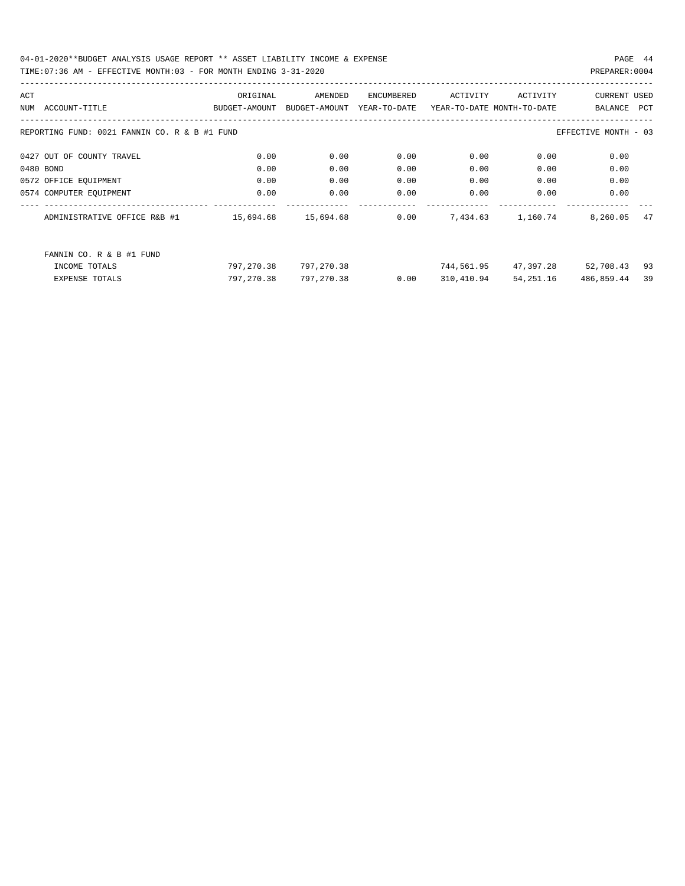| ACT NUM | ACCOUNT-TITLE | ORIGINAL BUDGET-AMOUNT | AMENDED BUDGET-AMOUNT | ENCUMBERED YEAR-TO-DATE | ACTIVITY YEAR-TO-DATE | ACTIVITY MONTH-TO-DATE | CURRENT BALANCE | USED PCT |
|---|---|---|---|---|---|---|---|---|
| REPORTING FUND: 0021 FANNIN CO. R & B #1 FUND | | | | | | | EFFECTIVE MONTH - 03 | |
| 0427 | OUT OF COUNTY TRAVEL | 0.00 | 0.00 | 0.00 | 0.00 | 0.00 | 0.00 | |
| 0480 | BOND | 0.00 | 0.00 | 0.00 | 0.00 | 0.00 | 0.00 | |
| 0572 | OFFICE EQUIPMENT | 0.00 | 0.00 | 0.00 | 0.00 | 0.00 | 0.00 | |
| 0574 | COMPUTER EQUIPMENT | 0.00 | 0.00 | 0.00 | 0.00 | 0.00 | 0.00 | |
| | ADMINISTRATIVE OFFICE R&B #1 | 15,694.68 | 15,694.68 | 0.00 | 7,434.63 | 1,160.74 | 8,260.05 | 47 |
| | FANNIN CO. R & B #1 FUND | | | | | | | |
| | INCOME TOTALS | 797,270.38 | 797,270.38 | | 744,561.95 | 47,397.28 | 52,708.43 | 93 |
| | EXPENSE TOTALS | 797,270.38 | 797,270.38 | 0.00 | 310,410.94 | 54,251.16 | 486,859.44 | 39 |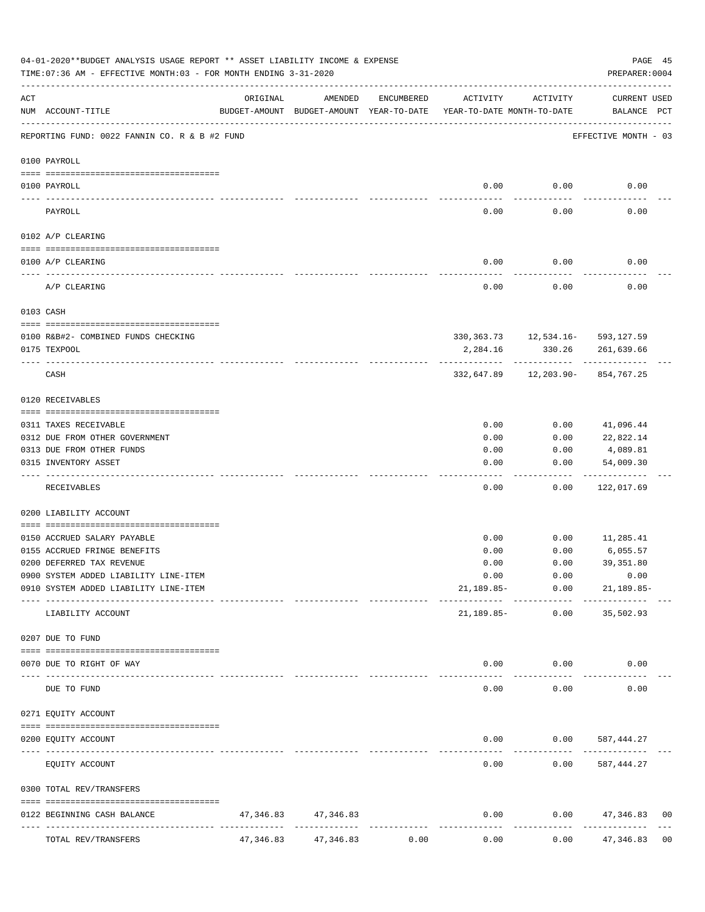04-01-2020**BUDGET ANALYSIS USAGE REPORT ** ASSET LIABILITY INCOME & EXPENSE

TIME:07:36 AM - EFFECTIVE MONTH:03 - FOR MONTH ENDING 3-31-2020

PREPARER:0004

| ACT NUM | ACCOUNT-TITLE | ORIGINAL BUDGET-AMOUNT | AMENDED BUDGET-AMOUNT | ENCUMBERED YEAR-TO-DATE | ACTIVITY YEAR-TO-DATE | ACTIVITY MONTH-TO-DATE | CURRENT USED BALANCE | PCT |
|---|---|---|---|---|---|---|---|---|
| | REPORTING FUND: 0022 FANNIN CO. R & B #2 FUND | | | | | | EFFECTIVE MONTH - 03 | |
| | **0100 PAYROLL** | | | | | | | |
| 0100 | PAYROLL | | | | 0.00 | 0.00 | 0.00 | |
| | PAYROLL | | | | 0.00 | 0.00 | 0.00 | |
| | **0102 A/P CLEARING** | | | | | | | |
| 0100 | A/P CLEARING | | | | 0.00 | 0.00 | 0.00 | |
| | A/P CLEARING | | | | 0.00 | 0.00 | 0.00 | |
| | **0103 CASH** | | | | | | | |
| 0100 | R&B#2- COMBINED FUNDS CHECKING | | | | 330,363.73 | 12,534.16- | 593,127.59 | |
| 0175 | TEXPOOL | | | | 2,284.16 | 330.26 | 261,639.66 | |
| | CASH | | | | 332,647.89 | 12,203.90- | 854,767.25 | |
| | **0120 RECEIVABLES** | | | | | | | |
| 0311 | TAXES RECEIVABLE | | | | 0.00 | 0.00 | 41,096.44 | |
| 0312 | DUE FROM OTHER GOVERNMENT | | | | 0.00 | 0.00 | 22,822.14 | |
| 0313 | DUE FROM OTHER FUNDS | | | | 0.00 | 0.00 | 4,089.81 | |
| 0315 | INVENTORY ASSET | | | | 0.00 | 0.00 | 54,009.30 | |
| | RECEIVABLES | | | | 0.00 | 0.00 | 122,017.69 | |
| | **0200 LIABILITY ACCOUNT** | | | | | | | |
| 0150 | ACCRUED SALARY PAYABLE | | | | 0.00 | 0.00 | 11,285.41 | |
| 0155 | ACCRUED FRINGE BENEFITS | | | | 0.00 | 0.00 | 6,055.57 | |
| 0200 | DEFERRED TAX REVENUE | | | | 0.00 | 0.00 | 39,351.80 | |
| 0900 | SYSTEM ADDED LIABILITY LINE-ITEM | | | | 0.00 | 0.00 | 0.00 | |
| 0910 | SYSTEM ADDED LIABILITY LINE-ITEM | | | | 21,189.85- | 0.00 | 21,189.85- | |
| | LIABILITY ACCOUNT | | | | 21,189.85- | 0.00 | 35,502.93 | |
| | **0207 DUE TO FUND** | | | | | | | |
| 0070 | DUE TO RIGHT OF WAY | | | | 0.00 | 0.00 | 0.00 | |
| | DUE TO FUND | | | | 0.00 | 0.00 | 0.00 | |
| | **0271 EQUITY ACCOUNT** | | | | | | | |
| 0200 | EQUITY ACCOUNT | | | | 0.00 | 0.00 | 587,444.27 | |
| | EQUITY ACCOUNT | | | | 0.00 | 0.00 | 587,444.27 | |
| | **0300 TOTAL REV/TRANSFERS** | | | | | | | |
| 0122 | BEGINNING CASH BALANCE | 47,346.83 | 47,346.83 | | 0.00 | 0.00 | 47,346.83 | 00 |
| | TOTAL REV/TRANSFERS | 47,346.83 | 47,346.83 | 0.00 | 0.00 | 0.00 | 47,346.83 | 00 |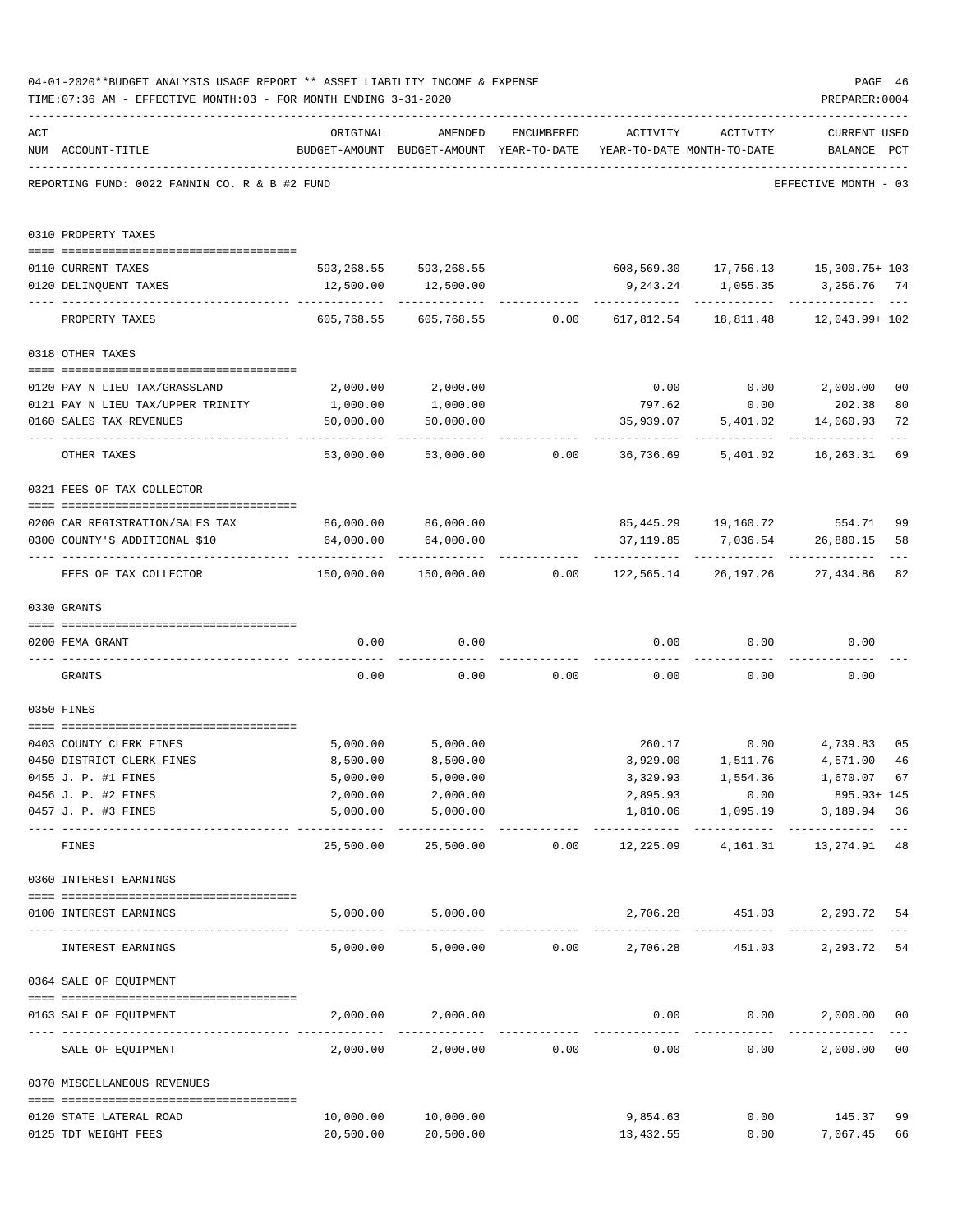04-01-2020**BUDGET ANALYSIS USAGE REPORT ** ASSET LIABILITY INCOME & EXPENSE

TIME:07:36 AM - EFFECTIVE MONTH:03 - FOR MONTH ENDING 3-31-2020

PREPARER:0004

REPORTING FUND: 0022 FANNIN CO. R & B #2 FUND — EFFECTIVE MONTH - 03

| ACT NUM | ACCOUNT-TITLE | ORIGINAL BUDGET-AMOUNT | AMENDED BUDGET-AMOUNT | ENCUMBERED YEAR-TO-DATE | ACTIVITY YEAR-TO-DATE | ACTIVITY MONTH-TO-DATE | CURRENT BALANCE | USED PCT |
|---|---|---|---|---|---|---|---|---|
| | **0310 PROPERTY TAXES** | | | | | | | |
| 0110 | CURRENT TAXES | 593,268.55 | 593,268.55 | | 608,569.30 | 17,756.13 | 15,300.75+ | 103 |
| 0120 | DELINQUENT TAXES | 12,500.00 | 12,500.00 | | 9,243.24 | 1,055.35 | 3,256.76 | 74 |
| | PROPERTY TAXES | 605,768.55 | 605,768.55 | 0.00 | 617,812.54 | 18,811.48 | 12,043.99+ | 102 |
| | **0318 OTHER TAXES** | | | | | | | |
| 0120 | PAY N LIEU TAX/GRASSLAND | 2,000.00 | 2,000.00 | | 0.00 | 0.00 | 2,000.00 | 00 |
| 0121 | PAY N LIEU TAX/UPPER TRINITY | 1,000.00 | 1,000.00 | | 797.62 | 0.00 | 202.38 | 80 |
| 0160 | SALES TAX REVENUES | 50,000.00 | 50,000.00 | | 35,939.07 | 5,401.02 | 14,060.93 | 72 |
| | OTHER TAXES | 53,000.00 | 53,000.00 | 0.00 | 36,736.69 | 5,401.02 | 16,263.31 | 69 |
| | **0321 FEES OF TAX COLLECTOR** | | | | | | | |
| 0200 | CAR REGISTRATION/SALES TAX | 86,000.00 | 86,000.00 | | 85,445.29 | 19,160.72 | 554.71 | 99 |
| 0300 | COUNTY'S ADDITIONAL $10 | 64,000.00 | 64,000.00 | | 37,119.85 | 7,036.54 | 26,880.15 | 58 |
| | FEES OF TAX COLLECTOR | 150,000.00 | 150,000.00 | 0.00 | 122,565.14 | 26,197.26 | 27,434.86 | 82 |
| | **0330 GRANTS** | | | | | | | |
| 0200 | FEMA GRANT | 0.00 | 0.00 | | 0.00 | 0.00 | 0.00 | |
| | GRANTS | 0.00 | 0.00 | 0.00 | 0.00 | 0.00 | 0.00 | |
| | **0350 FINES** | | | | | | | |
| 0403 | COUNTY CLERK FINES | 5,000.00 | 5,000.00 | | 260.17 | 0.00 | 4,739.83 | 05 |
| 0450 | DISTRICT CLERK FINES | 8,500.00 | 8,500.00 | | 3,929.00 | 1,511.76 | 4,571.00 | 46 |
| 0455 | J. P. #1 FINES | 5,000.00 | 5,000.00 | | 3,329.93 | 1,554.36 | 1,670.07 | 67 |
| 0456 | J. P. #2 FINES | 2,000.00 | 2,000.00 | | 2,895.93 | 0.00 | 895.93+ | 145 |
| 0457 | J. P. #3 FINES | 5,000.00 | 5,000.00 | | 1,810.06 | 1,095.19 | 3,189.94 | 36 |
| | FINES | 25,500.00 | 25,500.00 | 0.00 | 12,225.09 | 4,161.31 | 13,274.91 | 48 |
| | **0360 INTEREST EARNINGS** | | | | | | | |
| 0100 | INTEREST EARNINGS | 5,000.00 | 5,000.00 | | 2,706.28 | 451.03 | 2,293.72 | 54 |
| | INTEREST EARNINGS | 5,000.00 | 5,000.00 | 0.00 | 2,706.28 | 451.03 | 2,293.72 | 54 |
| | **0364 SALE OF EQUIPMENT** | | | | | | | |
| 0163 | SALE OF EQUIPMENT | 2,000.00 | 2,000.00 | | 0.00 | 0.00 | 2,000.00 | 00 |
| | SALE OF EQUIPMENT | 2,000.00 | 2,000.00 | 0.00 | 0.00 | 0.00 | 2,000.00 | 00 |
| | **0370 MISCELLANEOUS REVENUES** | | | | | | | |
| 0120 | STATE LATERAL ROAD | 10,000.00 | 10,000.00 | | 9,854.63 | 0.00 | 145.37 | 99 |
| 0125 | TDT WEIGHT FEES | 20,500.00 | 20,500.00 | | 13,432.55 | 0.00 | 7,067.45 | 66 |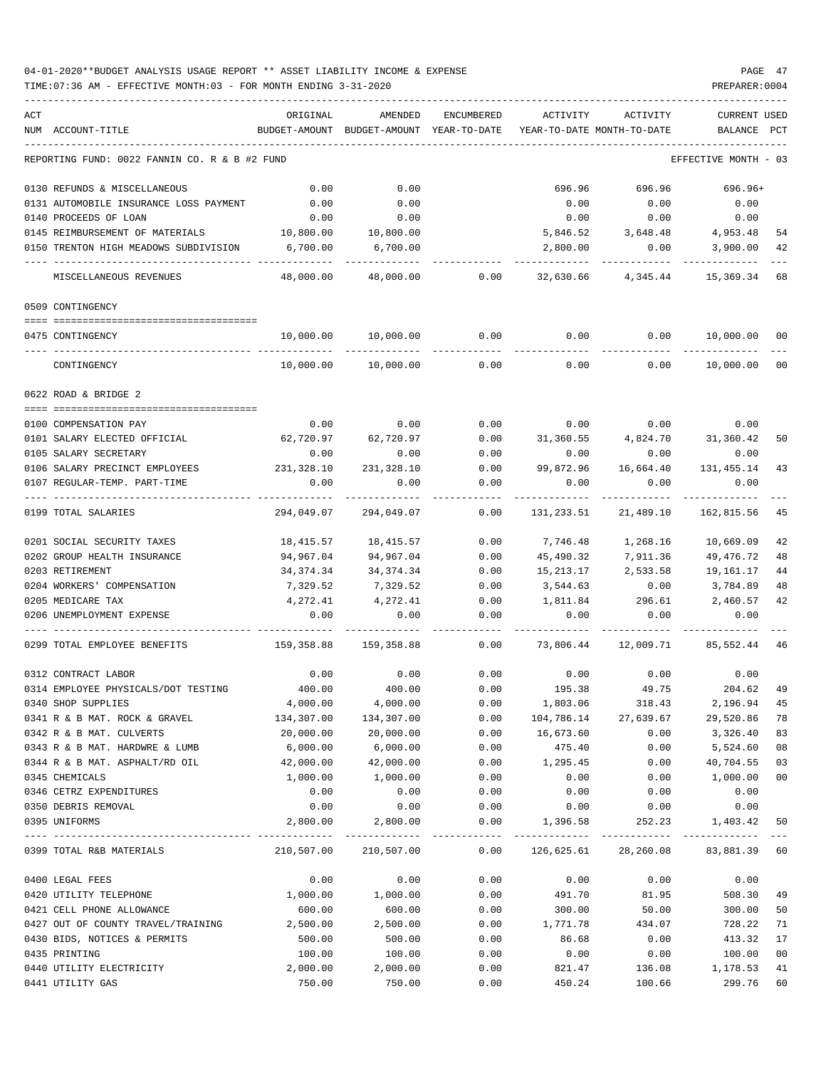04-01-2020**BUDGET ANALYSIS USAGE REPORT ** ASSET LIABILITY INCOME & EXPENSE

TIME:07:36 AM - EFFECTIVE MONTH:03 - FOR MONTH ENDING 3-31-2020

| ACT NUM | ACCOUNT-TITLE | ORIGINAL BUDGET-AMOUNT | AMENDED BUDGET-AMOUNT | ENCUMBERED YEAR-TO-DATE | ACTIVITY YEAR-TO-DATE | ACTIVITY MONTH-TO-DATE | CURRENT BALANCE | USED PCT |
|---|---|---|---|---|---|---|---|---|
| | REPORTING FUND: 0022 FANNIN CO. R & B #2 FUND | | | | | | EFFECTIVE MONTH - 03 | |
| 0130 | REFUNDS & MISCELLANEOUS | 0.00 | 0.00 | | 696.96 | 696.96 | 696.96+ | |
| 0131 | AUTOMOBILE INSURANCE LOSS PAYMENT | 0.00 | 0.00 | | 0.00 | 0.00 | 0.00 | |
| 0140 | PROCEEDS OF LOAN | 0.00 | 0.00 | | 0.00 | 0.00 | 0.00 | |
| 0145 | REIMBURSEMENT OF MATERIALS | 10,800.00 | 10,800.00 | | 5,846.52 | 3,648.48 | 4,953.48 | 54 |
| 0150 | TRENTON HIGH MEADOWS SUBDIVISION | 6,700.00 | 6,700.00 | | 2,800.00 | 0.00 | 3,900.00 | 42 |
| | MISCELLANEOUS REVENUES | 48,000.00 | 48,000.00 | 0.00 | 32,630.66 | 4,345.44 | 15,369.34 | 68 |
| | 0509 CONTINGENCY | | | | | | | |
| 0475 | CONTINGENCY | 10,000.00 | 10,000.00 | 0.00 | 0.00 | 0.00 | 10,000.00 | 00 |
| | CONTINGENCY | 10,000.00 | 10,000.00 | 0.00 | 0.00 | 0.00 | 10,000.00 | 00 |
| | 0622 ROAD & BRIDGE 2 | | | | | | | |
| 0100 | COMPENSATION PAY | 0.00 | 0.00 | 0.00 | 0.00 | 0.00 | 0.00 | |
| 0101 | SALARY ELECTED OFFICIAL | 62,720.97 | 62,720.97 | 0.00 | 31,360.55 | 4,824.70 | 31,360.42 | 50 |
| 0105 | SALARY SECRETARY | 0.00 | 0.00 | 0.00 | 0.00 | 0.00 | 0.00 | |
| 0106 | SALARY PRECINCT EMPLOYEES | 231,328.10 | 231,328.10 | 0.00 | 99,872.96 | 16,664.40 | 131,455.14 | 43 |
| 0107 | REGULAR-TEMP. PART-TIME | 0.00 | 0.00 | 0.00 | 0.00 | 0.00 | 0.00 | |
| 0199 | TOTAL SALARIES | 294,049.07 | 294,049.07 | 0.00 | 131,233.51 | 21,489.10 | 162,815.56 | 45 |
| 0201 | SOCIAL SECURITY TAXES | 18,415.57 | 18,415.57 | 0.00 | 7,746.48 | 1,268.16 | 10,669.09 | 42 |
| 0202 | GROUP HEALTH INSURANCE | 94,967.04 | 94,967.04 | 0.00 | 45,490.32 | 7,911.36 | 49,476.72 | 48 |
| 0203 | RETIREMENT | 34,374.34 | 34,374.34 | 0.00 | 15,213.17 | 2,533.58 | 19,161.17 | 44 |
| 0204 | WORKERS' COMPENSATION | 7,329.52 | 7,329.52 | 0.00 | 3,544.63 | 0.00 | 3,784.89 | 48 |
| 0205 | MEDICARE TAX | 4,272.41 | 4,272.41 | 0.00 | 1,811.84 | 296.61 | 2,460.57 | 42 |
| 0206 | UNEMPLOYMENT EXPENSE | 0.00 | 0.00 | 0.00 | 0.00 | 0.00 | 0.00 | |
| 0299 | TOTAL EMPLOYEE BENEFITS | 159,358.88 | 159,358.88 | 0.00 | 73,806.44 | 12,009.71 | 85,552.44 | 46 |
| 0312 | CONTRACT LABOR | 0.00 | 0.00 | 0.00 | 0.00 | 0.00 | 0.00 | |
| 0314 | EMPLOYEE PHYSICALS/DOT TESTING | 400.00 | 400.00 | 0.00 | 195.38 | 49.75 | 204.62 | 49 |
| 0340 | SHOP SUPPLIES | 4,000.00 | 4,000.00 | 0.00 | 1,803.06 | 318.43 | 2,196.94 | 45 |
| 0341 | R & B MAT. ROCK & GRAVEL | 134,307.00 | 134,307.00 | 0.00 | 104,786.14 | 27,639.67 | 29,520.86 | 78 |
| 0342 | R & B MAT. CULVERTS | 20,000.00 | 20,000.00 | 0.00 | 16,673.60 | 0.00 | 3,326.40 | 83 |
| 0343 | R & B MAT. HARDWRE & LUMB | 6,000.00 | 6,000.00 | 0.00 | 475.40 | 0.00 | 5,524.60 | 08 |
| 0344 | R & B MAT. ASPHALT/RD OIL | 42,000.00 | 42,000.00 | 0.00 | 1,295.45 | 0.00 | 40,704.55 | 03 |
| 0345 | CHEMICALS | 1,000.00 | 1,000.00 | 0.00 | 0.00 | 0.00 | 1,000.00 | 00 |
| 0346 | CETRZ EXPENDITURES | 0.00 | 0.00 | 0.00 | 0.00 | 0.00 | 0.00 | |
| 0350 | DEBRIS REMOVAL | 0.00 | 0.00 | 0.00 | 0.00 | 0.00 | 0.00 | |
| 0395 | UNIFORMS | 2,800.00 | 2,800.00 | 0.00 | 1,396.58 | 252.23 | 1,403.42 | 50 |
| 0399 | TOTAL R&B MATERIALS | 210,507.00 | 210,507.00 | 0.00 | 126,625.61 | 28,260.08 | 83,881.39 | 60 |
| 0400 | LEGAL FEES | 0.00 | 0.00 | 0.00 | 0.00 | 0.00 | 0.00 | |
| 0420 | UTILITY TELEPHONE | 1,000.00 | 1,000.00 | 0.00 | 491.70 | 81.95 | 508.30 | 49 |
| 0421 | CELL PHONE ALLOWANCE | 600.00 | 600.00 | 0.00 | 300.00 | 50.00 | 300.00 | 50 |
| 0427 | OUT OF COUNTY TRAVEL/TRAINING | 2,500.00 | 2,500.00 | 0.00 | 1,771.78 | 434.07 | 728.22 | 71 |
| 0430 | BIDS, NOTICES & PERMITS | 500.00 | 500.00 | 0.00 | 86.68 | 0.00 | 413.32 | 17 |
| 0435 | PRINTING | 100.00 | 100.00 | 0.00 | 0.00 | 0.00 | 100.00 | 00 |
| 0440 | UTILITY ELECTRICITY | 2,000.00 | 2,000.00 | 0.00 | 821.47 | 136.08 | 1,178.53 | 41 |
| 0441 | UTILITY GAS | 750.00 | 750.00 | 0.00 | 450.24 | 100.66 | 299.76 | 60 |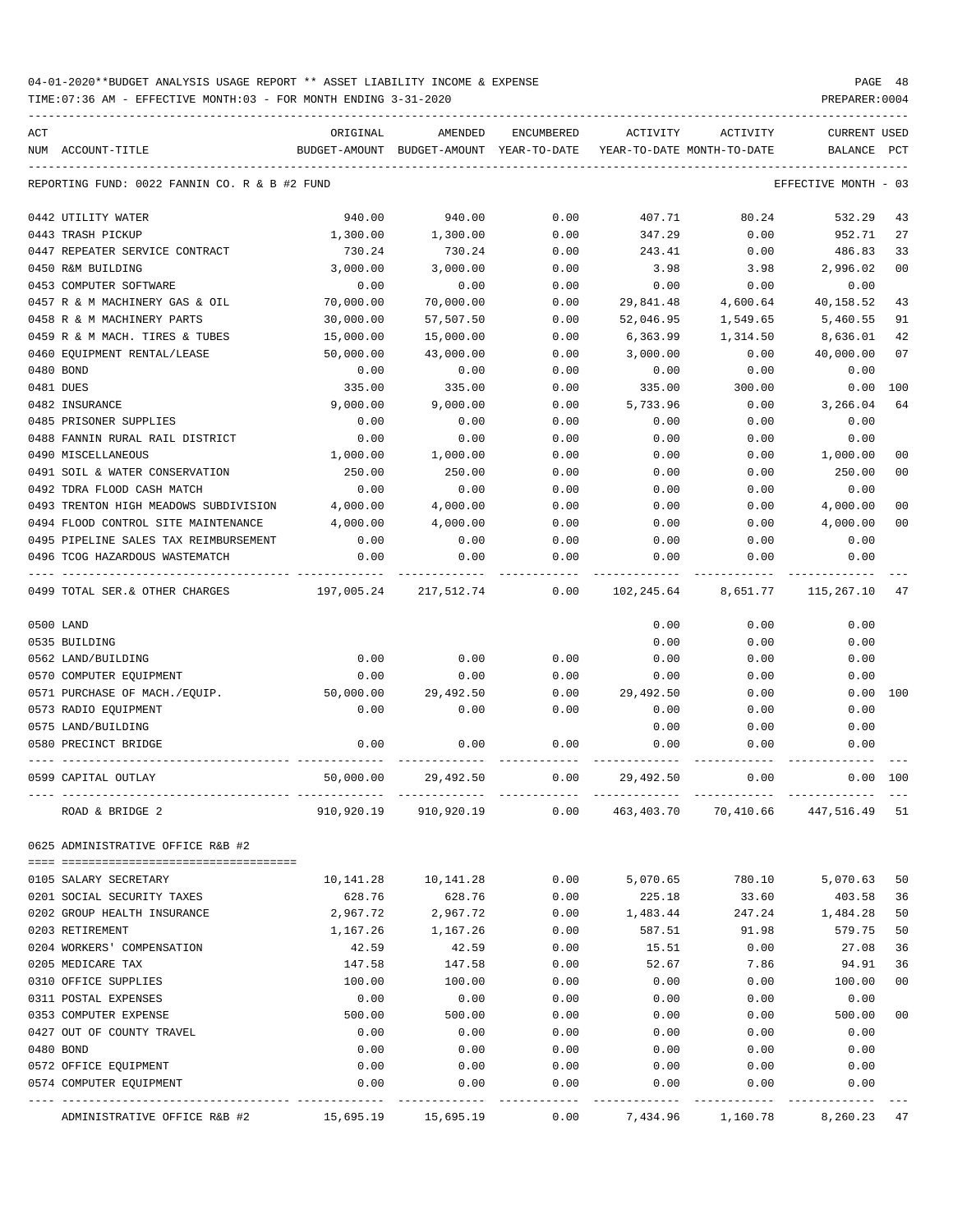04-01-2020**BUDGET ANALYSIS USAGE REPORT ** ASSET LIABILITY INCOME & EXPENSE

TIME:07:36 AM - EFFECTIVE MONTH:03 - FOR MONTH ENDING 3-31-2020

REPORTING FUND: 0022 FANNIN CO. R & B #2 FUND — EFFECTIVE MONTH - 03

| ACT NUM | ACCOUNT-TITLE | ORIGINAL BUDGET-AMOUNT | AMENDED BUDGET-AMOUNT | ENCUMBERED YEAR-TO-DATE | ACTIVITY YEAR-TO-DATE | ACTIVITY MONTH-TO-DATE | CURRENT BALANCE | USED PCT |
|---|---|---|---|---|---|---|---|---|
| 0442 | UTILITY WATER | 940.00 | 940.00 | 0.00 | 407.71 | 80.24 | 532.29 | 43 |
| 0443 | TRASH PICKUP | 1,300.00 | 1,300.00 | 0.00 | 347.29 | 0.00 | 952.71 | 27 |
| 0447 | REPEATER SERVICE CONTRACT | 730.24 | 730.24 | 0.00 | 243.41 | 0.00 | 486.83 | 33 |
| 0450 | R&M BUILDING | 3,000.00 | 3,000.00 | 0.00 | 3.98 | 3.98 | 2,996.02 | 00 |
| 0453 | COMPUTER SOFTWARE | 0.00 | 0.00 | 0.00 | 0.00 | 0.00 | 0.00 | |
| 0457 | R & M MACHINERY GAS & OIL | 70,000.00 | 70,000.00 | 0.00 | 29,841.48 | 4,600.64 | 40,158.52 | 43 |
| 0458 | R & M MACHINERY PARTS | 30,000.00 | 57,507.50 | 0.00 | 52,046.95 | 1,549.65 | 5,460.55 | 91 |
| 0459 | R & M MACH. TIRES & TUBES | 15,000.00 | 15,000.00 | 0.00 | 6,363.99 | 1,314.50 | 8,636.01 | 42 |
| 0460 | EQUIPMENT RENTAL/LEASE | 50,000.00 | 43,000.00 | 0.00 | 3,000.00 | 0.00 | 40,000.00 | 07 |
| 0480 | BOND | 0.00 | 0.00 | 0.00 | 0.00 | 0.00 | 0.00 | |
| 0481 | DUES | 335.00 | 335.00 | 0.00 | 335.00 | 300.00 | 0.00 | 100 |
| 0482 | INSURANCE | 9,000.00 | 9,000.00 | 0.00 | 5,733.96 | 0.00 | 3,266.04 | 64 |
| 0485 | PRISONER SUPPLIES | 0.00 | 0.00 | 0.00 | 0.00 | 0.00 | 0.00 | |
| 0488 | FANNIN RURAL RAIL DISTRICT | 0.00 | 0.00 | 0.00 | 0.00 | 0.00 | 0.00 | |
| 0490 | MISCELLANEOUS | 1,000.00 | 1,000.00 | 0.00 | 0.00 | 0.00 | 1,000.00 | 00 |
| 0491 | SOIL & WATER CONSERVATION | 250.00 | 250.00 | 0.00 | 0.00 | 0.00 | 250.00 | 00 |
| 0492 | TDRA FLOOD CASH MATCH | 0.00 | 0.00 | 0.00 | 0.00 | 0.00 | 0.00 | |
| 0493 | TRENTON HIGH MEADOWS SUBDIVISION | 4,000.00 | 4,000.00 | 0.00 | 0.00 | 0.00 | 4,000.00 | 00 |
| 0494 | FLOOD CONTROL SITE MAINTENANCE | 4,000.00 | 4,000.00 | 0.00 | 0.00 | 0.00 | 4,000.00 | 00 |
| 0495 | PIPELINE SALES TAX REIMBURSEMENT | 0.00 | 0.00 | 0.00 | 0.00 | 0.00 | 0.00 | |
| 0496 | TCOG HAZARDOUS WASTEMATCH | 0.00 | 0.00 | 0.00 | 0.00 | 0.00 | 0.00 | |
| 0499 | TOTAL SER.& OTHER CHARGES | 197,005.24 | 217,512.74 | 0.00 | 102,245.64 | 8,651.77 | 115,267.10 | 47 |
| 0500 | LAND | | | | 0.00 | 0.00 | 0.00 | |
| 0535 | BUILDING | | | | 0.00 | 0.00 | 0.00 | |
| 0562 | LAND/BUILDING | 0.00 | 0.00 | 0.00 | 0.00 | 0.00 | 0.00 | |
| 0570 | COMPUTER EQUIPMENT | 0.00 | 0.00 | 0.00 | 0.00 | 0.00 | 0.00 | |
| 0571 | PURCHASE OF MACH./EQUIP. | 50,000.00 | 29,492.50 | 0.00 | 29,492.50 | 0.00 | 0.00 | 100 |
| 0573 | RADIO EQUIPMENT | 0.00 | 0.00 | 0.00 | 0.00 | 0.00 | 0.00 | |
| 0575 | LAND/BUILDING | | | | 0.00 | 0.00 | 0.00 | |
| 0580 | PRECINCT BRIDGE | 0.00 | 0.00 | 0.00 | 0.00 | 0.00 | 0.00 | |
| 0599 | CAPITAL OUTLAY | 50,000.00 | 29,492.50 | 0.00 | 29,492.50 | 0.00 | 0.00 | 100 |
| | ROAD & BRIDGE 2 | 910,920.19 | 910,920.19 | 0.00 | 463,403.70 | 70,410.66 | 447,516.49 | 51 |

0625 ADMINISTRATIVE OFFICE R&B #2

| ACT NUM | ACCOUNT-TITLE | ORIGINAL BUDGET-AMOUNT | AMENDED BUDGET-AMOUNT | ENCUMBERED YEAR-TO-DATE | ACTIVITY YEAR-TO-DATE | ACTIVITY MONTH-TO-DATE | CURRENT BALANCE | USED PCT |
|---|---|---|---|---|---|---|---|---|
| 0105 | SALARY SECRETARY | 10,141.28 | 10,141.28 | 0.00 | 5,070.65 | 780.10 | 5,070.63 | 50 |
| 0201 | SOCIAL SECURITY TAXES | 628.76 | 628.76 | 0.00 | 225.18 | 33.60 | 403.58 | 36 |
| 0202 | GROUP HEALTH INSURANCE | 2,967.72 | 2,967.72 | 0.00 | 1,483.44 | 247.24 | 1,484.28 | 50 |
| 0203 | RETIREMENT | 1,167.26 | 1,167.26 | 0.00 | 587.51 | 91.98 | 579.75 | 50 |
| 0204 | WORKERS' COMPENSATION | 42.59 | 42.59 | 0.00 | 15.51 | 0.00 | 27.08 | 36 |
| 0205 | MEDICARE TAX | 147.58 | 147.58 | 0.00 | 52.67 | 7.86 | 94.91 | 36 |
| 0310 | OFFICE SUPPLIES | 100.00 | 100.00 | 0.00 | 0.00 | 0.00 | 100.00 | 00 |
| 0311 | POSTAL EXPENSES | 0.00 | 0.00 | 0.00 | 0.00 | 0.00 | 0.00 | |
| 0353 | COMPUTER EXPENSE | 500.00 | 500.00 | 0.00 | 0.00 | 0.00 | 500.00 | 00 |
| 0427 | OUT OF COUNTY TRAVEL | 0.00 | 0.00 | 0.00 | 0.00 | 0.00 | 0.00 | |
| 0480 | BOND | 0.00 | 0.00 | 0.00 | 0.00 | 0.00 | 0.00 | |
| 0572 | OFFICE EQUIPMENT | 0.00 | 0.00 | 0.00 | 0.00 | 0.00 | 0.00 | |
| 0574 | COMPUTER EQUIPMENT | 0.00 | 0.00 | 0.00 | 0.00 | 0.00 | 0.00 | |
| | ADMINISTRATIVE OFFICE R&B #2 | 15,695.19 | 15,695.19 | 0.00 | 7,434.96 | 1,160.78 | 8,260.23 | 47 |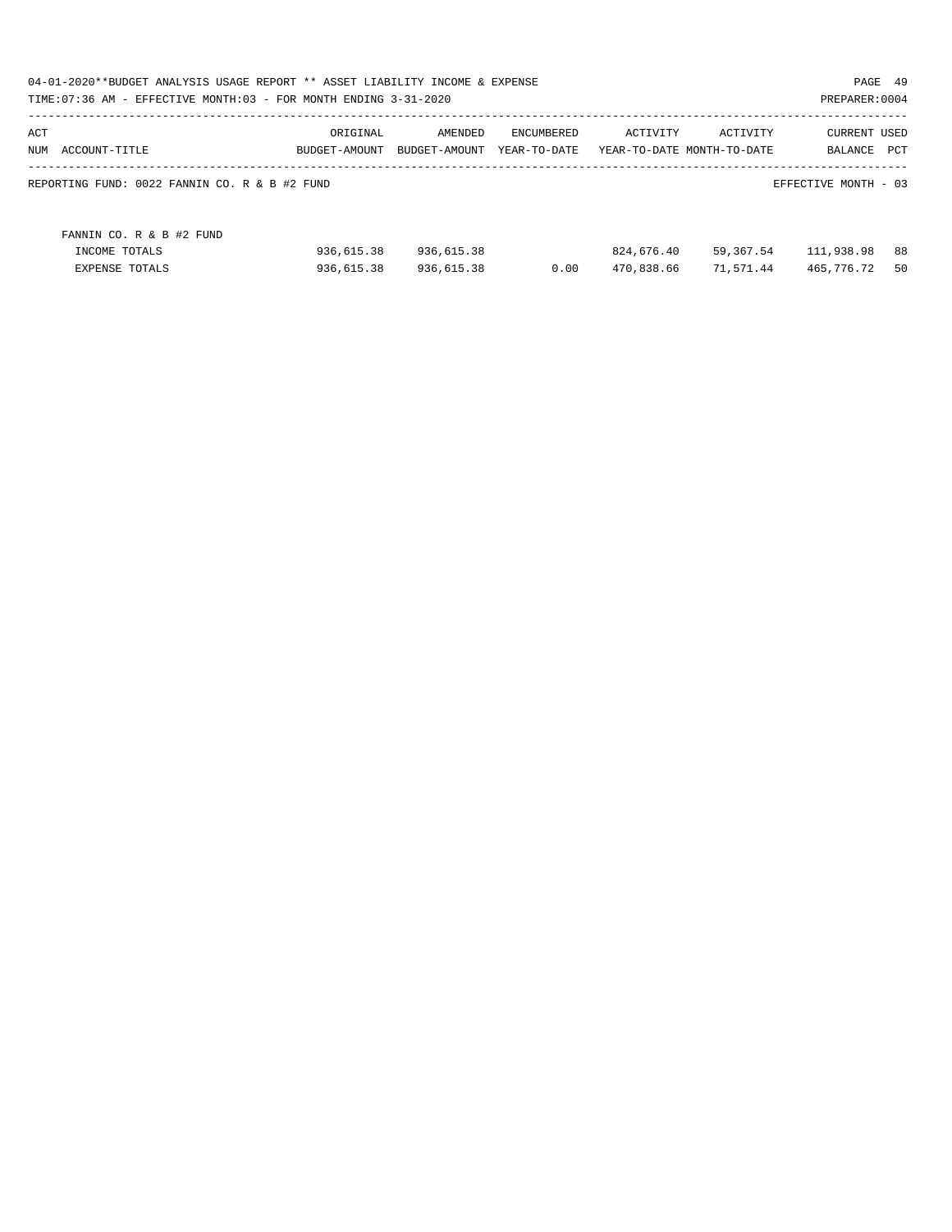04-01-2020**BUDGET ANALYSIS USAGE REPORT ** ASSET LIABILITY INCOME & EXPENSE

TIME:07:36 AM - EFFECTIVE MONTH:03 - FOR MONTH ENDING 3-31-2020

PREPARER:0004

| ACT NUM ACCOUNT-TITLE | ORIGINAL BUDGET-AMOUNT | AMENDED BUDGET-AMOUNT | ENCUMBERED YEAR-TO-DATE | ACTIVITY YEAR-TO-DATE | ACTIVITY MONTH-TO-DATE | CURRENT BALANCE | USED PCT |
|---|---|---|---|---|---|---|---|
| REPORTING FUND: 0022 FANNIN CO. R & B #2 FUND | | | | | | EFFECTIVE MONTH - 03 | |
| FANNIN CO. R & B #2 FUND | | | | | | | |
| INCOME TOTALS | 936,615.38 | 936,615.38 | | 824,676.40 | 59,367.54 | 111,938.98 | 88 |
| EXPENSE TOTALS | 936,615.38 | 936,615.38 | 0.00 | 470,838.66 | 71,571.44 | 465,776.72 | 50 |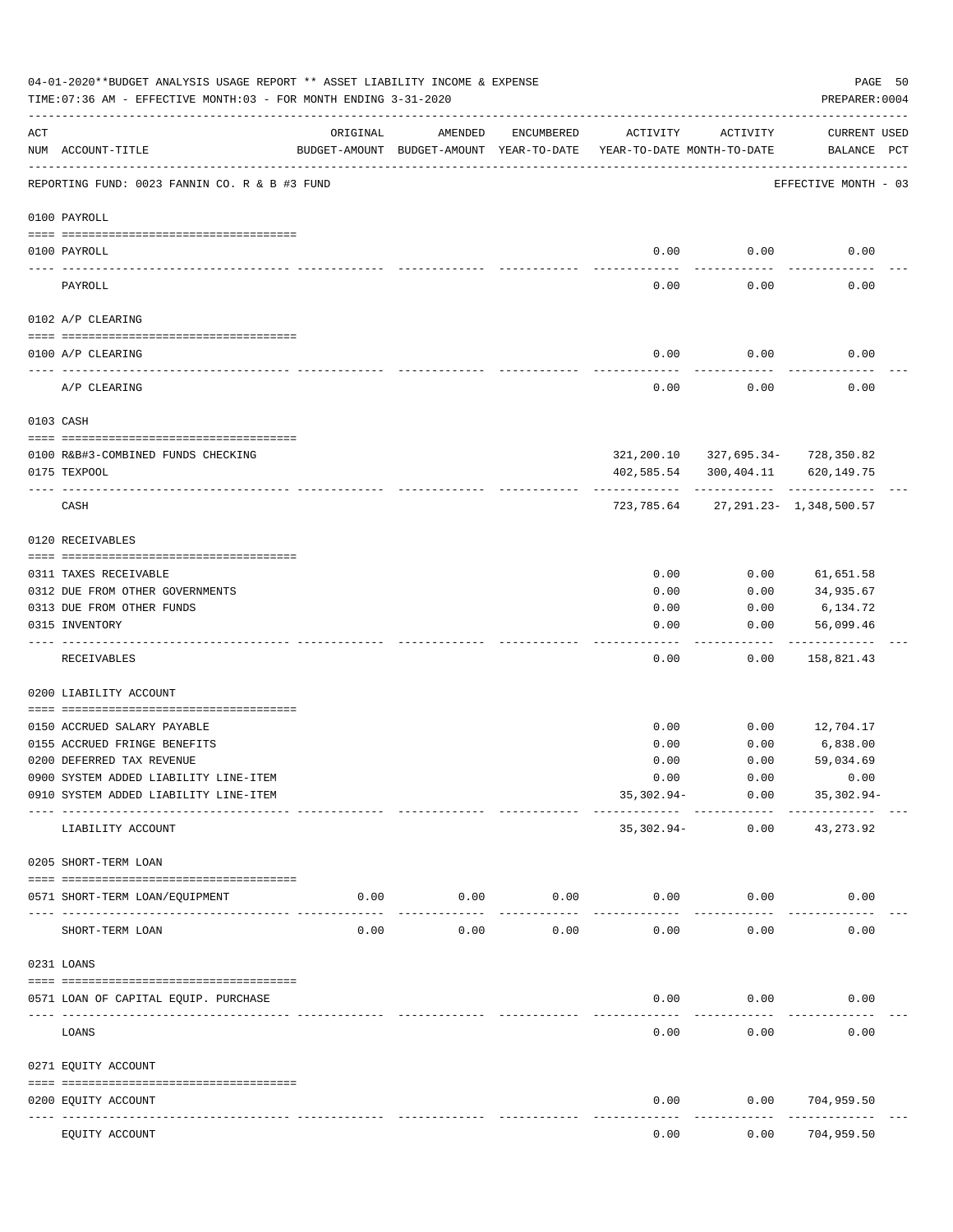04-01-2020**BUDGET ANALYSIS USAGE REPORT ** ASSET LIABILITY INCOME & EXPENSE

TIME:07:36 AM - EFFECTIVE MONTH:03 - FOR MONTH ENDING 3-31-2020

PREPARER:0004

| ACT NUM | ACCOUNT-TITLE | ORIGINAL BUDGET-AMOUNT | AMENDED BUDGET-AMOUNT | ENCUMBERED YEAR-TO-DATE | ACTIVITY YEAR-TO-DATE | ACTIVITY MONTH-TO-DATE | CURRENT BALANCE | USED PCT |
|---|---|---|---|---|---|---|---|---|
| | REPORTING FUND: 0023 FANNIN CO. R & B #3 FUND | | | | | | EFFECTIVE MONTH - 03 | |
| | **0100 PAYROLL** | | | | | | | |
| 0100 | PAYROLL | | | | 0.00 | 0.00 | 0.00 | |
| | PAYROLL | | | | 0.00 | 0.00 | 0.00 | |
| | **0102 A/P CLEARING** | | | | | | | |
| 0100 | A/P CLEARING | | | | 0.00 | 0.00 | 0.00 | |
| | A/P CLEARING | | | | 0.00 | 0.00 | 0.00 | |
| | **0103 CASH** | | | | | | | |
| 0100 | R&B#3-COMBINED FUNDS CHECKING | | | | 321,200.10 | 327,695.34- | 728,350.82 | |
| 0175 | TEXPOOL | | | | 402,585.54 | 300,404.11 | 620,149.75 | |
| | CASH | | | | 723,785.64 | 27,291.23- | 1,348,500.57 | |
| | **0120 RECEIVABLES** | | | | | | | |
| 0311 | TAXES RECEIVABLE | | | | 0.00 | 0.00 | 61,651.58 | |
| 0312 | DUE FROM OTHER GOVERNMENTS | | | | 0.00 | 0.00 | 34,935.67 | |
| 0313 | DUE FROM OTHER FUNDS | | | | 0.00 | 0.00 | 6,134.72 | |
| 0315 | INVENTORY | | | | 0.00 | 0.00 | 56,099.46 | |
| | RECEIVABLES | | | | 0.00 | 0.00 | 158,821.43 | |
| | **0200 LIABILITY ACCOUNT** | | | | | | | |
| 0150 | ACCRUED SALARY PAYABLE | | | | 0.00 | 0.00 | 12,704.17 | |
| 0155 | ACCRUED FRINGE BENEFITS | | | | 0.00 | 0.00 | 6,838.00 | |
| 0200 | DEFERRED TAX REVENUE | | | | 0.00 | 0.00 | 59,034.69 | |
| 0900 | SYSTEM ADDED LIABILITY LINE-ITEM | | | | 0.00 | 0.00 | 0.00 | |
| 0910 | SYSTEM ADDED LIABILITY LINE-ITEM | | | | 35,302.94- | 0.00 | 35,302.94- | |
| | LIABILITY ACCOUNT | | | | 35,302.94- | 0.00 | 43,273.92 | |
| | **0205 SHORT-TERM LOAN** | | | | | | | |
| 0571 | SHORT-TERM LOAN/EQUIPMENT | 0.00 | 0.00 | 0.00 | 0.00 | 0.00 | 0.00 | |
| | SHORT-TERM LOAN | 0.00 | 0.00 | 0.00 | 0.00 | 0.00 | 0.00 | |
| | **0231 LOANS** | | | | | | | |
| 0571 | LOAN OF CAPITAL EQUIP. PURCHASE | | | | 0.00 | 0.00 | 0.00 | |
| | LOANS | | | | 0.00 | 0.00 | 0.00 | |
| | **0271 EQUITY ACCOUNT** | | | | | | | |
| 0200 | EQUITY ACCOUNT | | | | 0.00 | 0.00 | 704,959.50 | |
| | EQUITY ACCOUNT | | | | 0.00 | 0.00 | 704,959.50 | |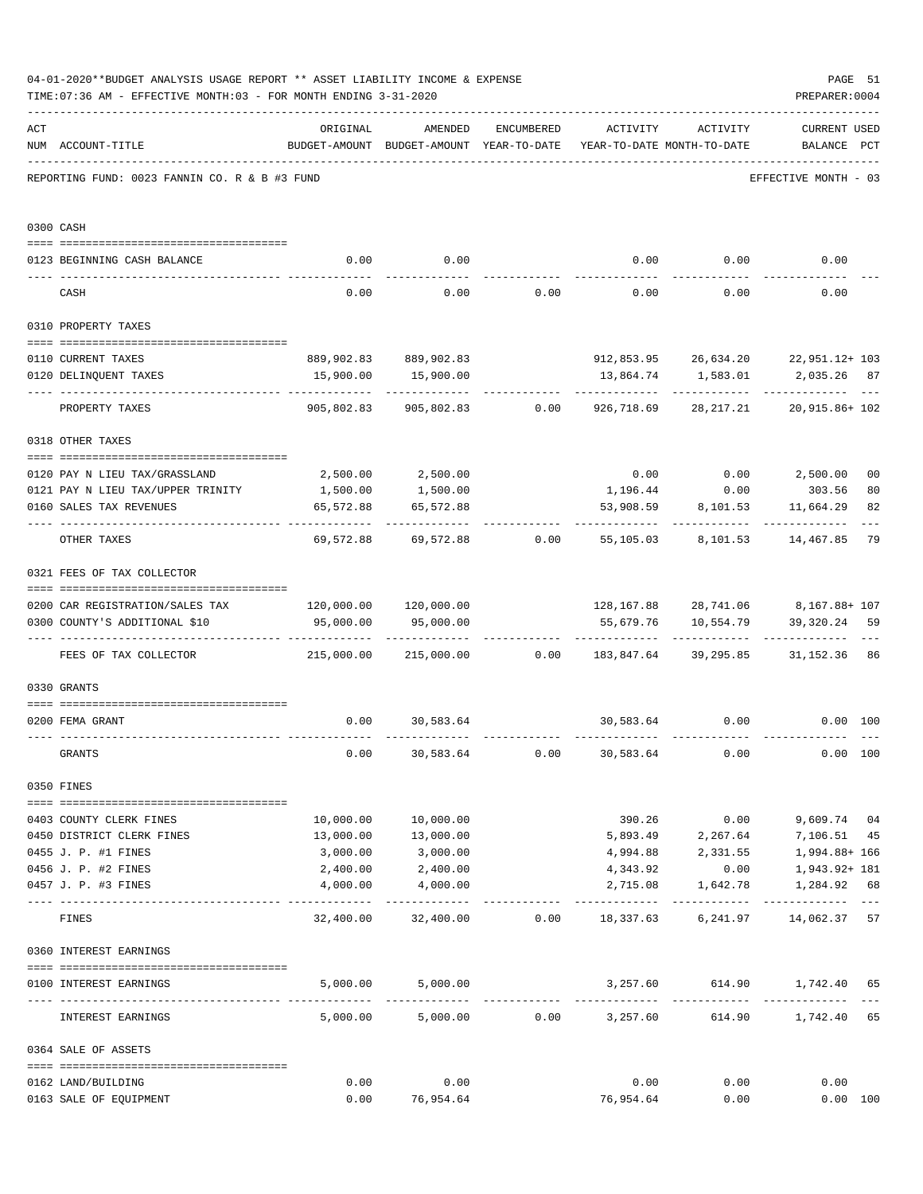04-01-2020**BUDGET ANALYSIS USAGE REPORT ** ASSET LIABILITY INCOME & EXPENSE

TIME:07:36 AM - EFFECTIVE MONTH:03 - FOR MONTH ENDING 3-31-2020

PREPARER:0004

REPORTING FUND: 0023 FANNIN CO. R & B #3 FUND — EFFECTIVE MONTH - 03

| ACT NUM | ACCOUNT-TITLE | ORIGINAL BUDGET-AMOUNT | AMENDED BUDGET-AMOUNT | ENCUMBERED YEAR-TO-DATE | ACTIVITY YEAR-TO-DATE | ACTIVITY MONTH-TO-DATE | CURRENT BALANCE | USED PCT |
|---|---|---|---|---|---|---|---|---|
| 0300 | CASH | | | | | | | |
| 0123 | BEGINNING CASH BALANCE | 0.00 | 0.00 | | 0.00 | 0.00 | 0.00 | |
| | CASH | 0.00 | 0.00 | 0.00 | 0.00 | 0.00 | 0.00 | |
| 0310 | PROPERTY TAXES | | | | | | | |
| 0110 | CURRENT TAXES | 889,902.83 | 889,902.83 | | 912,853.95 | 26,634.20 | 22,951.12+ | 103 |
| 0120 | DELINQUENT TAXES | 15,900.00 | 15,900.00 | | 13,864.74 | 1,583.01 | 2,035.26 | 87 |
| | PROPERTY TAXES | 905,802.83 | 905,802.83 | 0.00 | 926,718.69 | 28,217.21 | 20,915.86+ | 102 |
| 0318 | OTHER TAXES | | | | | | | |
| 0120 | PAY N LIEU TAX/GRASSLAND | 2,500.00 | 2,500.00 | | 0.00 | 0.00 | 2,500.00 | 00 |
| 0121 | PAY N LIEU TAX/UPPER TRINITY | 1,500.00 | 1,500.00 | | 1,196.44 | 0.00 | 303.56 | 80 |
| 0160 | SALES TAX REVENUES | 65,572.88 | 65,572.88 | | 53,908.59 | 8,101.53 | 11,664.29 | 82 |
| | OTHER TAXES | 69,572.88 | 69,572.88 | 0.00 | 55,105.03 | 8,101.53 | 14,467.85 | 79 |
| 0321 | FEES OF TAX COLLECTOR | | | | | | | |
| 0200 | CAR REGISTRATION/SALES TAX | 120,000.00 | 120,000.00 | | 128,167.88 | 28,741.06 | 8,167.88+ | 107 |
| 0300 | COUNTY'S ADDITIONAL $10 | 95,000.00 | 95,000.00 | | 55,679.76 | 10,554.79 | 39,320.24 | 59 |
| | FEES OF TAX COLLECTOR | 215,000.00 | 215,000.00 | 0.00 | 183,847.64 | 39,295.85 | 31,152.36 | 86 |
| 0330 | GRANTS | | | | | | | |
| 0200 | FEMA GRANT | 0.00 | 30,583.64 | | 30,583.64 | 0.00 | 0.00 | 100 |
| | GRANTS | 0.00 | 30,583.64 | 0.00 | 30,583.64 | 0.00 | 0.00 | 100 |
| 0350 | FINES | | | | | | | |
| 0403 | COUNTY CLERK FINES | 10,000.00 | 10,000.00 | | 390.26 | 0.00 | 9,609.74 | 04 |
| 0450 | DISTRICT CLERK FINES | 13,000.00 | 13,000.00 | | 5,893.49 | 2,267.64 | 7,106.51 | 45 |
| 0455 | J. P. #1 FINES | 3,000.00 | 3,000.00 | | 4,994.88 | 2,331.55 | 1,994.88+ | 166 |
| 0456 | J. P. #2 FINES | 2,400.00 | 2,400.00 | | 4,343.92 | 0.00 | 1,943.92+ | 181 |
| 0457 | J. P. #3 FINES | 4,000.00 | 4,000.00 | | 2,715.08 | 1,642.78 | 1,284.92 | 68 |
| | FINES | 32,400.00 | 32,400.00 | 0.00 | 18,337.63 | 6,241.97 | 14,062.37 | 57 |
| 0360 | INTEREST EARNINGS | | | | | | | |
| 0100 | INTEREST EARNINGS | 5,000.00 | 5,000.00 | | 3,257.60 | 614.90 | 1,742.40 | 65 |
| | INTEREST EARNINGS | 5,000.00 | 5,000.00 | 0.00 | 3,257.60 | 614.90 | 1,742.40 | 65 |
| 0364 | SALE OF ASSETS | | | | | | | |
| 0162 | LAND/BUILDING | 0.00 | 0.00 | | 0.00 | 0.00 | 0.00 | |
| 0163 | SALE OF EQUIPMENT | 0.00 | 76,954.64 | | 76,954.64 | 0.00 | 0.00 | 100 |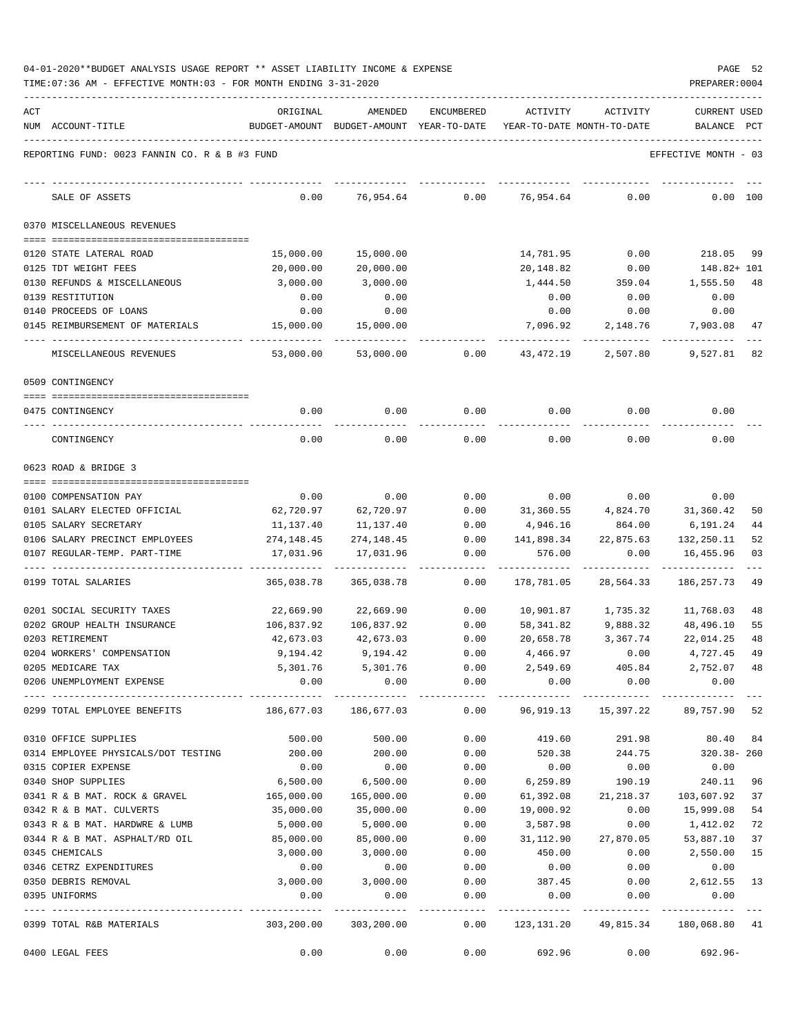04-01-2020**BUDGET ANALYSIS USAGE REPORT ** ASSET LIABILITY INCOME & EXPENSE

TIME:07:36 AM - EFFECTIVE MONTH:03 - FOR MONTH ENDING 3-31-2020

PREPARER:0004

REPORTING FUND: 0023 FANNIN CO. R & B #3 FUND — EFFECTIVE MONTH - 03

| ACT NUM | ACCOUNT-TITLE | ORIGINAL BUDGET-AMOUNT | AMENDED BUDGET-AMOUNT | ENCUMBERED YEAR-TO-DATE | ACTIVITY YEAR-TO-DATE | ACTIVITY MONTH-TO-DATE | CURRENT USED BALANCE | PCT |
|---|---|---|---|---|---|---|---|---|
| | SALE OF ASSETS | 0.00 | 76,954.64 | 0.00 | 76,954.64 | 0.00 | 0.00 | 100 |
| | **0370 MISCELLANEOUS REVENUES** | | | | | | | |
| 0120 | STATE LATERAL ROAD | 15,000.00 | 15,000.00 | | 14,781.95 | 0.00 | 218.05 | 99 |
| 0125 | TDT WEIGHT FEES | 20,000.00 | 20,000.00 | | 20,148.82 | 0.00 | 148.82+ | 101 |
| 0130 | REFUNDS & MISCELLANEOUS | 3,000.00 | 3,000.00 | | 1,444.50 | 359.04 | 1,555.50 | 48 |
| 0139 | RESTITUTION | 0.00 | 0.00 | | 0.00 | 0.00 | 0.00 | |
| 0140 | PROCEEDS OF LOANS | 0.00 | 0.00 | | 0.00 | 0.00 | 0.00 | |
| 0145 | REIMBURSEMENT OF MATERIALS | 15,000.00 | 15,000.00 | | 7,096.92 | 2,148.76 | 7,903.08 | 47 |
| | MISCELLANEOUS REVENUES | 53,000.00 | 53,000.00 | 0.00 | 43,472.19 | 2,507.80 | 9,527.81 | 82 |
| | **0509 CONTINGENCY** | | | | | | | |
| 0475 | CONTINGENCY | 0.00 | 0.00 | 0.00 | 0.00 | 0.00 | 0.00 | |
| | CONTINGENCY | 0.00 | 0.00 | 0.00 | 0.00 | 0.00 | 0.00 | |
| | **0623 ROAD & BRIDGE 3** | | | | | | | |
| 0100 | COMPENSATION PAY | 0.00 | 0.00 | 0.00 | 0.00 | 0.00 | 0.00 | |
| 0101 | SALARY ELECTED OFFICIAL | 62,720.97 | 62,720.97 | 0.00 | 31,360.55 | 4,824.70 | 31,360.42 | 50 |
| 0105 | SALARY SECRETARY | 11,137.40 | 11,137.40 | 0.00 | 4,946.16 | 864.00 | 6,191.24 | 44 |
| 0106 | SALARY PRECINCT EMPLOYEES | 274,148.45 | 274,148.45 | 0.00 | 141,898.34 | 22,875.63 | 132,250.11 | 52 |
| 0107 | REGULAR-TEMP. PART-TIME | 17,031.96 | 17,031.96 | 0.00 | 576.00 | 0.00 | 16,455.96 | 03 |
| 0199 | TOTAL SALARIES | 365,038.78 | 365,038.78 | 0.00 | 178,781.05 | 28,564.33 | 186,257.73 | 49 |
| 0201 | SOCIAL SECURITY TAXES | 22,669.90 | 22,669.90 | 0.00 | 10,901.87 | 1,735.32 | 11,768.03 | 48 |
| 0202 | GROUP HEALTH INSURANCE | 106,837.92 | 106,837.92 | 0.00 | 58,341.82 | 9,888.32 | 48,496.10 | 55 |
| 0203 | RETIREMENT | 42,673.03 | 42,673.03 | 0.00 | 20,658.78 | 3,367.74 | 22,014.25 | 48 |
| 0204 | WORKERS' COMPENSATION | 9,194.42 | 9,194.42 | 0.00 | 4,466.97 | 0.00 | 4,727.45 | 49 |
| 0205 | MEDICARE TAX | 5,301.76 | 5,301.76 | 0.00 | 2,549.69 | 405.84 | 2,752.07 | 48 |
| 0206 | UNEMPLOYMENT EXPENSE | 0.00 | 0.00 | 0.00 | 0.00 | 0.00 | 0.00 | |
| 0299 | TOTAL EMPLOYEE BENEFITS | 186,677.03 | 186,677.03 | 0.00 | 96,919.13 | 15,397.22 | 89,757.90 | 52 |
| 0310 | OFFICE SUPPLIES | 500.00 | 500.00 | 0.00 | 419.60 | 291.98 | 80.40 | 84 |
| 0314 | EMPLOYEE PHYSICALS/DOT TESTING | 200.00 | 200.00 | 0.00 | 520.38 | 244.75 | 320.38- | 260 |
| 0315 | COPIER EXPENSE | 0.00 | 0.00 | 0.00 | 0.00 | 0.00 | 0.00 | |
| 0340 | SHOP SUPPLIES | 6,500.00 | 6,500.00 | 0.00 | 6,259.89 | 190.19 | 240.11 | 96 |
| 0341 | R & B MAT. ROCK & GRAVEL | 165,000.00 | 165,000.00 | 0.00 | 61,392.08 | 21,218.37 | 103,607.92 | 37 |
| 0342 | R & B MAT. CULVERTS | 35,000.00 | 35,000.00 | 0.00 | 19,000.92 | 0.00 | 15,999.08 | 54 |
| 0343 | R & B MAT. HARDWRE & LUMB | 5,000.00 | 5,000.00 | 0.00 | 3,587.98 | 0.00 | 1,412.02 | 72 |
| 0344 | R & B MAT. ASPHALT/RD OIL | 85,000.00 | 85,000.00 | 0.00 | 31,112.90 | 27,870.05 | 53,887.10 | 37 |
| 0345 | CHEMICALS | 3,000.00 | 3,000.00 | 0.00 | 450.00 | 0.00 | 2,550.00 | 15 |
| 0346 | CETRZ EXPENDITURES | 0.00 | 0.00 | 0.00 | 0.00 | 0.00 | 0.00 | |
| 0350 | DEBRIS REMOVAL | 3,000.00 | 3,000.00 | 0.00 | 387.45 | 0.00 | 2,612.55 | 13 |
| 0395 | UNIFORMS | 0.00 | 0.00 | 0.00 | 0.00 | 0.00 | 0.00 | |
| 0399 | TOTAL R&B MATERIALS | 303,200.00 | 303,200.00 | 0.00 | 123,131.20 | 49,815.34 | 180,068.80 | 41 |
| 0400 | LEGAL FEES | 0.00 | 0.00 | 0.00 | 692.96 | 0.00 | 692.96- | |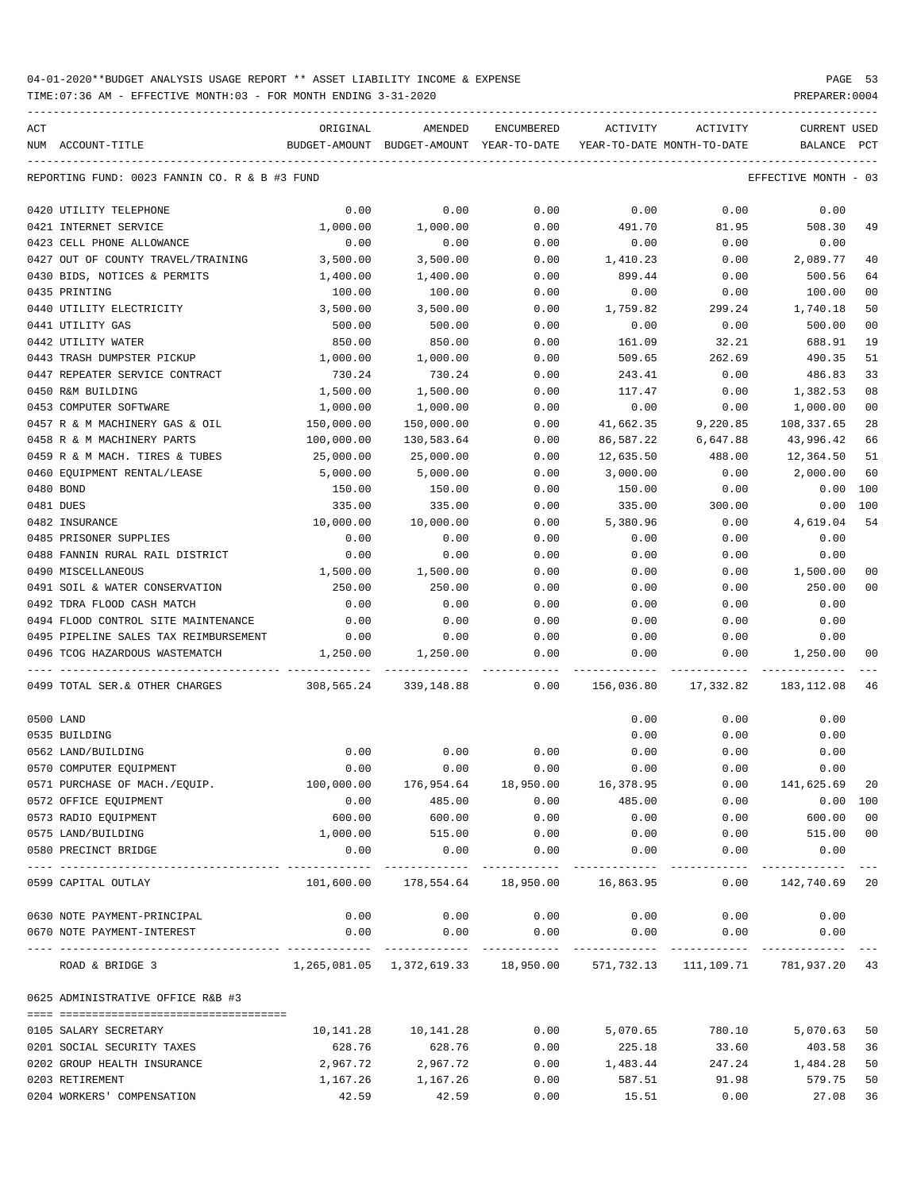04-01-2020**BUDGET ANALYSIS USAGE REPORT ** ASSET LIABILITY INCOME & EXPENSE

TIME:07:36 AM - EFFECTIVE MONTH:03 - FOR MONTH ENDING 3-31-2020

| ACT NUM | ACCOUNT-TITLE | ORIGINAL BUDGET-AMOUNT | AMENDED BUDGET-AMOUNT | ENCUMBERED YEAR-TO-DATE | ACTIVITY YEAR-TO-DATE | ACTIVITY MONTH-TO-DATE | CURRENT USED BALANCE | PCT |
|---|---|---|---|---|---|---|---|---|
| | REPORTING FUND: 0023 FANNIN CO. R & B #3 FUND | | | | | | EFFECTIVE MONTH - 03 | |
| 0420 | UTILITY TELEPHONE | 0.00 | 0.00 | 0.00 | 0.00 | 0.00 | 0.00 | |
| 0421 | INTERNET SERVICE | 1,000.00 | 1,000.00 | 0.00 | 491.70 | 81.95 | 508.30 | 49 |
| 0423 | CELL PHONE ALLOWANCE | 0.00 | 0.00 | 0.00 | 0.00 | 0.00 | 0.00 | |
| 0427 | OUT OF COUNTY TRAVEL/TRAINING | 3,500.00 | 3,500.00 | 0.00 | 1,410.23 | 0.00 | 2,089.77 | 40 |
| 0430 | BIDS, NOTICES & PERMITS | 1,400.00 | 1,400.00 | 0.00 | 899.44 | 0.00 | 500.56 | 64 |
| 0435 | PRINTING | 100.00 | 100.00 | 0.00 | 0.00 | 0.00 | 100.00 | 00 |
| 0440 | UTILITY ELECTRICITY | 3,500.00 | 3,500.00 | 0.00 | 1,759.82 | 299.24 | 1,740.18 | 50 |
| 0441 | UTILITY GAS | 500.00 | 500.00 | 0.00 | 0.00 | 0.00 | 500.00 | 00 |
| 0442 | UTILITY WATER | 850.00 | 850.00 | 0.00 | 161.09 | 32.21 | 688.91 | 19 |
| 0443 | TRASH DUMPSTER PICKUP | 1,000.00 | 1,000.00 | 0.00 | 509.65 | 262.69 | 490.35 | 51 |
| 0447 | REPEATER SERVICE CONTRACT | 730.24 | 730.24 | 0.00 | 243.41 | 0.00 | 486.83 | 33 |
| 0450 | R&M BUILDING | 1,500.00 | 1,500.00 | 0.00 | 117.47 | 0.00 | 1,382.53 | 08 |
| 0453 | COMPUTER SOFTWARE | 1,000.00 | 1,000.00 | 0.00 | 0.00 | 0.00 | 1,000.00 | 00 |
| 0457 | R & M MACHINERY GAS & OIL | 150,000.00 | 150,000.00 | 0.00 | 41,662.35 | 9,220.85 | 108,337.65 | 28 |
| 0458 | R & M MACHINERY PARTS | 100,000.00 | 130,583.64 | 0.00 | 86,587.22 | 6,647.88 | 43,996.42 | 66 |
| 0459 | R & M MACH. TIRES & TUBES | 25,000.00 | 25,000.00 | 0.00 | 12,635.50 | 488.00 | 12,364.50 | 51 |
| 0460 | EQUIPMENT RENTAL/LEASE | 5,000.00 | 5,000.00 | 0.00 | 3,000.00 | 0.00 | 2,000.00 | 60 |
| 0480 | BOND | 150.00 | 150.00 | 0.00 | 150.00 | 0.00 | 0.00 | 100 |
| 0481 | DUES | 335.00 | 335.00 | 0.00 | 335.00 | 300.00 | 0.00 | 100 |
| 0482 | INSURANCE | 10,000.00 | 10,000.00 | 0.00 | 5,380.96 | 0.00 | 4,619.04 | 54 |
| 0485 | PRISONER SUPPLIES | 0.00 | 0.00 | 0.00 | 0.00 | 0.00 | 0.00 | |
| 0488 | FANNIN RURAL RAIL DISTRICT | 0.00 | 0.00 | 0.00 | 0.00 | 0.00 | 0.00 | |
| 0490 | MISCELLANEOUS | 1,500.00 | 1,500.00 | 0.00 | 0.00 | 0.00 | 1,500.00 | 00 |
| 0491 | SOIL & WATER CONSERVATION | 250.00 | 250.00 | 0.00 | 0.00 | 0.00 | 250.00 | 00 |
| 0492 | TDRA FLOOD CASH MATCH | 0.00 | 0.00 | 0.00 | 0.00 | 0.00 | 0.00 | |
| 0494 | FLOOD CONTROL SITE MAINTENANCE | 0.00 | 0.00 | 0.00 | 0.00 | 0.00 | 0.00 | |
| 0495 | PIPELINE SALES TAX REIMBURSEMENT | 0.00 | 0.00 | 0.00 | 0.00 | 0.00 | 0.00 | |
| 0496 | TCOG HAZARDOUS WASTEMATCH | 1,250.00 | 1,250.00 | 0.00 | 0.00 | 0.00 | 1,250.00 | 00 |
| 0499 | TOTAL SER.& OTHER CHARGES | 308,565.24 | 339,148.88 | 0.00 | 156,036.80 | 17,332.82 | 183,112.08 | 46 |
| 0500 | LAND | | | | 0.00 | 0.00 | 0.00 | |
| 0535 | BUILDING | | | | 0.00 | 0.00 | 0.00 | |
| 0562 | LAND/BUILDING | 0.00 | 0.00 | 0.00 | 0.00 | 0.00 | 0.00 | |
| 0570 | COMPUTER EQUIPMENT | 0.00 | 0.00 | 0.00 | 0.00 | 0.00 | 0.00 | |
| 0571 | PURCHASE OF MACH./EQUIP. | 100,000.00 | 176,954.64 | 18,950.00 | 16,378.95 | 0.00 | 141,625.69 | 20 |
| 0572 | OFFICE EQUIPMENT | 0.00 | 485.00 | 0.00 | 485.00 | 0.00 | 0.00 | 100 |
| 0573 | RADIO EQUIPMENT | 600.00 | 600.00 | 0.00 | 0.00 | 0.00 | 600.00 | 00 |
| 0575 | LAND/BUILDING | 1,000.00 | 515.00 | 0.00 | 0.00 | 0.00 | 515.00 | 00 |
| 0580 | PRECINCT BRIDGE | 0.00 | 0.00 | 0.00 | 0.00 | 0.00 | 0.00 | |
| 0599 | CAPITAL OUTLAY | 101,600.00 | 178,554.64 | 18,950.00 | 16,863.95 | 0.00 | 142,740.69 | 20 |
| 0630 | NOTE PAYMENT-PRINCIPAL | 0.00 | 0.00 | 0.00 | 0.00 | 0.00 | 0.00 | |
| 0670 | NOTE PAYMENT-INTEREST | 0.00 | 0.00 | 0.00 | 0.00 | 0.00 | 0.00 | |
| | ROAD & BRIDGE 3 | 1,265,081.05 | 1,372,619.33 | 18,950.00 | 571,732.13 | 111,109.71 | 781,937.20 | 43 |
| 0625 | ADMINISTRATIVE OFFICE R&B #3 | | | | | | | |
| 0105 | SALARY SECRETARY | 10,141.28 | 10,141.28 | 0.00 | 5,070.65 | 780.10 | 5,070.63 | 50 |
| 0201 | SOCIAL SECURITY TAXES | 628.76 | 628.76 | 0.00 | 225.18 | 33.60 | 403.58 | 36 |
| 0202 | GROUP HEALTH INSURANCE | 2,967.72 | 2,967.72 | 0.00 | 1,483.44 | 247.24 | 1,484.28 | 50 |
| 0203 | RETIREMENT | 1,167.26 | 1,167.26 | 0.00 | 587.51 | 91.98 | 579.75 | 50 |
| 0204 | WORKERS' COMPENSATION | 42.59 | 42.59 | 0.00 | 15.51 | 0.00 | 27.08 | 36 |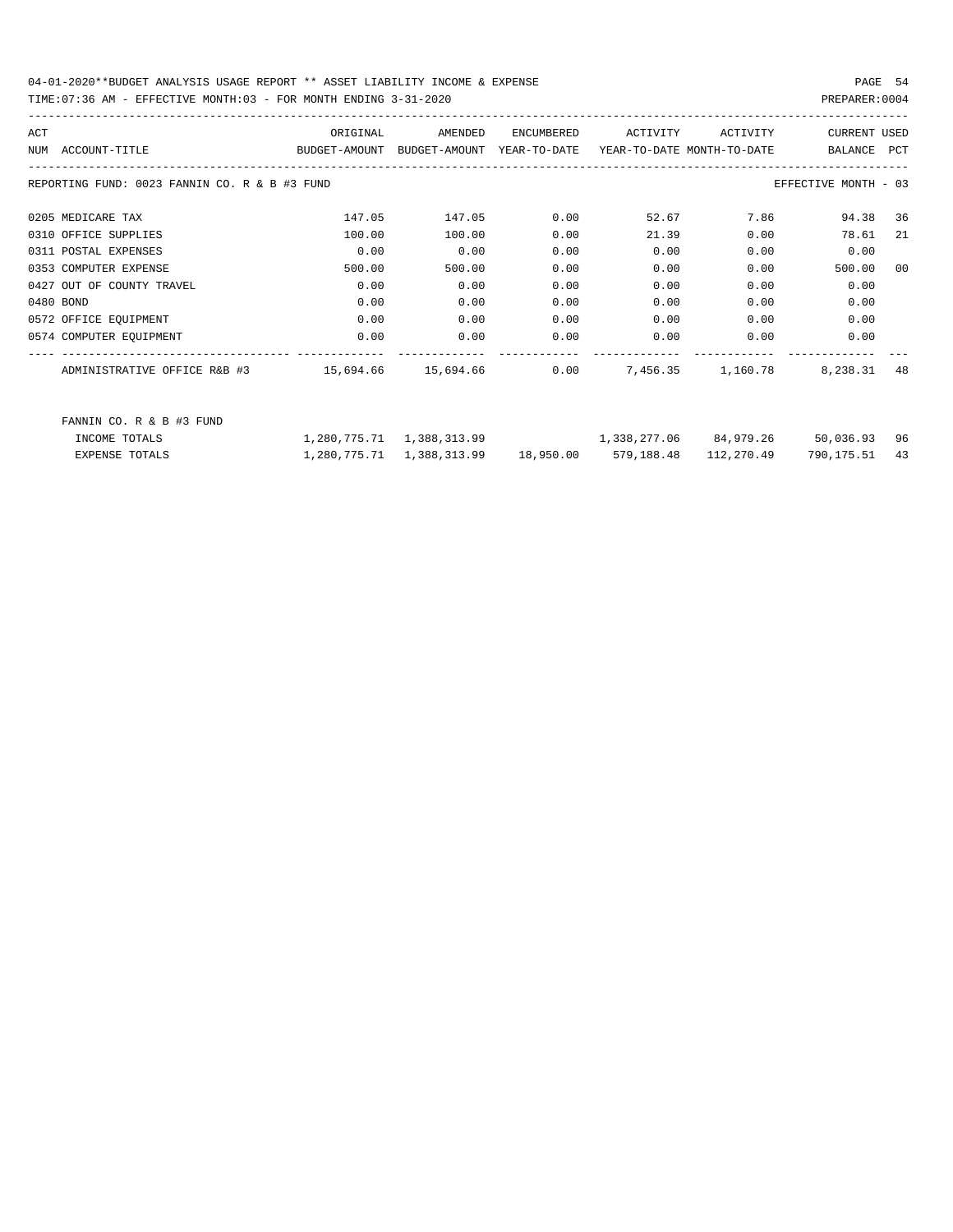04-01-2020**BUDGET ANALYSIS USAGE REPORT ** ASSET LIABILITY INCOME & EXPENSE

TIME:07:36 AM - EFFECTIVE MONTH:03 - FOR MONTH ENDING 3-31-2020

| ACT NUM | ACCOUNT-TITLE | ORIGINAL BUDGET-AMOUNT | AMENDED BUDGET-AMOUNT | ENCUMBERED YEAR-TO-DATE | ACTIVITY YEAR-TO-DATE | ACTIVITY MONTH-TO-DATE | CURRENT BALANCE | USED PCT |
|---|---|---|---|---|---|---|---|---|
| REPORTING FUND: 0023 FANNIN CO. R & B #3 FUND | | | | | | | EFFECTIVE MONTH - 03 | |
| 0205 | MEDICARE TAX | 147.05 | 147.05 | 0.00 | 52.67 | 7.86 | 94.38 | 36 |
| 0310 | OFFICE SUPPLIES | 100.00 | 100.00 | 0.00 | 21.39 | 0.00 | 78.61 | 21 |
| 0311 | POSTAL EXPENSES | 0.00 | 0.00 | 0.00 | 0.00 | 0.00 | 0.00 | |
| 0353 | COMPUTER EXPENSE | 500.00 | 500.00 | 0.00 | 0.00 | 0.00 | 500.00 | 00 |
| 0427 | OUT OF COUNTY TRAVEL | 0.00 | 0.00 | 0.00 | 0.00 | 0.00 | 0.00 | |
| 0480 | BOND | 0.00 | 0.00 | 0.00 | 0.00 | 0.00 | 0.00 | |
| 0572 | OFFICE EQUIPMENT | 0.00 | 0.00 | 0.00 | 0.00 | 0.00 | 0.00 | |
| 0574 | COMPUTER EQUIPMENT | 0.00 | 0.00 | 0.00 | 0.00 | 0.00 | 0.00 | |
| | ADMINISTRATIVE OFFICE R&B #3 | 15,694.66 | 15,694.66 | 0.00 | 7,456.35 | 1,160.78 | 8,238.31 | 48 |
| | FANNIN CO. R & B #3 FUND | | | | | | | |
| | INCOME TOTALS | 1,280,775.71 | 1,388,313.99 | | 1,338,277.06 | 84,979.26 | 50,036.93 | 96 |
| | EXPENSE TOTALS | 1,280,775.71 | 1,388,313.99 | 18,950.00 | 579,188.48 | 112,270.49 | 790,175.51 | 43 |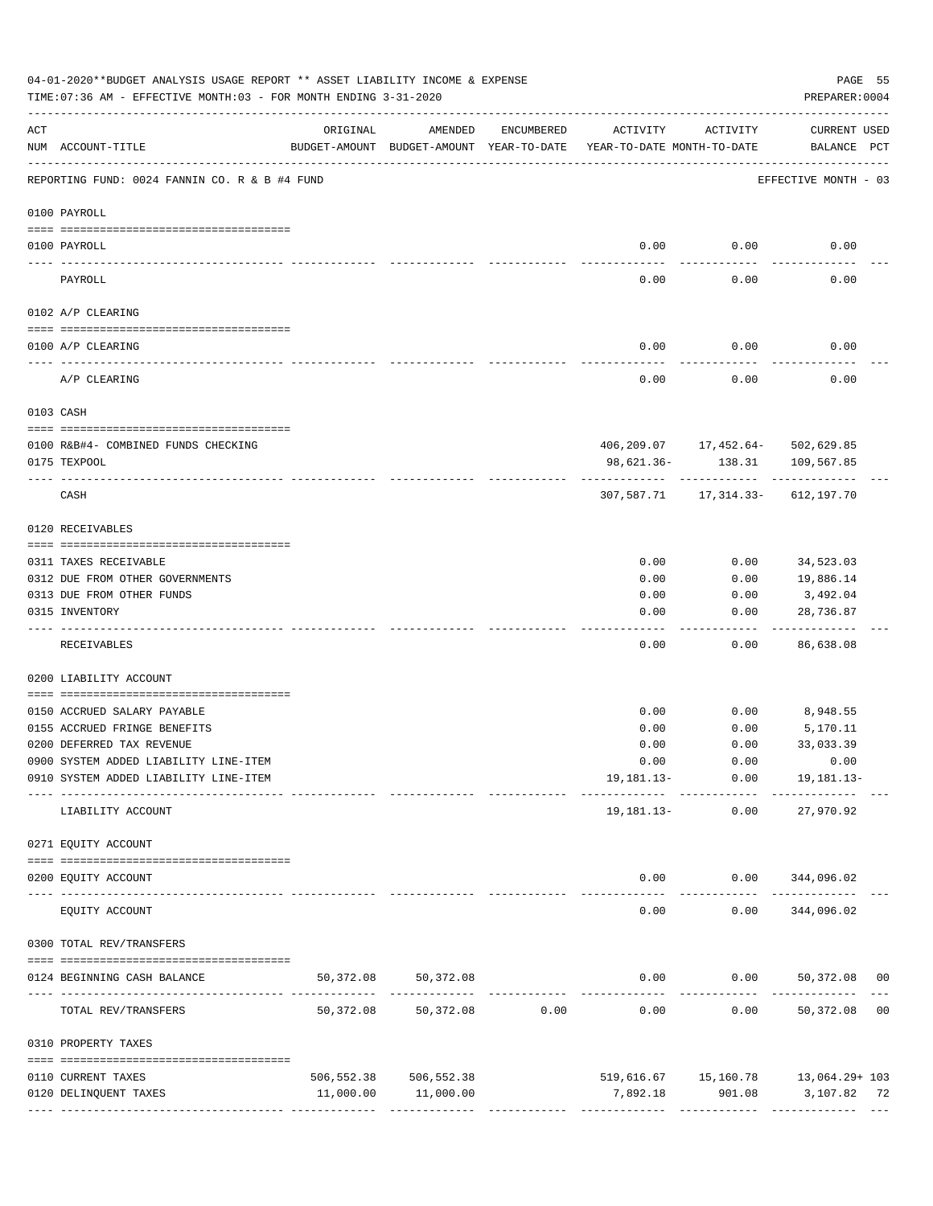04-01-2020**BUDGET ANALYSIS USAGE REPORT ** ASSET LIABILITY INCOME & EXPENSE

TIME:07:36 AM - EFFECTIVE MONTH:03 - FOR MONTH ENDING 3-31-2020

PREPARER:0004

| ACT NUM | ACCOUNT-TITLE | ORIGINAL BUDGET-AMOUNT | AMENDED BUDGET-AMOUNT | ENCUMBERED YEAR-TO-DATE | ACTIVITY YEAR-TO-DATE | ACTIVITY MONTH-TO-DATE | CURRENT USED BALANCE | PCT |
|---|---|---|---|---|---|---|---|---|
| | REPORTING FUND: 0024 FANNIN CO. R & B #4 FUND | | | | | | EFFECTIVE MONTH - 03 | |
| | **0100 PAYROLL** | | | | | | | |
| 0100 | PAYROLL | | | | 0.00 | 0.00 | 0.00 | |
| | PAYROLL | | | | 0.00 | 0.00 | 0.00 | |
| | **0102 A/P CLEARING** | | | | | | | |
| 0100 | A/P CLEARING | | | | 0.00 | 0.00 | 0.00 | |
| | A/P CLEARING | | | | 0.00 | 0.00 | 0.00 | |
| | **0103 CASH** | | | | | | | |
| 0100 | R&B#4- COMBINED FUNDS CHECKING | | | | 406,209.07 | 17,452.64- | 502,629.85 | |
| 0175 | TEXPOOL | | | | 98,621.36- | 138.31 | 109,567.85 | |
| | CASH | | | | 307,587.71 | 17,314.33- | 612,197.70 | |
| | **0120 RECEIVABLES** | | | | | | | |
| 0311 | TAXES RECEIVABLE | | | | 0.00 | 0.00 | 34,523.03 | |
| 0312 | DUE FROM OTHER GOVERNMENTS | | | | 0.00 | 0.00 | 19,886.14 | |
| 0313 | DUE FROM OTHER FUNDS | | | | 0.00 | 0.00 | 3,492.04 | |
| 0315 | INVENTORY | | | | 0.00 | 0.00 | 28,736.87 | |
| | RECEIVABLES | | | | 0.00 | 0.00 | 86,638.08 | |
| | **0200 LIABILITY ACCOUNT** | | | | | | | |
| 0150 | ACCRUED SALARY PAYABLE | | | | 0.00 | 0.00 | 8,948.55 | |
| 0155 | ACCRUED FRINGE BENEFITS | | | | 0.00 | 0.00 | 5,170.11 | |
| 0200 | DEFERRED TAX REVENUE | | | | 0.00 | 0.00 | 33,033.39 | |
| 0900 | SYSTEM ADDED LIABILITY LINE-ITEM | | | | 0.00 | 0.00 | 0.00 | |
| 0910 | SYSTEM ADDED LIABILITY LINE-ITEM | | | | 19,181.13- | 0.00 | 19,181.13- | |
| | LIABILITY ACCOUNT | | | | 19,181.13- | 0.00 | 27,970.92 | |
| | **0271 EQUITY ACCOUNT** | | | | | | | |
| 0200 | EQUITY ACCOUNT | | | | 0.00 | 0.00 | 344,096.02 | |
| | EQUITY ACCOUNT | | | | 0.00 | 0.00 | 344,096.02 | |
| | **0300 TOTAL REV/TRANSFERS** | | | | | | | |
| 0124 | BEGINNING CASH BALANCE | 50,372.08 | 50,372.08 | | 0.00 | 0.00 | 50,372.08 | 00 |
| | TOTAL REV/TRANSFERS | 50,372.08 | 50,372.08 | 0.00 | 0.00 | 0.00 | 50,372.08 | 00 |
| | **0310 PROPERTY TAXES** | | | | | | | |
| 0110 | CURRENT TAXES | 506,552.38 | 506,552.38 | | 519,616.67 | 15,160.78 | 13,064.29+ | 103 |
| 0120 | DELINQUENT TAXES | 11,000.00 | 11,000.00 | | 7,892.18 | 901.08 | 3,107.82 | 72 |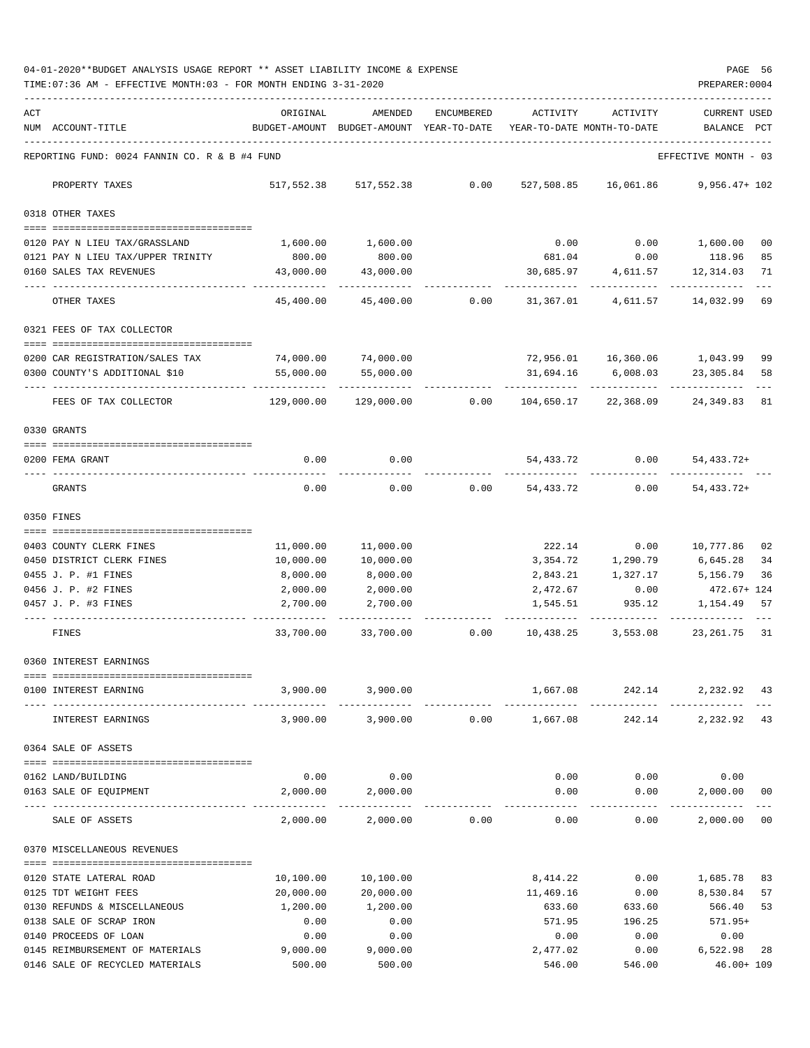04-01-2020**BUDGET ANALYSIS USAGE REPORT ** ASSET LIABILITY INCOME & EXPENSE

TIME:07:36 AM - EFFECTIVE MONTH:03 - FOR MONTH ENDING 3-31-2020

PREPARER:0004

| ACT NUM | ACCOUNT-TITLE | ORIGINAL BUDGET-AMOUNT | AMENDED BUDGET-AMOUNT | ENCUMBERED YEAR-TO-DATE | ACTIVITY YEAR-TO-DATE | ACTIVITY MONTH-TO-DATE | CURRENT USED BALANCE | PCT |
|---|---|---|---|---|---|---|---|---|
| | REPORTING FUND: 0024 FANNIN CO. R & B #4 FUND | | | | | | EFFECTIVE MONTH - 03 | |
| | PROPERTY TAXES | 517,552.38 | 517,552.38 | 0.00 | 527,508.85 | 16,061.86 | 9,956.47+ | 102 |
| | 0318 OTHER TAXES | | | | | | | |
| 0120 | PAY N LIEU TAX/GRASSLAND | 1,600.00 | 1,600.00 | | 0.00 | 0.00 | 1,600.00 | 00 |
| 0121 | PAY N LIEU TAX/UPPER TRINITY | 800.00 | 800.00 | | 681.04 | 0.00 | 118.96 | 85 |
| 0160 | SALES TAX REVENUES | 43,000.00 | 43,000.00 | | 30,685.97 | 4,611.57 | 12,314.03 | 71 |
| | OTHER TAXES | 45,400.00 | 45,400.00 | 0.00 | 31,367.01 | 4,611.57 | 14,032.99 | 69 |
| | 0321 FEES OF TAX COLLECTOR | | | | | | | |
| 0200 | CAR REGISTRATION/SALES TAX | 74,000.00 | 74,000.00 | | 72,956.01 | 16,360.06 | 1,043.99 | 99 |
| 0300 | COUNTY'S ADDITIONAL $10 | 55,000.00 | 55,000.00 | | 31,694.16 | 6,008.03 | 23,305.84 | 58 |
| | FEES OF TAX COLLECTOR | 129,000.00 | 129,000.00 | 0.00 | 104,650.17 | 22,368.09 | 24,349.83 | 81 |
| | 0330 GRANTS | | | | | | | |
| 0200 | FEMA GRANT | 0.00 | 0.00 | | 54,433.72 | 0.00 | 54,433.72+ | |
| | GRANTS | 0.00 | 0.00 | 0.00 | 54,433.72 | 0.00 | 54,433.72+ | |
| | 0350 FINES | | | | | | | |
| 0403 | COUNTY CLERK FINES | 11,000.00 | 11,000.00 | | 222.14 | 0.00 | 10,777.86 | 02 |
| 0450 | DISTRICT CLERK FINES | 10,000.00 | 10,000.00 | | 3,354.72 | 1,290.79 | 6,645.28 | 34 |
| 0455 | J. P. #1 FINES | 8,000.00 | 8,000.00 | | 2,843.21 | 1,327.17 | 5,156.79 | 36 |
| 0456 | J. P. #2 FINES | 2,000.00 | 2,000.00 | | 2,472.67 | 0.00 | 472.67+ | 124 |
| 0457 | J. P. #3 FINES | 2,700.00 | 2,700.00 | | 1,545.51 | 935.12 | 1,154.49 | 57 |
| | FINES | 33,700.00 | 33,700.00 | 0.00 | 10,438.25 | 3,553.08 | 23,261.75 | 31 |
| | 0360 INTEREST EARNINGS | | | | | | | |
| 0100 | INTEREST EARNING | 3,900.00 | 3,900.00 | | 1,667.08 | 242.14 | 2,232.92 | 43 |
| | INTEREST EARNINGS | 3,900.00 | 3,900.00 | 0.00 | 1,667.08 | 242.14 | 2,232.92 | 43 |
| | 0364 SALE OF ASSETS | | | | | | | |
| 0162 | LAND/BUILDING | 0.00 | 0.00 | | 0.00 | 0.00 | 0.00 | |
| 0163 | SALE OF EQUIPMENT | 2,000.00 | 2,000.00 | | 0.00 | 0.00 | 2,000.00 | 00 |
| | SALE OF ASSETS | 2,000.00 | 2,000.00 | 0.00 | 0.00 | 0.00 | 2,000.00 | 00 |
| | 0370 MISCELLANEOUS REVENUES | | | | | | | |
| 0120 | STATE LATERAL ROAD | 10,100.00 | 10,100.00 | | 8,414.22 | 0.00 | 1,685.78 | 83 |
| 0125 | TDT WEIGHT FEES | 20,000.00 | 20,000.00 | | 11,469.16 | 0.00 | 8,530.84 | 57 |
| 0130 | REFUNDS & MISCELLANEOUS | 1,200.00 | 1,200.00 | | 633.60 | 633.60 | 566.40 | 53 |
| 0138 | SALE OF SCRAP IRON | 0.00 | 0.00 | | 571.95 | 196.25 | 571.95+ | |
| 0140 | PROCEEDS OF LOAN | 0.00 | 0.00 | | 0.00 | 0.00 | 0.00 | |
| 0145 | REIMBURSEMENT OF MATERIALS | 9,000.00 | 9,000.00 | | 2,477.02 | 0.00 | 6,522.98 | 28 |
| 0146 | SALE OF RECYCLED MATERIALS | 500.00 | 500.00 | | 546.00 | 546.00 | 46.00+ | 109 |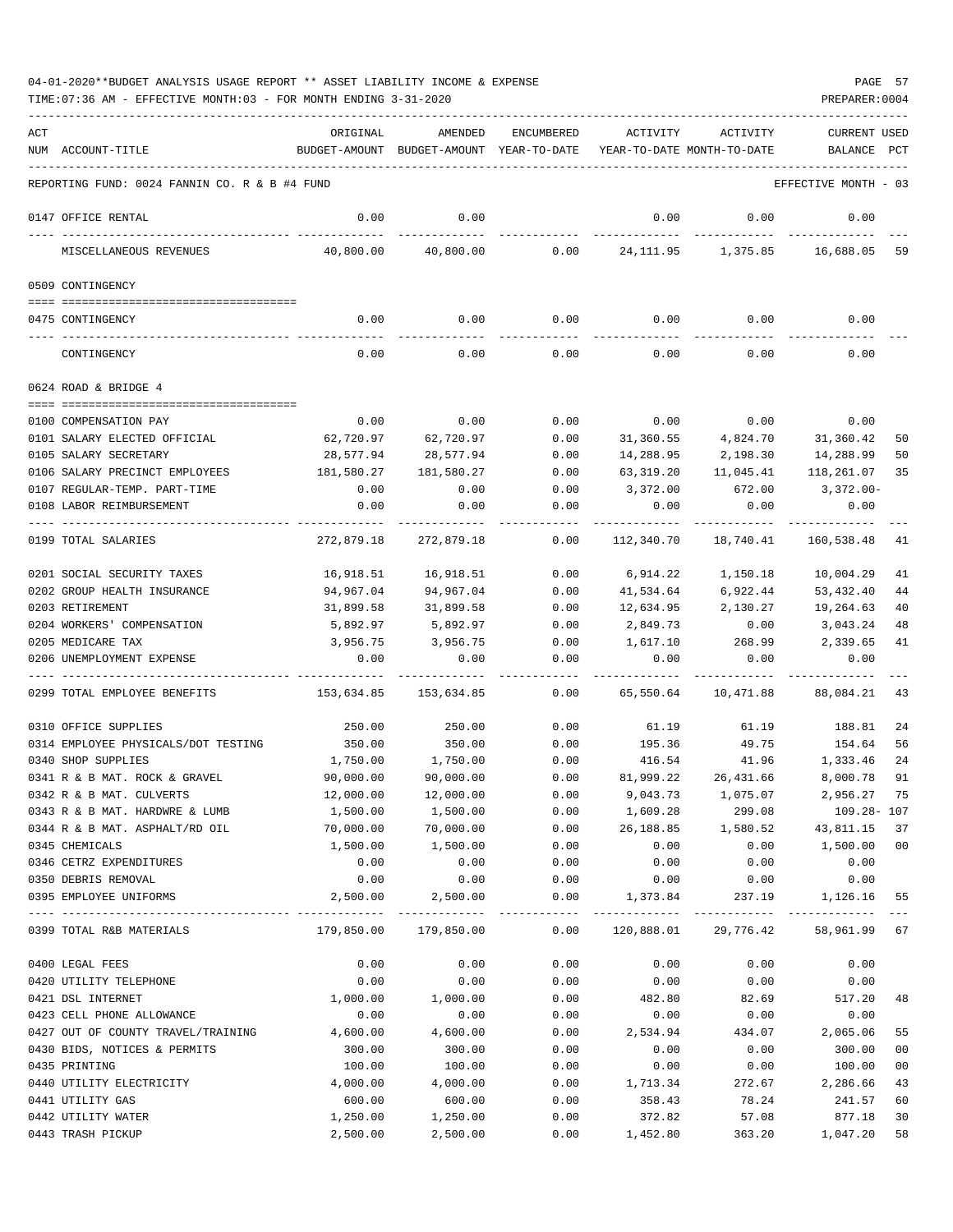04-01-2020**BUDGET ANALYSIS USAGE REPORT ** ASSET LIABILITY INCOME & EXPENSE

TIME:07:36 AM - EFFECTIVE MONTH:03 - FOR MONTH ENDING 3-31-2020

REPORTING FUND: 0024 FANNIN CO. R & B #4 FUND — EFFECTIVE MONTH - 03

| ACT NUM | ACCOUNT-TITLE | ORIGINAL BUDGET-AMOUNT | AMENDED BUDGET-AMOUNT | ENCUMBERED YEAR-TO-DATE | ACTIVITY YEAR-TO-DATE | ACTIVITY MONTH-TO-DATE | CURRENT BALANCE | USED PCT |
|---|---|---|---|---|---|---|---|---|
| 0147 | OFFICE RENTAL | 0.00 | 0.00 | | 0.00 | 0.00 | 0.00 | |
| | MISCELLANEOUS REVENUES | 40,800.00 | 40,800.00 | 0.00 | 24,111.95 | 1,375.85 | 16,688.05 | 59 |
| | **0509 CONTINGENCY** | | | | | | | |
| 0475 | CONTINGENCY | 0.00 | 0.00 | 0.00 | 0.00 | 0.00 | 0.00 | |
| | CONTINGENCY | 0.00 | 0.00 | 0.00 | 0.00 | 0.00 | 0.00 | |
| | **0624 ROAD & BRIDGE 4** | | | | | | | |
| 0100 | COMPENSATION PAY | 0.00 | 0.00 | 0.00 | 0.00 | 0.00 | 0.00 | |
| 0101 | SALARY ELECTED OFFICIAL | 62,720.97 | 62,720.97 | 0.00 | 31,360.55 | 4,824.70 | 31,360.42 | 50 |
| 0105 | SALARY SECRETARY | 28,577.94 | 28,577.94 | 0.00 | 14,288.95 | 2,198.30 | 14,288.99 | 50 |
| 0106 | SALARY PRECINCT EMPLOYEES | 181,580.27 | 181,580.27 | 0.00 | 63,319.20 | 11,045.41 | 118,261.07 | 35 |
| 0107 | REGULAR-TEMP. PART-TIME | 0.00 | 0.00 | 0.00 | 3,372.00 | 672.00 | 3,372.00- | |
| 0108 | LABOR REIMBURSEMENT | 0.00 | 0.00 | 0.00 | 0.00 | 0.00 | 0.00 | |
| 0199 | TOTAL SALARIES | 272,879.18 | 272,879.18 | 0.00 | 112,340.70 | 18,740.41 | 160,538.48 | 41 |
| 0201 | SOCIAL SECURITY TAXES | 16,918.51 | 16,918.51 | 0.00 | 6,914.22 | 1,150.18 | 10,004.29 | 41 |
| 0202 | GROUP HEALTH INSURANCE | 94,967.04 | 94,967.04 | 0.00 | 41,534.64 | 6,922.44 | 53,432.40 | 44 |
| 0203 | RETIREMENT | 31,899.58 | 31,899.58 | 0.00 | 12,634.95 | 2,130.27 | 19,264.63 | 40 |
| 0204 | WORKERS' COMPENSATION | 5,892.97 | 5,892.97 | 0.00 | 2,849.73 | 0.00 | 3,043.24 | 48 |
| 0205 | MEDICARE TAX | 3,956.75 | 3,956.75 | 0.00 | 1,617.10 | 268.99 | 2,339.65 | 41 |
| 0206 | UNEMPLOYMENT EXPENSE | 0.00 | 0.00 | 0.00 | 0.00 | 0.00 | 0.00 | |
| 0299 | TOTAL EMPLOYEE BENEFITS | 153,634.85 | 153,634.85 | 0.00 | 65,550.64 | 10,471.88 | 88,084.21 | 43 |
| 0310 | OFFICE SUPPLIES | 250.00 | 250.00 | 0.00 | 61.19 | 61.19 | 188.81 | 24 |
| 0314 | EMPLOYEE PHYSICALS/DOT TESTING | 350.00 | 350.00 | 0.00 | 195.36 | 49.75 | 154.64 | 56 |
| 0340 | SHOP SUPPLIES | 1,750.00 | 1,750.00 | 0.00 | 416.54 | 41.96 | 1,333.46 | 24 |
| 0341 | R & B MAT. ROCK & GRAVEL | 90,000.00 | 90,000.00 | 0.00 | 81,999.22 | 26,431.66 | 8,000.78 | 91 |
| 0342 | R & B MAT. CULVERTS | 12,000.00 | 12,000.00 | 0.00 | 9,043.73 | 1,075.07 | 2,956.27 | 75 |
| 0343 | R & B MAT. HARDWRE & LUMB | 1,500.00 | 1,500.00 | 0.00 | 1,609.28 | 299.08 | 109.28- | 107 |
| 0344 | R & B MAT. ASPHALT/RD OIL | 70,000.00 | 70,000.00 | 0.00 | 26,188.85 | 1,580.52 | 43,811.15 | 37 |
| 0345 | CHEMICALS | 1,500.00 | 1,500.00 | 0.00 | 0.00 | 0.00 | 1,500.00 | 00 |
| 0346 | CETRZ EXPENDITURES | 0.00 | 0.00 | 0.00 | 0.00 | 0.00 | 0.00 | |
| 0350 | DEBRIS REMOVAL | 0.00 | 0.00 | 0.00 | 0.00 | 0.00 | 0.00 | |
| 0395 | EMPLOYEE UNIFORMS | 2,500.00 | 2,500.00 | 0.00 | 1,373.84 | 237.19 | 1,126.16 | 55 |
| 0399 | TOTAL R&B MATERIALS | 179,850.00 | 179,850.00 | 0.00 | 120,888.01 | 29,776.42 | 58,961.99 | 67 |
| 0400 | LEGAL FEES | 0.00 | 0.00 | 0.00 | 0.00 | 0.00 | 0.00 | |
| 0420 | UTILITY TELEPHONE | 0.00 | 0.00 | 0.00 | 0.00 | 0.00 | 0.00 | |
| 0421 | DSL INTERNET | 1,000.00 | 1,000.00 | 0.00 | 482.80 | 82.69 | 517.20 | 48 |
| 0423 | CELL PHONE ALLOWANCE | 0.00 | 0.00 | 0.00 | 0.00 | 0.00 | 0.00 | |
| 0427 | OUT OF COUNTY TRAVEL/TRAINING | 4,600.00 | 4,600.00 | 0.00 | 2,534.94 | 434.07 | 2,065.06 | 55 |
| 0430 | BIDS, NOTICES & PERMITS | 300.00 | 300.00 | 0.00 | 0.00 | 0.00 | 300.00 | 00 |
| 0435 | PRINTING | 100.00 | 100.00 | 0.00 | 0.00 | 0.00 | 100.00 | 00 |
| 0440 | UTILITY ELECTRICITY | 4,000.00 | 4,000.00 | 0.00 | 1,713.34 | 272.67 | 2,286.66 | 43 |
| 0441 | UTILITY GAS | 600.00 | 600.00 | 0.00 | 358.43 | 78.24 | 241.57 | 60 |
| 0442 | UTILITY WATER | 1,250.00 | 1,250.00 | 0.00 | 372.82 | 57.08 | 877.18 | 30 |
| 0443 | TRASH PICKUP | 2,500.00 | 2,500.00 | 0.00 | 1,452.80 | 363.20 | 1,047.20 | 58 |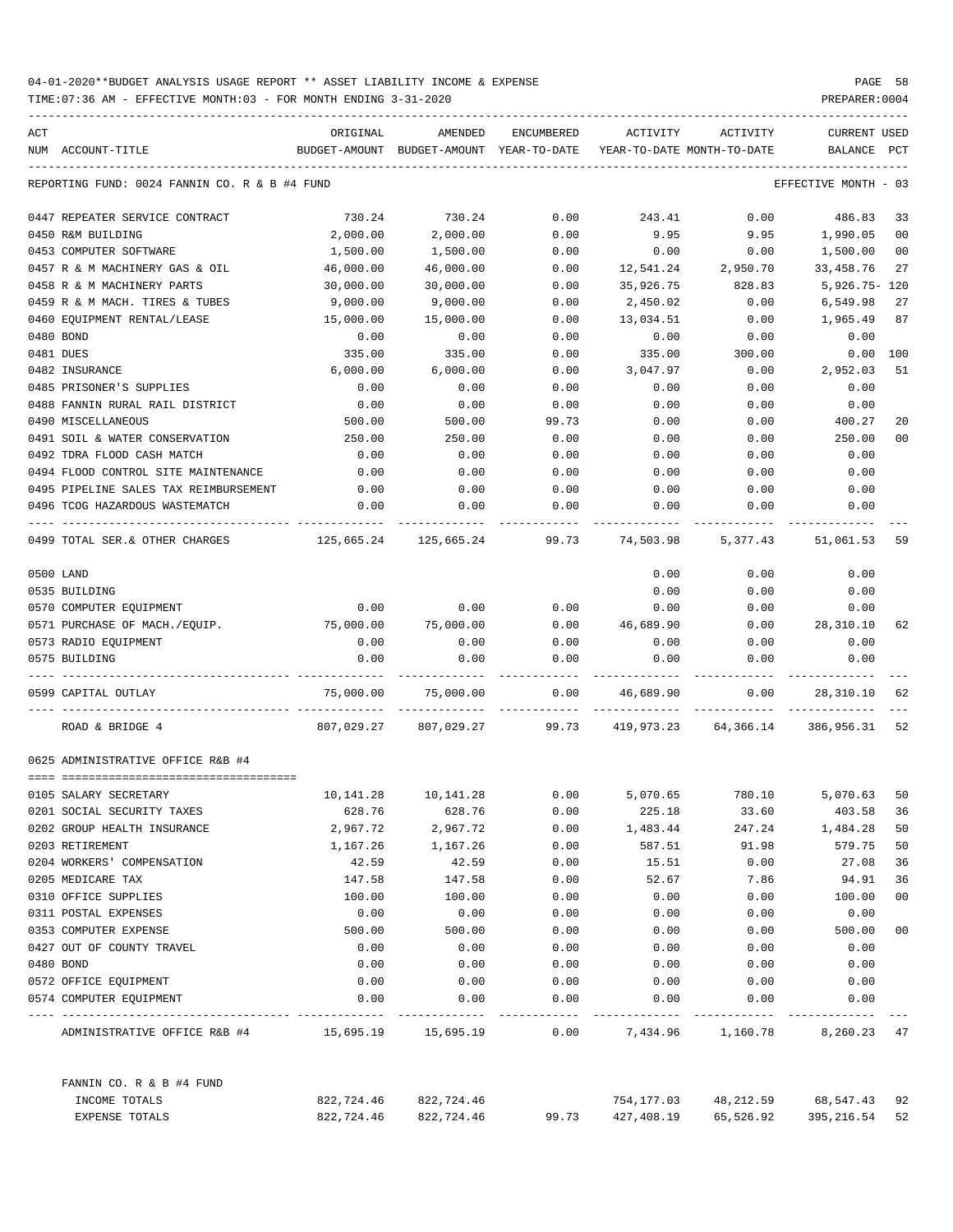04-01-2020**BUDGET ANALYSIS USAGE REPORT ** ASSET LIABILITY INCOME & EXPENSE

TIME:07:36 AM - EFFECTIVE MONTH:03 - FOR MONTH ENDING 3-31-2020

PREPARER:0004

| ACT NUM | ACCOUNT-TITLE | ORIGINAL BUDGET-AMOUNT | AMENDED BUDGET-AMOUNT | ENCUMBERED YEAR-TO-DATE | ACTIVITY YEAR-TO-DATE | ACTIVITY MONTH-TO-DATE | CURRENT BALANCE | USED PCT |
|---|---|---|---|---|---|---|---|---|
| | REPORTING FUND: 0024 FANNIN CO. R & B #4 FUND | | | | | | EFFECTIVE MONTH - 03 | |
| 0447 | REPEATER SERVICE CONTRACT | 730.24 | 730.24 | 0.00 | 243.41 | 0.00 | 486.83 | 33 |
| 0450 | R&M BUILDING | 2,000.00 | 2,000.00 | 0.00 | 9.95 | 9.95 | 1,990.05 | 00 |
| 0453 | COMPUTER SOFTWARE | 1,500.00 | 1,500.00 | 0.00 | 0.00 | 0.00 | 1,500.00 | 00 |
| 0457 | R & M MACHINERY GAS & OIL | 46,000.00 | 46,000.00 | 0.00 | 12,541.24 | 2,950.70 | 33,458.76 | 27 |
| 0458 | R & M MACHINERY PARTS | 30,000.00 | 30,000.00 | 0.00 | 35,926.75 | 828.83 | 5,926.75- | 120 |
| 0459 | R & M MACH. TIRES & TUBES | 9,000.00 | 9,000.00 | 0.00 | 2,450.02 | 0.00 | 6,549.98 | 27 |
| 0460 | EQUIPMENT RENTAL/LEASE | 15,000.00 | 15,000.00 | 0.00 | 13,034.51 | 0.00 | 1,965.49 | 87 |
| 0480 | BOND | 0.00 | 0.00 | 0.00 | 0.00 | 0.00 | 0.00 | |
| 0481 | DUES | 335.00 | 335.00 | 0.00 | 335.00 | 300.00 | 0.00 | 100 |
| 0482 | INSURANCE | 6,000.00 | 6,000.00 | 0.00 | 3,047.97 | 0.00 | 2,952.03 | 51 |
| 0485 | PRISONER'S SUPPLIES | 0.00 | 0.00 | 0.00 | 0.00 | 0.00 | 0.00 | |
| 0488 | FANNIN RURAL RAIL DISTRICT | 0.00 | 0.00 | 0.00 | 0.00 | 0.00 | 0.00 | |
| 0490 | MISCELLANEOUS | 500.00 | 500.00 | 99.73 | 0.00 | 0.00 | 400.27 | 20 |
| 0491 | SOIL & WATER CONSERVATION | 250.00 | 250.00 | 0.00 | 0.00 | 0.00 | 250.00 | 00 |
| 0492 | TDRA FLOOD CASH MATCH | 0.00 | 0.00 | 0.00 | 0.00 | 0.00 | 0.00 | |
| 0494 | FLOOD CONTROL SITE MAINTENANCE | 0.00 | 0.00 | 0.00 | 0.00 | 0.00 | 0.00 | |
| 0495 | PIPELINE SALES TAX REIMBURSEMENT | 0.00 | 0.00 | 0.00 | 0.00 | 0.00 | 0.00 | |
| 0496 | TCOG HAZARDOUS WASTEMATCH | 0.00 | 0.00 | 0.00 | 0.00 | 0.00 | 0.00 | |
| 0499 | TOTAL SER.& OTHER CHARGES | 125,665.24 | 125,665.24 | 99.73 | 74,503.98 | 5,377.43 | 51,061.53 | 59 |
| 0500 | LAND | | | | 0.00 | 0.00 | 0.00 | |
| 0535 | BUILDING | | | | 0.00 | 0.00 | 0.00 | |
| 0570 | COMPUTER EQUIPMENT | 0.00 | 0.00 | 0.00 | 0.00 | 0.00 | 0.00 | |
| 0571 | PURCHASE OF MACH./EQUIP. | 75,000.00 | 75,000.00 | 0.00 | 46,689.90 | 0.00 | 28,310.10 | 62 |
| 0573 | RADIO EQUIPMENT | 0.00 | 0.00 | 0.00 | 0.00 | 0.00 | 0.00 | |
| 0575 | BUILDING | 0.00 | 0.00 | 0.00 | 0.00 | 0.00 | 0.00 | |
| 0599 | CAPITAL OUTLAY | 75,000.00 | 75,000.00 | 0.00 | 46,689.90 | 0.00 | 28,310.10 | 62 |
| | ROAD & BRIDGE 4 | 807,029.27 | 807,029.27 | 99.73 | 419,973.23 | 64,366.14 | 386,956.31 | 52 |
| 0625 | ADMINISTRATIVE OFFICE R&B #4 | | | | | | | |
| 0105 | SALARY SECRETARY | 10,141.28 | 10,141.28 | 0.00 | 5,070.65 | 780.10 | 5,070.63 | 50 |
| 0201 | SOCIAL SECURITY TAXES | 628.76 | 628.76 | 0.00 | 225.18 | 33.60 | 403.58 | 36 |
| 0202 | GROUP HEALTH INSURANCE | 2,967.72 | 2,967.72 | 0.00 | 1,483.44 | 247.24 | 1,484.28 | 50 |
| 0203 | RETIREMENT | 1,167.26 | 1,167.26 | 0.00 | 587.51 | 91.98 | 579.75 | 50 |
| 0204 | WORKERS' COMPENSATION | 42.59 | 42.59 | 0.00 | 15.51 | 0.00 | 27.08 | 36 |
| 0205 | MEDICARE TAX | 147.58 | 147.58 | 0.00 | 52.67 | 7.86 | 94.91 | 36 |
| 0310 | OFFICE SUPPLIES | 100.00 | 100.00 | 0.00 | 0.00 | 0.00 | 100.00 | 00 |
| 0311 | POSTAL EXPENSES | 0.00 | 0.00 | 0.00 | 0.00 | 0.00 | 0.00 | |
| 0353 | COMPUTER EXPENSE | 500.00 | 500.00 | 0.00 | 0.00 | 0.00 | 500.00 | 00 |
| 0427 | OUT OF COUNTY TRAVEL | 0.00 | 0.00 | 0.00 | 0.00 | 0.00 | 0.00 | |
| 0480 | BOND | 0.00 | 0.00 | 0.00 | 0.00 | 0.00 | 0.00 | |
| 0572 | OFFICE EQUIPMENT | 0.00 | 0.00 | 0.00 | 0.00 | 0.00 | 0.00 | |
| 0574 | COMPUTER EQUIPMENT | 0.00 | 0.00 | 0.00 | 0.00 | 0.00 | 0.00 | |
| | ADMINISTRATIVE OFFICE R&B #4 | 15,695.19 | 15,695.19 | 0.00 | 7,434.96 | 1,160.78 | 8,260.23 | 47 |
| | FANNIN CO. R & B #4 FUND | | | | | | | |
| | INCOME TOTALS | 822,724.46 | 822,724.46 | | 754,177.03 | 48,212.59 | 68,547.43 | 92 |
| | EXPENSE TOTALS | 822,724.46 | 822,724.46 | 99.73 | 427,408.19 | 65,526.92 | 395,216.54 | 52 |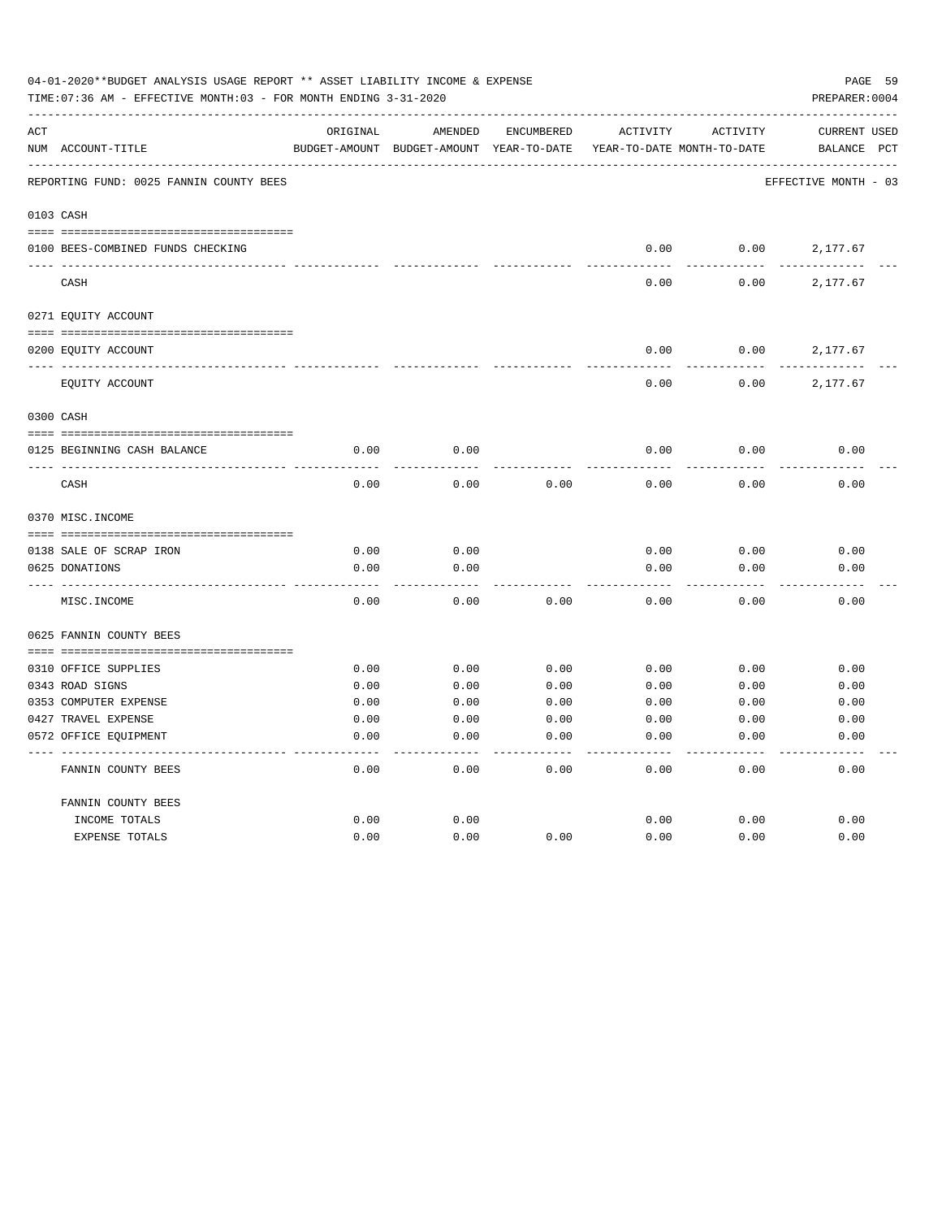04-01-2020**BUDGET ANALYSIS USAGE REPORT ** ASSET LIABILITY INCOME & EXPENSE

TIME:07:36 AM - EFFECTIVE MONTH:03 - FOR MONTH ENDING 3-31-2020

PREPARER:0004

REPORTING FUND: 0025 FANNIN COUNTY BEES — EFFECTIVE MONTH - 03

| ACT NUM | ACCOUNT-TITLE | ORIGINAL BUDGET-AMOUNT | AMENDED BUDGET-AMOUNT | ENCUMBERED YEAR-TO-DATE | ACTIVITY YEAR-TO-DATE | ACTIVITY MONTH-TO-DATE | CURRENT BALANCE | USED PCT |
|---|---|---|---|---|---|---|---|---|
| 0103 | CASH | | | | | | | |
| 0100 | BEES-COMBINED FUNDS CHECKING | | | | 0.00 | 0.00 | 2,177.67 | |
| | CASH | | | | 0.00 | 0.00 | 2,177.67 | |
| 0271 | EQUITY ACCOUNT | | | | | | | |
| 0200 | EQUITY ACCOUNT | | | | 0.00 | 0.00 | 2,177.67 | |
| | EQUITY ACCOUNT | | | | 0.00 | 0.00 | 2,177.67 | |
| 0300 | CASH | | | | | | | |
| 0125 | BEGINNING CASH BALANCE | 0.00 | 0.00 | | 0.00 | 0.00 | 0.00 | |
| | CASH | 0.00 | 0.00 | 0.00 | 0.00 | 0.00 | 0.00 | |
| 0370 | MISC.INCOME | | | | | | | |
| 0138 | SALE OF SCRAP IRON | 0.00 | 0.00 | | 0.00 | 0.00 | 0.00 | |
| 0625 | DONATIONS | 0.00 | 0.00 | | 0.00 | 0.00 | 0.00 | |
| | MISC.INCOME | 0.00 | 0.00 | 0.00 | 0.00 | 0.00 | 0.00 | |
| 0625 | FANNIN COUNTY BEES | | | | | | | |
| 0310 | OFFICE SUPPLIES | 0.00 | 0.00 | 0.00 | 0.00 | 0.00 | 0.00 | |
| 0343 | ROAD SIGNS | 0.00 | 0.00 | 0.00 | 0.00 | 0.00 | 0.00 | |
| 0353 | COMPUTER EXPENSE | 0.00 | 0.00 | 0.00 | 0.00 | 0.00 | 0.00 | |
| 0427 | TRAVEL EXPENSE | 0.00 | 0.00 | 0.00 | 0.00 | 0.00 | 0.00 | |
| 0572 | OFFICE EQUIPMENT | 0.00 | 0.00 | 0.00 | 0.00 | 0.00 | 0.00 | |
| | FANNIN COUNTY BEES | 0.00 | 0.00 | 0.00 | 0.00 | 0.00 | 0.00 | |
| | FANNIN COUNTY BEES | | | | | | | |
| | INCOME TOTALS | 0.00 | 0.00 | | 0.00 | 0.00 | 0.00 | |
| | EXPENSE TOTALS | 0.00 | 0.00 | 0.00 | 0.00 | 0.00 | 0.00 | |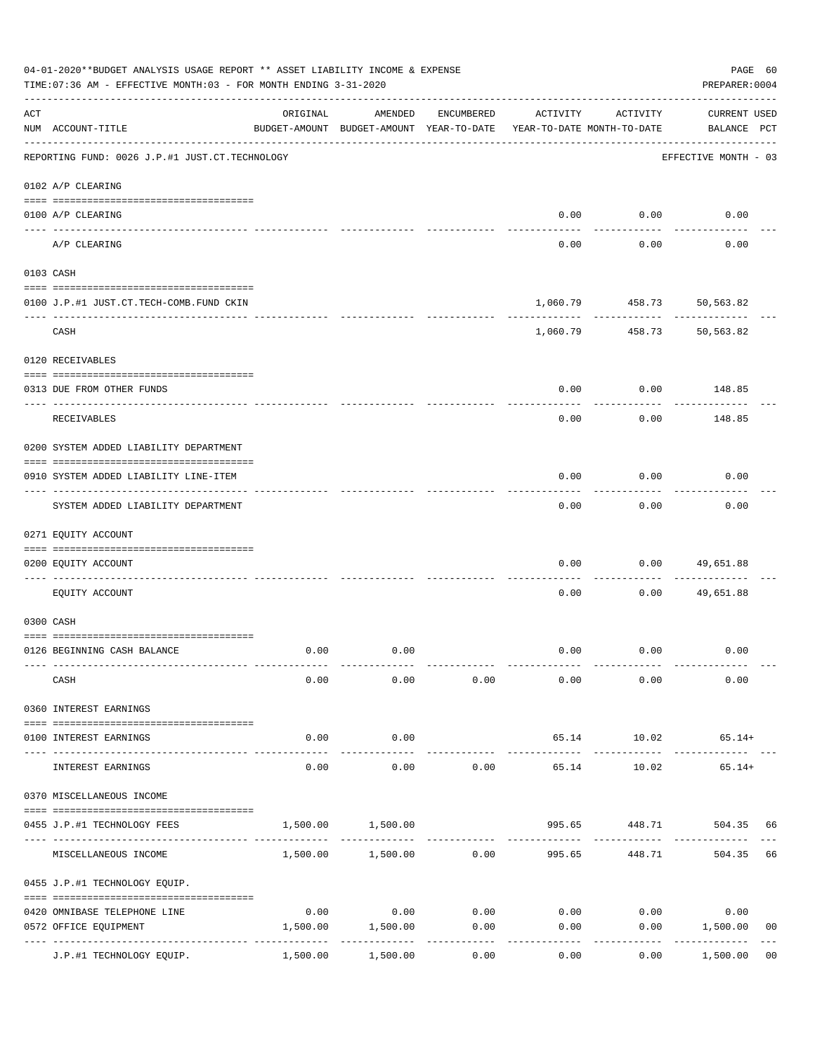04-01-2020**BUDGET ANALYSIS USAGE REPORT ** ASSET LIABILITY INCOME & EXPENSE

TIME:07:36 AM - EFFECTIVE MONTH:03 - FOR MONTH ENDING 3-31-2020

PREPARER:0004

REPORTING FUND: 0026 J.P.#1 JUST.CT.TECHNOLOGY — EFFECTIVE MONTH - 03

| ACT NUM | ACCOUNT-TITLE | ORIGINAL BUDGET-AMOUNT | AMENDED BUDGET-AMOUNT | ENCUMBERED YEAR-TO-DATE | ACTIVITY YEAR-TO-DATE | ACTIVITY MONTH-TO-DATE | CURRENT USED BALANCE | PCT |
|---|---|---|---|---|---|---|---|---|
| | **0102 A/P CLEARING** | | | | | | | |
| 0100 | A/P CLEARING | | | | 0.00 | 0.00 | 0.00 | |
| | A/P CLEARING | | | | 0.00 | 0.00 | 0.00 | |
| | **0103 CASH** | | | | | | | |
| 0100 | J.P.#1 JUST.CT.TECH-COMB.FUND CKIN | | | | 1,060.79 | 458.73 | 50,563.82 | |
| | CASH | | | | 1,060.79 | 458.73 | 50,563.82 | |
| | **0120 RECEIVABLES** | | | | | | | |
| 0313 | DUE FROM OTHER FUNDS | | | | 0.00 | 0.00 | 148.85 | |
| | RECEIVABLES | | | | 0.00 | 0.00 | 148.85 | |
| | **0200 SYSTEM ADDED LIABILITY DEPARTMENT** | | | | | | | |
| 0910 | SYSTEM ADDED LIABILITY LINE-ITEM | | | | 0.00 | 0.00 | 0.00 | |
| | SYSTEM ADDED LIABILITY DEPARTMENT | | | | 0.00 | 0.00 | 0.00 | |
| | **0271 EQUITY ACCOUNT** | | | | | | | |
| 0200 | EQUITY ACCOUNT | | | | 0.00 | 0.00 | 49,651.88 | |
| | EQUITY ACCOUNT | | | | 0.00 | 0.00 | 49,651.88 | |
| | **0300 CASH** | | | | | | | |
| 0126 | BEGINNING CASH BALANCE | 0.00 | 0.00 | | 0.00 | 0.00 | 0.00 | |
| | CASH | 0.00 | 0.00 | 0.00 | 0.00 | 0.00 | 0.00 | |
| | **0360 INTEREST EARNINGS** | | | | | | | |
| 0100 | INTEREST EARNINGS | 0.00 | 0.00 | | 65.14 | 10.02 | 65.14+ | |
| | INTEREST EARNINGS | 0.00 | 0.00 | 0.00 | 65.14 | 10.02 | 65.14+ | |
| | **0370 MISCELLANEOUS INCOME** | | | | | | | |
| 0455 | J.P.#1 TECHNOLOGY FEES | 1,500.00 | 1,500.00 | | 995.65 | 448.71 | 504.35 | 66 |
| | MISCELLANEOUS INCOME | 1,500.00 | 1,500.00 | 0.00 | 995.65 | 448.71 | 504.35 | 66 |
| | **0455 J.P.#1 TECHNOLOGY EQUIP.** | | | | | | | |
| 0420 | OMNIBASE TELEPHONE LINE | 0.00 | 0.00 | 0.00 | 0.00 | 0.00 | 0.00 | |
| 0572 | OFFICE EQUIPMENT | 1,500.00 | 1,500.00 | 0.00 | 0.00 | 0.00 | 1,500.00 | 00 |
| | J.P.#1 TECHNOLOGY EQUIP. | 1,500.00 | 1,500.00 | 0.00 | 0.00 | 0.00 | 1,500.00 | 00 |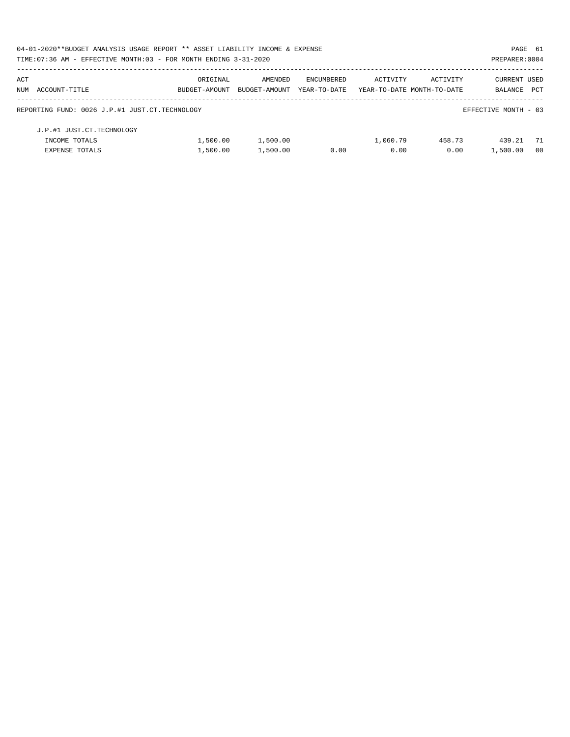REPORTING FUND: 0026 J.P.#1 JUST.CT.TECHNOLOGY — EFFECTIVE MONTH - 03

| ACT NUM | ACCOUNT-TITLE | ORIGINAL BUDGET-AMOUNT | AMENDED BUDGET-AMOUNT | ENCUMBERED YEAR-TO-DATE | ACTIVITY YEAR-TO-DATE | ACTIVITY MONTH-TO-DATE | CURRENT BALANCE | USED PCT |
|---|---|---|---|---|---|---|---|---|
| | J.P.#1 JUST.CT.TECHNOLOGY | | | | | | | |
| | INCOME TOTALS | 1,500.00 | 1,500.00 | | 1,060.79 | 458.73 | 439.21 | 71 |
| | EXPENSE TOTALS | 1,500.00 | 1,500.00 | 0.00 | 0.00 | 0.00 | 1,500.00 | 00 |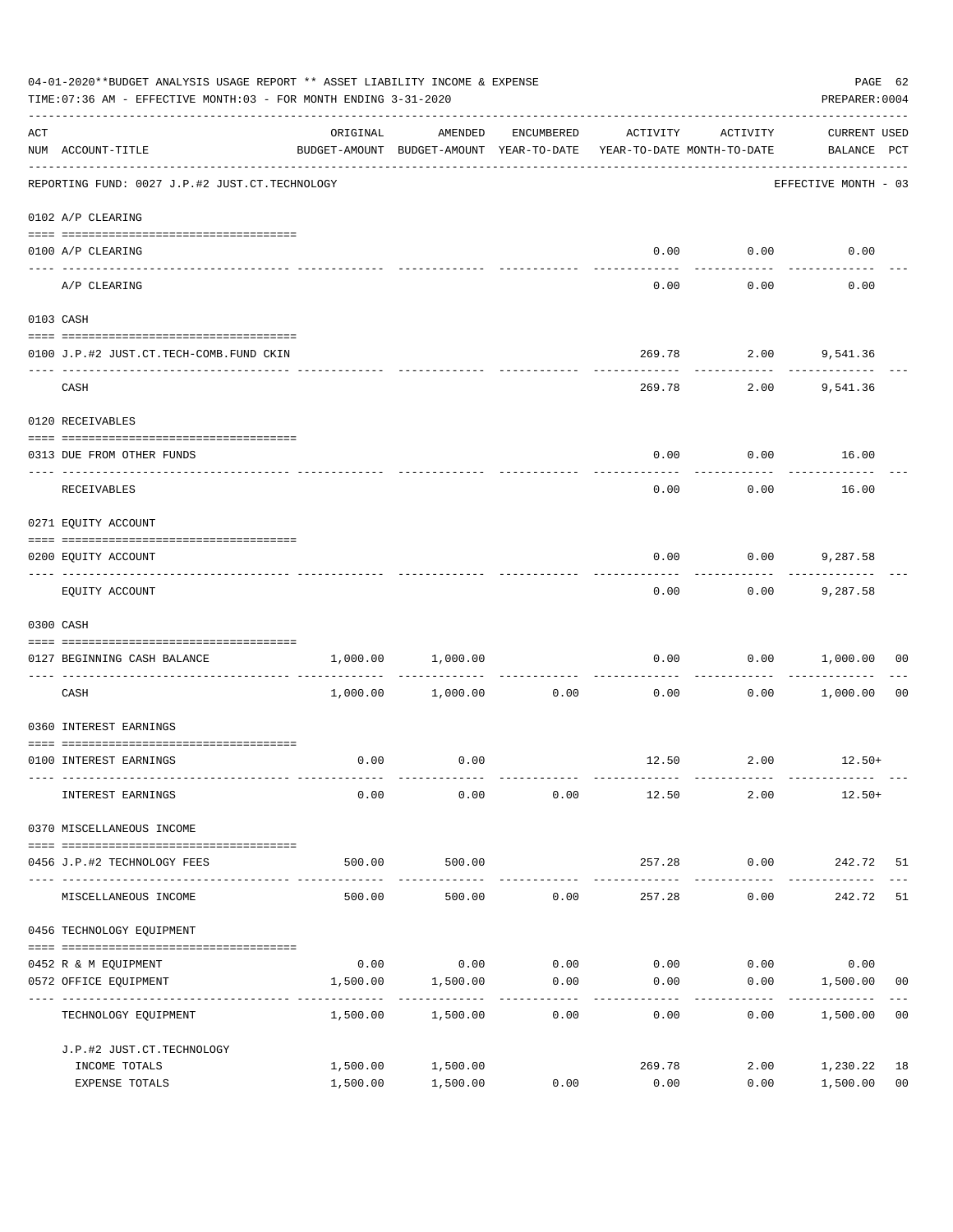04-01-2020**BUDGET ANALYSIS USAGE REPORT ** ASSET LIABILITY INCOME & EXPENSE

TIME:07:36 AM - EFFECTIVE MONTH:03 - FOR MONTH ENDING 3-31-2020

PREPARER:0004

| ACT NUM | ACCOUNT-TITLE | ORIGINAL BUDGET-AMOUNT | AMENDED BUDGET-AMOUNT | ENCUMBERED YEAR-TO-DATE | ACTIVITY YEAR-TO-DATE | ACTIVITY MONTH-TO-DATE | CURRENT USED BALANCE | PCT |
|---|---|---|---|---|---|---|---|---|
| | REPORTING FUND: 0027 J.P.#2 JUST.CT.TECHNOLOGY | | | | | | EFFECTIVE MONTH - 03 | |
| | 0102 A/P CLEARING | | | | | | | |
| 0100 | A/P CLEARING | | | | 0.00 | 0.00 | 0.00 | |
| | A/P CLEARING | | | | 0.00 | 0.00 | 0.00 | |
| | 0103 CASH | | | | | | | |
| 0100 | J.P.#2 JUST.CT.TECH-COMB.FUND CKIN | | | | 269.78 | 2.00 | 9,541.36 | |
| | CASH | | | | 269.78 | 2.00 | 9,541.36 | |
| | 0120 RECEIVABLES | | | | | | | |
| 0313 | DUE FROM OTHER FUNDS | | | | 0.00 | 0.00 | 16.00 | |
| | RECEIVABLES | | | | 0.00 | 0.00 | 16.00 | |
| | 0271 EQUITY ACCOUNT | | | | | | | |
| 0200 | EQUITY ACCOUNT | | | | 0.00 | 0.00 | 9,287.58 | |
| | EQUITY ACCOUNT | | | | 0.00 | 0.00 | 9,287.58 | |
| | 0300 CASH | | | | | | | |
| 0127 | BEGINNING CASH BALANCE | 1,000.00 | 1,000.00 | | 0.00 | 0.00 | 1,000.00 | 00 |
| | CASH | 1,000.00 | 1,000.00 | 0.00 | 0.00 | 0.00 | 1,000.00 | 00 |
| | 0360 INTEREST EARNINGS | | | | | | | |
| 0100 | INTEREST EARNINGS | 0.00 | 0.00 | | 12.50 | 2.00 | 12.50+ | |
| | INTEREST EARNINGS | 0.00 | 0.00 | 0.00 | 12.50 | 2.00 | 12.50+ | |
| | 0370 MISCELLANEOUS INCOME | | | | | | | |
| 0456 | J.P.#2 TECHNOLOGY FEES | 500.00 | 500.00 | | 257.28 | 0.00 | 242.72 | 51 |
| | MISCELLANEOUS INCOME | 500.00 | 500.00 | 0.00 | 257.28 | 0.00 | 242.72 | 51 |
| | 0456 TECHNOLOGY EQUIPMENT | | | | | | | |
| 0452 | R & M EQUIPMENT | 0.00 | 0.00 | 0.00 | 0.00 | 0.00 | 0.00 | |
| 0572 | OFFICE EQUIPMENT | 1,500.00 | 1,500.00 | 0.00 | 0.00 | 0.00 | 1,500.00 | 00 |
| | TECHNOLOGY EQUIPMENT | 1,500.00 | 1,500.00 | 0.00 | 0.00 | 0.00 | 1,500.00 | 00 |
| | J.P.#2 JUST.CT.TECHNOLOGY | | | | | | | |
| | INCOME TOTALS | 1,500.00 | 1,500.00 | | 269.78 | 2.00 | 1,230.22 | 18 |
| | EXPENSE TOTALS | 1,500.00 | 1,500.00 | 0.00 | 0.00 | 0.00 | 1,500.00 | 00 |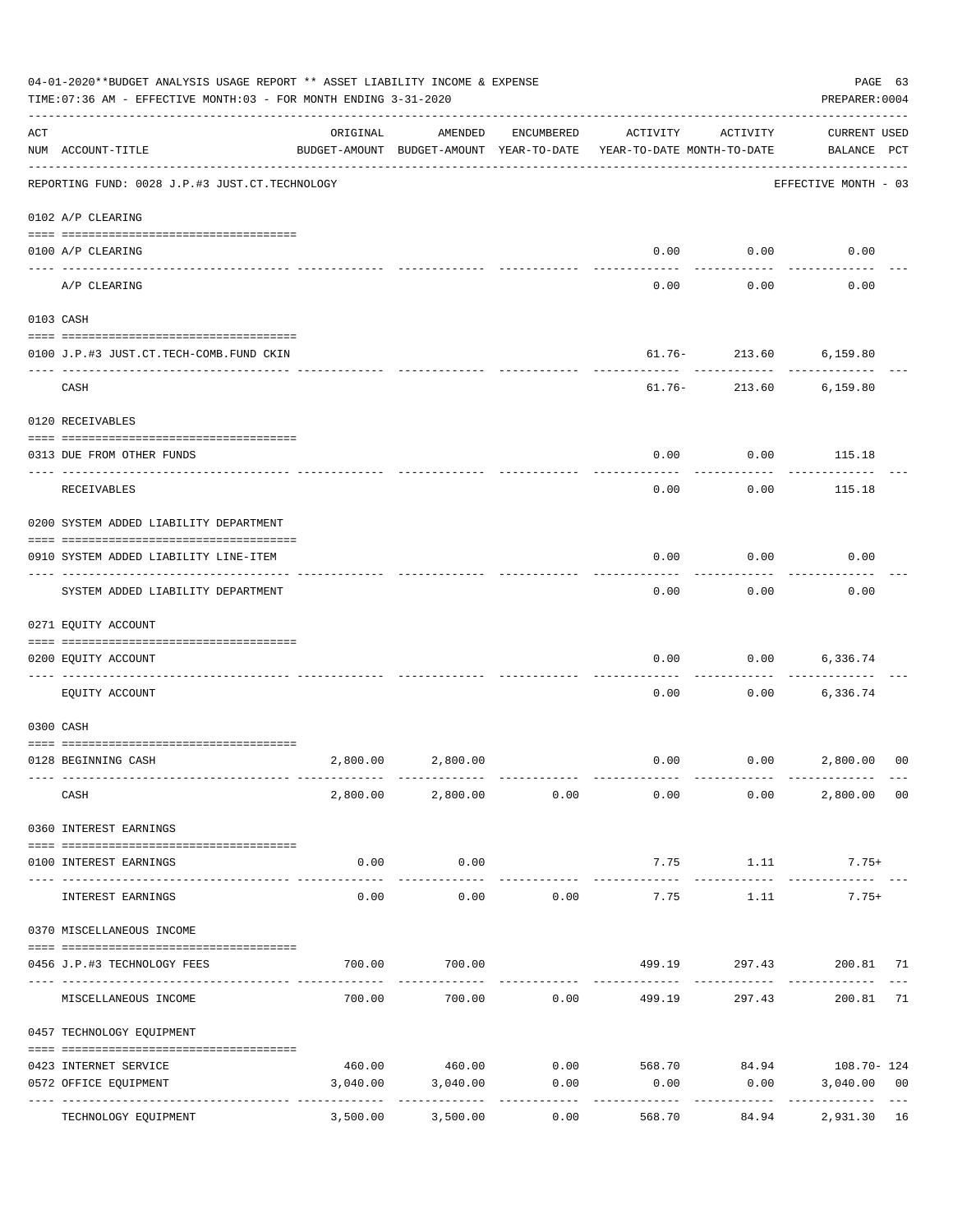04-01-2020**BUDGET ANALYSIS USAGE REPORT ** ASSET LIABILITY INCOME & EXPENSE

TIME:07:36 AM - EFFECTIVE MONTH:03 - FOR MONTH ENDING 3-31-2020

PREPARER:0004

| ACT NUM | ACCOUNT-TITLE | ORIGINAL BUDGET-AMOUNT | AMENDED BUDGET-AMOUNT | ENCUMBERED YEAR-TO-DATE | ACTIVITY YEAR-TO-DATE | ACTIVITY MONTH-TO-DATE | CURRENT USED BALANCE | PCT |
|---|---|---|---|---|---|---|---|---|
| | REPORTING FUND: 0028 J.P.#3 JUST.CT.TECHNOLOGY | | | | | | EFFECTIVE MONTH - 03 | |
| | 0102 A/P CLEARING | | | | | | | |
| 0100 | A/P CLEARING | | | | 0.00 | 0.00 | 0.00 | |
| | A/P CLEARING | | | | 0.00 | 0.00 | 0.00 | |
| | 0103 CASH | | | | | | | |
| 0100 | J.P.#3 JUST.CT.TECH-COMB.FUND CKIN | | | | 61.76- | 213.60 | 6,159.80 | |
| | CASH | | | | 61.76- | 213.60 | 6,159.80 | |
| | 0120 RECEIVABLES | | | | | | | |
| 0313 | DUE FROM OTHER FUNDS | | | | 0.00 | 0.00 | 115.18 | |
| | RECEIVABLES | | | | 0.00 | 0.00 | 115.18 | |
| | 0200 SYSTEM ADDED LIABILITY DEPARTMENT | | | | | | | |
| 0910 | SYSTEM ADDED LIABILITY LINE-ITEM | | | | 0.00 | 0.00 | 0.00 | |
| | SYSTEM ADDED LIABILITY DEPARTMENT | | | | 0.00 | 0.00 | 0.00 | |
| | 0271 EQUITY ACCOUNT | | | | | | | |
| 0200 | EQUITY ACCOUNT | | | | 0.00 | 0.00 | 6,336.74 | |
| | EQUITY ACCOUNT | | | | 0.00 | 0.00 | 6,336.74 | |
| | 0300 CASH | | | | | | | |
| 0128 | BEGINNING CASH | 2,800.00 | 2,800.00 | | 0.00 | 0.00 | 2,800.00 | 00 |
| | CASH | 2,800.00 | 2,800.00 | 0.00 | 0.00 | 0.00 | 2,800.00 | 00 |
| | 0360 INTEREST EARNINGS | | | | | | | |
| 0100 | INTEREST EARNINGS | 0.00 | 0.00 | | 7.75 | 1.11 | 7.75+ | |
| | INTEREST EARNINGS | 0.00 | 0.00 | 0.00 | 7.75 | 1.11 | 7.75+ | |
| | 0370 MISCELLANEOUS INCOME | | | | | | | |
| 0456 | J.P.#3 TECHNOLOGY FEES | 700.00 | 700.00 | | 499.19 | 297.43 | 200.81 | 71 |
| | MISCELLANEOUS INCOME | 700.00 | 700.00 | 0.00 | 499.19 | 297.43 | 200.81 | 71 |
| | 0457 TECHNOLOGY EQUIPMENT | | | | | | | |
| 0423 | INTERNET SERVICE | 460.00 | 460.00 | 0.00 | 568.70 | 84.94 | 108.70- | 124 |
| 0572 | OFFICE EQUIPMENT | 3,040.00 | 3,040.00 | 0.00 | 0.00 | 0.00 | 3,040.00 | 00 |
| | TECHNOLOGY EQUIPMENT | 3,500.00 | 3,500.00 | 0.00 | 568.70 | 84.94 | 2,931.30 | 16 |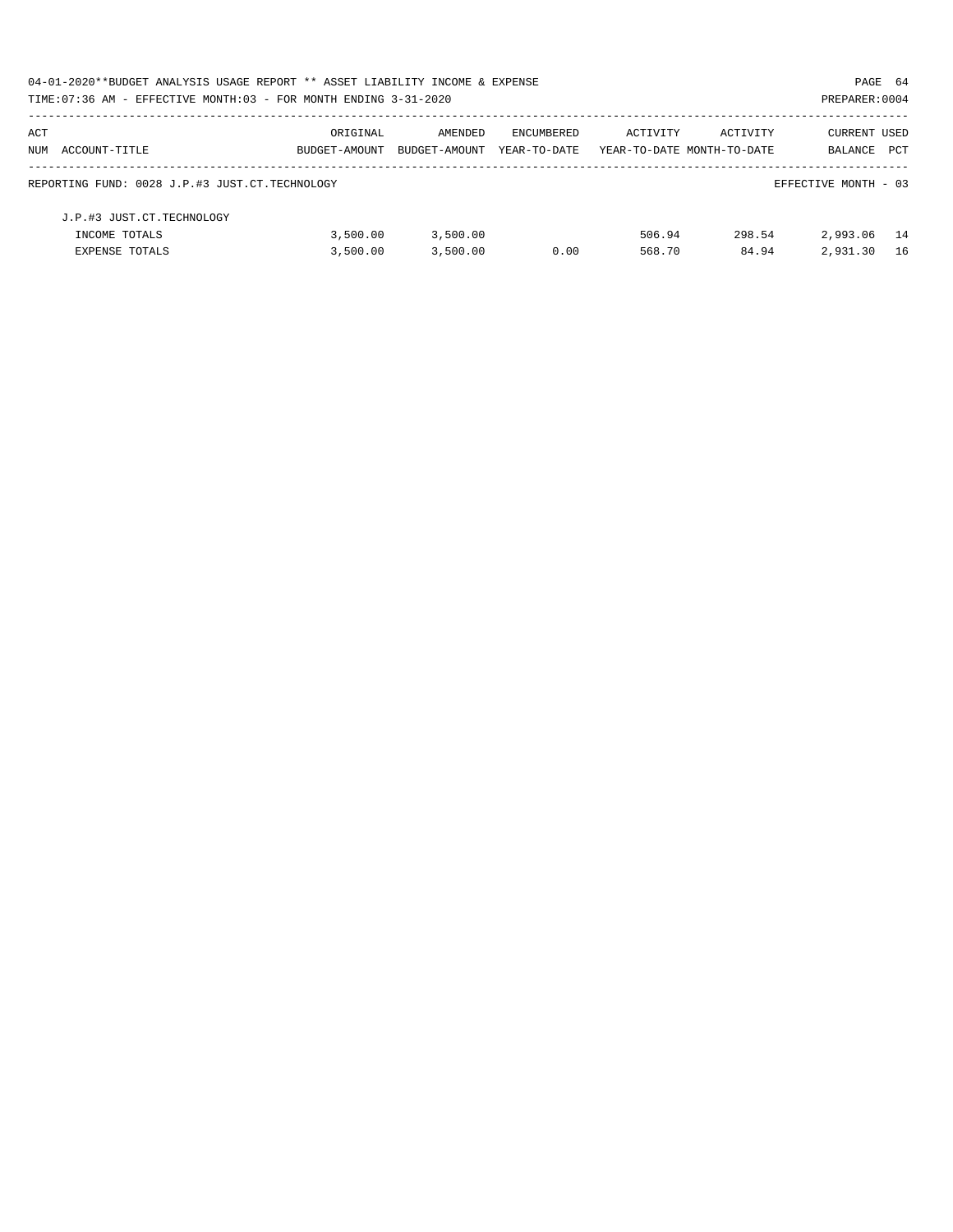04-01-2020**BUDGET ANALYSIS USAGE REPORT ** ASSET LIABILITY INCOME & EXPENSE

TIME:07:36 AM - EFFECTIVE MONTH:03 - FOR MONTH ENDING 3-31-2020

PREPARER:0004

| ACT NUM | ACCOUNT-TITLE | ORIGINAL BUDGET-AMOUNT | AMENDED BUDGET-AMOUNT | ENCUMBERED YEAR-TO-DATE | ACTIVITY YEAR-TO-DATE | ACTIVITY MONTH-TO-DATE | CURRENT BALANCE | USED PCT |
|---|---|---|---|---|---|---|---|---|
| | REPORTING FUND: 0028 J.P.#3 JUST.CT.TECHNOLOGY | | | | | | EFFECTIVE MONTH - 03 | |
| | J.P.#3 JUST.CT.TECHNOLOGY | | | | | | | |
| | INCOME TOTALS | 3,500.00 | 3,500.00 | | 506.94 | 298.54 | 2,993.06 | 14 |
| | EXPENSE TOTALS | 3,500.00 | 3,500.00 | 0.00 | 568.70 | 84.94 | 2,931.30 | 16 |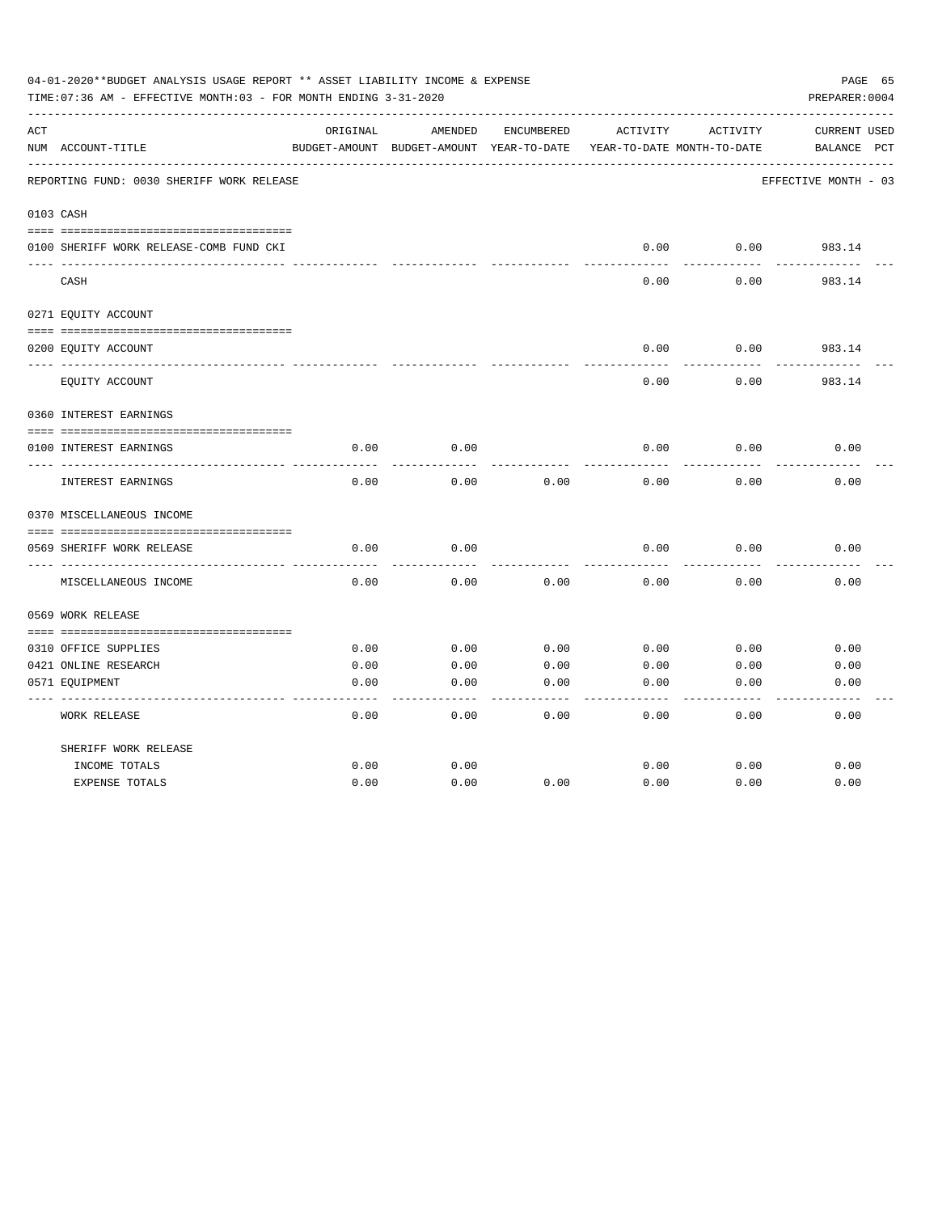04-01-2020**BUDGET ANALYSIS USAGE REPORT ** ASSET LIABILITY INCOME & EXPENSE

TIME:07:36 AM - EFFECTIVE MONTH:03 - FOR MONTH ENDING 3-31-2020

PREPARER:0004

| ACT NUM | ACCOUNT-TITLE | ORIGINAL BUDGET-AMOUNT | AMENDED BUDGET-AMOUNT | ENCUMBERED YEAR-TO-DATE | ACTIVITY YEAR-TO-DATE | ACTIVITY MONTH-TO-DATE | CURRENT BALANCE | USED PCT |
|---|---|---|---|---|---|---|---|---|
| | REPORTING FUND: 0030 SHERIFF WORK RELEASE | | | | | | EFFECTIVE MONTH - 03 | |
| 0103 | CASH | | | | | | | |
| 0100 | SHERIFF WORK RELEASE-COMB FUND CKI | | | | 0.00 | 0.00 | 983.14 | |
| | CASH | | | | 0.00 | 0.00 | 983.14 | |
| 0271 | EQUITY ACCOUNT | | | | | | | |
| 0200 | EQUITY ACCOUNT | | | | 0.00 | 0.00 | 983.14 | |
| | EQUITY ACCOUNT | | | | 0.00 | 0.00 | 983.14 | |
| 0360 | INTEREST EARNINGS | | | | | | | |
| 0100 | INTEREST EARNINGS | 0.00 | 0.00 | | 0.00 | 0.00 | 0.00 | |
| | INTEREST EARNINGS | 0.00 | 0.00 | 0.00 | 0.00 | 0.00 | 0.00 | |
| 0370 | MISCELLANEOUS INCOME | | | | | | | |
| 0569 | SHERIFF WORK RELEASE | 0.00 | 0.00 | | 0.00 | 0.00 | 0.00 | |
| | MISCELLANEOUS INCOME | 0.00 | 0.00 | 0.00 | 0.00 | 0.00 | 0.00 | |
| 0569 | WORK RELEASE | | | | | | | |
| 0310 | OFFICE SUPPLIES | 0.00 | 0.00 | 0.00 | 0.00 | 0.00 | 0.00 | |
| 0421 | ONLINE RESEARCH | 0.00 | 0.00 | 0.00 | 0.00 | 0.00 | 0.00 | |
| 0571 | EQUIPMENT | 0.00 | 0.00 | 0.00 | 0.00 | 0.00 | 0.00 | |
| | WORK RELEASE | 0.00 | 0.00 | 0.00 | 0.00 | 0.00 | 0.00 | |
| | SHERIFF WORK RELEASE | | | | | | | |
| | INCOME TOTALS | 0.00 | 0.00 | | 0.00 | 0.00 | 0.00 | |
| | EXPENSE TOTALS | 0.00 | 0.00 | 0.00 | 0.00 | 0.00 | 0.00 | |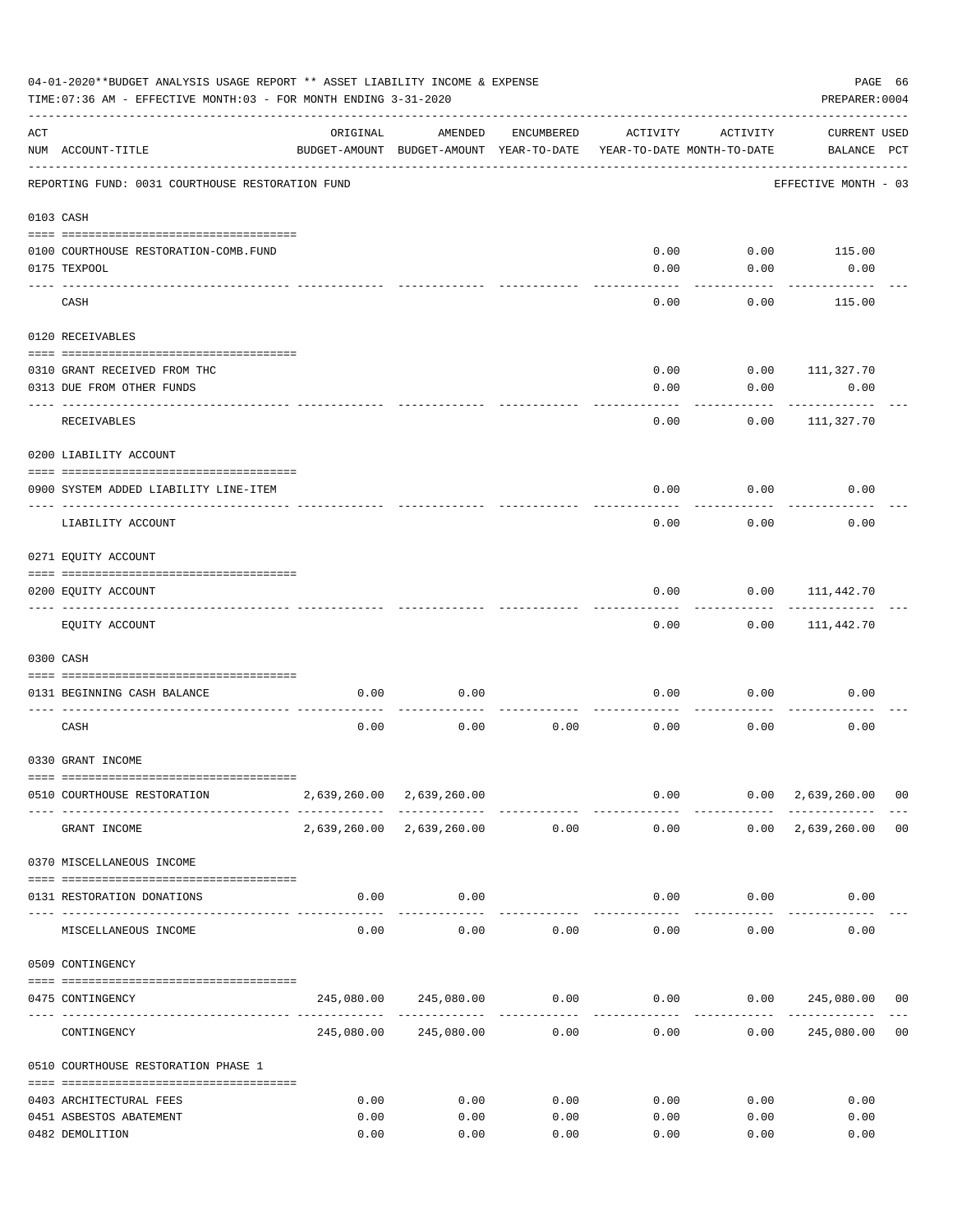04-01-2020**BUDGET ANALYSIS USAGE REPORT ** ASSET LIABILITY INCOME & EXPENSE

TIME:07:36 AM - EFFECTIVE MONTH:03 - FOR MONTH ENDING 3-31-2020

PREPARER:0004

REPORTING FUND: 0031 COURTHOUSE RESTORATION FUND — EFFECTIVE MONTH - 03

| ACT NUM | ACCOUNT-TITLE | ORIGINAL BUDGET-AMOUNT | AMENDED BUDGET-AMOUNT | ENCUMBERED YEAR-TO-DATE | ACTIVITY YEAR-TO-DATE | ACTIVITY MONTH-TO-DATE | CURRENT BALANCE | USED PCT |
|---|---|---|---|---|---|---|---|---|
| 0103 | CASH | | | | | | | |
| 0100 | COURTHOUSE RESTORATION-COMB.FUND | | | | 0.00 | 0.00 | 115.00 | |
| 0175 | TEXPOOL | | | | 0.00 | 0.00 | 0.00 | |
| | CASH | | | | 0.00 | 0.00 | 115.00 | |
| 0120 | RECEIVABLES | | | | | | | |
| 0310 | GRANT RECEIVED FROM THC | | | | 0.00 | 0.00 | 111,327.70 | |
| 0313 | DUE FROM OTHER FUNDS | | | | 0.00 | 0.00 | 0.00 | |
| | RECEIVABLES | | | | 0.00 | 0.00 | 111,327.70 | |
| 0200 | LIABILITY ACCOUNT | | | | | | | |
| 0900 | SYSTEM ADDED LIABILITY LINE-ITEM | | | | 0.00 | 0.00 | 0.00 | |
| | LIABILITY ACCOUNT | | | | 0.00 | 0.00 | 0.00 | |
| 0271 | EQUITY ACCOUNT | | | | | | | |
| 0200 | EQUITY ACCOUNT | | | | 0.00 | 0.00 | 111,442.70 | |
| | EQUITY ACCOUNT | | | | 0.00 | 0.00 | 111,442.70 | |
| 0300 | CASH | | | | | | | |
| 0131 | BEGINNING CASH BALANCE | 0.00 | 0.00 | | 0.00 | 0.00 | 0.00 | |
| | CASH | 0.00 | 0.00 | 0.00 | 0.00 | 0.00 | 0.00 | |
| 0330 | GRANT INCOME | | | | | | | |
| 0510 | COURTHOUSE RESTORATION | 2,639,260.00 | 2,639,260.00 | | 0.00 | 0.00 | 2,639,260.00 | 00 |
| | GRANT INCOME | 2,639,260.00 | 2,639,260.00 | 0.00 | 0.00 | 0.00 | 2,639,260.00 | 00 |
| 0370 | MISCELLANEOUS INCOME | | | | | | | |
| 0131 | RESTORATION DONATIONS | 0.00 | 0.00 | | 0.00 | 0.00 | 0.00 | |
| | MISCELLANEOUS INCOME | 0.00 | 0.00 | 0.00 | 0.00 | 0.00 | 0.00 | |
| 0509 | CONTINGENCY | | | | | | | |
| 0475 | CONTINGENCY | 245,080.00 | 245,080.00 | 0.00 | 0.00 | 0.00 | 245,080.00 | 00 |
| | CONTINGENCY | 245,080.00 | 245,080.00 | 0.00 | 0.00 | 0.00 | 245,080.00 | 00 |
| 0510 | COURTHOUSE RESTORATION PHASE 1 | | | | | | | |
| 0403 | ARCHITECTURAL FEES | 0.00 | 0.00 | 0.00 | 0.00 | 0.00 | 0.00 | |
| 0451 | ASBESTOS ABATEMENT | 0.00 | 0.00 | 0.00 | 0.00 | 0.00 | 0.00 | |
| 0482 | DEMOLITION | 0.00 | 0.00 | 0.00 | 0.00 | 0.00 | 0.00 | |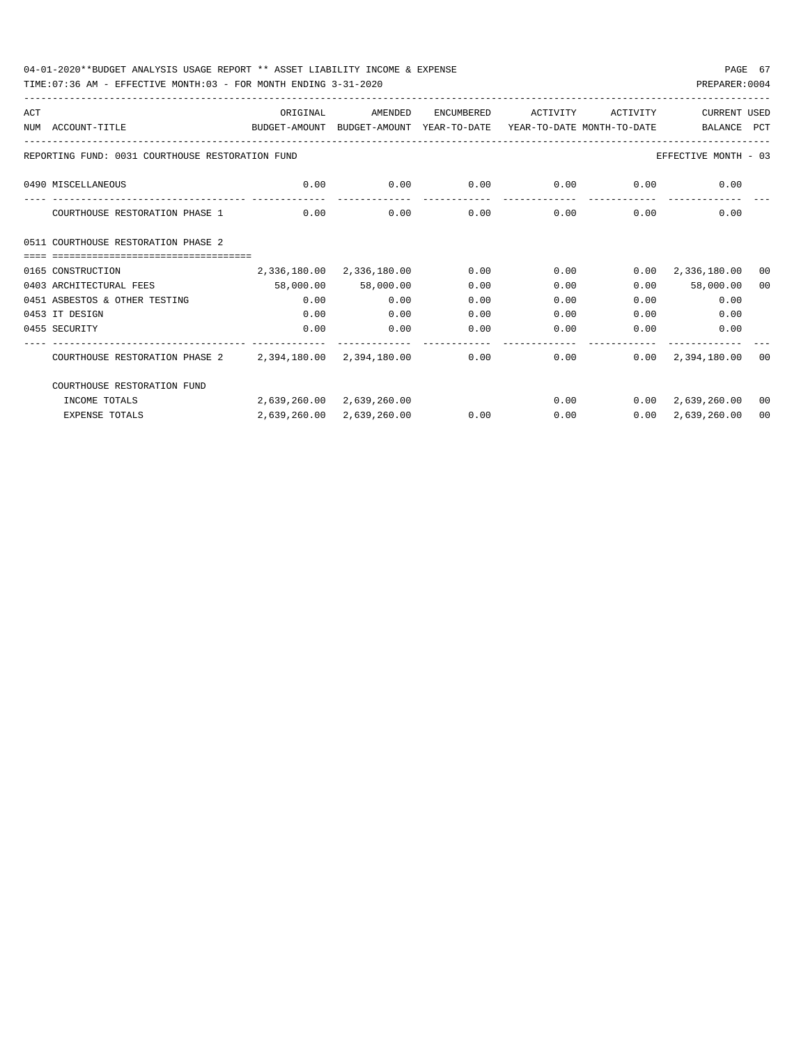REPORTING FUND: 0031 COURTHOUSE RESTORATION FUND — EFFECTIVE MONTH - 03

| ACT NUM | ACCOUNT-TITLE | ORIGINAL BUDGET-AMOUNT | AMENDED BUDGET-AMOUNT | ENCUMBERED YEAR-TO-DATE | ACTIVITY YEAR-TO-DATE | ACTIVITY MONTH-TO-DATE | CURRENT BALANCE | USED PCT |
|---|---|---|---|---|---|---|---|---|
| 0490 | MISCELLANEOUS | 0.00 | 0.00 | 0.00 | 0.00 | 0.00 | 0.00 | |
| | COURTHOUSE RESTORATION PHASE 1 | 0.00 | 0.00 | 0.00 | 0.00 | 0.00 | 0.00 | |
| 0511 | COURTHOUSE RESTORATION PHASE 2 | | | | | | | |
| 0165 | CONSTRUCTION | 2,336,180.00 | 2,336,180.00 | 0.00 | 0.00 | 0.00 | 2,336,180.00 | 00 |
| 0403 | ARCHITECTURAL FEES | 58,000.00 | 58,000.00 | 0.00 | 0.00 | 0.00 | 58,000.00 | 00 |
| 0451 | ASBESTOS & OTHER TESTING | 0.00 | 0.00 | 0.00 | 0.00 | 0.00 | 0.00 | |
| 0453 | IT DESIGN | 0.00 | 0.00 | 0.00 | 0.00 | 0.00 | 0.00 | |
| 0455 | SECURITY | 0.00 | 0.00 | 0.00 | 0.00 | 0.00 | 0.00 | |
| | COURTHOUSE RESTORATION PHASE 2 | 2,394,180.00 | 2,394,180.00 | 0.00 | 0.00 | 0.00 | 2,394,180.00 | 00 |
| | COURTHOUSE RESTORATION FUND | | | | | | | |
| | INCOME TOTALS | 2,639,260.00 | 2,639,260.00 | | 0.00 | 0.00 | 2,639,260.00 | 00 |
| | EXPENSE TOTALS | 2,639,260.00 | 2,639,260.00 | 0.00 | 0.00 | 0.00 | 2,639,260.00 | 00 |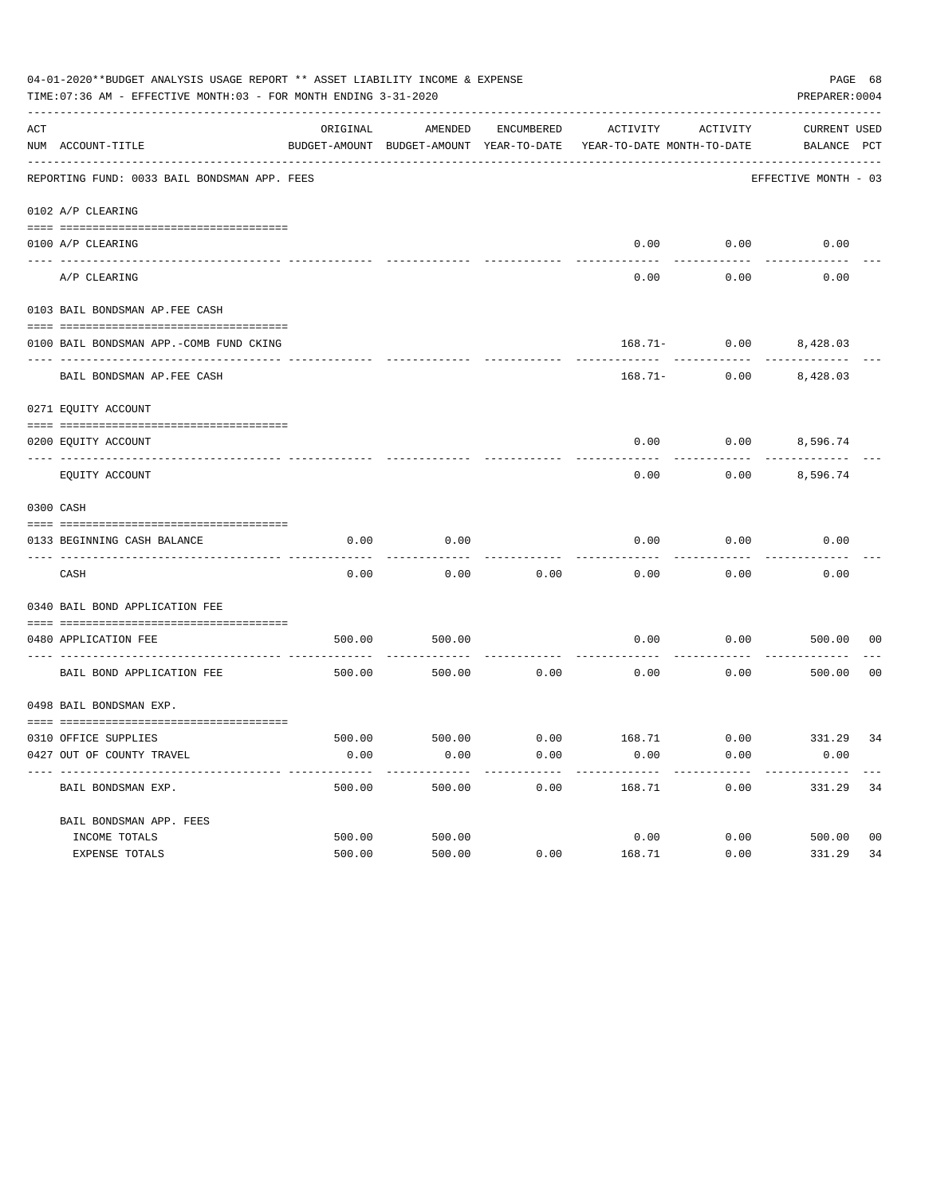04-01-2020**BUDGET ANALYSIS USAGE REPORT ** ASSET LIABILITY INCOME & EXPENSE

TIME:07:36 AM - EFFECTIVE MONTH:03 - FOR MONTH ENDING 3-31-2020

PREPARER:0004

| ACT NUM | ACCOUNT-TITLE | ORIGINAL BUDGET-AMOUNT | AMENDED BUDGET-AMOUNT | ENCUMBERED YEAR-TO-DATE | ACTIVITY YEAR-TO-DATE | ACTIVITY MONTH-TO-DATE | CURRENT BALANCE | USED PCT |
|---|---|---|---|---|---|---|---|---|
| | REPORTING FUND: 0033 BAIL BONDSMAN APP. FEES | | | | | | EFFECTIVE MONTH - 03 | |
| | 0102 A/P CLEARING | | | | | | | |
| 0100 | A/P CLEARING | | | | 0.00 | 0.00 | 0.00 | |
| | A/P CLEARING | | | | 0.00 | 0.00 | 0.00 | |
| | 0103 BAIL BONDSMAN AP.FEE CASH | | | | | | | |
| 0100 | BAIL BONDSMAN APP.-COMB FUND CKING | | | | 168.71- | 0.00 | 8,428.03 | |
| | BAIL BONDSMAN AP.FEE CASH | | | | 168.71- | 0.00 | 8,428.03 | |
| | 0271 EQUITY ACCOUNT | | | | | | | |
| 0200 | EQUITY ACCOUNT | | | | 0.00 | 0.00 | 8,596.74 | |
| | EQUITY ACCOUNT | | | | 0.00 | 0.00 | 8,596.74 | |
| | 0300 CASH | | | | | | | |
| 0133 | BEGINNING CASH BALANCE | 0.00 | 0.00 | | 0.00 | 0.00 | 0.00 | |
| | CASH | 0.00 | 0.00 | 0.00 | 0.00 | 0.00 | 0.00 | |
| | 0340 BAIL BOND APPLICATION FEE | | | | | | | |
| 0480 | APPLICATION FEE | 500.00 | 500.00 | | 0.00 | 0.00 | 500.00 | 00 |
| | BAIL BOND APPLICATION FEE | 500.00 | 500.00 | 0.00 | 0.00 | 0.00 | 500.00 | 00 |
| | 0498 BAIL BONDSMAN EXP. | | | | | | | |
| 0310 | OFFICE SUPPLIES | 500.00 | 500.00 | 0.00 | 168.71 | 0.00 | 331.29 | 34 |
| 0427 | OUT OF COUNTY TRAVEL | 0.00 | 0.00 | 0.00 | 0.00 | 0.00 | 0.00 | |
| | BAIL BONDSMAN EXP. | 500.00 | 500.00 | 0.00 | 168.71 | 0.00 | 331.29 | 34 |
| | BAIL BONDSMAN APP. FEES | | | | | | | |
| | INCOME TOTALS | 500.00 | 500.00 | | 0.00 | 0.00 | 500.00 | 00 |
| | EXPENSE TOTALS | 500.00 | 500.00 | 0.00 | 168.71 | 0.00 | 331.29 | 34 |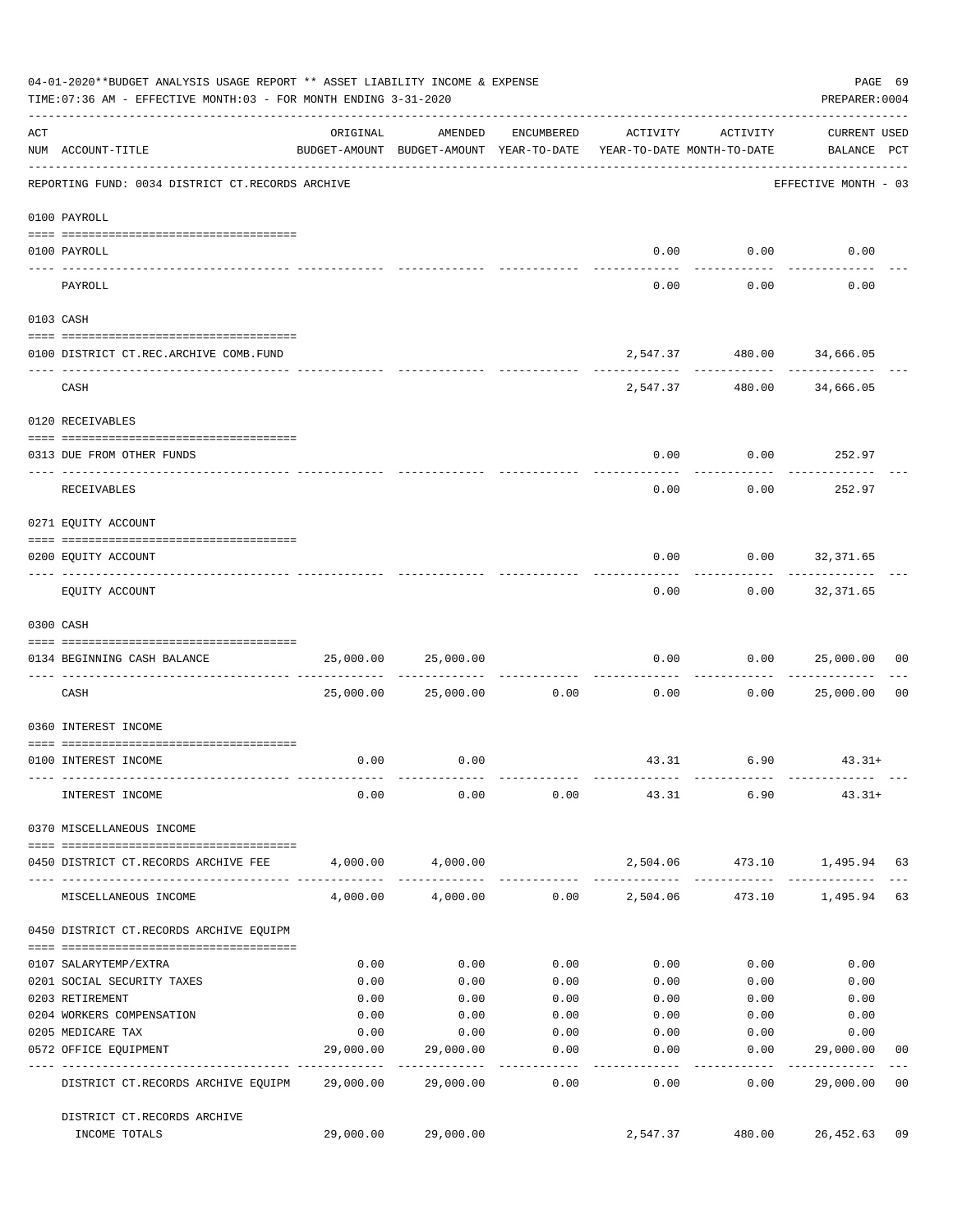04-01-2020**BUDGET ANALYSIS USAGE REPORT ** ASSET LIABILITY INCOME & EXPENSE

TIME:07:36 AM - EFFECTIVE MONTH:03 - FOR MONTH ENDING 3-31-2020

PREPARER:0004

REPORTING FUND: 0034 DISTRICT CT.RECORDS ARCHIVE — EFFECTIVE MONTH - 03

| ACT NUM | ACCOUNT-TITLE | ORIGINAL BUDGET-AMOUNT | AMENDED BUDGET-AMOUNT | ENCUMBERED YEAR-TO-DATE | ACTIVITY YEAR-TO-DATE | ACTIVITY MONTH-TO-DATE | CURRENT USED BALANCE | PCT |
|---|---|---|---|---|---|---|---|---|
| **0100 PAYROLL** | | | | | | | | |
| 0100 | PAYROLL | | | | 0.00 | 0.00 | 0.00 | |
| | PAYROLL | | | | 0.00 | 0.00 | 0.00 | |
| **0103 CASH** | | | | | | | | |
| 0100 | DISTRICT CT.REC.ARCHIVE COMB.FUND | | | | 2,547.37 | 480.00 | 34,666.05 | |
| | CASH | | | | 2,547.37 | 480.00 | 34,666.05 | |
| **0120 RECEIVABLES** | | | | | | | | |
| 0313 | DUE FROM OTHER FUNDS | | | | 0.00 | 0.00 | 252.97 | |
| | RECEIVABLES | | | | 0.00 | 0.00 | 252.97 | |
| **0271 EQUITY ACCOUNT** | | | | | | | | |
| 0200 | EQUITY ACCOUNT | | | | 0.00 | 0.00 | 32,371.65 | |
| | EQUITY ACCOUNT | | | | 0.00 | 0.00 | 32,371.65 | |
| **0300 CASH** | | | | | | | | |
| 0134 | BEGINNING CASH BALANCE | 25,000.00 | 25,000.00 | | 0.00 | 0.00 | 25,000.00 | 00 |
| | CASH | 25,000.00 | 25,000.00 | 0.00 | 0.00 | 0.00 | 25,000.00 | 00 |
| **0360 INTEREST INCOME** | | | | | | | | |
| 0100 | INTEREST INCOME | 0.00 | 0.00 | | 43.31 | 6.90 | 43.31+ | |
| | INTEREST INCOME | 0.00 | 0.00 | 0.00 | 43.31 | 6.90 | 43.31+ | |
| **0370 MISCELLANEOUS INCOME** | | | | | | | | |
| 0450 | DISTRICT CT.RECORDS ARCHIVE FEE | 4,000.00 | 4,000.00 | | 2,504.06 | 473.10 | 1,495.94 | 63 |
| | MISCELLANEOUS INCOME | 4,000.00 | 4,000.00 | 0.00 | 2,504.06 | 473.10 | 1,495.94 | 63 |
| **0450 DISTRICT CT.RECORDS ARCHIVE EQUIPM** | | | | | | | | |
| 0107 | SALARYTEMP/EXTRA | 0.00 | 0.00 | 0.00 | 0.00 | 0.00 | 0.00 | |
| 0201 | SOCIAL SECURITY TAXES | 0.00 | 0.00 | 0.00 | 0.00 | 0.00 | 0.00 | |
| 0203 | RETIREMENT | 0.00 | 0.00 | 0.00 | 0.00 | 0.00 | 0.00 | |
| 0204 | WORKERS COMPENSATION | 0.00 | 0.00 | 0.00 | 0.00 | 0.00 | 0.00 | |
| 0205 | MEDICARE TAX | 0.00 | 0.00 | 0.00 | 0.00 | 0.00 | 0.00 | |
| 0572 | OFFICE EQUIPMENT | 29,000.00 | 29,000.00 | 0.00 | 0.00 | 0.00 | 29,000.00 | 00 |
| | DISTRICT CT.RECORDS ARCHIVE EQUIPM | 29,000.00 | 29,000.00 | 0.00 | 0.00 | 0.00 | 29,000.00 | 00 |
| | DISTRICT CT.RECORDS ARCHIVE INCOME TOTALS | 29,000.00 | 29,000.00 | | 2,547.37 | 480.00 | 26,452.63 | 09 |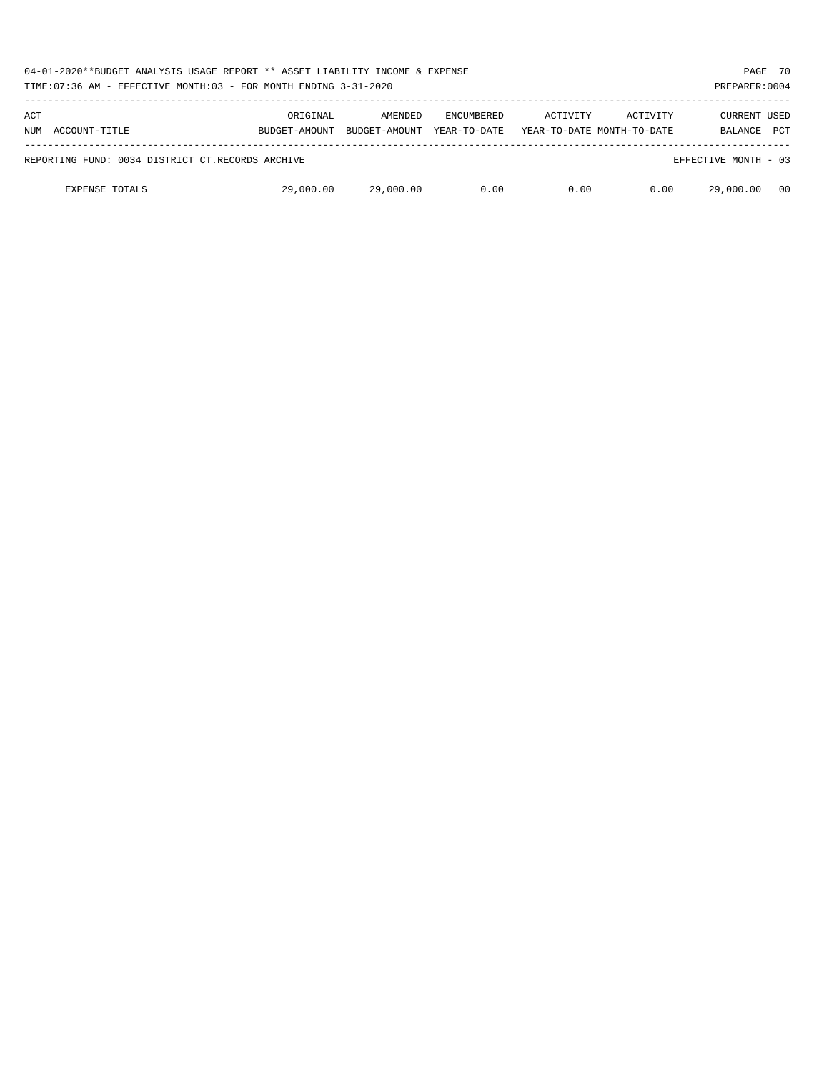04-01-2020**BUDGET ANALYSIS USAGE REPORT ** ASSET LIABILITY INCOME & EXPENSE

TIME:07:36 AM - EFFECTIVE MONTH:03 - FOR MONTH ENDING 3-31-2020

PREPARER:0004

| ACT NUM | ACCOUNT-TITLE | ORIGINAL BUDGET-AMOUNT | AMENDED BUDGET-AMOUNT | ENCUMBERED YEAR-TO-DATE | ACTIVITY YEAR-TO-DATE | ACTIVITY MONTH-TO-DATE | CURRENT BALANCE | USED PCT |
|---|---|---|---|---|---|---|---|---|
| | REPORTING FUND: 0034 DISTRICT CT.RECORDS ARCHIVE | | | | | | EFFECTIVE MONTH - 03 | |
| | EXPENSE TOTALS | 29,000.00 | 29,000.00 | 0.00 | 0.00 | 0.00 | 29,000.00 | 00 |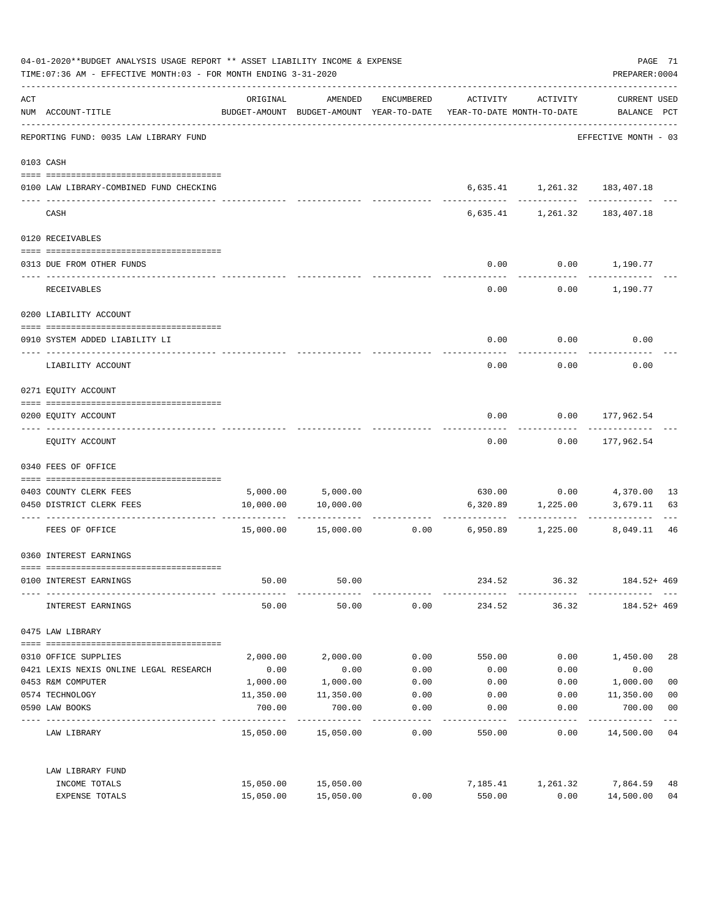04-01-2020**BUDGET ANALYSIS USAGE REPORT ** ASSET LIABILITY INCOME & EXPENSE

TIME:07:36 AM - EFFECTIVE MONTH:03 - FOR MONTH ENDING 3-31-2020

PREPARER:0004

| ACT NUM | ACCOUNT-TITLE | ORIGINAL BUDGET-AMOUNT | AMENDED BUDGET-AMOUNT | ENCUMBERED YEAR-TO-DATE | ACTIVITY YEAR-TO-DATE | ACTIVITY MONTH-TO-DATE | CURRENT USED BALANCE | PCT |
|---|---|---|---|---|---|---|---|---|
| | REPORTING FUND: 0035 LAW LIBRARY FUND | | | | | | EFFECTIVE MONTH - 03 | |
| | 0103 CASH | | | | | | | |
| 0100 | LAW LIBRARY-COMBINED FUND CHECKING | | | | 6,635.41 | 1,261.32 | 183,407.18 | |
| | CASH | | | | 6,635.41 | 1,261.32 | 183,407.18 | |
| | 0120 RECEIVABLES | | | | | | | |
| 0313 | DUE FROM OTHER FUNDS | | | | 0.00 | 0.00 | 1,190.77 | |
| | RECEIVABLES | | | | 0.00 | 0.00 | 1,190.77 | |
| | 0200 LIABILITY ACCOUNT | | | | | | | |
| 0910 | SYSTEM ADDED LIABILITY LI | | | | 0.00 | 0.00 | 0.00 | |
| | LIABILITY ACCOUNT | | | | 0.00 | 0.00 | 0.00 | |
| | 0271 EQUITY ACCOUNT | | | | | | | |
| 0200 | EQUITY ACCOUNT | | | | 0.00 | 0.00 | 177,962.54 | |
| | EQUITY ACCOUNT | | | | 0.00 | 0.00 | 177,962.54 | |
| | 0340 FEES OF OFFICE | | | | | | | |
| 0403 | COUNTY CLERK FEES | 5,000.00 | 5,000.00 | | 630.00 | 0.00 | 4,370.00 | 13 |
| 0450 | DISTRICT CLERK FEES | 10,000.00 | 10,000.00 | | 6,320.89 | 1,225.00 | 3,679.11 | 63 |
| | FEES OF OFFICE | 15,000.00 | 15,000.00 | 0.00 | 6,950.89 | 1,225.00 | 8,049.11 | 46 |
| | 0360 INTEREST EARNINGS | | | | | | | |
| 0100 | INTEREST EARNINGS | 50.00 | 50.00 | | 234.52 | 36.32 | 184.52+ | 469 |
| | INTEREST EARNINGS | 50.00 | 50.00 | 0.00 | 234.52 | 36.32 | 184.52+ | 469 |
| | 0475 LAW LIBRARY | | | | | | | |
| 0310 | OFFICE SUPPLIES | 2,000.00 | 2,000.00 | 0.00 | 550.00 | 0.00 | 1,450.00 | 28 |
| 0421 | LEXIS NEXIS ONLINE LEGAL RESEARCH | 0.00 | 0.00 | 0.00 | 0.00 | 0.00 | 0.00 | |
| 0453 | R&M COMPUTER | 1,000.00 | 1,000.00 | 0.00 | 0.00 | 0.00 | 1,000.00 | 00 |
| 0574 | TECHNOLOGY | 11,350.00 | 11,350.00 | 0.00 | 0.00 | 0.00 | 11,350.00 | 00 |
| 0590 | LAW BOOKS | 700.00 | 700.00 | 0.00 | 0.00 | 0.00 | 700.00 | 00 |
| | LAW LIBRARY | 15,050.00 | 15,050.00 | 0.00 | 550.00 | 0.00 | 14,500.00 | 04 |
| | LAW LIBRARY FUND | | | | | | | |
| | INCOME TOTALS | 15,050.00 | 15,050.00 | | 7,185.41 | 1,261.32 | 7,864.59 | 48 |
| | EXPENSE TOTALS | 15,050.00 | 15,050.00 | 0.00 | 550.00 | 0.00 | 14,500.00 | 04 |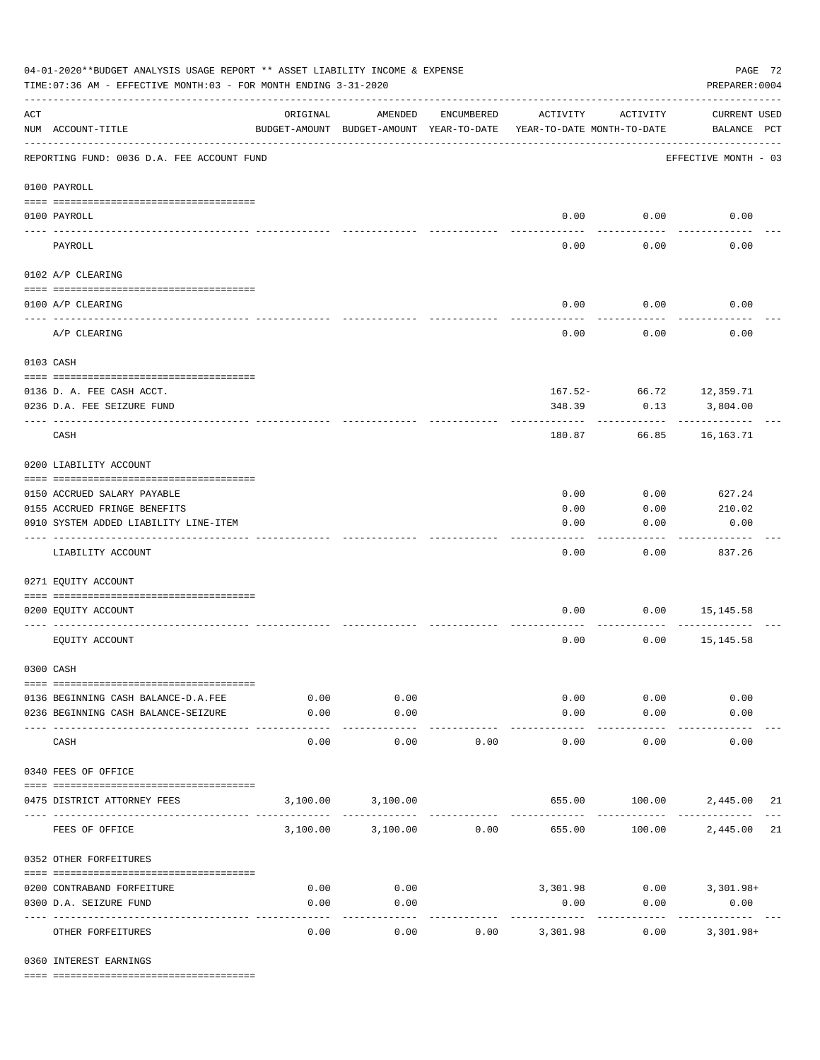04-01-2020**BUDGET ANALYSIS USAGE REPORT ** ASSET LIABILITY INCOME & EXPENSE

TIME:07:36 AM - EFFECTIVE MONTH:03 - FOR MONTH ENDING 3-31-2020

PREPARER:0004

| ACT NUM | ACCOUNT-TITLE | ORIGINAL BUDGET-AMOUNT | AMENDED BUDGET-AMOUNT | ENCUMBERED YEAR-TO-DATE | ACTIVITY YEAR-TO-DATE | ACTIVITY MONTH-TO-DATE | CURRENT USED BALANCE | PCT |
|---|---|---|---|---|---|---|---|---|
| | REPORTING FUND: 0036 D.A. FEE ACCOUNT FUND | | | | | | EFFECTIVE MONTH - 03 | |
| | 0100 PAYROLL | | | | | | | |
| 0100 | PAYROLL | | | | 0.00 | 0.00 | 0.00 | |
| | PAYROLL | | | | 0.00 | 0.00 | 0.00 | |
| | 0102 A/P CLEARING | | | | | | | |
| 0100 | A/P CLEARING | | | | 0.00 | 0.00 | 0.00 | |
| | A/P CLEARING | | | | 0.00 | 0.00 | 0.00 | |
| | 0103 CASH | | | | | | | |
| 0136 | D. A. FEE CASH ACCT. | | | | 167.52- | 66.72 | 12,359.71 | |
| 0236 | D.A. FEE SEIZURE FUND | | | | 348.39 | 0.13 | 3,804.00 | |
| | CASH | | | | 180.87 | 66.85 | 16,163.71 | |
| | 0200 LIABILITY ACCOUNT | | | | | | | |
| 0150 | ACCRUED SALARY PAYABLE | | | | 0.00 | 0.00 | 627.24 | |
| 0155 | ACCRUED FRINGE BENEFITS | | | | 0.00 | 0.00 | 210.02 | |
| 0910 | SYSTEM ADDED LIABILITY LINE-ITEM | | | | 0.00 | 0.00 | 0.00 | |
| | LIABILITY ACCOUNT | | | | 0.00 | 0.00 | 837.26 | |
| | 0271 EQUITY ACCOUNT | | | | | | | |
| 0200 | EQUITY ACCOUNT | | | | 0.00 | 0.00 | 15,145.58 | |
| | EQUITY ACCOUNT | | | | 0.00 | 0.00 | 15,145.58 | |
| | 0300 CASH | | | | | | | |
| 0136 | BEGINNING CASH BALANCE-D.A.FEE | 0.00 | 0.00 | | 0.00 | 0.00 | 0.00 | |
| 0236 | BEGINNING CASH BALANCE-SEIZURE | 0.00 | 0.00 | | 0.00 | 0.00 | 0.00 | |
| | CASH | 0.00 | 0.00 | 0.00 | 0.00 | 0.00 | 0.00 | |
| | 0340 FEES OF OFFICE | | | | | | | |
| 0475 | DISTRICT ATTORNEY FEES | 3,100.00 | 3,100.00 | | 655.00 | 100.00 | 2,445.00 | 21 |
| | FEES OF OFFICE | 3,100.00 | 3,100.00 | 0.00 | 655.00 | 100.00 | 2,445.00 | 21 |
| | 0352 OTHER FORFEITURES | | | | | | | |
| 0200 | CONTRABAND FORFEITURE | 0.00 | 0.00 | | 3,301.98 | 0.00 | 3,301.98+ | |
| 0300 | D.A. SEIZURE FUND | 0.00 | 0.00 | | 0.00 | 0.00 | 0.00 | |
| | OTHER FORFEITURES | 0.00 | 0.00 | 0.00 | 3,301.98 | 0.00 | 3,301.98+ | |
| | 0360 INTEREST EARNINGS | | | | | | | |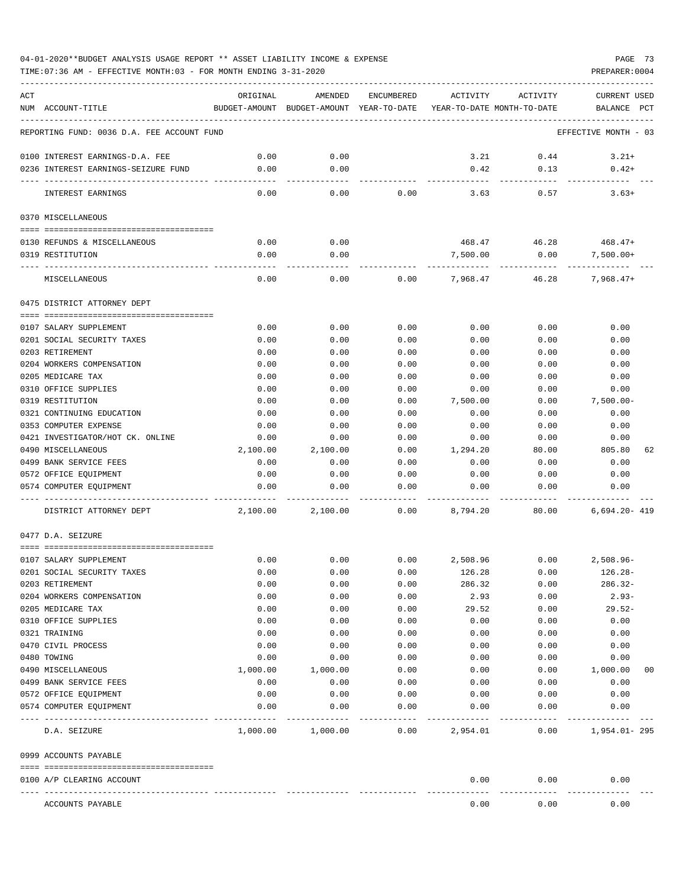04-01-2020**BUDGET ANALYSIS USAGE REPORT ** ASSET LIABILITY INCOME & EXPENSE

TIME:07:36 AM - EFFECTIVE MONTH:03 - FOR MONTH ENDING 3-31-2020

PREPARER:0004

| ACT NUM | ACCOUNT-TITLE | ORIGINAL BUDGET-AMOUNT | AMENDED BUDGET-AMOUNT | ENCUMBERED YEAR-TO-DATE | ACTIVITY YEAR-TO-DATE | ACTIVITY MONTH-TO-DATE | CURRENT USED BALANCE | PCT |
|---|---|---|---|---|---|---|---|---|
| REPORTING FUND: 0036 D.A. FEE ACCOUNT FUND | | | | | | | EFFECTIVE MONTH - 03 | |
| 0100 | INTEREST EARNINGS-D.A. FEE | 0.00 | 0.00 | | 3.21 | 0.44 | 3.21+ | |
| 0236 | INTEREST EARNINGS-SEIZURE FUND | 0.00 | 0.00 | | 0.42 | 0.13 | 0.42+ | |
| | INTEREST EARNINGS | 0.00 | 0.00 | 0.00 | 3.63 | 0.57 | 3.63+ | |
| 0370 | MISCELLANEOUS | | | | | | | |
| 0130 | REFUNDS & MISCELLANEOUS | 0.00 | 0.00 | | 468.47 | 46.28 | 468.47+ | |
| 0319 | RESTITUTION | 0.00 | 0.00 | | 7,500.00 | 0.00 | 7,500.00+ | |
| | MISCELLANEOUS | 0.00 | 0.00 | 0.00 | 7,968.47 | 46.28 | 7,968.47+ | |
| 0475 | DISTRICT ATTORNEY DEPT | | | | | | | |
| 0107 | SALARY SUPPLEMENT | 0.00 | 0.00 | 0.00 | 0.00 | 0.00 | 0.00 | |
| 0201 | SOCIAL SECURITY TAXES | 0.00 | 0.00 | 0.00 | 0.00 | 0.00 | 0.00 | |
| 0203 | RETIREMENT | 0.00 | 0.00 | 0.00 | 0.00 | 0.00 | 0.00 | |
| 0204 | WORKERS COMPENSATION | 0.00 | 0.00 | 0.00 | 0.00 | 0.00 | 0.00 | |
| 0205 | MEDICARE TAX | 0.00 | 0.00 | 0.00 | 0.00 | 0.00 | 0.00 | |
| 0310 | OFFICE SUPPLIES | 0.00 | 0.00 | 0.00 | 0.00 | 0.00 | 0.00 | |
| 0319 | RESTITUTION | 0.00 | 0.00 | 0.00 | 7,500.00 | 0.00 | 7,500.00- | |
| 0321 | CONTINUING EDUCATION | 0.00 | 0.00 | 0.00 | 0.00 | 0.00 | 0.00 | |
| 0353 | COMPUTER EXPENSE | 0.00 | 0.00 | 0.00 | 0.00 | 0.00 | 0.00 | |
| 0421 | INVESTIGATOR/HOT CK. ONLINE | 0.00 | 0.00 | 0.00 | 0.00 | 0.00 | 0.00 | |
| 0490 | MISCELLANEOUS | 2,100.00 | 2,100.00 | 0.00 | 1,294.20 | 80.00 | 805.80 | 62 |
| 0499 | BANK SERVICE FEES | 0.00 | 0.00 | 0.00 | 0.00 | 0.00 | 0.00 | |
| 0572 | OFFICE EQUIPMENT | 0.00 | 0.00 | 0.00 | 0.00 | 0.00 | 0.00 | |
| 0574 | COMPUTER EQUIPMENT | 0.00 | 0.00 | 0.00 | 0.00 | 0.00 | 0.00 | |
| | DISTRICT ATTORNEY DEPT | 2,100.00 | 2,100.00 | 0.00 | 8,794.20 | 80.00 | 6,694.20- | 419 |
| 0477 | D.A. SEIZURE | | | | | | | |
| 0107 | SALARY SUPPLEMENT | 0.00 | 0.00 | 0.00 | 2,508.96 | 0.00 | 2,508.96- | |
| 0201 | SOCIAL SECURITY TAXES | 0.00 | 0.00 | 0.00 | 126.28 | 0.00 | 126.28- | |
| 0203 | RETIREMENT | 0.00 | 0.00 | 0.00 | 286.32 | 0.00 | 286.32- | |
| 0204 | WORKERS COMPENSATION | 0.00 | 0.00 | 0.00 | 2.93 | 0.00 | 2.93- | |
| 0205 | MEDICARE TAX | 0.00 | 0.00 | 0.00 | 29.52 | 0.00 | 29.52- | |
| 0310 | OFFICE SUPPLIES | 0.00 | 0.00 | 0.00 | 0.00 | 0.00 | 0.00 | |
| 0321 | TRAINING | 0.00 | 0.00 | 0.00 | 0.00 | 0.00 | 0.00 | |
| 0470 | CIVIL PROCESS | 0.00 | 0.00 | 0.00 | 0.00 | 0.00 | 0.00 | |
| 0480 | TOWING | 0.00 | 0.00 | 0.00 | 0.00 | 0.00 | 0.00 | |
| 0490 | MISCELLANEOUS | 1,000.00 | 1,000.00 | 0.00 | 0.00 | 0.00 | 1,000.00 | 00 |
| 0499 | BANK SERVICE FEES | 0.00 | 0.00 | 0.00 | 0.00 | 0.00 | 0.00 | |
| 0572 | OFFICE EQUIPMENT | 0.00 | 0.00 | 0.00 | 0.00 | 0.00 | 0.00 | |
| 0574 | COMPUTER EQUIPMENT | 0.00 | 0.00 | 0.00 | 0.00 | 0.00 | 0.00 | |
| | D.A. SEIZURE | 1,000.00 | 1,000.00 | 0.00 | 2,954.01 | 0.00 | 1,954.01- | 295 |
| 0999 | ACCOUNTS PAYABLE | | | | | | | |
| 0100 | A/P CLEARING ACCOUNT | | | | 0.00 | 0.00 | 0.00 | |
| | ACCOUNTS PAYABLE | | | | 0.00 | 0.00 | 0.00 | |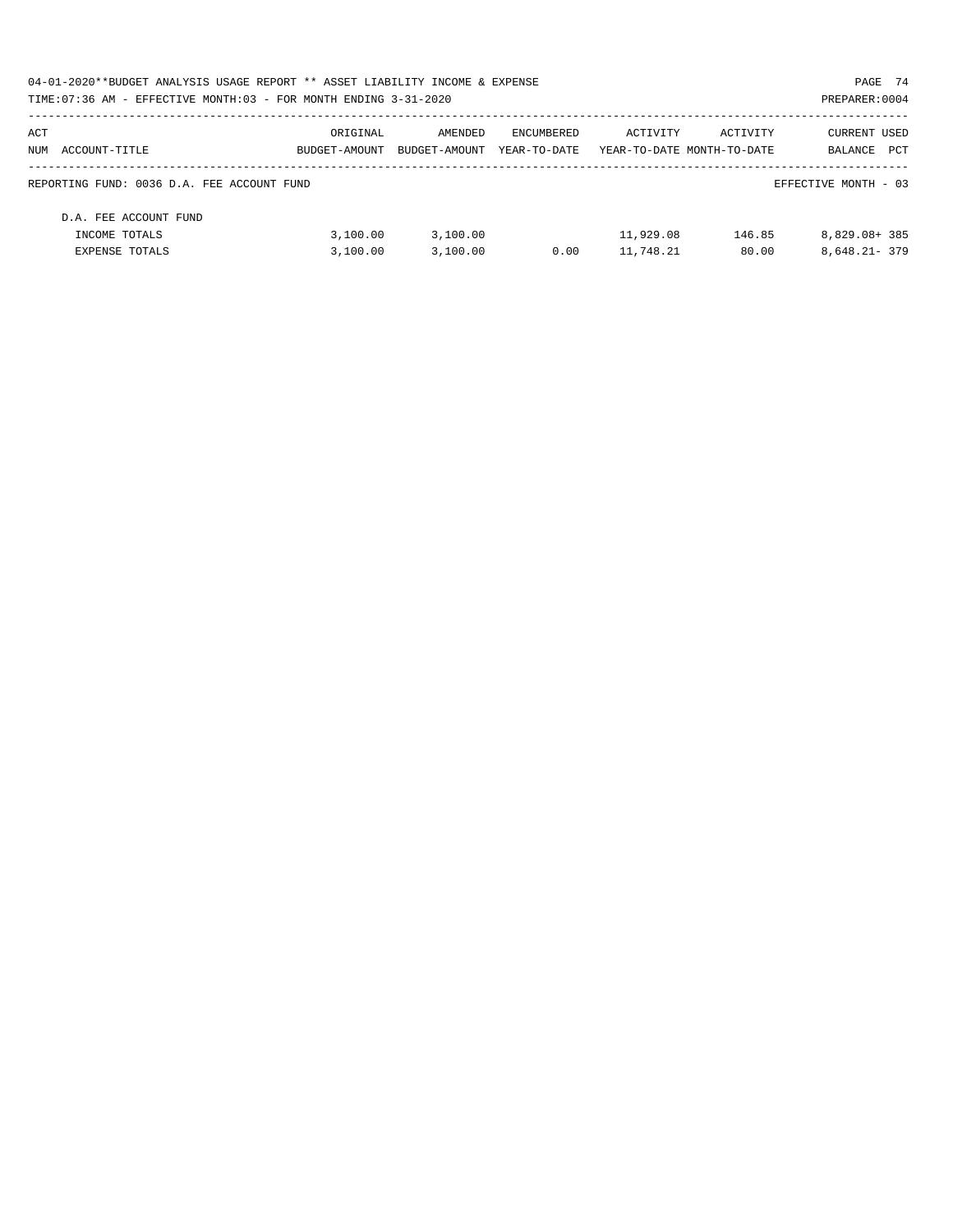04-01-2020**BUDGET ANALYSIS USAGE REPORT ** ASSET LIABILITY INCOME & EXPENSE

TIME:07:36 AM - EFFECTIVE MONTH:03 - FOR MONTH ENDING 3-31-2020

PREPARER:0004

| ACT NUM | ACCOUNT-TITLE | ORIGINAL BUDGET-AMOUNT | AMENDED BUDGET-AMOUNT | ENCUMBERED YEAR-TO-DATE | ACTIVITY YEAR-TO-DATE | ACTIVITY MONTH-TO-DATE | CURRENT BALANCE | USED PCT |
|---|---|---|---|---|---|---|---|---|
| | REPORTING FUND: 0036 D.A. FEE ACCOUNT FUND | | | | | | EFFECTIVE MONTH - 03 | |
| | D.A. FEE ACCOUNT FUND | | | | | | | |
| | INCOME TOTALS | 3,100.00 | 3,100.00 | | 11,929.08 | 146.85 | 8,829.08+ | 385 |
| | EXPENSE TOTALS | 3,100.00 | 3,100.00 | 0.00 | 11,748.21 | 80.00 | 8,648.21- | 379 |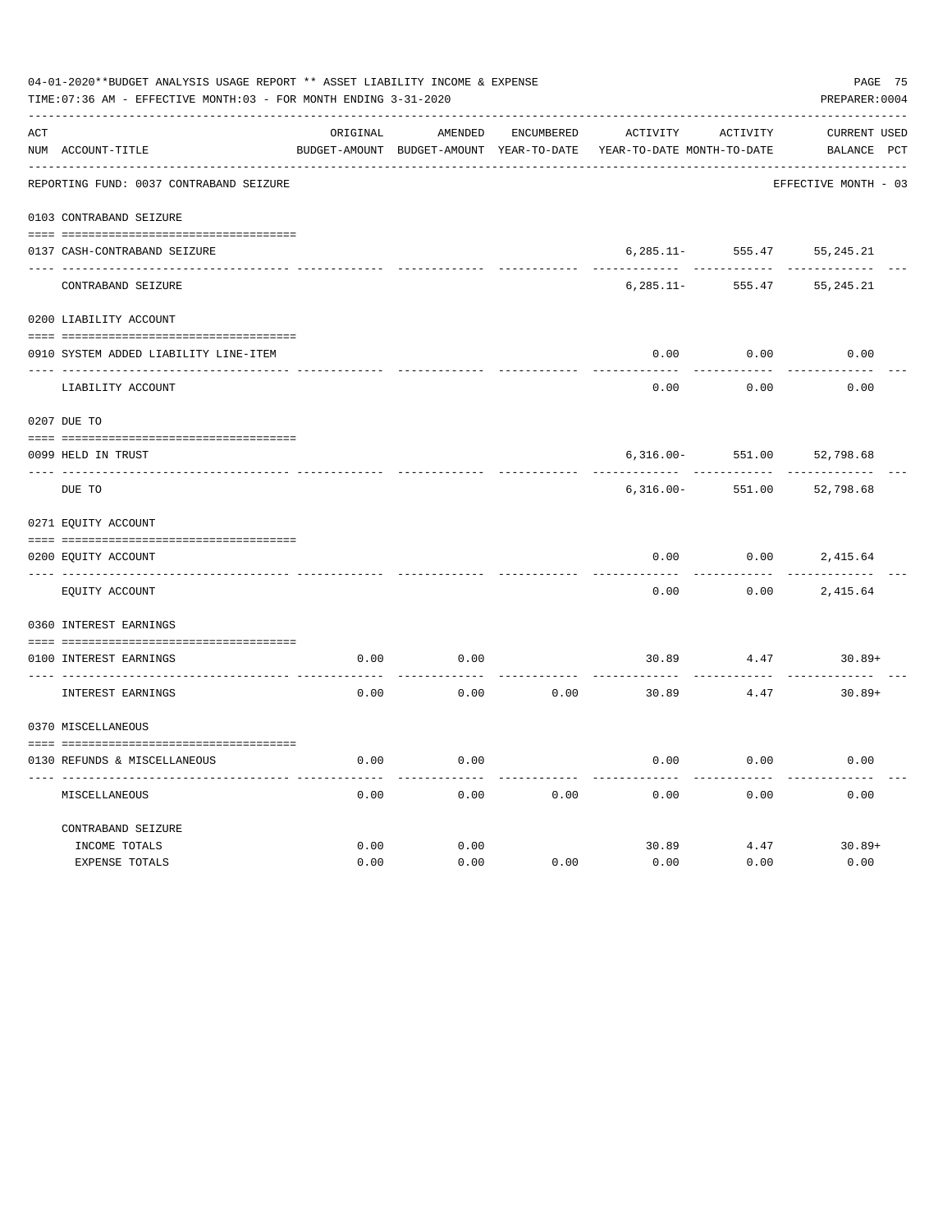04-01-2020**BUDGET ANALYSIS USAGE REPORT ** ASSET LIABILITY INCOME & EXPENSE

TIME:07:36 AM - EFFECTIVE MONTH:03 - FOR MONTH ENDING 3-31-2020

PREPARER:0004

| ACT NUM | ACCOUNT-TITLE | ORIGINAL BUDGET-AMOUNT | AMENDED BUDGET-AMOUNT | ENCUMBERED YEAR-TO-DATE | ACTIVITY YEAR-TO-DATE | ACTIVITY MONTH-TO-DATE | CURRENT BALANCE | USED PCT |
|---|---|---|---|---|---|---|---|---|
| | REPORTING FUND: 0037 CONTRABAND SEIZURE | | | | | | EFFECTIVE MONTH - 03 | |
| | 0103 CONTRABAND SEIZURE | | | | | | | |
| 0137 | CASH-CONTRABAND SEIZURE | | | | 6,285.11- | 555.47 | 55,245.21 | |
| | CONTRABAND SEIZURE | | | | 6,285.11- | 555.47 | 55,245.21 | |
| | 0200 LIABILITY ACCOUNT | | | | | | | |
| 0910 | SYSTEM ADDED LIABILITY LINE-ITEM | | | | 0.00 | 0.00 | 0.00 | |
| | LIABILITY ACCOUNT | | | | 0.00 | 0.00 | 0.00 | |
| | 0207 DUE TO | | | | | | | |
| 0099 | HELD IN TRUST | | | | 6,316.00- | 551.00 | 52,798.68 | |
| | DUE TO | | | | 6,316.00- | 551.00 | 52,798.68 | |
| | 0271 EQUITY ACCOUNT | | | | | | | |
| 0200 | EQUITY ACCOUNT | | | | 0.00 | 0.00 | 2,415.64 | |
| | EQUITY ACCOUNT | | | | 0.00 | 0.00 | 2,415.64 | |
| | 0360 INTEREST EARNINGS | | | | | | | |
| 0100 | INTEREST EARNINGS | 0.00 | 0.00 | | 30.89 | 4.47 | 30.89+ | |
| | INTEREST EARNINGS | 0.00 | 0.00 | 0.00 | 30.89 | 4.47 | 30.89+ | |
| | 0370 MISCELLANEOUS | | | | | | | |
| 0130 | REFUNDS & MISCELLANEOUS | 0.00 | 0.00 | | 0.00 | 0.00 | 0.00 | |
| | MISCELLANEOUS | 0.00 | 0.00 | 0.00 | 0.00 | 0.00 | 0.00 | |
| | CONTRABAND SEIZURE | | | | | | | |
| | INCOME TOTALS | 0.00 | 0.00 | | 30.89 | 4.47 | 30.89+ | |
| | EXPENSE TOTALS | 0.00 | 0.00 | 0.00 | 0.00 | 0.00 | 0.00 | |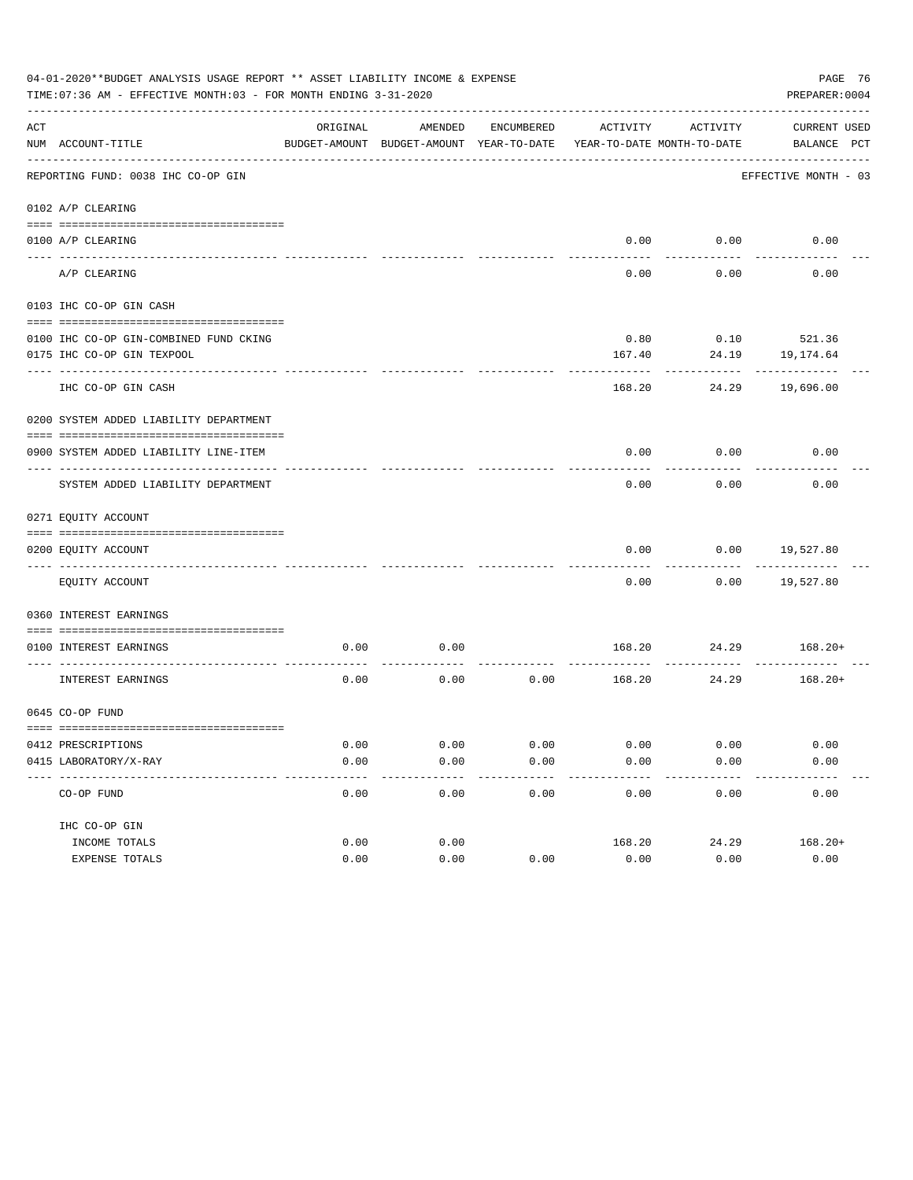04-01-2020**BUDGET ANALYSIS USAGE REPORT ** ASSET LIABILITY INCOME & EXPENSE

TIME:07:36 AM - EFFECTIVE MONTH:03 - FOR MONTH ENDING 3-31-2020

PREPARER:0004

| ACT NUM | ACCOUNT-TITLE | ORIGINAL BUDGET-AMOUNT | AMENDED BUDGET-AMOUNT | ENCUMBERED YEAR-TO-DATE | ACTIVITY YEAR-TO-DATE | ACTIVITY MONTH-TO-DATE | CURRENT BALANCE | USED PCT |
|---|---|---|---|---|---|---|---|---|
| | REPORTING FUND: 0038 IHC CO-OP GIN | | | | | | EFFECTIVE MONTH - 03 | |
| | 0102 A/P CLEARING | | | | | | | |
| 0100 | A/P CLEARING | | | | 0.00 | 0.00 | 0.00 | |
| | A/P CLEARING | | | | 0.00 | 0.00 | 0.00 | |
| | 0103 IHC CO-OP GIN CASH | | | | | | | |
| 0100 | IHC CO-OP GIN-COMBINED FUND CKING | | | | 0.80 | 0.10 | 521.36 | |
| 0175 | IHC CO-OP GIN TEXPOOL | | | | 167.40 | 24.19 | 19,174.64 | |
| | IHC CO-OP GIN CASH | | | | 168.20 | 24.29 | 19,696.00 | |
| | 0200 SYSTEM ADDED LIABILITY DEPARTMENT | | | | | | | |
| 0900 | SYSTEM ADDED LIABILITY LINE-ITEM | | | | 0.00 | 0.00 | 0.00 | |
| | SYSTEM ADDED LIABILITY DEPARTMENT | | | | 0.00 | 0.00 | 0.00 | |
| | 0271 EQUITY ACCOUNT | | | | | | | |
| 0200 | EQUITY ACCOUNT | | | | 0.00 | 0.00 | 19,527.80 | |
| | EQUITY ACCOUNT | | | | 0.00 | 0.00 | 19,527.80 | |
| | 0360 INTEREST EARNINGS | | | | | | | |
| 0100 | INTEREST EARNINGS | 0.00 | 0.00 | | 168.20 | 24.29 | 168.20+ | |
| | INTEREST EARNINGS | 0.00 | 0.00 | 0.00 | 168.20 | 24.29 | 168.20+ | |
| | 0645 CO-OP FUND | | | | | | | |
| 0412 | PRESCRIPTIONS | 0.00 | 0.00 | 0.00 | 0.00 | 0.00 | 0.00 | |
| 0415 | LABORATORY/X-RAY | 0.00 | 0.00 | 0.00 | 0.00 | 0.00 | 0.00 | |
| | CO-OP FUND | 0.00 | 0.00 | 0.00 | 0.00 | 0.00 | 0.00 | |
| | IHC CO-OP GIN | | | | | | | |
| | INCOME TOTALS | 0.00 | 0.00 | | 168.20 | 24.29 | 168.20+ | |
| | EXPENSE TOTALS | 0.00 | 0.00 | 0.00 | 0.00 | 0.00 | 0.00 | |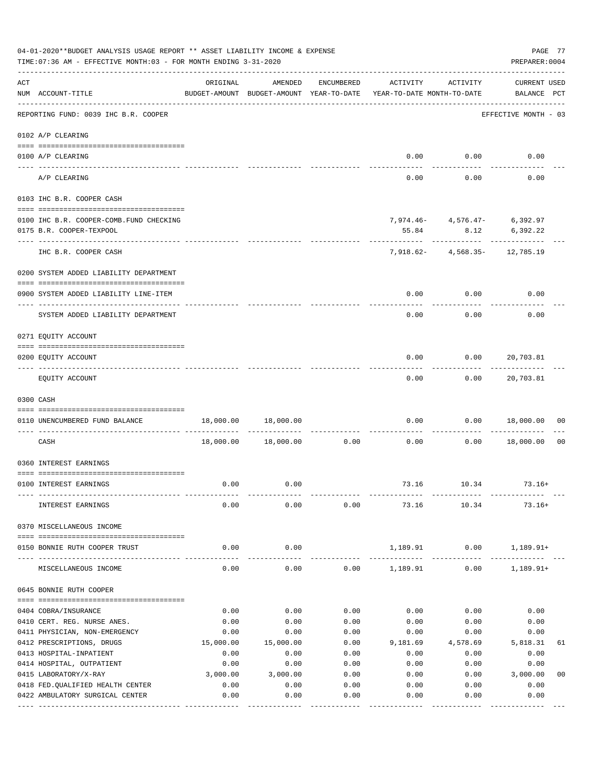04-01-2020**BUDGET ANALYSIS USAGE REPORT ** ASSET LIABILITY INCOME & EXPENSE

TIME:07:36 AM - EFFECTIVE MONTH:03 - FOR MONTH ENDING 3-31-2020

PREPARER:0004

REPORTING FUND: 0039 IHC B.R. COOPER — EFFECTIVE MONTH - 03

| ACT NUM | ACCOUNT-TITLE | ORIGINAL BUDGET-AMOUNT | AMENDED BUDGET-AMOUNT | ENCUMBERED YEAR-TO-DATE | ACTIVITY YEAR-TO-DATE | ACTIVITY MONTH-TO-DATE | CURRENT BALANCE | USED PCT |
|---|---|---|---|---|---|---|---|---|
| **0102** | **A/P CLEARING** | | | | | | | |
| 0100 | A/P CLEARING | | | | 0.00 | 0.00 | 0.00 | |
| | A/P CLEARING | | | | 0.00 | 0.00 | 0.00 | |
| **0103** | **IHC B.R. COOPER CASH** | | | | | | | |
| 0100 | IHC B.R. COOPER-COMB.FUND CHECKING | | | | 7,974.46- | 4,576.47- | 6,392.97 | |
| 0175 | B.R. COOPER-TEXPOOL | | | | 55.84 | 8.12 | 6,392.22 | |
| | IHC B.R. COOPER CASH | | | | 7,918.62- | 4,568.35- | 12,785.19 | |
| **0200** | **SYSTEM ADDED LIABILITY DEPARTMENT** | | | | | | | |
| 0900 | SYSTEM ADDED LIABILITY LINE-ITEM | | | | 0.00 | 0.00 | 0.00 | |
| | SYSTEM ADDED LIABILITY DEPARTMENT | | | | 0.00 | 0.00 | 0.00 | |
| **0271** | **EQUITY ACCOUNT** | | | | | | | |
| 0200 | EQUITY ACCOUNT | | | | 0.00 | 0.00 | 20,703.81 | |
| | EQUITY ACCOUNT | | | | 0.00 | 0.00 | 20,703.81 | |
| **0300** | **CASH** | | | | | | | |
| 0110 | UNENCUMBERED FUND BALANCE | 18,000.00 | 18,000.00 | | 0.00 | 0.00 | 18,000.00 | 00 |
| | CASH | 18,000.00 | 18,000.00 | 0.00 | 0.00 | 0.00 | 18,000.00 | 00 |
| **0360** | **INTEREST EARNINGS** | | | | | | | |
| 0100 | INTEREST EARNINGS | 0.00 | 0.00 | | 73.16 | 10.34 | 73.16+ | |
| | INTEREST EARNINGS | 0.00 | 0.00 | 0.00 | 73.16 | 10.34 | 73.16+ | |
| **0370** | **MISCELLANEOUS INCOME** | | | | | | | |
| 0150 | BONNIE RUTH COOPER TRUST | 0.00 | 0.00 | | 1,189.91 | 0.00 | 1,189.91+ | |
| | MISCELLANEOUS INCOME | 0.00 | 0.00 | 0.00 | 1,189.91 | 0.00 | 1,189.91+ | |
| **0645** | **BONNIE RUTH COOPER** | | | | | | | |
| 0404 | COBRA/INSURANCE | 0.00 | 0.00 | 0.00 | 0.00 | 0.00 | 0.00 | |
| 0410 | CERT. REG. NURSE ANES. | 0.00 | 0.00 | 0.00 | 0.00 | 0.00 | 0.00 | |
| 0411 | PHYSICIAN, NON-EMERGENCY | 0.00 | 0.00 | 0.00 | 0.00 | 0.00 | 0.00 | |
| 0412 | PRESCRIPTIONS, DRUGS | 15,000.00 | 15,000.00 | 0.00 | 9,181.69 | 4,578.69 | 5,818.31 | 61 |
| 0413 | HOSPITAL-INPATIENT | 0.00 | 0.00 | 0.00 | 0.00 | 0.00 | 0.00 | |
| 0414 | HOSPITAL, OUTPATIENT | 0.00 | 0.00 | 0.00 | 0.00 | 0.00 | 0.00 | |
| 0415 | LABORATORY/X-RAY | 3,000.00 | 3,000.00 | 0.00 | 0.00 | 0.00 | 3,000.00 | 00 |
| 0418 | FED.QUALIFIED HEALTH CENTER | 0.00 | 0.00 | 0.00 | 0.00 | 0.00 | 0.00 | |
| 0422 | AMBULATORY SURGICAL CENTER | 0.00 | 0.00 | 0.00 | 0.00 | 0.00 | 0.00 | |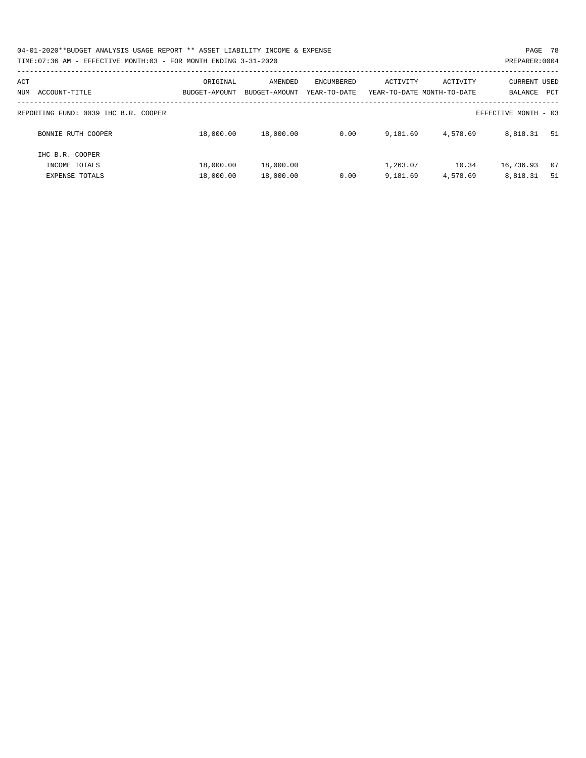| ACT NUM | ACCOUNT-TITLE | ORIGINAL BUDGET-AMOUNT | AMENDED BUDGET-AMOUNT | ENCUMBERED YEAR-TO-DATE | ACTIVITY YEAR-TO-DATE | ACTIVITY MONTH-TO-DATE | CURRENT BALANCE | USED PCT |
|---|---|---|---|---|---|---|---|---|
| REPORTING FUND: 0039 IHC B.R. COOPER | | | | | | | EFFECTIVE MONTH - 03 | |
| | BONNIE RUTH COOPER | 18,000.00 | 18,000.00 | 0.00 | 9,181.69 | 4,578.69 | 8,818.31 | 51 |
| | IHC B.R. COOPER | | | | | | | |
| | INCOME TOTALS | 18,000.00 | 18,000.00 | | 1,263.07 | 10.34 | 16,736.93 | 07 |
| | EXPENSE TOTALS | 18,000.00 | 18,000.00 | 0.00 | 9,181.69 | 4,578.69 | 8,818.31 | 51 |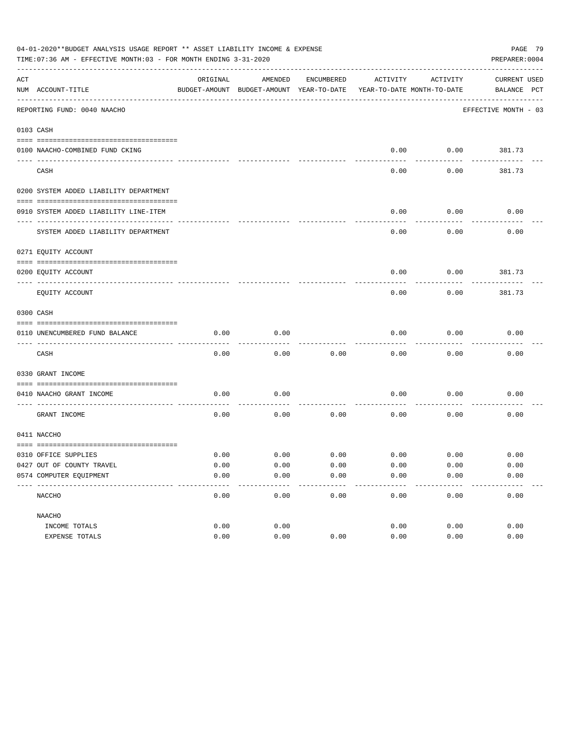04-01-2020**BUDGET ANALYSIS USAGE REPORT ** ASSET LIABILITY INCOME & EXPENSE

TIME:07:36 AM - EFFECTIVE MONTH:03 - FOR MONTH ENDING 3-31-2020

PREPARER:0004

| ACT NUM | ACCOUNT-TITLE | ORIGINAL BUDGET-AMOUNT | AMENDED BUDGET-AMOUNT | ENCUMBERED YEAR-TO-DATE | ACTIVITY YEAR-TO-DATE | ACTIVITY MONTH-TO-DATE | CURRENT BALANCE | USED PCT |
|---|---|---|---|---|---|---|---|---|
| | REPORTING FUND: 0040 NAACHO | | | | | | EFFECTIVE MONTH - 03 | |
| 0103 | CASH | | | | | | | |
| 0100 | NAACHO-COMBINED FUND CKING | | | | 0.00 | 0.00 | 381.73 | |
| | CASH | | | | 0.00 | 0.00 | 381.73 | |
| 0200 | SYSTEM ADDED LIABILITY DEPARTMENT | | | | | | | |
| 0910 | SYSTEM ADDED LIABILITY LINE-ITEM | | | | 0.00 | 0.00 | 0.00 | |
| | SYSTEM ADDED LIABILITY DEPARTMENT | | | | 0.00 | 0.00 | 0.00 | |
| 0271 | EQUITY ACCOUNT | | | | | | | |
| 0200 | EQUITY ACCOUNT | | | | 0.00 | 0.00 | 381.73 | |
| | EQUITY ACCOUNT | | | | 0.00 | 0.00 | 381.73 | |
| 0300 | CASH | | | | | | | |
| 0110 | UNENCUMBERED FUND BALANCE | 0.00 | 0.00 | | 0.00 | 0.00 | 0.00 | |
| | CASH | 0.00 | 0.00 | 0.00 | 0.00 | 0.00 | 0.00 | |
| 0330 | GRANT INCOME | | | | | | | |
| 0410 | NAACHO GRANT INCOME | 0.00 | 0.00 | | 0.00 | 0.00 | 0.00 | |
| | GRANT INCOME | 0.00 | 0.00 | 0.00 | 0.00 | 0.00 | 0.00 | |
| 0411 | NACCHO | | | | | | | |
| 0310 | OFFICE SUPPLIES | 0.00 | 0.00 | 0.00 | 0.00 | 0.00 | 0.00 | |
| 0427 | OUT OF COUNTY TRAVEL | 0.00 | 0.00 | 0.00 | 0.00 | 0.00 | 0.00 | |
| 0574 | COMPUTER EQUIPMENT | 0.00 | 0.00 | 0.00 | 0.00 | 0.00 | 0.00 | |
| | NACCHO | 0.00 | 0.00 | 0.00 | 0.00 | 0.00 | 0.00 | |
| | NAACHO | | | | | | | |
| | INCOME TOTALS | 0.00 | 0.00 | | 0.00 | 0.00 | 0.00 | |
| | EXPENSE TOTALS | 0.00 | 0.00 | 0.00 | 0.00 | 0.00 | 0.00 | |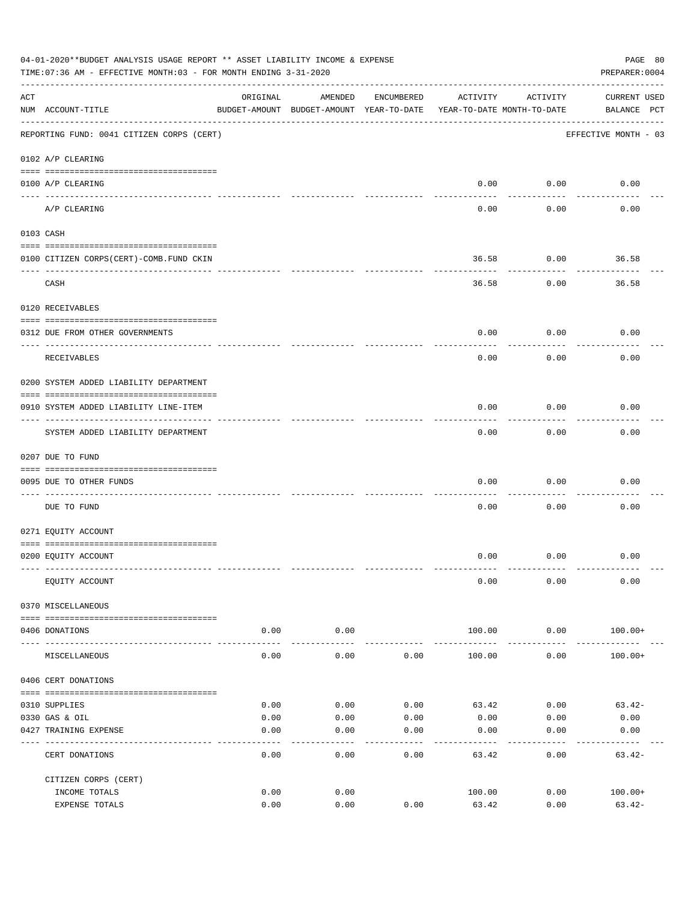04-01-2020**BUDGET ANALYSIS USAGE REPORT ** ASSET LIABILITY INCOME & EXPENSE

TIME:07:36 AM - EFFECTIVE MONTH:03 - FOR MONTH ENDING 3-31-2020

PREPARER:0004

| ACT NUM | ACCOUNT-TITLE | ORIGINAL BUDGET-AMOUNT | AMENDED BUDGET-AMOUNT | ENCUMBERED YEAR-TO-DATE | ACTIVITY YEAR-TO-DATE | ACTIVITY MONTH-TO-DATE | CURRENT BALANCE | USED PCT |
|---|---|---|---|---|---|---|---|---|
| | REPORTING FUND: 0041 CITIZEN CORPS (CERT) | | | | | | EFFECTIVE MONTH - 03 | |
| | 0102 A/P CLEARING | | | | | | | |
| 0100 | A/P CLEARING | | | | 0.00 | 0.00 | 0.00 | |
| | A/P CLEARING | | | | 0.00 | 0.00 | 0.00 | |
| | 0103 CASH | | | | | | | |
| 0100 | CITIZEN CORPS(CERT)-COMB.FUND CKIN | | | | 36.58 | 0.00 | 36.58 | |
| | CASH | | | | 36.58 | 0.00 | 36.58 | |
| | 0120 RECEIVABLES | | | | | | | |
| 0312 | DUE FROM OTHER GOVERNMENTS | | | | 0.00 | 0.00 | 0.00 | |
| | RECEIVABLES | | | | 0.00 | 0.00 | 0.00 | |
| | 0200 SYSTEM ADDED LIABILITY DEPARTMENT | | | | | | | |
| 0910 | SYSTEM ADDED LIABILITY LINE-ITEM | | | | 0.00 | 0.00 | 0.00 | |
| | SYSTEM ADDED LIABILITY DEPARTMENT | | | | 0.00 | 0.00 | 0.00 | |
| | 0207 DUE TO FUND | | | | | | | |
| 0095 | DUE TO OTHER FUNDS | | | | 0.00 | 0.00 | 0.00 | |
| | DUE TO FUND | | | | 0.00 | 0.00 | 0.00 | |
| | 0271 EQUITY ACCOUNT | | | | | | | |
| 0200 | EQUITY ACCOUNT | | | | 0.00 | 0.00 | 0.00 | |
| | EQUITY ACCOUNT | | | | 0.00 | 0.00 | 0.00 | |
| | 0370 MISCELLANEOUS | | | | | | | |
| 0406 | DONATIONS | 0.00 | 0.00 | | 100.00 | 0.00 | 100.00+ | |
| | MISCELLANEOUS | 0.00 | 0.00 | 0.00 | 100.00 | 0.00 | 100.00+ | |
| | 0406 CERT DONATIONS | | | | | | | |
| 0310 | SUPPLIES | 0.00 | 0.00 | 0.00 | 63.42 | 0.00 | 63.42- | |
| 0330 | GAS & OIL | 0.00 | 0.00 | 0.00 | 0.00 | 0.00 | 0.00 | |
| 0427 | TRAINING EXPENSE | 0.00 | 0.00 | 0.00 | 0.00 | 0.00 | 0.00 | |
| | CERT DONATIONS | 0.00 | 0.00 | 0.00 | 63.42 | 0.00 | 63.42- | |
| | CITIZEN CORPS (CERT) | | | | | | | |
| | INCOME TOTALS | 0.00 | 0.00 | | 100.00 | 0.00 | 100.00+ | |
| | EXPENSE TOTALS | 0.00 | 0.00 | 0.00 | 63.42 | 0.00 | 63.42- | |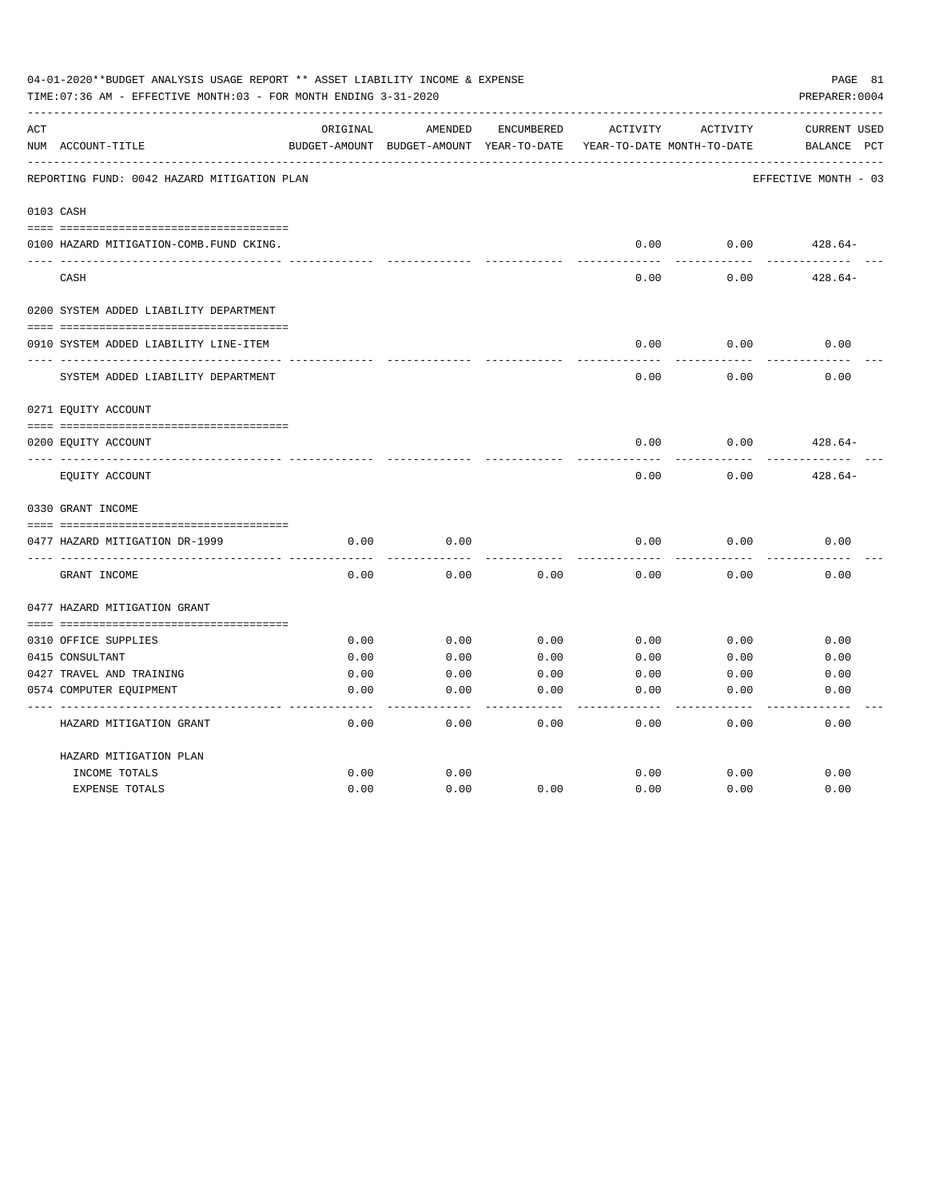04-01-2020**BUDGET ANALYSIS USAGE REPORT ** ASSET LIABILITY INCOME & EXPENSE

TIME:07:36 AM - EFFECTIVE MONTH:03 - FOR MONTH ENDING 3-31-2020

PREPARER:0004

| ACT NUM | ACCOUNT-TITLE | ORIGINAL BUDGET-AMOUNT | AMENDED BUDGET-AMOUNT | ENCUMBERED YEAR-TO-DATE | ACTIVITY YEAR-TO-DATE | ACTIVITY MONTH-TO-DATE | CURRENT BALANCE | USED PCT |
|---|---|---|---|---|---|---|---|---|
| | REPORTING FUND: 0042 HAZARD MITIGATION PLAN | | | | | | EFFECTIVE MONTH - 03 | |
| 0103 | CASH | | | | | | | |
| 0100 | HAZARD MITIGATION-COMB.FUND CKING. | | | | 0.00 | 0.00 | 428.64- | |
| | CASH | | | | 0.00 | 0.00 | 428.64- | |
| 0200 | SYSTEM ADDED LIABILITY DEPARTMENT | | | | | | | |
| 0910 | SYSTEM ADDED LIABILITY LINE-ITEM | | | | 0.00 | 0.00 | 0.00 | |
| | SYSTEM ADDED LIABILITY DEPARTMENT | | | | 0.00 | 0.00 | 0.00 | |
| 0271 | EQUITY ACCOUNT | | | | | | | |
| 0200 | EQUITY ACCOUNT | | | | 0.00 | 0.00 | 428.64- | |
| | EQUITY ACCOUNT | | | | 0.00 | 0.00 | 428.64- | |
| 0330 | GRANT INCOME | | | | | | | |
| 0477 | HAZARD MITIGATION DR-1999 | 0.00 | 0.00 | | 0.00 | 0.00 | 0.00 | |
| | GRANT INCOME | 0.00 | 0.00 | 0.00 | 0.00 | 0.00 | 0.00 | |
| 0477 | HAZARD MITIGATION GRANT | | | | | | | |
| 0310 | OFFICE SUPPLIES | 0.00 | 0.00 | 0.00 | 0.00 | 0.00 | 0.00 | |
| 0415 | CONSULTANT | 0.00 | 0.00 | 0.00 | 0.00 | 0.00 | 0.00 | |
| 0427 | TRAVEL AND TRAINING | 0.00 | 0.00 | 0.00 | 0.00 | 0.00 | 0.00 | |
| 0574 | COMPUTER EQUIPMENT | 0.00 | 0.00 | 0.00 | 0.00 | 0.00 | 0.00 | |
| | HAZARD MITIGATION GRANT | 0.00 | 0.00 | 0.00 | 0.00 | 0.00 | 0.00 | |
| | HAZARD MITIGATION PLAN | | | | | | | |
| | INCOME TOTALS | 0.00 | 0.00 | | 0.00 | 0.00 | 0.00 | |
| | EXPENSE TOTALS | 0.00 | 0.00 | 0.00 | 0.00 | 0.00 | 0.00 | |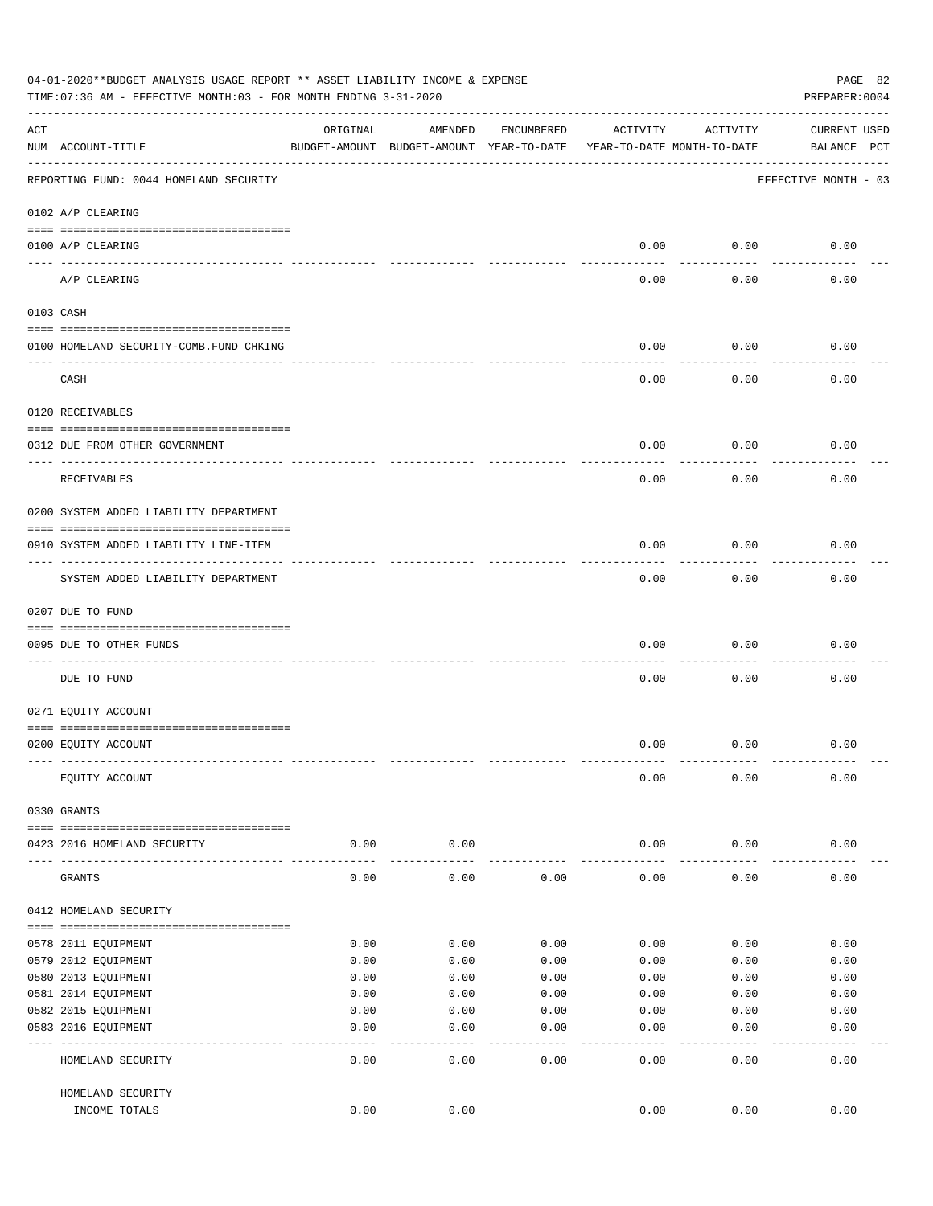04-01-2020**BUDGET ANALYSIS USAGE REPORT ** ASSET LIABILITY INCOME & EXPENSE

TIME:07:36 AM - EFFECTIVE MONTH:03 - FOR MONTH ENDING 3-31-2020

PREPARER:0004

| ACT NUM | ACCOUNT-TITLE | ORIGINAL BUDGET-AMOUNT | AMENDED BUDGET-AMOUNT | ENCUMBERED YEAR-TO-DATE | ACTIVITY YEAR-TO-DATE | ACTIVITY MONTH-TO-DATE | CURRENT BALANCE | USED PCT |
|---|---|---|---|---|---|---|---|---|
| | REPORTING FUND: 0044 HOMELAND SECURITY | | | | | | EFFECTIVE MONTH - 03 | |
| | 0102 A/P CLEARING | | | | | | | |
| 0100 | A/P CLEARING | | | | 0.00 | 0.00 | 0.00 | |
| | A/P CLEARING | | | | 0.00 | 0.00 | 0.00 | |
| | 0103 CASH | | | | | | | |
| 0100 | HOMELAND SECURITY-COMB.FUND CHKING | | | | 0.00 | 0.00 | 0.00 | |
| | CASH | | | | 0.00 | 0.00 | 0.00 | |
| | 0120 RECEIVABLES | | | | | | | |
| 0312 | DUE FROM OTHER GOVERNMENT | | | | 0.00 | 0.00 | 0.00 | |
| | RECEIVABLES | | | | 0.00 | 0.00 | 0.00 | |
| | 0200 SYSTEM ADDED LIABILITY DEPARTMENT | | | | | | | |
| 0910 | SYSTEM ADDED LIABILITY LINE-ITEM | | | | 0.00 | 0.00 | 0.00 | |
| | SYSTEM ADDED LIABILITY DEPARTMENT | | | | 0.00 | 0.00 | 0.00 | |
| | 0207 DUE TO FUND | | | | | | | |
| 0095 | DUE TO OTHER FUNDS | | | | 0.00 | 0.00 | 0.00 | |
| | DUE TO FUND | | | | 0.00 | 0.00 | 0.00 | |
| | 0271 EQUITY ACCOUNT | | | | | | | |
| 0200 | EQUITY ACCOUNT | | | | 0.00 | 0.00 | 0.00 | |
| | EQUITY ACCOUNT | | | | 0.00 | 0.00 | 0.00 | |
| | 0330 GRANTS | | | | | | | |
| 0423 | 2016 HOMELAND SECURITY | 0.00 | 0.00 | | 0.00 | 0.00 | 0.00 | |
| | GRANTS | 0.00 | 0.00 | 0.00 | 0.00 | 0.00 | 0.00 | |
| | 0412 HOMELAND SECURITY | | | | | | | |
| 0578 | 2011 EQUIPMENT | 0.00 | 0.00 | 0.00 | 0.00 | 0.00 | 0.00 | |
| 0579 | 2012 EQUIPMENT | 0.00 | 0.00 | 0.00 | 0.00 | 0.00 | 0.00 | |
| 0580 | 2013 EQUIPMENT | 0.00 | 0.00 | 0.00 | 0.00 | 0.00 | 0.00 | |
| 0581 | 2014 EQUIPMENT | 0.00 | 0.00 | 0.00 | 0.00 | 0.00 | 0.00 | |
| 0582 | 2015 EQUIPMENT | 0.00 | 0.00 | 0.00 | 0.00 | 0.00 | 0.00 | |
| 0583 | 2016 EQUIPMENT | 0.00 | 0.00 | 0.00 | 0.00 | 0.00 | 0.00 | |
| | HOMELAND SECURITY | 0.00 | 0.00 | 0.00 | 0.00 | 0.00 | 0.00 | |
| | HOMELAND SECURITY INCOME TOTALS | 0.00 | 0.00 | | 0.00 | 0.00 | 0.00 | |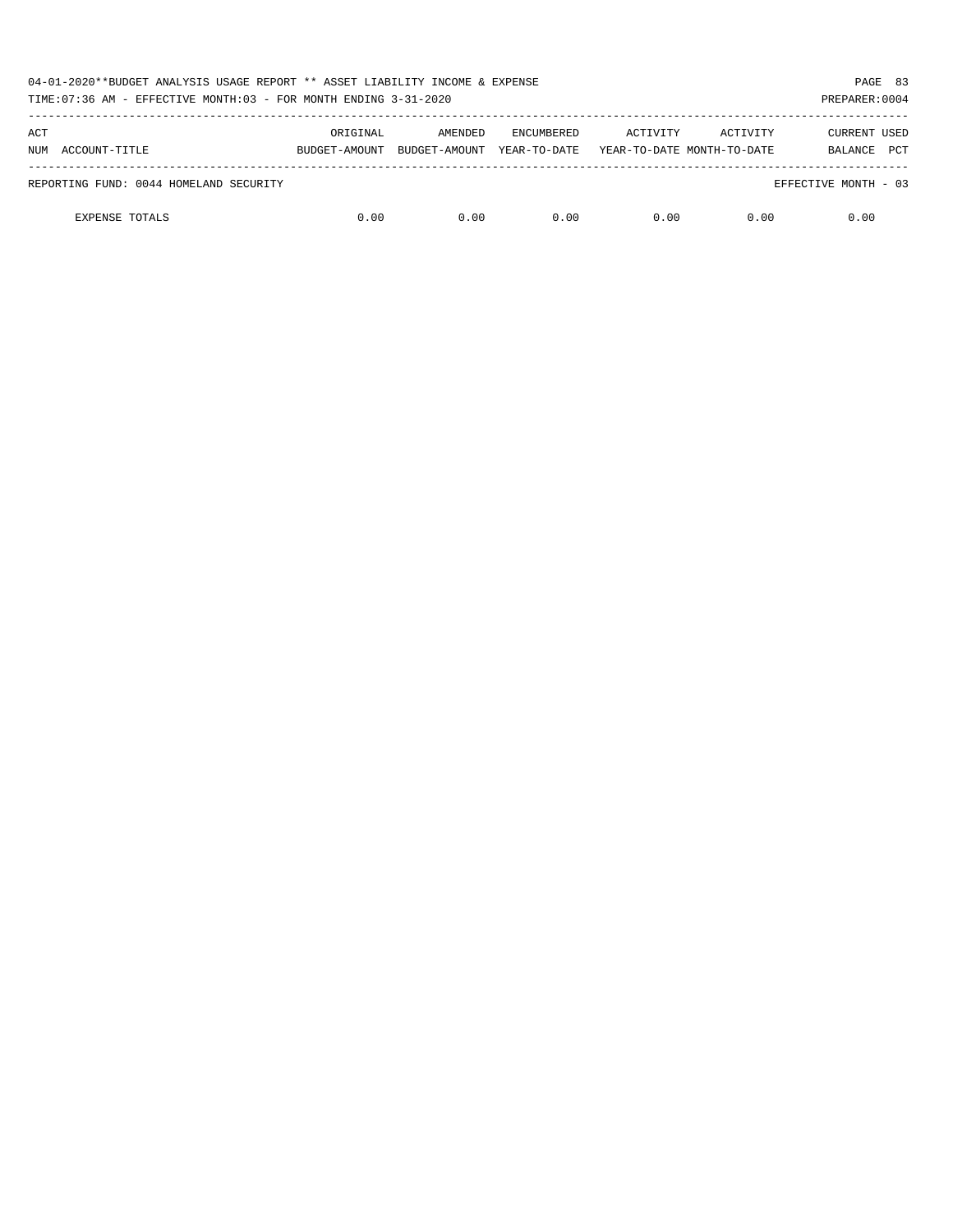| ACT NUM | ACCOUNT-TITLE | ORIGINAL BUDGET-AMOUNT | AMENDED BUDGET-AMOUNT | ENCUMBERED YEAR-TO-DATE | ACTIVITY YEAR-TO-DATE | ACTIVITY MONTH-TO-DATE | CURRENT BALANCE | USED PCT |
|---|---|---|---|---|---|---|---|---|
| REPORTING FUND: 0044 HOMELAND SECURITY | | | | | | | EFFECTIVE MONTH - 03 | |
| | EXPENSE TOTALS | 0.00 | 0.00 | 0.00 | 0.00 | 0.00 | 0.00 | |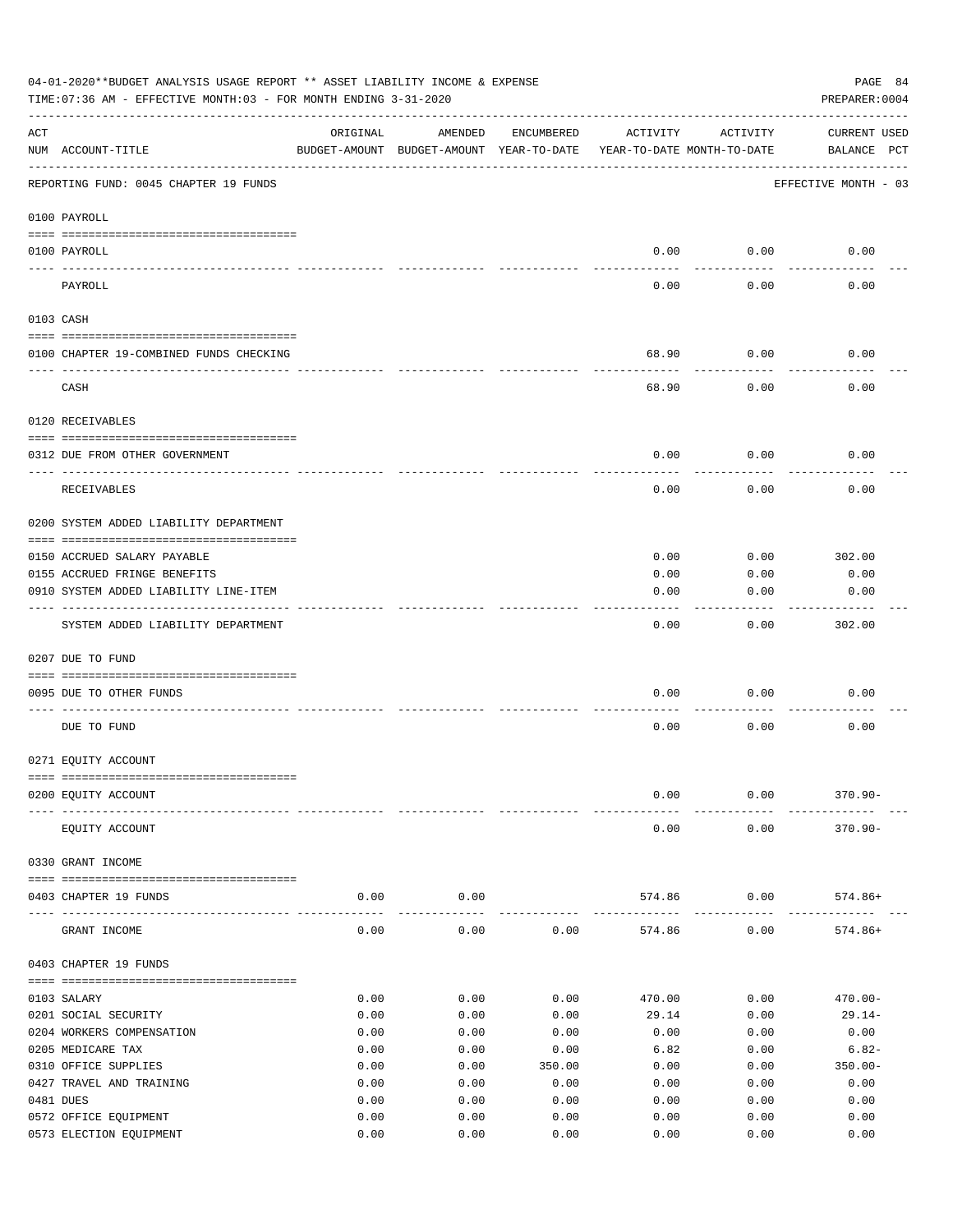04-01-2020**BUDGET ANALYSIS USAGE REPORT ** ASSET LIABILITY INCOME & EXPENSE

TIME:07:36 AM - EFFECTIVE MONTH:03 - FOR MONTH ENDING 3-31-2020

PREPARER:0004

| ACT NUM | ACCOUNT-TITLE | ORIGINAL BUDGET-AMOUNT | AMENDED BUDGET-AMOUNT | ENCUMBERED YEAR-TO-DATE | ACTIVITY YEAR-TO-DATE | ACTIVITY MONTH-TO-DATE | CURRENT USED BALANCE | PCT |
|---|---|---|---|---|---|---|---|---|

REPORTING FUND: 0045 CHAPTER 19 FUNDS — EFFECTIVE MONTH - 03

| ACT NUM | ACCOUNT-TITLE | ORIGINAL BUDGET-AMOUNT | AMENDED BUDGET-AMOUNT | ENCUMBERED YEAR-TO-DATE | ACTIVITY YEAR-TO-DATE | ACTIVITY MONTH-TO-DATE | CURRENT USED BALANCE | PCT |
|---|---|---|---|---|---|---|---|---|
| **0100 PAYROLL** | | | | | | | | |
| 0100 | PAYROLL | | | | 0.00 | 0.00 | 0.00 | |
| | PAYROLL | | | | 0.00 | 0.00 | 0.00 | |
| **0103 CASH** | | | | | | | | |
| 0100 | CHAPTER 19-COMBINED FUNDS CHECKING | | | | 68.90 | 0.00 | 0.00 | |
| | CASH | | | | 68.90 | 0.00 | 0.00 | |
| **0120 RECEIVABLES** | | | | | | | | |
| 0312 | DUE FROM OTHER GOVERNMENT | | | | 0.00 | 0.00 | 0.00 | |
| | RECEIVABLES | | | | 0.00 | 0.00 | 0.00 | |
| **0200 SYSTEM ADDED LIABILITY DEPARTMENT** | | | | | | | | |
| 0150 | ACCRUED SALARY PAYABLE | | | | 0.00 | 0.00 | 302.00 | |
| 0155 | ACCRUED FRINGE BENEFITS | | | | 0.00 | 0.00 | 0.00 | |
| 0910 | SYSTEM ADDED LIABILITY LINE-ITEM | | | | 0.00 | 0.00 | 0.00 | |
| | SYSTEM ADDED LIABILITY DEPARTMENT | | | | 0.00 | 0.00 | 302.00 | |
| **0207 DUE TO FUND** | | | | | | | | |
| 0095 | DUE TO OTHER FUNDS | | | | 0.00 | 0.00 | 0.00 | |
| | DUE TO FUND | | | | 0.00 | 0.00 | 0.00 | |
| **0271 EQUITY ACCOUNT** | | | | | | | | |
| 0200 | EQUITY ACCOUNT | | | | 0.00 | 0.00 | 370.90- | |
| | EQUITY ACCOUNT | | | | 0.00 | 0.00 | 370.90- | |
| **0330 GRANT INCOME** | | | | | | | | |
| 0403 | CHAPTER 19 FUNDS | 0.00 | 0.00 | | 574.86 | 0.00 | 574.86+ | |
| | GRANT INCOME | 0.00 | 0.00 | 0.00 | 574.86 | 0.00 | 574.86+ | |
| **0403 CHAPTER 19 FUNDS** | | | | | | | | |
| 0103 | SALARY | 0.00 | 0.00 | 0.00 | 470.00 | 0.00 | 470.00- | |
| 0201 | SOCIAL SECURITY | 0.00 | 0.00 | 0.00 | 29.14 | 0.00 | 29.14- | |
| 0204 | WORKERS COMPENSATION | 0.00 | 0.00 | 0.00 | 0.00 | 0.00 | 0.00 | |
| 0205 | MEDICARE TAX | 0.00 | 0.00 | 0.00 | 6.82 | 0.00 | 6.82- | |
| 0310 | OFFICE SUPPLIES | 0.00 | 0.00 | 350.00 | 0.00 | 0.00 | 350.00- | |
| 0427 | TRAVEL AND TRAINING | 0.00 | 0.00 | 0.00 | 0.00 | 0.00 | 0.00 | |
| 0481 | DUES | 0.00 | 0.00 | 0.00 | 0.00 | 0.00 | 0.00 | |
| 0572 | OFFICE EQUIPMENT | 0.00 | 0.00 | 0.00 | 0.00 | 0.00 | 0.00 | |
| 0573 | ELECTION EQUIPMENT | 0.00 | 0.00 | 0.00 | 0.00 | 0.00 | 0.00 | |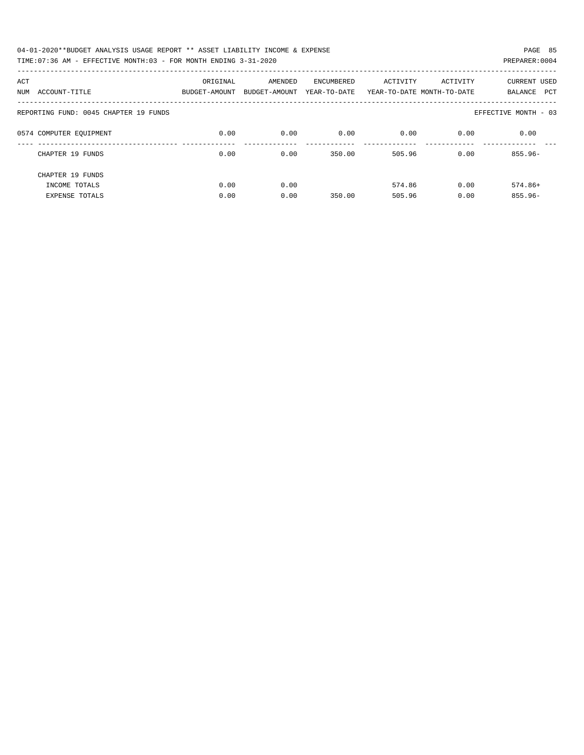| ACT NUM | ACCOUNT-TITLE | ORIGINAL BUDGET-AMOUNT | AMENDED BUDGET-AMOUNT | ENCUMBERED YEAR-TO-DATE | ACTIVITY YEAR-TO-DATE | ACTIVITY MONTH-TO-DATE | CURRENT BALANCE | USED PCT |
|---|---|---|---|---|---|---|---|---|
| REPORTING FUND: 0045 CHAPTER 19 FUNDS | | | | | | | EFFECTIVE MONTH - 03 | |
| 0574 | COMPUTER EQUIPMENT | 0.00 | 0.00 | 0.00 | 0.00 | 0.00 | 0.00 | |
| | CHAPTER 19 FUNDS | 0.00 | 0.00 | 350.00 | 505.96 | 0.00 | 855.96- | |
| | CHAPTER 19 FUNDS | | | | | | | |
| | INCOME TOTALS | 0.00 | 0.00 | | 574.86 | 0.00 | 574.86+ | |
| | EXPENSE TOTALS | 0.00 | 0.00 | 350.00 | 505.96 | 0.00 | 855.96- | |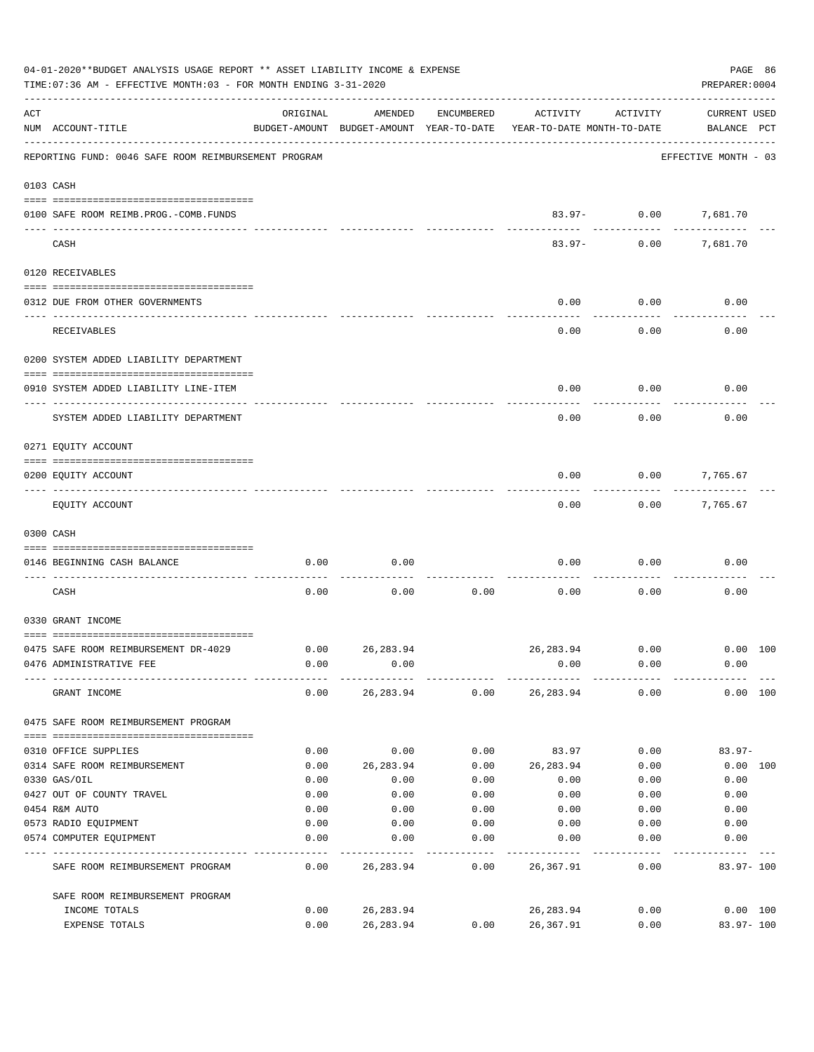04-01-2020**BUDGET ANALYSIS USAGE REPORT ** ASSET LIABILITY INCOME & EXPENSE

TIME:07:36 AM - EFFECTIVE MONTH:03 - FOR MONTH ENDING 3-31-2020

PREPARER:0004

| ACT NUM | ACCOUNT-TITLE | ORIGINAL BUDGET-AMOUNT | AMENDED BUDGET-AMOUNT | ENCUMBERED YEAR-TO-DATE | ACTIVITY YEAR-TO-DATE | ACTIVITY MONTH-TO-DATE | CURRENT USED BALANCE | PCT |
|---|---|---|---|---|---|---|---|---|
| | REPORTING FUND: 0046 SAFE ROOM REIMBURSEMENT PROGRAM | | | | | | EFFECTIVE MONTH - 03 | |
| | 0103 CASH | | | | | | | |
| 0100 | SAFE ROOM REIMB.PROG.-COMB.FUNDS | | | | 83.97- | 0.00 | 7,681.70 | |
| | CASH | | | | 83.97- | 0.00 | 7,681.70 | |
| | 0120 RECEIVABLES | | | | | | | |
| 0312 | DUE FROM OTHER GOVERNMENTS | | | | 0.00 | 0.00 | 0.00 | |
| | RECEIVABLES | | | | 0.00 | 0.00 | 0.00 | |
| | 0200 SYSTEM ADDED LIABILITY DEPARTMENT | | | | | | | |
| 0910 | SYSTEM ADDED LIABILITY LINE-ITEM | | | | 0.00 | 0.00 | 0.00 | |
| | SYSTEM ADDED LIABILITY DEPARTMENT | | | | 0.00 | 0.00 | 0.00 | |
| | 0271 EQUITY ACCOUNT | | | | | | | |
| 0200 | EQUITY ACCOUNT | | | | 0.00 | 0.00 | 7,765.67 | |
| | EQUITY ACCOUNT | | | | 0.00 | 0.00 | 7,765.67 | |
| | 0300 CASH | | | | | | | |
| 0146 | BEGINNING CASH BALANCE | 0.00 | 0.00 | | 0.00 | 0.00 | 0.00 | |
| | CASH | 0.00 | 0.00 | 0.00 | 0.00 | 0.00 | 0.00 | |
| | 0330 GRANT INCOME | | | | | | | |
| 0475 | SAFE ROOM REIMBURSEMENT DR-4029 | 0.00 | 26,283.94 | | 26,283.94 | 0.00 | 0.00 | 100 |
| 0476 | ADMINISTRATIVE FEE | 0.00 | 0.00 | | 0.00 | 0.00 | 0.00 | |
| | GRANT INCOME | 0.00 | 26,283.94 | 0.00 | 26,283.94 | 0.00 | 0.00 | 100 |
| | 0475 SAFE ROOM REIMBURSEMENT PROGRAM | | | | | | | |
| 0310 | OFFICE SUPPLIES | 0.00 | 0.00 | 0.00 | 83.97 | 0.00 | 83.97- | |
| 0314 | SAFE ROOM REIMBURSEMENT | 0.00 | 26,283.94 | 0.00 | 26,283.94 | 0.00 | 0.00 | 100 |
| 0330 | GAS/OIL | 0.00 | 0.00 | 0.00 | 0.00 | 0.00 | 0.00 | |
| 0427 | OUT OF COUNTY TRAVEL | 0.00 | 0.00 | 0.00 | 0.00 | 0.00 | 0.00 | |
| 0454 | R&M AUTO | 0.00 | 0.00 | 0.00 | 0.00 | 0.00 | 0.00 | |
| 0573 | RADIO EQUIPMENT | 0.00 | 0.00 | 0.00 | 0.00 | 0.00 | 0.00 | |
| 0574 | COMPUTER EQUIPMENT | 0.00 | 0.00 | 0.00 | 0.00 | 0.00 | 0.00 | |
| | SAFE ROOM REIMBURSEMENT PROGRAM | 0.00 | 26,283.94 | 0.00 | 26,367.91 | 0.00 | 83.97- | 100 |
| | SAFE ROOM REIMBURSEMENT PROGRAM | | | | | | | |
| | INCOME TOTALS | 0.00 | 26,283.94 | | 26,283.94 | 0.00 | 0.00 | 100 |
| | EXPENSE TOTALS | 0.00 | 26,283.94 | 0.00 | 26,367.91 | 0.00 | 83.97- | 100 |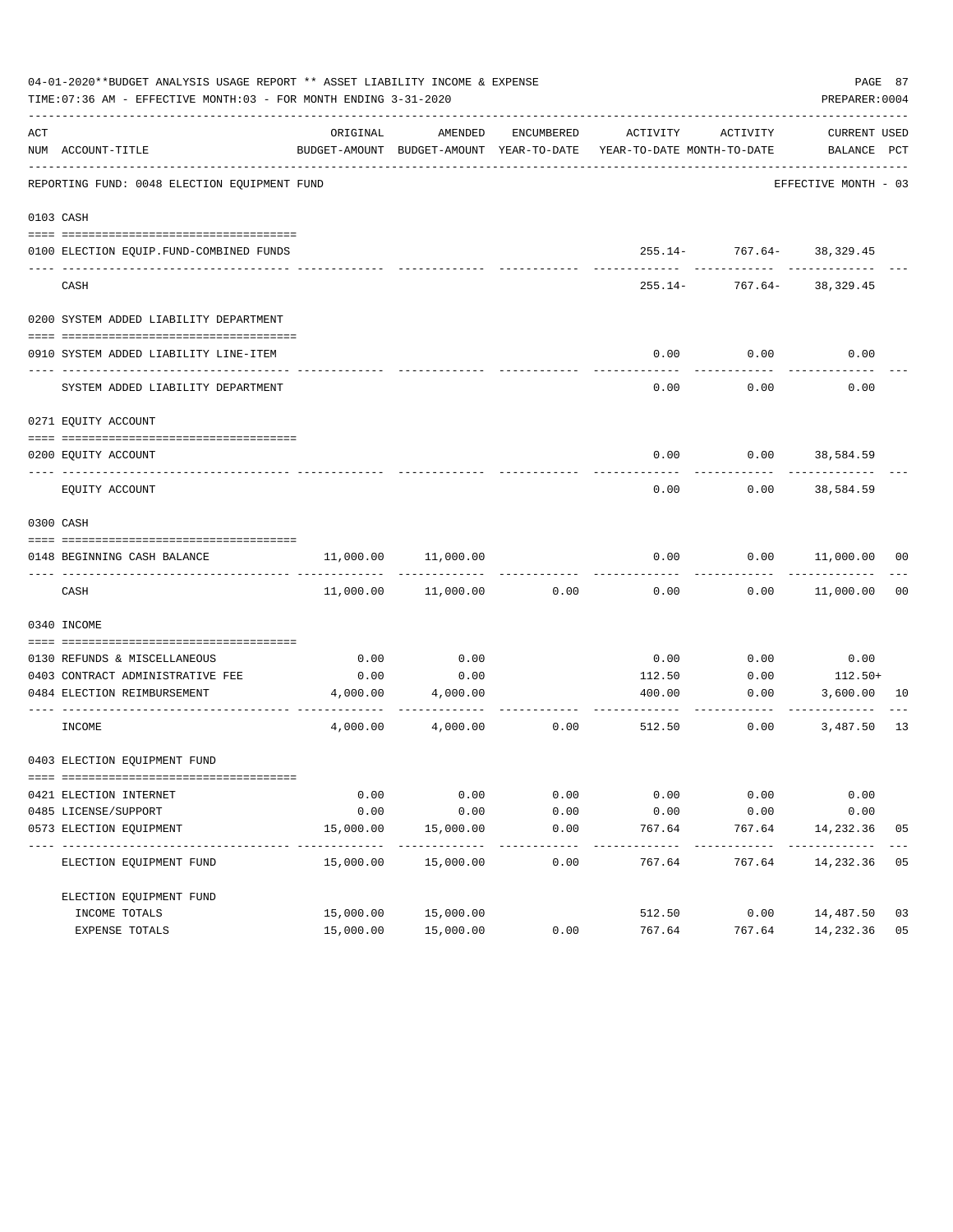04-01-2020**BUDGET ANALYSIS USAGE REPORT ** ASSET LIABILITY INCOME & EXPENSE

TIME:07:36 AM - EFFECTIVE MONTH:03 - FOR MONTH ENDING 3-31-2020

PREPARER:0004

REPORTING FUND: 0048 ELECTION EQUIPMENT FUND — EFFECTIVE MONTH - 03

| ACT NUM | ACCOUNT-TITLE | ORIGINAL BUDGET-AMOUNT | AMENDED BUDGET-AMOUNT | ENCUMBERED YEAR-TO-DATE | ACTIVITY YEAR-TO-DATE | ACTIVITY MONTH-TO-DATE | CURRENT BALANCE | USED PCT |
|---|---|---|---|---|---|---|---|---|
| 0103 | CASH | | | | | | | |
| 0100 | ELECTION EQUIP.FUND-COMBINED FUNDS | | | | 255.14- | 767.64- | 38,329.45 | |
| | CASH | | | | 255.14- | 767.64- | 38,329.45 | |
| 0200 | SYSTEM ADDED LIABILITY DEPARTMENT | | | | | | | |
| 0910 | SYSTEM ADDED LIABILITY LINE-ITEM | | | | 0.00 | 0.00 | 0.00 | |
| | SYSTEM ADDED LIABILITY DEPARTMENT | | | | 0.00 | 0.00 | 0.00 | |
| 0271 | EQUITY ACCOUNT | | | | | | | |
| 0200 | EQUITY ACCOUNT | | | | 0.00 | 0.00 | 38,584.59 | |
| | EQUITY ACCOUNT | | | | 0.00 | 0.00 | 38,584.59 | |
| 0300 | CASH | | | | | | | |
| 0148 | BEGINNING CASH BALANCE | 11,000.00 | 11,000.00 | | 0.00 | 0.00 | 11,000.00 | 00 |
| | CASH | 11,000.00 | 11,000.00 | 0.00 | 0.00 | 0.00 | 11,000.00 | 00 |
| 0340 | INCOME | | | | | | | |
| 0130 | REFUNDS & MISCELLANEOUS | 0.00 | 0.00 | | 0.00 | 0.00 | 0.00 | |
| 0403 | CONTRACT ADMINISTRATIVE FEE | 0.00 | 0.00 | | 112.50 | 0.00 | 112.50+ | |
| 0484 | ELECTION REIMBURSEMENT | 4,000.00 | 4,000.00 | | 400.00 | 0.00 | 3,600.00 | 10 |
| | INCOME | 4,000.00 | 4,000.00 | 0.00 | 512.50 | 0.00 | 3,487.50 | 13 |
| 0403 | ELECTION EQUIPMENT FUND | | | | | | | |
| 0421 | ELECTION INTERNET | 0.00 | 0.00 | 0.00 | 0.00 | 0.00 | 0.00 | |
| 0485 | LICENSE/SUPPORT | 0.00 | 0.00 | 0.00 | 0.00 | 0.00 | 0.00 | |
| 0573 | ELECTION EQUIPMENT | 15,000.00 | 15,000.00 | 0.00 | 767.64 | 767.64 | 14,232.36 | 05 |
| | ELECTION EQUIPMENT FUND | 15,000.00 | 15,000.00 | 0.00 | 767.64 | 767.64 | 14,232.36 | 05 |
| | ELECTION EQUIPMENT FUND | | | | | | | |
| | INCOME TOTALS | 15,000.00 | 15,000.00 | | 512.50 | 0.00 | 14,487.50 | 03 |
| | EXPENSE TOTALS | 15,000.00 | 15,000.00 | 0.00 | 767.64 | 767.64 | 14,232.36 | 05 |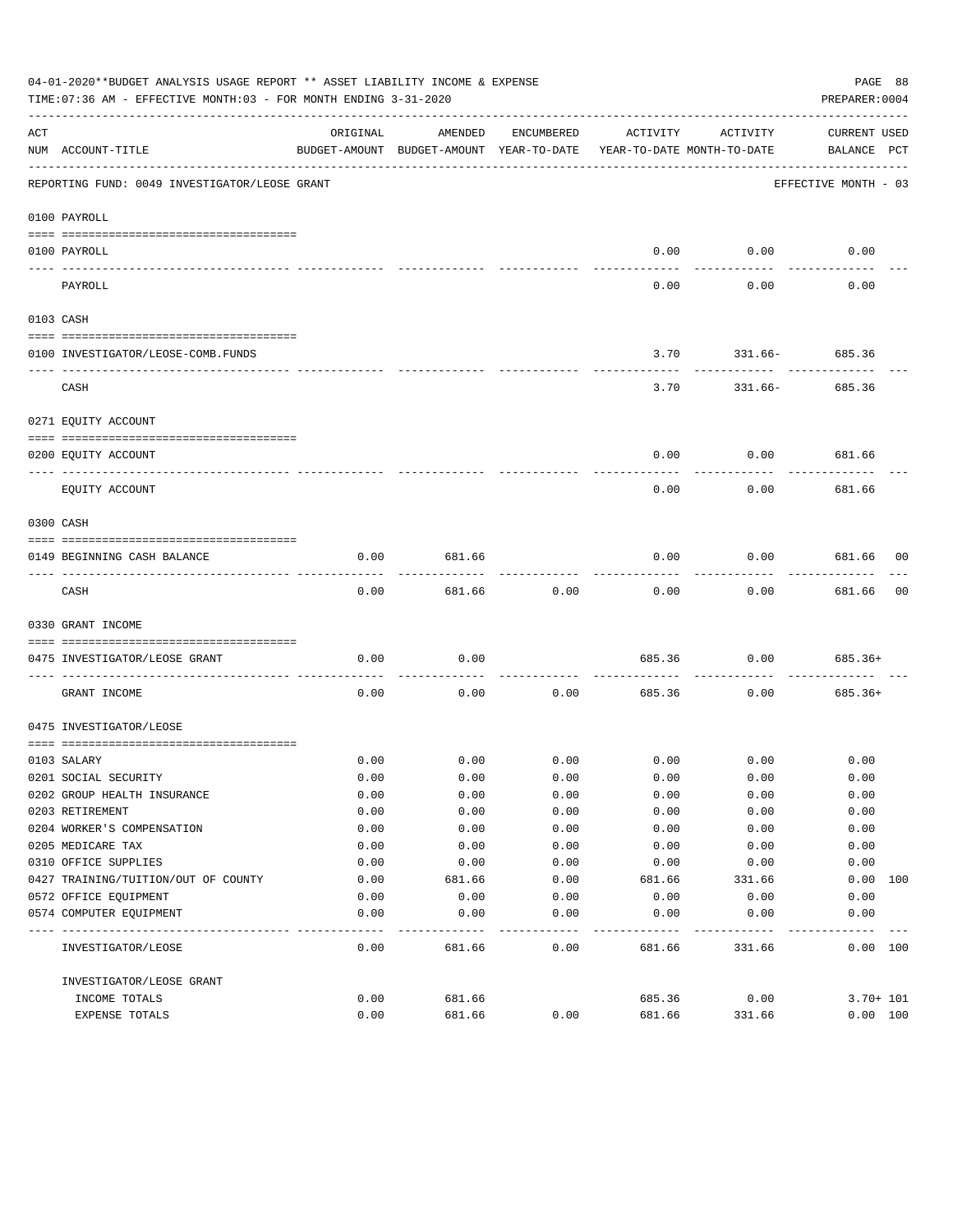04-01-2020**BUDGET ANALYSIS USAGE REPORT ** ASSET LIABILITY INCOME & EXPENSE

TIME:07:36 AM - EFFECTIVE MONTH:03 - FOR MONTH ENDING 3-31-2020

PREPARER:0004

REPORTING FUND: 0049 INVESTIGATOR/LEOSE GRANT — EFFECTIVE MONTH - 03

| ACT NUM | ACCOUNT-TITLE | ORIGINAL BUDGET-AMOUNT | AMENDED BUDGET-AMOUNT | ENCUMBERED YEAR-TO-DATE | ACTIVITY YEAR-TO-DATE | ACTIVITY MONTH-TO-DATE | CURRENT BALANCE | USED PCT |
|---|---|---|---|---|---|---|---|---|
| | **0100 PAYROLL** | | | | | | | |
| 0100 | PAYROLL | | | | 0.00 | 0.00 | 0.00 | |
| | PAYROLL | | | | 0.00 | 0.00 | 0.00 | |
| | **0103 CASH** | | | | | | | |
| 0100 | INVESTIGATOR/LEOSE-COMB.FUNDS | | | | 3.70 | 331.66- | 685.36 | |
| | CASH | | | | 3.70 | 331.66- | 685.36 | |
| | **0271 EQUITY ACCOUNT** | | | | | | | |
| 0200 | EQUITY ACCOUNT | | | | 0.00 | 0.00 | 681.66 | |
| | EQUITY ACCOUNT | | | | 0.00 | 0.00 | 681.66 | |
| | **0300 CASH** | | | | | | | |
| 0149 | BEGINNING CASH BALANCE | 0.00 | 681.66 | | 0.00 | 0.00 | 681.66 | 00 |
| | CASH | 0.00 | 681.66 | 0.00 | 0.00 | 0.00 | 681.66 | 00 |
| | **0330 GRANT INCOME** | | | | | | | |
| 0475 | INVESTIGATOR/LEOSE GRANT | 0.00 | 0.00 | | 685.36 | 0.00 | 685.36+ | |
| | GRANT INCOME | 0.00 | 0.00 | 0.00 | 685.36 | 0.00 | 685.36+ | |
| | **0475 INVESTIGATOR/LEOSE** | | | | | | | |
| 0103 | SALARY | 0.00 | 0.00 | 0.00 | 0.00 | 0.00 | 0.00 | |
| 0201 | SOCIAL SECURITY | 0.00 | 0.00 | 0.00 | 0.00 | 0.00 | 0.00 | |
| 0202 | GROUP HEALTH INSURANCE | 0.00 | 0.00 | 0.00 | 0.00 | 0.00 | 0.00 | |
| 0203 | RETIREMENT | 0.00 | 0.00 | 0.00 | 0.00 | 0.00 | 0.00 | |
| 0204 | WORKER'S COMPENSATION | 0.00 | 0.00 | 0.00 | 0.00 | 0.00 | 0.00 | |
| 0205 | MEDICARE TAX | 0.00 | 0.00 | 0.00 | 0.00 | 0.00 | 0.00 | |
| 0310 | OFFICE SUPPLIES | 0.00 | 0.00 | 0.00 | 0.00 | 0.00 | 0.00 | |
| 0427 | TRAINING/TUITION/OUT OF COUNTY | 0.00 | 681.66 | 0.00 | 681.66 | 331.66 | 0.00 | 100 |
| 0572 | OFFICE EQUIPMENT | 0.00 | 0.00 | 0.00 | 0.00 | 0.00 | 0.00 | |
| 0574 | COMPUTER EQUIPMENT | 0.00 | 0.00 | 0.00 | 0.00 | 0.00 | 0.00 | |
| | INVESTIGATOR/LEOSE | 0.00 | 681.66 | 0.00 | 681.66 | 331.66 | 0.00 | 100 |
| | **INVESTIGATOR/LEOSE GRANT** | | | | | | | |
| | INCOME TOTALS | 0.00 | 681.66 | | 685.36 | 0.00 | 3.70+ | 101 |
| | EXPENSE TOTALS | 0.00 | 681.66 | 0.00 | 681.66 | 331.66 | 0.00 | 100 |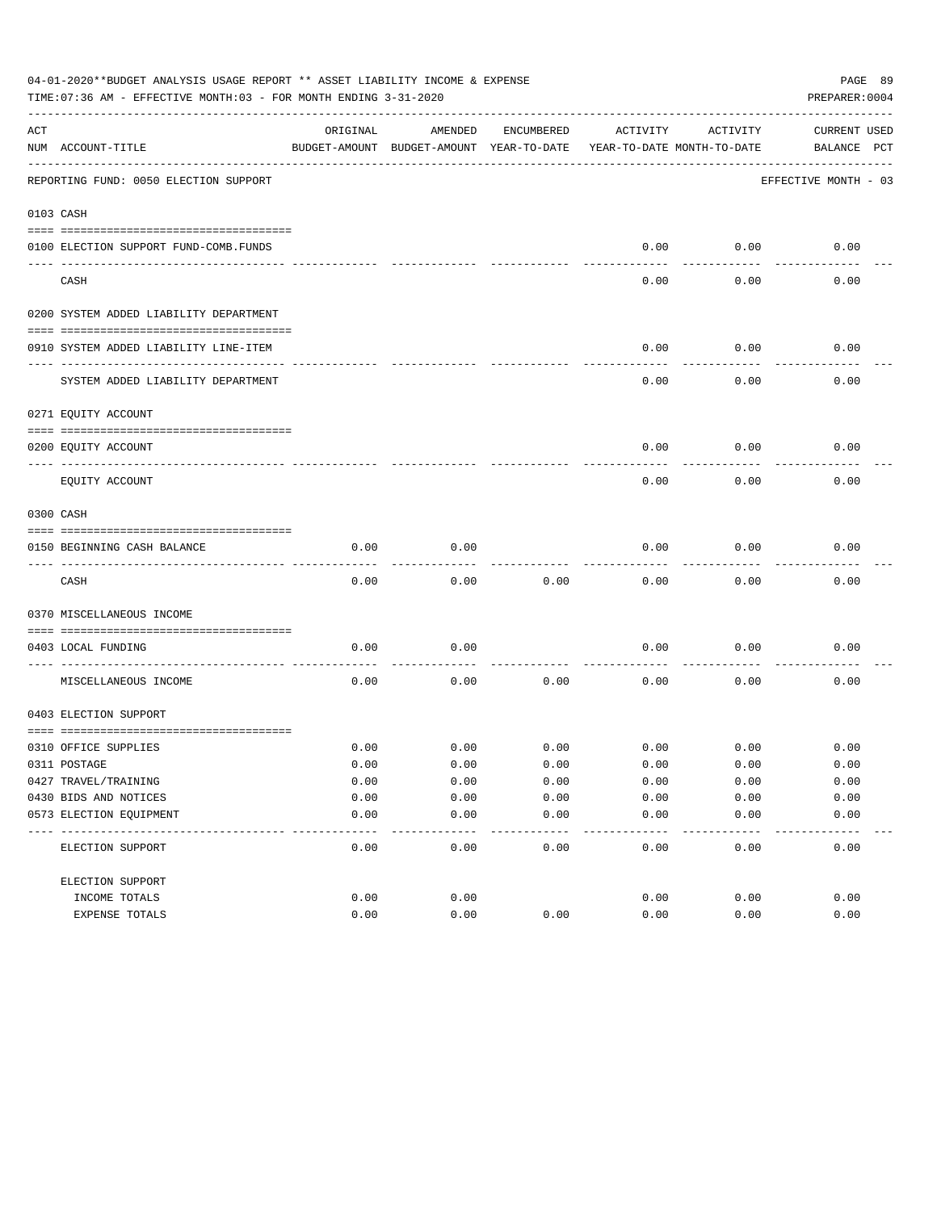04-01-2020**BUDGET ANALYSIS USAGE REPORT ** ASSET LIABILITY INCOME & EXPENSE

TIME:07:36 AM - EFFECTIVE MONTH:03 - FOR MONTH ENDING 3-31-2020

PREPARER:0004

REPORTING FUND: 0050 ELECTION SUPPORT — EFFECTIVE MONTH - 03

| ACT NUM | ACCOUNT-TITLE | ORIGINAL BUDGET-AMOUNT | AMENDED BUDGET-AMOUNT | ENCUMBERED YEAR-TO-DATE | ACTIVITY YEAR-TO-DATE | ACTIVITY MONTH-TO-DATE | CURRENT BALANCE | USED PCT |
|---|---|---|---|---|---|---|---|---|
| 0103 | CASH | | | | | | | |
| 0100 | ELECTION SUPPORT FUND-COMB.FUNDS | | | | 0.00 | 0.00 | 0.00 | |
| | CASH | | | | 0.00 | 0.00 | 0.00 | |
| 0200 | SYSTEM ADDED LIABILITY DEPARTMENT | | | | | | | |
| 0910 | SYSTEM ADDED LIABILITY LINE-ITEM | | | | 0.00 | 0.00 | 0.00 | |
| | SYSTEM ADDED LIABILITY DEPARTMENT | | | | 0.00 | 0.00 | 0.00 | |
| 0271 | EQUITY ACCOUNT | | | | | | | |
| 0200 | EQUITY ACCOUNT | | | | 0.00 | 0.00 | 0.00 | |
| | EQUITY ACCOUNT | | | | 0.00 | 0.00 | 0.00 | |
| 0300 | CASH | | | | | | | |
| 0150 | BEGINNING CASH BALANCE | 0.00 | 0.00 | | 0.00 | 0.00 | 0.00 | |
| | CASH | 0.00 | 0.00 | 0.00 | 0.00 | 0.00 | 0.00 | |
| 0370 | MISCELLANEOUS INCOME | | | | | | | |
| 0403 | LOCAL FUNDING | 0.00 | 0.00 | | 0.00 | 0.00 | 0.00 | |
| | MISCELLANEOUS INCOME | 0.00 | 0.00 | 0.00 | 0.00 | 0.00 | 0.00 | |
| 0403 | ELECTION SUPPORT | | | | | | | |
| 0310 | OFFICE SUPPLIES | 0.00 | 0.00 | 0.00 | 0.00 | 0.00 | 0.00 | |
| 0311 | POSTAGE | 0.00 | 0.00 | 0.00 | 0.00 | 0.00 | 0.00 | |
| 0427 | TRAVEL/TRAINING | 0.00 | 0.00 | 0.00 | 0.00 | 0.00 | 0.00 | |
| 0430 | BIDS AND NOTICES | 0.00 | 0.00 | 0.00 | 0.00 | 0.00 | 0.00 | |
| 0573 | ELECTION EQUIPMENT | 0.00 | 0.00 | 0.00 | 0.00 | 0.00 | 0.00 | |
| | ELECTION SUPPORT | 0.00 | 0.00 | 0.00 | 0.00 | 0.00 | 0.00 | |
| | ELECTION SUPPORT | | | | | | | |
| | INCOME TOTALS | 0.00 | 0.00 | | 0.00 | 0.00 | 0.00 | |
| | EXPENSE TOTALS | 0.00 | 0.00 | 0.00 | 0.00 | 0.00 | 0.00 | |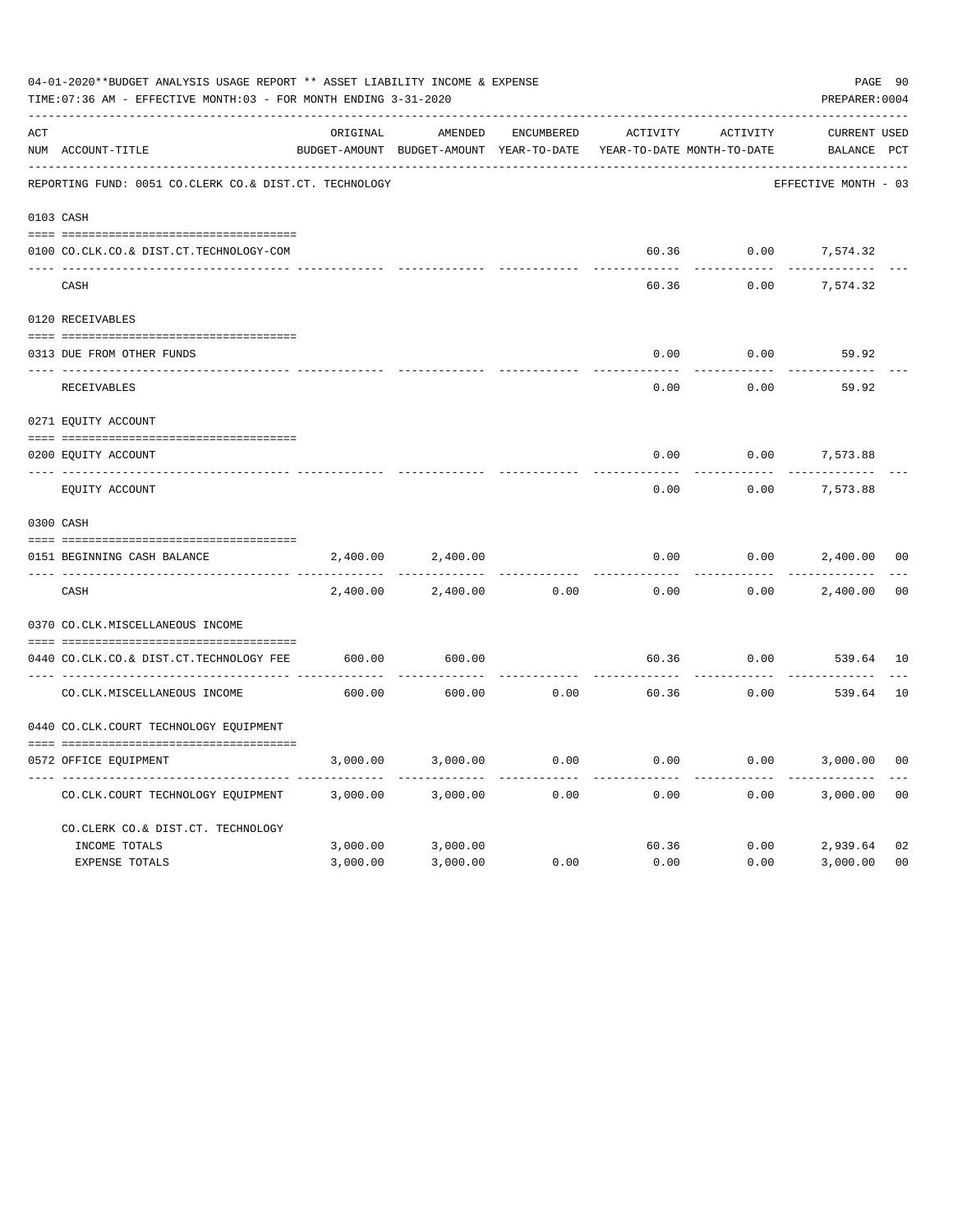04-01-2020**BUDGET ANALYSIS USAGE REPORT ** ASSET LIABILITY INCOME & EXPENSE

TIME:07:36 AM - EFFECTIVE MONTH:03 - FOR MONTH ENDING 3-31-2020

PREPARER:0004

REPORTING FUND: 0051 CO.CLERK CO.& DIST.CT. TECHNOLOGY — EFFECTIVE MONTH - 03

| ACT NUM | ACCOUNT-TITLE | ORIGINAL BUDGET-AMOUNT | AMENDED BUDGET-AMOUNT | ENCUMBERED YEAR-TO-DATE | ACTIVITY YEAR-TO-DATE | ACTIVITY MONTH-TO-DATE | CURRENT BALANCE | USED PCT |
|---|---|---|---|---|---|---|---|---|
| 0103 | CASH | | | | | | | |
| 0100 | CO.CLK.CO.& DIST.CT.TECHNOLOGY-COM | | | | 60.36 | 0.00 | 7,574.32 | |
| | CASH | | | | 60.36 | 0.00 | 7,574.32 | |
| 0120 | RECEIVABLES | | | | | | | |
| 0313 | DUE FROM OTHER FUNDS | | | | 0.00 | 0.00 | 59.92 | |
| | RECEIVABLES | | | | 0.00 | 0.00 | 59.92 | |
| 0271 | EQUITY ACCOUNT | | | | | | | |
| 0200 | EQUITY ACCOUNT | | | | 0.00 | 0.00 | 7,573.88 | |
| | EQUITY ACCOUNT | | | | 0.00 | 0.00 | 7,573.88 | |
| 0300 | CASH | | | | | | | |
| 0151 | BEGINNING CASH BALANCE | 2,400.00 | 2,400.00 | | 0.00 | 0.00 | 2,400.00 | 00 |
| | CASH | 2,400.00 | 2,400.00 | 0.00 | 0.00 | 0.00 | 2,400.00 | 00 |
| 0370 | CO.CLK.MISCELLANEOUS INCOME | | | | | | | |
| 0440 | CO.CLK.CO.& DIST.CT.TECHNOLOGY FEE | 600.00 | 600.00 | | 60.36 | 0.00 | 539.64 | 10 |
| | CO.CLK.MISCELLANEOUS INCOME | 600.00 | 600.00 | 0.00 | 60.36 | 0.00 | 539.64 | 10 |
| 0440 | CO.CLK.COURT TECHNOLOGY EQUIPMENT | | | | | | | |
| 0572 | OFFICE EQUIPMENT | 3,000.00 | 3,000.00 | 0.00 | 0.00 | 0.00 | 3,000.00 | 00 |
| | CO.CLK.COURT TECHNOLOGY EQUIPMENT | 3,000.00 | 3,000.00 | 0.00 | 0.00 | 0.00 | 3,000.00 | 00 |
| | CO.CLERK CO.& DIST.CT. TECHNOLOGY | | | | | | | |
| | INCOME TOTALS | 3,000.00 | 3,000.00 | | 60.36 | 0.00 | 2,939.64 | 02 |
| | EXPENSE TOTALS | 3,000.00 | 3,000.00 | 0.00 | 0.00 | 0.00 | 3,000.00 | 00 |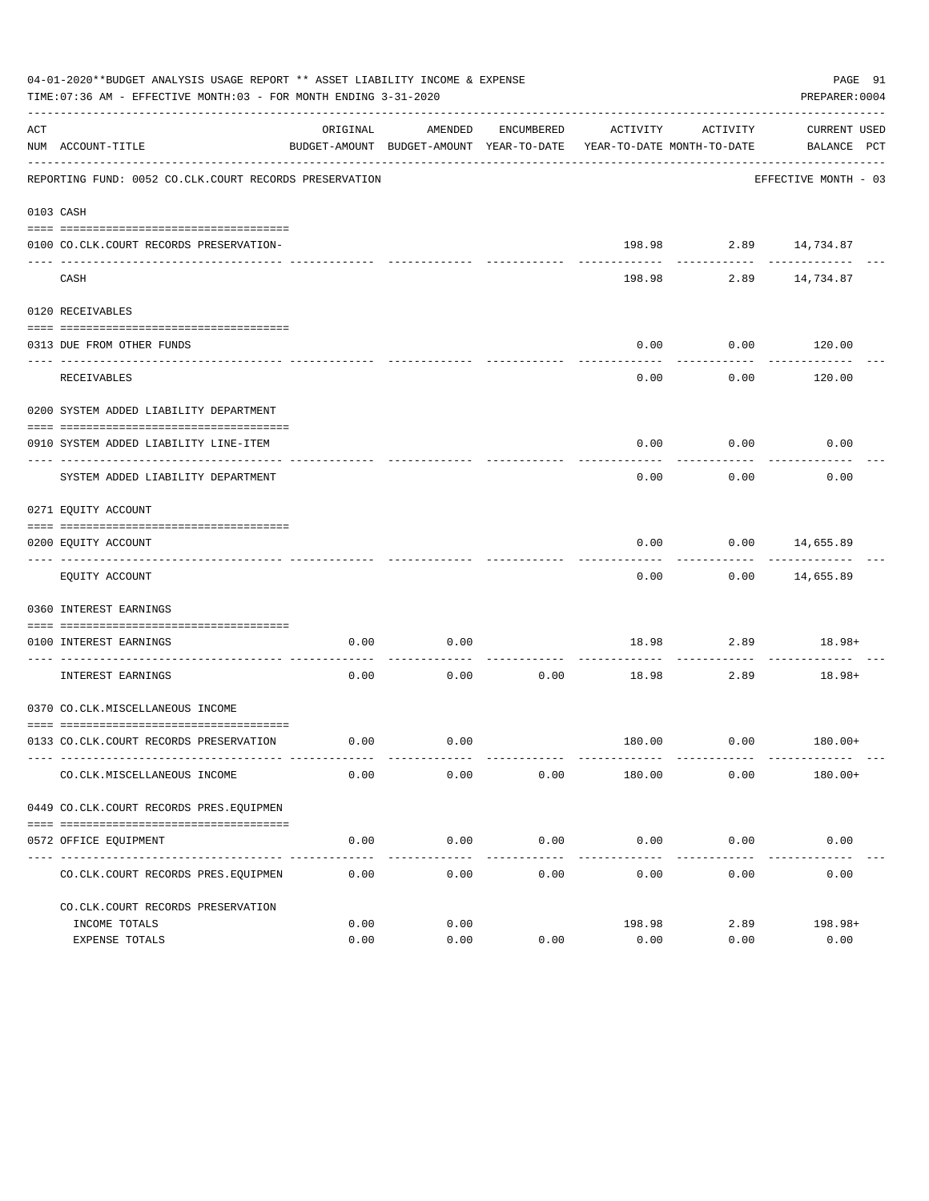04-01-2020**BUDGET ANALYSIS USAGE REPORT ** ASSET LIABILITY INCOME & EXPENSE

TIME:07:36 AM - EFFECTIVE MONTH:03 - FOR MONTH ENDING 3-31-2020

PREPARER:0004

REPORTING FUND: 0052 CO.CLK.COURT RECORDS PRESERVATION — EFFECTIVE MONTH - 03

| ACT NUM | ACCOUNT-TITLE | ORIGINAL BUDGET-AMOUNT | AMENDED BUDGET-AMOUNT | ENCUMBERED YEAR-TO-DATE | ACTIVITY YEAR-TO-DATE | ACTIVITY MONTH-TO-DATE | CURRENT BALANCE | USED PCT |
|---|---|---|---|---|---|---|---|---|
| 0103 | CASH | | | | | | | |
| 0100 | CO.CLK.COURT RECORDS PRESERVATION- | | | | 198.98 | 2.89 | 14,734.87 | |
| | CASH | | | | 198.98 | 2.89 | 14,734.87 | |
| 0120 | RECEIVABLES | | | | | | | |
| 0313 | DUE FROM OTHER FUNDS | | | | 0.00 | 0.00 | 120.00 | |
| | RECEIVABLES | | | | 0.00 | 0.00 | 120.00 | |
| 0200 | SYSTEM ADDED LIABILITY DEPARTMENT | | | | | | | |
| 0910 | SYSTEM ADDED LIABILITY LINE-ITEM | | | | 0.00 | 0.00 | 0.00 | |
| | SYSTEM ADDED LIABILITY DEPARTMENT | | | | 0.00 | 0.00 | 0.00 | |
| 0271 | EQUITY ACCOUNT | | | | | | | |
| 0200 | EQUITY ACCOUNT | | | | 0.00 | 0.00 | 14,655.89 | |
| | EQUITY ACCOUNT | | | | 0.00 | 0.00 | 14,655.89 | |
| 0360 | INTEREST EARNINGS | | | | | | | |
| 0100 | INTEREST EARNINGS | 0.00 | 0.00 | | 18.98 | 2.89 | 18.98+ | |
| | INTEREST EARNINGS | 0.00 | 0.00 | 0.00 | 18.98 | 2.89 | 18.98+ | |
| 0370 | CO.CLK.MISCELLANEOUS INCOME | | | | | | | |
| 0133 | CO.CLK.COURT RECORDS PRESERVATION | 0.00 | 0.00 | | 180.00 | 0.00 | 180.00+ | |
| | CO.CLK.MISCELLANEOUS INCOME | 0.00 | 0.00 | 0.00 | 180.00 | 0.00 | 180.00+ | |
| 0449 | CO.CLK.COURT RECORDS PRES.EQUIPMEN | | | | | | | |
| 0572 | OFFICE EQUIPMENT | 0.00 | 0.00 | 0.00 | 0.00 | 0.00 | 0.00 | |
| | CO.CLK.COURT RECORDS PRES.EQUIPMEN | 0.00 | 0.00 | 0.00 | 0.00 | 0.00 | 0.00 | |
| | CO.CLK.COURT RECORDS PRESERVATION | | | | | | | |
| | INCOME TOTALS | 0.00 | 0.00 | | 198.98 | 2.89 | 198.98+ | |
| | EXPENSE TOTALS | 0.00 | 0.00 | 0.00 | 0.00 | 0.00 | 0.00 | |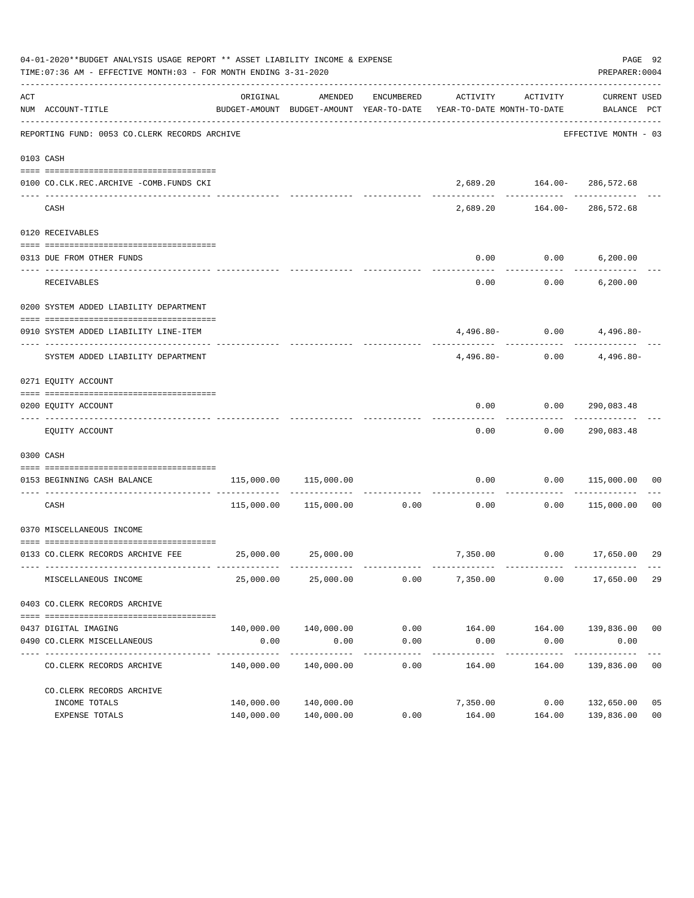04-01-2020**BUDGET ANALYSIS USAGE REPORT ** ASSET LIABILITY INCOME & EXPENSE

TIME:07:36 AM - EFFECTIVE MONTH:03 - FOR MONTH ENDING 3-31-2020

PREPARER:0004

| ACT NUM | ACCOUNT-TITLE | ORIGINAL BUDGET-AMOUNT | AMENDED BUDGET-AMOUNT | ENCUMBERED YEAR-TO-DATE | ACTIVITY YEAR-TO-DATE | ACTIVITY MONTH-TO-DATE | CURRENT BALANCE | USED PCT |
|---|---|---|---|---|---|---|---|---|
| | REPORTING FUND: 0053 CO.CLERK RECORDS ARCHIVE | | | | | | EFFECTIVE MONTH - 03 | |
| 0103 | CASH | | | | | | | |
| 0100 | CO.CLK.REC.ARCHIVE -COMB.FUNDS CKI | | | | 2,689.20 | 164.00- | 286,572.68 | |
| | CASH | | | | 2,689.20 | 164.00- | 286,572.68 | |
| 0120 | RECEIVABLES | | | | | | | |
| 0313 | DUE FROM OTHER FUNDS | | | | 0.00 | 0.00 | 6,200.00 | |
| | RECEIVABLES | | | | 0.00 | 0.00 | 6,200.00 | |
| 0200 | SYSTEM ADDED LIABILITY DEPARTMENT | | | | | | | |
| 0910 | SYSTEM ADDED LIABILITY LINE-ITEM | | | | 4,496.80- | 0.00 | 4,496.80- | |
| | SYSTEM ADDED LIABILITY DEPARTMENT | | | | 4,496.80- | 0.00 | 4,496.80- | |
| 0271 | EQUITY ACCOUNT | | | | | | | |
| 0200 | EQUITY ACCOUNT | | | | 0.00 | 0.00 | 290,083.48 | |
| | EQUITY ACCOUNT | | | | 0.00 | 0.00 | 290,083.48 | |
| 0300 | CASH | | | | | | | |
| 0153 | BEGINNING CASH BALANCE | 115,000.00 | 115,000.00 | | 0.00 | 0.00 | 115,000.00 | 00 |
| | CASH | 115,000.00 | 115,000.00 | 0.00 | 0.00 | 0.00 | 115,000.00 | 00 |
| 0370 | MISCELLANEOUS INCOME | | | | | | | |
| 0133 | CO.CLERK RECORDS ARCHIVE FEE | 25,000.00 | 25,000.00 | | 7,350.00 | 0.00 | 17,650.00 | 29 |
| | MISCELLANEOUS INCOME | 25,000.00 | 25,000.00 | 0.00 | 7,350.00 | 0.00 | 17,650.00 | 29 |
| 0403 | CO.CLERK RECORDS ARCHIVE | | | | | | | |
| 0437 | DIGITAL IMAGING | 140,000.00 | 140,000.00 | 0.00 | 164.00 | 164.00 | 139,836.00 | 00 |
| 0490 | CO.CLERK MISCELLANEOUS | 0.00 | 0.00 | 0.00 | 0.00 | 0.00 | 0.00 | |
| | CO.CLERK RECORDS ARCHIVE | 140,000.00 | 140,000.00 | 0.00 | 164.00 | 164.00 | 139,836.00 | 00 |
| | CO.CLERK RECORDS ARCHIVE | | | | | | | |
| | INCOME TOTALS | 140,000.00 | 140,000.00 | | 7,350.00 | 0.00 | 132,650.00 | 05 |
| | EXPENSE TOTALS | 140,000.00 | 140,000.00 | 0.00 | 164.00 | 164.00 | 139,836.00 | 00 |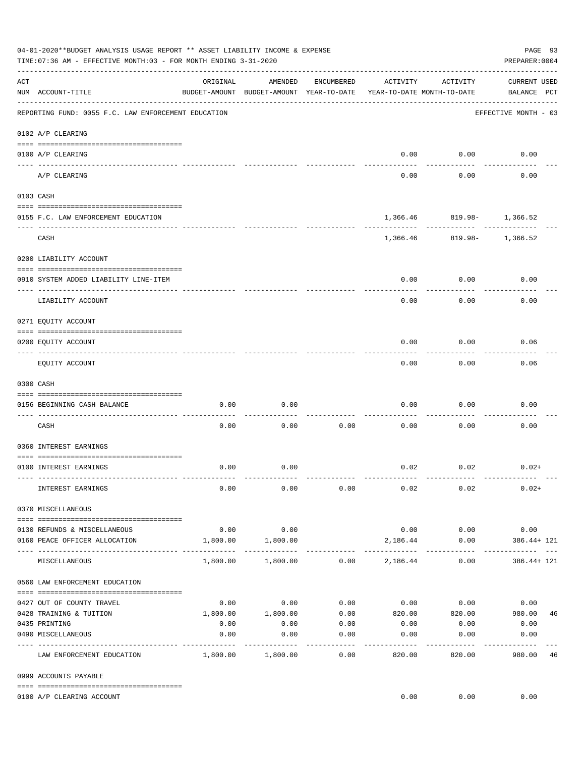04-01-2020**BUDGET ANALYSIS USAGE REPORT ** ASSET LIABILITY INCOME & EXPENSE

TIME:07:36 AM - EFFECTIVE MONTH:03 - FOR MONTH ENDING 3-31-2020

PREPARER:0004

REPORTING FUND: 0055 F.C. LAW ENFORCEMENT EDUCATION — EFFECTIVE MONTH - 03

| ACT NUM | ACCOUNT-TITLE | ORIGINAL BUDGET-AMOUNT | AMENDED BUDGET-AMOUNT | ENCUMBERED YEAR-TO-DATE | ACTIVITY YEAR-TO-DATE | ACTIVITY MONTH-TO-DATE | CURRENT BALANCE | USED PCT |
|---|---|---|---|---|---|---|---|---|
| **0102** | **A/P CLEARING** | | | | | | | |
| 0100 | A/P CLEARING | | | | 0.00 | 0.00 | 0.00 | |
| | A/P CLEARING | | | | 0.00 | 0.00 | 0.00 | |
| **0103** | **CASH** | | | | | | | |
| 0155 | F.C. LAW ENFORCEMENT EDUCATION | | | | 1,366.46 | 819.98- | 1,366.52 | |
| | CASH | | | | 1,366.46 | 819.98- | 1,366.52 | |
| **0200** | **LIABILITY ACCOUNT** | | | | | | | |
| 0910 | SYSTEM ADDED LIABILITY LINE-ITEM | | | | 0.00 | 0.00 | 0.00 | |
| | LIABILITY ACCOUNT | | | | 0.00 | 0.00 | 0.00 | |
| **0271** | **EQUITY ACCOUNT** | | | | | | | |
| 0200 | EQUITY ACCOUNT | | | | 0.00 | 0.00 | 0.06 | |
| | EQUITY ACCOUNT | | | | 0.00 | 0.00 | 0.06 | |
| **0300** | **CASH** | | | | | | | |
| 0156 | BEGINNING CASH BALANCE | 0.00 | 0.00 | | 0.00 | 0.00 | 0.00 | |
| | CASH | 0.00 | 0.00 | 0.00 | 0.00 | 0.00 | 0.00 | |
| **0360** | **INTEREST EARNINGS** | | | | | | | |
| 0100 | INTEREST EARNINGS | 0.00 | 0.00 | | 0.02 | 0.02 | 0.02+ | |
| | INTEREST EARNINGS | 0.00 | 0.00 | 0.00 | 0.02 | 0.02 | 0.02+ | |
| **0370** | **MISCELLANEOUS** | | | | | | | |
| 0130 | REFUNDS & MISCELLANEOUS | 0.00 | 0.00 | | 0.00 | 0.00 | 0.00 | |
| 0160 | PEACE OFFICER ALLOCATION | 1,800.00 | 1,800.00 | | 2,186.44 | 0.00 | 386.44+ | 121 |
| | MISCELLANEOUS | 1,800.00 | 1,800.00 | 0.00 | 2,186.44 | 0.00 | 386.44+ | 121 |
| **0560** | **LAW ENFORCEMENT EDUCATION** | | | | | | | |
| 0427 | OUT OF COUNTY TRAVEL | 0.00 | 0.00 | 0.00 | 0.00 | 0.00 | 0.00 | |
| 0428 | TRAINING & TUITION | 1,800.00 | 1,800.00 | 0.00 | 820.00 | 820.00 | 980.00 | 46 |
| 0435 | PRINTING | 0.00 | 0.00 | 0.00 | 0.00 | 0.00 | 0.00 | |
| 0490 | MISCELLANEOUS | 0.00 | 0.00 | 0.00 | 0.00 | 0.00 | 0.00 | |
| | LAW ENFORCEMENT EDUCATION | 1,800.00 | 1,800.00 | 0.00 | 820.00 | 820.00 | 980.00 | 46 |
| **0999** | **ACCOUNTS PAYABLE** | | | | | | | |
| 0100 | A/P CLEARING ACCOUNT | | | | 0.00 | 0.00 | 0.00 | |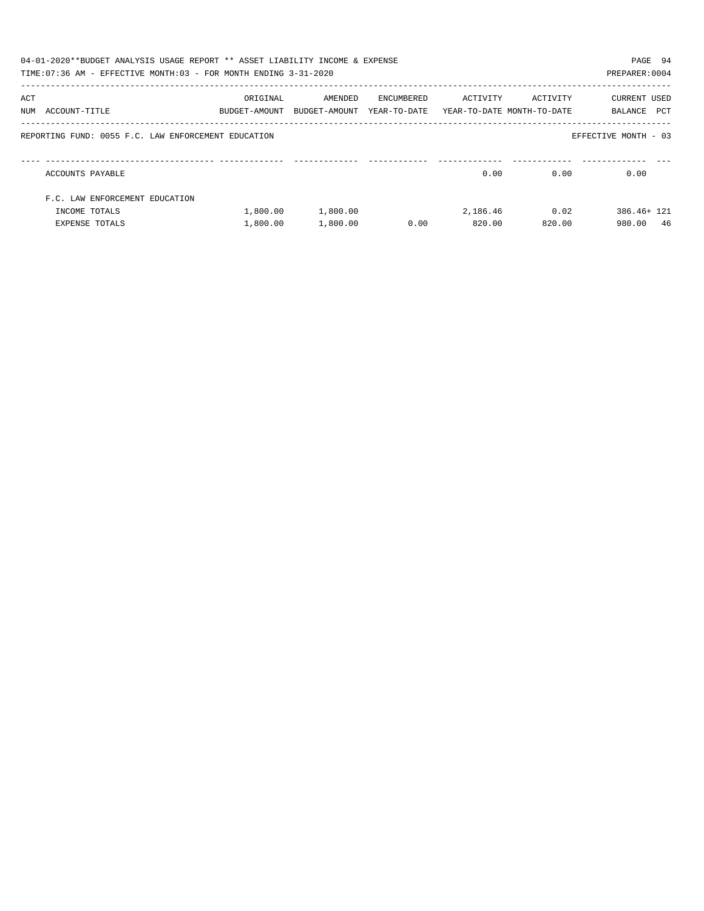04-01-2020**BUDGET ANALYSIS USAGE REPORT ** ASSET LIABILITY INCOME & EXPENSE

TIME:07:36 AM - EFFECTIVE MONTH:03 - FOR MONTH ENDING 3-31-2020

PREPARER:0004

REPORTING FUND: 0055 F.C. LAW ENFORCEMENT EDUCATION

EFFECTIVE MONTH - 03

| ACT NUM | ACCOUNT-TITLE | ORIGINAL BUDGET-AMOUNT | AMENDED BUDGET-AMOUNT | ENCUMBERED YEAR-TO-DATE | ACTIVITY YEAR-TO-DATE | ACTIVITY MONTH-TO-DATE | CURRENT BALANCE | USED PCT |
|---|---|---|---|---|---|---|---|---|
| | ACCOUNTS PAYABLE | | | | 0.00 | 0.00 | 0.00 | |
| | F.C. LAW ENFORCEMENT EDUCATION | | | | | | | |
| | INCOME TOTALS | 1,800.00 | 1,800.00 | | 2,186.46 | 0.02 | 386.46+ | 121 |
| | EXPENSE TOTALS | 1,800.00 | 1,800.00 | 0.00 | 820.00 | 820.00 | 980.00 | 46 |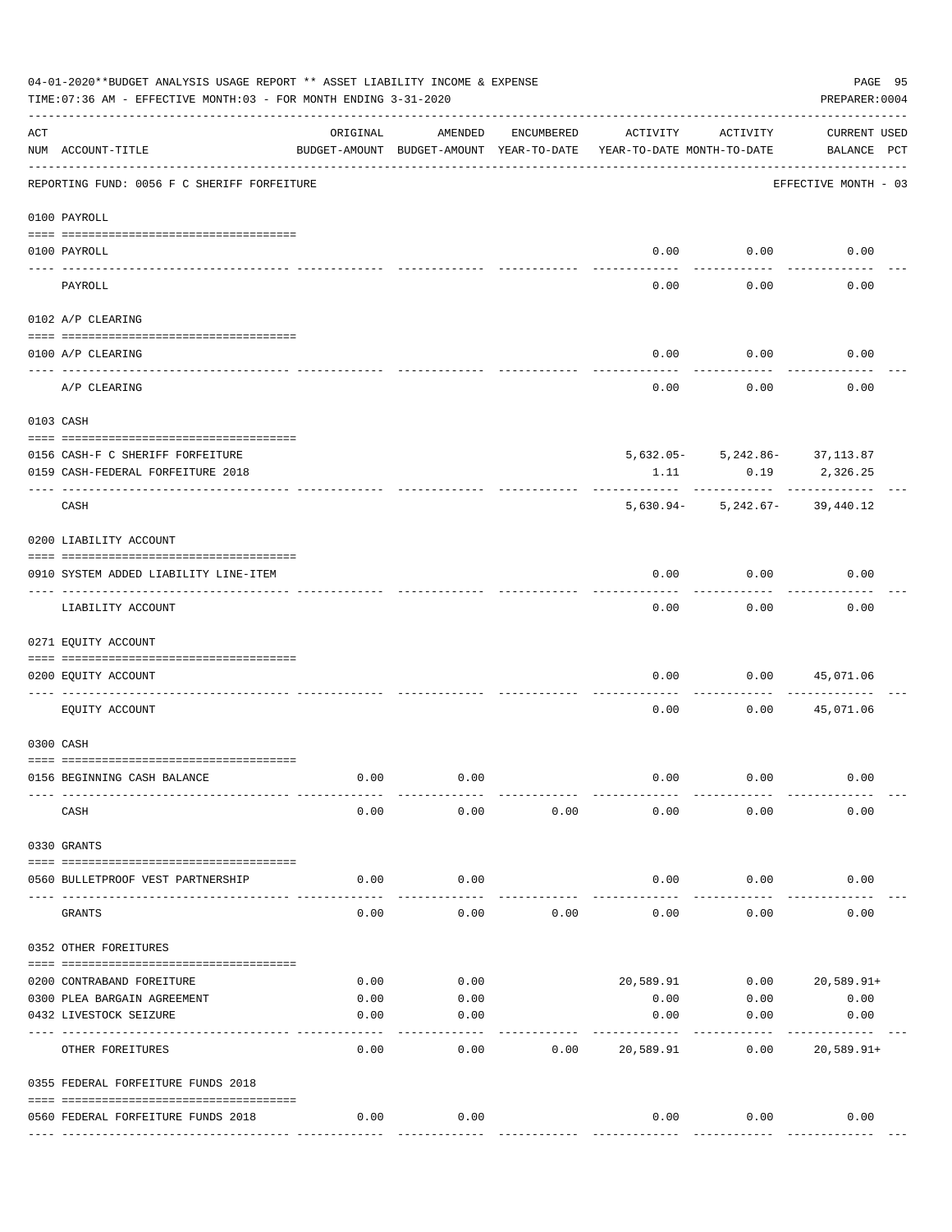04-01-2020**BUDGET ANALYSIS USAGE REPORT ** ASSET LIABILITY INCOME & EXPENSE

TIME:07:36 AM - EFFECTIVE MONTH:03 - FOR MONTH ENDING 3-31-2020

PREPARER:0004

| ACT NUM | ACCOUNT-TITLE | ORIGINAL BUDGET-AMOUNT | AMENDED BUDGET-AMOUNT | ENCUMBERED YEAR-TO-DATE | ACTIVITY YEAR-TO-DATE | ACTIVITY MONTH-TO-DATE | CURRENT BALANCE | USED PCT |
|---|---|---|---|---|---|---|---|---|
| | REPORTING FUND: 0056 F C SHERIFF FORFEITURE | | | | | | EFFECTIVE MONTH - 03 | |
| | 0100 PAYROLL | | | | | | | |
| 0100 | PAYROLL | | | | 0.00 | 0.00 | 0.00 | |
| | PAYROLL | | | | 0.00 | 0.00 | 0.00 | |
| | 0102 A/P CLEARING | | | | | | | |
| 0100 | A/P CLEARING | | | | 0.00 | 0.00 | 0.00 | |
| | A/P CLEARING | | | | 0.00 | 0.00 | 0.00 | |
| | 0103 CASH | | | | | | | |
| 0156 | CASH-F C SHERIFF FORFEITURE | | | | 5,632.05- | 5,242.86- | 37,113.87 | |
| 0159 | CASH-FEDERAL FORFEITURE 2018 | | | | 1.11 | 0.19 | 2,326.25 | |
| | CASH | | | | 5,630.94- | 5,242.67- | 39,440.12 | |
| | 0200 LIABILITY ACCOUNT | | | | | | | |
| 0910 | SYSTEM ADDED LIABILITY LINE-ITEM | | | | 0.00 | 0.00 | 0.00 | |
| | LIABILITY ACCOUNT | | | | 0.00 | 0.00 | 0.00 | |
| | 0271 EQUITY ACCOUNT | | | | | | | |
| 0200 | EQUITY ACCOUNT | | | | 0.00 | 0.00 | 45,071.06 | |
| | EQUITY ACCOUNT | | | | 0.00 | 0.00 | 45,071.06 | |
| | 0300 CASH | | | | | | | |
| 0156 | BEGINNING CASH BALANCE | 0.00 | 0.00 | | 0.00 | 0.00 | 0.00 | |
| | CASH | 0.00 | 0.00 | 0.00 | 0.00 | 0.00 | 0.00 | |
| | 0330 GRANTS | | | | | | | |
| 0560 | BULLETPROOF VEST PARTNERSHIP | 0.00 | 0.00 | | 0.00 | 0.00 | 0.00 | |
| | GRANTS | 0.00 | 0.00 | 0.00 | 0.00 | 0.00 | 0.00 | |
| | 0352 OTHER FOREITURES | | | | | | | |
| 0200 | CONTRABAND FOREITURE | 0.00 | 0.00 | | 20,589.91 | 0.00 | 20,589.91+ | |
| 0300 | PLEA BARGAIN AGREEMENT | 0.00 | 0.00 | | 0.00 | 0.00 | 0.00 | |
| 0432 | LIVESTOCK SEIZURE | 0.00 | 0.00 | | 0.00 | 0.00 | 0.00 | |
| | OTHER FOREITURES | 0.00 | 0.00 | 0.00 | 20,589.91 | 0.00 | 20,589.91+ | |
| | 0355 FEDERAL FORFEITURE FUNDS 2018 | | | | | | | |
| 0560 | FEDERAL FORFEITURE FUNDS 2018 | 0.00 | 0.00 | | 0.00 | 0.00 | 0.00 | |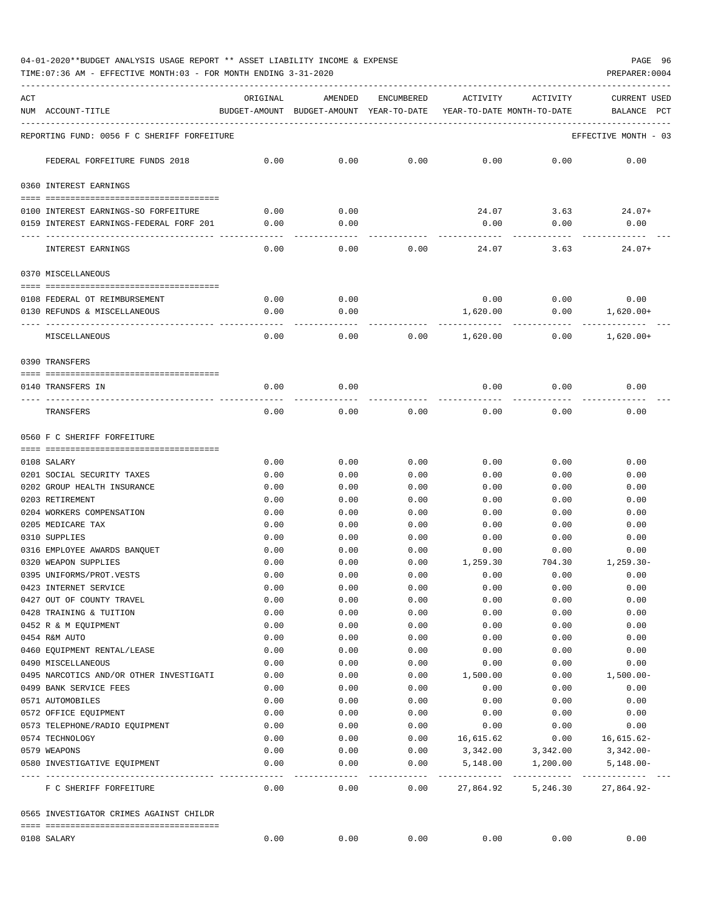04-01-2020**BUDGET ANALYSIS USAGE REPORT ** ASSET LIABILITY INCOME & EXPENSE

TIME:07:36 AM - EFFECTIVE MONTH:03 - FOR MONTH ENDING 3-31-2020

PREPARER:0004

| ACT NUM | ACCOUNT-TITLE | ORIGINAL BUDGET-AMOUNT | AMENDED BUDGET-AMOUNT | ENCUMBERED YEAR-TO-DATE | ACTIVITY YEAR-TO-DATE | ACTIVITY MONTH-TO-DATE | CURRENT USED BALANCE PCT |
|---|---|---|---|---|---|---|---|
| | REPORTING FUND: 0056 F C SHERIFF FORFEITURE | | | | | | EFFECTIVE MONTH - 03 |
| | FEDERAL FORFEITURE FUNDS 2018 | 0.00 | 0.00 | 0.00 | 0.00 | 0.00 | 0.00 |
| | 0360 INTEREST EARNINGS | | | | | | |
| 0100 | INTEREST EARNINGS-SO FORFEITURE | 0.00 | 0.00 | | 24.07 | 3.63 | 24.07+ |
| 0159 | INTEREST EARNINGS-FEDERAL FORF 201 | 0.00 | 0.00 | | 0.00 | 0.00 | 0.00 |
| | INTEREST EARNINGS | 0.00 | 0.00 | 0.00 | 24.07 | 3.63 | 24.07+ |
| | 0370 MISCELLANEOUS | | | | | | |
| 0108 | FEDERAL OT REIMBURSEMENT | 0.00 | 0.00 | | 0.00 | 0.00 | 0.00 |
| 0130 | REFUNDS & MISCELLANEOUS | 0.00 | 0.00 | | 1,620.00 | 0.00 | 1,620.00+ |
| | MISCELLANEOUS | 0.00 | 0.00 | 0.00 | 1,620.00 | 0.00 | 1,620.00+ |
| | 0390 TRANSFERS | | | | | | |
| 0140 | TRANSFERS IN | 0.00 | 0.00 | | 0.00 | 0.00 | 0.00 |
| | TRANSFERS | 0.00 | 0.00 | 0.00 | 0.00 | 0.00 | 0.00 |
| | 0560 F C SHERIFF FORFEITURE | | | | | | |
| 0108 | SALARY | 0.00 | 0.00 | 0.00 | 0.00 | 0.00 | 0.00 |
| 0201 | SOCIAL SECURITY TAXES | 0.00 | 0.00 | 0.00 | 0.00 | 0.00 | 0.00 |
| 0202 | GROUP HEALTH INSURANCE | 0.00 | 0.00 | 0.00 | 0.00 | 0.00 | 0.00 |
| 0203 | RETIREMENT | 0.00 | 0.00 | 0.00 | 0.00 | 0.00 | 0.00 |
| 0204 | WORKERS COMPENSATION | 0.00 | 0.00 | 0.00 | 0.00 | 0.00 | 0.00 |
| 0205 | MEDICARE TAX | 0.00 | 0.00 | 0.00 | 0.00 | 0.00 | 0.00 |
| 0310 | SUPPLIES | 0.00 | 0.00 | 0.00 | 0.00 | 0.00 | 0.00 |
| 0316 | EMPLOYEE AWARDS BANQUET | 0.00 | 0.00 | 0.00 | 0.00 | 0.00 | 0.00 |
| 0320 | WEAPON SUPPLIES | 0.00 | 0.00 | 0.00 | 1,259.30 | 704.30 | 1,259.30- |
| 0395 | UNIFORMS/PROT.VESTS | 0.00 | 0.00 | 0.00 | 0.00 | 0.00 | 0.00 |
| 0423 | INTERNET SERVICE | 0.00 | 0.00 | 0.00 | 0.00 | 0.00 | 0.00 |
| 0427 | OUT OF COUNTY TRAVEL | 0.00 | 0.00 | 0.00 | 0.00 | 0.00 | 0.00 |
| 0428 | TRAINING & TUITION | 0.00 | 0.00 | 0.00 | 0.00 | 0.00 | 0.00 |
| 0452 | R & M EQUIPMENT | 0.00 | 0.00 | 0.00 | 0.00 | 0.00 | 0.00 |
| 0454 | R&M AUTO | 0.00 | 0.00 | 0.00 | 0.00 | 0.00 | 0.00 |
| 0460 | EQUIPMENT RENTAL/LEASE | 0.00 | 0.00 | 0.00 | 0.00 | 0.00 | 0.00 |
| 0490 | MISCELLANEOUS | 0.00 | 0.00 | 0.00 | 0.00 | 0.00 | 0.00 |
| 0495 | NARCOTICS AND/OR OTHER INVESTIGATI | 0.00 | 0.00 | 0.00 | 1,500.00 | 0.00 | 1,500.00- |
| 0499 | BANK SERVICE FEES | 0.00 | 0.00 | 0.00 | 0.00 | 0.00 | 0.00 |
| 0571 | AUTOMOBILES | 0.00 | 0.00 | 0.00 | 0.00 | 0.00 | 0.00 |
| 0572 | OFFICE EQUIPMENT | 0.00 | 0.00 | 0.00 | 0.00 | 0.00 | 0.00 |
| 0573 | TELEPHONE/RADIO EQUIPMENT | 0.00 | 0.00 | 0.00 | 0.00 | 0.00 | 0.00 |
| 0574 | TECHNOLOGY | 0.00 | 0.00 | 0.00 | 16,615.62 | 0.00 | 16,615.62- |
| 0579 | WEAPONS | 0.00 | 0.00 | 0.00 | 3,342.00 | 3,342.00 | 3,342.00- |
| 0580 | INVESTIGATIVE EQUIPMENT | 0.00 | 0.00 | 0.00 | 5,148.00 | 1,200.00 | 5,148.00- |
| | F C SHERIFF FORFEITURE | 0.00 | 0.00 | 0.00 | 27,864.92 | 5,246.30 | 27,864.92- |
| | 0565 INVESTIGATOR CRIMES AGAINST CHILDR | | | | | | |
| 0108 | SALARY | 0.00 | 0.00 | 0.00 | 0.00 | 0.00 | 0.00 |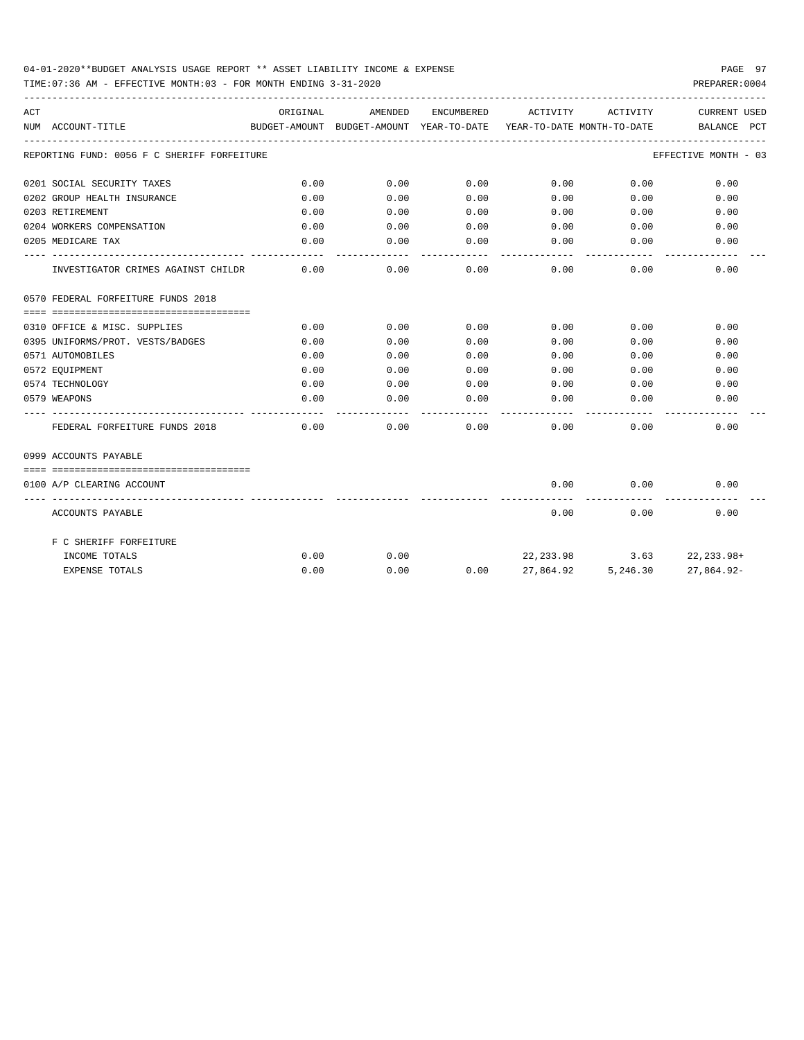04-01-2020**BUDGET ANALYSIS USAGE REPORT ** ASSET LIABILITY INCOME & EXPENSE

TIME:07:36 AM - EFFECTIVE MONTH:03 - FOR MONTH ENDING 3-31-2020

PREPARER:0004

| ACT NUM | ACCOUNT-TITLE | ORIGINAL BUDGET-AMOUNT | AMENDED BUDGET-AMOUNT | ENCUMBERED YEAR-TO-DATE | ACTIVITY YEAR-TO-DATE | ACTIVITY MONTH-TO-DATE | CURRENT BALANCE | USED PCT |
|---|---|---|---|---|---|---|---|---|
| REPORTING FUND: 0056 F C SHERIFF FORFEITURE | | | | | | | EFFECTIVE MONTH - 03 | |
| 0201 | SOCIAL SECURITY TAXES | 0.00 | 0.00 | 0.00 | 0.00 | 0.00 | 0.00 | |
| 0202 | GROUP HEALTH INSURANCE | 0.00 | 0.00 | 0.00 | 0.00 | 0.00 | 0.00 | |
| 0203 | RETIREMENT | 0.00 | 0.00 | 0.00 | 0.00 | 0.00 | 0.00 | |
| 0204 | WORKERS COMPENSATION | 0.00 | 0.00 | 0.00 | 0.00 | 0.00 | 0.00 | |
| 0205 | MEDICARE TAX | 0.00 | 0.00 | 0.00 | 0.00 | 0.00 | 0.00 | |
| | INVESTIGATOR CRIMES AGAINST CHILDR | 0.00 | 0.00 | 0.00 | 0.00 | 0.00 | 0.00 | |
| 0570 | FEDERAL FORFEITURE FUNDS 2018 | | | | | | | |
| 0310 | OFFICE & MISC. SUPPLIES | 0.00 | 0.00 | 0.00 | 0.00 | 0.00 | 0.00 | |
| 0395 | UNIFORMS/PROT. VESTS/BADGES | 0.00 | 0.00 | 0.00 | 0.00 | 0.00 | 0.00 | |
| 0571 | AUTOMOBILES | 0.00 | 0.00 | 0.00 | 0.00 | 0.00 | 0.00 | |
| 0572 | EQUIPMENT | 0.00 | 0.00 | 0.00 | 0.00 | 0.00 | 0.00 | |
| 0574 | TECHNOLOGY | 0.00 | 0.00 | 0.00 | 0.00 | 0.00 | 0.00 | |
| 0579 | WEAPONS | 0.00 | 0.00 | 0.00 | 0.00 | 0.00 | 0.00 | |
| | FEDERAL FORFEITURE FUNDS 2018 | 0.00 | 0.00 | 0.00 | 0.00 | 0.00 | 0.00 | |
| 0999 | ACCOUNTS PAYABLE | | | | | | | |
| 0100 | A/P CLEARING ACCOUNT | | | | 0.00 | 0.00 | 0.00 | |
| | ACCOUNTS PAYABLE | | | | 0.00 | 0.00 | 0.00 | |
| | F C SHERIFF FORFEITURE | | | | | | | |
| | INCOME TOTALS | 0.00 | 0.00 | | 22,233.98 | 3.63 | 22,233.98+ | |
| | EXPENSE TOTALS | 0.00 | 0.00 | 0.00 | 27,864.92 | 5,246.30 | 27,864.92- | |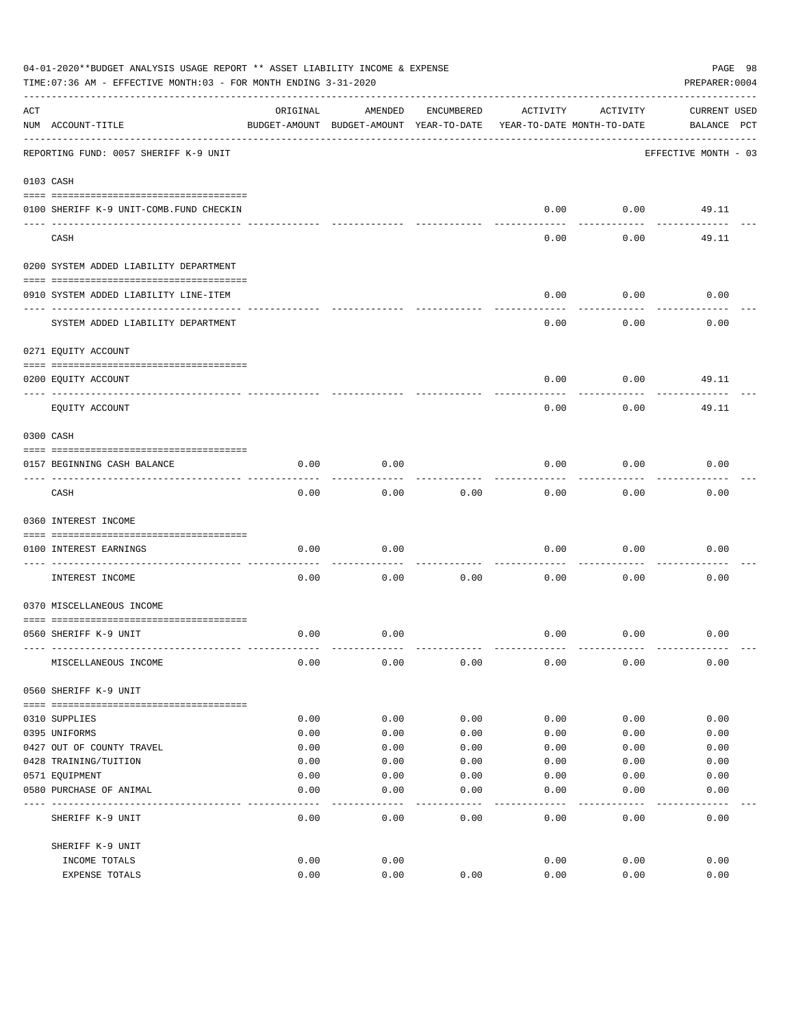04-01-2020**BUDGET ANALYSIS USAGE REPORT ** ASSET LIABILITY INCOME & EXPENSE

TIME:07:36 AM - EFFECTIVE MONTH:03 - FOR MONTH ENDING 3-31-2020

PREPARER:0004

| ACT NUM | ACCOUNT-TITLE | ORIGINAL BUDGET-AMOUNT | AMENDED BUDGET-AMOUNT | ENCUMBERED YEAR-TO-DATE | ACTIVITY YEAR-TO-DATE | ACTIVITY MONTH-TO-DATE | CURRENT BALANCE | USED PCT |
|---|---|---|---|---|---|---|---|---|
| | REPORTING FUND: 0057 SHERIFF K-9 UNIT | | | | | | EFFECTIVE MONTH - 03 | |
| | 0103 CASH | | | | | | | |
| 0100 | SHERIFF K-9 UNIT-COMB.FUND CHECKIN | | | | 0.00 | 0.00 | 49.11 | |
| | CASH | | | | 0.00 | 0.00 | 49.11 | |
| | 0200 SYSTEM ADDED LIABILITY DEPARTMENT | | | | | | | |
| 0910 | SYSTEM ADDED LIABILITY LINE-ITEM | | | | 0.00 | 0.00 | 0.00 | |
| | SYSTEM ADDED LIABILITY DEPARTMENT | | | | 0.00 | 0.00 | 0.00 | |
| | 0271 EQUITY ACCOUNT | | | | | | | |
| 0200 | EQUITY ACCOUNT | | | | 0.00 | 0.00 | 49.11 | |
| | EQUITY ACCOUNT | | | | 0.00 | 0.00 | 49.11 | |
| | 0300 CASH | | | | | | | |
| 0157 | BEGINNING CASH BALANCE | 0.00 | 0.00 | | 0.00 | 0.00 | 0.00 | |
| | CASH | 0.00 | 0.00 | 0.00 | 0.00 | 0.00 | 0.00 | |
| | 0360 INTEREST INCOME | | | | | | | |
| 0100 | INTEREST EARNINGS | 0.00 | 0.00 | | 0.00 | 0.00 | 0.00 | |
| | INTEREST INCOME | 0.00 | 0.00 | 0.00 | 0.00 | 0.00 | 0.00 | |
| | 0370 MISCELLANEOUS INCOME | | | | | | | |
| 0560 | SHERIFF K-9 UNIT | 0.00 | 0.00 | | 0.00 | 0.00 | 0.00 | |
| | MISCELLANEOUS INCOME | 0.00 | 0.00 | 0.00 | 0.00 | 0.00 | 0.00 | |
| | 0560 SHERIFF K-9 UNIT | | | | | | | |
| 0310 | SUPPLIES | 0.00 | 0.00 | 0.00 | 0.00 | 0.00 | 0.00 | |
| 0395 | UNIFORMS | 0.00 | 0.00 | 0.00 | 0.00 | 0.00 | 0.00 | |
| 0427 | OUT OF COUNTY TRAVEL | 0.00 | 0.00 | 0.00 | 0.00 | 0.00 | 0.00 | |
| 0428 | TRAINING/TUITION | 0.00 | 0.00 | 0.00 | 0.00 | 0.00 | 0.00 | |
| 0571 | EQUIPMENT | 0.00 | 0.00 | 0.00 | 0.00 | 0.00 | 0.00 | |
| 0580 | PURCHASE OF ANIMAL | 0.00 | 0.00 | 0.00 | 0.00 | 0.00 | 0.00 | |
| | SHERIFF K-9 UNIT | 0.00 | 0.00 | 0.00 | 0.00 | 0.00 | 0.00 | |
| | SHERIFF K-9 UNIT | | | | | | | |
| | INCOME TOTALS | 0.00 | 0.00 | | 0.00 | 0.00 | 0.00 | |
| | EXPENSE TOTALS | 0.00 | 0.00 | 0.00 | 0.00 | 0.00 | 0.00 | |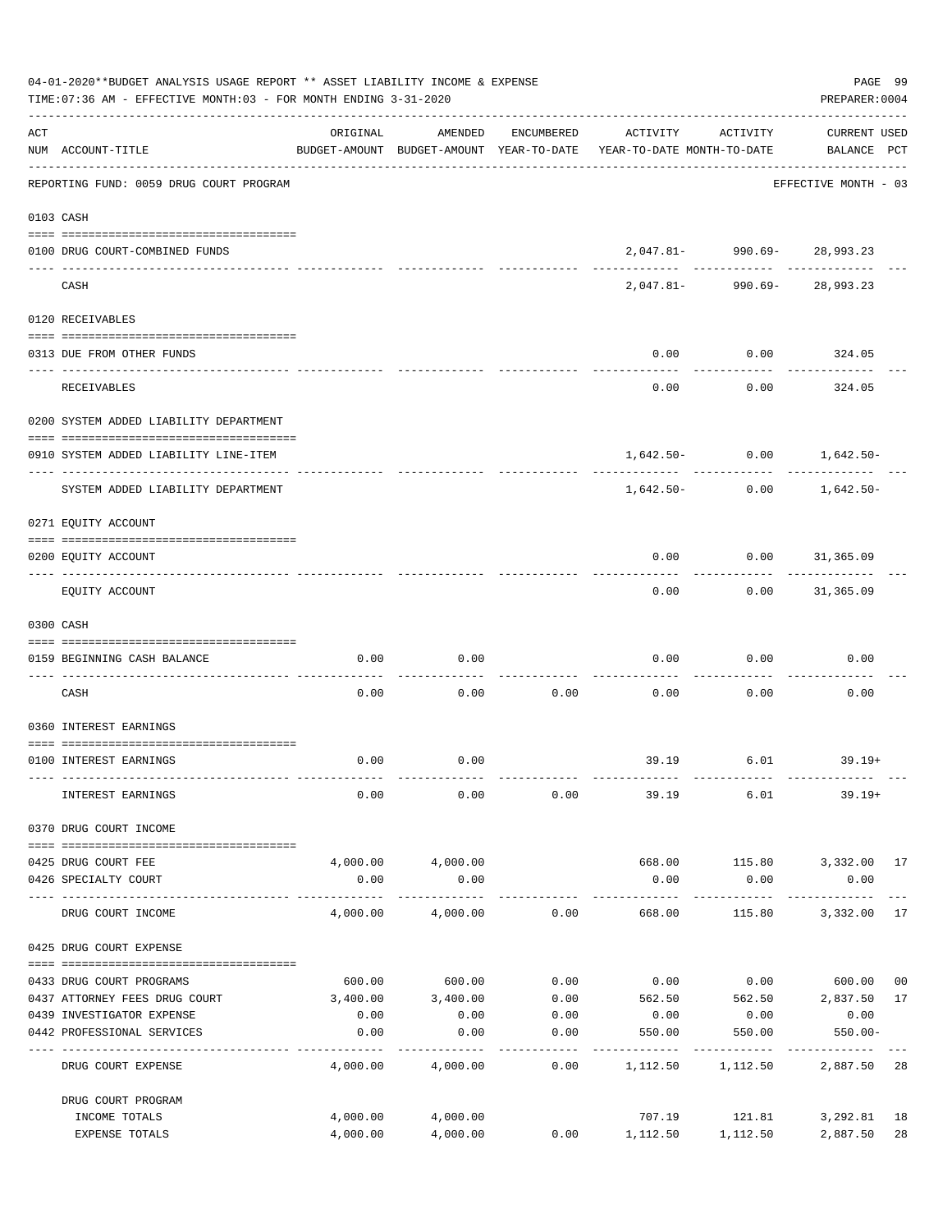04-01-2020**BUDGET ANALYSIS USAGE REPORT ** ASSET LIABILITY INCOME & EXPENSE

TIME:07:36 AM - EFFECTIVE MONTH:03 - FOR MONTH ENDING 3-31-2020

PREPARER:0004

| ACT NUM | ACCOUNT-TITLE | ORIGINAL BUDGET-AMOUNT | AMENDED BUDGET-AMOUNT | ENCUMBERED YEAR-TO-DATE | ACTIVITY YEAR-TO-DATE | ACTIVITY MONTH-TO-DATE | CURRENT BALANCE | USED PCT |
|---|---|---|---|---|---|---|---|---|
| | REPORTING FUND: 0059 DRUG COURT PROGRAM | | | | | | EFFECTIVE MONTH - 03 | |
| 0103 | CASH | | | | | | | |
| 0100 | DRUG COURT-COMBINED FUNDS | | | | 2,047.81- | 990.69- | 28,993.23 | |
| | CASH | | | | 2,047.81- | 990.69- | 28,993.23 | |
| 0120 | RECEIVABLES | | | | | | | |
| 0313 | DUE FROM OTHER FUNDS | | | | 0.00 | 0.00 | 324.05 | |
| | RECEIVABLES | | | | 0.00 | 0.00 | 324.05 | |
| 0200 | SYSTEM ADDED LIABILITY DEPARTMENT | | | | | | | |
| 0910 | SYSTEM ADDED LIABILITY LINE-ITEM | | | | 1,642.50- | 0.00 | 1,642.50- | |
| | SYSTEM ADDED LIABILITY DEPARTMENT | | | | 1,642.50- | 0.00 | 1,642.50- | |
| 0271 | EQUITY ACCOUNT | | | | | | | |
| 0200 | EQUITY ACCOUNT | | | | 0.00 | 0.00 | 31,365.09 | |
| | EQUITY ACCOUNT | | | | 0.00 | 0.00 | 31,365.09 | |
| 0300 | CASH | | | | | | | |
| 0159 | BEGINNING CASH BALANCE | 0.00 | 0.00 | | 0.00 | 0.00 | 0.00 | |
| | CASH | 0.00 | 0.00 | 0.00 | 0.00 | 0.00 | 0.00 | |
| 0360 | INTEREST EARNINGS | | | | | | | |
| 0100 | INTEREST EARNINGS | 0.00 | 0.00 | | 39.19 | 6.01 | 39.19+ | |
| | INTEREST EARNINGS | 0.00 | 0.00 | 0.00 | 39.19 | 6.01 | 39.19+ | |
| 0370 | DRUG COURT INCOME | | | | | | | |
| 0425 | DRUG COURT FEE | 4,000.00 | 4,000.00 | | 668.00 | 115.80 | 3,332.00 | 17 |
| 0426 | SPECIALTY COURT | 0.00 | 0.00 | | 0.00 | 0.00 | 0.00 | |
| | DRUG COURT INCOME | 4,000.00 | 4,000.00 | 0.00 | 668.00 | 115.80 | 3,332.00 | 17 |
| 0425 | DRUG COURT EXPENSE | | | | | | | |
| 0433 | DRUG COURT PROGRAMS | 600.00 | 600.00 | 0.00 | 0.00 | 0.00 | 600.00 | 00 |
| 0437 | ATTORNEY FEES DRUG COURT | 3,400.00 | 3,400.00 | 0.00 | 562.50 | 562.50 | 2,837.50 | 17 |
| 0439 | INVESTIGATOR EXPENSE | 0.00 | 0.00 | 0.00 | 0.00 | 0.00 | 0.00 | |
| 0442 | PROFESSIONAL SERVICES | 0.00 | 0.00 | 0.00 | 550.00 | 550.00 | 550.00- | |
| | DRUG COURT EXPENSE | 4,000.00 | 4,000.00 | 0.00 | 1,112.50 | 1,112.50 | 2,887.50 | 28 |
| | DRUG COURT PROGRAM | | | | | | | |
| | INCOME TOTALS | 4,000.00 | 4,000.00 | | 707.19 | 121.81 | 3,292.81 | 18 |
| | EXPENSE TOTALS | 4,000.00 | 4,000.00 | 0.00 | 1,112.50 | 1,112.50 | 2,887.50 | 28 |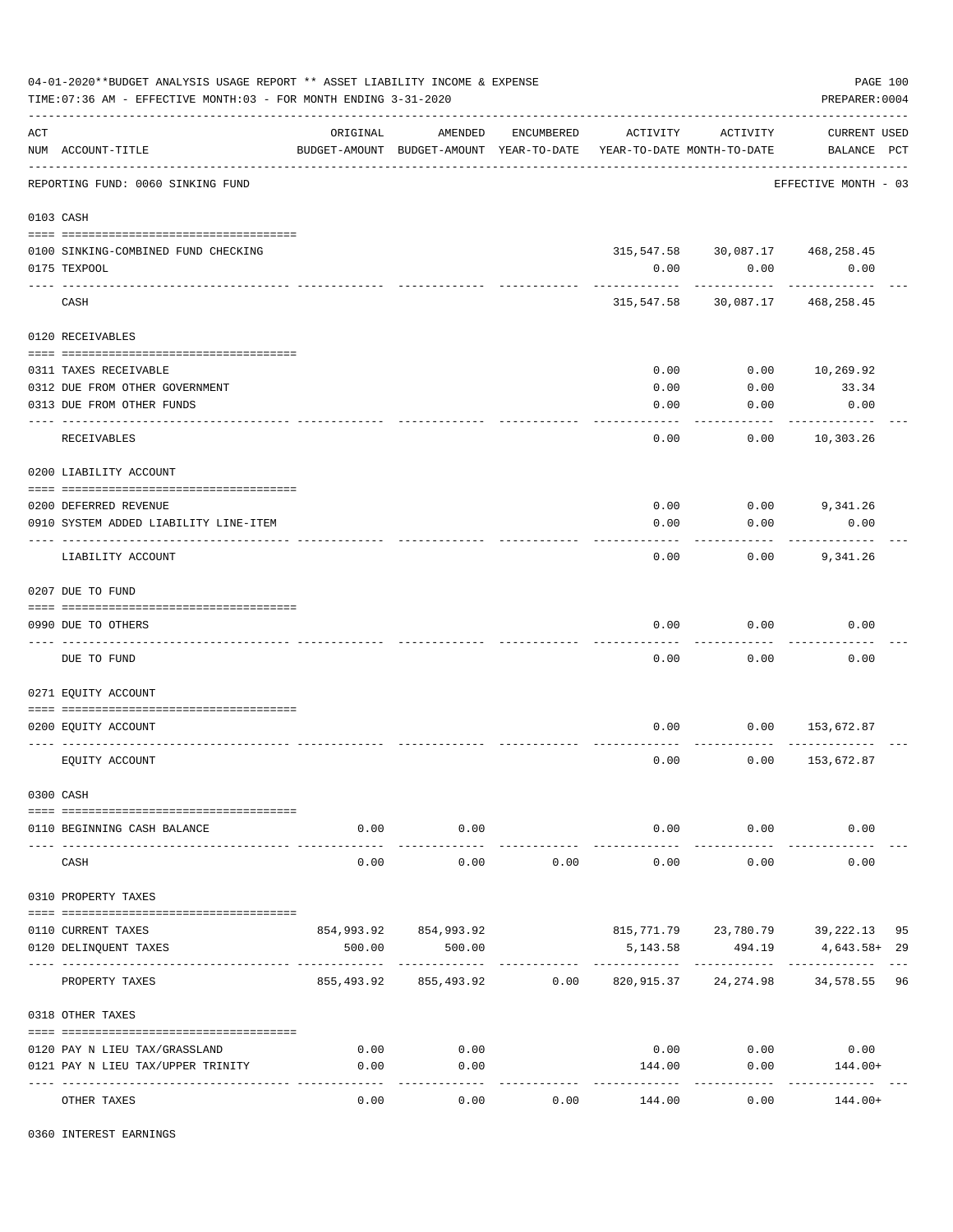04-01-2020**BUDGET ANALYSIS USAGE REPORT ** ASSET LIABILITY INCOME & EXPENSE

TIME:07:36 AM - EFFECTIVE MONTH:03 - FOR MONTH ENDING 3-31-2020

PREPARER:0004

| ACT NUM | ACCOUNT-TITLE | ORIGINAL BUDGET-AMOUNT | AMENDED BUDGET-AMOUNT | ENCUMBERED YEAR-TO-DATE | ACTIVITY YEAR-TO-DATE | ACTIVITY MONTH-TO-DATE | CURRENT BALANCE | USED PCT |
|---|---|---|---|---|---|---|---|---|
| | REPORTING FUND: 0060 SINKING FUND | | | | | | EFFECTIVE MONTH - 03 | |
| 0103 | CASH | | | | | | | |
| 0100 | SINKING-COMBINED FUND CHECKING | | | | 315,547.58 | 30,087.17 | 468,258.45 | |
| 0175 | TEXPOOL | | | | 0.00 | 0.00 | 0.00 | |
| | CASH | | | | 315,547.58 | 30,087.17 | 468,258.45 | |
| 0120 | RECEIVABLES | | | | | | | |
| 0311 | TAXES RECEIVABLE | | | | 0.00 | 0.00 | 10,269.92 | |
| 0312 | DUE FROM OTHER GOVERNMENT | | | | 0.00 | 0.00 | 33.34 | |
| 0313 | DUE FROM OTHER FUNDS | | | | 0.00 | 0.00 | 0.00 | |
| | RECEIVABLES | | | | 0.00 | 0.00 | 10,303.26 | |
| 0200 | LIABILITY ACCOUNT | | | | | | | |
| 0200 | DEFERRED REVENUE | | | | 0.00 | 0.00 | 9,341.26 | |
| 0910 | SYSTEM ADDED LIABILITY LINE-ITEM | | | | 0.00 | 0.00 | 0.00 | |
| | LIABILITY ACCOUNT | | | | 0.00 | 0.00 | 9,341.26 | |
| 0207 | DUE TO FUND | | | | | | | |
| 0990 | DUE TO OTHERS | | | | 0.00 | 0.00 | 0.00 | |
| | DUE TO FUND | | | | 0.00 | 0.00 | 0.00 | |
| 0271 | EQUITY ACCOUNT | | | | | | | |
| 0200 | EQUITY ACCOUNT | | | | 0.00 | 0.00 | 153,672.87 | |
| | EQUITY ACCOUNT | | | | 0.00 | 0.00 | 153,672.87 | |
| 0300 | CASH | | | | | | | |
| 0110 | BEGINNING CASH BALANCE | 0.00 | 0.00 | | 0.00 | 0.00 | 0.00 | |
| | CASH | 0.00 | 0.00 | 0.00 | 0.00 | 0.00 | 0.00 | |
| 0310 | PROPERTY TAXES | | | | | | | |
| 0110 | CURRENT TAXES | 854,993.92 | 854,993.92 | | 815,771.79 | 23,780.79 | 39,222.13 | 95 |
| 0120 | DELINQUENT TAXES | 500.00 | 500.00 | | 5,143.58 | 494.19 | 4,643.58+ | 29 |
| | PROPERTY TAXES | 855,493.92 | 855,493.92 | 0.00 | 820,915.37 | 24,274.98 | 34,578.55 | 96 |
| 0318 | OTHER TAXES | | | | | | | |
| 0120 | PAY N LIEU TAX/GRASSLAND | 0.00 | 0.00 | | 0.00 | 0.00 | 0.00 | |
| 0121 | PAY N LIEU TAX/UPPER TRINITY | 0.00 | 0.00 | | 144.00 | 0.00 | 144.00+ | |
| | OTHER TAXES | 0.00 | 0.00 | 0.00 | 144.00 | 0.00 | 144.00+ | |
| 0360 | INTEREST EARNINGS | | | | | | | |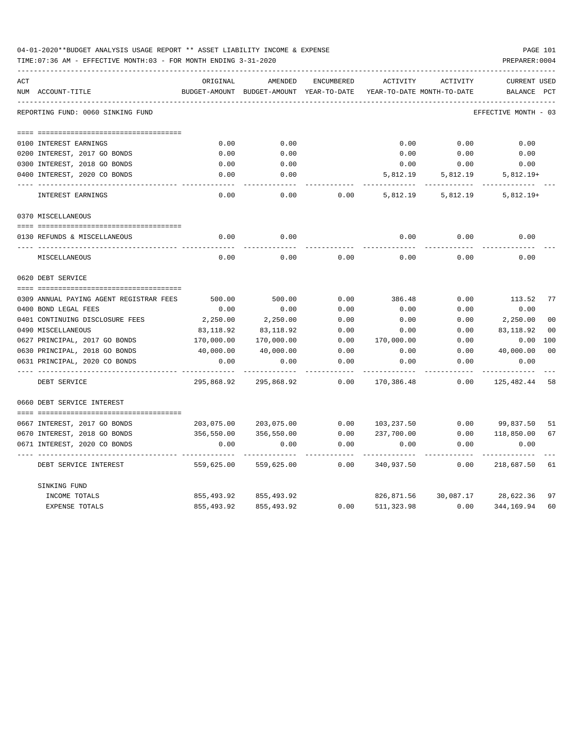04-01-2020**BUDGET ANALYSIS USAGE REPORT ** ASSET LIABILITY INCOME & EXPENSE

TIME:07:36 AM - EFFECTIVE MONTH:03 - FOR MONTH ENDING 3-31-2020

PREPARER:0004

| ACT NUM | ACCOUNT-TITLE | ORIGINAL BUDGET-AMOUNT | AMENDED BUDGET-AMOUNT | ENCUMBERED YEAR-TO-DATE | ACTIVITY YEAR-TO-DATE | ACTIVITY MONTH-TO-DATE | CURRENT BALANCE | USED PCT |
|---|---|---|---|---|---|---|---|---|
| | REPORTING FUND: 0060 SINKING FUND | | | | | | EFFECTIVE MONTH - 03 | |
| 0100 | INTEREST EARNINGS | 0.00 | 0.00 | | 0.00 | 0.00 | 0.00 | |
| 0200 | INTEREST, 2017 GO BONDS | 0.00 | 0.00 | | 0.00 | 0.00 | 0.00 | |
| 0300 | INTEREST, 2018 GO BONDS | 0.00 | 0.00 | | 0.00 | 0.00 | 0.00 | |
| 0400 | INTEREST, 2020 CO BONDS | 0.00 | 0.00 | | 5,812.19 | 5,812.19 | 5,812.19+ | |
| | INTEREST EARNINGS | 0.00 | 0.00 | 0.00 | 5,812.19 | 5,812.19 | 5,812.19+ | |
| | 0370 MISCELLANEOUS | | | | | | | |
| 0130 | REFUNDS & MISCELLANEOUS | 0.00 | 0.00 | | 0.00 | 0.00 | 0.00 | |
| | MISCELLANEOUS | 0.00 | 0.00 | 0.00 | 0.00 | 0.00 | 0.00 | |
| | 0620 DEBT SERVICE | | | | | | | |
| 0309 | ANNUAL PAYING AGENT REGISTRAR FEES | 500.00 | 500.00 | 0.00 | 386.48 | 0.00 | 113.52 | 77 |
| 0400 | BOND LEGAL FEES | 0.00 | 0.00 | 0.00 | 0.00 | 0.00 | 0.00 | |
| 0401 | CONTINUING DISCLOSURE FEES | 2,250.00 | 2,250.00 | 0.00 | 0.00 | 0.00 | 2,250.00 | 00 |
| 0490 | MISCELLANEOUS | 83,118.92 | 83,118.92 | 0.00 | 0.00 | 0.00 | 83,118.92 | 00 |
| 0627 | PRINCIPAL, 2017 GO BONDS | 170,000.00 | 170,000.00 | 0.00 | 170,000.00 | 0.00 | 0.00 | 100 |
| 0630 | PRINCIPAL, 2018 GO BONDS | 40,000.00 | 40,000.00 | 0.00 | 0.00 | 0.00 | 40,000.00 | 00 |
| 0631 | PRINCIPAL, 2020 CO BONDS | 0.00 | 0.00 | 0.00 | 0.00 | 0.00 | 0.00 | |
| | DEBT SERVICE | 295,868.92 | 295,868.92 | 0.00 | 170,386.48 | 0.00 | 125,482.44 | 58 |
| | 0660 DEBT SERVICE INTEREST | | | | | | | |
| 0667 | INTEREST, 2017 GO BONDS | 203,075.00 | 203,075.00 | 0.00 | 103,237.50 | 0.00 | 99,837.50 | 51 |
| 0670 | INTEREST, 2018 GO BONDS | 356,550.00 | 356,550.00 | 0.00 | 237,700.00 | 0.00 | 118,850.00 | 67 |
| 0671 | INTEREST, 2020 CO BONDS | 0.00 | 0.00 | 0.00 | 0.00 | 0.00 | 0.00 | |
| | DEBT SERVICE INTEREST | 559,625.00 | 559,625.00 | 0.00 | 340,937.50 | 0.00 | 218,687.50 | 61 |
| | SINKING FUND | | | | | | | |
| | INCOME TOTALS | 855,493.92 | 855,493.92 | | 826,871.56 | 30,087.17 | 28,622.36 | 97 |
| | EXPENSE TOTALS | 855,493.92 | 855,493.92 | 0.00 | 511,323.98 | 0.00 | 344,169.94 | 60 |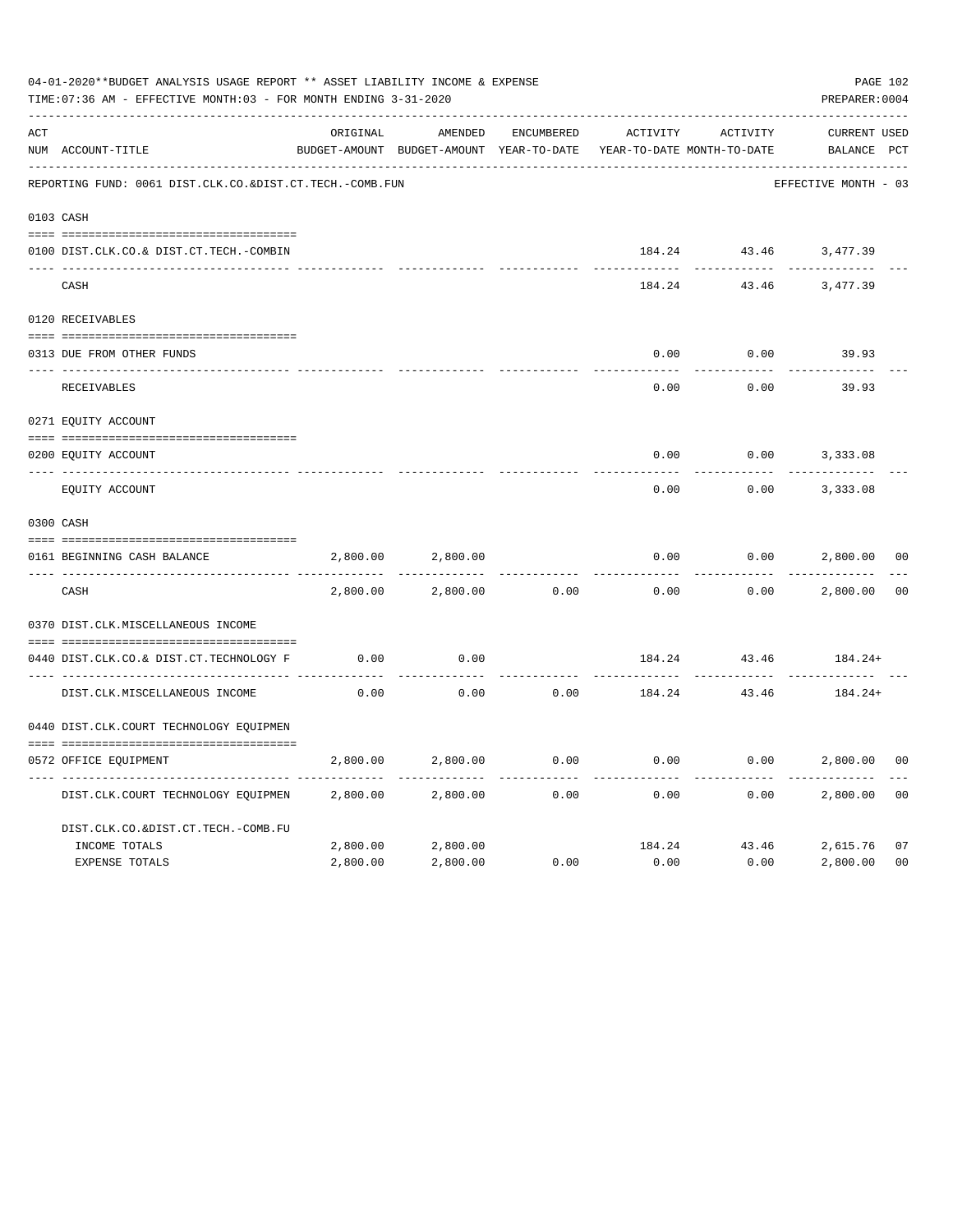04-01-2020**BUDGET ANALYSIS USAGE REPORT ** ASSET LIABILITY INCOME & EXPENSE

TIME:07:36 AM - EFFECTIVE MONTH:03 - FOR MONTH ENDING 3-31-2020

PREPARER:0004

REPORTING FUND: 0061 DIST.CLK.CO.&DIST.CT.TECH.-COMB.FUN — EFFECTIVE MONTH - 03

| ACT NUM | ACCOUNT-TITLE | ORIGINAL BUDGET-AMOUNT | AMENDED BUDGET-AMOUNT | ENCUMBERED YEAR-TO-DATE | ACTIVITY YEAR-TO-DATE | ACTIVITY MONTH-TO-DATE | CURRENT BALANCE | USED PCT |
|---|---|---|---|---|---|---|---|---|
| 0103 | CASH | | | | | | | |
| 0100 | DIST.CLK.CO.& DIST.CT.TECH.-COMBIN | | | | 184.24 | 43.46 | 3,477.39 | |
| | CASH | | | | 184.24 | 43.46 | 3,477.39 | |
| 0120 | RECEIVABLES | | | | | | | |
| 0313 | DUE FROM OTHER FUNDS | | | | 0.00 | 0.00 | 39.93 | |
| | RECEIVABLES | | | | 0.00 | 0.00 | 39.93 | |
| 0271 | EQUITY ACCOUNT | | | | | | | |
| 0200 | EQUITY ACCOUNT | | | | 0.00 | 0.00 | 3,333.08 | |
| | EQUITY ACCOUNT | | | | 0.00 | 0.00 | 3,333.08 | |
| 0300 | CASH | | | | | | | |
| 0161 | BEGINNING CASH BALANCE | 2,800.00 | 2,800.00 | | 0.00 | 0.00 | 2,800.00 | 00 |
| | CASH | 2,800.00 | 2,800.00 | 0.00 | 0.00 | 0.00 | 2,800.00 | 00 |
| 0370 | DIST.CLK.MISCELLANEOUS INCOME | | | | | | | |
| 0440 | DIST.CLK.CO.& DIST.CT.TECHNOLOGY F | 0.00 | 0.00 | | 184.24 | 43.46 | 184.24+ | |
| | DIST.CLK.MISCELLANEOUS INCOME | 0.00 | 0.00 | 0.00 | 184.24 | 43.46 | 184.24+ | |
| 0440 | DIST.CLK.COURT TECHNOLOGY EQUIPMEN | | | | | | | |
| 0572 | OFFICE EQUIPMENT | 2,800.00 | 2,800.00 | 0.00 | 0.00 | 0.00 | 2,800.00 | 00 |
| | DIST.CLK.COURT TECHNOLOGY EQUIPMEN | 2,800.00 | 2,800.00 | 0.00 | 0.00 | 0.00 | 2,800.00 | 00 |
| | DIST.CLK.CO.&DIST.CT.TECH.-COMB.FU | | | | | | | |
| | INCOME TOTALS | 2,800.00 | 2,800.00 | | 184.24 | 43.46 | 2,615.76 | 07 |
| | EXPENSE TOTALS | 2,800.00 | 2,800.00 | 0.00 | 0.00 | 0.00 | 2,800.00 | 00 |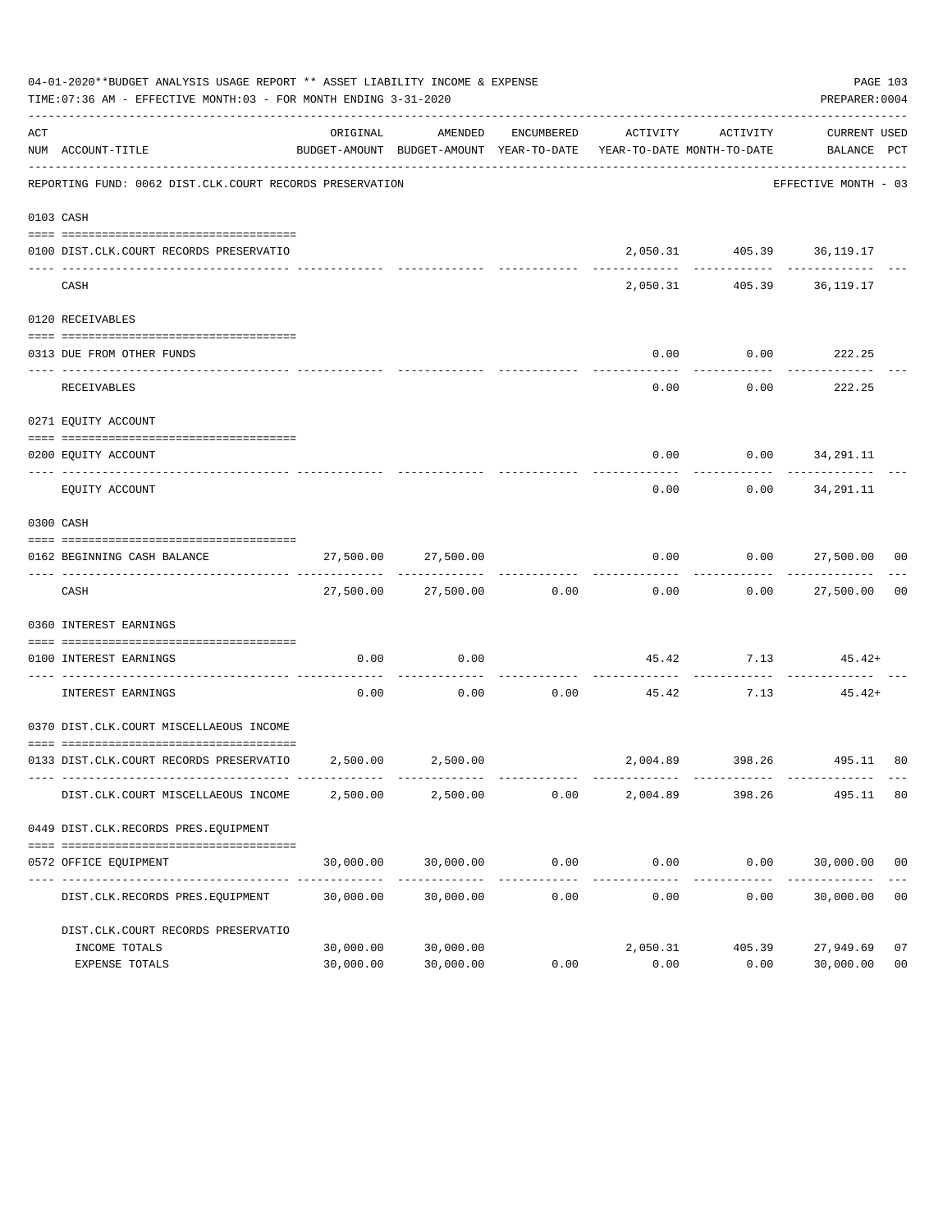04-01-2020**BUDGET ANALYSIS USAGE REPORT ** ASSET LIABILITY INCOME & EXPENSE

TIME:07:36 AM - EFFECTIVE MONTH:03 - FOR MONTH ENDING 3-31-2020

PREPARER:0004

| ACT NUM | ACCOUNT-TITLE | ORIGINAL BUDGET-AMOUNT | AMENDED BUDGET-AMOUNT | ENCUMBERED YEAR-TO-DATE | ACTIVITY YEAR-TO-DATE | ACTIVITY MONTH-TO-DATE | CURRENT BALANCE | USED PCT |
|---|---|---|---|---|---|---|---|---|
| | REPORTING FUND: 0062 DIST.CLK.COURT RECORDS PRESERVATION | | | | | | EFFECTIVE MONTH - 03 | |
| 0103 | CASH | | | | | | | |
| 0100 | DIST.CLK.COURT RECORDS PRESERVATIO | | | | 2,050.31 | 405.39 | 36,119.17 | |
| | CASH | | | | 2,050.31 | 405.39 | 36,119.17 | |
| 0120 | RECEIVABLES | | | | | | | |
| 0313 | DUE FROM OTHER FUNDS | | | | 0.00 | 0.00 | 222.25 | |
| | RECEIVABLES | | | | 0.00 | 0.00 | 222.25 | |
| 0271 | EQUITY ACCOUNT | | | | | | | |
| 0200 | EQUITY ACCOUNT | | | | 0.00 | 0.00 | 34,291.11 | |
| | EQUITY ACCOUNT | | | | 0.00 | 0.00 | 34,291.11 | |
| 0300 | CASH | | | | | | | |
| 0162 | BEGINNING CASH BALANCE | 27,500.00 | 27,500.00 | | 0.00 | 0.00 | 27,500.00 | 00 |
| | CASH | 27,500.00 | 27,500.00 | 0.00 | 0.00 | 0.00 | 27,500.00 | 00 |
| 0360 | INTEREST EARNINGS | | | | | | | |
| 0100 | INTEREST EARNINGS | 0.00 | 0.00 | | 45.42 | 7.13 | 45.42+ | |
| | INTEREST EARNINGS | 0.00 | 0.00 | 0.00 | 45.42 | 7.13 | 45.42+ | |
| 0370 | DIST.CLK.COURT MISCELLAEOUS INCOME | | | | | | | |
| 0133 | DIST.CLK.COURT RECORDS PRESERVATIO | 2,500.00 | 2,500.00 | | 2,004.89 | 398.26 | 495.11 | 80 |
| | DIST.CLK.COURT MISCELLAEOUS INCOME | 2,500.00 | 2,500.00 | 0.00 | 2,004.89 | 398.26 | 495.11 | 80 |
| 0449 | DIST.CLK.RECORDS PRES.EQUIPMENT | | | | | | | |
| 0572 | OFFICE EQUIPMENT | 30,000.00 | 30,000.00 | 0.00 | 0.00 | 0.00 | 30,000.00 | 00 |
| | DIST.CLK.RECORDS PRES.EQUIPMENT | 30,000.00 | 30,000.00 | 0.00 | 0.00 | 0.00 | 30,000.00 | 00 |
| | DIST.CLK.COURT RECORDS PRESERVATIO | | | | | | | |
| | INCOME TOTALS | 30,000.00 | 30,000.00 | | 2,050.31 | 405.39 | 27,949.69 | 07 |
| | EXPENSE TOTALS | 30,000.00 | 30,000.00 | 0.00 | 0.00 | 0.00 | 30,000.00 | 00 |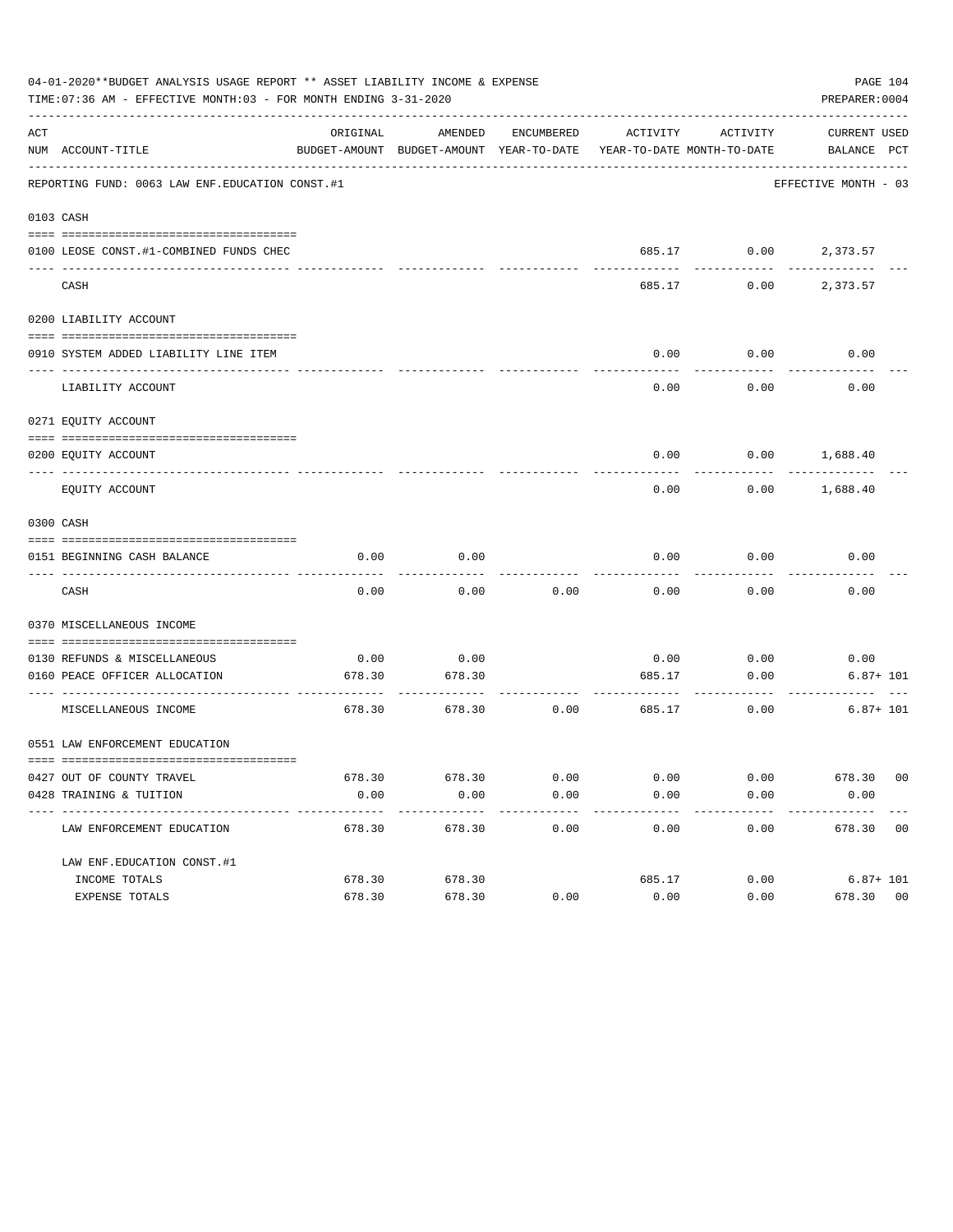04-01-2020**BUDGET ANALYSIS USAGE REPORT ** ASSET LIABILITY INCOME & EXPENSE

TIME:07:36 AM - EFFECTIVE MONTH:03 - FOR MONTH ENDING 3-31-2020

PREPARER:0004

| ACT NUM | ACCOUNT-TITLE | ORIGINAL BUDGET-AMOUNT | AMENDED BUDGET-AMOUNT | ENCUMBERED YEAR-TO-DATE | ACTIVITY YEAR-TO-DATE | ACTIVITY MONTH-TO-DATE | CURRENT BALANCE | USED PCT |
|---|---|---|---|---|---|---|---|---|
| | REPORTING FUND: 0063 LAW ENF.EDUCATION CONST.#1 | | | | | | EFFECTIVE MONTH - 03 | |
| 0103 | CASH | | | | | | | |
| 0100 | LEOSE CONST.#1-COMBINED FUNDS CHEC | | | | 685.17 | 0.00 | 2,373.57 | |
| | CASH | | | | 685.17 | 0.00 | 2,373.57 | |
| 0200 | LIABILITY ACCOUNT | | | | | | | |
| 0910 | SYSTEM ADDED LIABILITY LINE ITEM | | | | 0.00 | 0.00 | 0.00 | |
| | LIABILITY ACCOUNT | | | | 0.00 | 0.00 | 0.00 | |
| 0271 | EQUITY ACCOUNT | | | | | | | |
| 0200 | EQUITY ACCOUNT | | | | 0.00 | 0.00 | 1,688.40 | |
| | EQUITY ACCOUNT | | | | 0.00 | 0.00 | 1,688.40 | |
| 0300 | CASH | | | | | | | |
| 0151 | BEGINNING CASH BALANCE | 0.00 | 0.00 | | 0.00 | 0.00 | 0.00 | |
| | CASH | 0.00 | 0.00 | 0.00 | 0.00 | 0.00 | 0.00 | |
| 0370 | MISCELLANEOUS INCOME | | | | | | | |
| 0130 | REFUNDS & MISCELLANEOUS | 0.00 | 0.00 | | 0.00 | 0.00 | 0.00 | |
| 0160 | PEACE OFFICER ALLOCATION | 678.30 | 678.30 | | 685.17 | 0.00 | 6.87+ | 101 |
| | MISCELLANEOUS INCOME | 678.30 | 678.30 | 0.00 | 685.17 | 0.00 | 6.87+ | 101 |
| 0551 | LAW ENFORCEMENT EDUCATION | | | | | | | |
| 0427 | OUT OF COUNTY TRAVEL | 678.30 | 678.30 | 0.00 | 0.00 | 0.00 | 678.30 | 00 |
| 0428 | TRAINING & TUITION | 0.00 | 0.00 | 0.00 | 0.00 | 0.00 | 0.00 | |
| | LAW ENFORCEMENT EDUCATION | 678.30 | 678.30 | 0.00 | 0.00 | 0.00 | 678.30 | 00 |
| | LAW ENF.EDUCATION CONST.#1 | | | | | | | |
| | INCOME TOTALS | 678.30 | 678.30 | | 685.17 | 0.00 | 6.87+ | 101 |
| | EXPENSE TOTALS | 678.30 | 678.30 | 0.00 | 0.00 | 0.00 | 678.30 | 00 |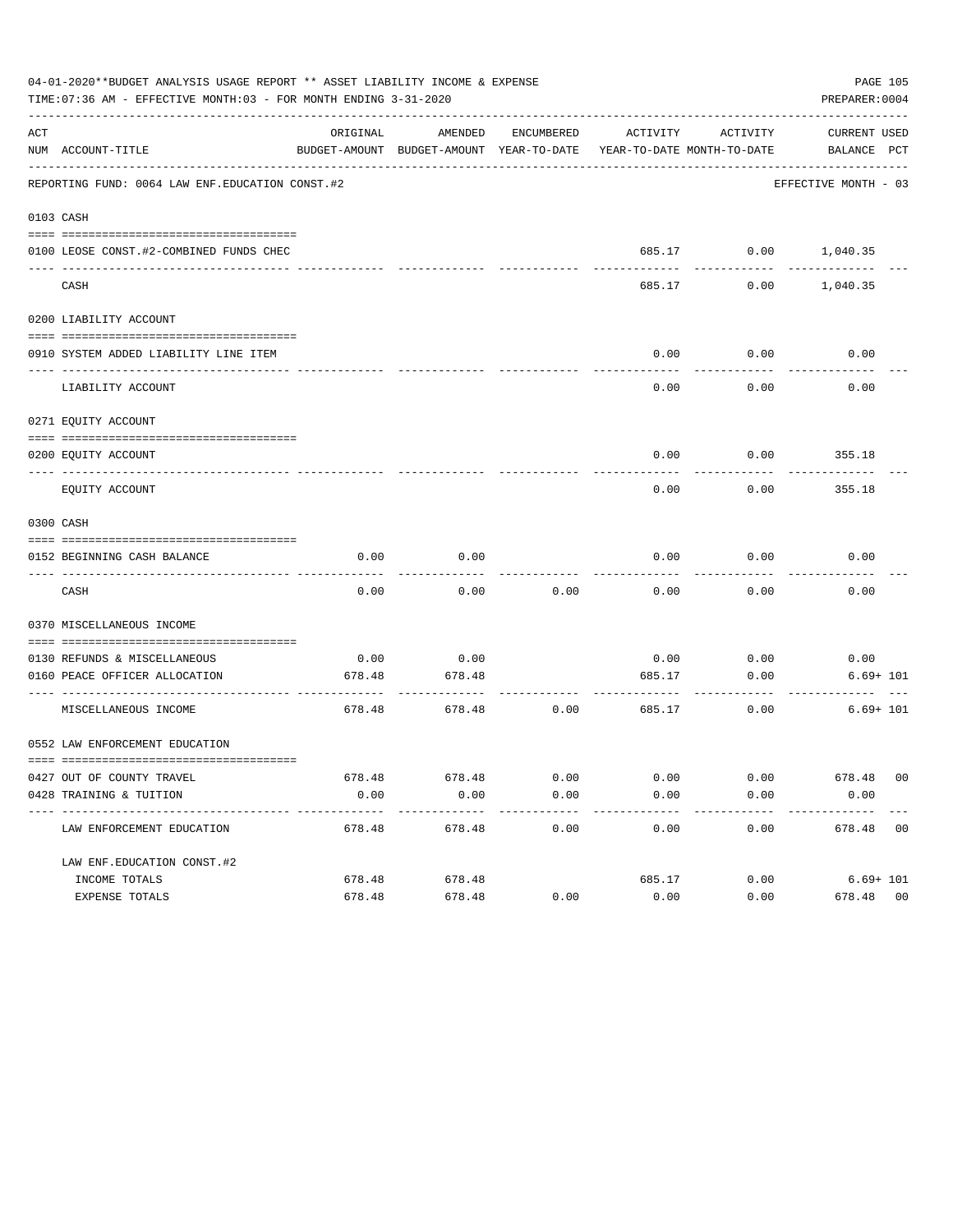04-01-2020**BUDGET ANALYSIS USAGE REPORT ** ASSET LIABILITY INCOME & EXPENSE

TIME:07:36 AM - EFFECTIVE MONTH:03 - FOR MONTH ENDING 3-31-2020

PREPARER:0004

| ACT NUM | ACCOUNT-TITLE | ORIGINAL BUDGET-AMOUNT | AMENDED BUDGET-AMOUNT | ENCUMBERED YEAR-TO-DATE | ACTIVITY YEAR-TO-DATE | ACTIVITY MONTH-TO-DATE | CURRENT BALANCE | USED PCT |
|---|---|---|---|---|---|---|---|---|
| | REPORTING FUND: 0064 LAW ENF.EDUCATION CONST.#2 | | | | | | EFFECTIVE MONTH - 03 | |
| 0103 | CASH | | | | | | | |
| 0100 | LEOSE CONST.#2-COMBINED FUNDS CHEC | | | | 685.17 | 0.00 | 1,040.35 | |
| | CASH | | | | 685.17 | 0.00 | 1,040.35 | |
| 0200 | LIABILITY ACCOUNT | | | | | | | |
| 0910 | SYSTEM ADDED LIABILITY LINE ITEM | | | | 0.00 | 0.00 | 0.00 | |
| | LIABILITY ACCOUNT | | | | 0.00 | 0.00 | 0.00 | |
| 0271 | EQUITY ACCOUNT | | | | | | | |
| 0200 | EQUITY ACCOUNT | | | | 0.00 | 0.00 | 355.18 | |
| | EQUITY ACCOUNT | | | | 0.00 | 0.00 | 355.18 | |
| 0300 | CASH | | | | | | | |
| 0152 | BEGINNING CASH BALANCE | 0.00 | 0.00 | | 0.00 | 0.00 | 0.00 | |
| | CASH | 0.00 | 0.00 | 0.00 | 0.00 | 0.00 | 0.00 | |
| 0370 | MISCELLANEOUS INCOME | | | | | | | |
| 0130 | REFUNDS & MISCELLANEOUS | 0.00 | 0.00 | | 0.00 | 0.00 | 0.00 | |
| 0160 | PEACE OFFICER ALLOCATION | 678.48 | 678.48 | | 685.17 | 0.00 | 6.69+ | 101 |
| | MISCELLANEOUS INCOME | 678.48 | 678.48 | 0.00 | 685.17 | 0.00 | 6.69+ | 101 |
| 0552 | LAW ENFORCEMENT EDUCATION | | | | | | | |
| 0427 | OUT OF COUNTY TRAVEL | 678.48 | 678.48 | 0.00 | 0.00 | 0.00 | 678.48 | 00 |
| 0428 | TRAINING & TUITION | 0.00 | 0.00 | 0.00 | 0.00 | 0.00 | 0.00 | |
| | LAW ENFORCEMENT EDUCATION | 678.48 | 678.48 | 0.00 | 0.00 | 0.00 | 678.48 | 00 |
| | LAW ENF.EDUCATION CONST.#2 | | | | | | | |
| | INCOME TOTALS | 678.48 | 678.48 | | 685.17 | 0.00 | 6.69+ | 101 |
| | EXPENSE TOTALS | 678.48 | 678.48 | 0.00 | 0.00 | 0.00 | 678.48 | 00 |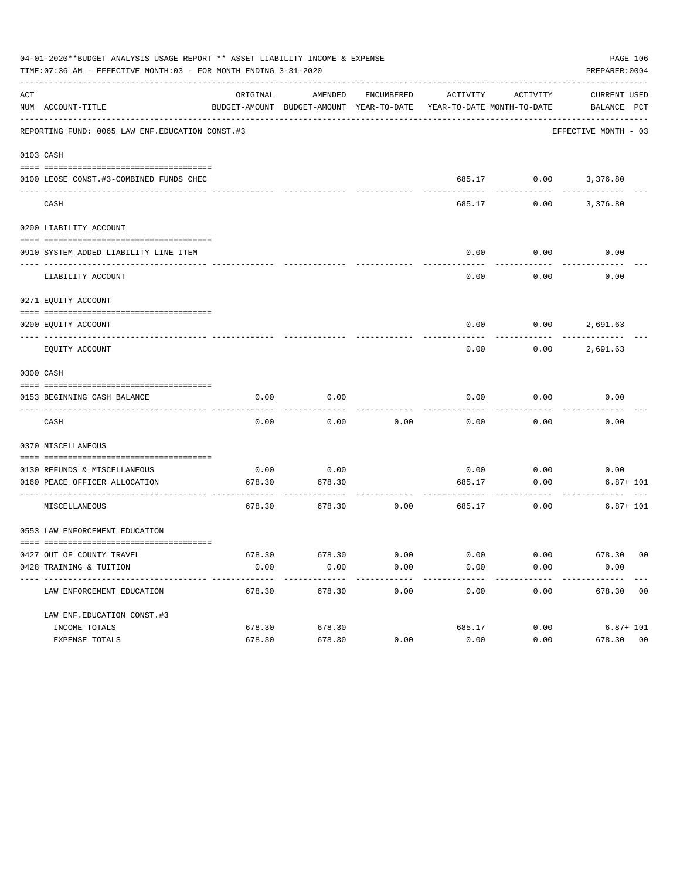04-01-2020**BUDGET ANALYSIS USAGE REPORT ** ASSET LIABILITY INCOME & EXPENSE

TIME:07:36 AM - EFFECTIVE MONTH:03 - FOR MONTH ENDING 3-31-2020

PREPARER:0004

| ACT NUM | ACCOUNT-TITLE | ORIGINAL BUDGET-AMOUNT | AMENDED BUDGET-AMOUNT | ENCUMBERED YEAR-TO-DATE | ACTIVITY YEAR-TO-DATE | ACTIVITY MONTH-TO-DATE | CURRENT BALANCE | USED PCT |
|---|---|---|---|---|---|---|---|---|
| | REPORTING FUND: 0065 LAW ENF.EDUCATION CONST.#3 | | | | | | EFFECTIVE MONTH - 03 | |
| 0103 | CASH | | | | | | | |
| 0100 | LEOSE CONST.#3-COMBINED FUNDS CHEC | | | | 685.17 | 0.00 | 3,376.80 | |
| | CASH | | | | 685.17 | 0.00 | 3,376.80 | |
| 0200 | LIABILITY ACCOUNT | | | | | | | |
| 0910 | SYSTEM ADDED LIABILITY LINE ITEM | | | | 0.00 | 0.00 | 0.00 | |
| | LIABILITY ACCOUNT | | | | 0.00 | 0.00 | 0.00 | |
| 0271 | EQUITY ACCOUNT | | | | | | | |
| 0200 | EQUITY ACCOUNT | | | | 0.00 | 0.00 | 2,691.63 | |
| | EQUITY ACCOUNT | | | | 0.00 | 0.00 | 2,691.63 | |
| 0300 | CASH | | | | | | | |
| 0153 | BEGINNING CASH BALANCE | 0.00 | 0.00 | | 0.00 | 0.00 | 0.00 | |
| | CASH | 0.00 | 0.00 | 0.00 | 0.00 | 0.00 | 0.00 | |
| 0370 | MISCELLANEOUS | | | | | | | |
| 0130 | REFUNDS & MISCELLANEOUS | 0.00 | 0.00 | | 0.00 | 0.00 | 0.00 | |
| 0160 | PEACE OFFICER ALLOCATION | 678.30 | 678.30 | | 685.17 | 0.00 | 6.87+ | 101 |
| | MISCELLANEOUS | 678.30 | 678.30 | 0.00 | 685.17 | 0.00 | 6.87+ | 101 |
| 0553 | LAW ENFORCEMENT EDUCATION | | | | | | | |
| 0427 | OUT OF COUNTY TRAVEL | 678.30 | 678.30 | 0.00 | 0.00 | 0.00 | 678.30 | 00 |
| 0428 | TRAINING & TUITION | 0.00 | 0.00 | 0.00 | 0.00 | 0.00 | 0.00 | |
| | LAW ENFORCEMENT EDUCATION | 678.30 | 678.30 | 0.00 | 0.00 | 0.00 | 678.30 | 00 |
| | LAW ENF.EDUCATION CONST.#3 | | | | | | | |
| | INCOME TOTALS | 678.30 | 678.30 | | 685.17 | 0.00 | 6.87+ | 101 |
| | EXPENSE TOTALS | 678.30 | 678.30 | 0.00 | 0.00 | 0.00 | 678.30 | 00 |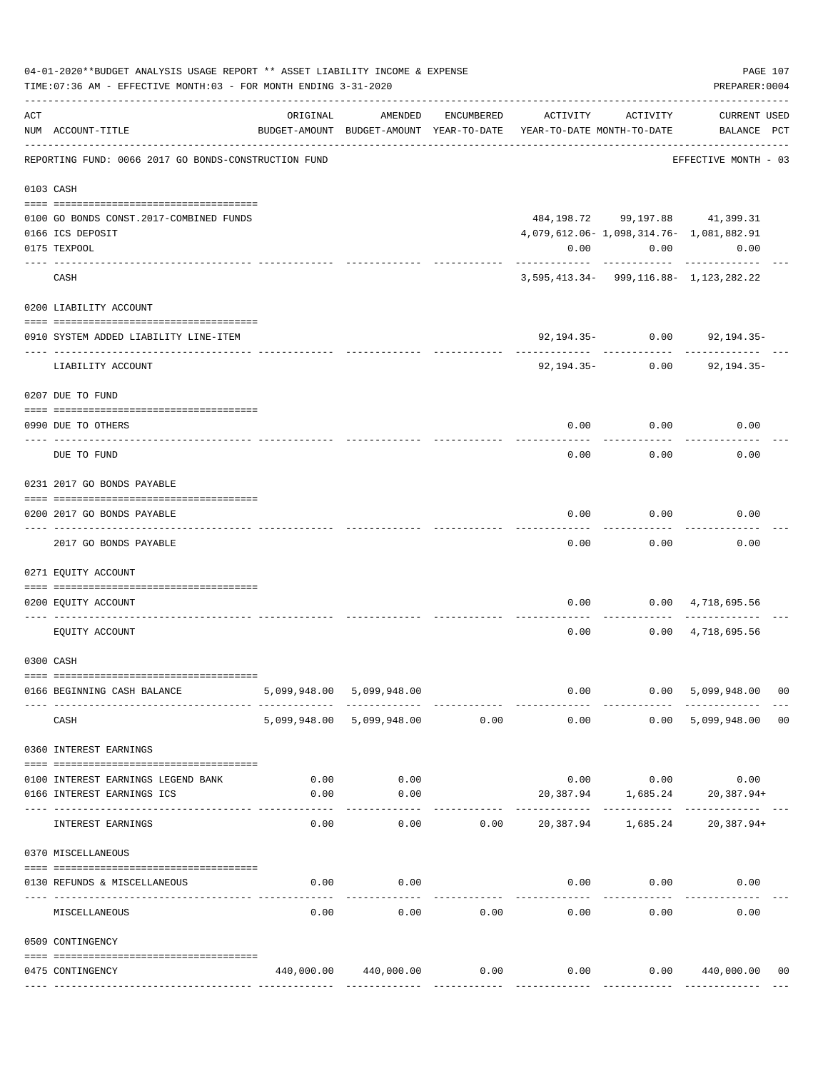04-01-2020**BUDGET ANALYSIS USAGE REPORT ** ASSET LIABILITY INCOME & EXPENSE

TIME:07:36 AM - EFFECTIVE MONTH:03 - FOR MONTH ENDING 3-31-2020

PREPARER:0004

REPORTING FUND: 0066 2017 GO BONDS-CONSTRUCTION FUND — EFFECTIVE MONTH - 03

| ACT NUM | ACCOUNT-TITLE | ORIGINAL BUDGET-AMOUNT | AMENDED BUDGET-AMOUNT | ENCUMBERED YEAR-TO-DATE | ACTIVITY YEAR-TO-DATE | ACTIVITY MONTH-TO-DATE | CURRENT BALANCE | USED PCT |
|---|---|---|---|---|---|---|---|---|
| 0103 | CASH | | | | | | | |
| 0100 | GO BONDS CONST.2017-COMBINED FUNDS | | | | 484,198.72 | 99,197.88 | 41,399.31 | |
| 0166 | ICS DEPOSIT | | | | 4,079,612.06- | 1,098,314.76- | 1,081,882.91 | |
| 0175 | TEXPOOL | | | | 0.00 | 0.00 | 0.00 | |
| | CASH | | | | 3,595,413.34- | 999,116.88- | 1,123,282.22 | |
| 0200 | LIABILITY ACCOUNT | | | | | | | |
| 0910 | SYSTEM ADDED LIABILITY LINE-ITEM | | | | 92,194.35- | 0.00 | 92,194.35- | |
| | LIABILITY ACCOUNT | | | | 92,194.35- | 0.00 | 92,194.35- | |
| 0207 | DUE TO FUND | | | | | | | |
| 0990 | DUE TO OTHERS | | | | 0.00 | 0.00 | 0.00 | |
| | DUE TO FUND | | | | 0.00 | 0.00 | 0.00 | |
| 0231 | 2017 GO BONDS PAYABLE | | | | | | | |
| 0200 | 2017 GO BONDS PAYABLE | | | | 0.00 | 0.00 | 0.00 | |
| | 2017 GO BONDS PAYABLE | | | | 0.00 | 0.00 | 0.00 | |
| 0271 | EQUITY ACCOUNT | | | | | | | |
| 0200 | EQUITY ACCOUNT | | | | 0.00 | 0.00 | 4,718,695.56 | |
| | EQUITY ACCOUNT | | | | 0.00 | 0.00 | 4,718,695.56 | |
| 0300 | CASH | | | | | | | |
| 0166 | BEGINNING CASH BALANCE | 5,099,948.00 | 5,099,948.00 | | 0.00 | 0.00 | 5,099,948.00 | 00 |
| | CASH | 5,099,948.00 | 5,099,948.00 | 0.00 | 0.00 | 0.00 | 5,099,948.00 | 00 |
| 0360 | INTEREST EARNINGS | | | | | | | |
| 0100 | INTEREST EARNINGS LEGEND BANK | 0.00 | 0.00 | | 0.00 | 0.00 | 0.00 | |
| 0166 | INTEREST EARNINGS ICS | 0.00 | 0.00 | | 20,387.94 | 1,685.24 | 20,387.94+ | |
| | INTEREST EARNINGS | 0.00 | 0.00 | 0.00 | 20,387.94 | 1,685.24 | 20,387.94+ | |
| 0370 | MISCELLANEOUS | | | | | | | |
| 0130 | REFUNDS & MISCELLANEOUS | 0.00 | 0.00 | | 0.00 | 0.00 | 0.00 | |
| | MISCELLANEOUS | 0.00 | 0.00 | 0.00 | 0.00 | 0.00 | 0.00 | |
| 0509 | CONTINGENCY | | | | | | | |
| 0475 | CONTINGENCY | 440,000.00 | 440,000.00 | 0.00 | 0.00 | 0.00 | 440,000.00 | 00 |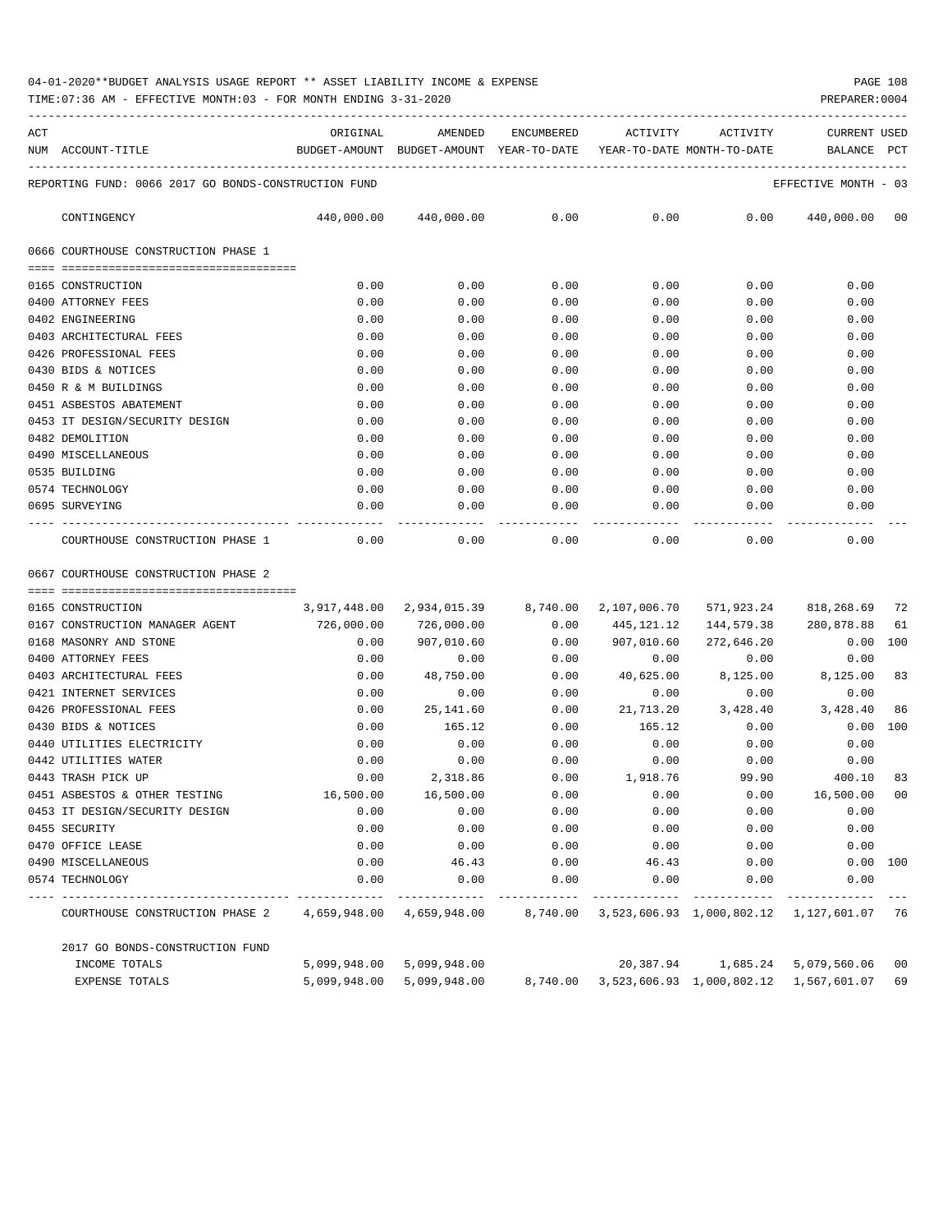04-01-2020**BUDGET ANALYSIS USAGE REPORT ** ASSET LIABILITY INCOME & EXPENSE

TIME:07:36 AM - EFFECTIVE MONTH:03 - FOR MONTH ENDING 3-31-2020

PREPARER:0004

REPORTING FUND: 0066 2017 GO BONDS-CONSTRUCTION FUND — EFFECTIVE MONTH - 03

| ACT NUM | ACCOUNT-TITLE | ORIGINAL BUDGET-AMOUNT | AMENDED BUDGET-AMOUNT | ENCUMBERED YEAR-TO-DATE | ACTIVITY YEAR-TO-DATE | ACTIVITY MONTH-TO-DATE | CURRENT BALANCE | USED PCT |
|---|---|---|---|---|---|---|---|---|
| | CONTINGENCY | 440,000.00 | 440,000.00 | 0.00 | 0.00 | 0.00 | 440,000.00 | 00 |
| | **0666 COURTHOUSE CONSTRUCTION PHASE 1** | | | | | | | |
| 0165 | CONSTRUCTION | 0.00 | 0.00 | 0.00 | 0.00 | 0.00 | 0.00 | |
| 0400 | ATTORNEY FEES | 0.00 | 0.00 | 0.00 | 0.00 | 0.00 | 0.00 | |
| 0402 | ENGINEERING | 0.00 | 0.00 | 0.00 | 0.00 | 0.00 | 0.00 | |
| 0403 | ARCHITECTURAL FEES | 0.00 | 0.00 | 0.00 | 0.00 | 0.00 | 0.00 | |
| 0426 | PROFESSIONAL FEES | 0.00 | 0.00 | 0.00 | 0.00 | 0.00 | 0.00 | |
| 0430 | BIDS & NOTICES | 0.00 | 0.00 | 0.00 | 0.00 | 0.00 | 0.00 | |
| 0450 | R & M BUILDINGS | 0.00 | 0.00 | 0.00 | 0.00 | 0.00 | 0.00 | |
| 0451 | ASBESTOS ABATEMENT | 0.00 | 0.00 | 0.00 | 0.00 | 0.00 | 0.00 | |
| 0453 | IT DESIGN/SECURITY DESIGN | 0.00 | 0.00 | 0.00 | 0.00 | 0.00 | 0.00 | |
| 0482 | DEMOLITION | 0.00 | 0.00 | 0.00 | 0.00 | 0.00 | 0.00 | |
| 0490 | MISCELLANEOUS | 0.00 | 0.00 | 0.00 | 0.00 | 0.00 | 0.00 | |
| 0535 | BUILDING | 0.00 | 0.00 | 0.00 | 0.00 | 0.00 | 0.00 | |
| 0574 | TECHNOLOGY | 0.00 | 0.00 | 0.00 | 0.00 | 0.00 | 0.00 | |
| 0695 | SURVEYING | 0.00 | 0.00 | 0.00 | 0.00 | 0.00 | 0.00 | |
| | COURTHOUSE CONSTRUCTION PHASE 1 | 0.00 | 0.00 | 0.00 | 0.00 | 0.00 | 0.00 | |
| | **0667 COURTHOUSE CONSTRUCTION PHASE 2** | | | | | | | |
| 0165 | CONSTRUCTION | 3,917,448.00 | 2,934,015.39 | 8,740.00 | 2,107,006.70 | 571,923.24 | 818,268.69 | 72 |
| 0167 | CONSTRUCTION MANAGER AGENT | 726,000.00 | 726,000.00 | 0.00 | 445,121.12 | 144,579.38 | 280,878.88 | 61 |
| 0168 | MASONRY AND STONE | 0.00 | 907,010.60 | 0.00 | 907,010.60 | 272,646.20 | 0.00 | 100 |
| 0400 | ATTORNEY FEES | 0.00 | 0.00 | 0.00 | 0.00 | 0.00 | 0.00 | |
| 0403 | ARCHITECTURAL FEES | 0.00 | 48,750.00 | 0.00 | 40,625.00 | 8,125.00 | 8,125.00 | 83 |
| 0421 | INTERNET SERVICES | 0.00 | 0.00 | 0.00 | 0.00 | 0.00 | 0.00 | |
| 0426 | PROFESSIONAL FEES | 0.00 | 25,141.60 | 0.00 | 21,713.20 | 3,428.40 | 3,428.40 | 86 |
| 0430 | BIDS & NOTICES | 0.00 | 165.12 | 0.00 | 165.12 | 0.00 | 0.00 | 100 |
| 0440 | UTILITIES ELECTRICITY | 0.00 | 0.00 | 0.00 | 0.00 | 0.00 | 0.00 | |
| 0442 | UTILITIES WATER | 0.00 | 0.00 | 0.00 | 0.00 | 0.00 | 0.00 | |
| 0443 | TRASH PICK UP | 0.00 | 2,318.86 | 0.00 | 1,918.76 | 99.90 | 400.10 | 83 |
| 0451 | ASBESTOS & OTHER TESTING | 16,500.00 | 16,500.00 | 0.00 | 0.00 | 0.00 | 16,500.00 | 00 |
| 0453 | IT DESIGN/SECURITY DESIGN | 0.00 | 0.00 | 0.00 | 0.00 | 0.00 | 0.00 | |
| 0455 | SECURITY | 0.00 | 0.00 | 0.00 | 0.00 | 0.00 | 0.00 | |
| 0470 | OFFICE LEASE | 0.00 | 0.00 | 0.00 | 0.00 | 0.00 | 0.00 | |
| 0490 | MISCELLANEOUS | 0.00 | 46.43 | 0.00 | 46.43 | 0.00 | 0.00 | 100 |
| 0574 | TECHNOLOGY | 0.00 | 0.00 | 0.00 | 0.00 | 0.00 | 0.00 | |
| | COURTHOUSE CONSTRUCTION PHASE 2 | 4,659,948.00 | 4,659,948.00 | 8,740.00 | 3,523,606.93 | 1,000,802.12 | 1,127,601.07 | 76 |
| | **2017 GO BONDS-CONSTRUCTION FUND** | | | | | | | |
| | INCOME TOTALS | 5,099,948.00 | 5,099,948.00 | | 20,387.94 | 1,685.24 | 5,079,560.06 | 00 |
| | EXPENSE TOTALS | 5,099,948.00 | 5,099,948.00 | 8,740.00 | 3,523,606.93 | 1,000,802.12 | 1,567,601.07 | 69 |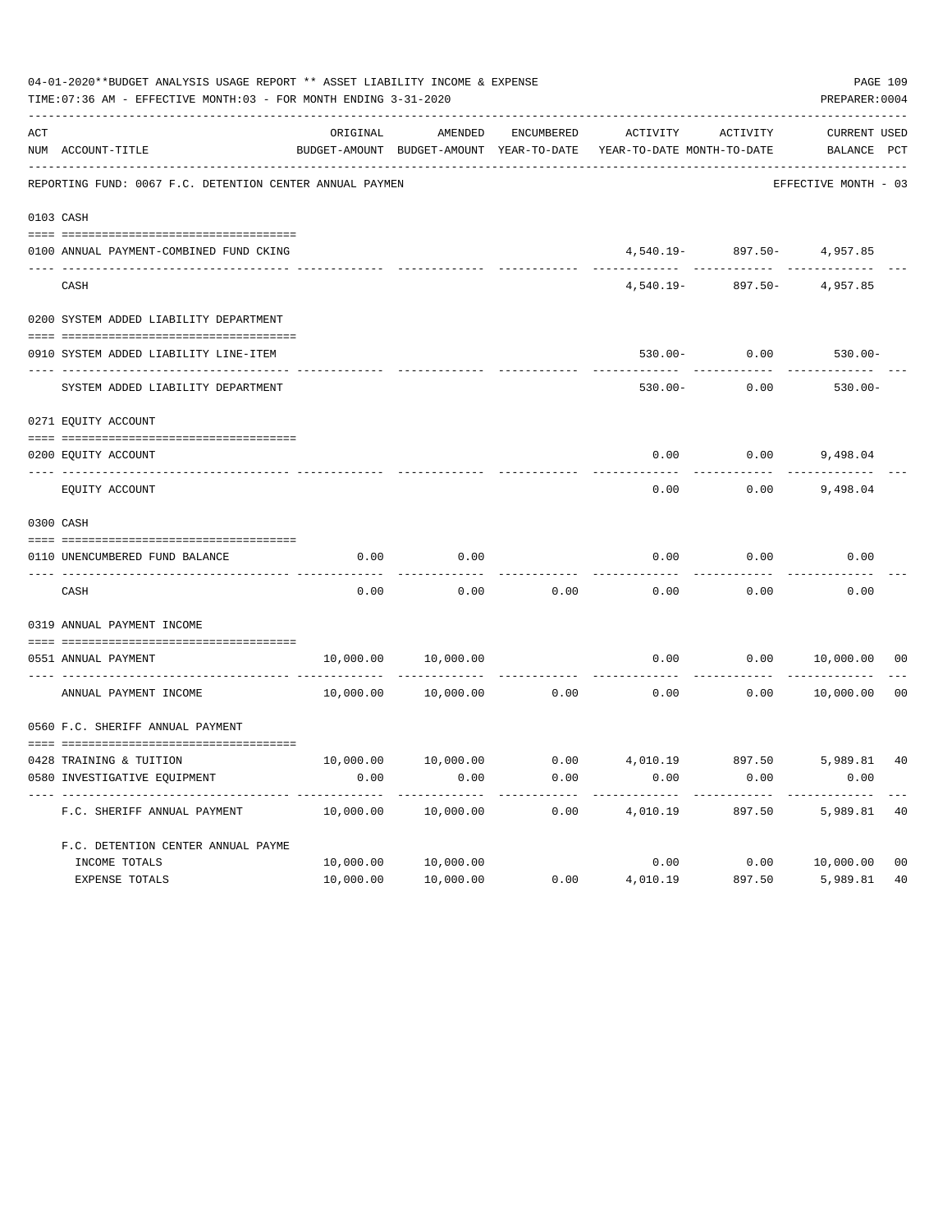04-01-2020**BUDGET ANALYSIS USAGE REPORT ** ASSET LIABILITY INCOME & EXPENSE

TIME:07:36 AM - EFFECTIVE MONTH:03 - FOR MONTH ENDING 3-31-2020

PREPARER:0004

| ACT NUM | ACCOUNT-TITLE | ORIGINAL BUDGET-AMOUNT | AMENDED BUDGET-AMOUNT | ENCUMBERED YEAR-TO-DATE | ACTIVITY YEAR-TO-DATE | ACTIVITY MONTH-TO-DATE | CURRENT BALANCE | USED PCT |
|---|---|---|---|---|---|---|---|---|
| | REPORTING FUND: 0067 F.C. DETENTION CENTER ANNUAL PAYMEN | | | | | | EFFECTIVE MONTH - 03 | |
| 0103 | CASH | | | | | | | |
| 0100 | ANNUAL PAYMENT-COMBINED FUND CKING | | | | 4,540.19- | 897.50- | 4,957.85 | |
| | CASH | | | | 4,540.19- | 897.50- | 4,957.85 | |
| 0200 | SYSTEM ADDED LIABILITY DEPARTMENT | | | | | | | |
| 0910 | SYSTEM ADDED LIABILITY LINE-ITEM | | | | 530.00- | 0.00 | 530.00- | |
| | SYSTEM ADDED LIABILITY DEPARTMENT | | | | 530.00- | 0.00 | 530.00- | |
| 0271 | EQUITY ACCOUNT | | | | | | | |
| 0200 | EQUITY ACCOUNT | | | | 0.00 | 0.00 | 9,498.04 | |
| | EQUITY ACCOUNT | | | | 0.00 | 0.00 | 9,498.04 | |
| 0300 | CASH | | | | | | | |
| 0110 | UNENCUMBERED FUND BALANCE | 0.00 | 0.00 | | 0.00 | 0.00 | 0.00 | |
| | CASH | 0.00 | 0.00 | 0.00 | 0.00 | 0.00 | 0.00 | |
| 0319 | ANNUAL PAYMENT INCOME | | | | | | | |
| 0551 | ANNUAL PAYMENT | 10,000.00 | 10,000.00 | | 0.00 | 0.00 | 10,000.00 | 00 |
| | ANNUAL PAYMENT INCOME | 10,000.00 | 10,000.00 | 0.00 | 0.00 | 0.00 | 10,000.00 | 00 |
| 0560 | F.C. SHERIFF ANNUAL PAYMENT | | | | | | | |
| 0428 | TRAINING & TUITION | 10,000.00 | 10,000.00 | 0.00 | 4,010.19 | 897.50 | 5,989.81 | 40 |
| 0580 | INVESTIGATIVE EQUIPMENT | 0.00 | 0.00 | 0.00 | 0.00 | 0.00 | 0.00 | |
| | F.C. SHERIFF ANNUAL PAYMENT | 10,000.00 | 10,000.00 | 0.00 | 4,010.19 | 897.50 | 5,989.81 | 40 |
| | F.C. DETENTION CENTER ANNUAL PAYME | | | | | | | |
| | INCOME TOTALS | 10,000.00 | 10,000.00 | | 0.00 | 0.00 | 10,000.00 | 00 |
| | EXPENSE TOTALS | 10,000.00 | 10,000.00 | 0.00 | 4,010.19 | 897.50 | 5,989.81 | 40 |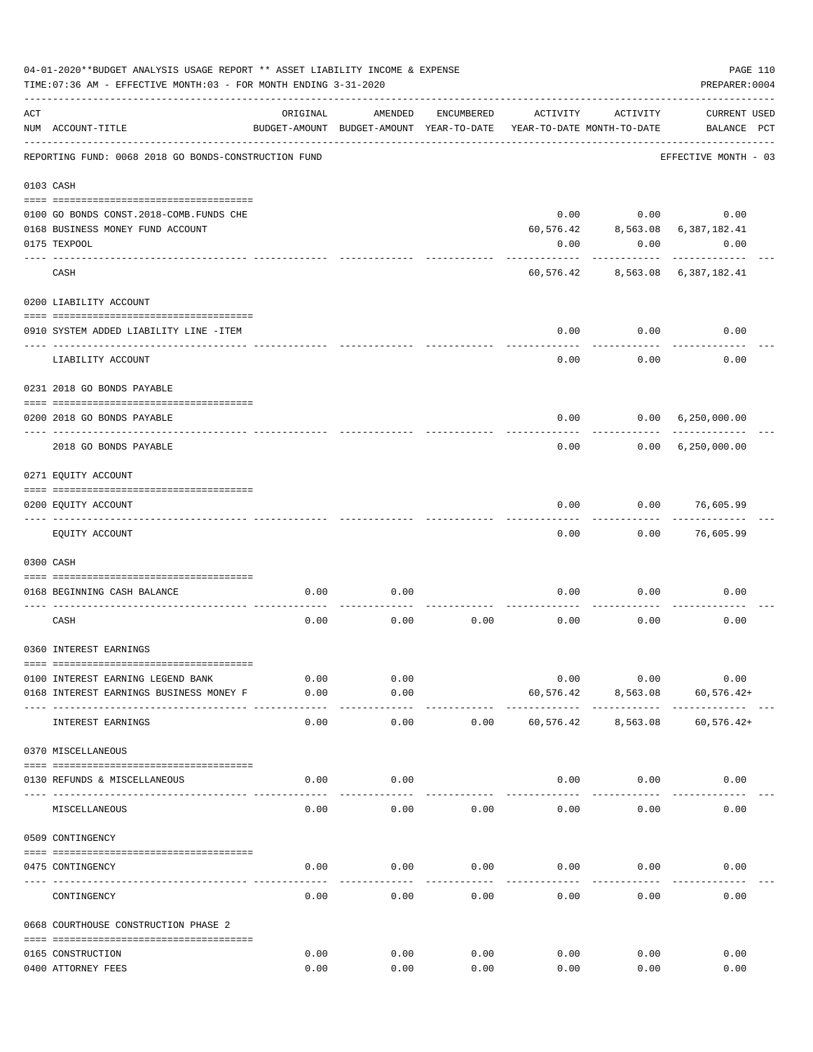04-01-2020**BUDGET ANALYSIS USAGE REPORT ** ASSET LIABILITY INCOME & EXPENSE

TIME:07:36 AM - EFFECTIVE MONTH:03 - FOR MONTH ENDING 3-31-2020

PREPARER:0004

REPORTING FUND: 0068 2018 GO BONDS-CONSTRUCTION FUND — EFFECTIVE MONTH - 03

| ACT NUM | ACCOUNT-TITLE | ORIGINAL BUDGET-AMOUNT | AMENDED BUDGET-AMOUNT | ENCUMBERED YEAR-TO-DATE | ACTIVITY YEAR-TO-DATE | ACTIVITY MONTH-TO-DATE | CURRENT BALANCE | USED PCT |
|---|---|---|---|---|---|---|---|---|
| **0103** | **CASH** | | | | | | | |
| 0100 | GO BONDS CONST.2018-COMB.FUNDS CHE | | | | 0.00 | 0.00 | 0.00 | |
| 0168 | BUSINESS MONEY FUND ACCOUNT | | | | 60,576.42 | 8,563.08 | 6,387,182.41 | |
| 0175 | TEXPOOL | | | | 0.00 | 0.00 | 0.00 | |
| | CASH | | | | 60,576.42 | 8,563.08 | 6,387,182.41 | |
| **0200** | **LIABILITY ACCOUNT** | | | | | | | |
| 0910 | SYSTEM ADDED LIABILITY LINE -ITEM | | | | 0.00 | 0.00 | 0.00 | |
| | LIABILITY ACCOUNT | | | | 0.00 | 0.00 | 0.00 | |
| **0231** | **2018 GO BONDS PAYABLE** | | | | | | | |
| 0200 | 2018 GO BONDS PAYABLE | | | | 0.00 | 0.00 | 6,250,000.00 | |
| | 2018 GO BONDS PAYABLE | | | | 0.00 | 0.00 | 6,250,000.00 | |
| **0271** | **EQUITY ACCOUNT** | | | | | | | |
| 0200 | EQUITY ACCOUNT | | | | 0.00 | 0.00 | 76,605.99 | |
| | EQUITY ACCOUNT | | | | 0.00 | 0.00 | 76,605.99 | |
| **0300** | **CASH** | | | | | | | |
| 0168 | BEGINNING CASH BALANCE | 0.00 | 0.00 | | 0.00 | 0.00 | 0.00 | |
| | CASH | 0.00 | 0.00 | 0.00 | 0.00 | 0.00 | 0.00 | |
| **0360** | **INTEREST EARNINGS** | | | | | | | |
| 0100 | INTEREST EARNING LEGEND BANK | 0.00 | 0.00 | | 0.00 | 0.00 | 0.00 | |
| 0168 | INTEREST EARNINGS BUSINESS MONEY F | 0.00 | 0.00 | | 60,576.42 | 8,563.08 | 60,576.42+ | |
| | INTEREST EARNINGS | 0.00 | 0.00 | 0.00 | 60,576.42 | 8,563.08 | 60,576.42+ | |
| **0370** | **MISCELLANEOUS** | | | | | | | |
| 0130 | REFUNDS & MISCELLANEOUS | 0.00 | 0.00 | | 0.00 | 0.00 | 0.00 | |
| | MISCELLANEOUS | 0.00 | 0.00 | 0.00 | 0.00 | 0.00 | 0.00 | |
| **0509** | **CONTINGENCY** | | | | | | | |
| 0475 | CONTINGENCY | 0.00 | 0.00 | 0.00 | 0.00 | 0.00 | 0.00 | |
| | CONTINGENCY | 0.00 | 0.00 | 0.00 | 0.00 | 0.00 | 0.00 | |
| **0668** | **COURTHOUSE CONSTRUCTION PHASE 2** | | | | | | | |
| 0165 | CONSTRUCTION | 0.00 | 0.00 | 0.00 | 0.00 | 0.00 | 0.00 | |
| 0400 | ATTORNEY FEES | 0.00 | 0.00 | 0.00 | 0.00 | 0.00 | 0.00 | |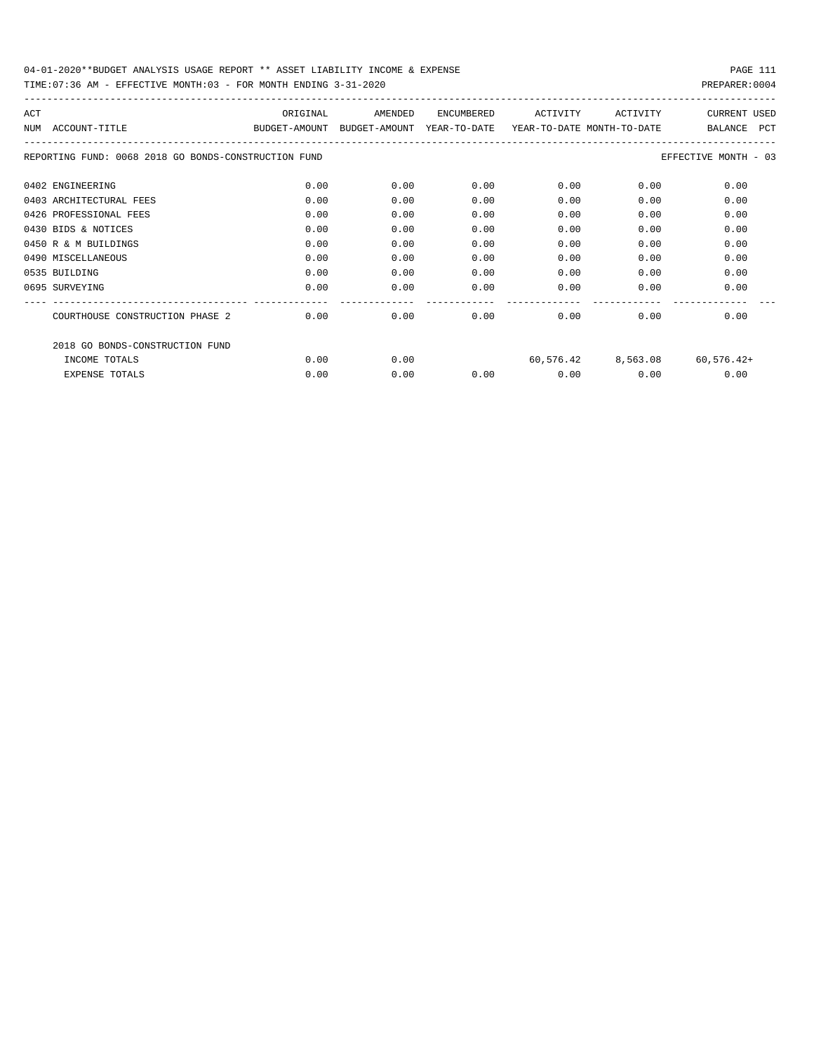04-01-2020**BUDGET ANALYSIS USAGE REPORT ** ASSET LIABILITY INCOME & EXPENSE

TIME:07:36 AM - EFFECTIVE MONTH:03 - FOR MONTH ENDING 3-31-2020 PREPARER:0004

REPORTING FUND: 0068 2018 GO BONDS-CONSTRUCTION FUND — EFFECTIVE MONTH - 03

| ACT NUM | ACCOUNT-TITLE | ORIGINAL BUDGET-AMOUNT | AMENDED BUDGET-AMOUNT | ENCUMBERED YEAR-TO-DATE | ACTIVITY YEAR-TO-DATE | ACTIVITY MONTH-TO-DATE | CURRENT BALANCE | USED PCT |
|---|---|---|---|---|---|---|---|---|
| 0402 | ENGINEERING | 0.00 | 0.00 | 0.00 | 0.00 | 0.00 | 0.00 | |
| 0403 | ARCHITECTURAL FEES | 0.00 | 0.00 | 0.00 | 0.00 | 0.00 | 0.00 | |
| 0426 | PROFESSIONAL FEES | 0.00 | 0.00 | 0.00 | 0.00 | 0.00 | 0.00 | |
| 0430 | BIDS & NOTICES | 0.00 | 0.00 | 0.00 | 0.00 | 0.00 | 0.00 | |
| 0450 | R & M BUILDINGS | 0.00 | 0.00 | 0.00 | 0.00 | 0.00 | 0.00 | |
| 0490 | MISCELLANEOUS | 0.00 | 0.00 | 0.00 | 0.00 | 0.00 | 0.00 | |
| 0535 | BUILDING | 0.00 | 0.00 | 0.00 | 0.00 | 0.00 | 0.00 | |
| 0695 | SURVEYING | 0.00 | 0.00 | 0.00 | 0.00 | 0.00 | 0.00 | |
| | COURTHOUSE CONSTRUCTION PHASE 2 | 0.00 | 0.00 | 0.00 | 0.00 | 0.00 | 0.00 | |
| | 2018 GO BONDS-CONSTRUCTION FUND | | | | | | | |
| | INCOME TOTALS | 0.00 | 0.00 | | 60,576.42 | 8,563.08 | 60,576.42+ | |
| | EXPENSE TOTALS | 0.00 | 0.00 | 0.00 | 0.00 | 0.00 | 0.00 | |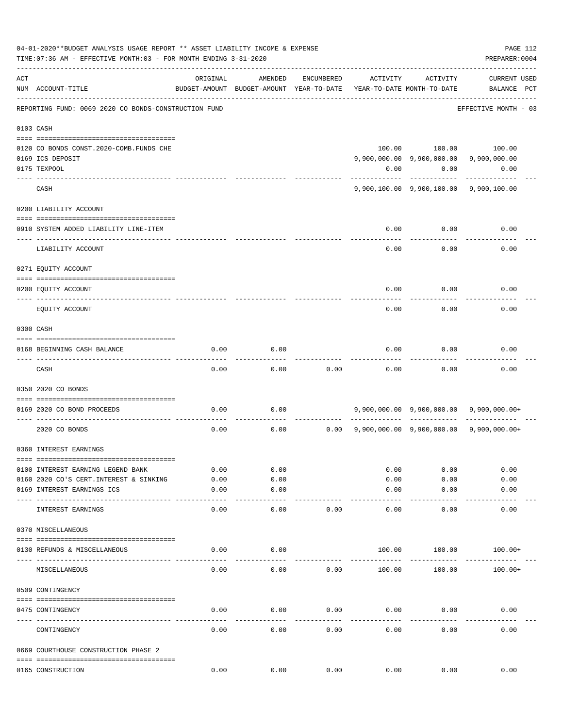04-01-2020**BUDGET ANALYSIS USAGE REPORT ** ASSET LIABILITY INCOME & EXPENSE

TIME:07:36 AM - EFFECTIVE MONTH:03 - FOR MONTH ENDING 3-31-2020

PREPARER:0004

REPORTING FUND: 0069 2020 CO BONDS-CONSTRUCTION FUND — EFFECTIVE MONTH - 03

| ACT NUM | ACCOUNT-TITLE | ORIGINAL BUDGET-AMOUNT | AMENDED BUDGET-AMOUNT | ENCUMBERED YEAR-TO-DATE | ACTIVITY YEAR-TO-DATE | ACTIVITY MONTH-TO-DATE | CURRENT BALANCE | USED PCT |
|---|---|---|---|---|---|---|---|---|
| 0103 | CASH | | | | | | | |
| 0120 | CO BONDS CONST.2020-COMB.FUNDS CHE | | | | 100.00 | 100.00 | 100.00 | |
| 0169 | ICS DEPOSIT | | | | 9,900,000.00 | 9,900,000.00 | 9,900,000.00 | |
| 0175 | TEXPOOL | | | | 0.00 | 0.00 | 0.00 | |
| | CASH | | | | 9,900,100.00 | 9,900,100.00 | 9,900,100.00 | |
| 0200 | LIABILITY ACCOUNT | | | | | | | |
| 0910 | SYSTEM ADDED LIABILITY LINE-ITEM | | | | 0.00 | 0.00 | 0.00 | |
| | LIABILITY ACCOUNT | | | | 0.00 | 0.00 | 0.00 | |
| 0271 | EQUITY ACCOUNT | | | | | | | |
| 0200 | EQUITY ACCOUNT | | | | 0.00 | 0.00 | 0.00 | |
| | EQUITY ACCOUNT | | | | 0.00 | 0.00 | 0.00 | |
| 0300 | CASH | | | | | | | |
| 0168 | BEGINNING CASH BALANCE | 0.00 | 0.00 | | 0.00 | 0.00 | 0.00 | |
| | CASH | 0.00 | 0.00 | 0.00 | 0.00 | 0.00 | 0.00 | |
| 0350 | 2020 CO BONDS | | | | | | | |
| 0169 | 2020 CO BOND PROCEEDS | 0.00 | 0.00 | | 9,900,000.00 | 9,900,000.00 | 9,900,000.00+ | |
| | 2020 CO BONDS | 0.00 | 0.00 | 0.00 | 9,900,000.00 | 9,900,000.00 | 9,900,000.00+ | |
| 0360 | INTEREST EARNINGS | | | | | | | |
| 0100 | INTEREST EARNING LEGEND BANK | 0.00 | 0.00 | | 0.00 | 0.00 | 0.00 | |
| 0160 | 2020 CO'S CERT.INTEREST & SINKING | 0.00 | 0.00 | | 0.00 | 0.00 | 0.00 | |
| 0169 | INTEREST EARNINGS ICS | 0.00 | 0.00 | | 0.00 | 0.00 | 0.00 | |
| | INTEREST EARNINGS | 0.00 | 0.00 | 0.00 | 0.00 | 0.00 | 0.00 | |
| 0370 | MISCELLANEOUS | | | | | | | |
| 0130 | REFUNDS & MISCELLANEOUS | 0.00 | 0.00 | | 100.00 | 100.00 | 100.00+ | |
| | MISCELLANEOUS | 0.00 | 0.00 | 0.00 | 100.00 | 100.00 | 100.00+ | |
| 0509 | CONTINGENCY | | | | | | | |
| 0475 | CONTINGENCY | 0.00 | 0.00 | 0.00 | 0.00 | 0.00 | 0.00 | |
| | CONTINGENCY | 0.00 | 0.00 | 0.00 | 0.00 | 0.00 | 0.00 | |
| 0669 | COURTHOUSE CONSTRUCTION PHASE 2 | | | | | | | |
| 0165 | CONSTRUCTION | 0.00 | 0.00 | 0.00 | 0.00 | 0.00 | 0.00 | |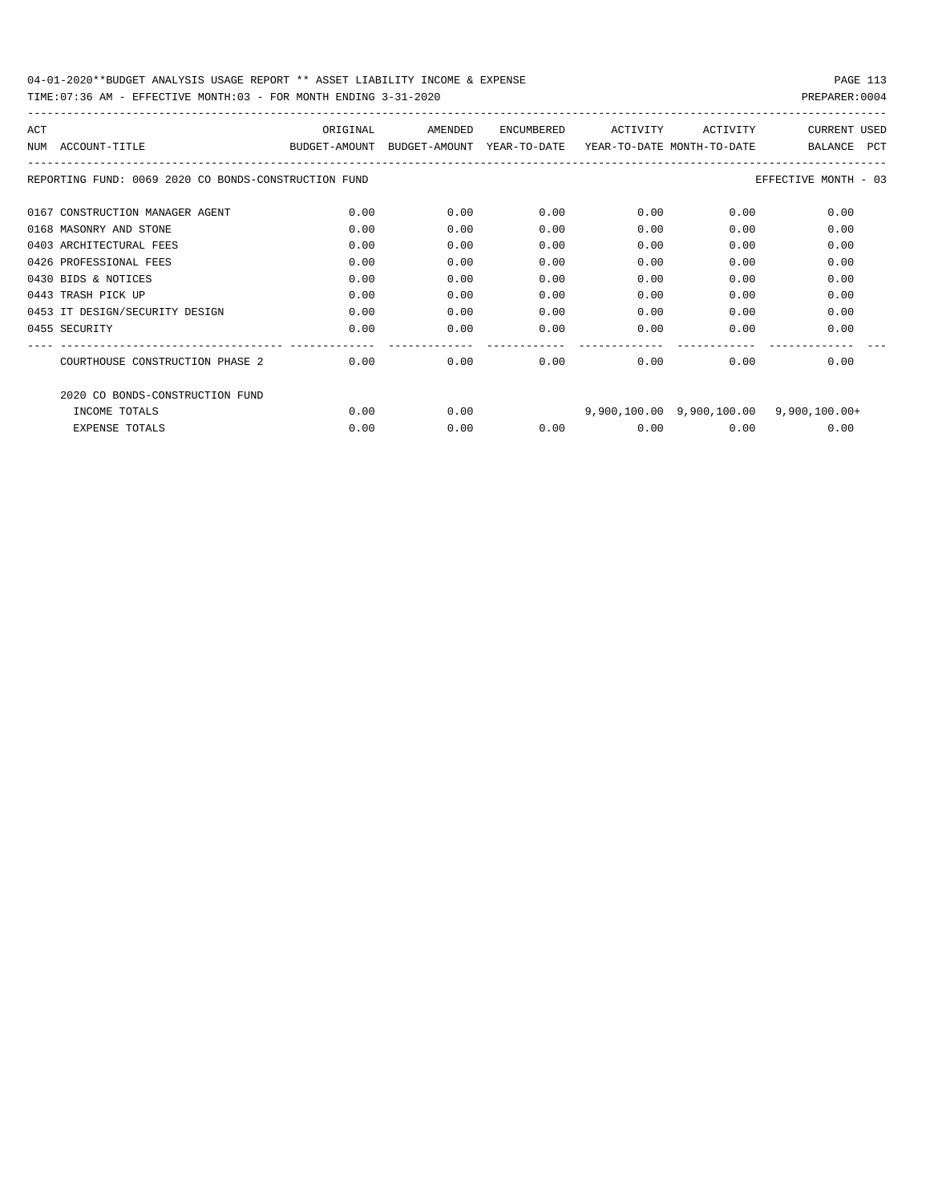REPORTING FUND: 0069 2020 CO BONDS-CONSTRUCTION FUND — EFFECTIVE MONTH - 03

| ACT NUM | ACCOUNT-TITLE | ORIGINAL BUDGET-AMOUNT | AMENDED BUDGET-AMOUNT | ENCUMBERED YEAR-TO-DATE | ACTIVITY YEAR-TO-DATE | ACTIVITY MONTH-TO-DATE | CURRENT BALANCE | USED PCT |
|---|---|---|---|---|---|---|---|---|
| 0167 | CONSTRUCTION MANAGER AGENT | 0.00 | 0.00 | 0.00 | 0.00 | 0.00 | 0.00 | |
| 0168 | MASONRY AND STONE | 0.00 | 0.00 | 0.00 | 0.00 | 0.00 | 0.00 | |
| 0403 | ARCHITECTURAL FEES | 0.00 | 0.00 | 0.00 | 0.00 | 0.00 | 0.00 | |
| 0426 | PROFESSIONAL FEES | 0.00 | 0.00 | 0.00 | 0.00 | 0.00 | 0.00 | |
| 0430 | BIDS & NOTICES | 0.00 | 0.00 | 0.00 | 0.00 | 0.00 | 0.00 | |
| 0443 | TRASH PICK UP | 0.00 | 0.00 | 0.00 | 0.00 | 0.00 | 0.00 | |
| 0453 | IT DESIGN/SECURITY DESIGN | 0.00 | 0.00 | 0.00 | 0.00 | 0.00 | 0.00 | |
| 0455 | SECURITY | 0.00 | 0.00 | 0.00 | 0.00 | 0.00 | 0.00 | |
| | COURTHOUSE CONSTRUCTION PHASE 2 | 0.00 | 0.00 | 0.00 | 0.00 | 0.00 | 0.00 | |
| | 2020 CO BONDS-CONSTRUCTION FUND | | | | | | | |
| | INCOME TOTALS | 0.00 | 0.00 | | 9,900,100.00 | 9,900,100.00 | 9,900,100.00+ | |
| | EXPENSE TOTALS | 0.00 | 0.00 | 0.00 | 0.00 | 0.00 | 0.00 | |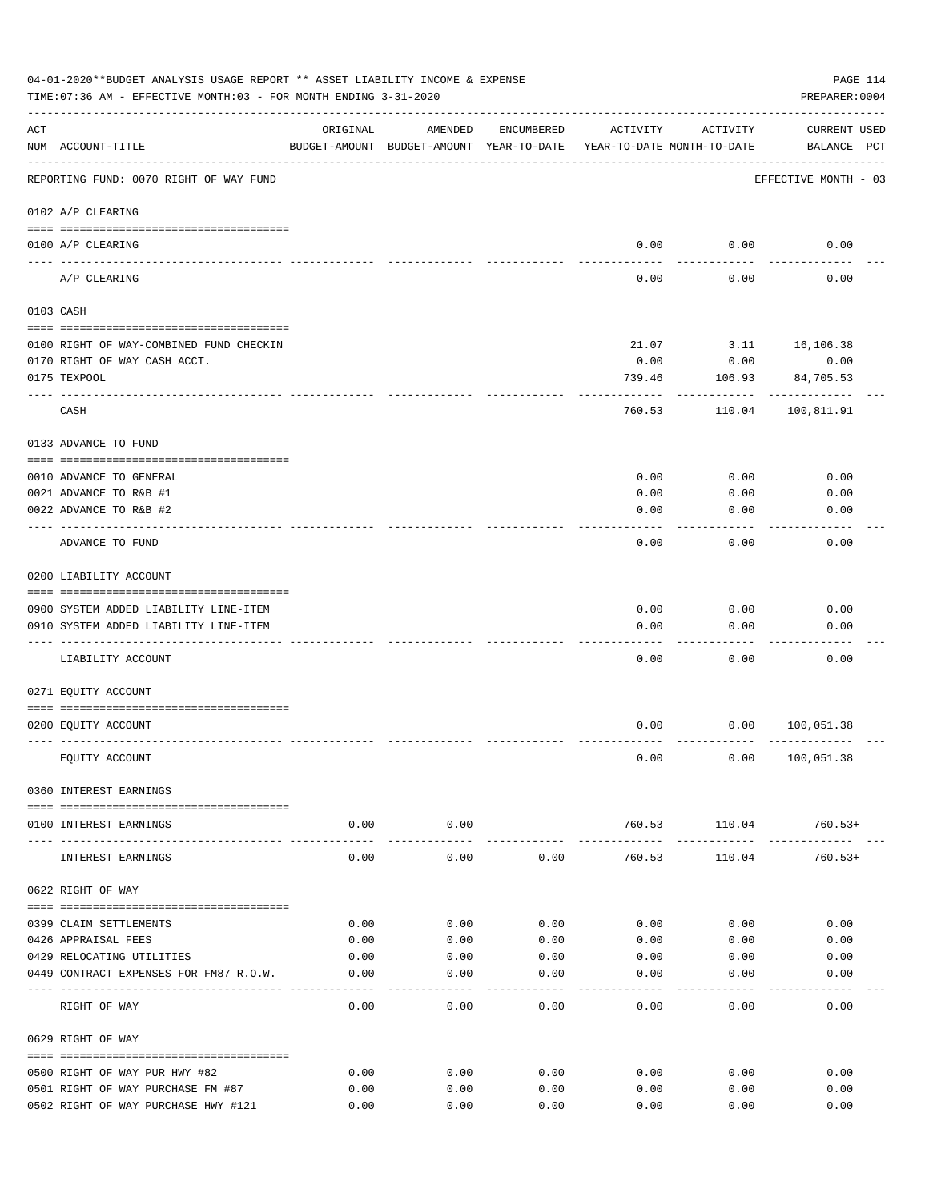04-01-2020**BUDGET ANALYSIS USAGE REPORT ** ASSET LIABILITY INCOME & EXPENSE

TIME:07:36 AM - EFFECTIVE MONTH:03 - FOR MONTH ENDING 3-31-2020

PREPARER:0004

| ACT NUM | ACCOUNT-TITLE | ORIGINAL BUDGET-AMOUNT | AMENDED BUDGET-AMOUNT | ENCUMBERED YEAR-TO-DATE | ACTIVITY YEAR-TO-DATE | ACTIVITY MONTH-TO-DATE | CURRENT BALANCE | USED PCT |
|---|---|---|---|---|---|---|---|---|
| | REPORTING FUND: 0070 RIGHT OF WAY FUND | | | | | | EFFECTIVE MONTH - 03 | |
| | 0102 A/P CLEARING | | | | | | | |
| 0100 | A/P CLEARING | | | | 0.00 | 0.00 | 0.00 | |
| | A/P CLEARING | | | | 0.00 | 0.00 | 0.00 | |
| | 0103 CASH | | | | | | | |
| 0100 | RIGHT OF WAY-COMBINED FUND CHECKIN | | | | 21.07 | 3.11 | 16,106.38 | |
| 0170 | RIGHT OF WAY CASH ACCT. | | | | 0.00 | 0.00 | 0.00 | |
| 0175 | TEXPOOL | | | | 739.46 | 106.93 | 84,705.53 | |
| | CASH | | | | 760.53 | 110.04 | 100,811.91 | |
| | 0133 ADVANCE TO FUND | | | | | | | |
| 0010 | ADVANCE TO GENERAL | | | | 0.00 | 0.00 | 0.00 | |
| 0021 | ADVANCE TO R&B #1 | | | | 0.00 | 0.00 | 0.00 | |
| 0022 | ADVANCE TO R&B #2 | | | | 0.00 | 0.00 | 0.00 | |
| | ADVANCE TO FUND | | | | 0.00 | 0.00 | 0.00 | |
| | 0200 LIABILITY ACCOUNT | | | | | | | |
| 0900 | SYSTEM ADDED LIABILITY LINE-ITEM | | | | 0.00 | 0.00 | 0.00 | |
| 0910 | SYSTEM ADDED LIABILITY LINE-ITEM | | | | 0.00 | 0.00 | 0.00 | |
| | LIABILITY ACCOUNT | | | | 0.00 | 0.00 | 0.00 | |
| | 0271 EQUITY ACCOUNT | | | | | | | |
| 0200 | EQUITY ACCOUNT | | | | 0.00 | 0.00 | 100,051.38 | |
| | EQUITY ACCOUNT | | | | 0.00 | 0.00 | 100,051.38 | |
| | 0360 INTEREST EARNINGS | | | | | | | |
| 0100 | INTEREST EARNINGS | 0.00 | 0.00 | | 760.53 | 110.04 | 760.53+ | |
| | INTEREST EARNINGS | 0.00 | 0.00 | 0.00 | 760.53 | 110.04 | 760.53+ | |
| | 0622 RIGHT OF WAY | | | | | | | |
| 0399 | CLAIM SETTLEMENTS | 0.00 | 0.00 | 0.00 | 0.00 | 0.00 | 0.00 | |
| 0426 | APPRAISAL FEES | 0.00 | 0.00 | 0.00 | 0.00 | 0.00 | 0.00 | |
| 0429 | RELOCATING UTILITIES | 0.00 | 0.00 | 0.00 | 0.00 | 0.00 | 0.00 | |
| 0449 | CONTRACT EXPENSES FOR FM87 R.O.W. | 0.00 | 0.00 | 0.00 | 0.00 | 0.00 | 0.00 | |
| | RIGHT OF WAY | 0.00 | 0.00 | 0.00 | 0.00 | 0.00 | 0.00 | |
| | 0629 RIGHT OF WAY | | | | | | | |
| 0500 | RIGHT OF WAY PUR HWY #82 | 0.00 | 0.00 | 0.00 | 0.00 | 0.00 | 0.00 | |
| 0501 | RIGHT OF WAY PURCHASE FM #87 | 0.00 | 0.00 | 0.00 | 0.00 | 0.00 | 0.00 | |
| 0502 | RIGHT OF WAY PURCHASE HWY #121 | 0.00 | 0.00 | 0.00 | 0.00 | 0.00 | 0.00 | |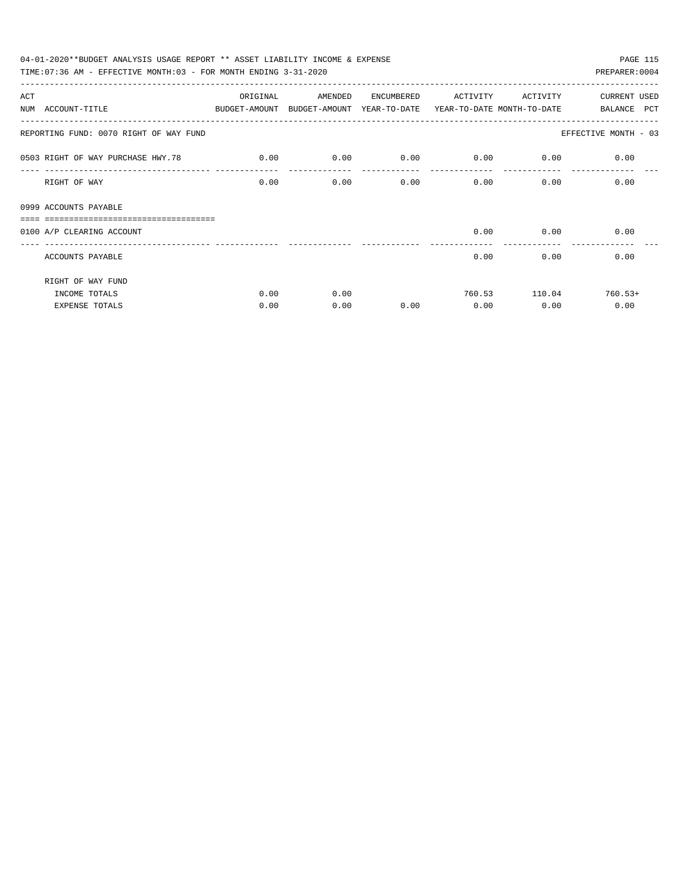04-01-2020**BUDGET ANALYSIS USAGE REPORT ** ASSET LIABILITY INCOME & EXPENSE

TIME:07:36 AM - EFFECTIVE MONTH:03 - FOR MONTH ENDING 3-31-2020

PREPARER:0004

| ACT NUM | ACCOUNT-TITLE | ORIGINAL BUDGET-AMOUNT | AMENDED BUDGET-AMOUNT | ENCUMBERED YEAR-TO-DATE | ACTIVITY YEAR-TO-DATE | ACTIVITY MONTH-TO-DATE | CURRENT BALANCE | USED PCT |
|---|---|---|---|---|---|---|---|---|
| REPORTING FUND: 0070 RIGHT OF WAY FUND | | | | | | | EFFECTIVE MONTH - 03 | |
| 0503 | RIGHT OF WAY PURCHASE HWY.78 | 0.00 | 0.00 | 0.00 | 0.00 | 0.00 | 0.00 | |
| | RIGHT OF WAY | 0.00 | 0.00 | 0.00 | 0.00 | 0.00 | 0.00 | |
| 0999 | ACCOUNTS PAYABLE | | | | | | | |
| 0100 | A/P CLEARING ACCOUNT | | | | 0.00 | 0.00 | 0.00 | |
| | ACCOUNTS PAYABLE | | | | 0.00 | 0.00 | 0.00 | |
| | RIGHT OF WAY FUND | | | | | | | |
| | INCOME TOTALS | 0.00 | 0.00 | | 760.53 | 110.04 | 760.53+ | |
| | EXPENSE TOTALS | 0.00 | 0.00 | 0.00 | 0.00 | 0.00 | 0.00 | |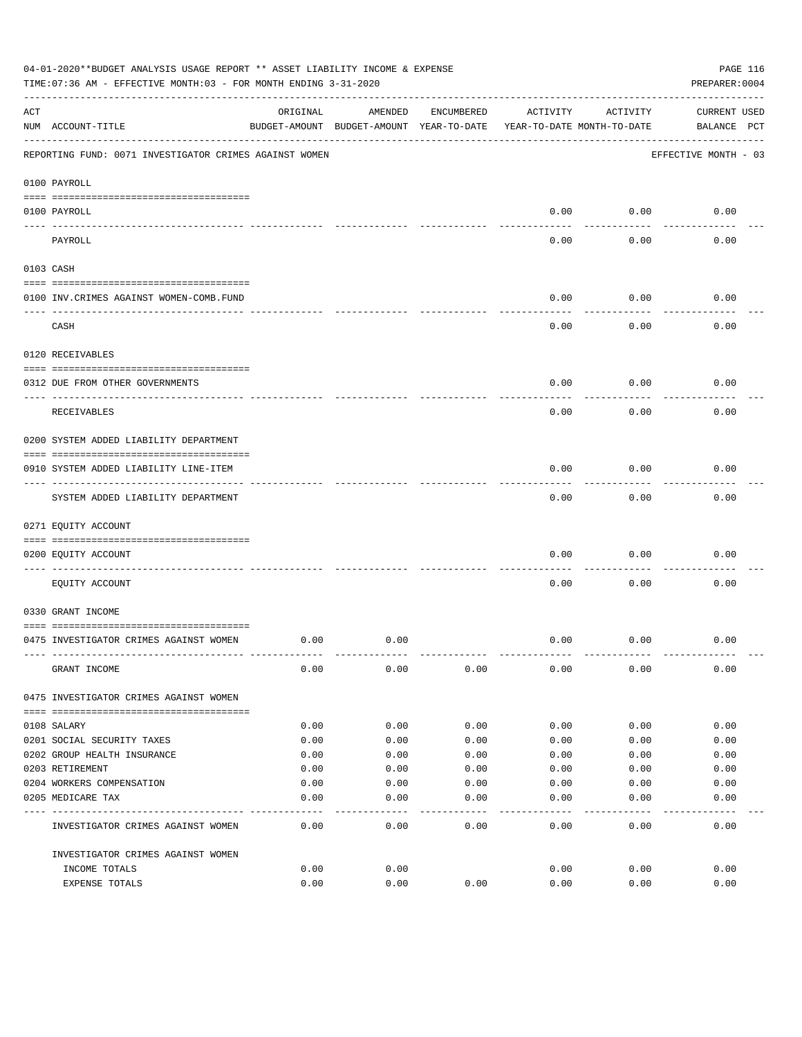04-01-2020**BUDGET ANALYSIS USAGE REPORT ** ASSET LIABILITY INCOME & EXPENSE

TIME:07:36 AM - EFFECTIVE MONTH:03 - FOR MONTH ENDING 3-31-2020

PREPARER:0004

REPORTING FUND: 0071 INVESTIGATOR CRIMES AGAINST WOMEN — EFFECTIVE MONTH - 03

| ACT NUM | ACCOUNT-TITLE | ORIGINAL BUDGET-AMOUNT | AMENDED BUDGET-AMOUNT | ENCUMBERED YEAR-TO-DATE | ACTIVITY YEAR-TO-DATE | ACTIVITY MONTH-TO-DATE | CURRENT BALANCE | USED PCT |
|---|---|---|---|---|---|---|---|---|
| | **0100 PAYROLL** | | | | | | | |
| 0100 | PAYROLL | | | | 0.00 | 0.00 | 0.00 | |
| | PAYROLL | | | | 0.00 | 0.00 | 0.00 | |
| | **0103 CASH** | | | | | | | |
| 0100 | INV.CRIMES AGAINST WOMEN-COMB.FUND | | | | 0.00 | 0.00 | 0.00 | |
| | CASH | | | | 0.00 | 0.00 | 0.00 | |
| | **0120 RECEIVABLES** | | | | | | | |
| 0312 | DUE FROM OTHER GOVERNMENTS | | | | 0.00 | 0.00 | 0.00 | |
| | RECEIVABLES | | | | 0.00 | 0.00 | 0.00 | |
| | **0200 SYSTEM ADDED LIABILITY DEPARTMENT** | | | | | | | |
| 0910 | SYSTEM ADDED LIABILITY LINE-ITEM | | | | 0.00 | 0.00 | 0.00 | |
| | SYSTEM ADDED LIABILITY DEPARTMENT | | | | 0.00 | 0.00 | 0.00 | |
| | **0271 EQUITY ACCOUNT** | | | | | | | |
| 0200 | EQUITY ACCOUNT | | | | 0.00 | 0.00 | 0.00 | |
| | EQUITY ACCOUNT | | | | 0.00 | 0.00 | 0.00 | |
| | **0330 GRANT INCOME** | | | | | | | |
| 0475 | INVESTIGATOR CRIMES AGAINST WOMEN | 0.00 | 0.00 | | 0.00 | 0.00 | 0.00 | |
| | GRANT INCOME | 0.00 | 0.00 | 0.00 | 0.00 | 0.00 | 0.00 | |
| | **0475 INVESTIGATOR CRIMES AGAINST WOMEN** | | | | | | | |
| 0108 | SALARY | 0.00 | 0.00 | 0.00 | 0.00 | 0.00 | 0.00 | |
| 0201 | SOCIAL SECURITY TAXES | 0.00 | 0.00 | 0.00 | 0.00 | 0.00 | 0.00 | |
| 0202 | GROUP HEALTH INSURANCE | 0.00 | 0.00 | 0.00 | 0.00 | 0.00 | 0.00 | |
| 0203 | RETIREMENT | 0.00 | 0.00 | 0.00 | 0.00 | 0.00 | 0.00 | |
| 0204 | WORKERS COMPENSATION | 0.00 | 0.00 | 0.00 | 0.00 | 0.00 | 0.00 | |
| 0205 | MEDICARE TAX | 0.00 | 0.00 | 0.00 | 0.00 | 0.00 | 0.00 | |
| | INVESTIGATOR CRIMES AGAINST WOMEN | 0.00 | 0.00 | 0.00 | 0.00 | 0.00 | 0.00 | |
| | **INVESTIGATOR CRIMES AGAINST WOMEN** | | | | | | | |
| | INCOME TOTALS | 0.00 | 0.00 | | 0.00 | 0.00 | 0.00 | |
| | EXPENSE TOTALS | 0.00 | 0.00 | 0.00 | 0.00 | 0.00 | 0.00 | |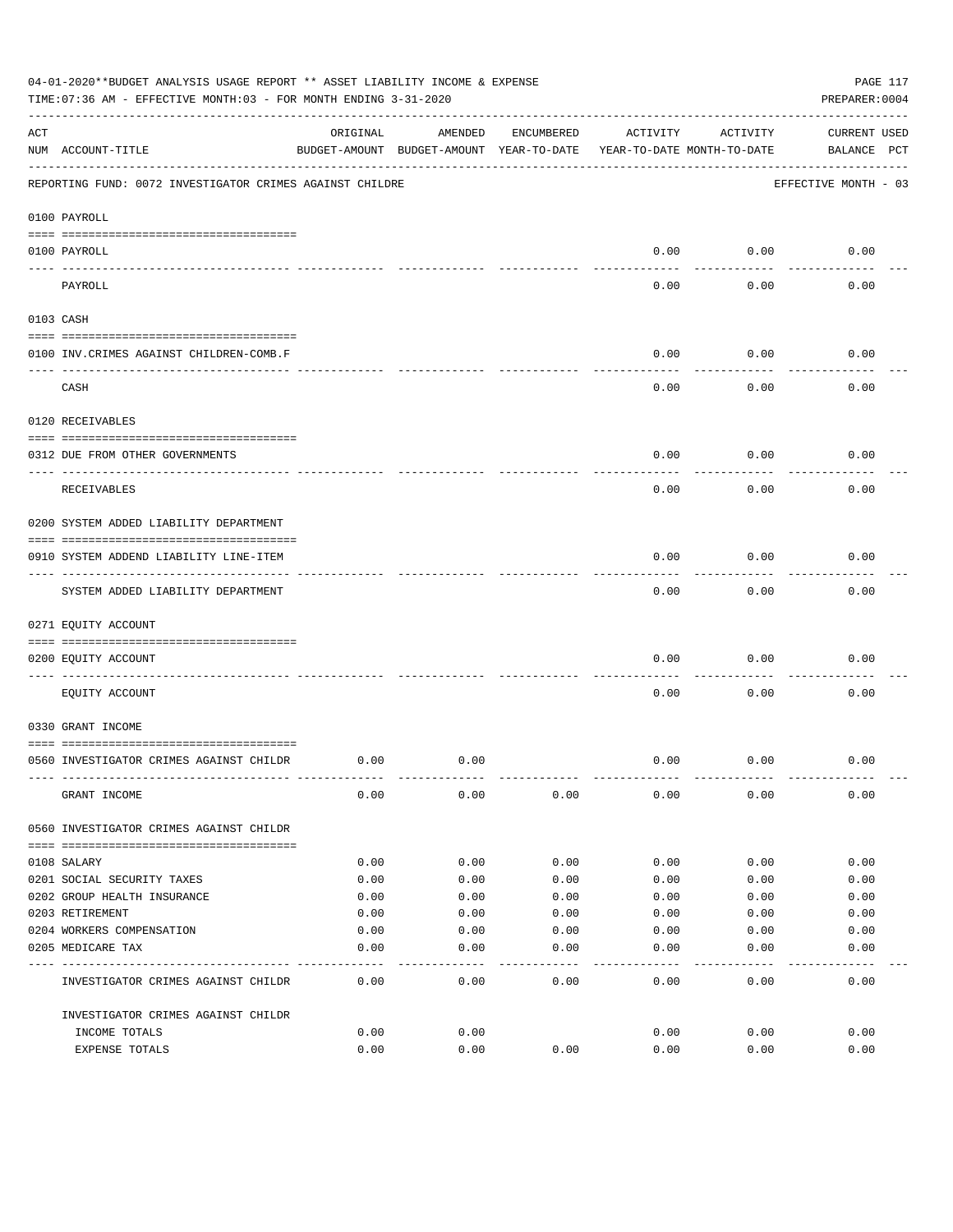04-01-2020**BUDGET ANALYSIS USAGE REPORT ** ASSET LIABILITY INCOME & EXPENSE

TIME:07:36 AM - EFFECTIVE MONTH:03 - FOR MONTH ENDING 3-31-2020

PREPARER:0004

REPORTING FUND: 0072 INVESTIGATOR CRIMES AGAINST CHILDRE — EFFECTIVE MONTH - 03

| ACT NUM | ACCOUNT-TITLE | ORIGINAL BUDGET-AMOUNT | AMENDED BUDGET-AMOUNT | ENCUMBERED YEAR-TO-DATE | ACTIVITY YEAR-TO-DATE | ACTIVITY MONTH-TO-DATE | CURRENT BALANCE | USED PCT |
|---|---|---|---|---|---|---|---|---|
| | **0100 PAYROLL** | | | | | | | |
| 0100 | PAYROLL | | | | 0.00 | 0.00 | 0.00 | |
| | PAYROLL | | | | 0.00 | 0.00 | 0.00 | |
| | **0103 CASH** | | | | | | | |
| 0100 | INV.CRIMES AGAINST CHILDREN-COMB.F | | | | 0.00 | 0.00 | 0.00 | |
| | CASH | | | | 0.00 | 0.00 | 0.00 | |
| | **0120 RECEIVABLES** | | | | | | | |
| 0312 | DUE FROM OTHER GOVERNMENTS | | | | 0.00 | 0.00 | 0.00 | |
| | RECEIVABLES | | | | 0.00 | 0.00 | 0.00 | |
| | **0200 SYSTEM ADDED LIABILITY DEPARTMENT** | | | | | | | |
| 0910 | SYSTEM ADDEND LIABILITY LINE-ITEM | | | | 0.00 | 0.00 | 0.00 | |
| | SYSTEM ADDED LIABILITY DEPARTMENT | | | | 0.00 | 0.00 | 0.00 | |
| | **0271 EQUITY ACCOUNT** | | | | | | | |
| 0200 | EQUITY ACCOUNT | | | | 0.00 | 0.00 | 0.00 | |
| | EQUITY ACCOUNT | | | | 0.00 | 0.00 | 0.00 | |
| | **0330 GRANT INCOME** | | | | | | | |
| 0560 | INVESTIGATOR CRIMES AGAINST CHILDR | 0.00 | 0.00 | | 0.00 | 0.00 | 0.00 | |
| | GRANT INCOME | 0.00 | 0.00 | 0.00 | 0.00 | 0.00 | 0.00 | |
| | **0560 INVESTIGATOR CRIMES AGAINST CHILDR** | | | | | | | |
| 0108 | SALARY | 0.00 | 0.00 | 0.00 | 0.00 | 0.00 | 0.00 | |
| 0201 | SOCIAL SECURITY TAXES | 0.00 | 0.00 | 0.00 | 0.00 | 0.00 | 0.00 | |
| 0202 | GROUP HEALTH INSURANCE | 0.00 | 0.00 | 0.00 | 0.00 | 0.00 | 0.00 | |
| 0203 | RETIREMENT | 0.00 | 0.00 | 0.00 | 0.00 | 0.00 | 0.00 | |
| 0204 | WORKERS COMPENSATION | 0.00 | 0.00 | 0.00 | 0.00 | 0.00 | 0.00 | |
| 0205 | MEDICARE TAX | 0.00 | 0.00 | 0.00 | 0.00 | 0.00 | 0.00 | |
| | INVESTIGATOR CRIMES AGAINST CHILDR | 0.00 | 0.00 | 0.00 | 0.00 | 0.00 | 0.00 | |
| | **INVESTIGATOR CRIMES AGAINST CHILDR** | | | | | | | |
| | INCOME TOTALS | 0.00 | 0.00 | | 0.00 | 0.00 | 0.00 | |
| | EXPENSE TOTALS | 0.00 | 0.00 | 0.00 | 0.00 | 0.00 | 0.00 | |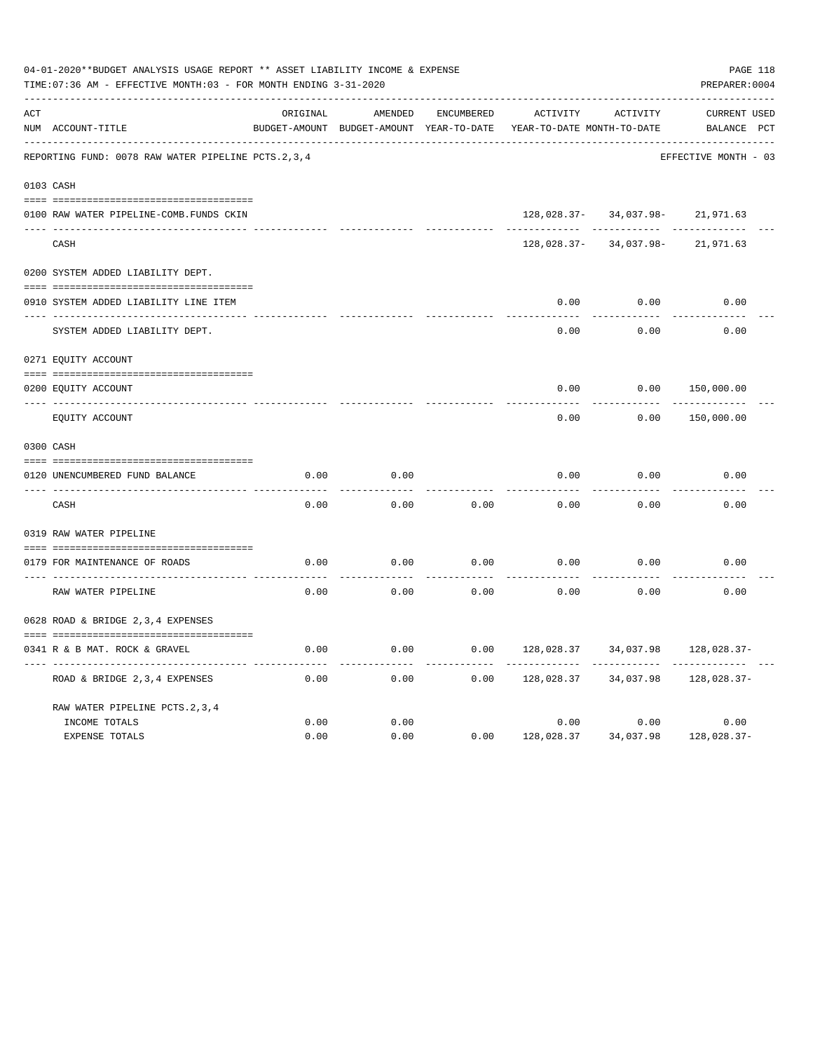04-01-2020**BUDGET ANALYSIS USAGE REPORT ** ASSET LIABILITY INCOME & EXPENSE

TIME:07:36 AM - EFFECTIVE MONTH:03 - FOR MONTH ENDING 3-31-2020

PREPARER:0004

| ACT NUM | ACCOUNT-TITLE | ORIGINAL BUDGET-AMOUNT | AMENDED BUDGET-AMOUNT | ENCUMBERED YEAR-TO-DATE | ACTIVITY YEAR-TO-DATE | ACTIVITY MONTH-TO-DATE | CURRENT BALANCE | USED PCT |
|---|---|---|---|---|---|---|---|---|
| REPORTING FUND: 0078 RAW WATER PIPELINE PCTS.2,3,4 | | | | | | | EFFECTIVE MONTH - 03 | |
| 0103 | CASH | | | | | | | |
| 0100 | RAW WATER PIPELINE-COMB.FUNDS CKIN | | | | 128,028.37- | 34,037.98- | 21,971.63 | |
| | CASH | | | | 128,028.37- | 34,037.98- | 21,971.63 | |
| 0200 | SYSTEM ADDED LIABILITY DEPT. | | | | | | | |
| 0910 | SYSTEM ADDED LIABILITY LINE ITEM | | | | 0.00 | 0.00 | 0.00 | |
| | SYSTEM ADDED LIABILITY DEPT. | | | | 0.00 | 0.00 | 0.00 | |
| 0271 | EQUITY ACCOUNT | | | | | | | |
| 0200 | EQUITY ACCOUNT | | | | 0.00 | 0.00 | 150,000.00 | |
| | EQUITY ACCOUNT | | | | 0.00 | 0.00 | 150,000.00 | |
| 0300 | CASH | | | | | | | |
| 0120 | UNENCUMBERED FUND BALANCE | 0.00 | 0.00 | | 0.00 | 0.00 | 0.00 | |
| | CASH | 0.00 | 0.00 | 0.00 | 0.00 | 0.00 | 0.00 | |
| 0319 | RAW WATER PIPELINE | | | | | | | |
| 0179 | FOR MAINTENANCE OF ROADS | 0.00 | 0.00 | 0.00 | 0.00 | 0.00 | 0.00 | |
| | RAW WATER PIPELINE | 0.00 | 0.00 | 0.00 | 0.00 | 0.00 | 0.00 | |
| 0628 | ROAD & BRIDGE 2,3,4 EXPENSES | | | | | | | |
| 0341 | R & B MAT. ROCK & GRAVEL | 0.00 | 0.00 | 0.00 | 128,028.37 | 34,037.98 | 128,028.37- | |
| | ROAD & BRIDGE 2,3,4 EXPENSES | 0.00 | 0.00 | 0.00 | 128,028.37 | 34,037.98 | 128,028.37- | |
| | RAW WATER PIPELINE PCTS.2,3,4 | | | | | | | |
| | INCOME TOTALS | 0.00 | 0.00 | | 0.00 | 0.00 | 0.00 | |
| | EXPENSE TOTALS | 0.00 | 0.00 | 0.00 | 128,028.37 | 34,037.98 | 128,028.37- | |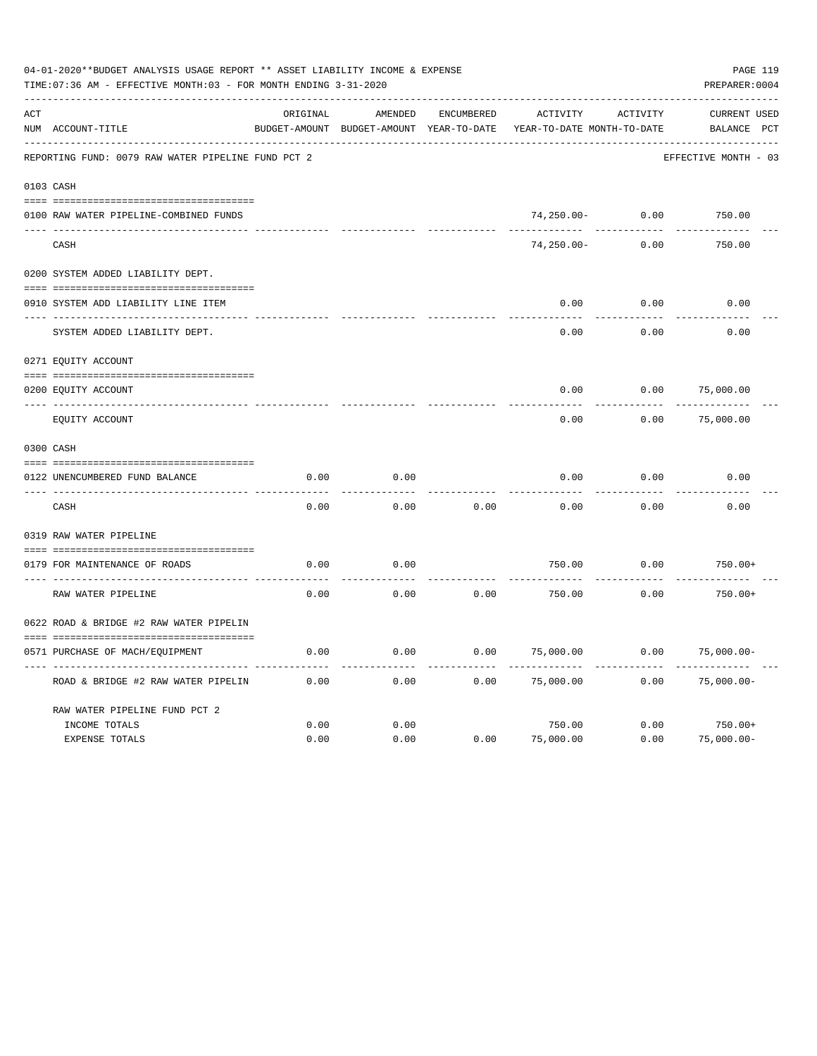04-01-2020**BUDGET ANALYSIS USAGE REPORT ** ASSET LIABILITY INCOME & EXPENSE

TIME:07:36 AM - EFFECTIVE MONTH:03 - FOR MONTH ENDING 3-31-2020

PREPARER:0004

REPORTING FUND: 0079 RAW WATER PIPELINE FUND PCT 2 — EFFECTIVE MONTH - 03

| ACT NUM | ACCOUNT-TITLE | ORIGINAL BUDGET-AMOUNT | AMENDED BUDGET-AMOUNT | ENCUMBERED YEAR-TO-DATE | ACTIVITY YEAR-TO-DATE | ACTIVITY MONTH-TO-DATE | CURRENT BALANCE | USED PCT |
|---|---|---|---|---|---|---|---|---|
| **0103** | **CASH** | | | | | | | |
| 0100 | RAW WATER PIPELINE-COMBINED FUNDS | | | | 74,250.00- | 0.00 | 750.00 | |
| | CASH | | | | 74,250.00- | 0.00 | 750.00 | |
| **0200** | **SYSTEM ADDED LIABILITY DEPT.** | | | | | | | |
| 0910 | SYSTEM ADD LIABILITY LINE ITEM | | | | 0.00 | 0.00 | 0.00 | |
| | SYSTEM ADDED LIABILITY DEPT. | | | | 0.00 | 0.00 | 0.00 | |
| **0271** | **EQUITY ACCOUNT** | | | | | | | |
| 0200 | EQUITY ACCOUNT | | | | 0.00 | 0.00 | 75,000.00 | |
| | EQUITY ACCOUNT | | | | 0.00 | 0.00 | 75,000.00 | |
| **0300** | **CASH** | | | | | | | |
| 0122 | UNENCUMBERED FUND BALANCE | 0.00 | 0.00 | | 0.00 | 0.00 | 0.00 | |
| | CASH | 0.00 | 0.00 | 0.00 | 0.00 | 0.00 | 0.00 | |
| **0319** | **RAW WATER PIPELINE** | | | | | | | |
| 0179 | FOR MAINTENANCE OF ROADS | 0.00 | 0.00 | | 750.00 | 0.00 | 750.00+ | |
| | RAW WATER PIPELINE | 0.00 | 0.00 | 0.00 | 750.00 | 0.00 | 750.00+ | |
| **0622** | **ROAD & BRIDGE #2 RAW WATER PIPELIN** | | | | | | | |
| 0571 | PURCHASE OF MACH/EQUIPMENT | 0.00 | 0.00 | 0.00 | 75,000.00 | 0.00 | 75,000.00- | |
| | ROAD & BRIDGE #2 RAW WATER PIPELIN | 0.00 | 0.00 | 0.00 | 75,000.00 | 0.00 | 75,000.00- | |
| | RAW WATER PIPELINE FUND PCT 2 | | | | | | | |
| | INCOME TOTALS | 0.00 | 0.00 | | 750.00 | 0.00 | 750.00+ | |
| | EXPENSE TOTALS | 0.00 | 0.00 | 0.00 | 75,000.00 | 0.00 | 75,000.00- | |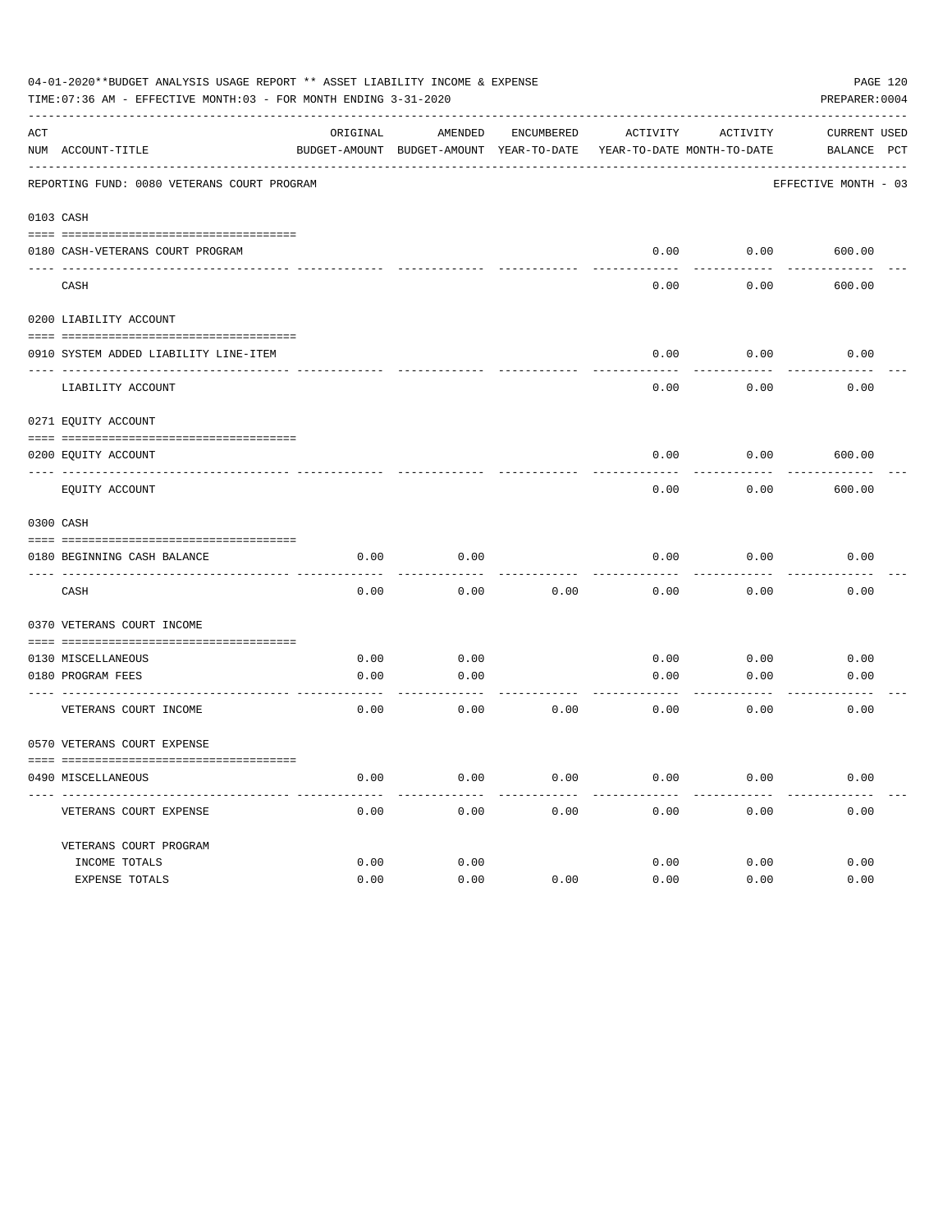04-01-2020**BUDGET ANALYSIS USAGE REPORT ** ASSET LIABILITY INCOME & EXPENSE

TIME:07:36 AM - EFFECTIVE MONTH:03 - FOR MONTH ENDING 3-31-2020

PREPARER:0004

REPORTING FUND: 0080 VETERANS COURT PROGRAM — EFFECTIVE MONTH - 03

| ACT NUM | ACCOUNT-TITLE | ORIGINAL BUDGET-AMOUNT | AMENDED BUDGET-AMOUNT | ENCUMBERED YEAR-TO-DATE | ACTIVITY YEAR-TO-DATE | ACTIVITY MONTH-TO-DATE | CURRENT BALANCE | USED PCT |
|---|---|---|---|---|---|---|---|---|
| **0103** | **CASH** | | | | | | | |
| 0180 | CASH-VETERANS COURT PROGRAM | | | | 0.00 | 0.00 | 600.00 | |
| | CASH | | | | 0.00 | 0.00 | 600.00 | |
| **0200** | **LIABILITY ACCOUNT** | | | | | | | |
| 0910 | SYSTEM ADDED LIABILITY LINE-ITEM | | | | 0.00 | 0.00 | 0.00 | |
| | LIABILITY ACCOUNT | | | | 0.00 | 0.00 | 0.00 | |
| **0271** | **EQUITY ACCOUNT** | | | | | | | |
| 0200 | EQUITY ACCOUNT | | | | 0.00 | 0.00 | 600.00 | |
| | EQUITY ACCOUNT | | | | 0.00 | 0.00 | 600.00 | |
| **0300** | **CASH** | | | | | | | |
| 0180 | BEGINNING CASH BALANCE | 0.00 | 0.00 | | 0.00 | 0.00 | 0.00 | |
| | CASH | 0.00 | 0.00 | 0.00 | 0.00 | 0.00 | 0.00 | |
| **0370** | **VETERANS COURT INCOME** | | | | | | | |
| 0130 | MISCELLANEOUS | 0.00 | 0.00 | | 0.00 | 0.00 | 0.00 | |
| 0180 | PROGRAM FEES | 0.00 | 0.00 | | 0.00 | 0.00 | 0.00 | |
| | VETERANS COURT INCOME | 0.00 | 0.00 | 0.00 | 0.00 | 0.00 | 0.00 | |
| **0570** | **VETERANS COURT EXPENSE** | | | | | | | |
| 0490 | MISCELLANEOUS | 0.00 | 0.00 | 0.00 | 0.00 | 0.00 | 0.00 | |
| | VETERANS COURT EXPENSE | 0.00 | 0.00 | 0.00 | 0.00 | 0.00 | 0.00 | |
| | VETERANS COURT PROGRAM | | | | | | | |
| | INCOME TOTALS | 0.00 | 0.00 | | 0.00 | 0.00 | 0.00 | |
| | EXPENSE TOTALS | 0.00 | 0.00 | 0.00 | 0.00 | 0.00 | 0.00 | |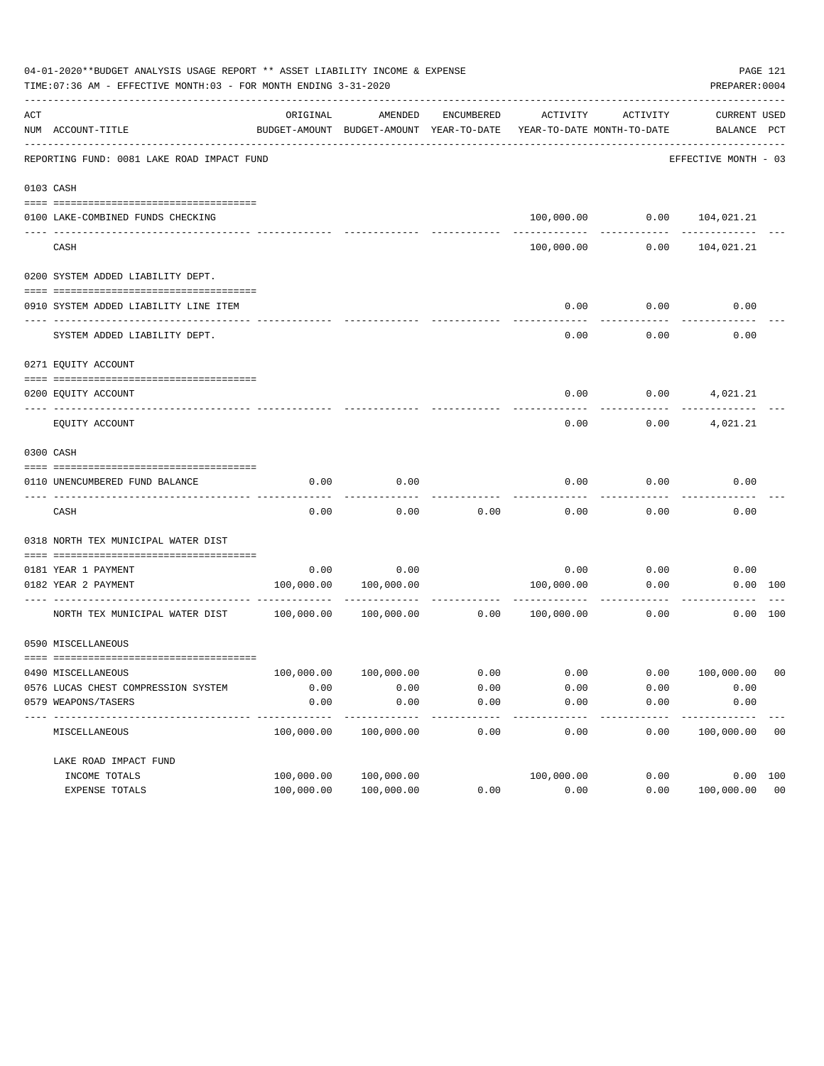04-01-2020**BUDGET ANALYSIS USAGE REPORT ** ASSET LIABILITY INCOME & EXPENSE

TIME:07:36 AM - EFFECTIVE MONTH:03 - FOR MONTH ENDING 3-31-2020

PREPARER:0004

| ACT NUM | ACCOUNT-TITLE | ORIGINAL BUDGET-AMOUNT | AMENDED BUDGET-AMOUNT | ENCUMBERED YEAR-TO-DATE | ACTIVITY YEAR-TO-DATE | ACTIVITY MONTH-TO-DATE | CURRENT BALANCE | USED PCT |
|---|---|---|---|---|---|---|---|---|
| | REPORTING FUND: 0081 LAKE ROAD IMPACT FUND | | | | | | EFFECTIVE MONTH - 03 | |
| | 0103 CASH | | | | | | | |
| 0100 | LAKE-COMBINED FUNDS CHECKING | | | | 100,000.00 | 0.00 | 104,021.21 | |
| | CASH | | | | 100,000.00 | 0.00 | 104,021.21 | |
| | 0200 SYSTEM ADDED LIABILITY DEPT. | | | | | | | |
| 0910 | SYSTEM ADDED LIABILITY LINE ITEM | | | | 0.00 | 0.00 | 0.00 | |
| | SYSTEM ADDED LIABILITY DEPT. | | | | 0.00 | 0.00 | 0.00 | |
| | 0271 EQUITY ACCOUNT | | | | | | | |
| 0200 | EQUITY ACCOUNT | | | | 0.00 | 0.00 | 4,021.21 | |
| | EQUITY ACCOUNT | | | | 0.00 | 0.00 | 4,021.21 | |
| | 0300 CASH | | | | | | | |
| 0110 | UNENCUMBERED FUND BALANCE | 0.00 | 0.00 | | 0.00 | 0.00 | 0.00 | |
| | CASH | 0.00 | 0.00 | 0.00 | 0.00 | 0.00 | 0.00 | |
| | 0318 NORTH TEX MUNICIPAL WATER DIST | | | | | | | |
| 0181 | YEAR 1 PAYMENT | 0.00 | 0.00 | | 0.00 | 0.00 | 0.00 | |
| 0182 | YEAR 2 PAYMENT | 100,000.00 | 100,000.00 | | 100,000.00 | 0.00 | 0.00 | 100 |
| | NORTH TEX MUNICIPAL WATER DIST | 100,000.00 | 100,000.00 | 0.00 | 100,000.00 | 0.00 | 0.00 | 100 |
| | 0590 MISCELLANEOUS | | | | | | | |
| 0490 | MISCELLANEOUS | 100,000.00 | 100,000.00 | 0.00 | 0.00 | 0.00 | 100,000.00 | 00 |
| 0576 | LUCAS CHEST COMPRESSION SYSTEM | 0.00 | 0.00 | 0.00 | 0.00 | 0.00 | 0.00 | |
| 0579 | WEAPONS/TASERS | 0.00 | 0.00 | 0.00 | 0.00 | 0.00 | 0.00 | |
| | MISCELLANEOUS | 100,000.00 | 100,000.00 | 0.00 | 0.00 | 0.00 | 100,000.00 | 00 |
| | LAKE ROAD IMPACT FUND | | | | | | | |
| | INCOME TOTALS | 100,000.00 | 100,000.00 | | 100,000.00 | 0.00 | 0.00 | 100 |
| | EXPENSE TOTALS | 100,000.00 | 100,000.00 | 0.00 | 0.00 | 0.00 | 100,000.00 | 00 |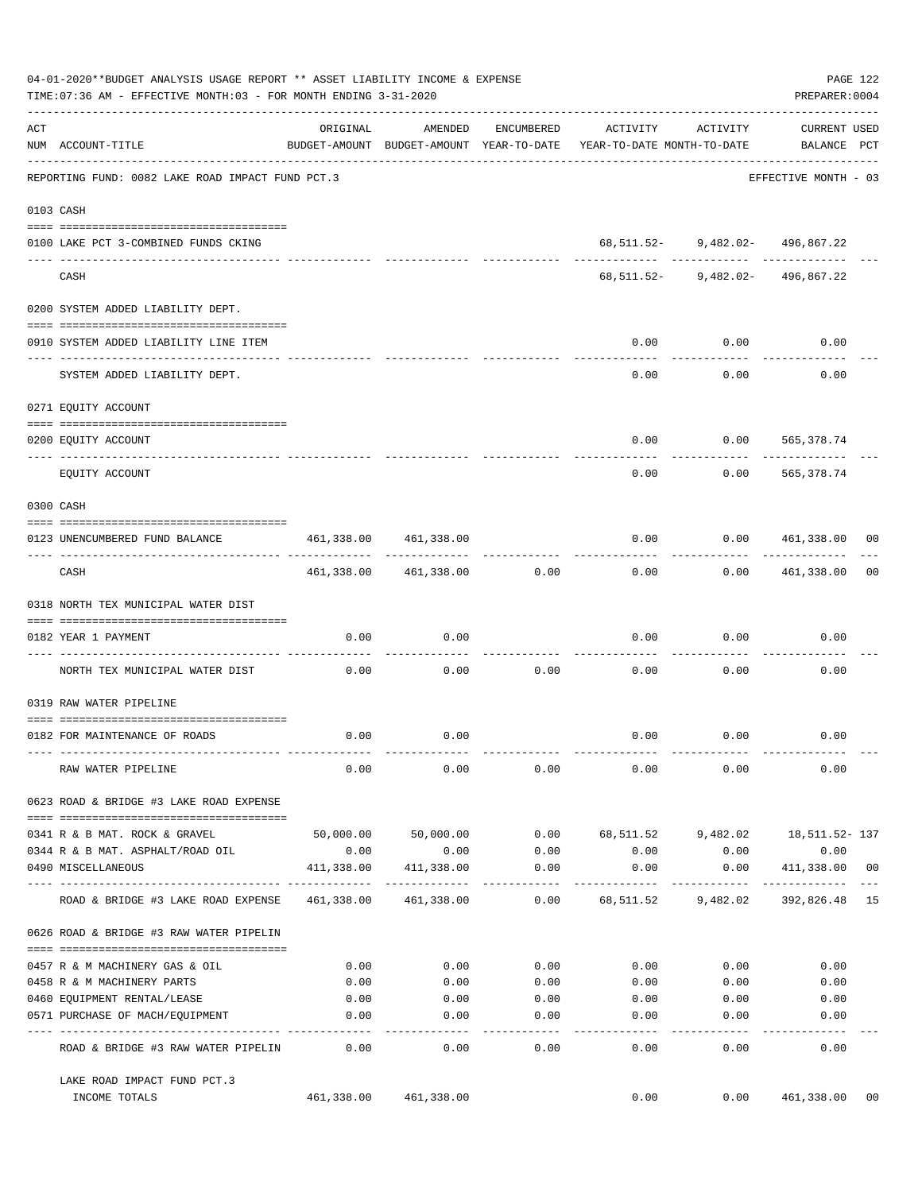04-01-2020**BUDGET ANALYSIS USAGE REPORT ** ASSET LIABILITY INCOME & EXPENSE

TIME:07:36 AM - EFFECTIVE MONTH:03 - FOR MONTH ENDING 3-31-2020

PREPARER:0004

REPORTING FUND: 0082 LAKE ROAD IMPACT FUND PCT.3 — EFFECTIVE MONTH - 03

| ACT NUM | ACCOUNT-TITLE | ORIGINAL BUDGET-AMOUNT | AMENDED BUDGET-AMOUNT | ENCUMBERED YEAR-TO-DATE | ACTIVITY YEAR-TO-DATE | ACTIVITY MONTH-TO-DATE | CURRENT BALANCE | USED PCT |
|---|---|---|---|---|---|---|---|---|
| | **0103 CASH** | | | | | | | |
| 0100 | LAKE PCT 3-COMBINED FUNDS CKING | | | | 68,511.52- | 9,482.02- | 496,867.22 | |
| | CASH | | | | 68,511.52- | 9,482.02- | 496,867.22 | |
| | **0200 SYSTEM ADDED LIABILITY DEPT.** | | | | | | | |
| 0910 | SYSTEM ADDED LIABILITY LINE ITEM | | | | 0.00 | 0.00 | 0.00 | |
| | SYSTEM ADDED LIABILITY DEPT. | | | | 0.00 | 0.00 | 0.00 | |
| | **0271 EQUITY ACCOUNT** | | | | | | | |
| 0200 | EQUITY ACCOUNT | | | | 0.00 | 0.00 | 565,378.74 | |
| | EQUITY ACCOUNT | | | | 0.00 | 0.00 | 565,378.74 | |
| | **0300 CASH** | | | | | | | |
| 0123 | UNENCUMBERED FUND BALANCE | 461,338.00 | 461,338.00 | | 0.00 | 0.00 | 461,338.00 | 00 |
| | CASH | 461,338.00 | 461,338.00 | 0.00 | 0.00 | 0.00 | 461,338.00 | 00 |
| | **0318 NORTH TEX MUNICIPAL WATER DIST** | | | | | | | |
| 0182 | YEAR 1 PAYMENT | 0.00 | 0.00 | | 0.00 | 0.00 | 0.00 | |
| | NORTH TEX MUNICIPAL WATER DIST | 0.00 | 0.00 | 0.00 | 0.00 | 0.00 | 0.00 | |
| | **0319 RAW WATER PIPELINE** | | | | | | | |
| 0182 | FOR MAINTENANCE OF ROADS | 0.00 | 0.00 | | 0.00 | 0.00 | 0.00 | |
| | RAW WATER PIPELINE | 0.00 | 0.00 | 0.00 | 0.00 | 0.00 | 0.00 | |
| | **0623 ROAD & BRIDGE #3 LAKE ROAD EXPENSE** | | | | | | | |
| 0341 | R & B MAT. ROCK & GRAVEL | 50,000.00 | 50,000.00 | 0.00 | 68,511.52 | 9,482.02 | 18,511.52- | 137 |
| 0344 | R & B MAT. ASPHALT/ROAD OIL | 0.00 | 0.00 | 0.00 | 0.00 | 0.00 | 0.00 | |
| 0490 | MISCELLANEOUS | 411,338.00 | 411,338.00 | 0.00 | 0.00 | 0.00 | 411,338.00 | 00 |
| | ROAD & BRIDGE #3 LAKE ROAD EXPENSE | 461,338.00 | 461,338.00 | 0.00 | 68,511.52 | 9,482.02 | 392,826.48 | 15 |
| | **0626 ROAD & BRIDGE #3 RAW WATER PIPELIN** | | | | | | | |
| 0457 | R & M MACHINERY GAS & OIL | 0.00 | 0.00 | 0.00 | 0.00 | 0.00 | 0.00 | |
| 0458 | R & M MACHINERY PARTS | 0.00 | 0.00 | 0.00 | 0.00 | 0.00 | 0.00 | |
| 0460 | EQUIPMENT RENTAL/LEASE | 0.00 | 0.00 | 0.00 | 0.00 | 0.00 | 0.00 | |
| 0571 | PURCHASE OF MACH/EQUIPMENT | 0.00 | 0.00 | 0.00 | 0.00 | 0.00 | 0.00 | |
| | ROAD & BRIDGE #3 RAW WATER PIPELIN | 0.00 | 0.00 | 0.00 | 0.00 | 0.00 | 0.00 | |
| | LAKE ROAD IMPACT FUND PCT.3 INCOME TOTALS | 461,338.00 | 461,338.00 | | 0.00 | 0.00 | 461,338.00 | 00 |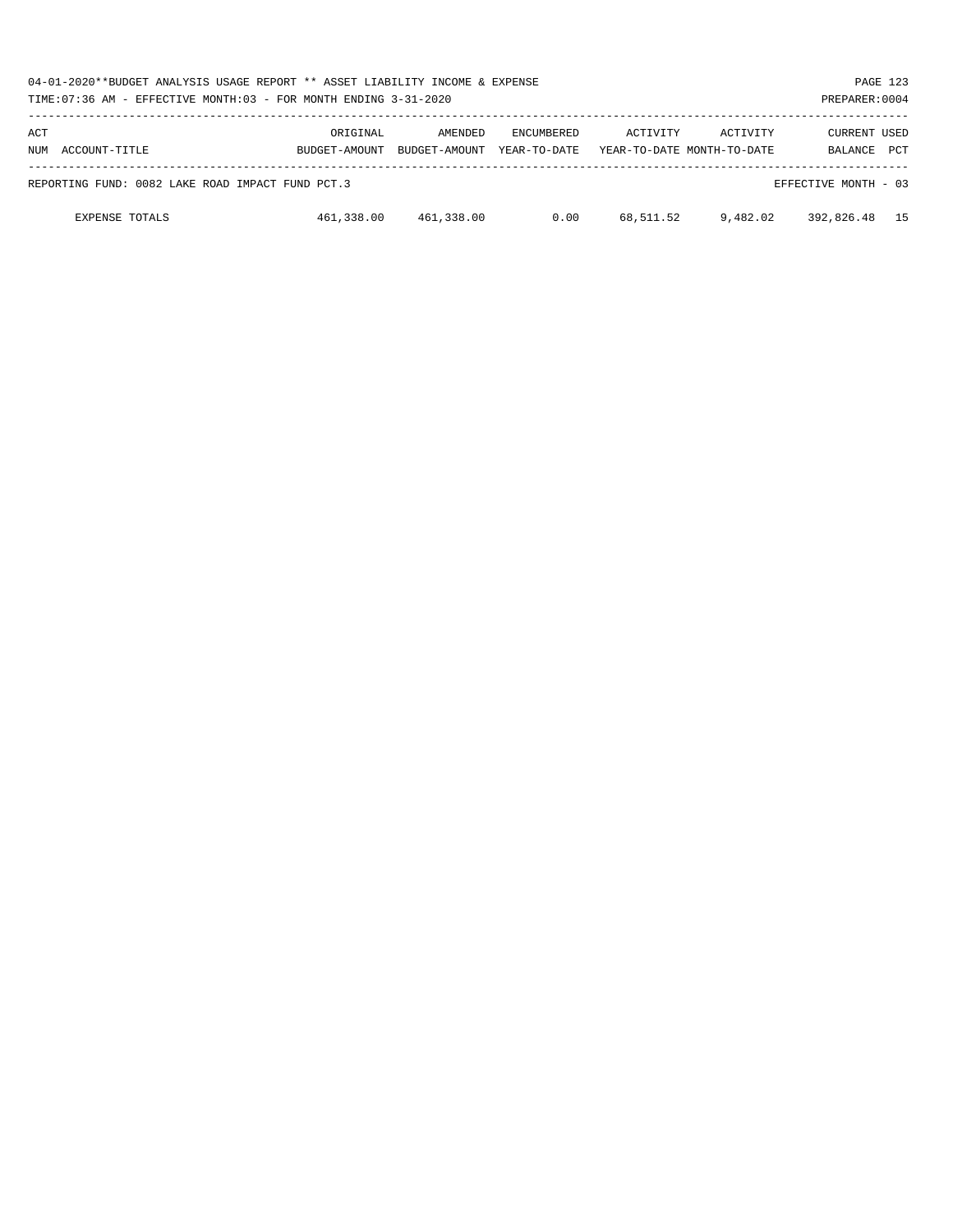04-01-2020**BUDGET ANALYSIS USAGE REPORT ** ASSET LIABILITY INCOME & EXPENSE

TIME:07:36 AM - EFFECTIVE MONTH:03 - FOR MONTH ENDING 3-31-2020

PREPARER:0004

| ACT NUM | ACCOUNT-TITLE | ORIGINAL BUDGET-AMOUNT | AMENDED BUDGET-AMOUNT | ENCUMBERED YEAR-TO-DATE | ACTIVITY YEAR-TO-DATE | ACTIVITY MONTH-TO-DATE | CURRENT BALANCE | USED PCT |
|---|---|---|---|---|---|---|---|---|
| REPORTING FUND: 0082 LAKE ROAD IMPACT FUND PCT.3 | | | | | | | EFFECTIVE MONTH - 03 | |
| | EXPENSE TOTALS | 461,338.00 | 461,338.00 | 0.00 | 68,511.52 | 9,482.02 | 392,826.48 | 15 |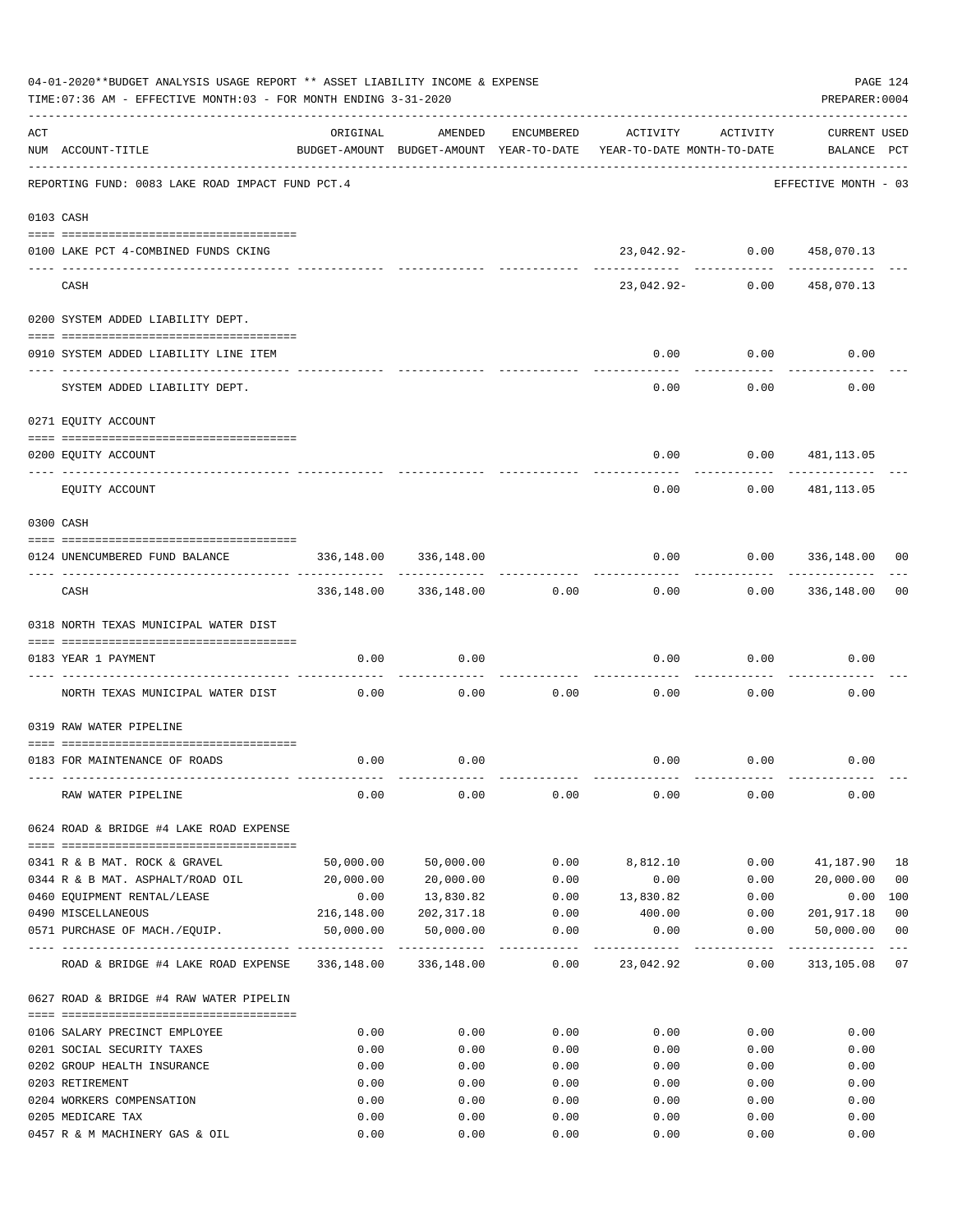04-01-2020**BUDGET ANALYSIS USAGE REPORT ** ASSET LIABILITY INCOME & EXPENSE

TIME:07:36 AM - EFFECTIVE MONTH:03 - FOR MONTH ENDING 3-31-2020

PREPARER:0004

| ACT NUM | ACCOUNT-TITLE | ORIGINAL BUDGET-AMOUNT | AMENDED BUDGET-AMOUNT | ENCUMBERED YEAR-TO-DATE | ACTIVITY YEAR-TO-DATE | ACTIVITY MONTH-TO-DATE | CURRENT BALANCE | USED PCT |
|---|---|---|---|---|---|---|---|---|
| | REPORTING FUND: 0083 LAKE ROAD IMPACT FUND PCT.4 | | | | | | EFFECTIVE MONTH - 03 | |
| | **0103 CASH** | | | | | | | |
| 0100 | LAKE PCT 4-COMBINED FUNDS CKING | | | | 23,042.92- | 0.00 | 458,070.13 | |
| | CASH | | | | 23,042.92- | 0.00 | 458,070.13 | |
| | **0200 SYSTEM ADDED LIABILITY DEPT.** | | | | | | | |
| 0910 | SYSTEM ADDED LIABILITY LINE ITEM | | | | 0.00 | 0.00 | 0.00 | |
| | SYSTEM ADDED LIABILITY DEPT. | | | | 0.00 | 0.00 | 0.00 | |
| | **0271 EQUITY ACCOUNT** | | | | | | | |
| 0200 | EQUITY ACCOUNT | | | | 0.00 | 0.00 | 481,113.05 | |
| | EQUITY ACCOUNT | | | | 0.00 | 0.00 | 481,113.05 | |
| | **0300 CASH** | | | | | | | |
| 0124 | UNENCUMBERED FUND BALANCE | 336,148.00 | 336,148.00 | | 0.00 | 0.00 | 336,148.00 | 00 |
| | CASH | 336,148.00 | 336,148.00 | 0.00 | 0.00 | 0.00 | 336,148.00 | 00 |
| | **0318 NORTH TEXAS MUNICIPAL WATER DIST** | | | | | | | |
| 0183 | YEAR 1 PAYMENT | 0.00 | 0.00 | | 0.00 | 0.00 | 0.00 | |
| | NORTH TEXAS MUNICIPAL WATER DIST | 0.00 | 0.00 | 0.00 | 0.00 | 0.00 | 0.00 | |
| | **0319 RAW WATER PIPELINE** | | | | | | | |
| 0183 | FOR MAINTENANCE OF ROADS | 0.00 | 0.00 | | 0.00 | 0.00 | 0.00 | |
| | RAW WATER PIPELINE | 0.00 | 0.00 | 0.00 | 0.00 | 0.00 | 0.00 | |
| | **0624 ROAD & BRIDGE #4 LAKE ROAD EXPENSE** | | | | | | | |
| 0341 | R & B MAT. ROCK & GRAVEL | 50,000.00 | 50,000.00 | 0.00 | 8,812.10 | 0.00 | 41,187.90 | 18 |
| 0344 | R & B MAT. ASPHALT/ROAD OIL | 20,000.00 | 20,000.00 | 0.00 | 0.00 | 0.00 | 20,000.00 | 00 |
| 0460 | EQUIPMENT RENTAL/LEASE | 0.00 | 13,830.82 | 0.00 | 13,830.82 | 0.00 | 0.00 | 100 |
| 0490 | MISCELLANEOUS | 216,148.00 | 202,317.18 | 0.00 | 400.00 | 0.00 | 201,917.18 | 00 |
| 0571 | PURCHASE OF MACH./EQUIP. | 50,000.00 | 50,000.00 | 0.00 | 0.00 | 0.00 | 50,000.00 | 00 |
| | ROAD & BRIDGE #4 LAKE ROAD EXPENSE | 336,148.00 | 336,148.00 | 0.00 | 23,042.92 | 0.00 | 313,105.08 | 07 |
| | **0627 ROAD & BRIDGE #4 RAW WATER PIPELIN** | | | | | | | |
| 0106 | SALARY PRECINCT EMPLOYEE | 0.00 | 0.00 | 0.00 | 0.00 | 0.00 | 0.00 | |
| 0201 | SOCIAL SECURITY TAXES | 0.00 | 0.00 | 0.00 | 0.00 | 0.00 | 0.00 | |
| 0202 | GROUP HEALTH INSURANCE | 0.00 | 0.00 | 0.00 | 0.00 | 0.00 | 0.00 | |
| 0203 | RETIREMENT | 0.00 | 0.00 | 0.00 | 0.00 | 0.00 | 0.00 | |
| 0204 | WORKERS COMPENSATION | 0.00 | 0.00 | 0.00 | 0.00 | 0.00 | 0.00 | |
| 0205 | MEDICARE TAX | 0.00 | 0.00 | 0.00 | 0.00 | 0.00 | 0.00 | |
| 0457 | R & M MACHINERY GAS & OIL | 0.00 | 0.00 | 0.00 | 0.00 | 0.00 | 0.00 | |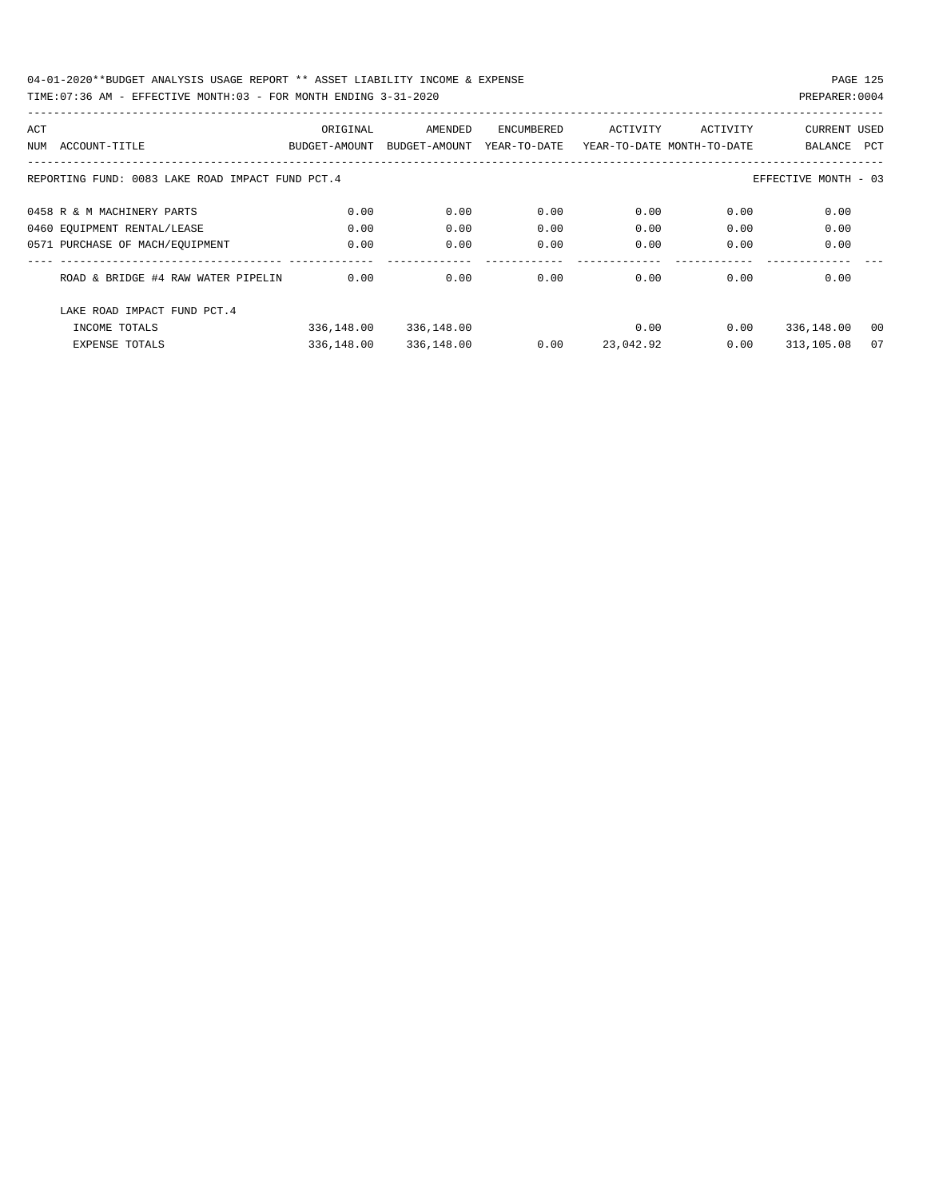04-01-2020**BUDGET ANALYSIS USAGE REPORT ** ASSET LIABILITY INCOME & EXPENSE

TIME:07:36 AM - EFFECTIVE MONTH:03 - FOR MONTH ENDING 3-31-2020

PREPARER:0004

| ACT NUM | ACCOUNT-TITLE | ORIGINAL BUDGET-AMOUNT | AMENDED BUDGET-AMOUNT | ENCUMBERED YEAR-TO-DATE | ACTIVITY YEAR-TO-DATE | ACTIVITY MONTH-TO-DATE | CURRENT BALANCE | USED PCT |
|---|---|---|---|---|---|---|---|---|
| | REPORTING FUND: 0083 LAKE ROAD IMPACT FUND PCT.4 | | | | | | EFFECTIVE MONTH - 03 | |
| 0458 | R & M MACHINERY PARTS | 0.00 | 0.00 | 0.00 | 0.00 | 0.00 | 0.00 | |
| 0460 | EQUIPMENT RENTAL/LEASE | 0.00 | 0.00 | 0.00 | 0.00 | 0.00 | 0.00 | |
| 0571 | PURCHASE OF MACH/EQUIPMENT | 0.00 | 0.00 | 0.00 | 0.00 | 0.00 | 0.00 | |
| | ROAD & BRIDGE #4 RAW WATER PIPELIN | 0.00 | 0.00 | 0.00 | 0.00 | 0.00 | 0.00 | |
| | LAKE ROAD IMPACT FUND PCT.4 | | | | | | | |
| | INCOME TOTALS | 336,148.00 | 336,148.00 | | 0.00 | 0.00 | 336,148.00 | 00 |
| | EXPENSE TOTALS | 336,148.00 | 336,148.00 | 0.00 | 23,042.92 | 0.00 | 313,105.08 | 07 |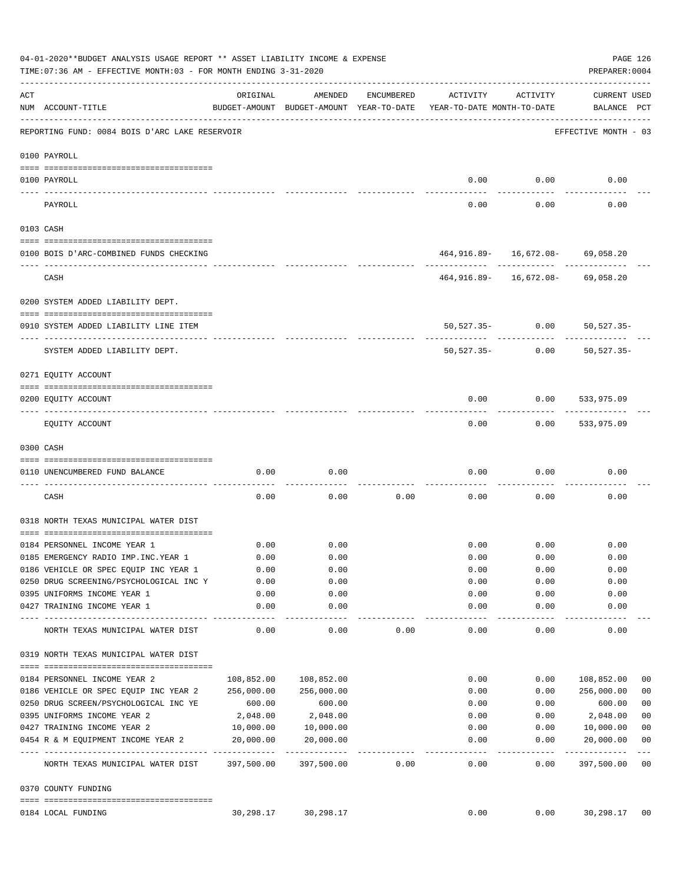04-01-2020**BUDGET ANALYSIS USAGE REPORT ** ASSET LIABILITY INCOME & EXPENSE

TIME:07:36 AM - EFFECTIVE MONTH:03 - FOR MONTH ENDING 3-31-2020

PREPARER:0004

| ACT NUM | ACCOUNT-TITLE | ORIGINAL BUDGET-AMOUNT | AMENDED BUDGET-AMOUNT | ENCUMBERED YEAR-TO-DATE | ACTIVITY YEAR-TO-DATE | ACTIVITY MONTH-TO-DATE | CURRENT BALANCE | USED PCT |
|---|---|---|---|---|---|---|---|---|

REPORTING FUND: 0084 BOIS D'ARC LAKE RESERVOIR — EFFECTIVE MONTH - 03

| ACT NUM | ACCOUNT-TITLE | ORIGINAL BUDGET-AMOUNT | AMENDED BUDGET-AMOUNT | ENCUMBERED YEAR-TO-DATE | ACTIVITY YEAR-TO-DATE | ACTIVITY MONTH-TO-DATE | CURRENT BALANCE | USED PCT |
|---|---|---|---|---|---|---|---|---|
| | **0100 PAYROLL** | | | | | | | |
| 0100 | PAYROLL | | | | 0.00 | 0.00 | 0.00 | |
| | PAYROLL | | | | 0.00 | 0.00 | 0.00 | |
| | **0103 CASH** | | | | | | | |
| 0100 | BOIS D'ARC-COMBINED FUNDS CHECKING | | | | 464,916.89- | 16,672.08- | 69,058.20 | |
| | CASH | | | | 464,916.89- | 16,672.08- | 69,058.20 | |
| | **0200 SYSTEM ADDED LIABILITY DEPT.** | | | | | | | |
| 0910 | SYSTEM ADDED LIABILITY LINE ITEM | | | | 50,527.35- | 0.00 | 50,527.35- | |
| | SYSTEM ADDED LIABILITY DEPT. | | | | 50,527.35- | 0.00 | 50,527.35- | |
| | **0271 EQUITY ACCOUNT** | | | | | | | |
| 0200 | EQUITY ACCOUNT | | | | 0.00 | 0.00 | 533,975.09 | |
| | EQUITY ACCOUNT | | | | 0.00 | 0.00 | 533,975.09 | |
| | **0300 CASH** | | | | | | | |
| 0110 | UNENCUMBERED FUND BALANCE | 0.00 | 0.00 | | 0.00 | 0.00 | 0.00 | |
| | CASH | 0.00 | 0.00 | 0.00 | 0.00 | 0.00 | 0.00 | |
| | **0318 NORTH TEXAS MUNICIPAL WATER DIST** | | | | | | | |
| 0184 | PERSONNEL INCOME YEAR 1 | 0.00 | 0.00 | | 0.00 | 0.00 | 0.00 | |
| 0185 | EMERGENCY RADIO IMP.INC.YEAR 1 | 0.00 | 0.00 | | 0.00 | 0.00 | 0.00 | |
| 0186 | VEHICLE OR SPEC EQUIP INC YEAR 1 | 0.00 | 0.00 | | 0.00 | 0.00 | 0.00 | |
| 0250 | DRUG SCREENING/PSYCHOLOGICAL INC Y | 0.00 | 0.00 | | 0.00 | 0.00 | 0.00 | |
| 0395 | UNIFORMS INCOME YEAR 1 | 0.00 | 0.00 | | 0.00 | 0.00 | 0.00 | |
| 0427 | TRAINING INCOME YEAR 1 | 0.00 | 0.00 | | 0.00 | 0.00 | 0.00 | |
| | NORTH TEXAS MUNICIPAL WATER DIST | 0.00 | 0.00 | 0.00 | 0.00 | 0.00 | 0.00 | |
| | **0319 NORTH TEXAS MUNICIPAL WATER DIST** | | | | | | | |
| 0184 | PERSONNEL INCOME YEAR 2 | 108,852.00 | 108,852.00 | | 0.00 | 0.00 | 108,852.00 | 00 |
| 0186 | VEHICLE OR SPEC EQUIP INC YEAR 2 | 256,000.00 | 256,000.00 | | 0.00 | 0.00 | 256,000.00 | 00 |
| 0250 | DRUG SCREEN/PSYCHOLOGICAL INC YE | 600.00 | 600.00 | | 0.00 | 0.00 | 600.00 | 00 |
| 0395 | UNIFORMS INCOME YEAR 2 | 2,048.00 | 2,048.00 | | 0.00 | 0.00 | 2,048.00 | 00 |
| 0427 | TRAINING INCOME YEAR 2 | 10,000.00 | 10,000.00 | | 0.00 | 0.00 | 10,000.00 | 00 |
| 0454 | R & M EQUIPMENT INCOME YEAR 2 | 20,000.00 | 20,000.00 | | 0.00 | 0.00 | 20,000.00 | 00 |
| | NORTH TEXAS MUNICIPAL WATER DIST | 397,500.00 | 397,500.00 | 0.00 | 0.00 | 0.00 | 397,500.00 | 00 |
| | **0370 COUNTY FUNDING** | | | | | | | |
| 0184 | LOCAL FUNDING | 30,298.17 | 30,298.17 | | 0.00 | 0.00 | 30,298.17 | 00 |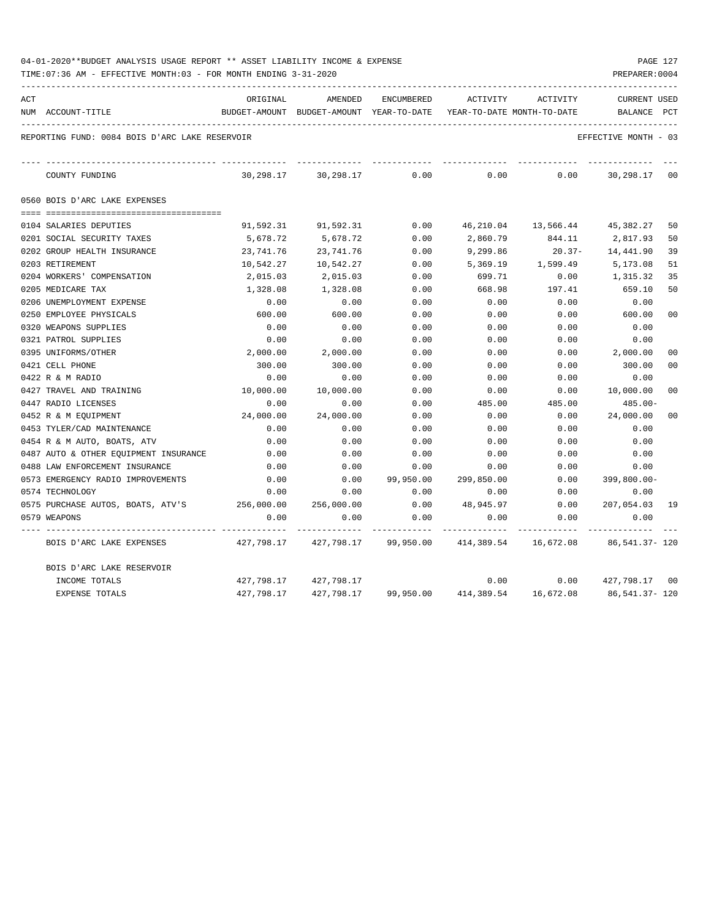04-01-2020**BUDGET ANALYSIS USAGE REPORT ** ASSET LIABILITY INCOME & EXPENSE

TIME:07:36 AM - EFFECTIVE MONTH:03 - FOR MONTH ENDING 3-31-2020

PREPARER:0004

REPORTING FUND: 0084 BOIS D'ARC LAKE RESERVOIR — EFFECTIVE MONTH - 03

| ACT NUM | ACCOUNT-TITLE | ORIGINAL BUDGET-AMOUNT | AMENDED BUDGET-AMOUNT | ENCUMBERED YEAR-TO-DATE | ACTIVITY YEAR-TO-DATE | ACTIVITY MONTH-TO-DATE | CURRENT BALANCE | USED PCT |
|---|---|---|---|---|---|---|---|---|
| | COUNTY FUNDING | 30,298.17 | 30,298.17 | 0.00 | 0.00 | 0.00 | 30,298.17 | 00 |
| | **0560 BOIS D'ARC LAKE EXPENSES** | | | | | | | |
| 0104 | SALARIES DEPUTIES | 91,592.31 | 91,592.31 | 0.00 | 46,210.04 | 13,566.44 | 45,382.27 | 50 |
| 0201 | SOCIAL SECURITY TAXES | 5,678.72 | 5,678.72 | 0.00 | 2,860.79 | 844.11 | 2,817.93 | 50 |
| 0202 | GROUP HEALTH INSURANCE | 23,741.76 | 23,741.76 | 0.00 | 9,299.86 | 20.37- | 14,441.90 | 39 |
| 0203 | RETIREMENT | 10,542.27 | 10,542.27 | 0.00 | 5,369.19 | 1,599.49 | 5,173.08 | 51 |
| 0204 | WORKERS' COMPENSATION | 2,015.03 | 2,015.03 | 0.00 | 699.71 | 0.00 | 1,315.32 | 35 |
| 0205 | MEDICARE TAX | 1,328.08 | 1,328.08 | 0.00 | 668.98 | 197.41 | 659.10 | 50 |
| 0206 | UNEMPLOYMENT EXPENSE | 0.00 | 0.00 | 0.00 | 0.00 | 0.00 | 0.00 | |
| 0250 | EMPLOYEE PHYSICALS | 600.00 | 600.00 | 0.00 | 0.00 | 0.00 | 600.00 | 00 |
| 0320 | WEAPONS SUPPLIES | 0.00 | 0.00 | 0.00 | 0.00 | 0.00 | 0.00 | |
| 0321 | PATROL SUPPLIES | 0.00 | 0.00 | 0.00 | 0.00 | 0.00 | 0.00 | |
| 0395 | UNIFORMS/OTHER | 2,000.00 | 2,000.00 | 0.00 | 0.00 | 0.00 | 2,000.00 | 00 |
| 0421 | CELL PHONE | 300.00 | 300.00 | 0.00 | 0.00 | 0.00 | 300.00 | 00 |
| 0422 | R & M RADIO | 0.00 | 0.00 | 0.00 | 0.00 | 0.00 | 0.00 | |
| 0427 | TRAVEL AND TRAINING | 10,000.00 | 10,000.00 | 0.00 | 0.00 | 0.00 | 10,000.00 | 00 |
| 0447 | RADIO LICENSES | 0.00 | 0.00 | 0.00 | 485.00 | 485.00 | 485.00- | |
| 0452 | R & M EQUIPMENT | 24,000.00 | 24,000.00 | 0.00 | 0.00 | 0.00 | 24,000.00 | 00 |
| 0453 | TYLER/CAD MAINTENANCE | 0.00 | 0.00 | 0.00 | 0.00 | 0.00 | 0.00 | |
| 0454 | R & M AUTO, BOATS, ATV | 0.00 | 0.00 | 0.00 | 0.00 | 0.00 | 0.00 | |
| 0487 | AUTO & OTHER EQUIPMENT INSURANCE | 0.00 | 0.00 | 0.00 | 0.00 | 0.00 | 0.00 | |
| 0488 | LAW ENFORCEMENT INSURANCE | 0.00 | 0.00 | 0.00 | 0.00 | 0.00 | 0.00 | |
| 0573 | EMERGENCY RADIO IMPROVEMENTS | 0.00 | 0.00 | 99,950.00 | 299,850.00 | 0.00 | 399,800.00- | |
| 0574 | TECHNOLOGY | 0.00 | 0.00 | 0.00 | 0.00 | 0.00 | 0.00 | |
| 0575 | PURCHASE AUTOS, BOATS, ATV'S | 256,000.00 | 256,000.00 | 0.00 | 48,945.97 | 0.00 | 207,054.03 | 19 |
| 0579 | WEAPONS | 0.00 | 0.00 | 0.00 | 0.00 | 0.00 | 0.00 | |
| | BOIS D'ARC LAKE EXPENSES | 427,798.17 | 427,798.17 | 99,950.00 | 414,389.54 | 16,672.08 | 86,541.37- | 120 |
| | **BOIS D'ARC LAKE RESERVOIR** | | | | | | | |
| | INCOME TOTALS | 427,798.17 | 427,798.17 | | 0.00 | 0.00 | 427,798.17 | 00 |
| | EXPENSE TOTALS | 427,798.17 | 427,798.17 | 99,950.00 | 414,389.54 | 16,672.08 | 86,541.37- | 120 |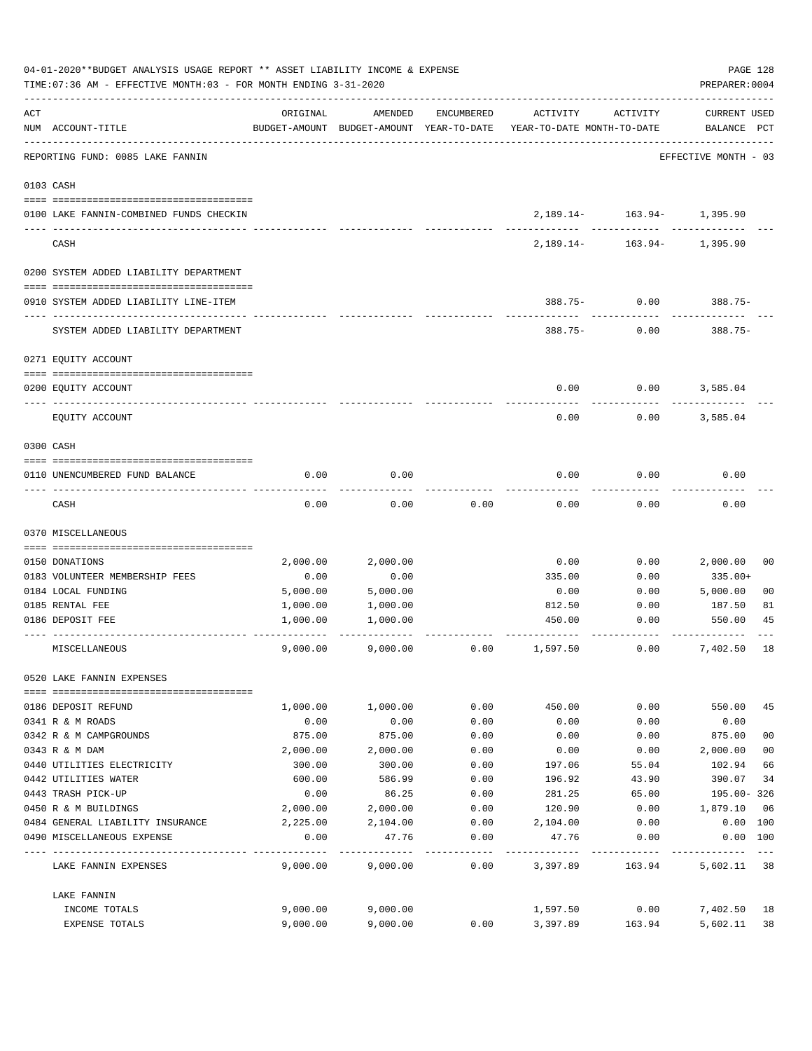04-01-2020**BUDGET ANALYSIS USAGE REPORT ** ASSET LIABILITY INCOME & EXPENSE

TIME:07:36 AM - EFFECTIVE MONTH:03 - FOR MONTH ENDING 3-31-2020

PREPARER:0004

| ACT NUM | ACCOUNT-TITLE | ORIGINAL BUDGET-AMOUNT | AMENDED BUDGET-AMOUNT | ENCUMBERED YEAR-TO-DATE | ACTIVITY YEAR-TO-DATE | ACTIVITY MONTH-TO-DATE | CURRENT USED BALANCE | PCT |
|---|---|---|---|---|---|---|---|---|
| | REPORTING FUND: 0085 LAKE FANNIN | | | | | | EFFECTIVE MONTH - 03 | |
| | 0103 CASH | | | | | | | |
| 0100 | LAKE FANNIN-COMBINED FUNDS CHECKIN | | | | 2,189.14- | 163.94- | 1,395.90 | |
| | CASH | | | | 2,189.14- | 163.94- | 1,395.90 | |
| | 0200 SYSTEM ADDED LIABILITY DEPARTMENT | | | | | | | |
| 0910 | SYSTEM ADDED LIABILITY LINE-ITEM | | | | 388.75- | 0.00 | 388.75- | |
| | SYSTEM ADDED LIABILITY DEPARTMENT | | | | 388.75- | 0.00 | 388.75- | |
| | 0271 EQUITY ACCOUNT | | | | | | | |
| 0200 | EQUITY ACCOUNT | | | | 0.00 | 0.00 | 3,585.04 | |
| | EQUITY ACCOUNT | | | | 0.00 | 0.00 | 3,585.04 | |
| | 0300 CASH | | | | | | | |
| 0110 | UNENCUMBERED FUND BALANCE | 0.00 | 0.00 | | 0.00 | 0.00 | 0.00 | |
| | CASH | 0.00 | 0.00 | 0.00 | 0.00 | 0.00 | 0.00 | |
| | 0370 MISCELLANEOUS | | | | | | | |
| 0150 | DONATIONS | 2,000.00 | 2,000.00 | | 0.00 | 0.00 | 2,000.00 | 00 |
| 0183 | VOLUNTEER MEMBERSHIP FEES | 0.00 | 0.00 | | 335.00 | 0.00 | 335.00+ | |
| 0184 | LOCAL FUNDING | 5,000.00 | 5,000.00 | | 0.00 | 0.00 | 5,000.00 | 00 |
| 0185 | RENTAL FEE | 1,000.00 | 1,000.00 | | 812.50 | 0.00 | 187.50 | 81 |
| 0186 | DEPOSIT FEE | 1,000.00 | 1,000.00 | | 450.00 | 0.00 | 550.00 | 45 |
| | MISCELLANEOUS | 9,000.00 | 9,000.00 | 0.00 | 1,597.50 | 0.00 | 7,402.50 | 18 |
| | 0520 LAKE FANNIN EXPENSES | | | | | | | |
| 0186 | DEPOSIT REFUND | 1,000.00 | 1,000.00 | 0.00 | 450.00 | 0.00 | 550.00 | 45 |
| 0341 | R & M ROADS | 0.00 | 0.00 | 0.00 | 0.00 | 0.00 | 0.00 | |
| 0342 | R & M CAMPGROUNDS | 875.00 | 875.00 | 0.00 | 0.00 | 0.00 | 875.00 | 00 |
| 0343 | R & M DAM | 2,000.00 | 2,000.00 | 0.00 | 0.00 | 0.00 | 2,000.00 | 00 |
| 0440 | UTILITIES ELECTRICITY | 300.00 | 300.00 | 0.00 | 197.06 | 55.04 | 102.94 | 66 |
| 0442 | UTILITIES WATER | 600.00 | 586.99 | 0.00 | 196.92 | 43.90 | 390.07 | 34 |
| 0443 | TRASH PICK-UP | 0.00 | 86.25 | 0.00 | 281.25 | 65.00 | 195.00- | 326 |
| 0450 | R & M BUILDINGS | 2,000.00 | 2,000.00 | 0.00 | 120.90 | 0.00 | 1,879.10 | 06 |
| 0484 | GENERAL LIABILITY INSURANCE | 2,225.00 | 2,104.00 | 0.00 | 2,104.00 | 0.00 | 0.00 | 100 |
| 0490 | MISCELLANEOUS EXPENSE | 0.00 | 47.76 | 0.00 | 47.76 | 0.00 | 0.00 | 100 |
| | LAKE FANNIN EXPENSES | 9,000.00 | 9,000.00 | 0.00 | 3,397.89 | 163.94 | 5,602.11 | 38 |
| | LAKE FANNIN | | | | | | | |
| | INCOME TOTALS | 9,000.00 | 9,000.00 | | 1,597.50 | 0.00 | 7,402.50 | 18 |
| | EXPENSE TOTALS | 9,000.00 | 9,000.00 | 0.00 | 3,397.89 | 163.94 | 5,602.11 | 38 |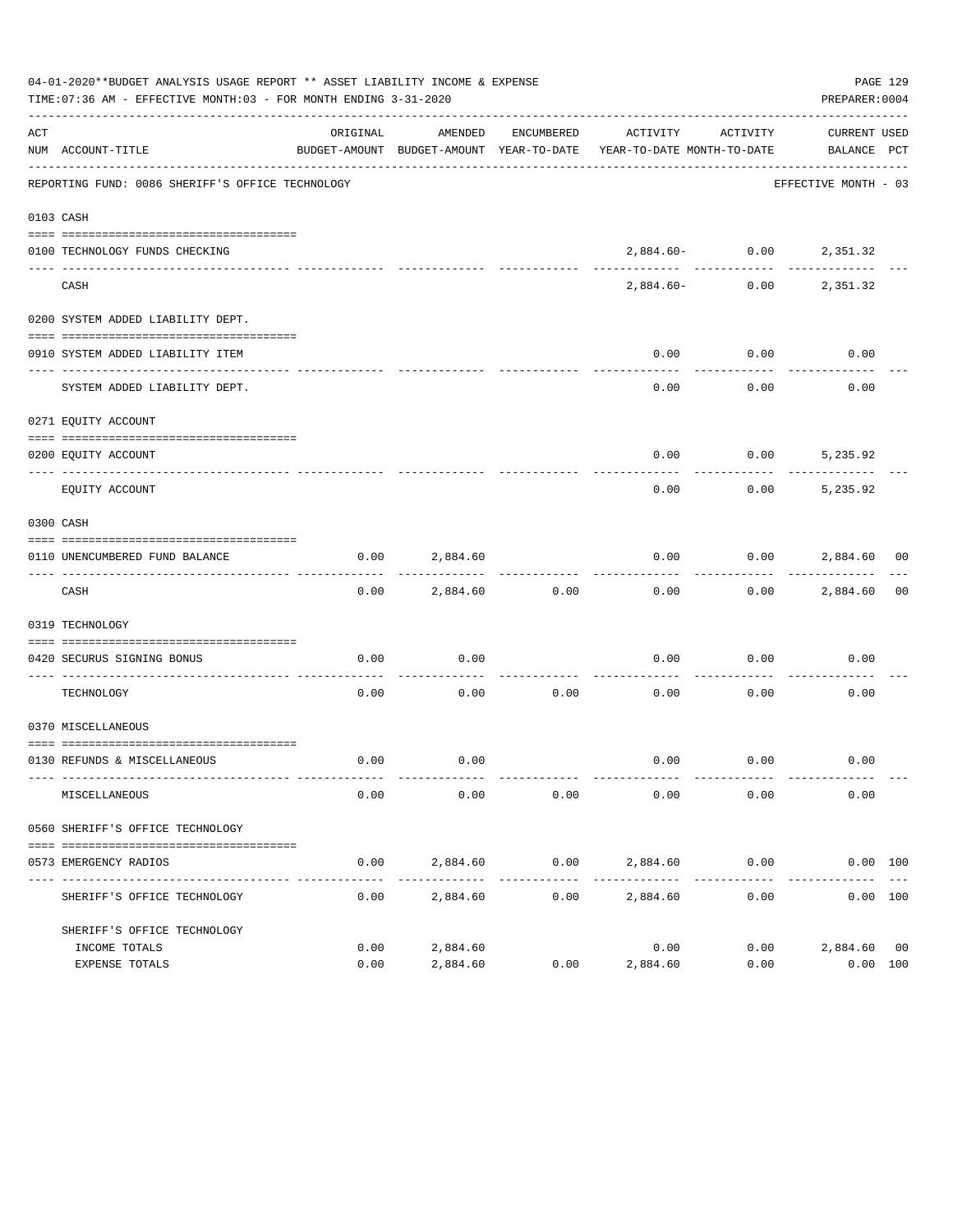04-01-2020**BUDGET ANALYSIS USAGE REPORT ** ASSET LIABILITY INCOME & EXPENSE

TIME:07:36 AM - EFFECTIVE MONTH:03 - FOR MONTH ENDING 3-31-2020

PREPARER:0004

REPORTING FUND: 0086 SHERIFF'S OFFICE TECHNOLOGY — EFFECTIVE MONTH - 03

| ACT NUM | ACCOUNT-TITLE | ORIGINAL BUDGET-AMOUNT | AMENDED BUDGET-AMOUNT | ENCUMBERED YEAR-TO-DATE | ACTIVITY YEAR-TO-DATE | ACTIVITY MONTH-TO-DATE | CURRENT BALANCE | USED PCT |
|---|---|---|---|---|---|---|---|---|
| 0103 | CASH | | | | | | | |
| 0100 | TECHNOLOGY FUNDS CHECKING | | | | 2,884.60- | 0.00 | 2,351.32 | |
| | CASH | | | | 2,884.60- | 0.00 | 2,351.32 | |
| 0200 | SYSTEM ADDED LIABILITY DEPT. | | | | | | | |
| 0910 | SYSTEM ADDED LIABILITY ITEM | | | | 0.00 | 0.00 | 0.00 | |
| | SYSTEM ADDED LIABILITY DEPT. | | | | 0.00 | 0.00 | 0.00 | |
| 0271 | EQUITY ACCOUNT | | | | | | | |
| 0200 | EQUITY ACCOUNT | | | | 0.00 | 0.00 | 5,235.92 | |
| | EQUITY ACCOUNT | | | | 0.00 | 0.00 | 5,235.92 | |
| 0300 | CASH | | | | | | | |
| 0110 | UNENCUMBERED FUND BALANCE | 0.00 | 2,884.60 | | 0.00 | 0.00 | 2,884.60 | 00 |
| | CASH | 0.00 | 2,884.60 | 0.00 | 0.00 | 0.00 | 2,884.60 | 00 |
| 0319 | TECHNOLOGY | | | | | | | |
| 0420 | SECURUS SIGNING BONUS | 0.00 | 0.00 | | 0.00 | 0.00 | 0.00 | |
| | TECHNOLOGY | 0.00 | 0.00 | 0.00 | 0.00 | 0.00 | 0.00 | |
| 0370 | MISCELLANEOUS | | | | | | | |
| 0130 | REFUNDS & MISCELLANEOUS | 0.00 | 0.00 | | 0.00 | 0.00 | 0.00 | |
| | MISCELLANEOUS | 0.00 | 0.00 | 0.00 | 0.00 | 0.00 | 0.00 | |
| 0560 | SHERIFF'S OFFICE TECHNOLOGY | | | | | | | |
| 0573 | EMERGENCY RADIOS | 0.00 | 2,884.60 | 0.00 | 2,884.60 | 0.00 | 0.00 | 100 |
| | SHERIFF'S OFFICE TECHNOLOGY | 0.00 | 2,884.60 | 0.00 | 2,884.60 | 0.00 | 0.00 | 100 |
| | SHERIFF'S OFFICE TECHNOLOGY | | | | | | | |
| | INCOME TOTALS | 0.00 | 2,884.60 | | 0.00 | 0.00 | 2,884.60 | 00 |
| | EXPENSE TOTALS | 0.00 | 2,884.60 | 0.00 | 2,884.60 | 0.00 | 0.00 | 100 |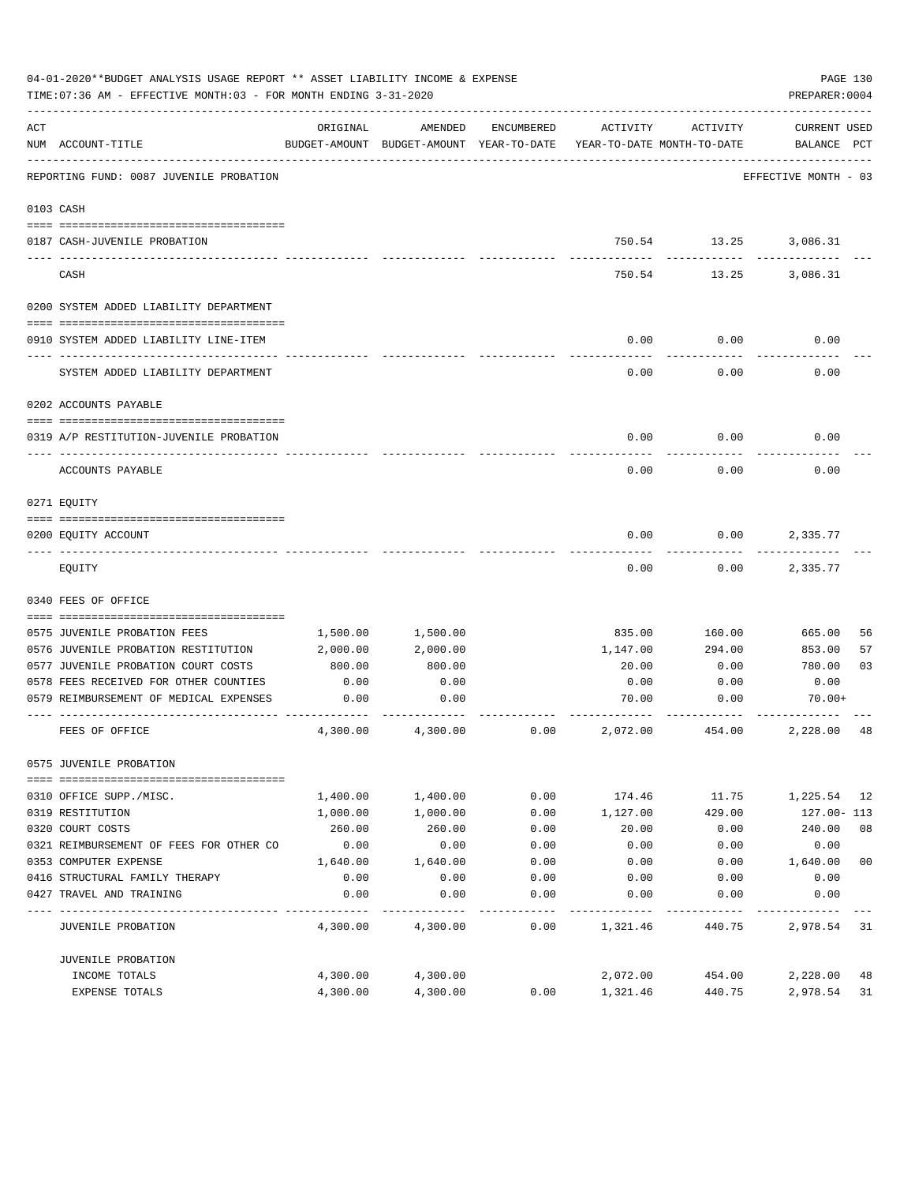04-01-2020**BUDGET ANALYSIS USAGE REPORT ** ASSET LIABILITY INCOME & EXPENSE

TIME:07:36 AM - EFFECTIVE MONTH:03 - FOR MONTH ENDING 3-31-2020

PREPARER:0004

| ACT NUM | ACCOUNT-TITLE | ORIGINAL BUDGET-AMOUNT | AMENDED BUDGET-AMOUNT | ENCUMBERED YEAR-TO-DATE | ACTIVITY YEAR-TO-DATE | ACTIVITY MONTH-TO-DATE | CURRENT BALANCE | USED PCT |
|---|---|---|---|---|---|---|---|---|
| | REPORTING FUND: 0087 JUVENILE PROBATION | | | | | | EFFECTIVE MONTH - 03 | |
| 0103 | CASH | | | | | | | |
| 0187 | CASH-JUVENILE PROBATION | | | | 750.54 | 13.25 | 3,086.31 | |
| | CASH | | | | 750.54 | 13.25 | 3,086.31 | |
| 0200 | SYSTEM ADDED LIABILITY DEPARTMENT | | | | | | | |
| 0910 | SYSTEM ADDED LIABILITY LINE-ITEM | | | | 0.00 | 0.00 | 0.00 | |
| | SYSTEM ADDED LIABILITY DEPARTMENT | | | | 0.00 | 0.00 | 0.00 | |
| 0202 | ACCOUNTS PAYABLE | | | | | | | |
| 0319 | A/P RESTITUTION-JUVENILE PROBATION | | | | 0.00 | 0.00 | 0.00 | |
| | ACCOUNTS PAYABLE | | | | 0.00 | 0.00 | 0.00 | |
| 0271 | EQUITY | | | | | | | |
| 0200 | EQUITY ACCOUNT | | | | 0.00 | 0.00 | 2,335.77 | |
| | EQUITY | | | | 0.00 | 0.00 | 2,335.77 | |
| 0340 | FEES OF OFFICE | | | | | | | |
| 0575 | JUVENILE PROBATION FEES | 1,500.00 | 1,500.00 | | 835.00 | 160.00 | 665.00 | 56 |
| 0576 | JUVENILE PROBATION RESTITUTION | 2,000.00 | 2,000.00 | | 1,147.00 | 294.00 | 853.00 | 57 |
| 0577 | JUVENILE PROBATION COURT COSTS | 800.00 | 800.00 | | 20.00 | 0.00 | 780.00 | 03 |
| 0578 | FEES RECEIVED FOR OTHER COUNTIES | 0.00 | 0.00 | | 0.00 | 0.00 | 0.00 | |
| 0579 | REIMBURSEMENT OF MEDICAL EXPENSES | 0.00 | 0.00 | | 70.00 | 0.00 | 70.00+ | |
| | FEES OF OFFICE | 4,300.00 | 4,300.00 | 0.00 | 2,072.00 | 454.00 | 2,228.00 | 48 |
| 0575 | JUVENILE PROBATION | | | | | | | |
| 0310 | OFFICE SUPP./MISC. | 1,400.00 | 1,400.00 | 0.00 | 174.46 | 11.75 | 1,225.54 | 12 |
| 0319 | RESTITUTION | 1,000.00 | 1,000.00 | 0.00 | 1,127.00 | 429.00 | 127.00- | 113 |
| 0320 | COURT COSTS | 260.00 | 260.00 | 0.00 | 20.00 | 0.00 | 240.00 | 08 |
| 0321 | REIMBURSEMENT OF FEES FOR OTHER CO | 0.00 | 0.00 | 0.00 | 0.00 | 0.00 | 0.00 | |
| 0353 | COMPUTER EXPENSE | 1,640.00 | 1,640.00 | 0.00 | 0.00 | 0.00 | 1,640.00 | 00 |
| 0416 | STRUCTURAL FAMILY THERAPY | 0.00 | 0.00 | 0.00 | 0.00 | 0.00 | 0.00 | |
| 0427 | TRAVEL AND TRAINING | 0.00 | 0.00 | 0.00 | 0.00 | 0.00 | 0.00 | |
| | JUVENILE PROBATION | 4,300.00 | 4,300.00 | 0.00 | 1,321.46 | 440.75 | 2,978.54 | 31 |
| | JUVENILE PROBATION | | | | | | | |
| | INCOME TOTALS | 4,300.00 | 4,300.00 | | 2,072.00 | 454.00 | 2,228.00 | 48 |
| | EXPENSE TOTALS | 4,300.00 | 4,300.00 | 0.00 | 1,321.46 | 440.75 | 2,978.54 | 31 |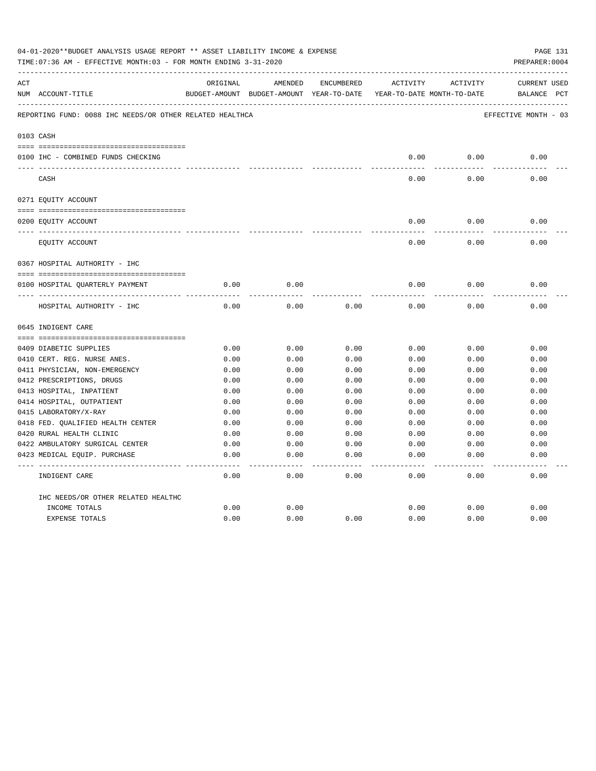04-01-2020**BUDGET ANALYSIS USAGE REPORT ** ASSET LIABILITY INCOME & EXPENSE

TIME:07:36 AM - EFFECTIVE MONTH:03 - FOR MONTH ENDING 3-31-2020

PREPARER:0004

| ACT NUM | ACCOUNT-TITLE | ORIGINAL BUDGET-AMOUNT | AMENDED BUDGET-AMOUNT | ENCUMBERED YEAR-TO-DATE | ACTIVITY YEAR-TO-DATE | ACTIVITY MONTH-TO-DATE | CURRENT BALANCE | USED PCT |
|---|---|---|---|---|---|---|---|---|
| | REPORTING FUND: 0088 IHC NEEDS/OR OTHER RELATED HEALTHCA | | | | | | EFFECTIVE MONTH - 03 | |
| 0103 | CASH | | | | | | | |
| 0100 | IHC - COMBINED FUNDS CHECKING | | | | 0.00 | 0.00 | 0.00 | |
| | CASH | | | | 0.00 | 0.00 | 0.00 | |
| 0271 | EQUITY ACCOUNT | | | | | | | |
| 0200 | EQUITY ACCOUNT | | | | 0.00 | 0.00 | 0.00 | |
| | EQUITY ACCOUNT | | | | 0.00 | 0.00 | 0.00 | |
| 0367 | HOSPITAL AUTHORITY - IHC | | | | | | | |
| 0100 | HOSPITAL QUARTERLY PAYMENT | 0.00 | 0.00 | | 0.00 | 0.00 | 0.00 | |
| | HOSPITAL AUTHORITY - IHC | 0.00 | 0.00 | 0.00 | 0.00 | 0.00 | 0.00 | |
| 0645 | INDIGENT CARE | | | | | | | |
| 0409 | DIABETIC SUPPLIES | 0.00 | 0.00 | 0.00 | 0.00 | 0.00 | 0.00 | |
| 0410 | CERT. REG. NURSE ANES. | 0.00 | 0.00 | 0.00 | 0.00 | 0.00 | 0.00 | |
| 0411 | PHYSICIAN, NON-EMERGENCY | 0.00 | 0.00 | 0.00 | 0.00 | 0.00 | 0.00 | |
| 0412 | PRESCRIPTIONS, DRUGS | 0.00 | 0.00 | 0.00 | 0.00 | 0.00 | 0.00 | |
| 0413 | HOSPITAL, INPATIENT | 0.00 | 0.00 | 0.00 | 0.00 | 0.00 | 0.00 | |
| 0414 | HOSPITAL, OUTPATIENT | 0.00 | 0.00 | 0.00 | 0.00 | 0.00 | 0.00 | |
| 0415 | LABORATORY/X-RAY | 0.00 | 0.00 | 0.00 | 0.00 | 0.00 | 0.00 | |
| 0418 | FED. QUALIFIED HEALTH CENTER | 0.00 | 0.00 | 0.00 | 0.00 | 0.00 | 0.00 | |
| 0420 | RURAL HEALTH CLINIC | 0.00 | 0.00 | 0.00 | 0.00 | 0.00 | 0.00 | |
| 0422 | AMBULATORY SURGICAL CENTER | 0.00 | 0.00 | 0.00 | 0.00 | 0.00 | 0.00 | |
| 0423 | MEDICAL EQUIP. PURCHASE | 0.00 | 0.00 | 0.00 | 0.00 | 0.00 | 0.00 | |
| | INDIGENT CARE | 0.00 | 0.00 | 0.00 | 0.00 | 0.00 | 0.00 | |
| | IHC NEEDS/OR OTHER RELATED HEALTHC | | | | | | | |
| | INCOME TOTALS | 0.00 | 0.00 | | 0.00 | 0.00 | 0.00 | |
| | EXPENSE TOTALS | 0.00 | 0.00 | 0.00 | 0.00 | 0.00 | 0.00 | |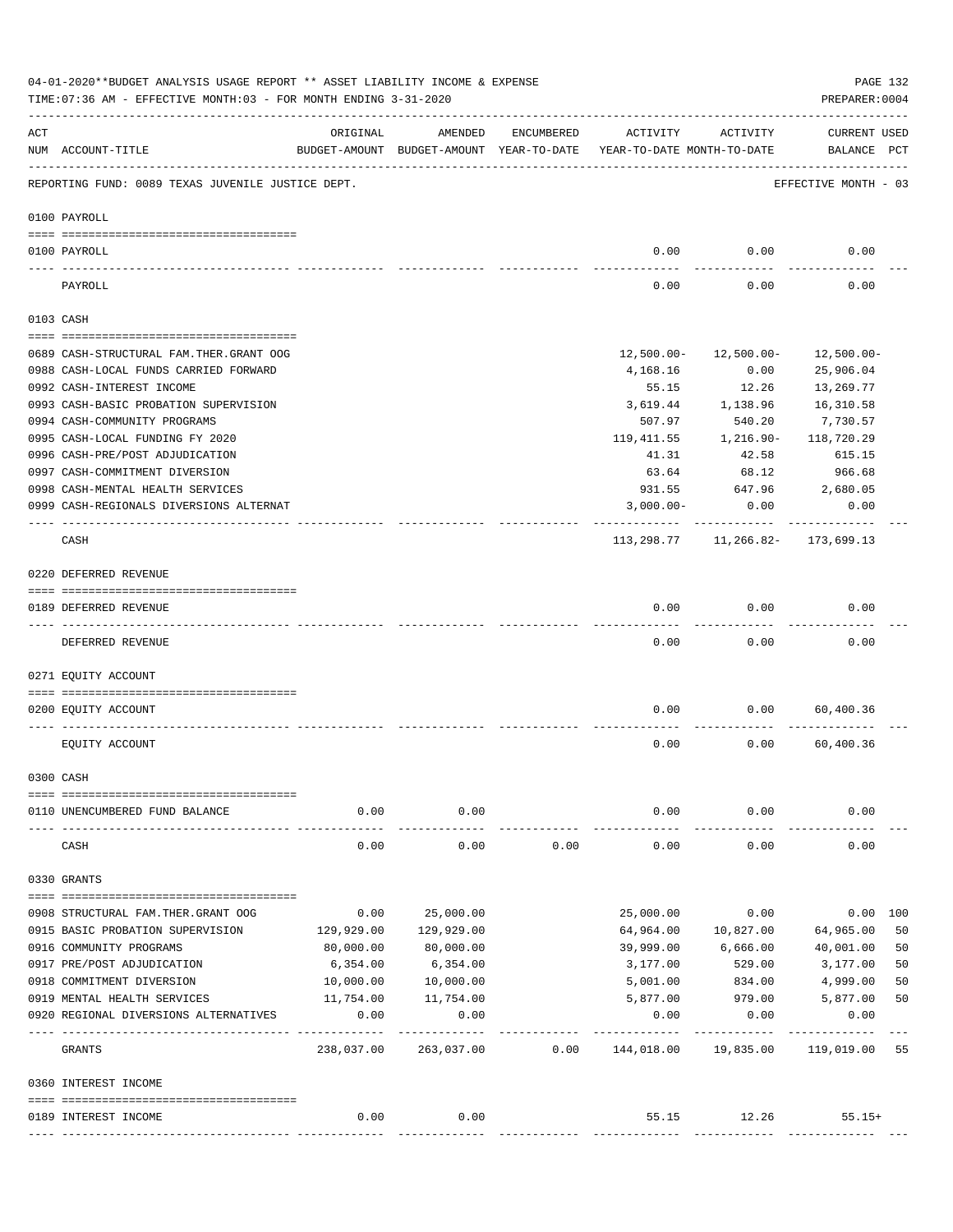04-01-2020**BUDGET ANALYSIS USAGE REPORT ** ASSET LIABILITY INCOME & EXPENSE

TIME:07:36 AM - EFFECTIVE MONTH:03 - FOR MONTH ENDING 3-31-2020

PREPARER:0004

| ACT NUM | ACCOUNT-TITLE | ORIGINAL BUDGET-AMOUNT | AMENDED BUDGET-AMOUNT | ENCUMBERED YEAR-TO-DATE | ACTIVITY YEAR-TO-DATE | ACTIVITY MONTH-TO-DATE | CURRENT BALANCE | USED PCT |
|---|---|---|---|---|---|---|---|---|
| | REPORTING FUND: 0089 TEXAS JUVENILE JUSTICE DEPT. | | | | | | EFFECTIVE MONTH - 03 | |
| | **0100 PAYROLL** | | | | | | | |
| 0100 | PAYROLL | | | | 0.00 | 0.00 | 0.00 | |
| | PAYROLL | | | | 0.00 | 0.00 | 0.00 | |
| | **0103 CASH** | | | | | | | |
| 0689 | CASH-STRUCTURAL FAM.THER.GRANT OOG | | | | 12,500.00- | 12,500.00- | 12,500.00- | |
| 0988 | CASH-LOCAL FUNDS CARRIED FORWARD | | | | 4,168.16 | 0.00 | 25,906.04 | |
| 0992 | CASH-INTEREST INCOME | | | | 55.15 | 12.26 | 13,269.77 | |
| 0993 | CASH-BASIC PROBATION SUPERVISION | | | | 3,619.44 | 1,138.96 | 16,310.58 | |
| 0994 | CASH-COMMUNITY PROGRAMS | | | | 507.97 | 540.20 | 7,730.57 | |
| 0995 | CASH-LOCAL FUNDING FY 2020 | | | | 119,411.55 | 1,216.90- | 118,720.29 | |
| 0996 | CASH-PRE/POST ADJUDICATION | | | | 41.31 | 42.58 | 615.15 | |
| 0997 | CASH-COMMITMENT DIVERSION | | | | 63.64 | 68.12 | 966.68 | |
| 0998 | CASH-MENTAL HEALTH SERVICES | | | | 931.55 | 647.96 | 2,680.05 | |
| 0999 | CASH-REGIONALS DIVERSIONS ALTERNAT | | | | 3,000.00- | 0.00 | 0.00 | |
| | CASH | | | | 113,298.77 | 11,266.82- | 173,699.13 | |
| | **0220 DEFERRED REVENUE** | | | | | | | |
| 0189 | DEFERRED REVENUE | | | | 0.00 | 0.00 | 0.00 | |
| | DEFERRED REVENUE | | | | 0.00 | 0.00 | 0.00 | |
| | **0271 EQUITY ACCOUNT** | | | | | | | |
| 0200 | EQUITY ACCOUNT | | | | 0.00 | 0.00 | 60,400.36 | |
| | EQUITY ACCOUNT | | | | 0.00 | 0.00 | 60,400.36 | |
| | **0300 CASH** | | | | | | | |
| 0110 | UNENCUMBERED FUND BALANCE | 0.00 | 0.00 | | 0.00 | 0.00 | 0.00 | |
| | CASH | 0.00 | 0.00 | 0.00 | 0.00 | 0.00 | 0.00 | |
| | **0330 GRANTS** | | | | | | | |
| 0908 | STRUCTURAL FAM.THER.GRANT OOG | 0.00 | 25,000.00 | | 25,000.00 | 0.00 | 0.00 | 100 |
| 0915 | BASIC PROBATION SUPERVISION | 129,929.00 | 129,929.00 | | 64,964.00 | 10,827.00 | 64,965.00 | 50 |
| 0916 | COMMUNITY PROGRAMS | 80,000.00 | 80,000.00 | | 39,999.00 | 6,666.00 | 40,001.00 | 50 |
| 0917 | PRE/POST ADJUDICATION | 6,354.00 | 6,354.00 | | 3,177.00 | 529.00 | 3,177.00 | 50 |
| 0918 | COMMITMENT DIVERSION | 10,000.00 | 10,000.00 | | 5,001.00 | 834.00 | 4,999.00 | 50 |
| 0919 | MENTAL HEALTH SERVICES | 11,754.00 | 11,754.00 | | 5,877.00 | 979.00 | 5,877.00 | 50 |
| 0920 | REGIONAL DIVERSIONS ALTERNATIVES | 0.00 | 0.00 | | 0.00 | 0.00 | 0.00 | |
| | GRANTS | 238,037.00 | 263,037.00 | 0.00 | 144,018.00 | 19,835.00 | 119,019.00 | 55 |
| | **0360 INTEREST INCOME** | | | | | | | |
| 0189 | INTEREST INCOME | 0.00 | 0.00 | | 55.15 | 12.26 | 55.15+ | |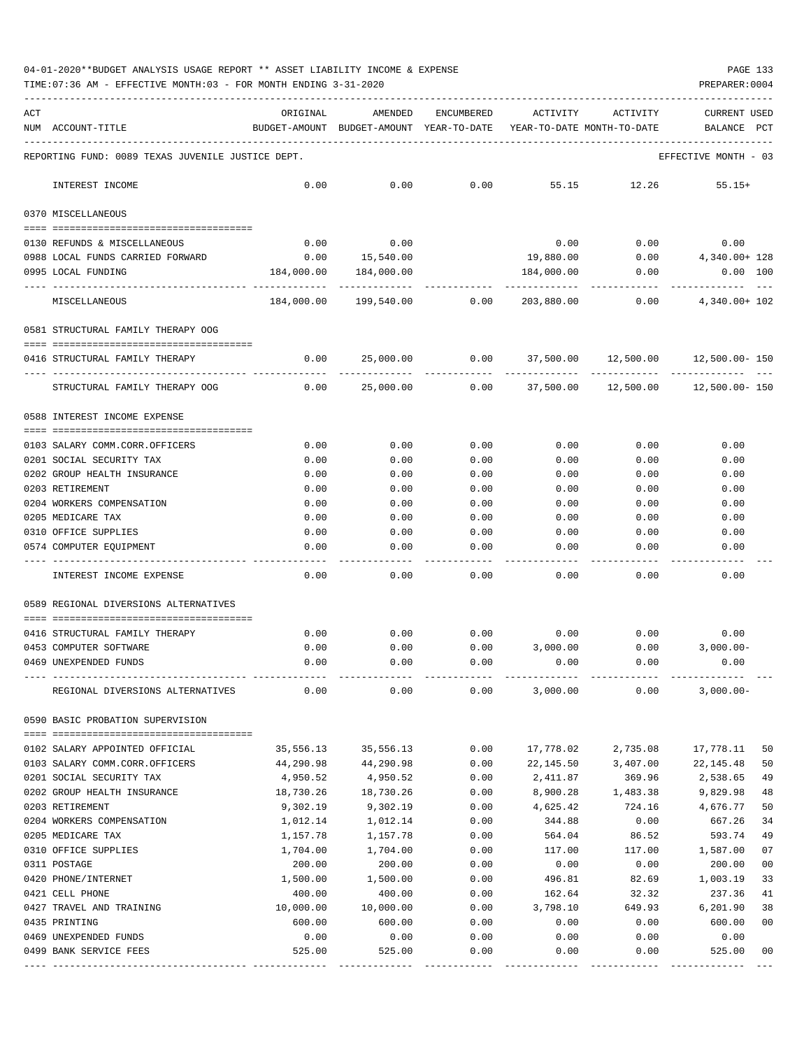04-01-2020**BUDGET ANALYSIS USAGE REPORT ** ASSET LIABILITY INCOME & EXPENSE

TIME:07:36 AM - EFFECTIVE MONTH:03 - FOR MONTH ENDING 3-31-2020

| ACT NUM | ACCOUNT-TITLE | ORIGINAL BUDGET-AMOUNT | AMENDED BUDGET-AMOUNT | ENCUMBERED YEAR-TO-DATE | ACTIVITY YEAR-TO-DATE | ACTIVITY MONTH-TO-DATE | CURRENT BALANCE | USED PCT |
|---|---|---|---|---|---|---|---|---|
| | REPORTING FUND: 0089 TEXAS JUVENILE JUSTICE DEPT. | | | | | | EFFECTIVE MONTH - 03 | |
| | INTEREST INCOME | 0.00 | 0.00 | 0.00 | 55.15 | 12.26 | 55.15+ | |
| | 0370 MISCELLANEOUS | | | | | | | |
| 0130 | REFUNDS & MISCELLANEOUS | 0.00 | 0.00 | | 0.00 | 0.00 | 0.00 | |
| 0988 | LOCAL FUNDS CARRIED FORWARD | 0.00 | 15,540.00 | | 19,880.00 | 0.00 | 4,340.00+ | 128 |
| 0995 | LOCAL FUNDING | 184,000.00 | 184,000.00 | | 184,000.00 | 0.00 | 0.00 | 100 |
| | MISCELLANEOUS | 184,000.00 | 199,540.00 | 0.00 | 203,880.00 | 0.00 | 4,340.00+ | 102 |
| | 0581 STRUCTURAL FAMILY THERAPY OOG | | | | | | | |
| 0416 | STRUCTURAL FAMILY THERAPY | 0.00 | 25,000.00 | 0.00 | 37,500.00 | 12,500.00 | 12,500.00- | 150 |
| | STRUCTURAL FAMILY THERAPY OOG | 0.00 | 25,000.00 | 0.00 | 37,500.00 | 12,500.00 | 12,500.00- | 150 |
| | 0588 INTEREST INCOME EXPENSE | | | | | | | |
| 0103 | SALARY COMM.CORR.OFFICERS | 0.00 | 0.00 | 0.00 | 0.00 | 0.00 | 0.00 | |
| 0201 | SOCIAL SECURITY TAX | 0.00 | 0.00 | 0.00 | 0.00 | 0.00 | 0.00 | |
| 0202 | GROUP HEALTH INSURANCE | 0.00 | 0.00 | 0.00 | 0.00 | 0.00 | 0.00 | |
| 0203 | RETIREMENT | 0.00 | 0.00 | 0.00 | 0.00 | 0.00 | 0.00 | |
| 0204 | WORKERS COMPENSATION | 0.00 | 0.00 | 0.00 | 0.00 | 0.00 | 0.00 | |
| 0205 | MEDICARE TAX | 0.00 | 0.00 | 0.00 | 0.00 | 0.00 | 0.00 | |
| 0310 | OFFICE SUPPLIES | 0.00 | 0.00 | 0.00 | 0.00 | 0.00 | 0.00 | |
| 0574 | COMPUTER EQUIPMENT | 0.00 | 0.00 | 0.00 | 0.00 | 0.00 | 0.00 | |
| | INTEREST INCOME EXPENSE | 0.00 | 0.00 | 0.00 | 0.00 | 0.00 | 0.00 | |
| | 0589 REGIONAL DIVERSIONS ALTERNATIVES | | | | | | | |
| 0416 | STRUCTURAL FAMILY THERAPY | 0.00 | 0.00 | 0.00 | 0.00 | 0.00 | 0.00 | |
| 0453 | COMPUTER SOFTWARE | 0.00 | 0.00 | 0.00 | 3,000.00 | 0.00 | 3,000.00- | |
| 0469 | UNEXPENDED FUNDS | 0.00 | 0.00 | 0.00 | 0.00 | 0.00 | 0.00 | |
| | REGIONAL DIVERSIONS ALTERNATIVES | 0.00 | 0.00 | 0.00 | 3,000.00 | 0.00 | 3,000.00- | |
| | 0590 BASIC PROBATION SUPERVISION | | | | | | | |
| 0102 | SALARY APPOINTED OFFICIAL | 35,556.13 | 35,556.13 | 0.00 | 17,778.02 | 2,735.08 | 17,778.11 | 50 |
| 0103 | SALARY COMM.CORR.OFFICERS | 44,290.98 | 44,290.98 | 0.00 | 22,145.50 | 3,407.00 | 22,145.48 | 50 |
| 0201 | SOCIAL SECURITY TAX | 4,950.52 | 4,950.52 | 0.00 | 2,411.87 | 369.96 | 2,538.65 | 49 |
| 0202 | GROUP HEALTH INSURANCE | 18,730.26 | 18,730.26 | 0.00 | 8,900.28 | 1,483.38 | 9,829.98 | 48 |
| 0203 | RETIREMENT | 9,302.19 | 9,302.19 | 0.00 | 4,625.42 | 724.16 | 4,676.77 | 50 |
| 0204 | WORKERS COMPENSATION | 1,012.14 | 1,012.14 | 0.00 | 344.88 | 0.00 | 667.26 | 34 |
| 0205 | MEDICARE TAX | 1,157.78 | 1,157.78 | 0.00 | 564.04 | 86.52 | 593.74 | 49 |
| 0310 | OFFICE SUPPLIES | 1,704.00 | 1,704.00 | 0.00 | 117.00 | 117.00 | 1,587.00 | 07 |
| 0311 | POSTAGE | 200.00 | 200.00 | 0.00 | 0.00 | 0.00 | 200.00 | 00 |
| 0420 | PHONE/INTERNET | 1,500.00 | 1,500.00 | 0.00 | 496.81 | 82.69 | 1,003.19 | 33 |
| 0421 | CELL PHONE | 400.00 | 400.00 | 0.00 | 162.64 | 32.32 | 237.36 | 41 |
| 0427 | TRAVEL AND TRAINING | 10,000.00 | 10,000.00 | 0.00 | 3,798.10 | 649.93 | 6,201.90 | 38 |
| 0435 | PRINTING | 600.00 | 600.00 | 0.00 | 0.00 | 0.00 | 600.00 | 00 |
| 0469 | UNEXPENDED FUNDS | 0.00 | 0.00 | 0.00 | 0.00 | 0.00 | 0.00 | |
| 0499 | BANK SERVICE FEES | 525.00 | 525.00 | 0.00 | 0.00 | 0.00 | 525.00 | 00 |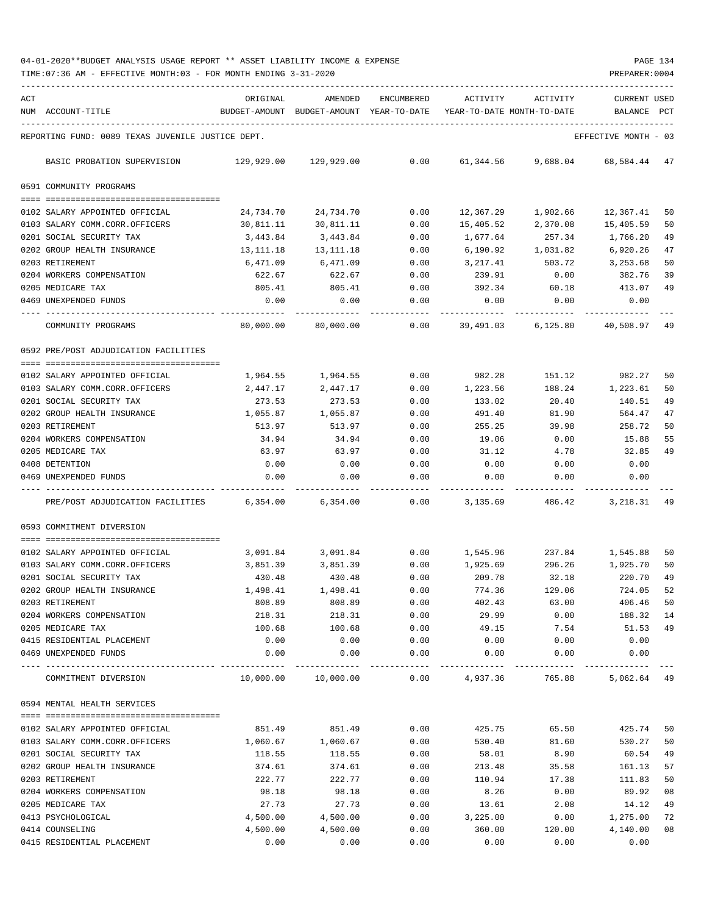04-01-2020**BUDGET ANALYSIS USAGE REPORT ** ASSET LIABILITY INCOME & EXPENSE

TIME:07:36 AM - EFFECTIVE MONTH:03 - FOR MONTH ENDING 3-31-2020

| ACT NUM | ACCOUNT-TITLE | ORIGINAL BUDGET-AMOUNT | AMENDED BUDGET-AMOUNT | ENCUMBERED YEAR-TO-DATE | ACTIVITY YEAR-TO-DATE | ACTIVITY MONTH-TO-DATE | CURRENT BALANCE | USED PCT |
|---|---|---|---|---|---|---|---|---|
| | REPORTING FUND: 0089 TEXAS JUVENILE JUSTICE DEPT. | | | | | | EFFECTIVE MONTH - 03 | |
| | BASIC PROBATION SUPERVISION | 129,929.00 | 129,929.00 | 0.00 | 61,344.56 | 9,688.04 | 68,584.44 | 47 |
| | **0591 COMMUNITY PROGRAMS** | | | | | | | |
| 0102 | SALARY APPOINTED OFFICIAL | 24,734.70 | 24,734.70 | 0.00 | 12,367.29 | 1,902.66 | 12,367.41 | 50 |
| 0103 | SALARY COMM.CORR.OFFICERS | 30,811.11 | 30,811.11 | 0.00 | 15,405.52 | 2,370.08 | 15,405.59 | 50 |
| 0201 | SOCIAL SECURITY TAX | 3,443.84 | 3,443.84 | 0.00 | 1,677.64 | 257.34 | 1,766.20 | 49 |
| 0202 | GROUP HEALTH INSURANCE | 13,111.18 | 13,111.18 | 0.00 | 6,190.92 | 1,031.82 | 6,920.26 | 47 |
| 0203 | RETIREMENT | 6,471.09 | 6,471.09 | 0.00 | 3,217.41 | 503.72 | 3,253.68 | 50 |
| 0204 | WORKERS COMPENSATION | 622.67 | 622.67 | 0.00 | 239.91 | 0.00 | 382.76 | 39 |
| 0205 | MEDICARE TAX | 805.41 | 805.41 | 0.00 | 392.34 | 60.18 | 413.07 | 49 |
| 0469 | UNEXPENDED FUNDS | 0.00 | 0.00 | 0.00 | 0.00 | 0.00 | 0.00 | |
| | COMMUNITY PROGRAMS | 80,000.00 | 80,000.00 | 0.00 | 39,491.03 | 6,125.80 | 40,508.97 | 49 |
| | **0592 PRE/POST ADJUDICATION FACILITIES** | | | | | | | |
| 0102 | SALARY APPOINTED OFFICIAL | 1,964.55 | 1,964.55 | 0.00 | 982.28 | 151.12 | 982.27 | 50 |
| 0103 | SALARY COMM.CORR.OFFICERS | 2,447.17 | 2,447.17 | 0.00 | 1,223.56 | 188.24 | 1,223.61 | 50 |
| 0201 | SOCIAL SECURITY TAX | 273.53 | 273.53 | 0.00 | 133.02 | 20.40 | 140.51 | 49 |
| 0202 | GROUP HEALTH INSURANCE | 1,055.87 | 1,055.87 | 0.00 | 491.40 | 81.90 | 564.47 | 47 |
| 0203 | RETIREMENT | 513.97 | 513.97 | 0.00 | 255.25 | 39.98 | 258.72 | 50 |
| 0204 | WORKERS COMPENSATION | 34.94 | 34.94 | 0.00 | 19.06 | 0.00 | 15.88 | 55 |
| 0205 | MEDICARE TAX | 63.97 | 63.97 | 0.00 | 31.12 | 4.78 | 32.85 | 49 |
| 0408 | DETENTION | 0.00 | 0.00 | 0.00 | 0.00 | 0.00 | 0.00 | |
| 0469 | UNEXPENDED FUNDS | 0.00 | 0.00 | 0.00 | 0.00 | 0.00 | 0.00 | |
| | PRE/POST ADJUDICATION FACILITIES | 6,354.00 | 6,354.00 | 0.00 | 3,135.69 | 486.42 | 3,218.31 | 49 |
| | **0593 COMMITMENT DIVERSION** | | | | | | | |
| 0102 | SALARY APPOINTED OFFICIAL | 3,091.84 | 3,091.84 | 0.00 | 1,545.96 | 237.84 | 1,545.88 | 50 |
| 0103 | SALARY COMM.CORR.OFFICERS | 3,851.39 | 3,851.39 | 0.00 | 1,925.69 | 296.26 | 1,925.70 | 50 |
| 0201 | SOCIAL SECURITY TAX | 430.48 | 430.48 | 0.00 | 209.78 | 32.18 | 220.70 | 49 |
| 0202 | GROUP HEALTH INSURANCE | 1,498.41 | 1,498.41 | 0.00 | 774.36 | 129.06 | 724.05 | 52 |
| 0203 | RETIREMENT | 808.89 | 808.89 | 0.00 | 402.43 | 63.00 | 406.46 | 50 |
| 0204 | WORKERS COMPENSATION | 218.31 | 218.31 | 0.00 | 29.99 | 0.00 | 188.32 | 14 |
| 0205 | MEDICARE TAX | 100.68 | 100.68 | 0.00 | 49.15 | 7.54 | 51.53 | 49 |
| 0415 | RESIDENTIAL PLACEMENT | 0.00 | 0.00 | 0.00 | 0.00 | 0.00 | 0.00 | |
| 0469 | UNEXPENDED FUNDS | 0.00 | 0.00 | 0.00 | 0.00 | 0.00 | 0.00 | |
| | COMMITMENT DIVERSION | 10,000.00 | 10,000.00 | 0.00 | 4,937.36 | 765.88 | 5,062.64 | 49 |
| | **0594 MENTAL HEALTH SERVICES** | | | | | | | |
| 0102 | SALARY APPOINTED OFFICIAL | 851.49 | 851.49 | 0.00 | 425.75 | 65.50 | 425.74 | 50 |
| 0103 | SALARY COMM.CORR.OFFICERS | 1,060.67 | 1,060.67 | 0.00 | 530.40 | 81.60 | 530.27 | 50 |
| 0201 | SOCIAL SECURITY TAX | 118.55 | 118.55 | 0.00 | 58.01 | 8.90 | 60.54 | 49 |
| 0202 | GROUP HEALTH INSURANCE | 374.61 | 374.61 | 0.00 | 213.48 | 35.58 | 161.13 | 57 |
| 0203 | RETIREMENT | 222.77 | 222.77 | 0.00 | 110.94 | 17.38 | 111.83 | 50 |
| 0204 | WORKERS COMPENSATION | 98.18 | 98.18 | 0.00 | 8.26 | 0.00 | 89.92 | 08 |
| 0205 | MEDICARE TAX | 27.73 | 27.73 | 0.00 | 13.61 | 2.08 | 14.12 | 49 |
| 0413 | PSYCHOLOGICAL | 4,500.00 | 4,500.00 | 0.00 | 3,225.00 | 0.00 | 1,275.00 | 72 |
| 0414 | COUNSELING | 4,500.00 | 4,500.00 | 0.00 | 360.00 | 120.00 | 4,140.00 | 08 |
| 0415 | RESIDENTIAL PLACEMENT | 0.00 | 0.00 | 0.00 | 0.00 | 0.00 | 0.00 | |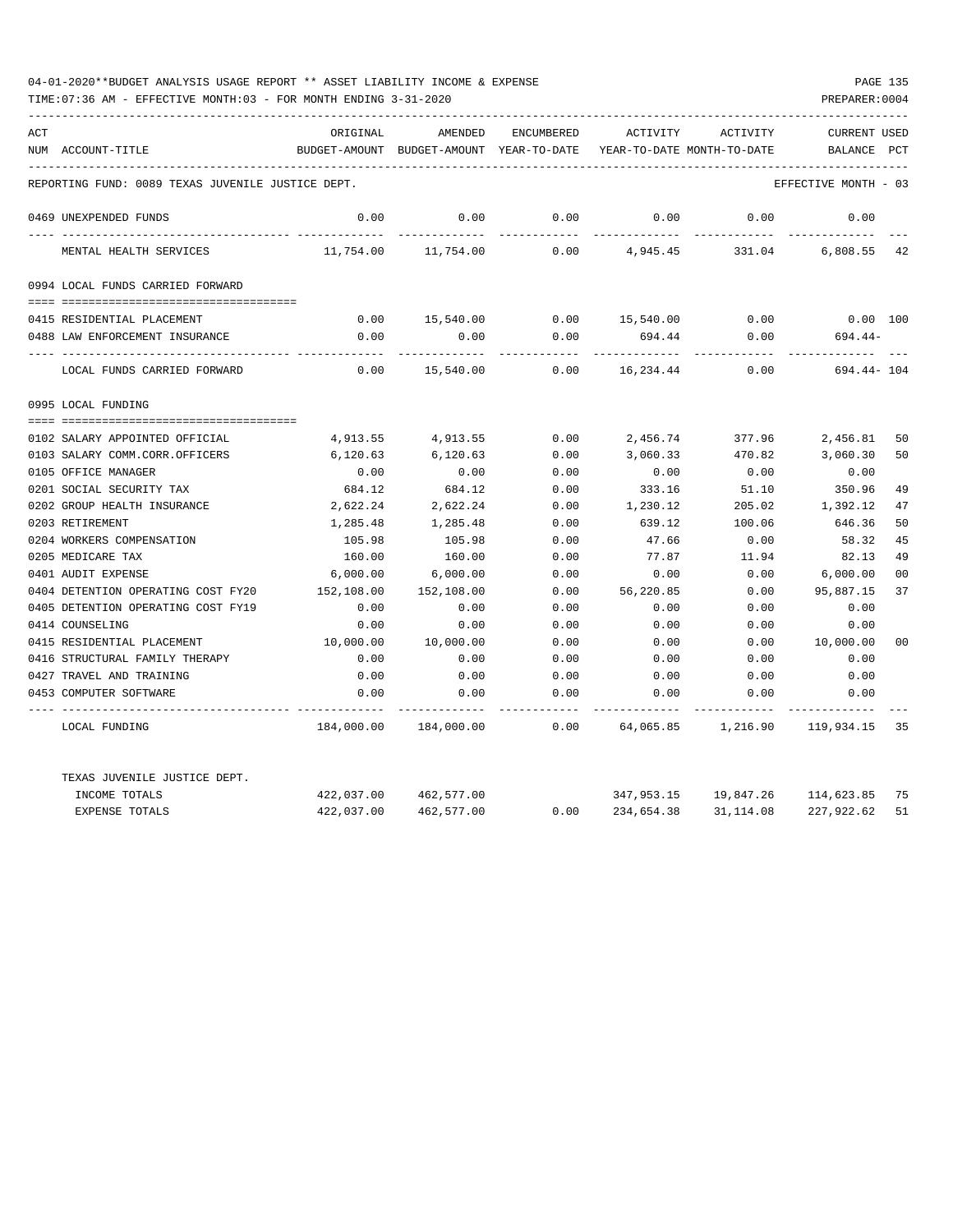04-01-2020**BUDGET ANALYSIS USAGE REPORT ** ASSET LIABILITY INCOME & EXPENSE

TIME:07:36 AM - EFFECTIVE MONTH:03 - FOR MONTH ENDING 3-31-2020

PREPARER:0004

| ACT NUM | ACCOUNT-TITLE | ORIGINAL BUDGET-AMOUNT | AMENDED BUDGET-AMOUNT | ENCUMBERED YEAR-TO-DATE | ACTIVITY YEAR-TO-DATE | ACTIVITY MONTH-TO-DATE | CURRENT BALANCE | USED PCT |
|---|---|---|---|---|---|---|---|---|
| | REPORTING FUND: 0089 TEXAS JUVENILE JUSTICE DEPT. | | | | | | EFFECTIVE MONTH - 03 | |
| 0469 | UNEXPENDED FUNDS | 0.00 | 0.00 | 0.00 | 0.00 | 0.00 | 0.00 | |
| | MENTAL HEALTH SERVICES | 11,754.00 | 11,754.00 | 0.00 | 4,945.45 | 331.04 | 6,808.55 | 42 |
| 0994 | LOCAL FUNDS CARRIED FORWARD | | | | | | | |
| 0415 | RESIDENTIAL PLACEMENT | 0.00 | 15,540.00 | 0.00 | 15,540.00 | 0.00 | 0.00 | 100 |
| 0488 | LAW ENFORCEMENT INSURANCE | 0.00 | 0.00 | 0.00 | 694.44 | 0.00 | 694.44- | |
| | LOCAL FUNDS CARRIED FORWARD | 0.00 | 15,540.00 | 0.00 | 16,234.44 | 0.00 | 694.44- | 104 |
| 0995 | LOCAL FUNDING | | | | | | | |
| 0102 | SALARY APPOINTED OFFICIAL | 4,913.55 | 4,913.55 | 0.00 | 2,456.74 | 377.96 | 2,456.81 | 50 |
| 0103 | SALARY COMM.CORR.OFFICERS | 6,120.63 | 6,120.63 | 0.00 | 3,060.33 | 470.82 | 3,060.30 | 50 |
| 0105 | OFFICE MANAGER | 0.00 | 0.00 | 0.00 | 0.00 | 0.00 | 0.00 | |
| 0201 | SOCIAL SECURITY TAX | 684.12 | 684.12 | 0.00 | 333.16 | 51.10 | 350.96 | 49 |
| 0202 | GROUP HEALTH INSURANCE | 2,622.24 | 2,622.24 | 0.00 | 1,230.12 | 205.02 | 1,392.12 | 47 |
| 0203 | RETIREMENT | 1,285.48 | 1,285.48 | 0.00 | 639.12 | 100.06 | 646.36 | 50 |
| 0204 | WORKERS COMPENSATION | 105.98 | 105.98 | 0.00 | 47.66 | 0.00 | 58.32 | 45 |
| 0205 | MEDICARE TAX | 160.00 | 160.00 | 0.00 | 77.87 | 11.94 | 82.13 | 49 |
| 0401 | AUDIT EXPENSE | 6,000.00 | 6,000.00 | 0.00 | 0.00 | 0.00 | 6,000.00 | 00 |
| 0404 | DETENTION OPERATING COST FY20 | 152,108.00 | 152,108.00 | 0.00 | 56,220.85 | 0.00 | 95,887.15 | 37 |
| 0405 | DETENTION OPERATING COST FY19 | 0.00 | 0.00 | 0.00 | 0.00 | 0.00 | 0.00 | |
| 0414 | COUNSELING | 0.00 | 0.00 | 0.00 | 0.00 | 0.00 | 0.00 | |
| 0415 | RESIDENTIAL PLACEMENT | 10,000.00 | 10,000.00 | 0.00 | 0.00 | 0.00 | 10,000.00 | 00 |
| 0416 | STRUCTURAL FAMILY THERAPY | 0.00 | 0.00 | 0.00 | 0.00 | 0.00 | 0.00 | |
| 0427 | TRAVEL AND TRAINING | 0.00 | 0.00 | 0.00 | 0.00 | 0.00 | 0.00 | |
| 0453 | COMPUTER SOFTWARE | 0.00 | 0.00 | 0.00 | 0.00 | 0.00 | 0.00 | |
| | LOCAL FUNDING | 184,000.00 | 184,000.00 | 0.00 | 64,065.85 | 1,216.90 | 119,934.15 | 35 |
| | TEXAS JUVENILE JUSTICE DEPT. | | | | | | | |
| | INCOME TOTALS | 422,037.00 | 462,577.00 | | 347,953.15 | 19,847.26 | 114,623.85 | 75 |
| | EXPENSE TOTALS | 422,037.00 | 462,577.00 | 0.00 | 234,654.38 | 31,114.08 | 227,922.62 | 51 |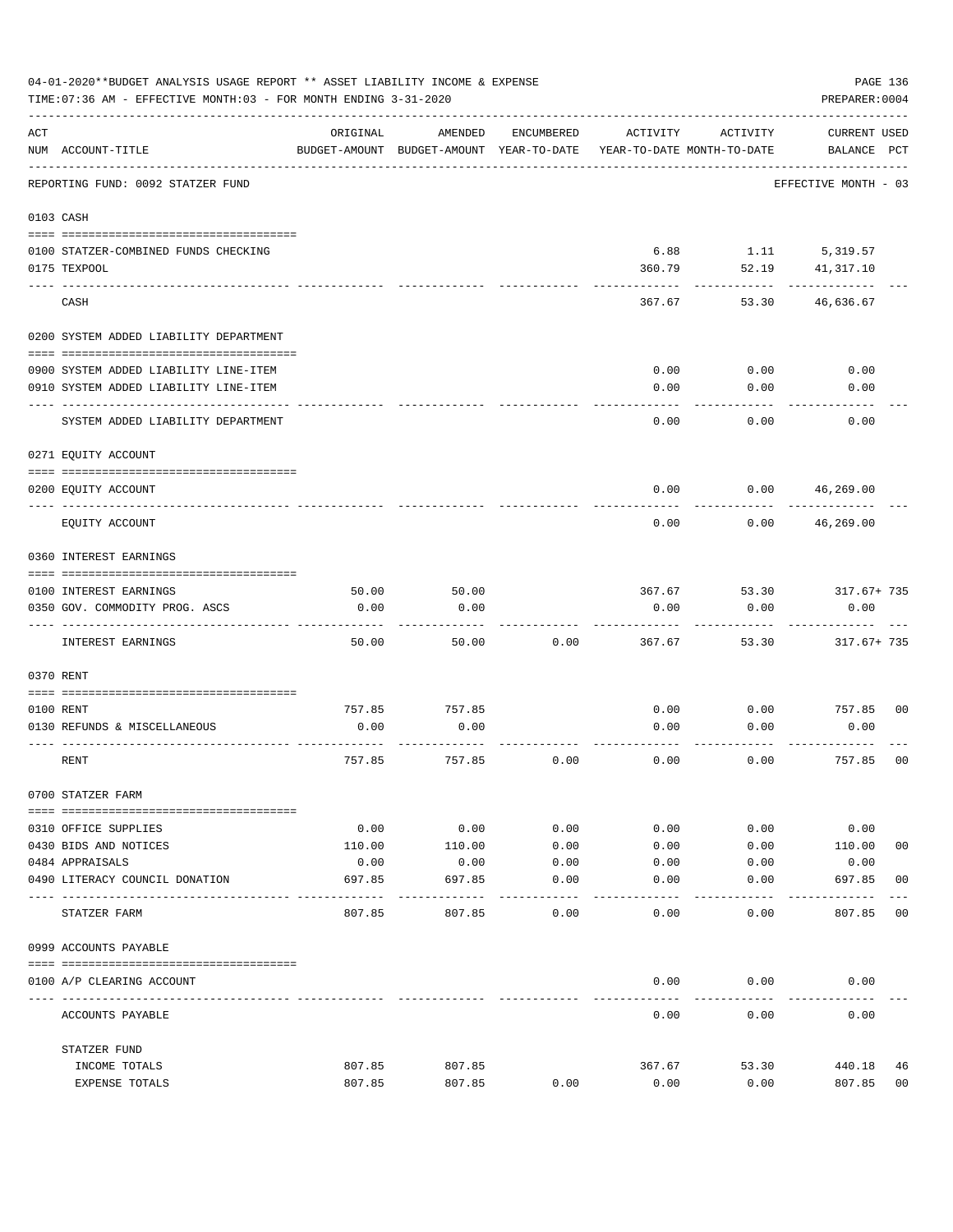04-01-2020**BUDGET ANALYSIS USAGE REPORT ** ASSET LIABILITY INCOME & EXPENSE

TIME:07:36 AM - EFFECTIVE MONTH:03 - FOR MONTH ENDING 3-31-2020

PREPARER:0004

| ACT NUM | ACCOUNT-TITLE | ORIGINAL BUDGET-AMOUNT | AMENDED BUDGET-AMOUNT | ENCUMBERED YEAR-TO-DATE | ACTIVITY YEAR-TO-DATE | ACTIVITY MONTH-TO-DATE | CURRENT USED BALANCE | PCT |
|---|---|---|---|---|---|---|---|---|
| | REPORTING FUND: 0092 STATZER FUND | | | | | | EFFECTIVE MONTH - 03 | |
| | **0103 CASH** | | | | | | | |
| 0100 | STATZER-COMBINED FUNDS CHECKING | | | | 6.88 | 1.11 | 5,319.57 | |
| 0175 | TEXPOOL | | | | 360.79 | 52.19 | 41,317.10 | |
| | CASH | | | | 367.67 | 53.30 | 46,636.67 | |
| | **0200 SYSTEM ADDED LIABILITY DEPARTMENT** | | | | | | | |
| 0900 | SYSTEM ADDED LIABILITY LINE-ITEM | | | | 0.00 | 0.00 | 0.00 | |
| 0910 | SYSTEM ADDED LIABILITY LINE-ITEM | | | | 0.00 | 0.00 | 0.00 | |
| | SYSTEM ADDED LIABILITY DEPARTMENT | | | | 0.00 | 0.00 | 0.00 | |
| | **0271 EQUITY ACCOUNT** | | | | | | | |
| 0200 | EQUITY ACCOUNT | | | | 0.00 | 0.00 | 46,269.00 | |
| | EQUITY ACCOUNT | | | | 0.00 | 0.00 | 46,269.00 | |
| | **0360 INTEREST EARNINGS** | | | | | | | |
| 0100 | INTEREST EARNINGS | 50.00 | 50.00 | | 367.67 | 53.30 | 317.67+ | 735 |
| 0350 | GOV. COMMODITY PROG. ASCS | 0.00 | 0.00 | | 0.00 | 0.00 | 0.00 | |
| | INTEREST EARNINGS | 50.00 | 50.00 | 0.00 | 367.67 | 53.30 | 317.67+ | 735 |
| | **0370 RENT** | | | | | | | |
| 0100 | RENT | 757.85 | 757.85 | | 0.00 | 0.00 | 757.85 | 00 |
| 0130 | REFUNDS & MISCELLANEOUS | 0.00 | 0.00 | | 0.00 | 0.00 | 0.00 | |
| | RENT | 757.85 | 757.85 | 0.00 | 0.00 | 0.00 | 757.85 | 00 |
| | **0700 STATZER FARM** | | | | | | | |
| 0310 | OFFICE SUPPLIES | 0.00 | 0.00 | 0.00 | 0.00 | 0.00 | 0.00 | |
| 0430 | BIDS AND NOTICES | 110.00 | 110.00 | 0.00 | 0.00 | 0.00 | 110.00 | 00 |
| 0484 | APPRAISALS | 0.00 | 0.00 | 0.00 | 0.00 | 0.00 | 0.00 | |
| 0490 | LITERACY COUNCIL DONATION | 697.85 | 697.85 | 0.00 | 0.00 | 0.00 | 697.85 | 00 |
| | STATZER FARM | 807.85 | 807.85 | 0.00 | 0.00 | 0.00 | 807.85 | 00 |
| | **0999 ACCOUNTS PAYABLE** | | | | | | | |
| 0100 | A/P CLEARING ACCOUNT | | | | 0.00 | 0.00 | 0.00 | |
| | ACCOUNTS PAYABLE | | | | 0.00 | 0.00 | 0.00 | |
| | STATZER FUND | | | | | | | |
| | INCOME TOTALS | 807.85 | 807.85 | | 367.67 | 53.30 | 440.18 | 46 |
| | EXPENSE TOTALS | 807.85 | 807.85 | 0.00 | 0.00 | 0.00 | 807.85 | 00 |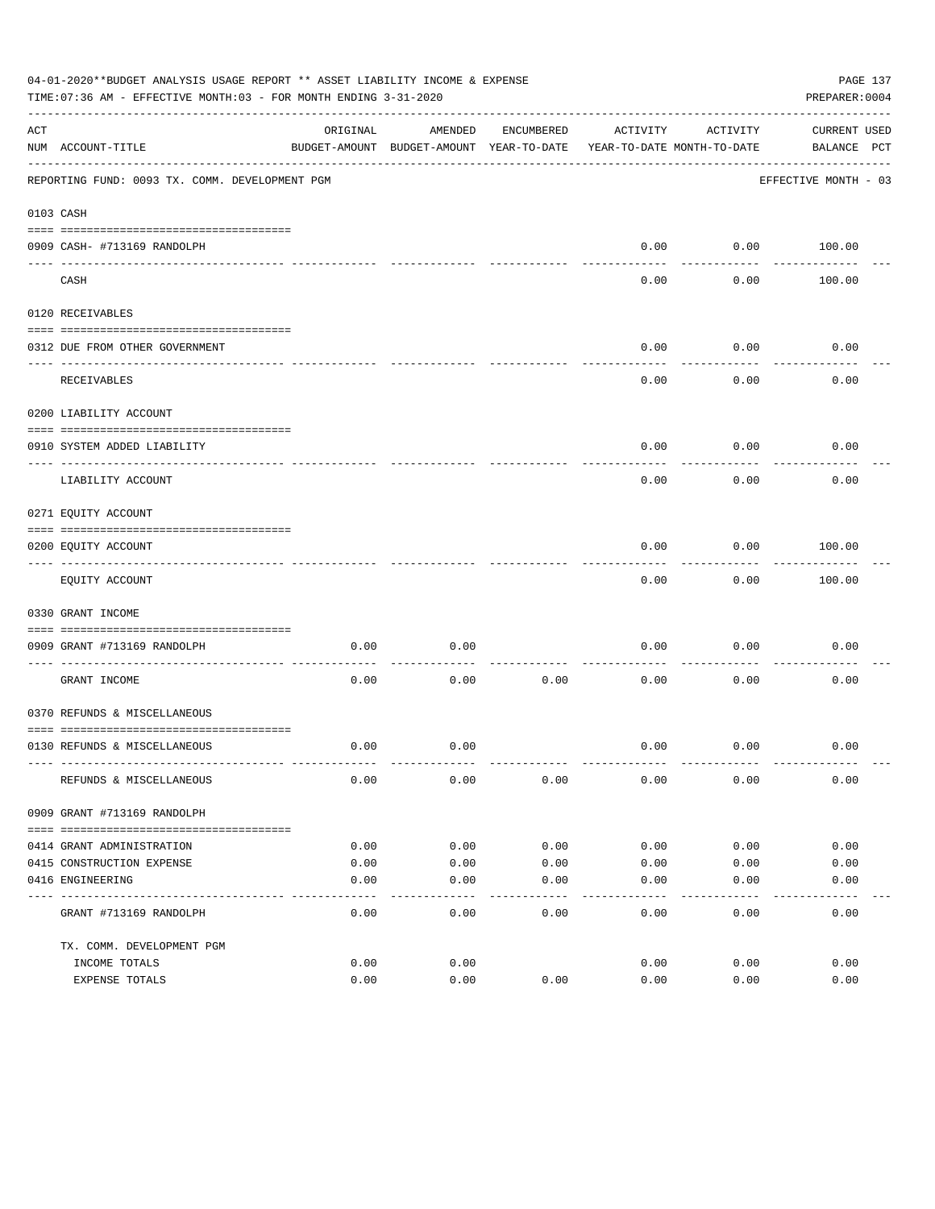04-01-2020**BUDGET ANALYSIS USAGE REPORT ** ASSET LIABILITY INCOME & EXPENSE

TIME:07:36 AM - EFFECTIVE MONTH:03 - FOR MONTH ENDING 3-31-2020

PREPARER:0004

| ACT NUM | ACCOUNT-TITLE | ORIGINAL BUDGET-AMOUNT | AMENDED BUDGET-AMOUNT | ENCUMBERED YEAR-TO-DATE | ACTIVITY YEAR-TO-DATE | ACTIVITY MONTH-TO-DATE | CURRENT BALANCE | USED PCT |
|---|---|---|---|---|---|---|---|---|
| | REPORTING FUND: 0093 TX. COMM. DEVELOPMENT PGM | | | | | | EFFECTIVE MONTH - 03 | |
| 0103 | CASH | | | | | | | |
| 0909 | CASH- #713169 RANDOLPH | | | | 0.00 | 0.00 | 100.00 | |
| | CASH | | | | 0.00 | 0.00 | 100.00 | |
| 0120 | RECEIVABLES | | | | | | | |
| 0312 | DUE FROM OTHER GOVERNMENT | | | | 0.00 | 0.00 | 0.00 | |
| | RECEIVABLES | | | | 0.00 | 0.00 | 0.00 | |
| 0200 | LIABILITY ACCOUNT | | | | | | | |
| 0910 | SYSTEM ADDED LIABILITY | | | | 0.00 | 0.00 | 0.00 | |
| | LIABILITY ACCOUNT | | | | 0.00 | 0.00 | 0.00 | |
| 0271 | EQUITY ACCOUNT | | | | | | | |
| 0200 | EQUITY ACCOUNT | | | | 0.00 | 0.00 | 100.00 | |
| | EQUITY ACCOUNT | | | | 0.00 | 0.00 | 100.00 | |
| 0330 | GRANT INCOME | | | | | | | |
| 0909 | GRANT #713169 RANDOLPH | 0.00 | 0.00 | | 0.00 | 0.00 | 0.00 | |
| | GRANT INCOME | 0.00 | 0.00 | 0.00 | 0.00 | 0.00 | 0.00 | |
| 0370 | REFUNDS & MISCELLANEOUS | | | | | | | |
| 0130 | REFUNDS & MISCELLANEOUS | 0.00 | 0.00 | | 0.00 | 0.00 | 0.00 | |
| | REFUNDS & MISCELLANEOUS | 0.00 | 0.00 | 0.00 | 0.00 | 0.00 | 0.00 | |
| 0909 | GRANT #713169 RANDOLPH | | | | | | | |
| 0414 | GRANT ADMINISTRATION | 0.00 | 0.00 | 0.00 | 0.00 | 0.00 | 0.00 | |
| 0415 | CONSTRUCTION EXPENSE | 0.00 | 0.00 | 0.00 | 0.00 | 0.00 | 0.00 | |
| 0416 | ENGINEERING | 0.00 | 0.00 | 0.00 | 0.00 | 0.00 | 0.00 | |
| | GRANT #713169 RANDOLPH | 0.00 | 0.00 | 0.00 | 0.00 | 0.00 | 0.00 | |
| | TX. COMM. DEVELOPMENT PGM | | | | | | | |
| | INCOME TOTALS | 0.00 | 0.00 | | 0.00 | 0.00 | 0.00 | |
| | EXPENSE TOTALS | 0.00 | 0.00 | 0.00 | 0.00 | 0.00 | 0.00 | |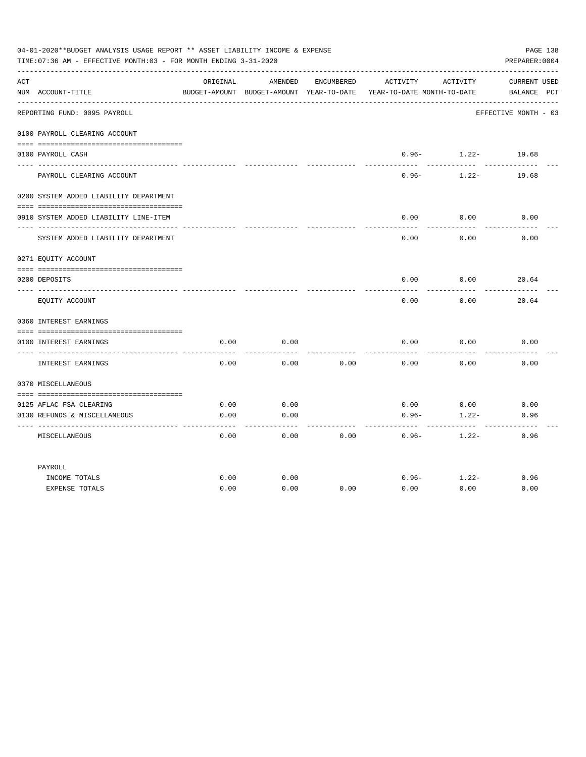04-01-2020**BUDGET ANALYSIS USAGE REPORT ** ASSET LIABILITY INCOME & EXPENSE

TIME:07:36 AM - EFFECTIVE MONTH:03 - FOR MONTH ENDING 3-31-2020

PREPARER:0004

REPORTING FUND: 0095 PAYROLL — EFFECTIVE MONTH - 03

| ACT NUM | ACCOUNT-TITLE | ORIGINAL BUDGET-AMOUNT | AMENDED BUDGET-AMOUNT | ENCUMBERED YEAR-TO-DATE | ACTIVITY YEAR-TO-DATE | ACTIVITY MONTH-TO-DATE | CURRENT BALANCE | USED PCT |
|---|---|---|---|---|---|---|---|---|
| | **0100 PAYROLL CLEARING ACCOUNT** | | | | | | | |
| 0100 | PAYROLL CASH | | | | 0.96- | 1.22- | 19.68 | |
| | PAYROLL CLEARING ACCOUNT | | | | 0.96- | 1.22- | 19.68 | |
| | **0200 SYSTEM ADDED LIABILITY DEPARTMENT** | | | | | | | |
| 0910 | SYSTEM ADDED LIABILITY LINE-ITEM | | | | 0.00 | 0.00 | 0.00 | |
| | SYSTEM ADDED LIABILITY DEPARTMENT | | | | 0.00 | 0.00 | 0.00 | |
| | **0271 EQUITY ACCOUNT** | | | | | | | |
| 0200 | DEPOSITS | | | | 0.00 | 0.00 | 20.64 | |
| | EQUITY ACCOUNT | | | | 0.00 | 0.00 | 20.64 | |
| | **0360 INTEREST EARNINGS** | | | | | | | |
| 0100 | INTEREST EARNINGS | 0.00 | 0.00 | | 0.00 | 0.00 | 0.00 | |
| | INTEREST EARNINGS | 0.00 | 0.00 | 0.00 | 0.00 | 0.00 | 0.00 | |
| | **0370 MISCELLANEOUS** | | | | | | | |
| 0125 | AFLAC FSA CLEARING | 0.00 | 0.00 | | 0.00 | 0.00 | 0.00 | |
| 0130 | REFUNDS & MISCELLANEOUS | 0.00 | 0.00 | | 0.96- | 1.22- | 0.96 | |
| | MISCELLANEOUS | 0.00 | 0.00 | 0.00 | 0.96- | 1.22- | 0.96 | |
| | **PAYROLL** | | | | | | | |
| | INCOME TOTALS | 0.00 | 0.00 | | 0.96- | 1.22- | 0.96 | |
| | EXPENSE TOTALS | 0.00 | 0.00 | 0.00 | 0.00 | 0.00 | 0.00 | |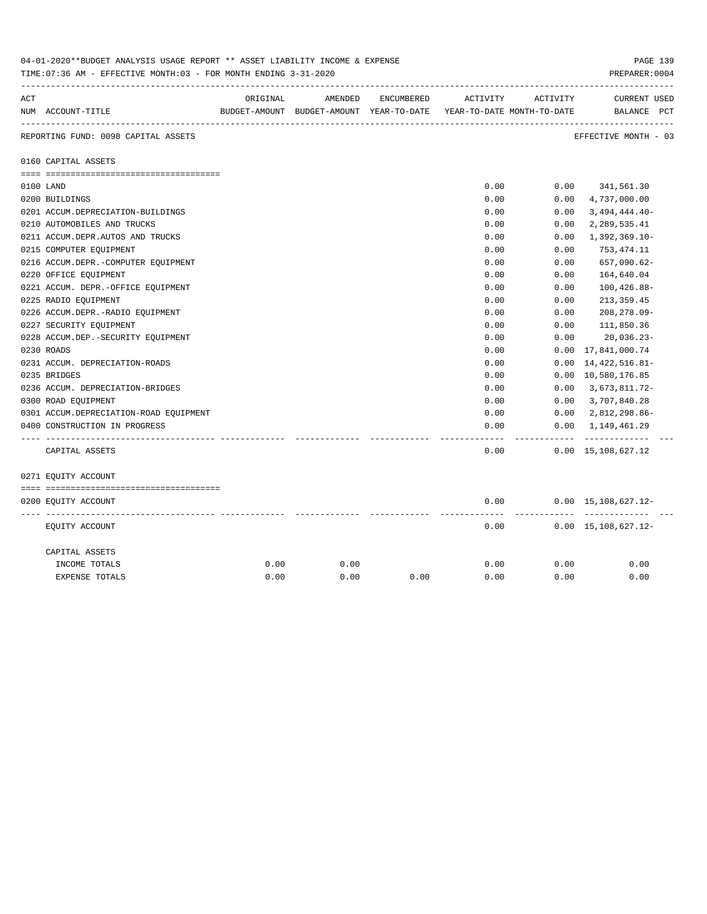04-01-2020**BUDGET ANALYSIS USAGE REPORT ** ASSET LIABILITY INCOME & EXPENSE

TIME:07:36 AM - EFFECTIVE MONTH:03 - FOR MONTH ENDING 3-31-2020

PREPARER:0004

REPORTING FUND: 0098 CAPITAL ASSETS — EFFECTIVE MONTH - 03

| ACT NUM | ACCOUNT-TITLE | ORIGINAL BUDGET-AMOUNT | AMENDED BUDGET-AMOUNT | ENCUMBERED YEAR-TO-DATE | ACTIVITY YEAR-TO-DATE | ACTIVITY MONTH-TO-DATE | CURRENT BALANCE | USED PCT |
|---|---|---|---|---|---|---|---|---|
| | **0160 CAPITAL ASSETS** | | | | | | | |
| 0100 | LAND | | | | 0.00 | 0.00 | 341,561.30 | |
| 0200 | BUILDINGS | | | | 0.00 | 0.00 | 4,737,000.00 | |
| 0201 | ACCUM.DEPRECIATION-BUILDINGS | | | | 0.00 | 0.00 | 3,494,444.40- | |
| 0210 | AUTOMOBILES AND TRUCKS | | | | 0.00 | 0.00 | 2,289,535.41 | |
| 0211 | ACCUM.DEPR.AUTOS AND TRUCKS | | | | 0.00 | 0.00 | 1,392,369.10- | |
| 0215 | COMPUTER EQUIPMENT | | | | 0.00 | 0.00 | 753,474.11 | |
| 0216 | ACCUM.DEPR.-COMPUTER EQUIPMENT | | | | 0.00 | 0.00 | 657,090.62- | |
| 0220 | OFFICE EQUIPMENT | | | | 0.00 | 0.00 | 164,640.04 | |
| 0221 | ACCUM. DEPR.-OFFICE EQUIPMENT | | | | 0.00 | 0.00 | 100,426.88- | |
| 0225 | RADIO EQUIPMENT | | | | 0.00 | 0.00 | 213,359.45 | |
| 0226 | ACCUM.DEPR.-RADIO EQUIPMENT | | | | 0.00 | 0.00 | 208,278.09- | |
| 0227 | SECURITY EQUIPMENT | | | | 0.00 | 0.00 | 111,850.36 | |
| 0228 | ACCUM.DEP.-SECURITY EQUIPMENT | | | | 0.00 | 0.00 | 20,036.23- | |
| 0230 | ROADS | | | | 0.00 | 0.00 | 17,841,000.74 | |
| 0231 | ACCUM. DEPRECIATION-ROADS | | | | 0.00 | 0.00 | 14,422,516.81- | |
| 0235 | BRIDGES | | | | 0.00 | 0.00 | 10,580,176.85 | |
| 0236 | ACCUM. DEPRECIATION-BRIDGES | | | | 0.00 | 0.00 | 3,673,811.72- | |
| 0300 | ROAD EQUIPMENT | | | | 0.00 | 0.00 | 3,707,840.28 | |
| 0301 | ACCUM.DEPRECIATION-ROAD EQUIPMENT | | | | 0.00 | 0.00 | 2,812,298.86- | |
| 0400 | CONSTRUCTION IN PROGRESS | | | | 0.00 | 0.00 | 1,149,461.29 | |
| | CAPITAL ASSETS | | | | 0.00 | 0.00 | 15,108,627.12 | |
| | **0271 EQUITY ACCOUNT** | | | | | | | |
| 0200 | EQUITY ACCOUNT | | | | 0.00 | 0.00 | 15,108,627.12- | |
| | EQUITY ACCOUNT | | | | 0.00 | 0.00 | 15,108,627.12- | |
| | CAPITAL ASSETS | | | | | | | |
| | INCOME TOTALS | 0.00 | 0.00 | | 0.00 | 0.00 | 0.00 | |
| | EXPENSE TOTALS | 0.00 | 0.00 | 0.00 | 0.00 | 0.00 | 0.00 | |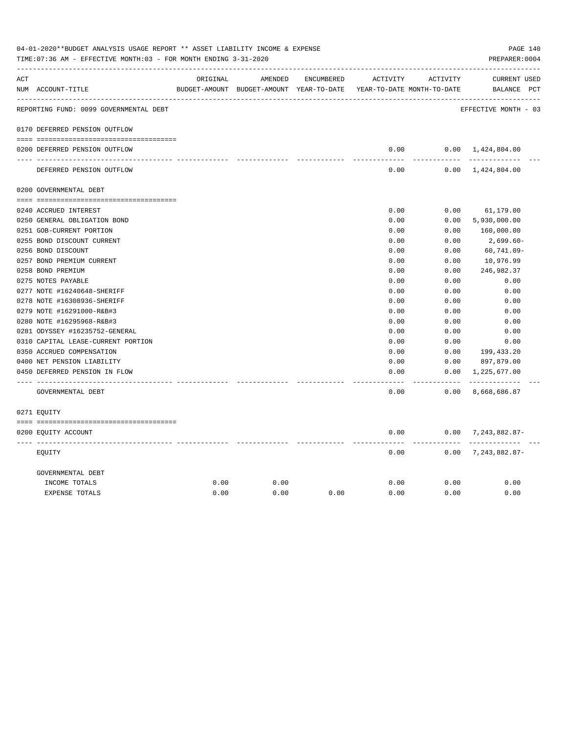04-01-2020**BUDGET ANALYSIS USAGE REPORT ** ASSET LIABILITY INCOME & EXPENSE

TIME:07:36 AM - EFFECTIVE MONTH:03 - FOR MONTH ENDING 3-31-2020

PREPARER:0004

| ACT NUM | ACCOUNT-TITLE | ORIGINAL BUDGET-AMOUNT | AMENDED BUDGET-AMOUNT | ENCUMBERED YEAR-TO-DATE | ACTIVITY YEAR-TO-DATE | ACTIVITY MONTH-TO-DATE | CURRENT BALANCE | USED PCT |
|---|---|---|---|---|---|---|---|---|
| | REPORTING FUND: 0099 GOVERNMENTAL DEBT | | | | | | EFFECTIVE MONTH - 03 | |
| 0170 | DEFERRED PENSION OUTFLOW | | | | | | | |
| 0200 | DEFERRED PENSION OUTFLOW | | | | 0.00 | 0.00 | 1,424,804.00 | |
| | DEFERRED PENSION OUTFLOW | | | | 0.00 | 0.00 | 1,424,804.00 | |
| 0200 | GOVERNMENTAL DEBT | | | | | | | |
| 0240 | ACCRUED INTEREST | | | | 0.00 | 0.00 | 61,179.00 | |
| 0250 | GENERAL OBLIGATION BOND | | | | 0.00 | 0.00 | 5,930,000.00 | |
| 0251 | GOB-CURRENT PORTION | | | | 0.00 | 0.00 | 160,000.00 | |
| 0255 | BOND DISCOUNT CURRENT | | | | 0.00 | 0.00 | 2,699.60- | |
| 0256 | BOND DISCOUNT | | | | 0.00 | 0.00 | 60,741.09- | |
| 0257 | BOND PREMIUM CURRENT | | | | 0.00 | 0.00 | 10,976.99 | |
| 0258 | BOND PREMIUM | | | | 0.00 | 0.00 | 246,982.37 | |
| 0275 | NOTES PAYABLE | | | | 0.00 | 0.00 | 0.00 | |
| 0277 | NOTE #16240648-SHERIFF | | | | 0.00 | 0.00 | 0.00 | |
| 0278 | NOTE #16308936-SHERIFF | | | | 0.00 | 0.00 | 0.00 | |
| 0279 | NOTE #16291000-R&B#3 | | | | 0.00 | 0.00 | 0.00 | |
| 0280 | NOTE #16295968-R&B#3 | | | | 0.00 | 0.00 | 0.00 | |
| 0281 | ODYSSEY #16235752-GENERAL | | | | 0.00 | 0.00 | 0.00 | |
| 0310 | CAPITAL LEASE-CURRENT PORTION | | | | 0.00 | 0.00 | 0.00 | |
| 0350 | ACCRUED COMPENSATION | | | | 0.00 | 0.00 | 199,433.20 | |
| 0400 | NET PENSION LIABILITY | | | | 0.00 | 0.00 | 897,879.00 | |
| 0450 | DEFERRED PENSION IN FLOW | | | | 0.00 | 0.00 | 1,225,677.00 | |
| | GOVERNMENTAL DEBT | | | | 0.00 | 0.00 | 8,668,686.87 | |
| 0271 | EQUITY | | | | | | | |
| 0200 | EQUITY ACCOUNT | | | | 0.00 | 0.00 | 7,243,882.87- | |
| | EQUITY | | | | 0.00 | 0.00 | 7,243,882.87- | |
| | GOVERNMENTAL DEBT | | | | | | | |
| | INCOME TOTALS | 0.00 | 0.00 | | 0.00 | 0.00 | 0.00 | |
| | EXPENSE TOTALS | 0.00 | 0.00 | 0.00 | 0.00 | 0.00 | 0.00 | |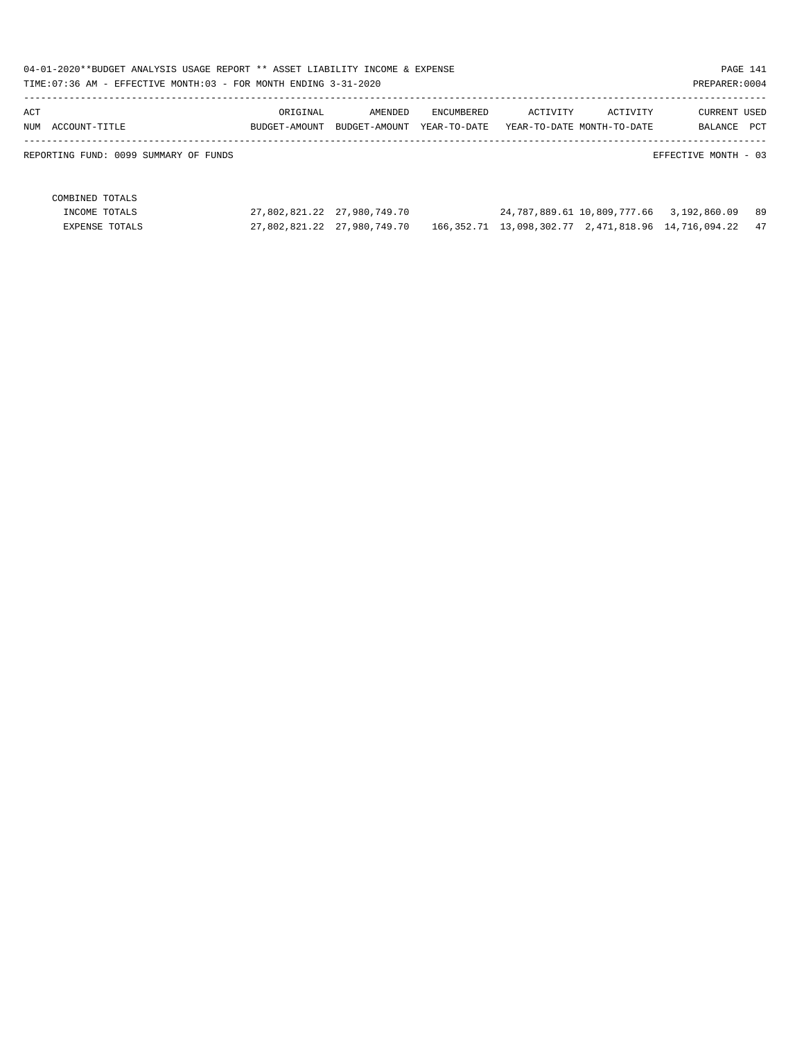04-01-2020**BUDGET ANALYSIS USAGE REPORT ** ASSET LIABILITY INCOME & EXPENSE

TIME:07:36 AM - EFFECTIVE MONTH:03 - FOR MONTH ENDING 3-31-2020

PREPARER:0004

| ACT NUM | ACCOUNT-TITLE | ORIGINAL BUDGET-AMOUNT | AMENDED BUDGET-AMOUNT | ENCUMBERED YEAR-TO-DATE | ACTIVITY YEAR-TO-DATE | ACTIVITY MONTH-TO-DATE | CURRENT BALANCE | USED PCT |
|---|---|---|---|---|---|---|---|---|
| | REPORTING FUND: 0099 SUMMARY OF FUNDS | | | | | | EFFECTIVE MONTH - 03 | |
| | COMBINED TOTALS | | | | | | | |
| | INCOME TOTALS | 27,802,821.22 | 27,980,749.70 | | 24,787,889.61 | 10,809,777.66 | 3,192,860.09 | 89 |
| | EXPENSE TOTALS | 27,802,821.22 | 27,980,749.70 | 166,352.71 | 13,098,302.77 | 2,471,818.96 | 14,716,094.22 | 47 |